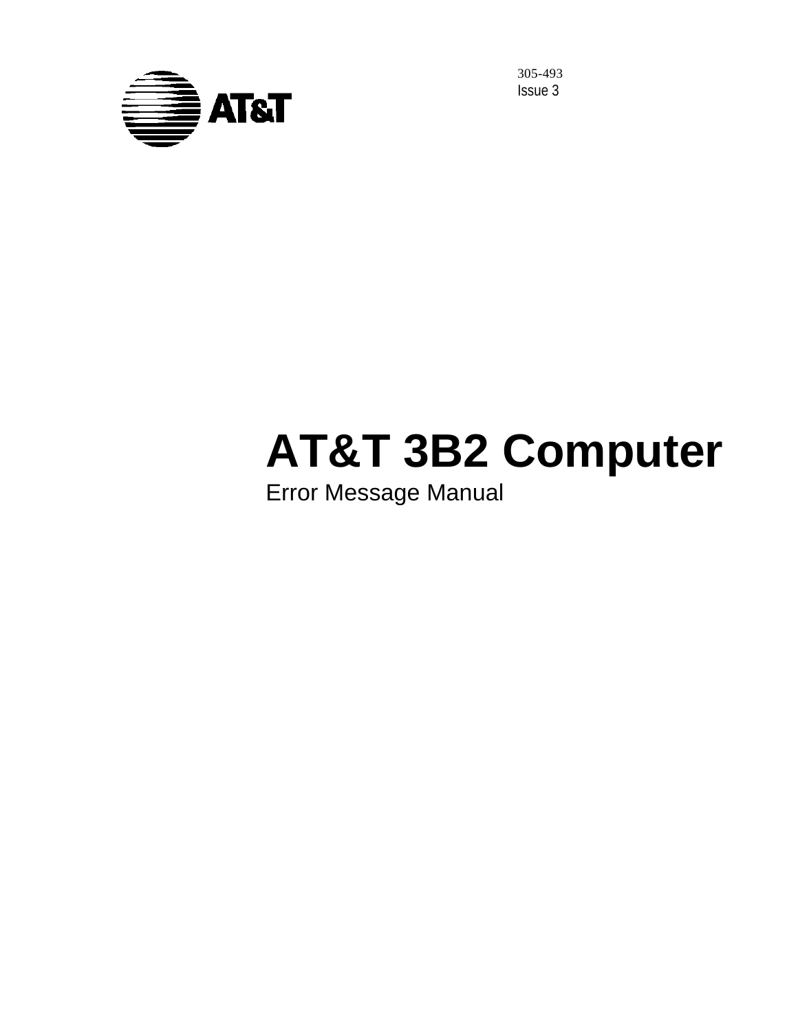305-493

Issue 3

AT&T

# AT&T 3B2 Computer

Error Message Manual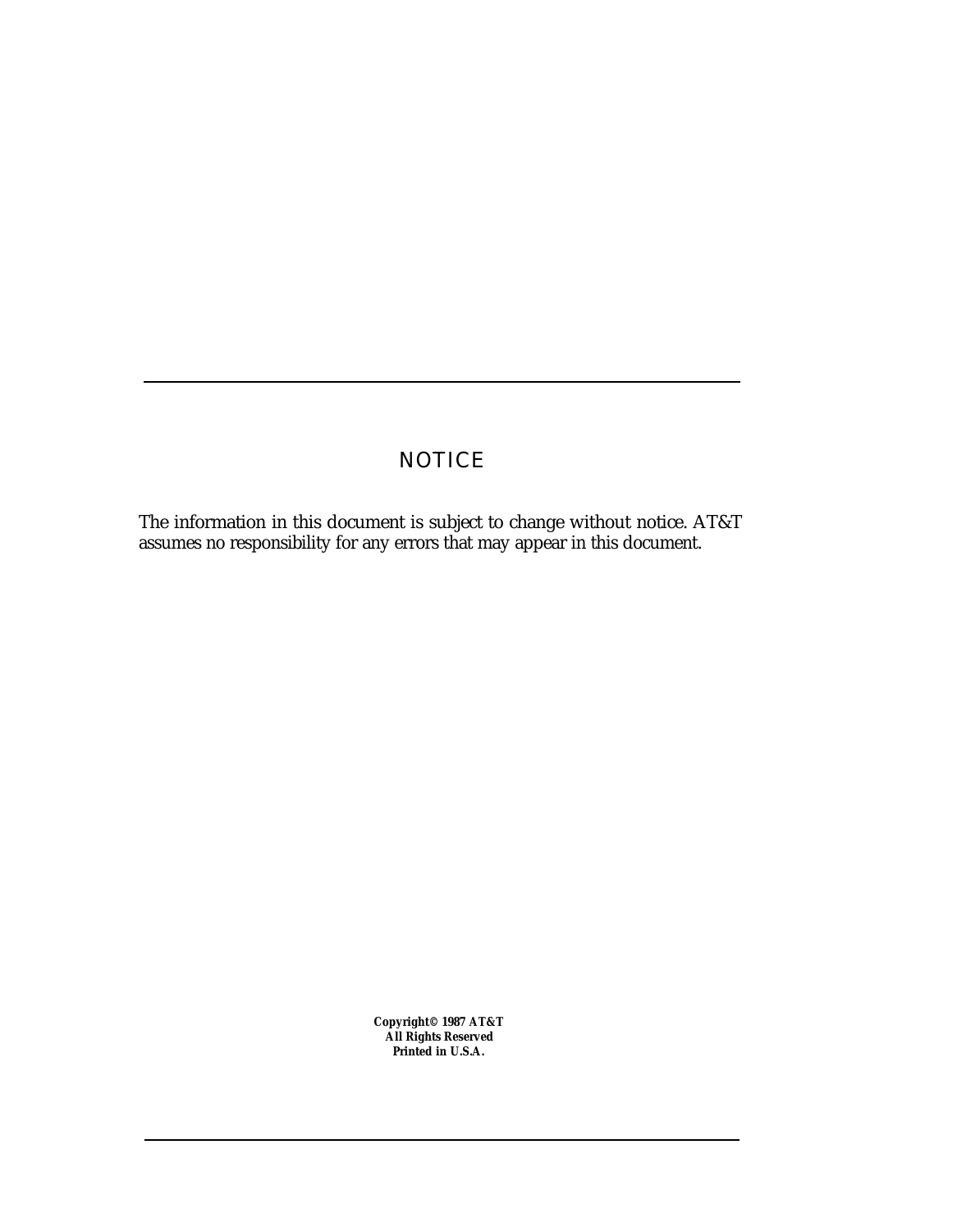# NOTICE

The information in this document is subject to change without notice. AT&T assumes no responsibility for any errors that may appear in this document.

**Copyright© 1987 AT&T**
**All Rights Reserved**
**Printed in U.S.A.**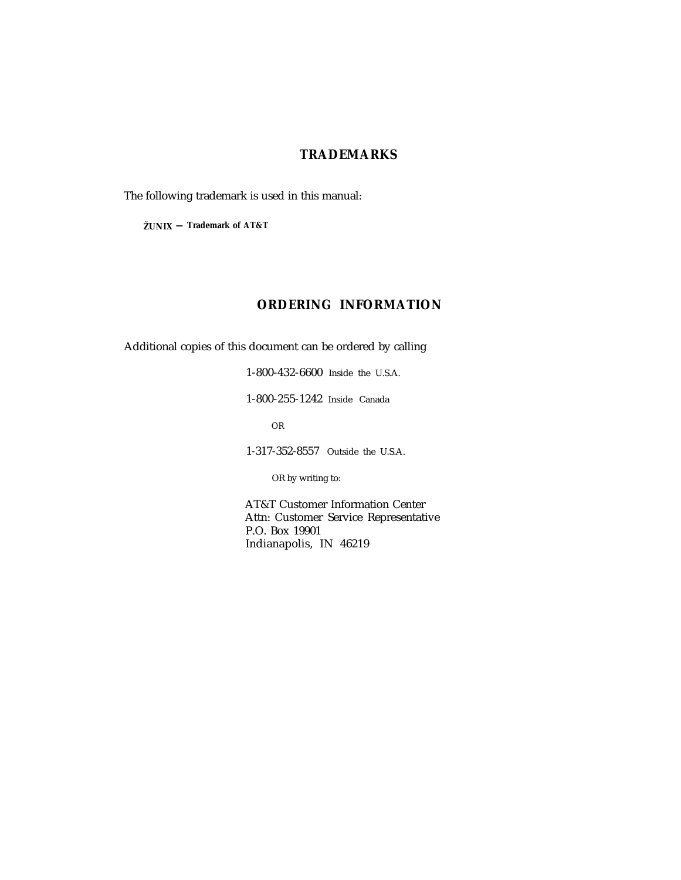## TRADEMARKS

The following trademark is used in this manual:

**ŽUNIX — Trademark of AT&T**

## ORDERING INFORMATION

Additional copies of this document can be ordered by calling

1-800-432-6600 Inside the U.S.A.

1-800-255-1242 Inside Canada

OR

1-317-352-8557 Outside the U.S.A.

OR by writing to:

AT&T Customer Information Center
Attn: Customer Service Representative
P.O. Box 19901
Indianapolis, IN 46219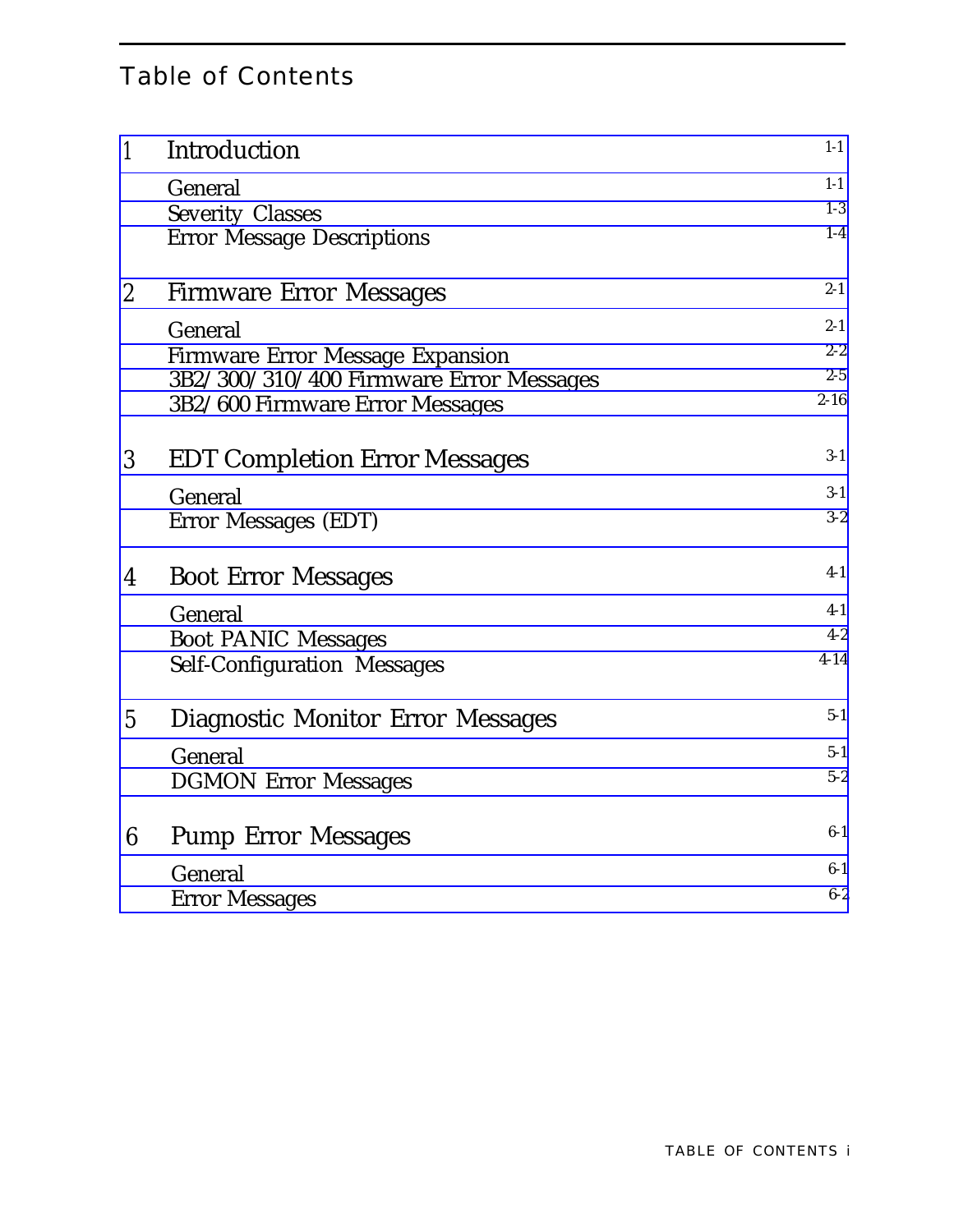# Table of Contents

| | | |
|---|---|---|
| 1 | Introduction | 1-1 |
| | General | 1-1 |
| | Severity Classes | 1-3 |
| | Error Message Descriptions | 1-4 |
| 2 | Firmware Error Messages | 2-1 |
| | General | 2-1 |
| | Firmware Error Message Expansion | 2-2 |
| | 3B2/300/310/400 Firmware Error Messages | 2-5 |
| | 3B2/600 Firmware Error Messages | 2-16 |
| 3 | EDT Completion Error Messages | 3-1 |
| | General | 3-1 |
| | Error Messages (EDT) | 3-2 |
| 4 | Boot Error Messages | 4-1 |
| | General | 4-1 |
| | Boot PANIC Messages | 4-2 |
| | Self-Configuration Messages | 4-14 |
| 5 | Diagnostic Monitor Error Messages | 5-1 |
| | General | 5-1 |
| | DGMON Error Messages | 5-2 |
| 6 | Pump Error Messages | 6-1 |
| | General | 6-1 |
| | Error Messages | 6-2 |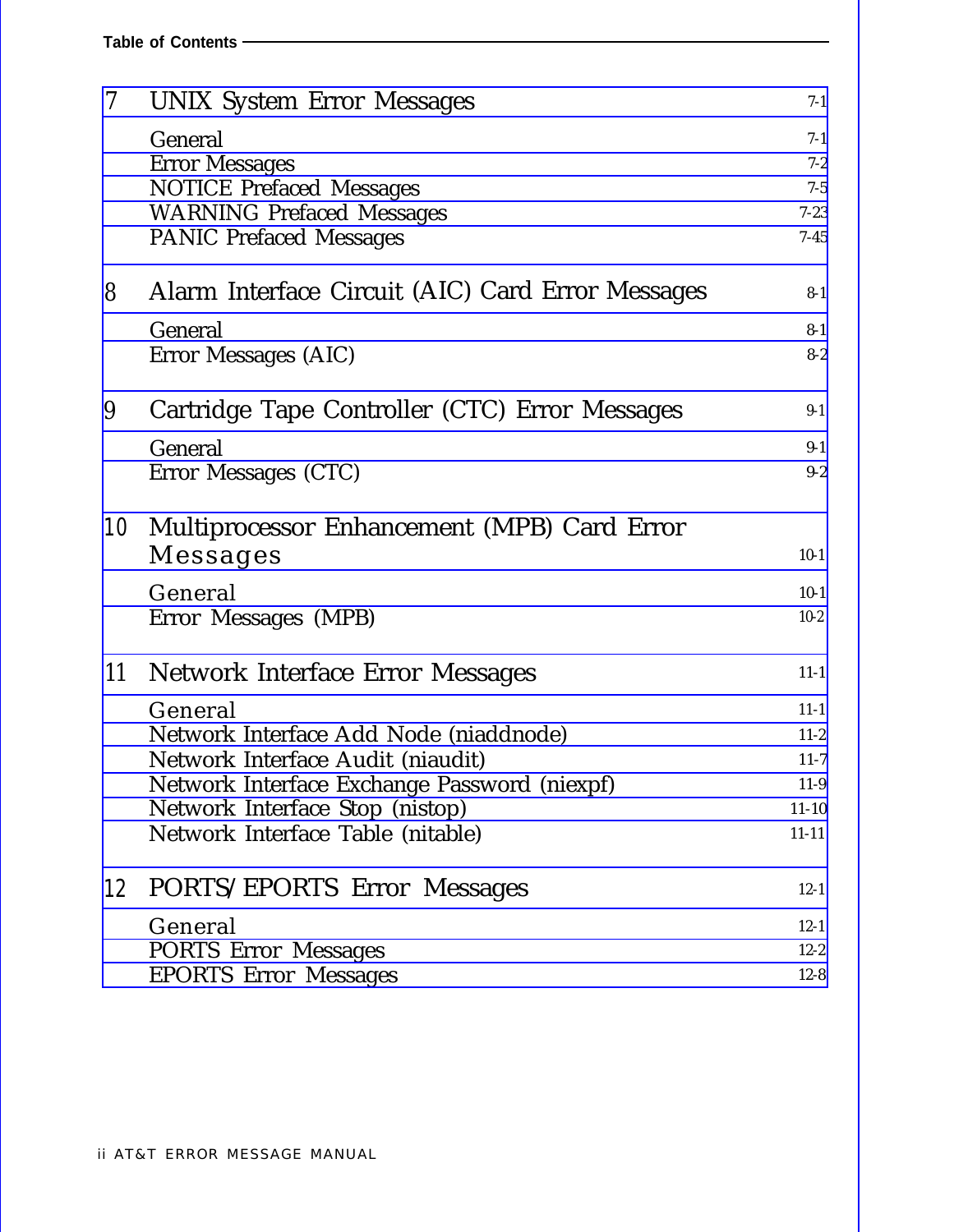| | | |
|---|---|---|
| 7 | UNIX System Error Messages | 7-1 |
| | General | 7-1 |
| | Error Messages | 7-2 |
| | NOTICE Prefaced Messages | 7-5 |
| | WARNING Prefaced Messages | 7-23 |
| | PANIC Prefaced Messages | 7-45 |
| 8 | Alarm Interface Circuit (AIC) Card Error Messages | 8-1 |
| | General | 8-1 |
| | Error Messages (AIC) | 8-2 |
| 9 | Cartridge Tape Controller (CTC) Error Messages | 9-1 |
| | General | 9-1 |
| | Error Messages (CTC) | 9-2 |
| 10 | Multiprocessor Enhancement (MPB) Card Error Messages | 10-1 |
| | General | 10-1 |
| | Error Messages (MPB) | 10-2 |
| 11 | Network Interface Error Messages | 11-1 |
| | General | 11-1 |
| | Network Interface Add Node (niaddnode) | 11-2 |
| | Network Interface Audit (niaudit) | 11-7 |
| | Network Interface Exchange Password (niexpf) | 11-9 |
| | Network Interface Stop (nistop) | 11-10 |
| | Network Interface Table (nitable) | 11-11 |
| 12 | PORTS/EPORTS Error Messages | 12-1 |
| | General | 12-1 |
| | PORTS Error Messages | 12-2 |
| | EPORTS Error Messages | 12-8 |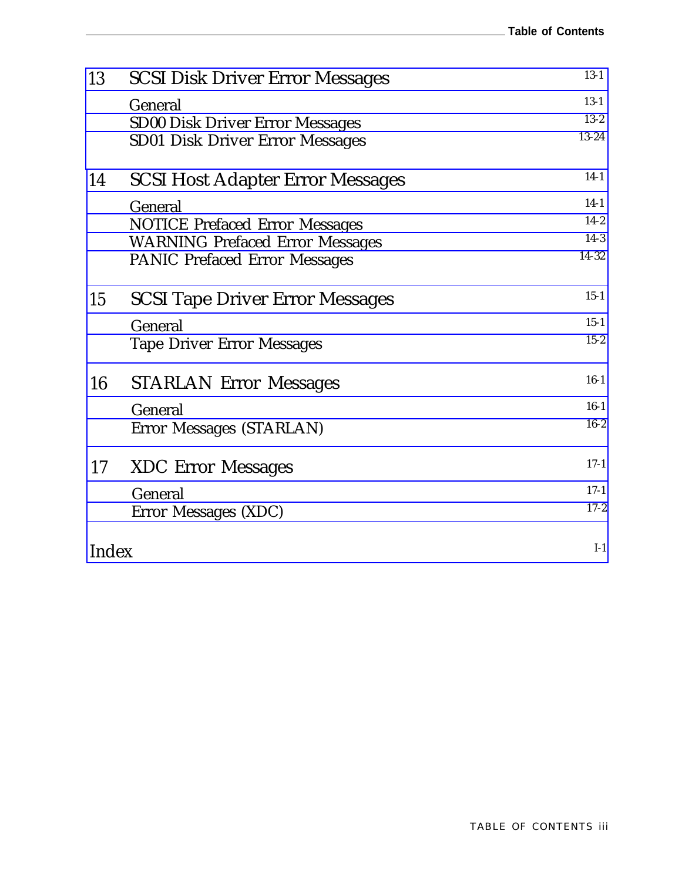| | | |
|---|---|---|
| 13 | SCSI Disk Driver Error Messages | 13-1 |
| | General | 13-1 |
| | SD00 Disk Driver Error Messages | 13-2 |
| | SD01 Disk Driver Error Messages | 13-24 |
| 14 | SCSI Host Adapter Error Messages | 14-1 |
| | General | 14-1 |
| | NOTICE Prefaced Error Messages | 14-2 |
| | WARNING Prefaced Error Messages | 14-3 |
| | PANIC Prefaced Error Messages | 14-32 |
| 15 | SCSI Tape Driver Error Messages | 15-1 |
| | General | 15-1 |
| | Tape Driver Error Messages | 15-2 |
| 16 | STARLAN Error Messages | 16-1 |
| | General | 16-1 |
| | Error Messages (STARLAN) | 16-2 |
| 17 | XDC Error Messages | 17-1 |
| | General | 17-1 |
| | Error Messages (XDC) | 17-2 |
| Index | | I-1 |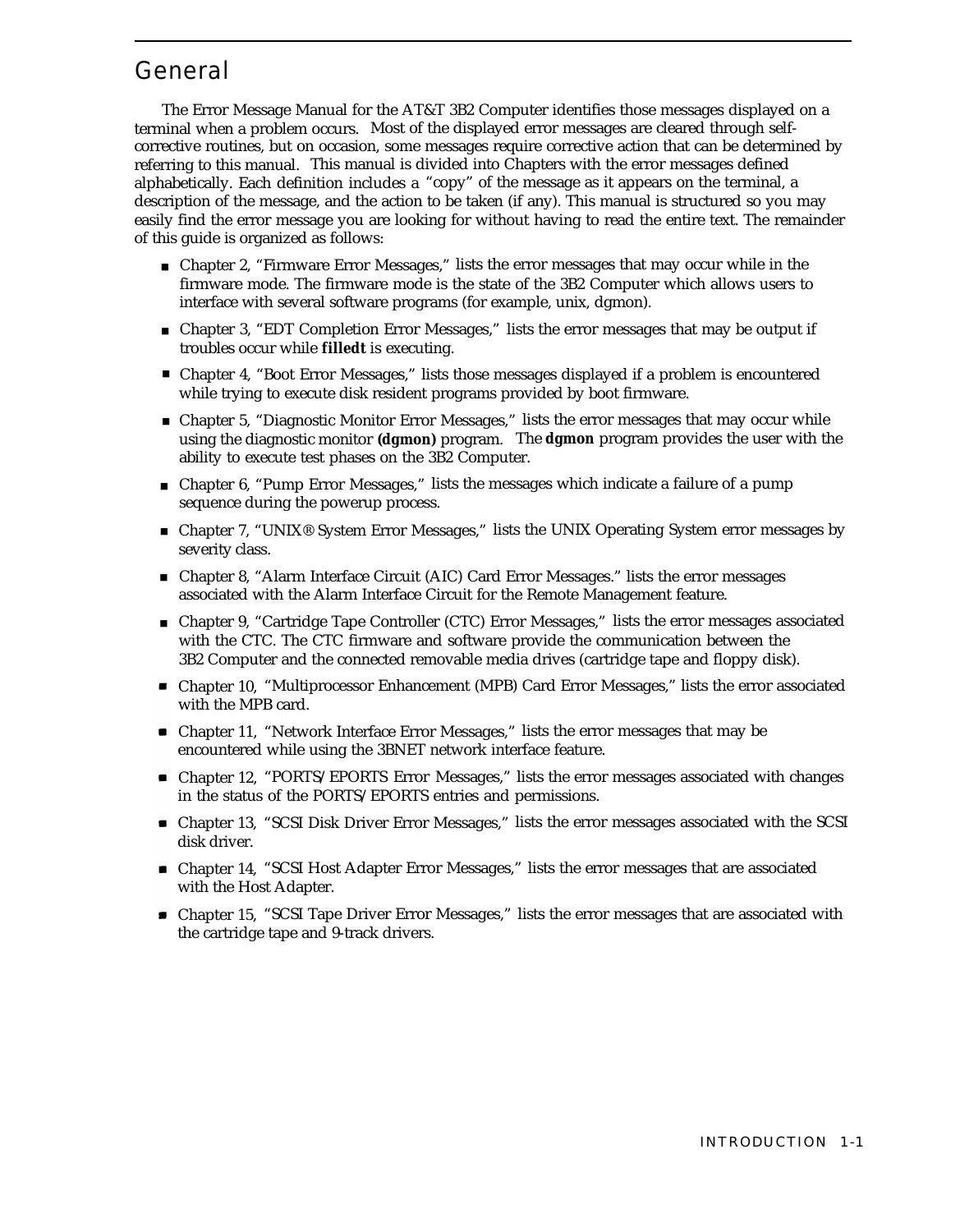# General

The Error Message Manual for the AT&T 3B2 Computer identifies those messages displayed on a terminal when a problem occurs. Most of the displayed error messages are cleared through self-corrective routines, but on occasion, some messages require corrective action that can be determined by referring to this manual. This manual is divided into Chapters with the error messages defined alphabetically. Each definition includes a "copy" of the message as it appears on the terminal, a description of the message, and the action to be taken (if any). This manual is structured so you may easily find the error message you are looking for without having to read the entire text. The remainder of this guide is organized as follows:

- Chapter 2, "Firmware Error Messages," lists the error messages that may occur while in the firmware mode. The firmware mode is the state of the 3B2 Computer which allows users to interface with several software programs (for example, unix, dgmon).
- Chapter 3, "EDT Completion Error Messages," lists the error messages that may be output if troubles occur while **filledt** is executing.
- Chapter 4, "Boot Error Messages," lists those messages displayed if a problem is encountered while trying to execute disk resident programs provided by boot firmware.
- Chapter 5, "Diagnostic Monitor Error Messages," lists the error messages that may occur while using the diagnostic monitor **(dgmon)** program. The **dgmon** program provides the user with the ability to execute test phases on the 3B2 Computer.
- Chapter 6, "Pump Error Messages," lists the messages which indicate a failure of a pump sequence during the powerup process.
- Chapter 7, "UNIX® System Error Messages," lists the UNIX Operating System error messages by severity class.
- Chapter 8, "Alarm Interface Circuit (AIC) Card Error Messages." lists the error messages associated with the Alarm Interface Circuit for the Remote Management feature.
- Chapter 9, "Cartridge Tape Controller (CTC) Error Messages," lists the error messages associated with the CTC. The CTC firmware and software provide the communication between the 3B2 Computer and the connected removable media drives (cartridge tape and floppy disk).
- Chapter 10, "Multiprocessor Enhancement (MPB) Card Error Messages," lists the error associated with the MPB card.
- Chapter 11, "Network Interface Error Messages," lists the error messages that may be encountered while using the 3BNET network interface feature.
- Chapter 12, "PORTS/EPORTS Error Messages," lists the error messages associated with changes in the status of the PORTS/EPORTS entries and permissions.
- Chapter 13, "SCSI Disk Driver Error Messages," lists the error messages associated with the SCSI disk driver.
- Chapter 14, "SCSI Host Adapter Error Messages," lists the error messages that are associated with the Host Adapter.
- Chapter 15, "SCSI Tape Driver Error Messages," lists the error messages that are associated with the cartridge tape and 9-track drivers.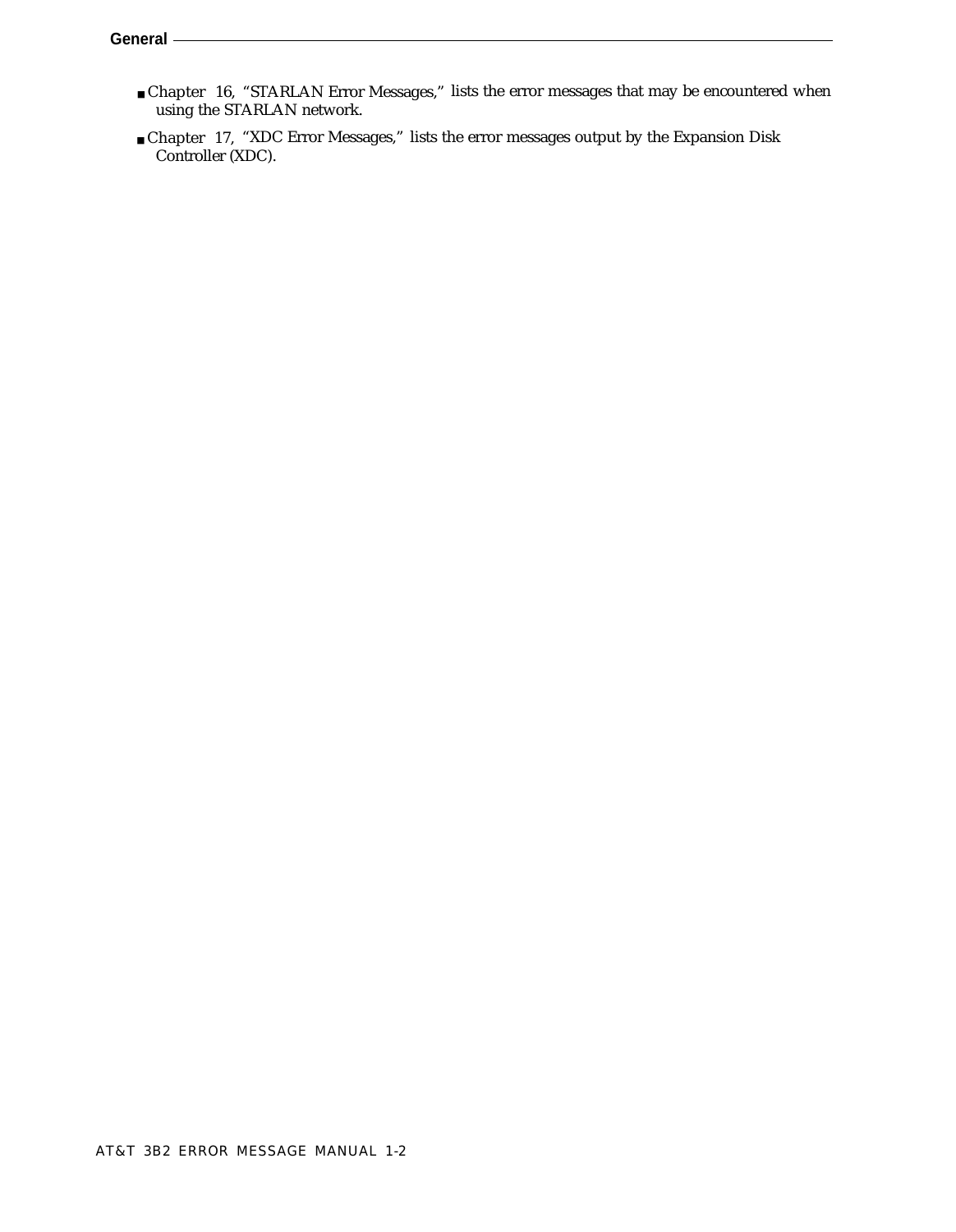- Chapter 16, “STARLAN Error Messages,” lists the error messages that may be encountered when using the STARLAN network.
- Chapter 17, “XDC Error Messages,” lists the error messages output by the Expansion Disk Controller (XDC).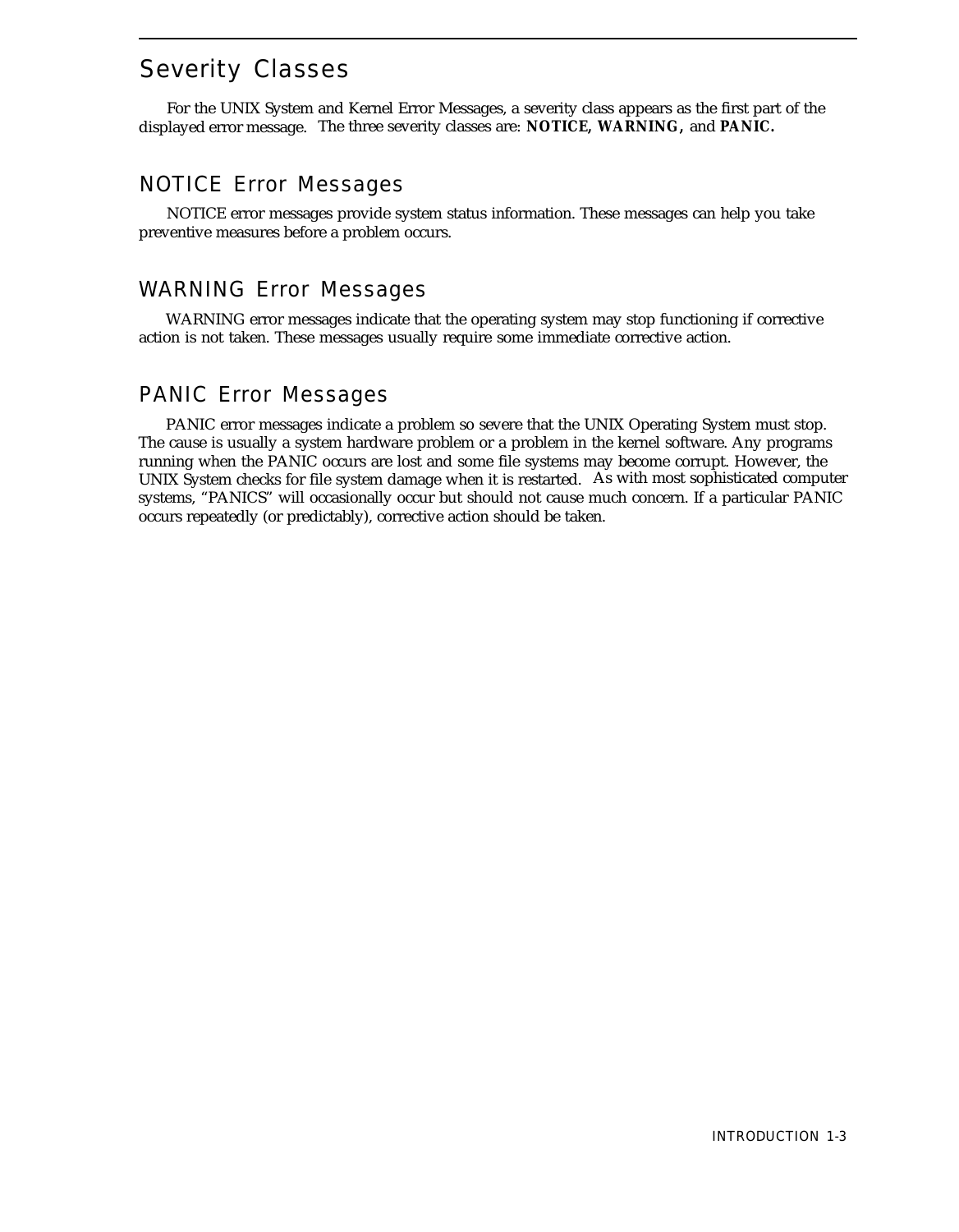# Severity Classes

For the UNIX System and Kernel Error Messages, a severity class appears as the first part of the displayed error message. The three severity classes are: **NOTICE, WARNING,** and **PANIC.**

## NOTICE Error Messages

NOTICE error messages provide system status information. These messages can help you take preventive measures before a problem occurs.

## WARNING Error Messages

WARNING error messages indicate that the operating system may stop functioning if corrective action is not taken. These messages usually require some immediate corrective action.

## PANIC Error Messages

PANIC error messages indicate a problem so severe that the UNIX Operating System must stop. The cause is usually a system hardware problem or a problem in the kernel software. Any programs running when the PANIC occurs are lost and some file systems may become corrupt. However, the UNIX System checks for file system damage when it is restarted. As with most sophisticated computer systems, “PANICS” will occasionally occur but should not cause much concern. If a particular PANIC occurs repeatedly (or predictably), corrective action should be taken.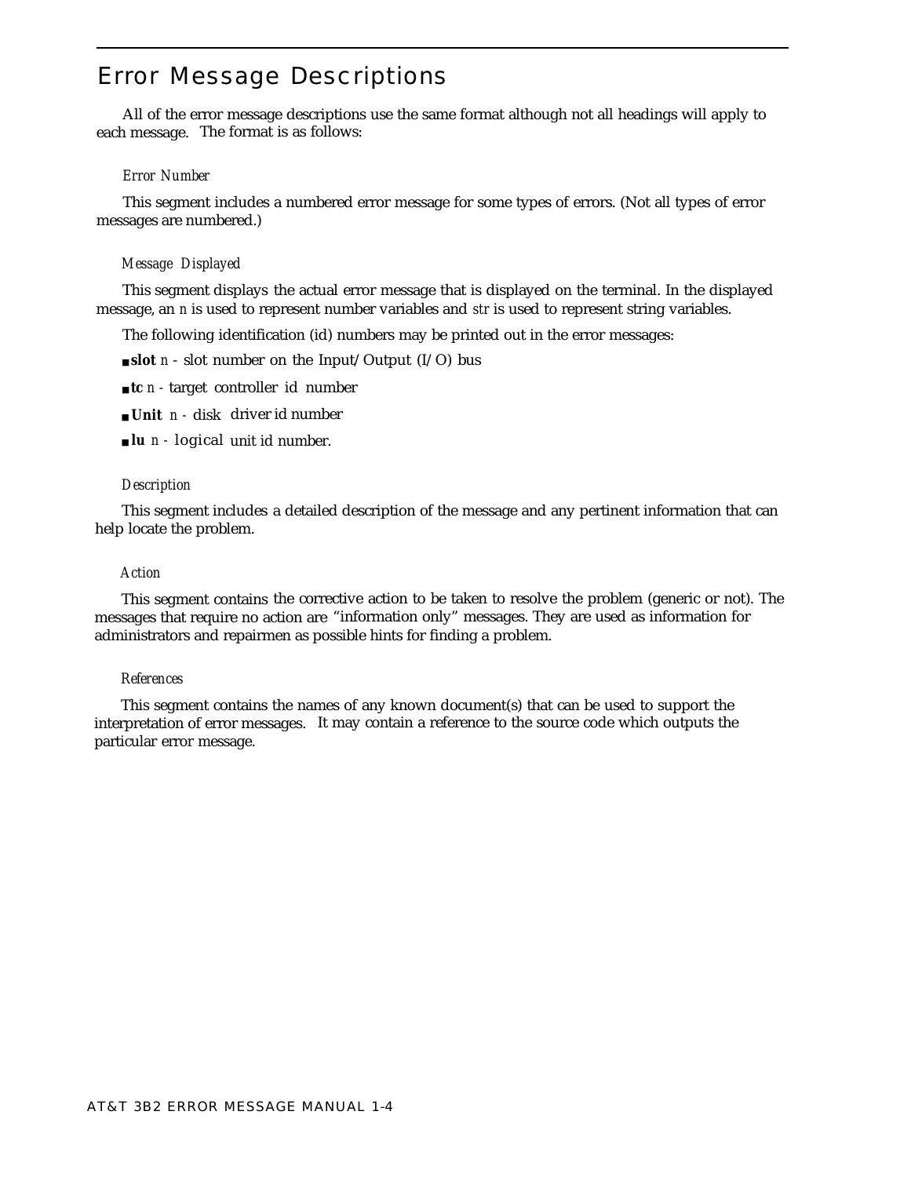# Error Message Descriptions

All of the error message descriptions use the same format although not all headings will apply to each message. The format is as follows:

### *Error Number*

This segment includes a numbered error message for some types of errors. (Not all types of error messages are numbered.)

### *Message Displayed*

This segment displays the actual error message that is displayed on the terminal. In the displayed message, an *n* is used to represent number variables and *str* is used to represent string variables.

The following identification (id) numbers may be printed out in the error messages:

- **slot** *n* - slot number on the Input/Output (I/O) bus
- **tc** *n* - target controller id number
- **Unit** *n* - disk driver id number
- **lu** *n* - logical unit id number.

### *Description*

This segment includes a detailed description of the message and any pertinent information that can help locate the problem.

### *Action*

This segment contains the corrective action to be taken to resolve the problem (generic or not). The messages that require no action are "information only" messages. They are used as information for administrators and repairmen as possible hints for finding a problem.

### *References*

This segment contains the names of any known document(s) that can be used to support the interpretation of error messages. It may contain a reference to the source code which outputs the particular error message.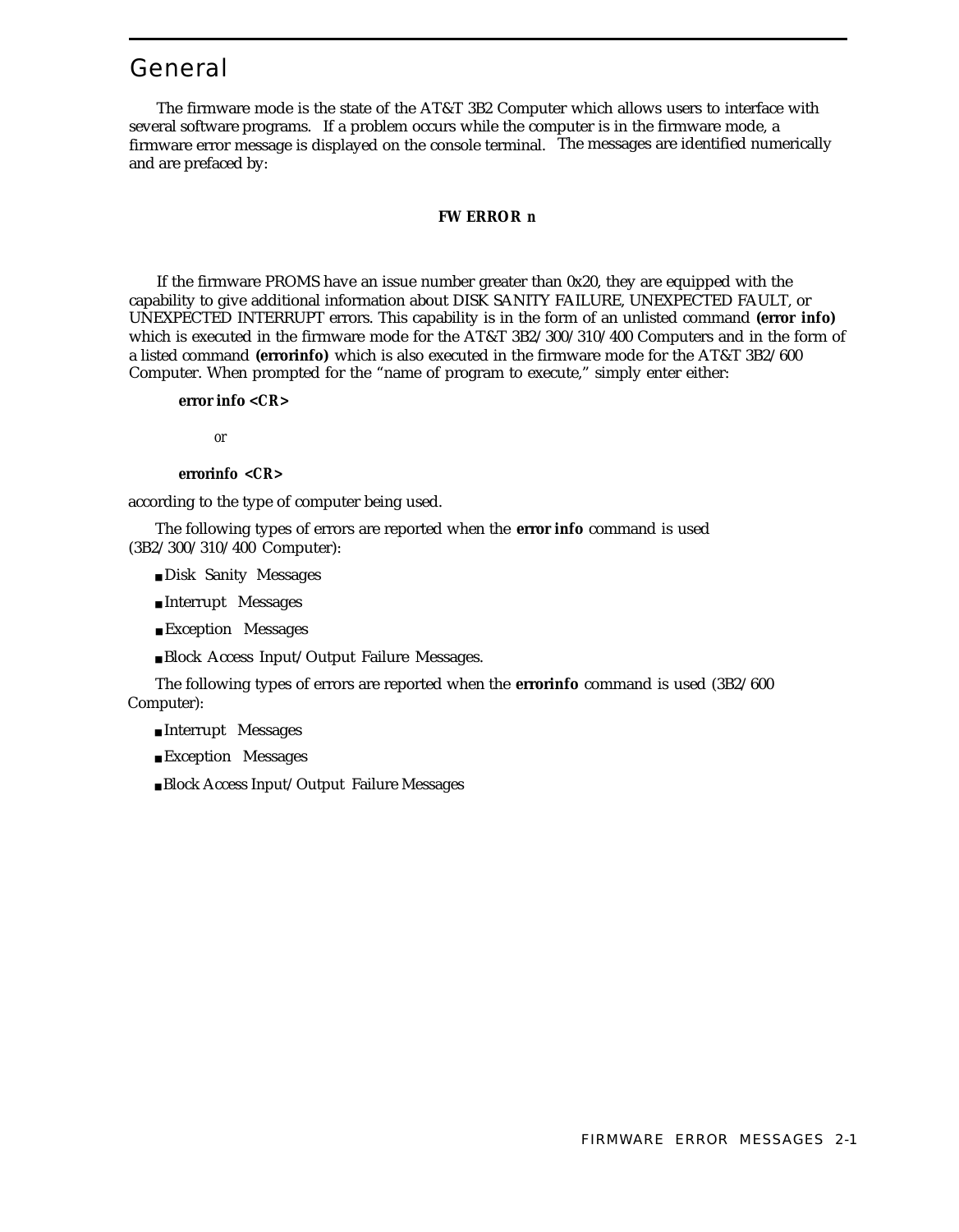# General

The firmware mode is the state of the AT&T 3B2 Computer which allows users to interface with several software programs. If a problem occurs while the computer is in the firmware mode, a firmware error message is displayed on the console terminal. The messages are identified numerically and are prefaced by:

**FW ERROR n**

If the firmware PROMS have an issue number greater than 0x20, they are equipped with the capability to give additional information about DISK SANITY FAILURE, UNEXPECTED FAULT, or UNEXPECTED INTERRUPT errors. This capability is in the form of an unlisted command **(error info)** which is executed in the firmware mode for the AT&T 3B2/300/310/400 Computers and in the form of a listed command **(errorinfo)** which is also executed in the firmware mode for the AT&T 3B2/600 Computer. When prompted for the "name of program to execute," simply enter either:

**error info <CR>**

*or*

**errorinfo <CR>**

according to the type of computer being used.

The following types of errors are reported when the **error info** command is used (3B2/300/310/400 Computer):

- Disk Sanity Messages
- Interrupt Messages
- Exception Messages
- Block Access Input/Output Failure Messages.

The following types of errors are reported when the **errorinfo** command is used (3B2/600 Computer):

- Interrupt Messages
- Exception Messages
- Block Access Input/Output Failure Messages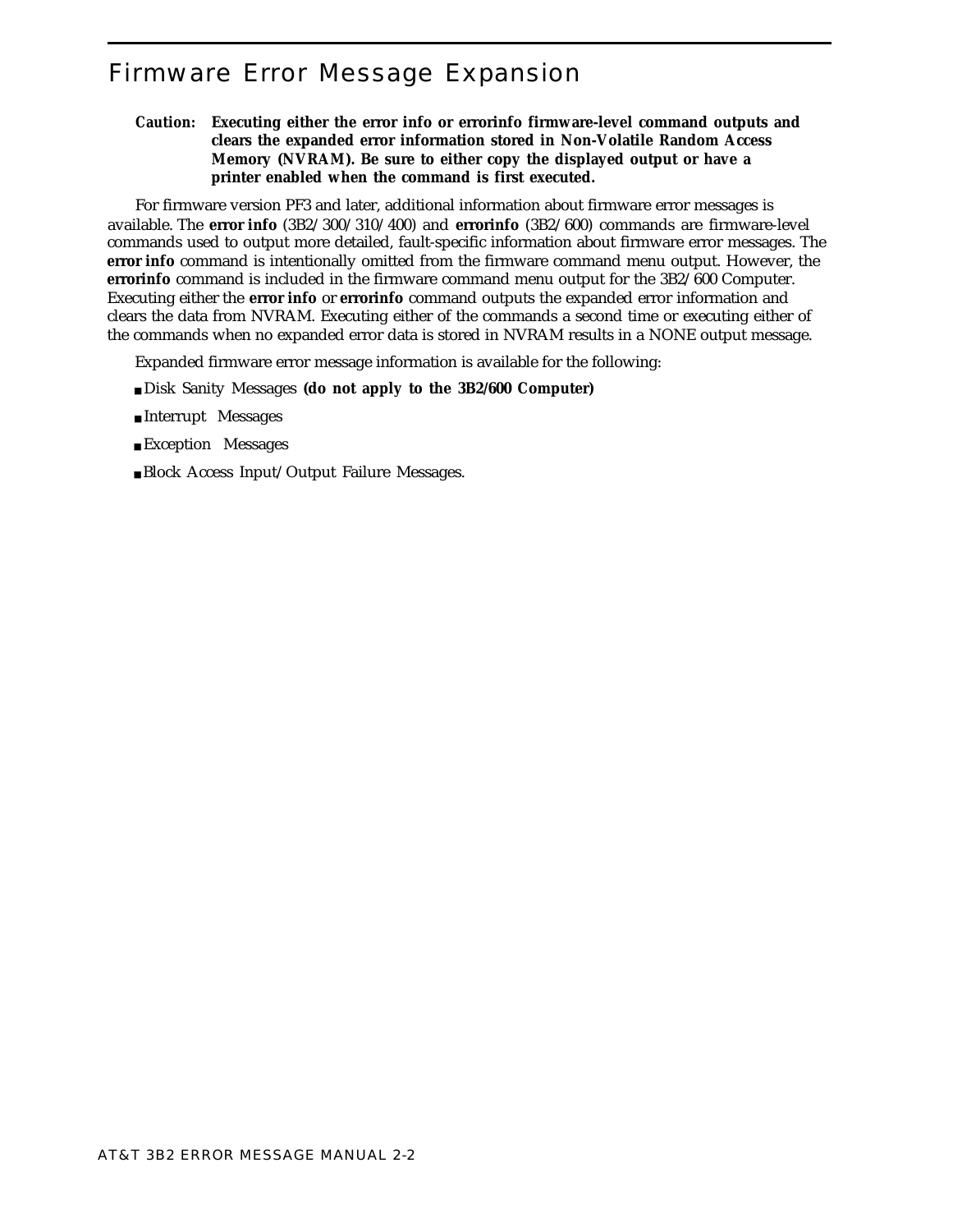# Firmware Error Message Expansion

**Caution: Executing either the error info or errorinfo firmware-level command outputs and clears the expanded error information stored in Non-Volatile Random Access Memory (NVRAM). Be sure to either copy the displayed output or have a printer enabled when the command is first executed.**

For firmware version PF3 and later, additional information about firmware error messages is available. The **error info** (3B2/300/310/400) and **errorinfo** (3B2/600) commands are firmware-level commands used to output more detailed, fault-specific information about firmware error messages. The **error info** command is intentionally omitted from the firmware command menu output. However, the **errorinfo** command is included in the firmware command menu output for the 3B2/600 Computer. Executing either the **error info** or **errorinfo** command outputs the expanded error information and clears the data from NVRAM. Executing either of the commands a second time or executing either of the commands when no expanded error data is stored in NVRAM results in a NONE output message.

Expanded firmware error message information is available for the following:

- Disk Sanity Messages **(do not apply to the 3B2/600 Computer)**
- Interrupt Messages
- Exception Messages
- Block Access Input/Output Failure Messages.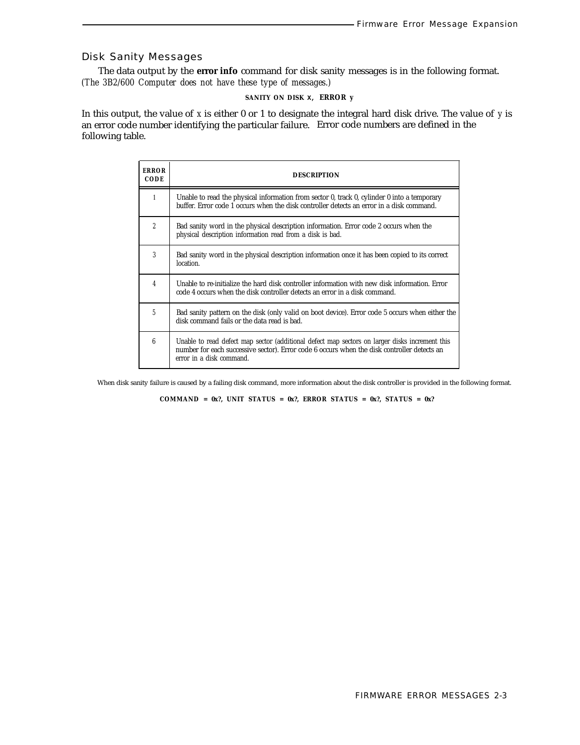## Disk Sanity Messages

The data output by the **error info** command for disk sanity messages is in the following format. *(The 3B2/600 Computer does not have these type of messages.)*

**SANITY ON DISK x, ERROR y**

In this output, the value of x is either 0 or 1 to designate the integral hard disk drive. The value of y is an error code number identifying the particular failure. Error code numbers are defined in the following table.

| ERROR CODE | DESCRIPTION |
|---|---|
| 1 | Unable to read the physical information from sector 0, track 0, cylinder 0 into a temporary buffer. Error code 1 occurs when the disk controller detects an error in a disk command. |
| 2 | Bad sanity word in the physical description information. Error code 2 occurs when the physical description information read from a disk is bad. |
| 3 | Bad sanity word in the physical description information once it has been copied to its correct location. |
| 4 | Unable to re-initialize the hard disk controller information with new disk information. Error code 4 occurs when the disk controller detects an error in a disk command. |
| 5 | Bad sanity pattern on the disk (only valid on boot device). Error code 5 occurs when either the disk command fails or the data read is bad. |
| 6 | Unable to read defect map sector (additional defect map sectors on larger disks increment this number for each successive sector). Error code 6 occurs when the disk controller detects an error in a disk command. |

When disk sanity failure is caused by a failing disk command, more information about the disk controller is provided in the following format.

**COMMAND = 0x?, UNIT STATUS = 0x?, ERROR STATUS = 0x?, STATUS = 0x?**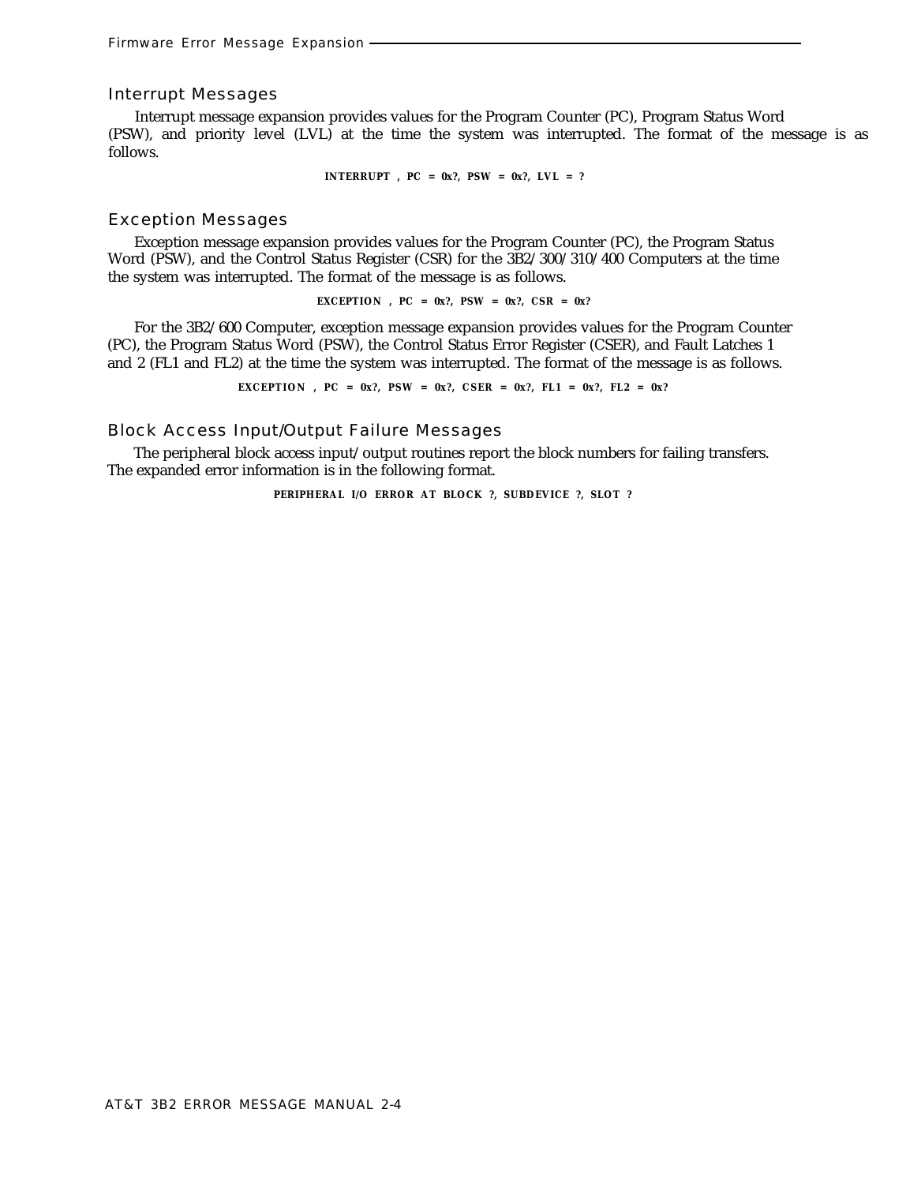## Interrupt Messages

Interrupt message expansion provides values for the Program Counter (PC), Program Status Word (PSW), and priority level (LVL) at the time the system was interrupted. The format of the message is as follows.

**INTERRUPT , PC = 0x?, PSW = 0x?, LVL = ?**

## Exception Messages

Exception message expansion provides values for the Program Counter (PC), the Program Status Word (PSW), and the Control Status Register (CSR) for the 3B2/300/310/400 Computers at the time the system was interrupted. The format of the message is as follows.

**EXCEPTION , PC = 0x?, PSW = 0x?, CSR = 0x?**

For the 3B2/600 Computer, exception message expansion provides values for the Program Counter (PC), the Program Status Word (PSW), the Control Status Error Register (CSER), and Fault Latches 1 and 2 (FL1 and FL2) at the time the system was interrupted. The format of the message is as follows.

**EXCEPTION , PC = 0x?, PSW = 0x?, CSER = 0x?, FL1 = 0x?, FL2 = 0x?**

## Block Access Input/Output Failure Messages

The peripheral block access input/output routines report the block numbers for failing transfers. The expanded error information is in the following format.

**PERIPHERAL I/O ERROR AT BLOCK ?, SUBDEVICE ?, SLOT ?**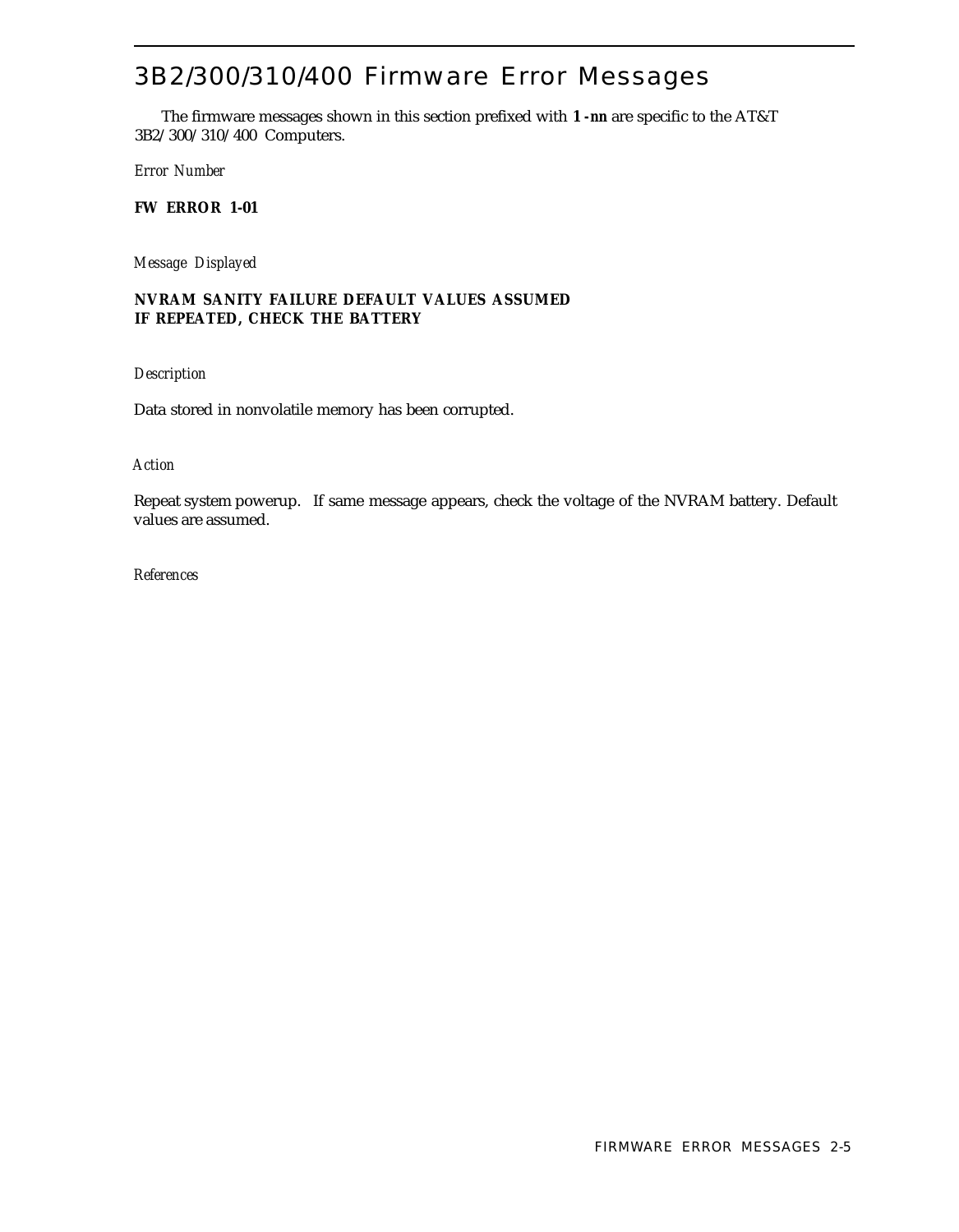# 3B2/300/310/400 Firmware Error Messages

The firmware messages shown in this section prefixed with **1-nn** are specific to the AT&T 3B2/300/310/400 Computers.

*Error Number*

**FW ERROR 1-01**

*Message Displayed*

**NVRAM SANITY FAILURE DEFAULT VALUES ASSUMED**
**IF REPEATED, CHECK THE BATTERY**

*Description*

Data stored in nonvolatile memory has been corrupted.

*Action*

Repeat system powerup. If same message appears, check the voltage of the NVRAM battery. Default values are assumed.

*References*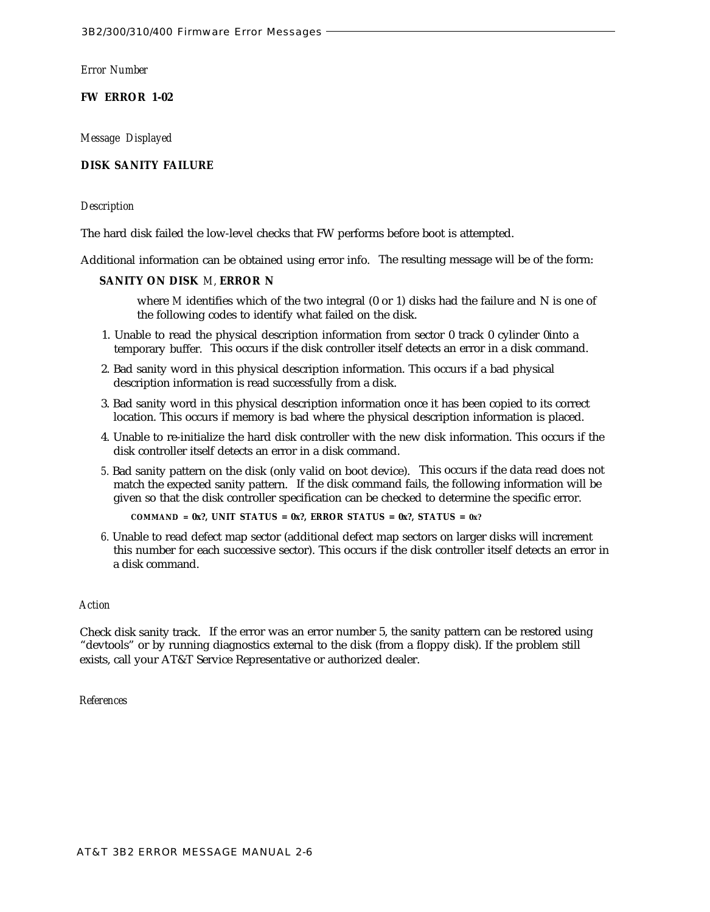*Error Number*

**FW ERROR 1-02**

*Message Displayed*

**DISK SANITY FAILURE**

*Description*

The hard disk failed the low-level checks that FW performs before boot is attempted.

Additional information can be obtained using error info. The resulting message will be of the form:

**SANITY ON DISK** *M*, **ERROR N**

where *M* identifies which of the two integral (0 or 1) disks had the failure and N is one of the following codes to identify what failed on the disk.

1. Unable to read the physical description information from sector 0 track 0 cylinder 0into a temporary buffer. This occurs if the disk controller itself detects an error in a disk command.
2. Bad sanity word in this physical description information. This occurs if a bad physical description information is read successfully from a disk.
3. Bad sanity word in this physical description information once it has been copied to its correct location. This occurs if memory is bad where the physical description information is placed.
4. Unable to re-initialize the hard disk controller with the new disk information. This occurs if the disk controller itself detects an error in a disk command.
5. Bad sanity pattern on the disk (only valid on boot device). This occurs if the data read does not match the expected sanity pattern. If the disk command fails, the following information will be given so that the disk controller specification can be checked to determine the specific error.

   **COMMAND = 0x?, UNIT STATUS = 0x?, ERROR STATUS = 0x?, STATUS = 0x?**

6. Unable to read defect map sector (additional defect map sectors on larger disks will increment this number for each successive sector). This occurs if the disk controller itself detects an error in a disk command.

*Action*

Check disk sanity track. If the error was an error number 5, the sanity pattern can be restored using “devtools” or by running diagnostics external to the disk (from a floppy disk). If the problem still exists, call your AT&T Service Representative or authorized dealer.

*References*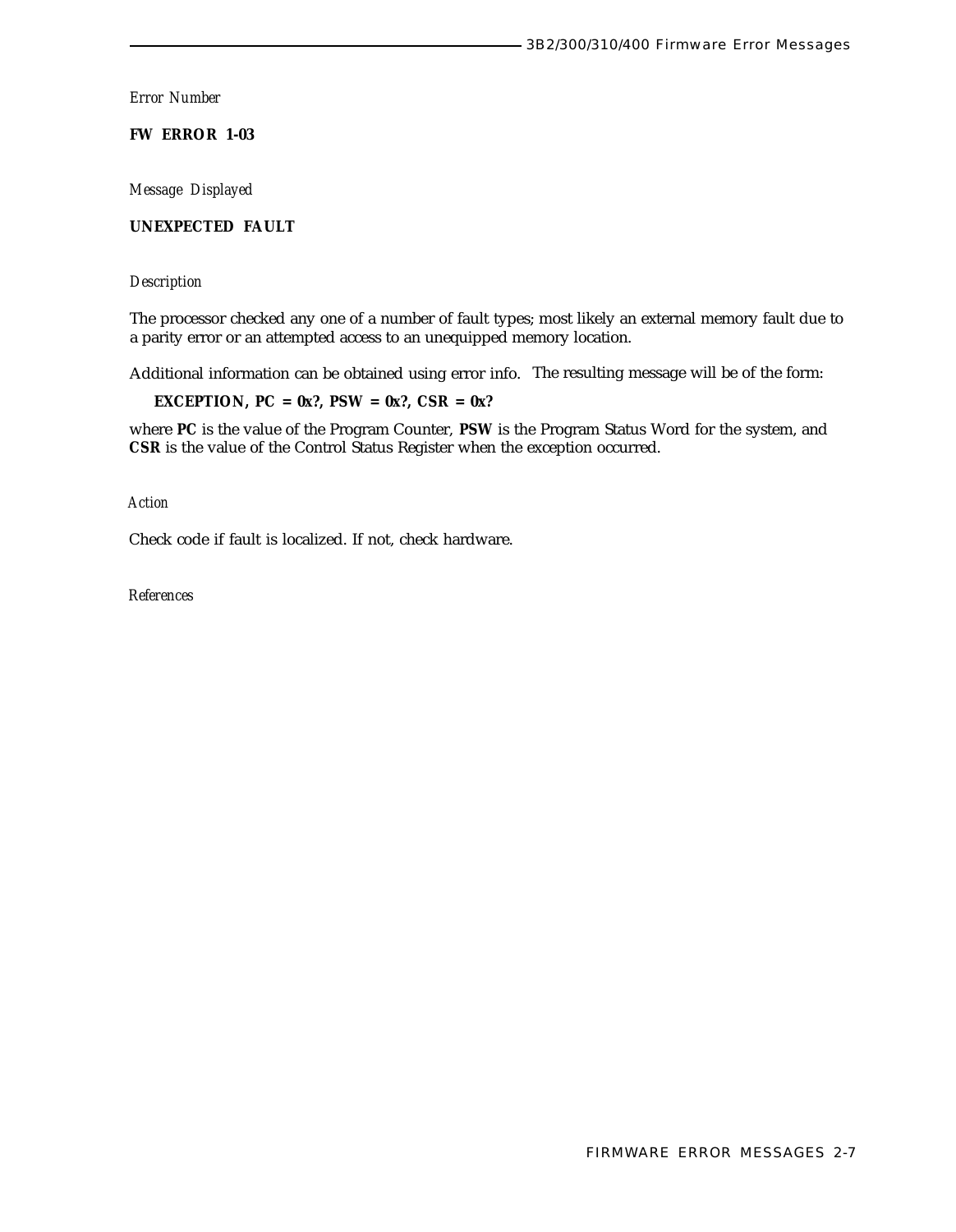*Error Number*

**FW ERROR 1-03**

*Message Displayed*

**UNEXPECTED FAULT**

*Description*

The processor checked any one of a number of fault types; most likely an external memory fault due to a parity error or an attempted access to an unequipped memory location.

Additional information can be obtained using error info. The resulting message will be of the form:

**EXCEPTION, PC = 0x?, PSW = 0x?, CSR = 0x?**

where **PC** is the value of the Program Counter, **PSW** is the Program Status Word for the system, and **CSR** is the value of the Control Status Register when the exception occurred.

*Action*

Check code if fault is localized. If not, check hardware.

*References*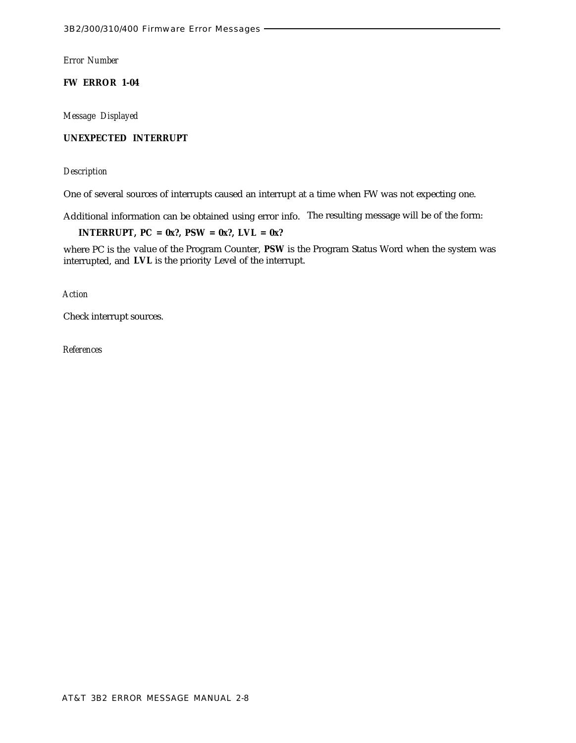*Error Number*

**FW ERROR 1-04**

*Message Displayed*

**UNEXPECTED INTERRUPT**

*Description*

One of several sources of interrupts caused an interrupt at a time when FW was not expecting one.

Additional information can be obtained using error info. The resulting message will be of the form:

**INTERRUPT, PC = 0x?, PSW = 0x?, LVL = 0x?**

where PC is the value of the Program Counter, **PSW** is the Program Status Word when the system was interrupted, and **LVL** is the priority Level of the interrupt.

*Action*

Check interrupt sources.

*References*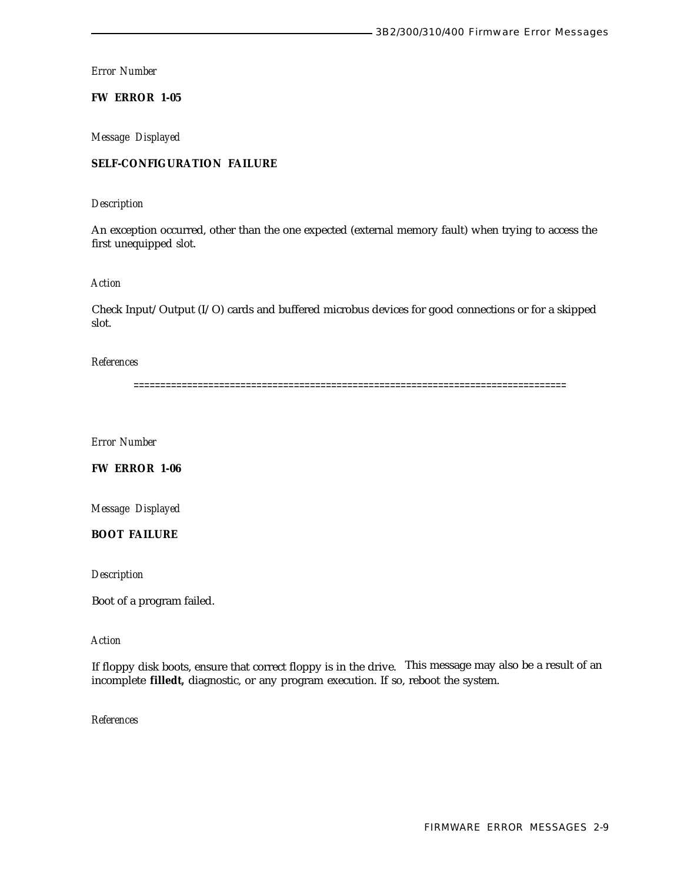*Error Number*

**FW ERROR 1-05**

*Message Displayed*

**SELF-CONFIGURATION FAILURE**

*Description*

An exception occurred, other than the one expected (external memory fault) when trying to access the first unequipped slot.

*Action*

Check Input/Output (I/O) cards and buffered microbus devices for good connections or for a skipped slot.

*References*

==============================================================================

*Error Number*

**FW ERROR 1-06**

*Message Displayed*

**BOOT FAILURE**

*Description*

Boot of a program failed.

*Action*

If floppy disk boots, ensure that correct floppy is in the drive. This message may also be a result of an incomplete **filledt,** diagnostic, or any program execution. If so, reboot the system.

*References*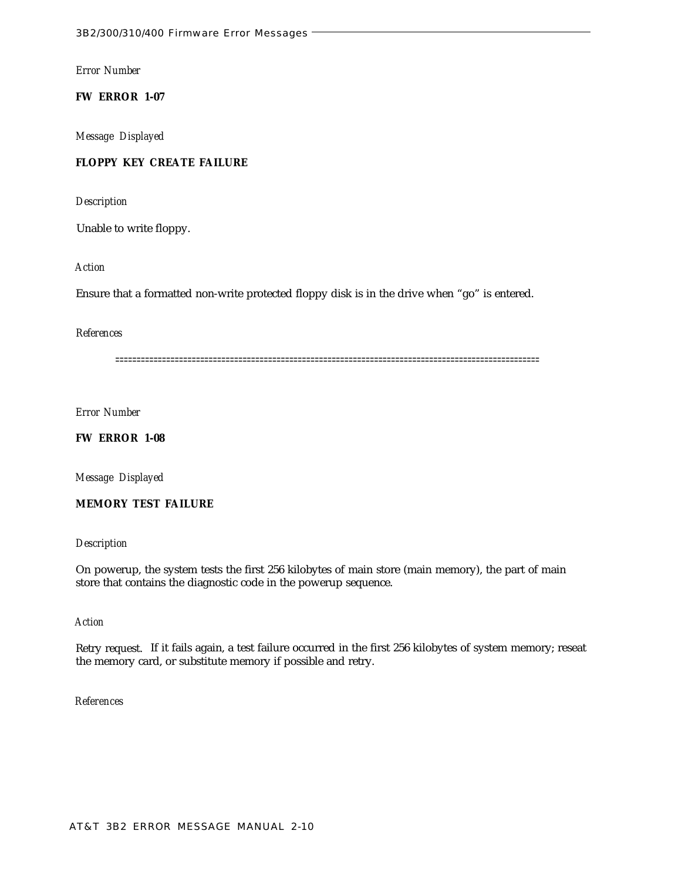*Error Number*

**FW ERROR 1-07**

*Message Displayed*

**FLOPPY KEY CREATE FAILURE**

*Description*

Unable to write floppy.

*Action*

Ensure that a formatted non-write protected floppy disk is in the drive when “go” is entered.

*References*

==================================================================================================

*Error Number*

**FW ERROR 1-08**

*Message Displayed*

**MEMORY TEST FAILURE**

*Description*

On powerup, the system tests the first 256 kilobytes of main store (main memory), the part of main store that contains the diagnostic code in the powerup sequence.

*Action*

Retry request. If it fails again, a test failure occurred in the first 256 kilobytes of system memory; reseat the memory card, or substitute memory if possible and retry.

*References*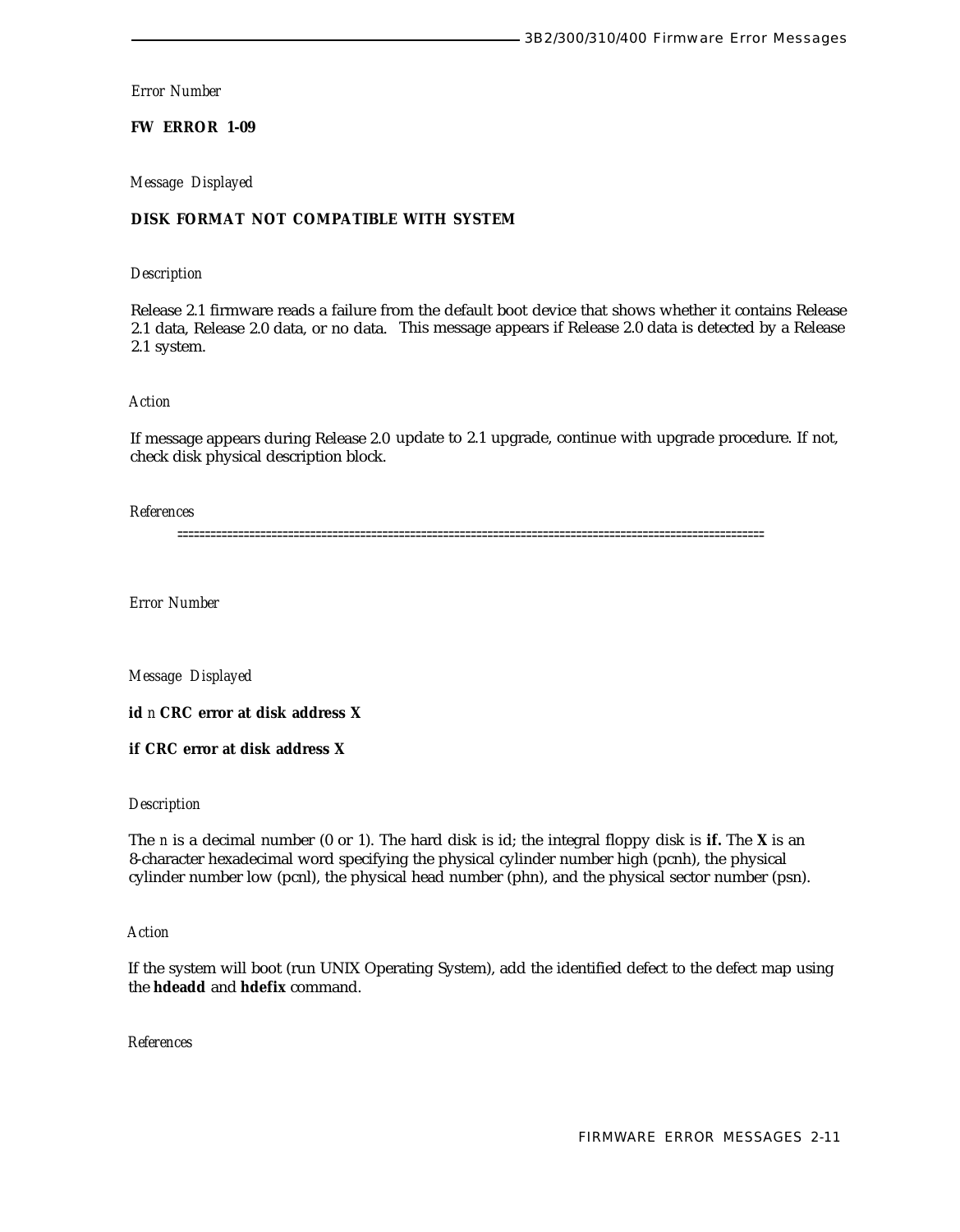*Error Number*

**FW ERROR 1-09**

*Message Displayed*

**DISK FORMAT NOT COMPATIBLE WITH SYSTEM**

*Description*

Release 2.1 firmware reads a failure from the default boot device that shows whether it contains Release 2.1 data, Release 2.0 data, or no data. This message appears if Release 2.0 data is detected by a Release 2.1 system.

*Action*

If message appears during Release 2.0 update to 2.1 upgrade, continue with upgrade procedure. If not, check disk physical description block.

*References*

==========================================================================================================

*Error Number*

*Message Displayed*

**id** *n* **CRC error at disk address X**

**if CRC error at disk address X**

*Description*

The *n* is a decimal number (0 or 1). The hard disk is id; the integral floppy disk is **if.** The **X** is an 8-character hexadecimal word specifying the physical cylinder number high (pcnh), the physical cylinder number low (pcnl), the physical head number (phn), and the physical sector number (psn).

*Action*

If the system will boot (run UNIX Operating System), add the identified defect to the defect map using the **hdeadd** and **hdefix** command.

*References*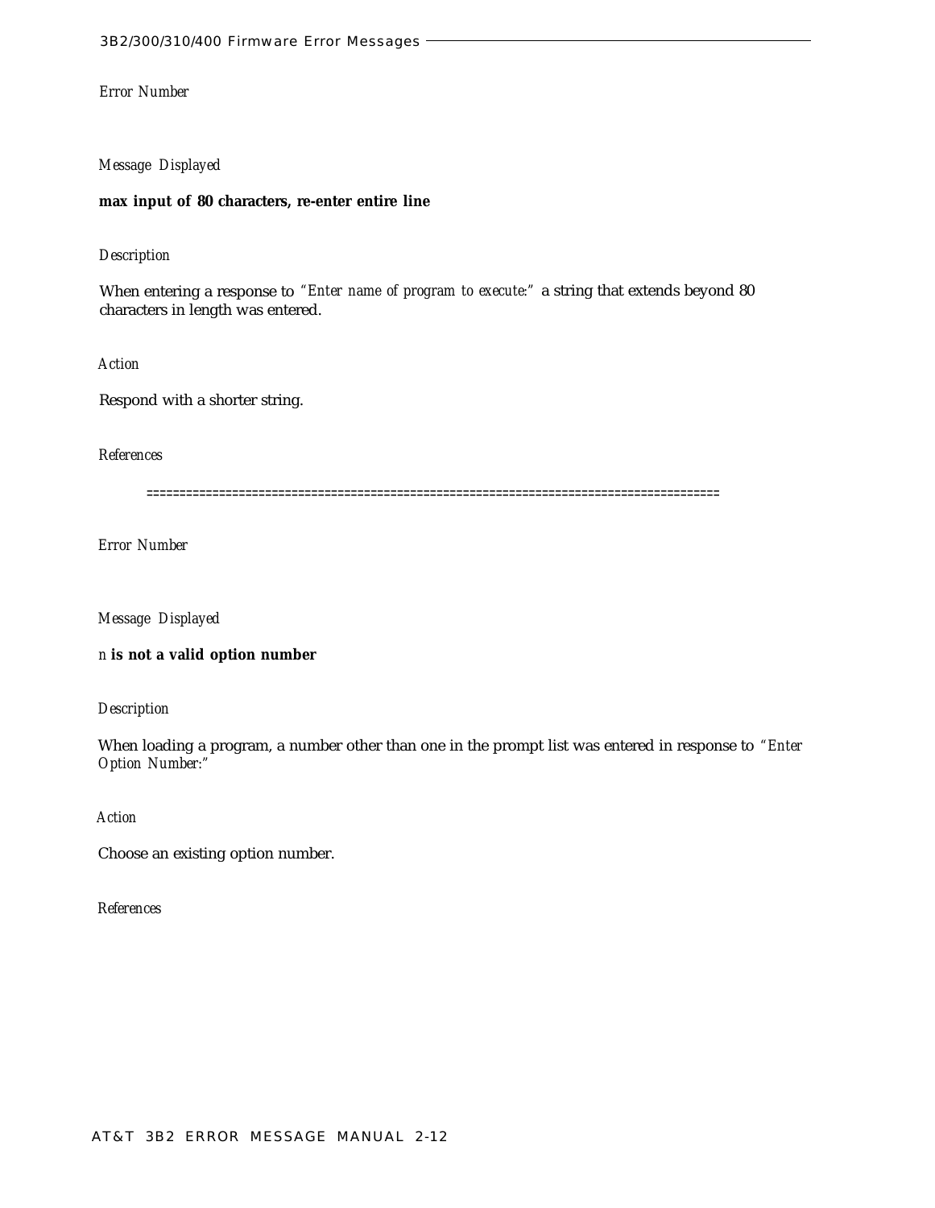*Error Number*

*Message Displayed*

**max input of 80 characters, re-enter entire line**

*Description*

When entering a response to *"Enter name of program to execute:"* a string that extends beyond 80 characters in length was entered.

*Action*

Respond with a shorter string.

*References*

==========================================================================================

*Error Number*

*Message Displayed*

*n* **is not a valid option number**

*Description*

When loading a program, a number other than one in the prompt list was entered in response to *"Enter Option Number:"*

*Action*

Choose an existing option number.

*References*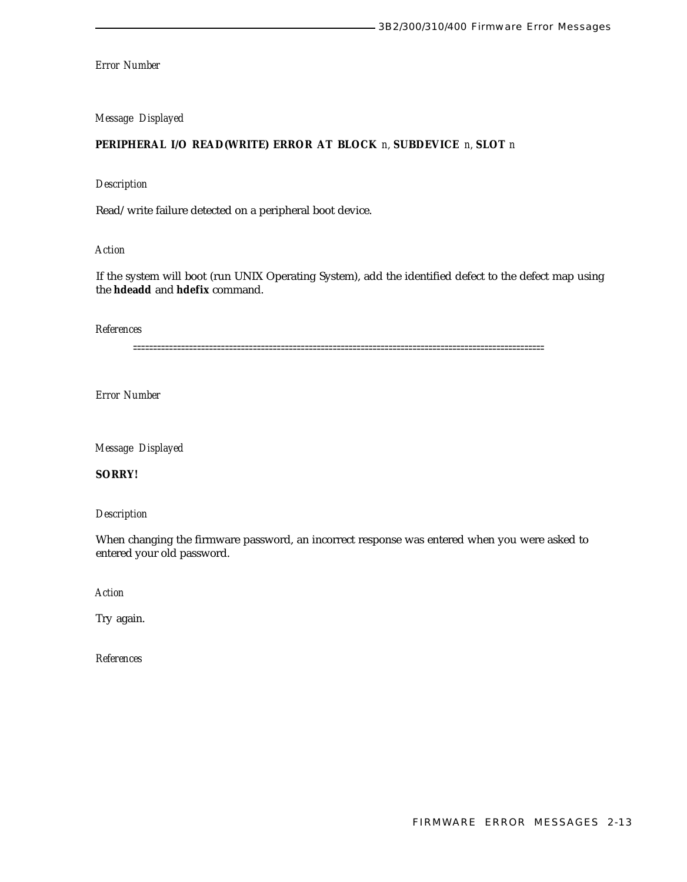*Error Number*

*Message Displayed*

**PERIPHERAL I/O READ(WRITE) ERROR AT BLOCK** *n*, **SUBDEVICE** *n*, **SLOT** *n*

*Description*

Read/write failure detected on a peripheral boot device.

*Action*

If the system will boot (run UNIX Operating System), add the identified defect to the defect map using the **hdeadd** and **hdefix** command.

*References*

====================================================================================================

*Error Number*

*Message Displayed*

**SORRY!**

*Description*

When changing the firmware password, an incorrect response was entered when you were asked to entered your old password.

*Action*

Try again.

*References*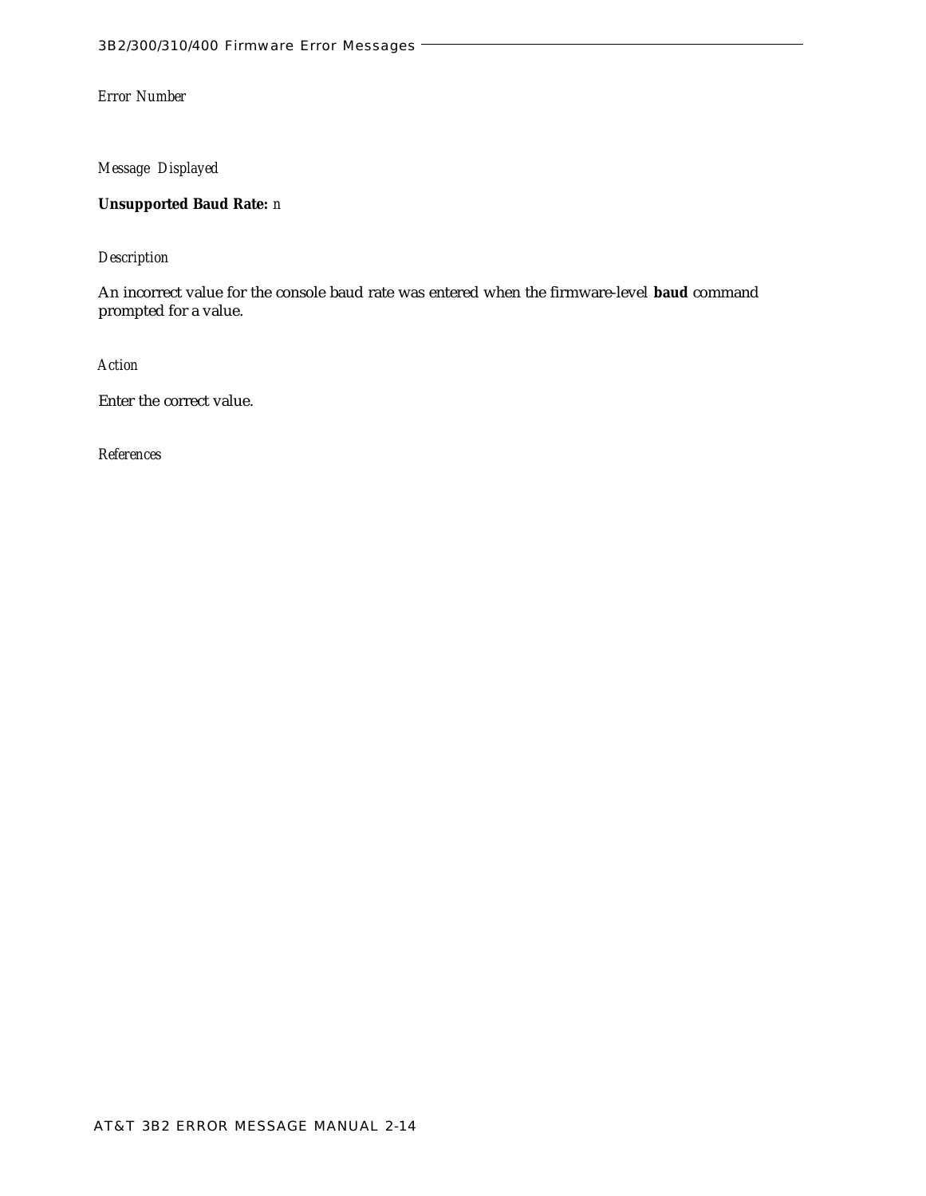*Error Number*

*Message Displayed*

**Unsupported Baud Rate:** *n*

*Description*

An incorrect value for the console baud rate was entered when the firmware-level **baud** command prompted for a value.

*Action*

Enter the correct value.

*References*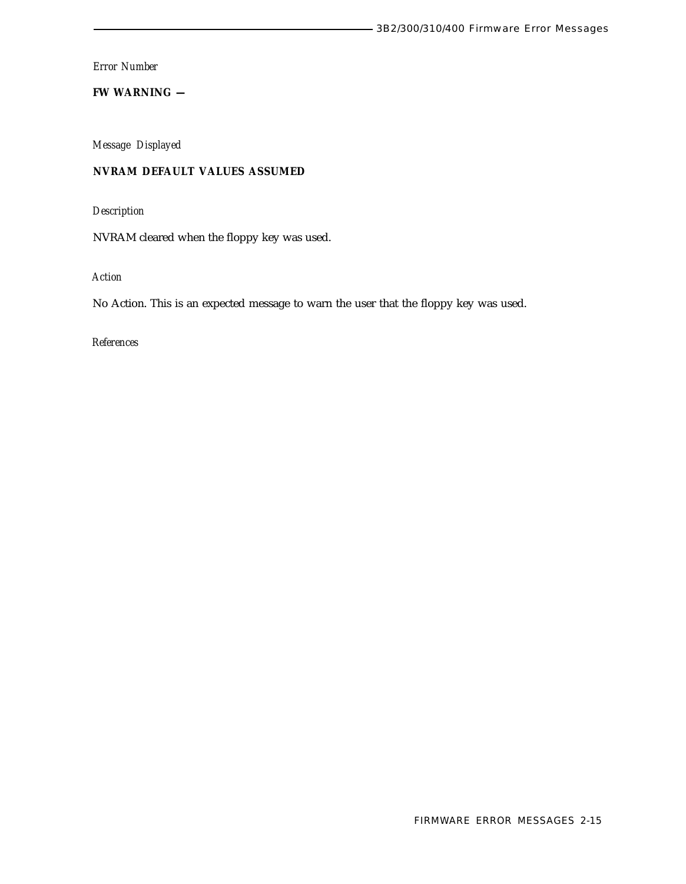*Error Number*

**FW WARNING —**

*Message Displayed*

**NVRAM DEFAULT VALUES ASSUMED**

*Description*

NVRAM cleared when the floppy key was used.

*Action*

No Action. This is an expected message to warn the user that the floppy key was used.

*References*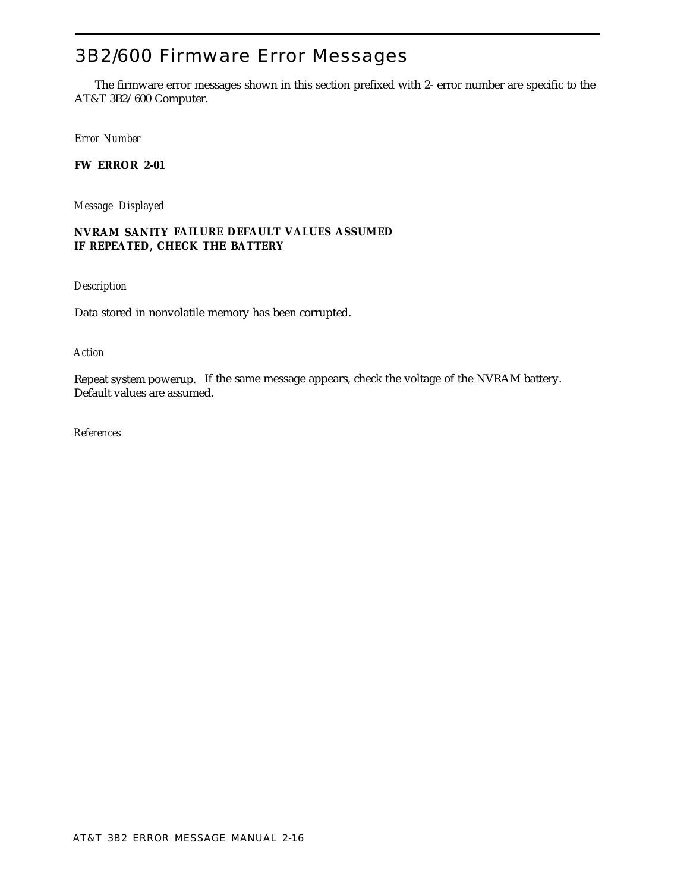# 3B2/600 Firmware Error Messages

The firmware error messages shown in this section prefixed with 2- error number are specific to the AT&T 3B2/600 Computer.

*Error Number*

**FW ERROR 2-01**

*Message Displayed*

**NVRAM SANITY FAILURE DEFAULT VALUES ASSUMED**
**IF REPEATED, CHECK THE BATTERY**

*Description*

Data stored in nonvolatile memory has been corrupted.

*Action*

Repeat system powerup. If the same message appears, check the voltage of the NVRAM battery. Default values are assumed.

*References*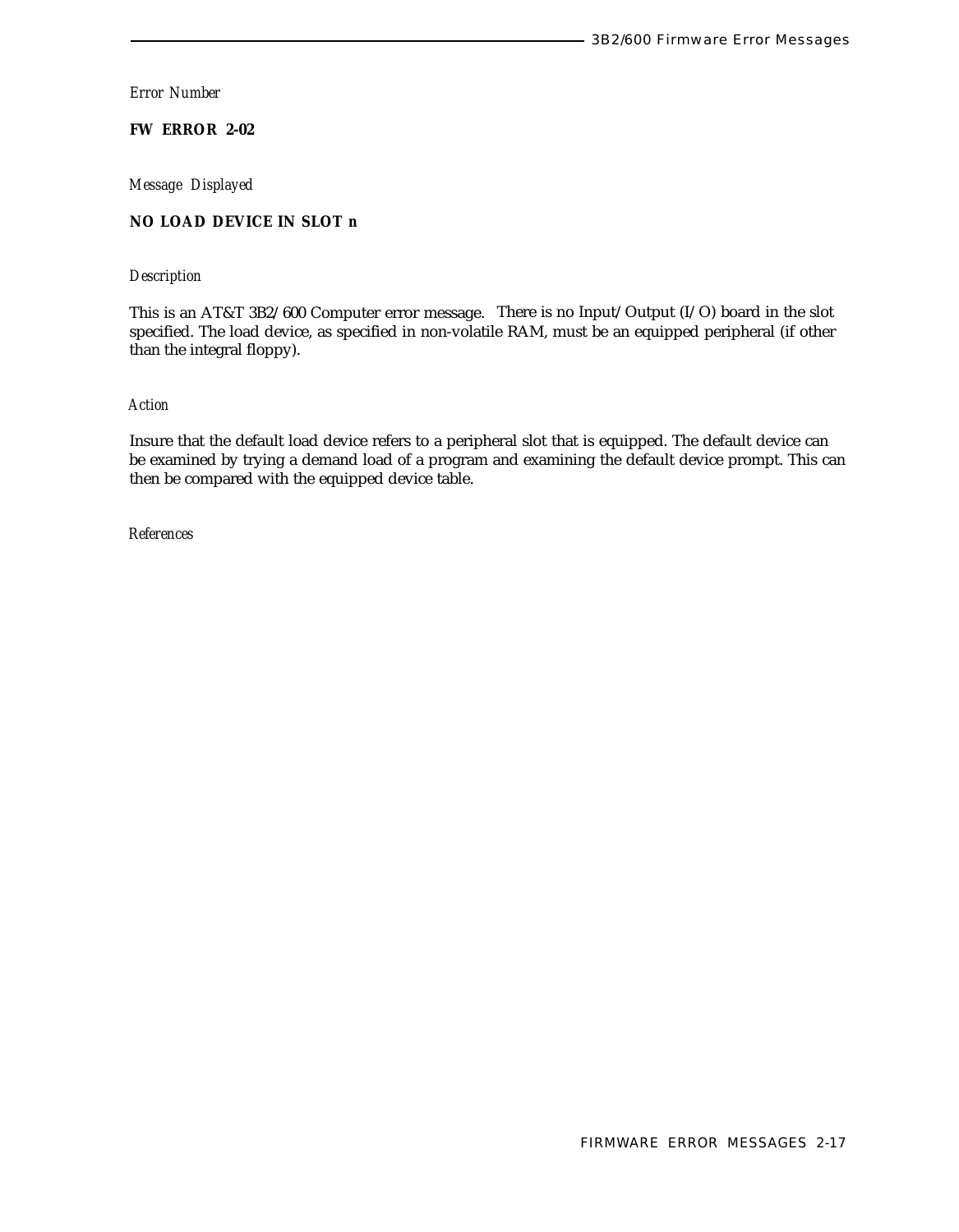*Error Number*

**FW ERROR 2-02**

*Message Displayed*

**NO LOAD DEVICE IN SLOT n**

*Description*

This is an AT&T 3B2/600 Computer error message. There is no Input/Output (I/O) board in the slot specified. The load device, as specified in non-volatile RAM, must be an equipped peripheral (if other than the integral floppy).

*Action*

Insure that the default load device refers to a peripheral slot that is equipped. The default device can be examined by trying a demand load of a program and examining the default device prompt. This can then be compared with the equipped device table.

*References*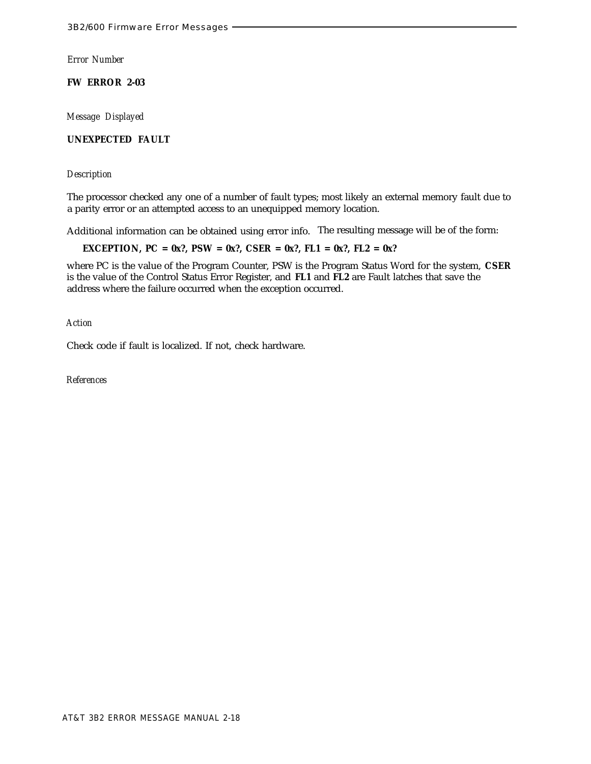*Error Number*

**FW ERROR 2-03**

*Message Displayed*

**UNEXPECTED FAULT**

*Description*

The processor checked any one of a number of fault types; most likely an external memory fault due to a parity error or an attempted access to an unequipped memory location.

Additional information can be obtained using error info. The resulting message will be of the form:

**EXCEPTION, PC = 0x?, PSW = 0x?, CSER = 0x?, FL1 = 0x?, FL2 = 0x?**

where PC is the value of the Program Counter, PSW is the Program Status Word for the system, **CSER** is the value of the Control Status Error Register, and **FL1** and **FL2** are Fault latches that save the address where the failure occurred when the exception occurred.

*Action*

Check code if fault is localized. If not, check hardware.

*References*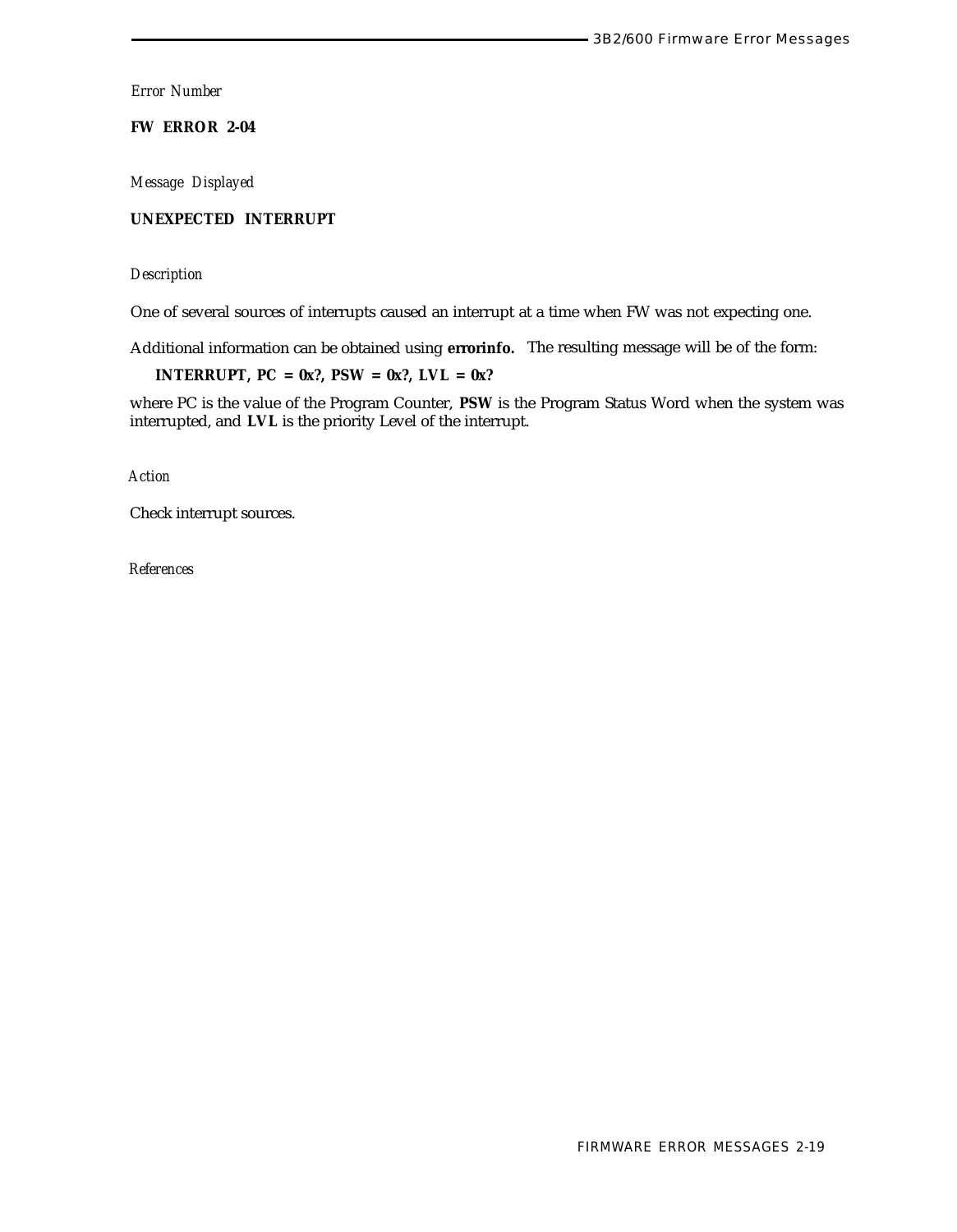*Error Number*

**FW ERROR 2-04**

*Message Displayed*

**UNEXPECTED INTERRUPT**

*Description*

One of several sources of interrupts caused an interrupt at a time when FW was not expecting one.

Additional information can be obtained using **errorinfo.** The resulting message will be of the form:

**INTERRUPT, PC = 0x?, PSW = 0x?, LVL = 0x?**

where PC is the value of the Program Counter, **PSW** is the Program Status Word when the system was interrupted, and **LVL** is the priority Level of the interrupt.

*Action*

Check interrupt sources.

*References*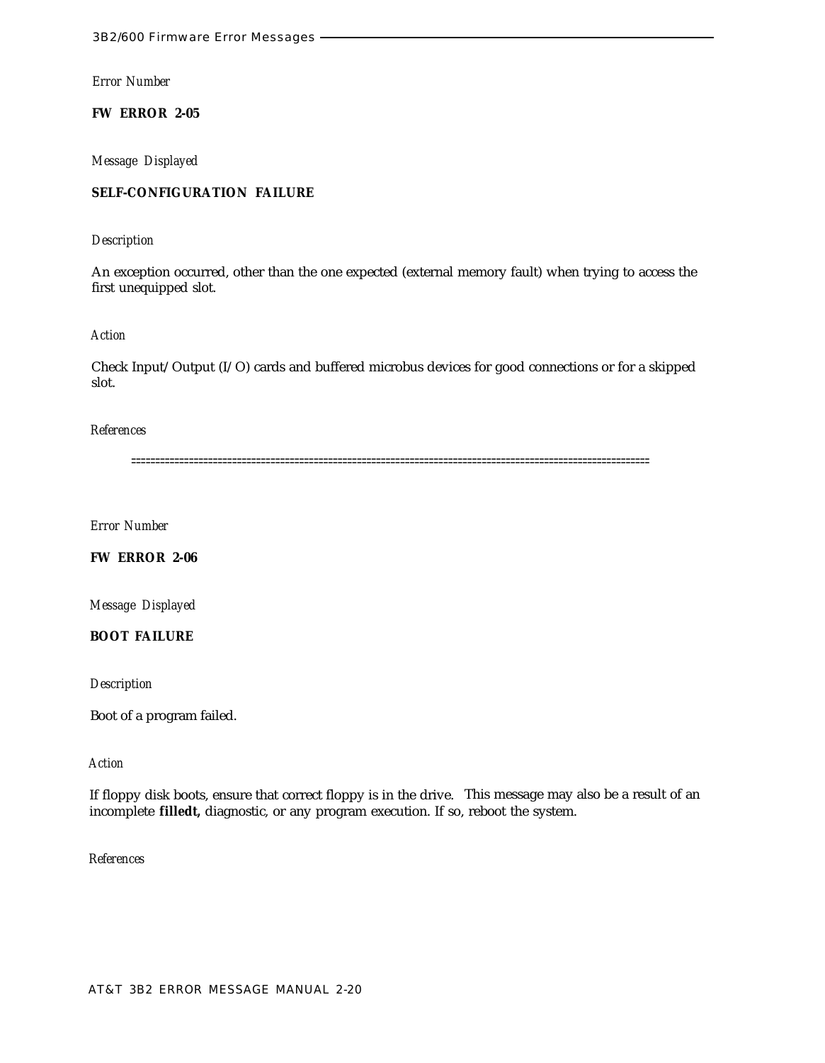*Error Number*

**FW ERROR 2-05**

*Message Displayed*

**SELF-CONFIGURATION FAILURE**

*Description*

An exception occurred, other than the one expected (external memory fault) when trying to access the first unequipped slot.

*Action*

Check Input/Output (I/O) cards and buffered microbus devices for good connections or for a skipped slot.

*References*

==========================================================================================

*Error Number*

**FW ERROR 2-06**

*Message Displayed*

**BOOT FAILURE**

*Description*

Boot of a program failed.

*Action*

If floppy disk boots, ensure that correct floppy is in the drive. This message may also be a result of an incomplete **filledt,** diagnostic, or any program execution. If so, reboot the system.

*References*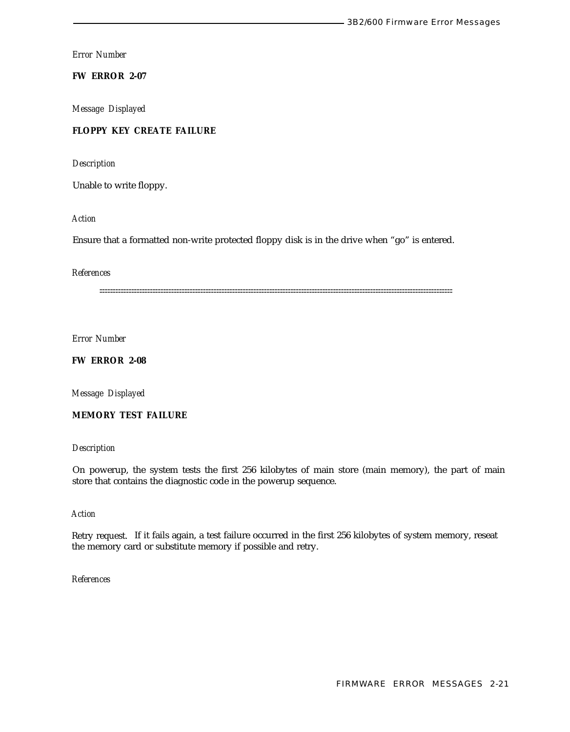*Error Number*

**FW ERROR 2-07**

*Message Displayed*

**FLOPPY KEY CREATE FAILURE**

*Description*

Unable to write floppy.

*Action*

Ensure that a formatted non-write protected floppy disk is in the drive when “go” is entered.

*References*

---

*Error Number*

**FW ERROR 2-08**

*Message Displayed*

**MEMORY TEST FAILURE**

*Description*

On powerup, the system tests the first 256 kilobytes of main store (main memory), the part of main store that contains the diagnostic code in the powerup sequence.

*Action*

Retry request. If it fails again, a test failure occurred in the first 256 kilobytes of system memory, reseat the memory card or substitute memory if possible and retry.

*References*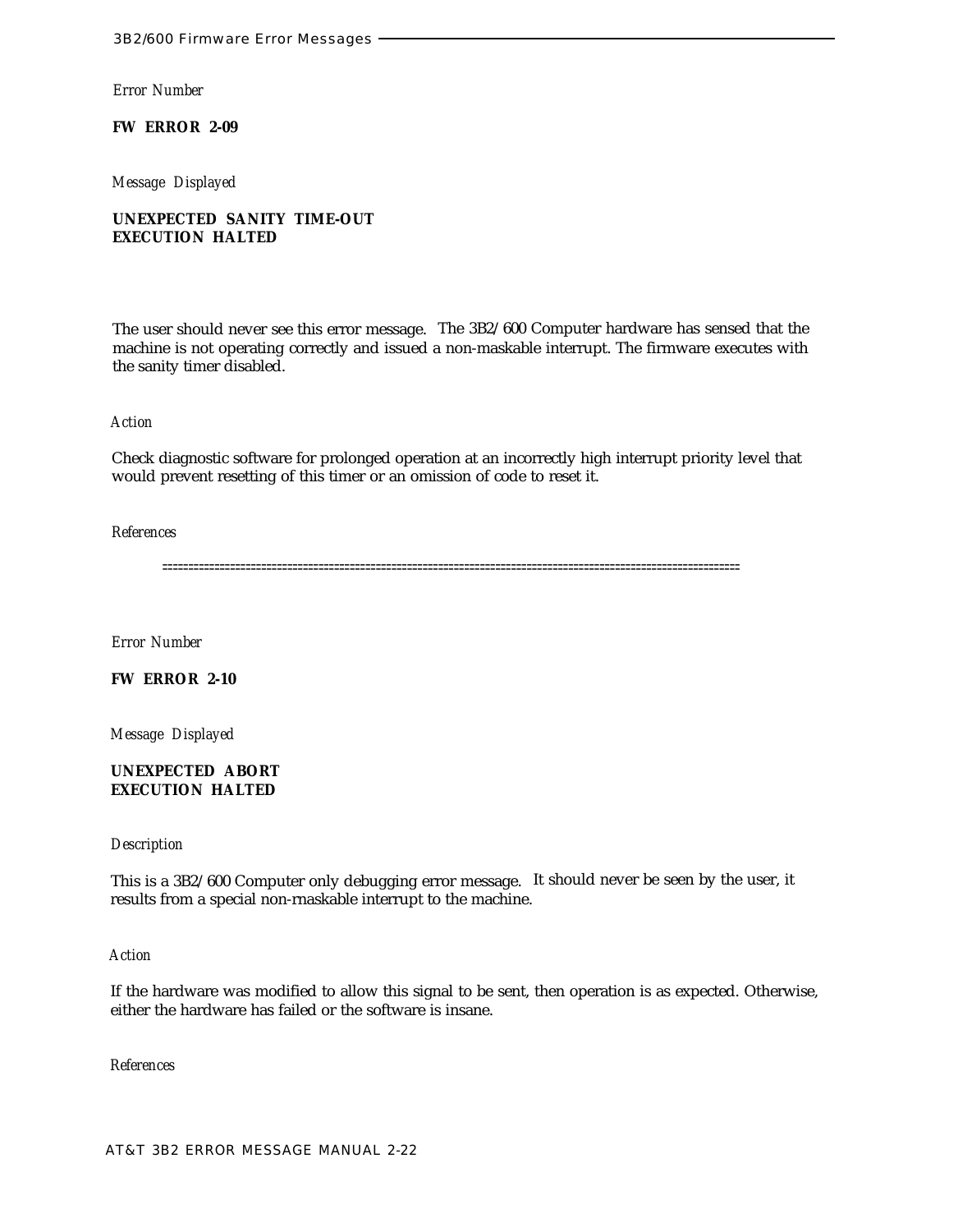*Error Number*

**FW ERROR 2-09**

*Message Displayed*

**UNEXPECTED SANITY TIME-OUT**
**EXECUTION HALTED**

The user should never see this error message. The 3B2/600 Computer hardware has sensed that the machine is not operating correctly and issued a non-maskable interrupt. The firmware executes with the sanity timer disabled.

*Action*

Check diagnostic software for prolonged operation at an incorrectly high interrupt priority level that would prevent resetting of this timer or an omission of code to reset it.

*References*

==========================================================================================================

*Error Number*

**FW ERROR 2-10**

*Message Displayed*

**UNEXPECTED ABORT**
**EXECUTION HALTED**

*Description*

This is a 3B2/600 Computer only debugging error message. It should never be seen by the user, it results from a special non-rnaskable interrupt to the machine.

*Action*

If the hardware was modified to allow this signal to be sent, then operation is as expected. Otherwise, either the hardware has failed or the software is insane.

*References*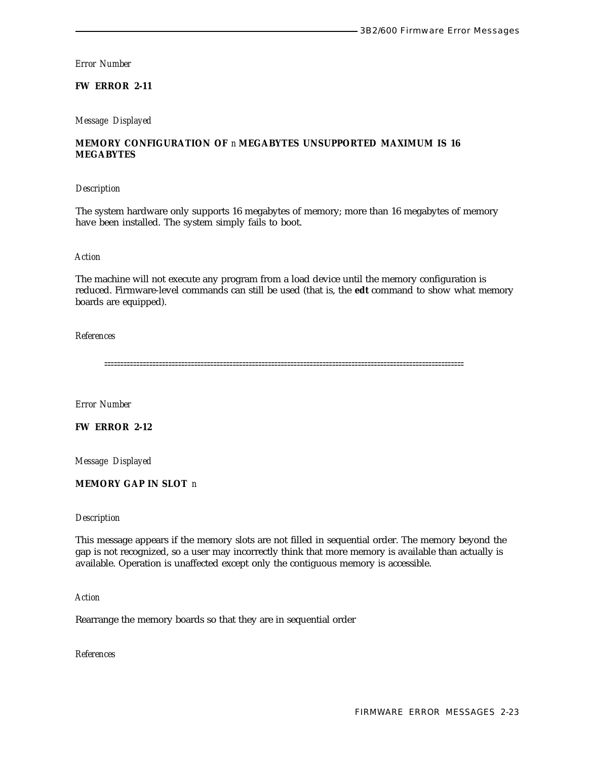*Error Number*

**FW ERROR 2-11**

*Message Displayed*

**MEMORY CONFIGURATION OF** *n* **MEGABYTES UNSUPPORTED MAXIMUM IS 16 MEGABYTES**

*Description*

The system hardware only supports 16 megabytes of memory; more than 16 megabytes of memory have been installed. The system simply fails to boot.

*Action*

The machine will not execute any program from a load device until the memory configuration is reduced. Firmware-level commands can still be used (that is, the **edt** command to show what memory boards are equipped).

*References*

==========================================================================================================

*Error Number*

**FW ERROR 2-12**

*Message Displayed*

**MEMORY GAP IN SLOT** *n*

*Description*

This message appears if the memory slots are not filled in sequential order. The memory beyond the gap is not recognized, so a user may incorrectly think that more memory is available than actually is available. Operation is unaffected except only the contiguous memory is accessible.

*Action*

Rearrange the memory boards so that they are in sequential order

*References*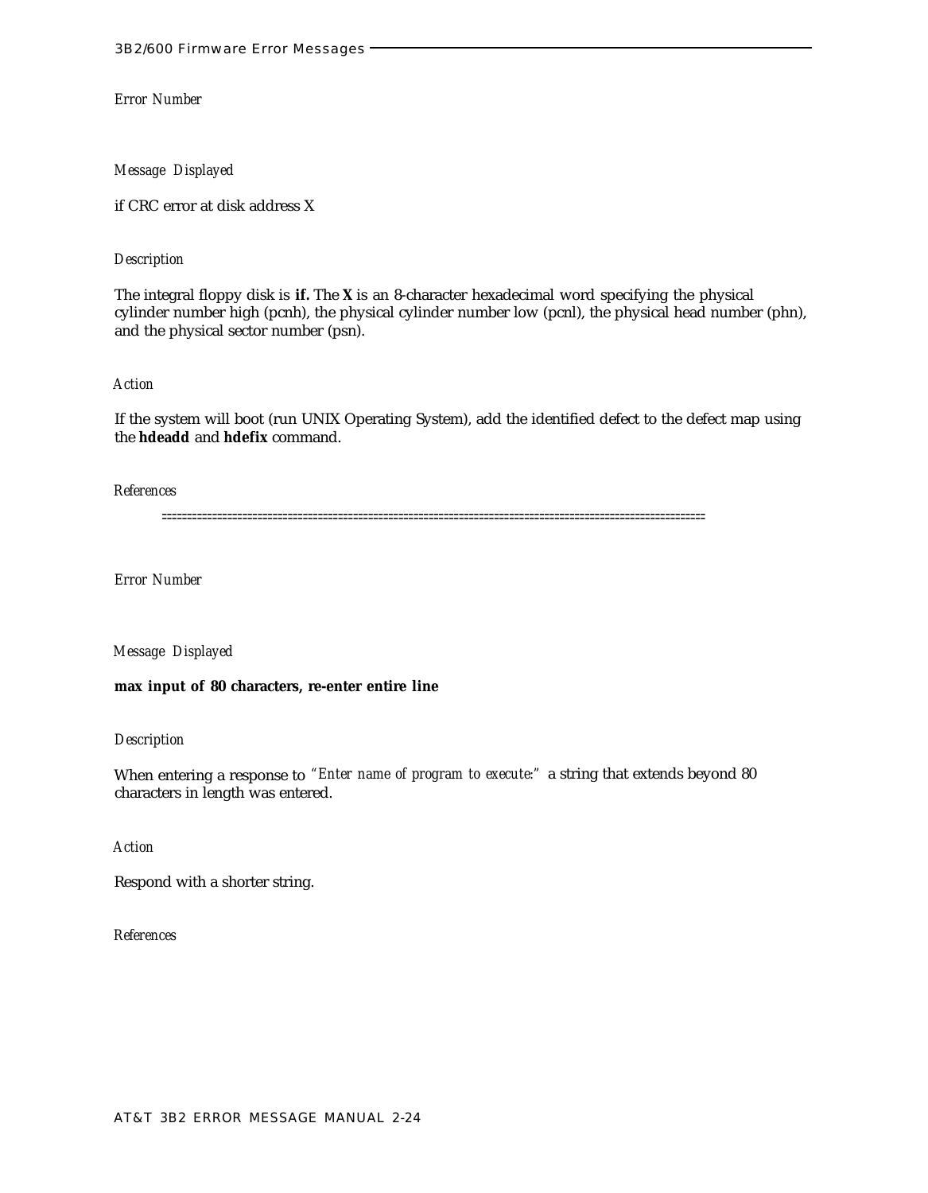*Error Number*

*Message Displayed*

if CRC error at disk address X

*Description*

The integral floppy disk is **if.** The **X** is an 8-character hexadecimal word specifying the physical cylinder number high (pcnh), the physical cylinder number low (pcnl), the physical head number (phn), and the physical sector number (psn).

*Action*

If the system will boot (run UNIX Operating System), add the identified defect to the defect map using the **hdeadd** and **hdefix** command.

*References*

==========================================================================================================

*Error Number*

*Message Displayed*

**max input of 80 characters, re-enter entire line**

*Description*

When entering a response to *"Enter name of program to execute:"* a string that extends beyond 80 characters in length was entered.

*Action*

Respond with a shorter string.

*References*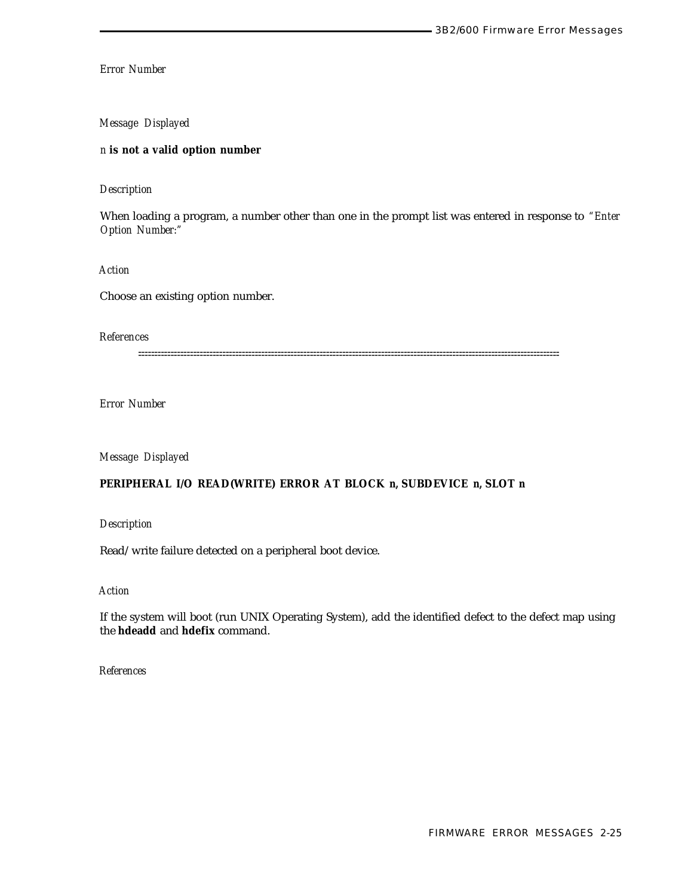*Error Number*

*Message Displayed*

*n* **is not a valid option number**

*Description*

When loading a program, a number other than one in the prompt list was entered in response to *"Enter Option Number:"*

*Action*

Choose an existing option number.

*References*

=====================================================================================================================

*Error Number*

*Message Displayed*

**PERIPHERAL I/O READ(WRITE) ERROR AT BLOCK n, SUBDEVICE n, SLOT n**

*Description*

Read/write failure detected on a peripheral boot device.

*Action*

If the system will boot (run UNIX Operating System), add the identified defect to the defect map using the **hdeadd** and **hdefix** command.

*References*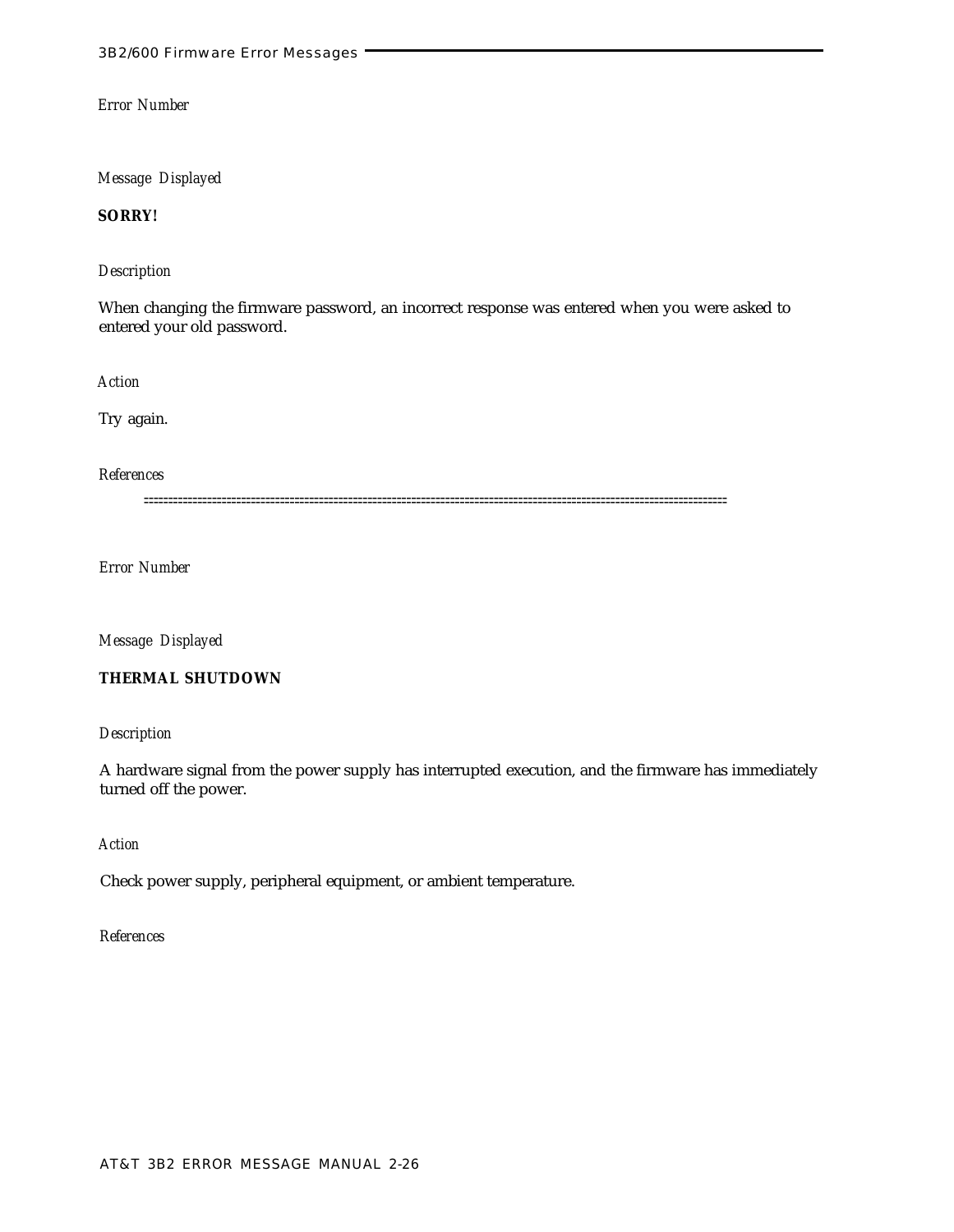*Error Number*

*Message Displayed*

**SORRY!**

*Description*

When changing the firmware password, an incorrect response was entered when you were asked to entered your old password.

*Action*

Try again.

*References*

==========================================================================================================

*Error Number*

*Message Displayed*

**THERMAL SHUTDOWN**

*Description*

A hardware signal from the power supply has interrupted execution, and the firmware has immediately turned off the power.

*Action*

Check power supply, peripheral equipment, or ambient temperature.

*References*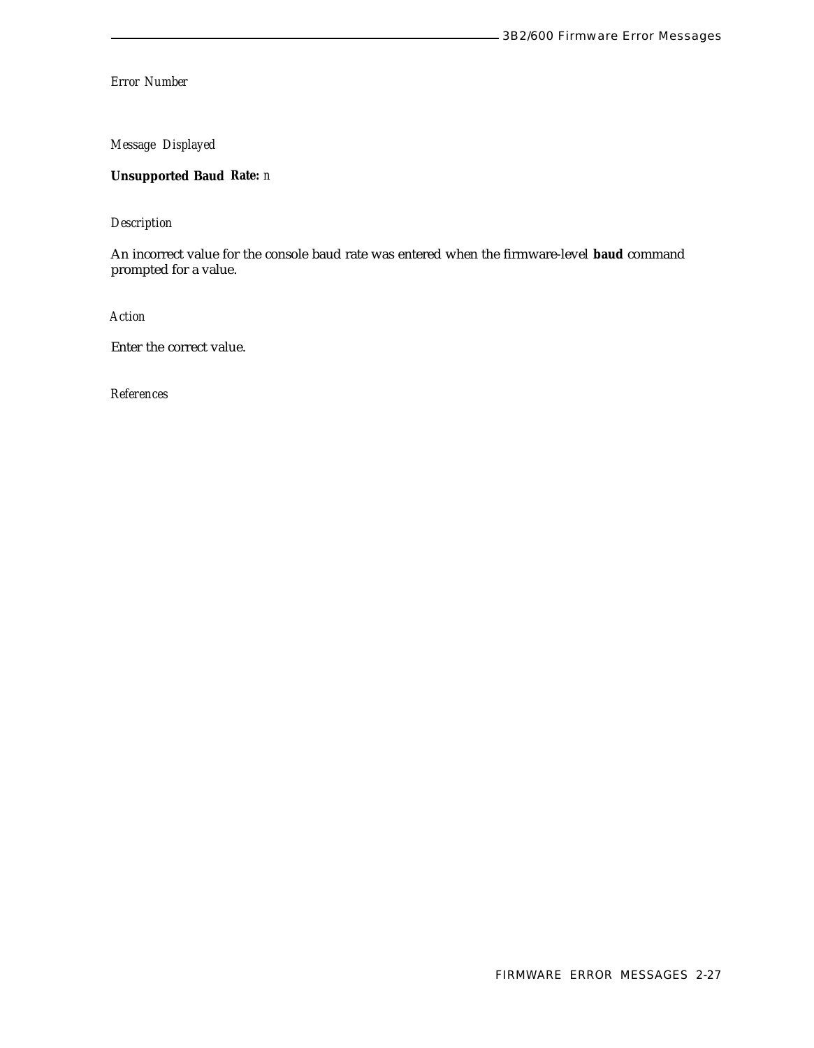*Error Number*

*Message Displayed*

**Unsupported Baud Rate:** *n*

*Description*

An incorrect value for the console baud rate was entered when the firmware-level **baud** command prompted for a value.

*Action*

Enter the correct value.

*References*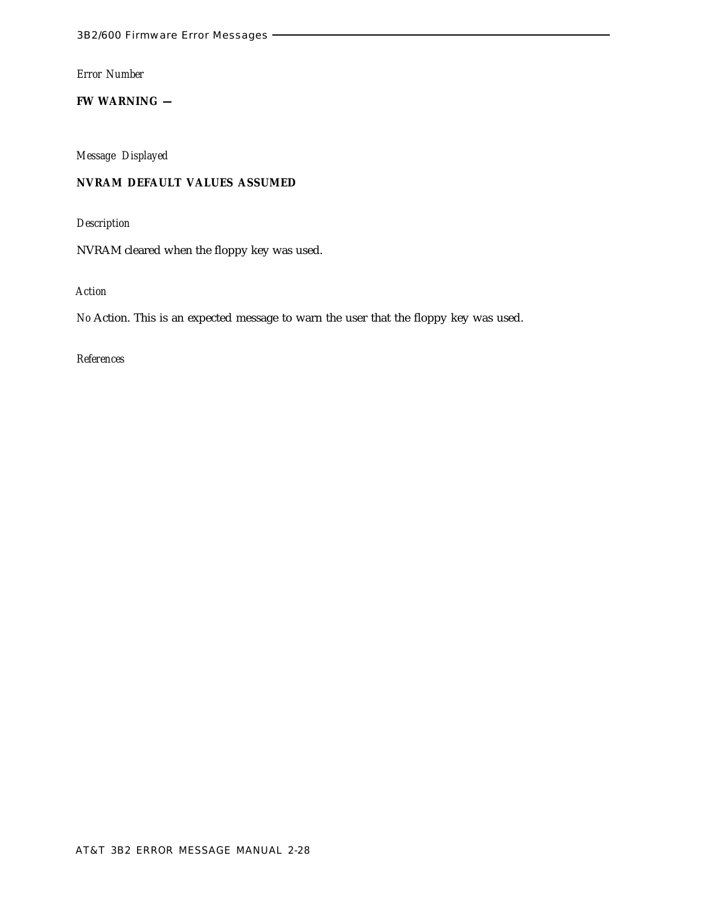*Error Number*

**FW WARNING —**

*Message Displayed*

**NVRAM DEFAULT VALUES ASSUMED**

*Description*

NVRAM cleared when the floppy key was used.

*Action*

*No* Action. This is an expected message to warn the user that the floppy key was used.

*References*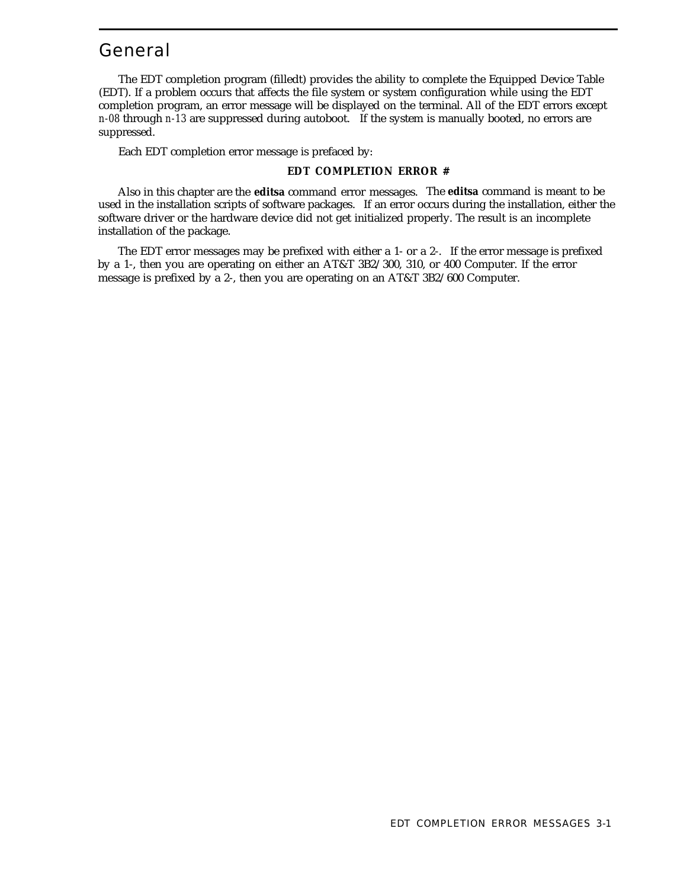# General

The EDT completion program (filledt) provides the ability to complete the Equipped Device Table (EDT). If a problem occurs that affects the file system or system configuration while using the EDT completion program, an error message will be displayed on the terminal. All of the EDT errors except *n-08* through *n-13* are suppressed during autoboot. If the system is manually booted, no errors are suppressed.

Each EDT completion error message is prefaced by:

**EDT COMPLETION ERROR #**

Also in this chapter are the **editsa** command error messages. The **editsa** command is meant to be used in the installation scripts of software packages. If an error occurs during the installation, either the software driver or the hardware device did not get initialized properly. The result is an incomplete installation of the package.

The EDT error messages may be prefixed with either a 1- or a 2-. If the error message is prefixed by a 1-, then you are operating on either an AT&T 3B2/300, 310, or 400 Computer. If the error message is prefixed by a 2-, then you are operating on an AT&T 3B2/600 Computer.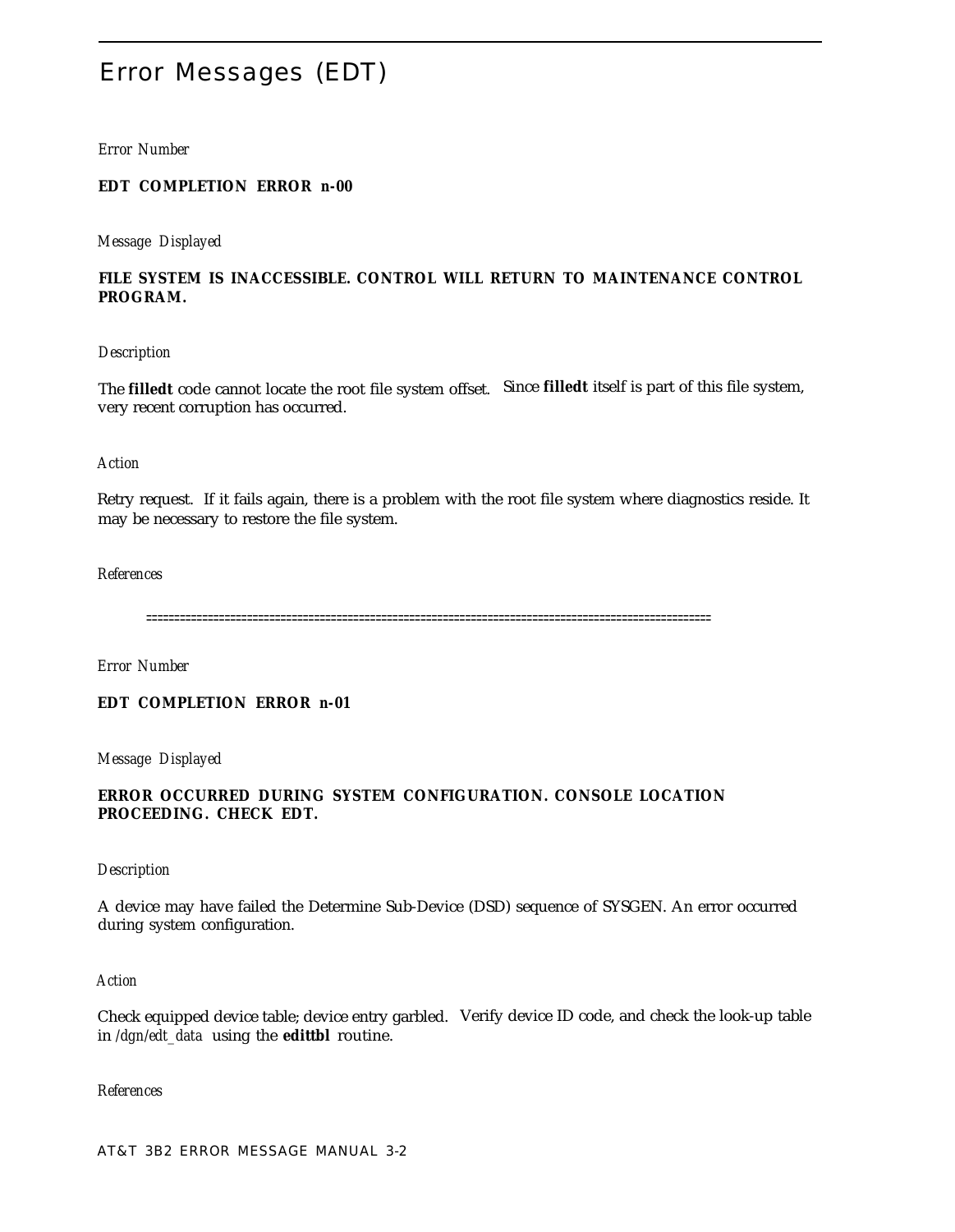# Error Messages (EDT)

*Error Number*

**EDT COMPLETION ERROR n-00**

*Message Displayed*

**FILE SYSTEM IS INACCESSIBLE. CONTROL WILL RETURN TO MAINTENANCE CONTROL PROGRAM.**

*Description*

The **filledt** code cannot locate the root file system offset. Since **filledt** itself is part of this file system, very recent corruption has occurred.

*Action*

Retry request. If it fails again, there is a problem with the root file system where diagnostics reside. It may be necessary to restore the file system.

*References*

====================================================================================================

*Error Number*

**EDT COMPLETION ERROR n-01**

*Message Displayed*

**ERROR OCCURRED DURING SYSTEM CONFIGURATION. CONSOLE LOCATION PROCEEDING. CHECK EDT.**

*Description*

A device may have failed the Determine Sub-Device (DSD) sequence of SYSGEN. An error occurred during system configuration.

*Action*

Check equipped device table; device entry garbled. Verify device ID code, and check the look-up table in */dgn/edt_data* using the **edittbl** routine.

*References*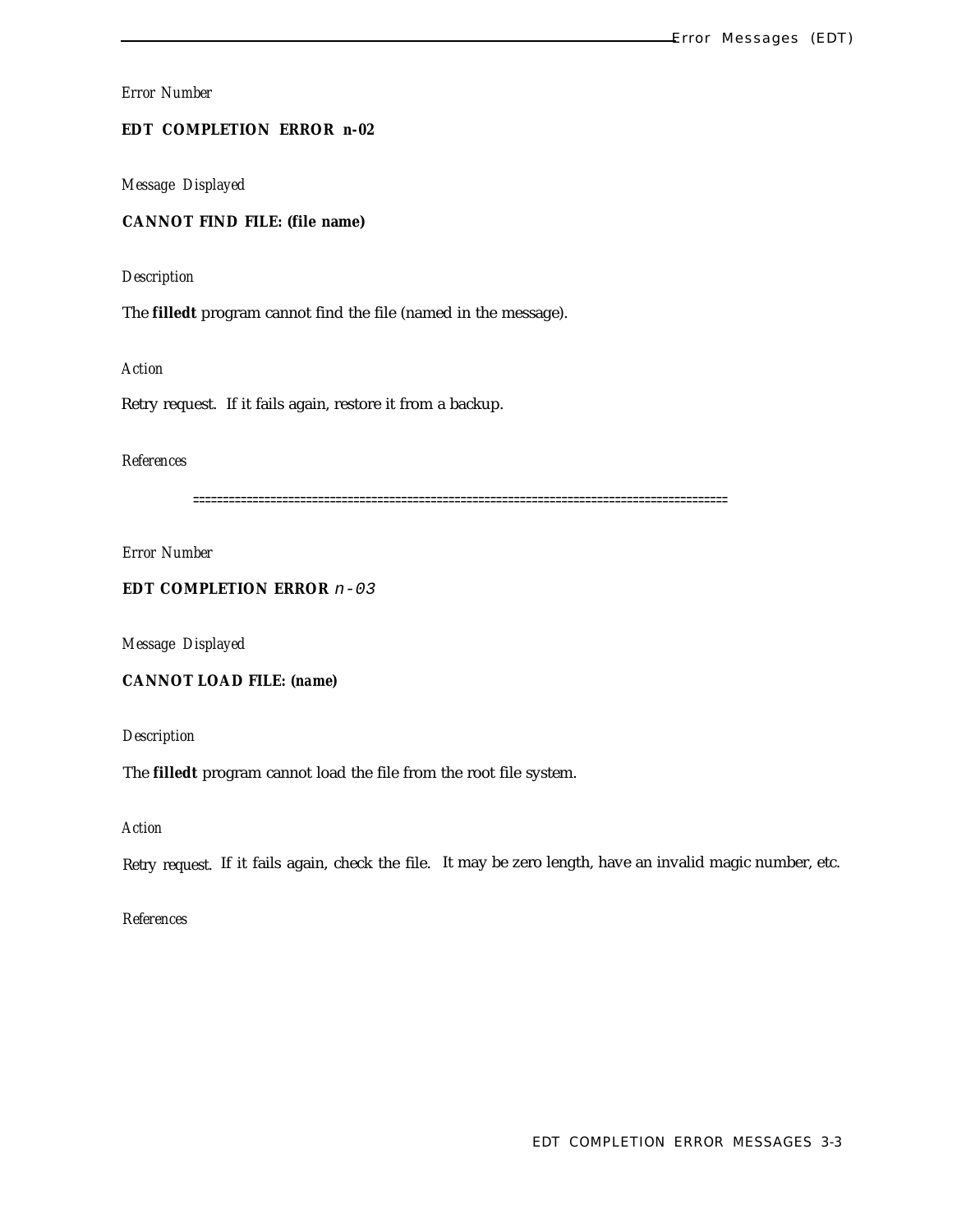*Error Number*

**EDT COMPLETION ERROR n-02**

*Message Displayed*

**CANNOT FIND FILE: (file name)**

*Description*

The **filledt** program cannot find the file (named in the message).

*Action*

Retry request. If it fails again, restore it from a backup.

*References*

==========================================================================================

*Error Number*

**EDT COMPLETION ERROR** *n-03*

*Message Displayed*

**CANNOT LOAD FILE: *(name)***

*Description*

The **filledt** program cannot load the file from the root file system.

*Action*

Retry request. If it fails again, check the file. It may be zero length, have an invalid magic number, etc.

*References*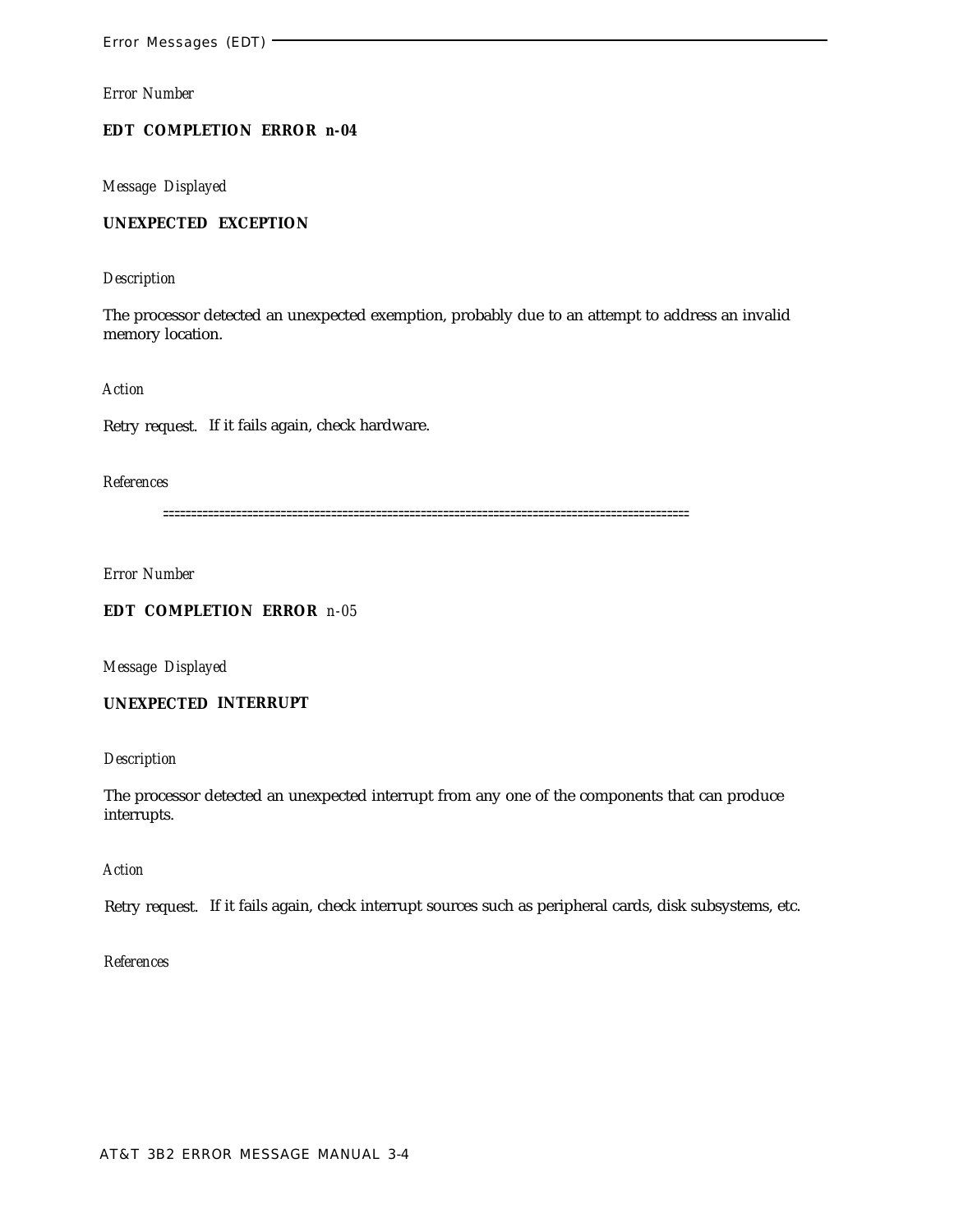*Error Number*

**EDT COMPLETION ERROR n-04**

*Message Displayed*

**UNEXPECTED EXCEPTION**

*Description*

The processor detected an unexpected exemption, probably due to an attempt to address an invalid memory location.

*Action*

Retry request. If it fails again, check hardware.

*References*

==========================================================================================

*Error Number*

**EDT COMPLETION ERROR** *n-05*

*Message Displayed*

**UNEXPECTED INTERRUPT**

*Description*

The processor detected an unexpected interrupt from any one of the components that can produce interrupts.

*Action*

Retry request. If it fails again, check interrupt sources such as peripheral cards, disk subsystems, etc.

*References*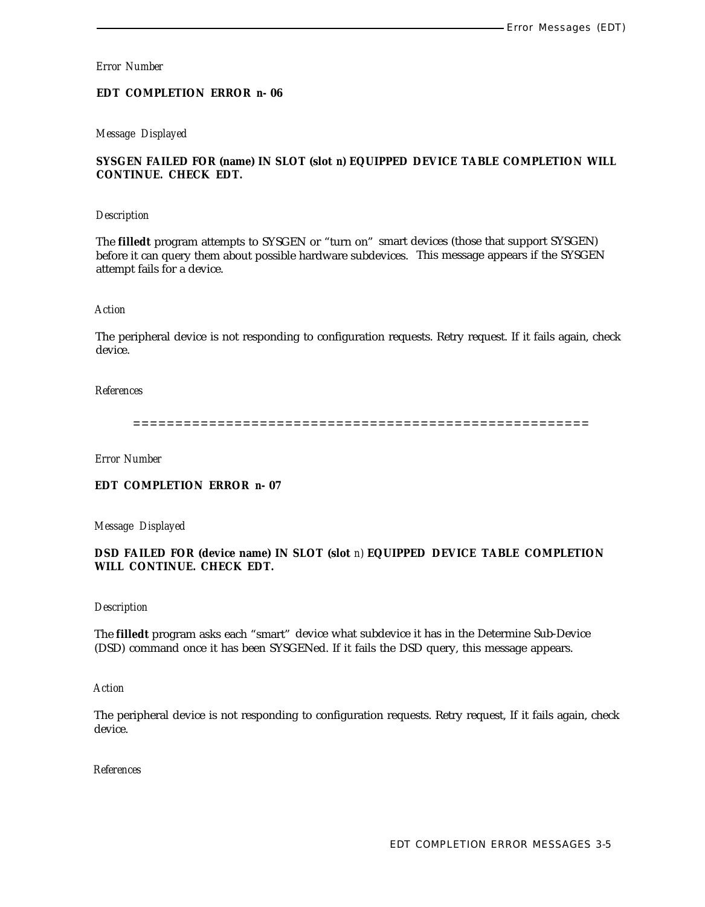*Error Number*

**EDT COMPLETION ERROR n- 06**

*Message Displayed*

**SYSGEN FAILED FOR (name) IN SLOT (slot n) EQUIPPED DEVICE TABLE COMPLETION WILL CONTINUE. CHECK EDT.**

*Description*

The **filledt** program attempts to SYSGEN or “turn on” smart devices (those that support SYSGEN) before it can query them about possible hardware subdevices. This message appears if the SYSGEN attempt fails for a device.

*Action*

The peripheral device is not responding to configuration requests. Retry request. If it fails again, check device.

*References*

========================================================

*Error Number*

**EDT COMPLETION ERROR n- 07**

*Message Displayed*

**DSD FAILED FOR (device name) IN SLOT (slot** *n)* **EQUIPPED DEVICE TABLE COMPLETION WILL CONTINUE. CHECK EDT.**

*Description*

The **filledt** program asks each “smart” device what subdevice it has in the Determine Sub-Device (DSD) command once it has been SYSGENed. If it fails the DSD query, this message appears.

*Action*

The peripheral device is not responding to configuration requests. Retry request, If it fails again, check device.

*References*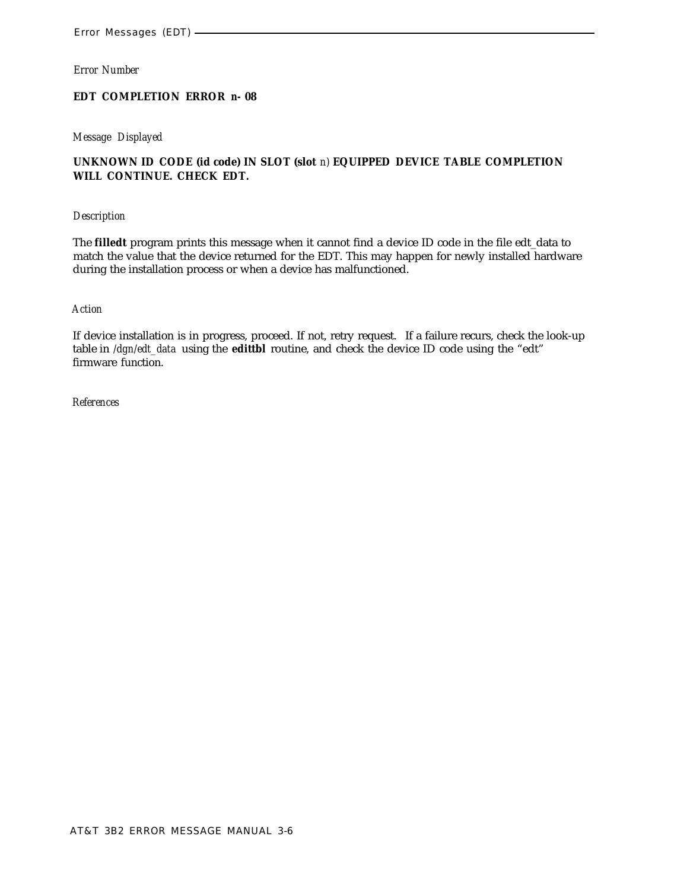*Error Number*

**EDT COMPLETION ERROR n- 08**

*Message Displayed*

**UNKNOWN ID CODE (id code) IN SLOT (slot** *n*) **EQUIPPED DEVICE TABLE COMPLETION WILL CONTINUE. CHECK EDT.**

*Description*

The **filledt** program prints this message when it cannot find a device ID code in the file edt_data to match the value that the device returned for the EDT. This may happen for newly installed hardware during the installation process or when a device has malfunctioned.

*Action*

If device installation is in progress, proceed. If not, retry request. If a failure recurs, check the look-up table in */dgn/edt_data* using the **edittbl** routine, and check the device ID code using the “edt” firmware function.

*References*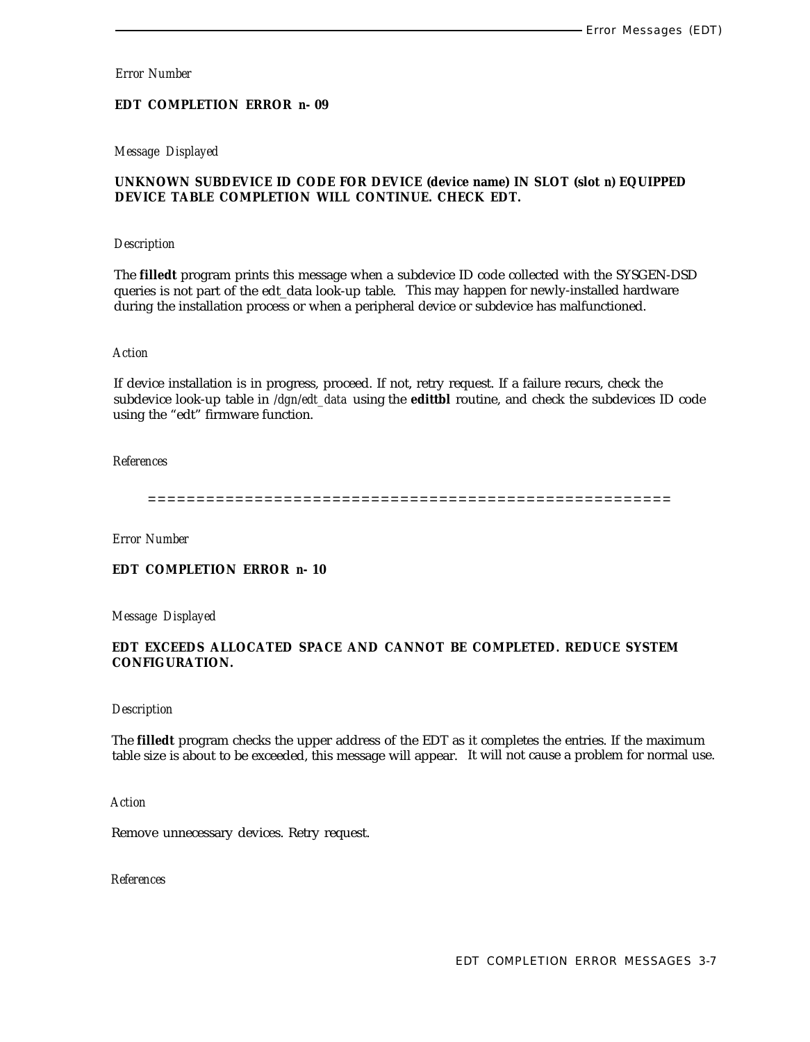*Error Number*

**EDT COMPLETION ERROR n- 09**

*Message Displayed*

**UNKNOWN SUBDEVICE ID CODE FOR DEVICE (device name) IN SLOT (slot n) EQUIPPED DEVICE TABLE COMPLETION WILL CONTINUE. CHECK EDT.**

*Description*

The **filledt** program prints this message when a subdevice ID code collected with the SYSGEN-DSD queries is not part of the edt_data look-up table. This may happen for newly-installed hardware during the installation process or when a peripheral device or subdevice has malfunctioned.

*Action*

If device installation is in progress, proceed. If not, retry request. If a failure recurs, check the subdevice look-up table in */dgn/edt_data* using the **edittbl** routine, and check the subdevices ID code using the “edt” firmware function.

*References*

=====================================================

*Error Number*

**EDT COMPLETION ERROR n- 10**

*Message Displayed*

**EDT EXCEEDS ALLOCATED SPACE AND CANNOT BE COMPLETED. REDUCE SYSTEM CONFIGURATION.**

*Description*

The **filledt** program checks the upper address of the EDT as it completes the entries. If the maximum table size is about to be exceeded, this message will appear. It will not cause a problem for normal use.

*Action*

Remove unnecessary devices. Retry request.

*References*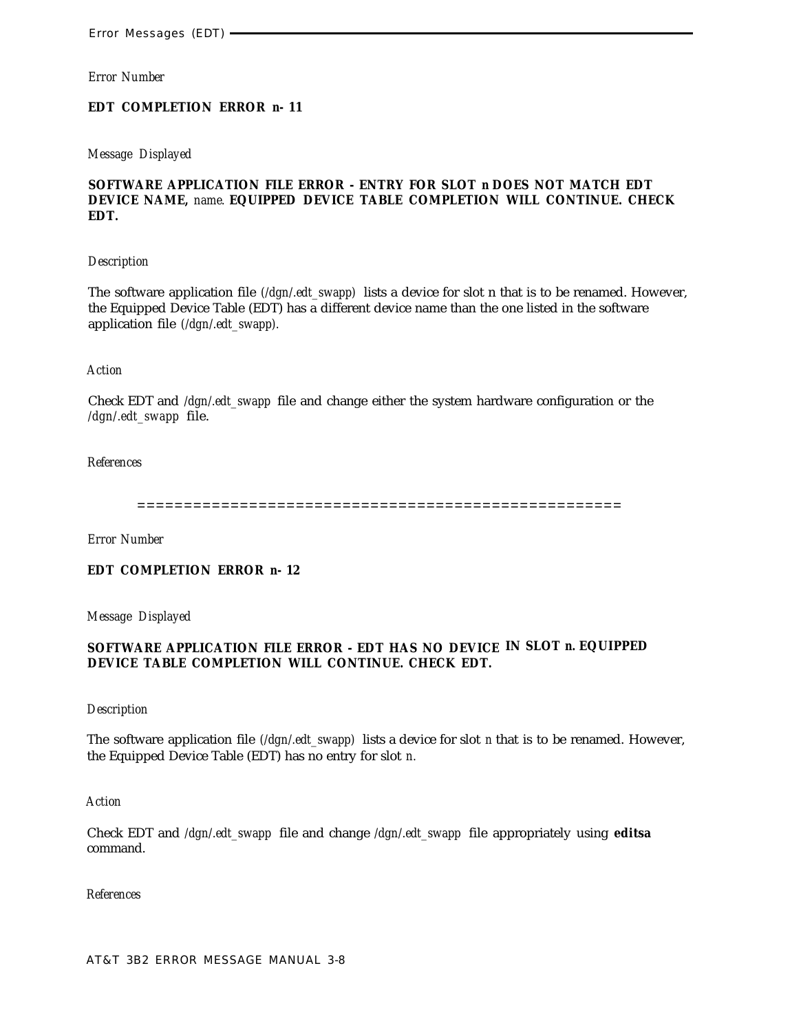*Error Number*

**EDT COMPLETION ERROR n- 11**

*Message Displayed*

**SOFTWARE APPLICATION FILE ERROR - ENTRY FOR SLOT n DOES NOT MATCH EDT DEVICE NAME,** *name.* **EQUIPPED DEVICE TABLE COMPLETION WILL CONTINUE. CHECK EDT.**

*Description*

The software application file (*/dgn/.edt_swapp*) lists a device for slot n that is to be renamed. However, the Equipped Device Table (EDT) has a different device name than the one listed in the software application file (*/dgn/.edt_swapp*).

*Action*

Check EDT and */dgn/.edt_swapp* file and change either the system hardware configuration or the */dgn/.edt_swapp* file.

*References*

=====================================================

*Error Number*

**EDT COMPLETION ERROR n- 12**

*Message Displayed*

**SOFTWARE APPLICATION FILE ERROR - EDT HAS NO DEVICE IN SLOT n. EQUIPPED DEVICE TABLE COMPLETION WILL CONTINUE. CHECK EDT.**

*Description*

The software application file (*/dgn/.edt_swapp*) lists a device for slot *n* that is to be renamed. However, the Equipped Device Table (EDT) has no entry for slot *n*.

*Action*

Check EDT and */dgn/.edt_swapp* file and change */dgn/.edt_swapp* file appropriately using **editsa** command.

*References*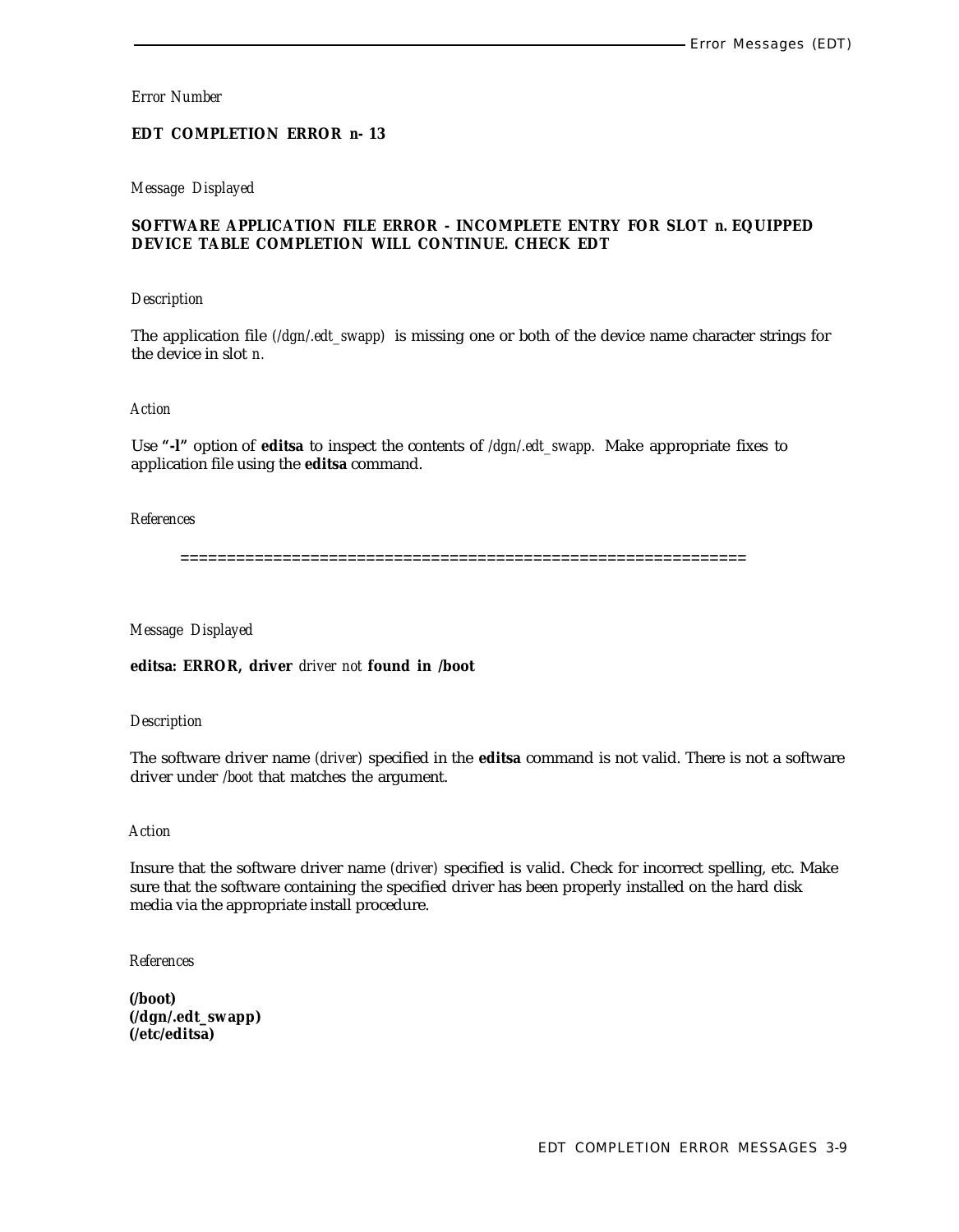*Error Number*

**EDT COMPLETION ERROR n- 13**

*Message Displayed*

**SOFTWARE APPLICATION FILE ERROR - INCOMPLETE ENTRY FOR SLOT n. EQUIPPED DEVICE TABLE COMPLETION WILL CONTINUE. CHECK EDT**

*Description*

The application file (*/dgn/.edt_swapp*) is missing one or both of the device name character strings for the device in slot *n.*

*Action*

Use **"-l"** option of **editsa** to inspect the contents of */dgn/.edt_swapp.* Make appropriate fixes to application file using the **editsa** command.

*References*

============================================================

*Message Displayed*

**editsa: ERROR, driver** *driver not* **found in /boot**

*Description*

The software driver name *(driver)* specified in the **editsa** command is not valid. There is not a software driver under */boot* that matches the argument.

*Action*

Insure that the software driver name *(driver)* specified is valid. Check for incorrect spelling, etc. Make sure that the software containing the specified driver has been properly installed on the hard disk media via the appropriate install procedure.

*References*

**(/boot)**
**(/dgn/.edt_swapp)**
**(/etc/editsa)**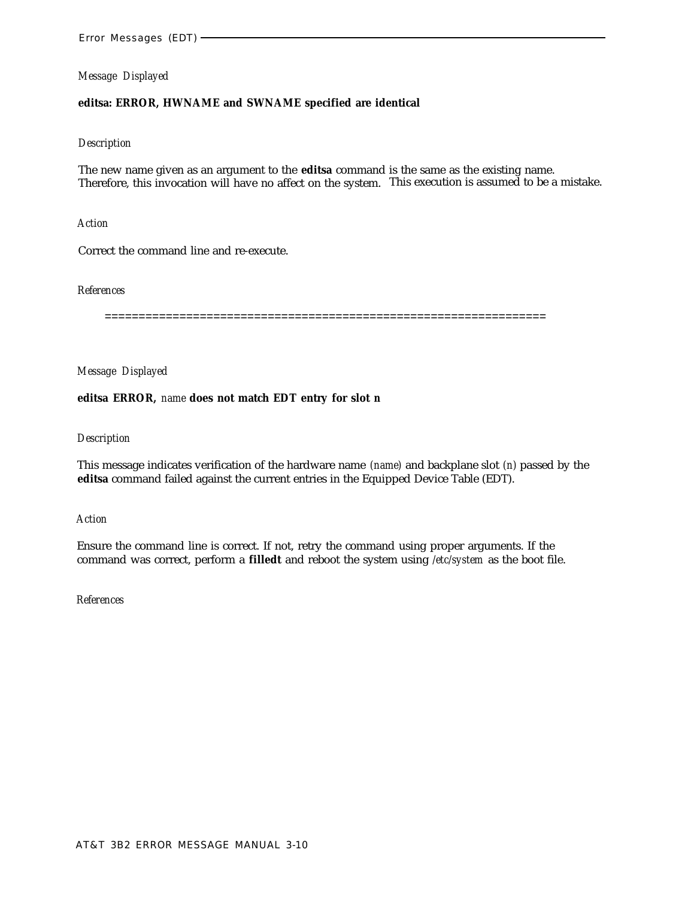*Message Displayed*

**editsa: ERROR, HWNAME and SWNAME specified are identical**

*Description*

The new name given as an argument to the **editsa** command is the same as the existing name. Therefore, this invocation will have no affect on the system. This execution is assumed to be a mistake.

*Action*

Correct the command line and re-execute.

*References*

================================================================

*Message Displayed*

**editsa ERROR,** *name* **does not match EDT entry for slot n**

*Description*

This message indicates verification of the hardware name *(name)* and backplane slot *(n)* passed by the **editsa** command failed against the current entries in the Equipped Device Table (EDT).

*Action*

Ensure the command line is correct. If not, retry the command using proper arguments. If the command was correct, perform a **filledt** and reboot the system using */etc/system* as the boot file.

*References*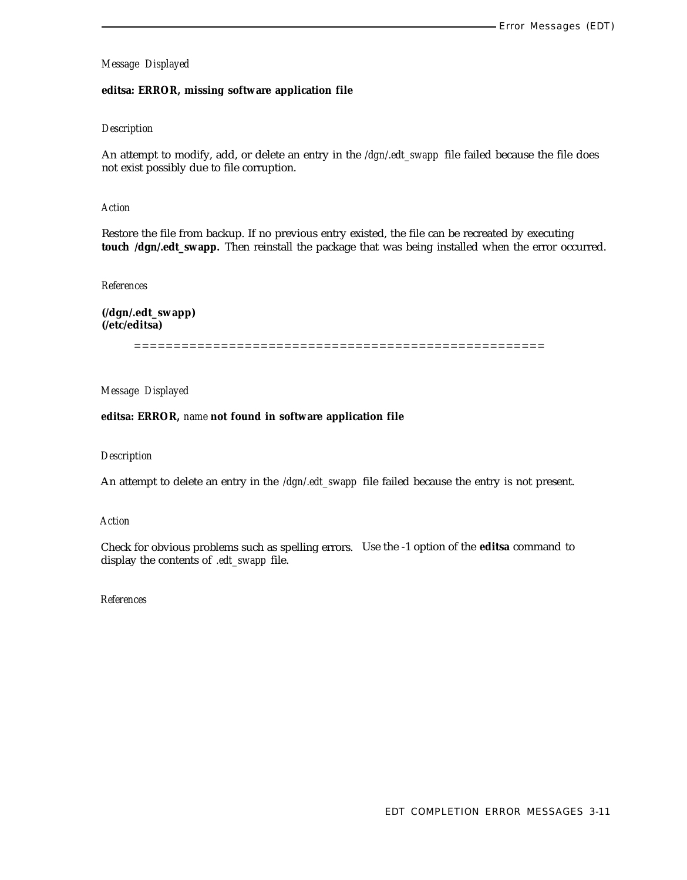*Message Displayed*

**editsa: ERROR, missing software application file**

*Description*

An attempt to modify, add, or delete an entry in the */dgn/.edt_swapp* file failed because the file does not exist possibly due to file corruption.

*Action*

Restore the file from backup. If no previous entry existed, the file can be recreated by executing **touch /dgn/.edt_swapp.** Then reinstall the package that was being installed when the error occurred.

*References*

**(/dgn/.edt_swapp)**
**(/etc/editsa)**

====================================================

*Message Displayed*

**editsa: ERROR,** *name* **not found in software application file**

*Description*

An attempt to delete an entry in the */dgn/.edt_swapp* file failed because the entry is not present.

*Action*

Check for obvious problems such as spelling errors. Use the -1 option of the **editsa** command to display the contents of *.edt_swapp* file.

*References*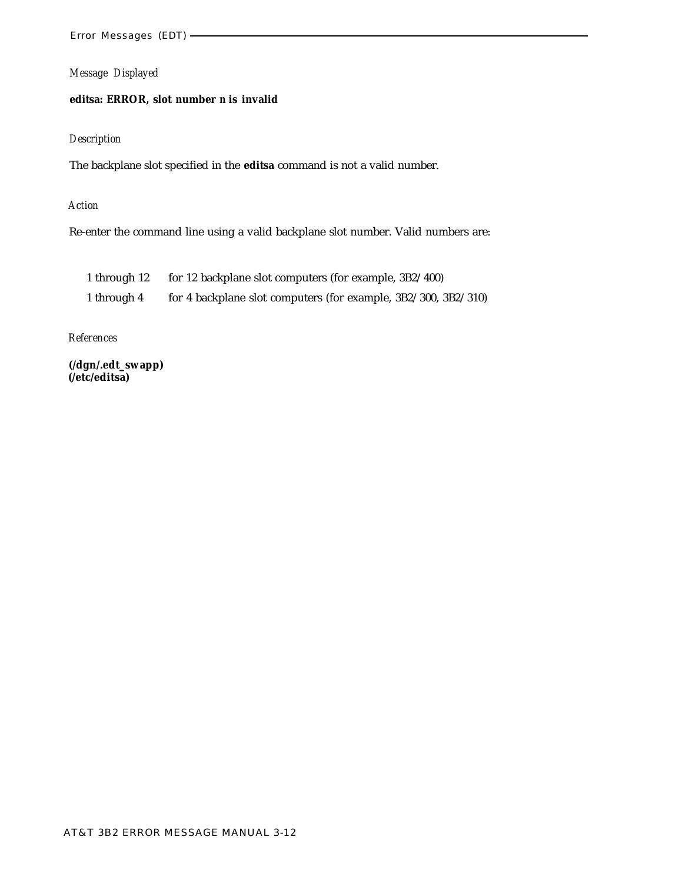*Message Displayed*

**editsa: ERROR, slot number *n* is invalid**

*Description*

The backplane slot specified in the **editsa** command is not a valid number.

*Action*

Re-enter the command line using a valid backplane slot number. Valid numbers are:

| | |
|---|---|
| 1 through 12 | for 12 backplane slot computers (for example, 3B2/400) |
| 1 through 4 | for 4 backplane slot computers (for example, 3B2/300, 3B2/310) |

*References*

**(/dgn/.edt_swapp)**
**(/etc/editsa)**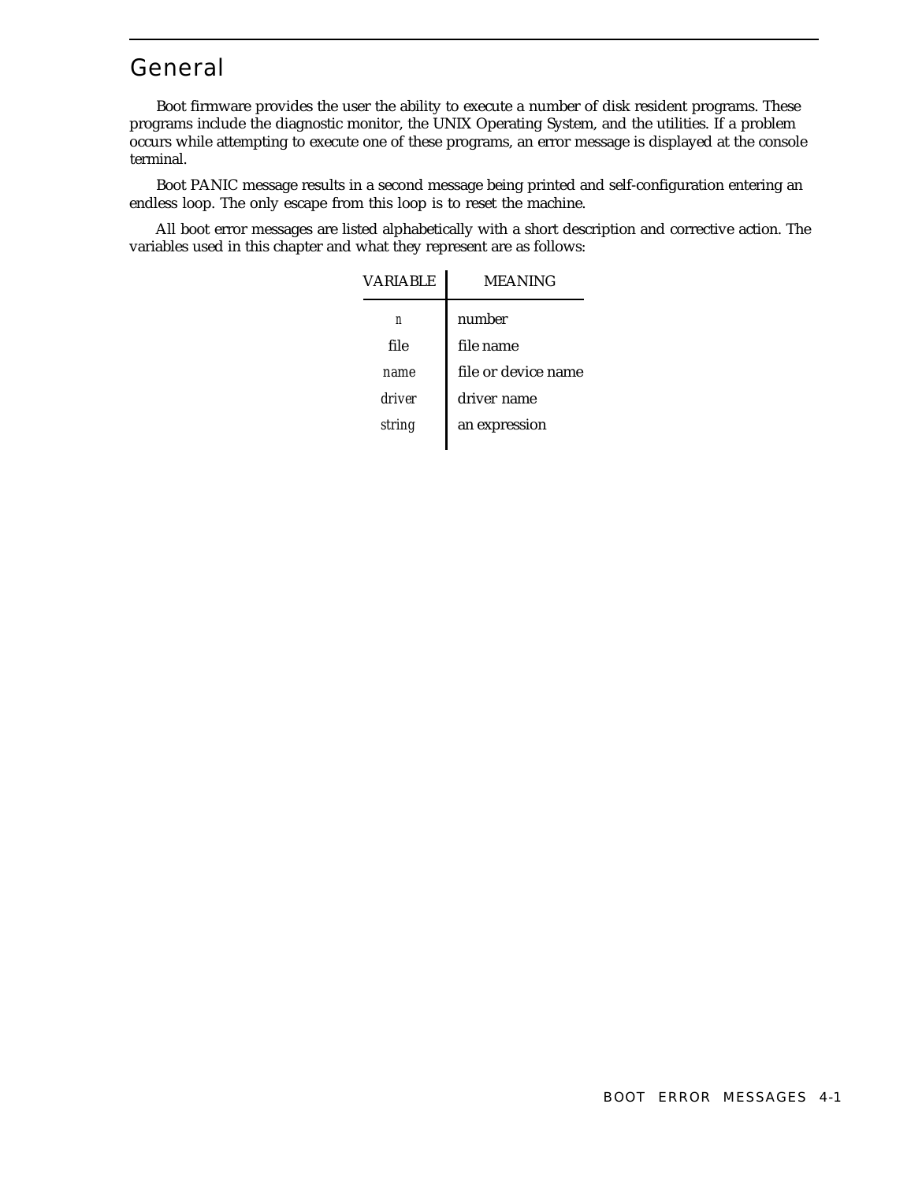## General

Boot firmware provides the user the ability to execute a number of disk resident programs. These programs include the diagnostic monitor, the UNIX Operating System, and the utilities. If a problem occurs while attempting to execute one of these programs, an error message is displayed at the console terminal.

Boot PANIC message results in a second message being printed and self-configuration entering an endless loop. The only escape from this loop is to reset the machine.

All boot error messages are listed alphabetically with a short description and corrective action. The variables used in this chapter and what they represent are as follows:

| VARIABLE | MEANING |
|---|---|
| *n* | number |
| file | file name |
| *name* | file or device name |
| *driver* | driver name |
| *string* | an expression |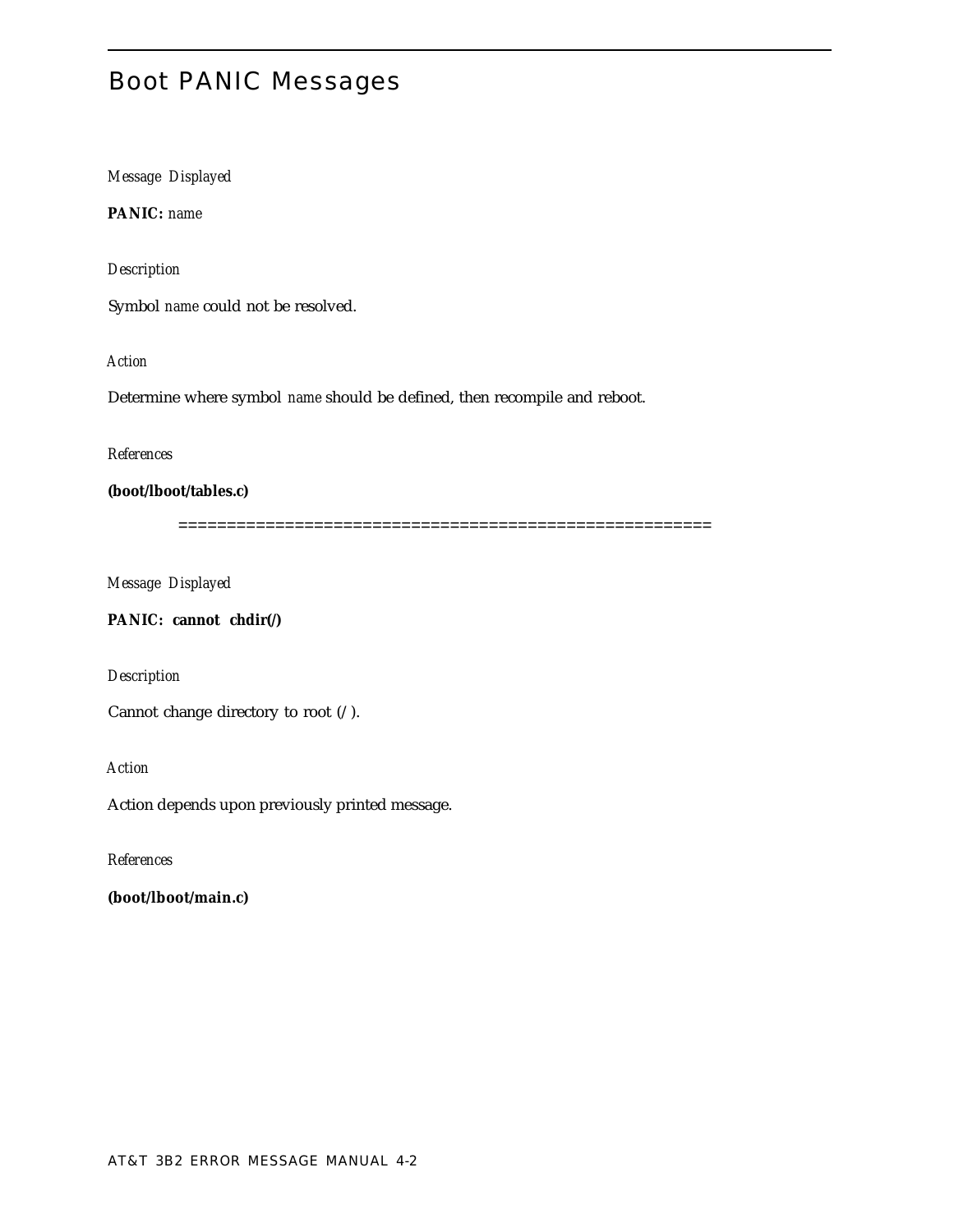# Boot PANIC Messages

*Message Displayed*

**PANIC:** *name*

*Description*

Symbol *name* could not be resolved.

*Action*

Determine where symbol *name* should be defined, then recompile and reboot.

*References*

**(boot/lboot/tables.c)**

=======================================================

*Message Displayed*

**PANIC: cannot chdir(/)**

*Description*

Cannot change directory to root (/).

*Action*

Action depends upon previously printed message.

*References*

**(boot/lboot/main.c)**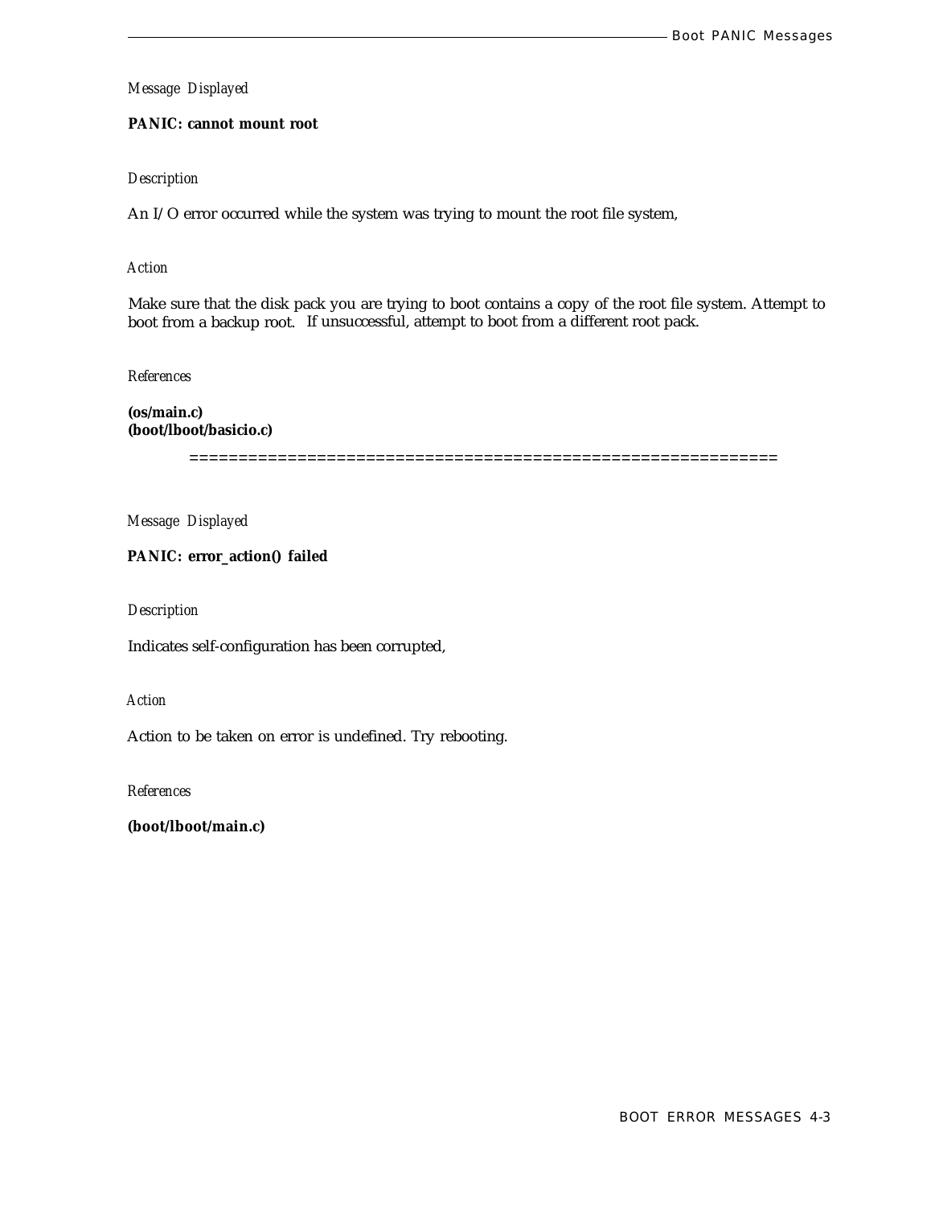*Message Displayed*

**PANIC: cannot mount root**

*Description*

An I/O error occurred while the system was trying to mount the root file system,

*Action*

Make sure that the disk pack you are trying to boot contains a copy of the root file system. Attempt to boot from a backup root. If unsuccessful, attempt to boot from a different root pack.

*References*

**(os/main.c)**
**(boot/lboot/basicio.c)**

============================================================

*Message Displayed*

**PANIC: error_action() failed**

*Description*

Indicates self-configuration has been corrupted,

*Action*

Action to be taken on error is undefined. Try rebooting.

*References*

**(boot/lboot/main.c)**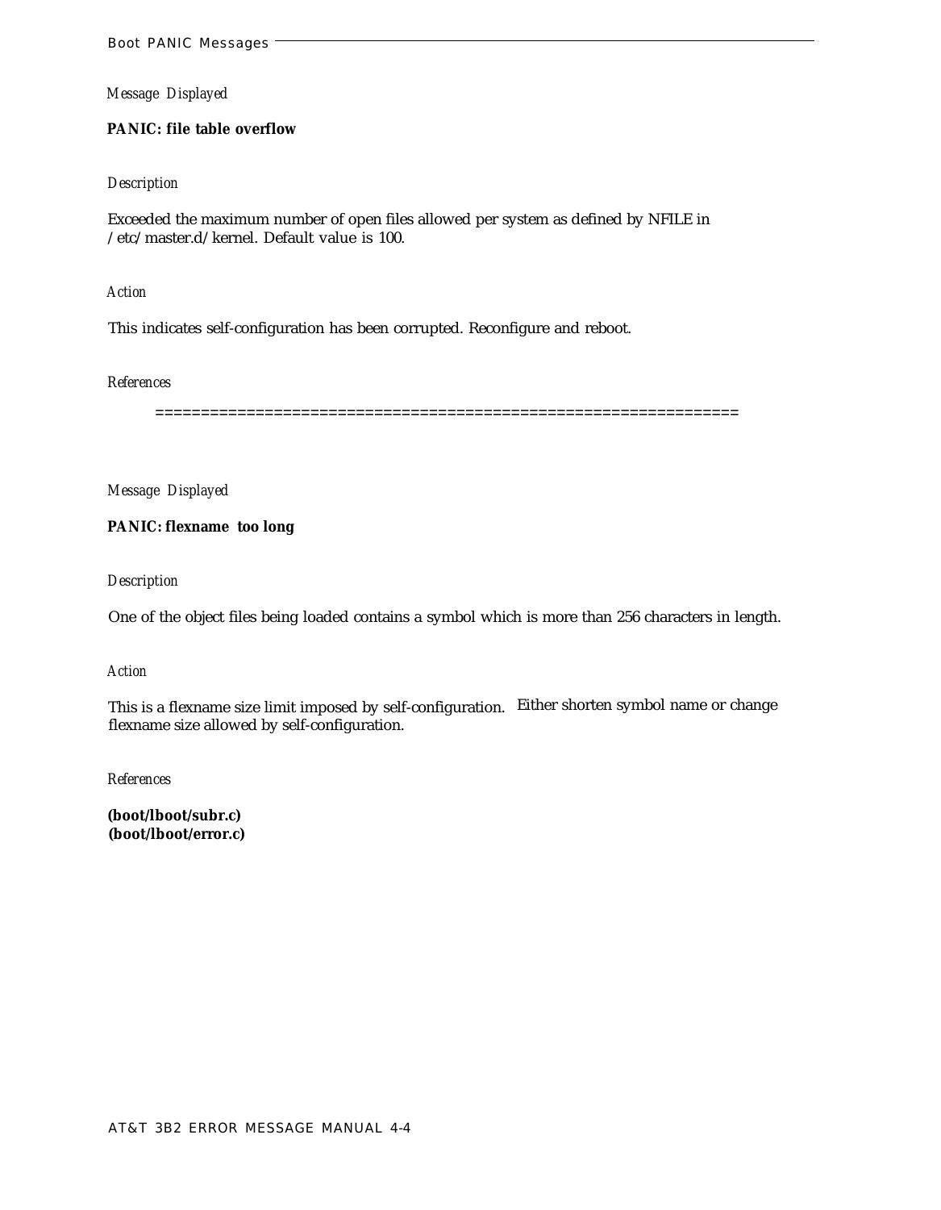*Message Displayed*

**PANIC: file table overflow**

*Description*

Exceeded the maximum number of open files allowed per system as defined by NFILE in /etc/master.d/kernel. Default value is 100.

*Action*

This indicates self-configuration has been corrupted. Reconfigure and reboot.

*References*

================================================================

*Message Displayed*

**PANIC: flexname too long**

*Description*

One of the object files being loaded contains a symbol which is more than 256 characters in length.

*Action*

This is a flexname size limit imposed by self-configuration. Either shorten symbol name or change flexname size allowed by self-configuration.

*References*

**(boot/lboot/subr.c)**
**(boot/lboot/error.c)**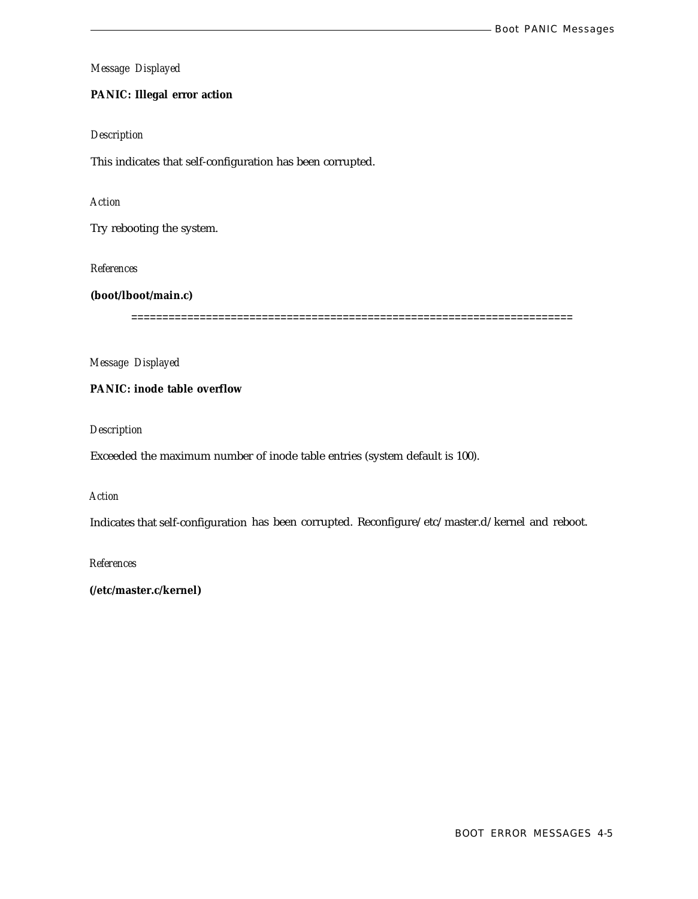*Message Displayed*

**PANIC: Illegal error action**

*Description*

This indicates that self-configuration has been corrupted.

*Action*

Try rebooting the system.

*References*

**(boot/lboot/main.c)**

======================================================================

*Message Displayed*

**PANIC: inode table overflow**

*Description*

Exceeded the maximum number of inode table entries (system default is 100).

*Action*

Indicates that self-configuration has been corrupted. Reconfigure/etc/master.d/kernel and reboot.

*References*

**(/etc/master.c/kernel)**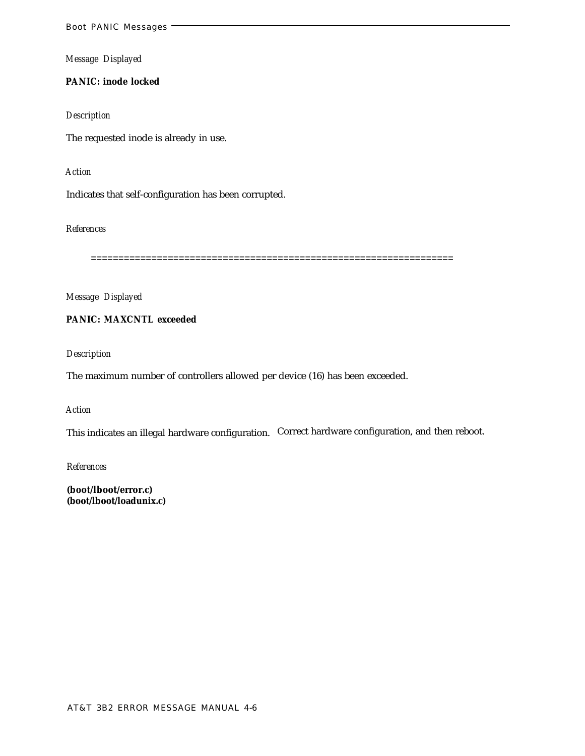*Message Displayed*

**PANIC: inode locked**

*Description*

The requested inode is already in use.

*Action*

Indicates that self-configuration has been corrupted.

*References*

================================================================

*Message Displayed*

**PANIC: MAXCNTL exceeded**

*Description*

The maximum number of controllers allowed per device (16) has been exceeded.

*Action*

This indicates an illegal hardware configuration. Correct hardware configuration, and then reboot.

*References*

**(boot/lboot/error.c)**
**(boot/lboot/loadunix.c)**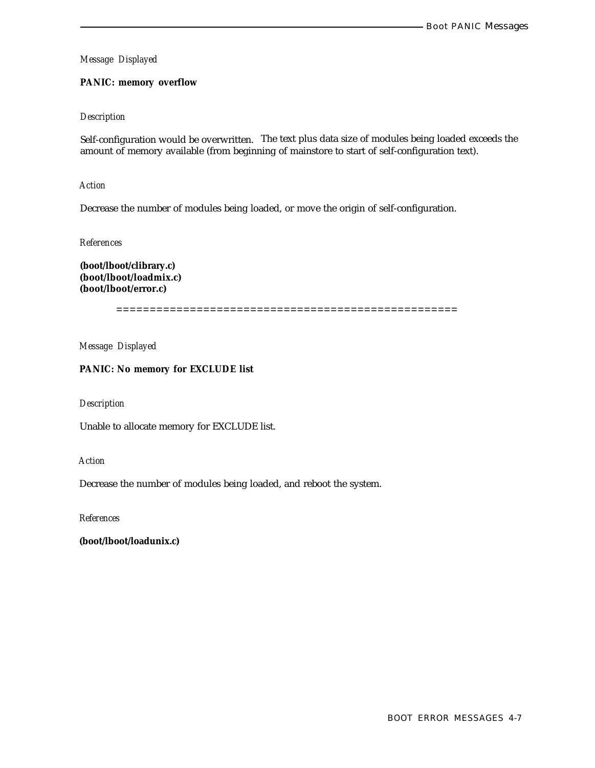*Message Displayed*

**PANIC: memory overflow**

*Description*

Self-configuration would be overwritten. The text plus data size of modules being loaded exceeds the amount of memory available (from beginning of mainstore to start of self-configuration text).

*Action*

Decrease the number of modules being loaded, or move the origin of self-configuration.

*References*

**(boot/lboot/clibrary.c)**
**(boot/lboot/loadmix.c)**
**(boot/lboot/error.c)**

====================================================

*Message Displayed*

**PANIC: No memory for EXCLUDE list**

*Description*

Unable to allocate memory for EXCLUDE list.

*Action*

Decrease the number of modules being loaded, and reboot the system.

*References*

**(boot/lboot/loadunix.c)**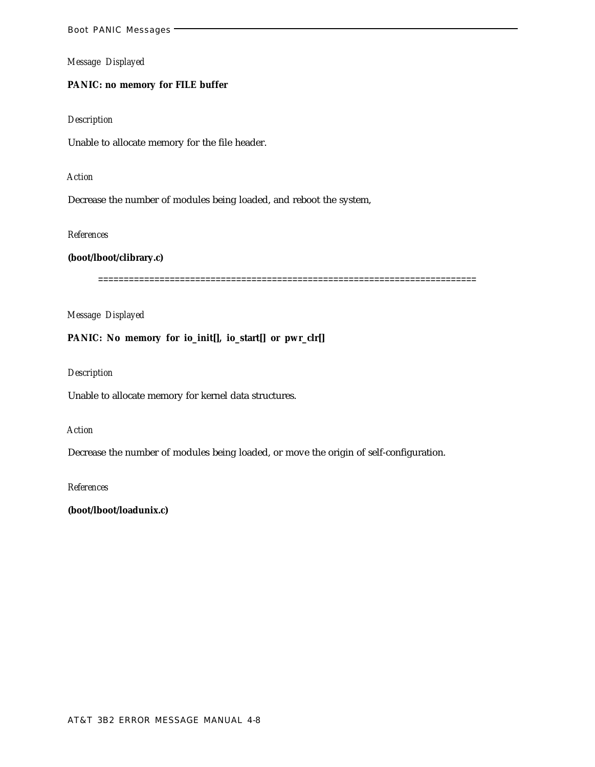*Message Displayed*

**PANIC: no memory for FILE buffer**

*Description*

Unable to allocate memory for the file header.

*Action*

Decrease the number of modules being loaded, and reboot the system,

*References*

**(boot/lboot/clibrary.c)**

==========================================================================

*Message Displayed*

**PANIC: No memory for io_init[], io_start[] or pwr_clr[]**

*Description*

Unable to allocate memory for kernel data structures.

*Action*

Decrease the number of modules being loaded, or move the origin of self-configuration.

*References*

**(boot/lboot/loadunix.c)**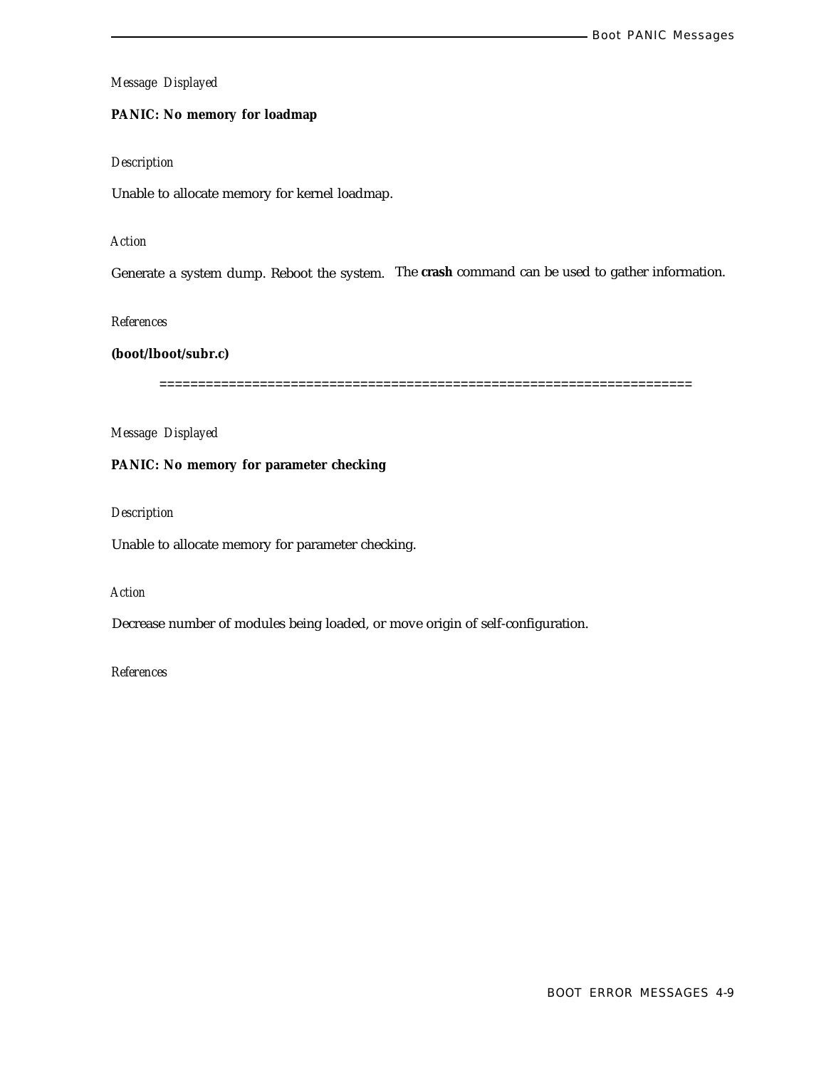*Message Displayed*

**PANIC: No memory for loadmap**

*Description*

Unable to allocate memory for kernel loadmap.

*Action*

Generate a system dump. Reboot the system. The **crash** command can be used to gather information.

*References*

**(boot/lboot/subr.c)**

====================================================================

*Message Displayed*

**PANIC: No memory for parameter checking**

*Description*

Unable to allocate memory for parameter checking.

*Action*

Decrease number of modules being loaded, or move origin of self-configuration.

*References*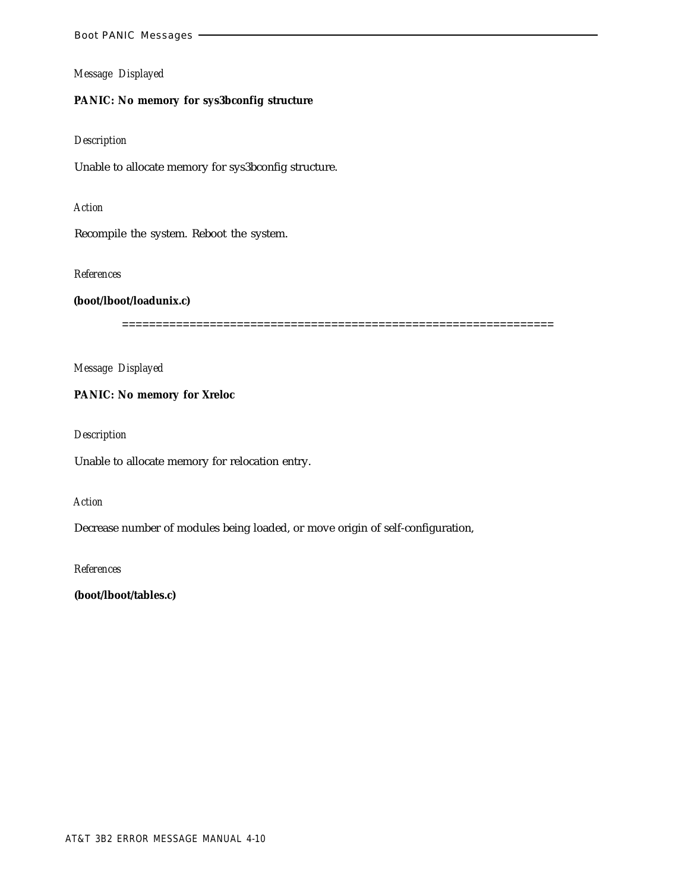*Message Displayed*

**PANIC: No memory for sys3bconfig structure**

*Description*

Unable to allocate memory for sys3bconfig structure.

*Action*

Recompile the system. Reboot the system.

*References*

**(boot/lboot/loadunix.c)**

==============================================================

*Message Displayed*

**PANIC: No memory for Xreloc**

*Description*

Unable to allocate memory for relocation entry.

*Action*

Decrease number of modules being loaded, or move origin of self-configuration,

*References*

**(boot/lboot/tables.c)**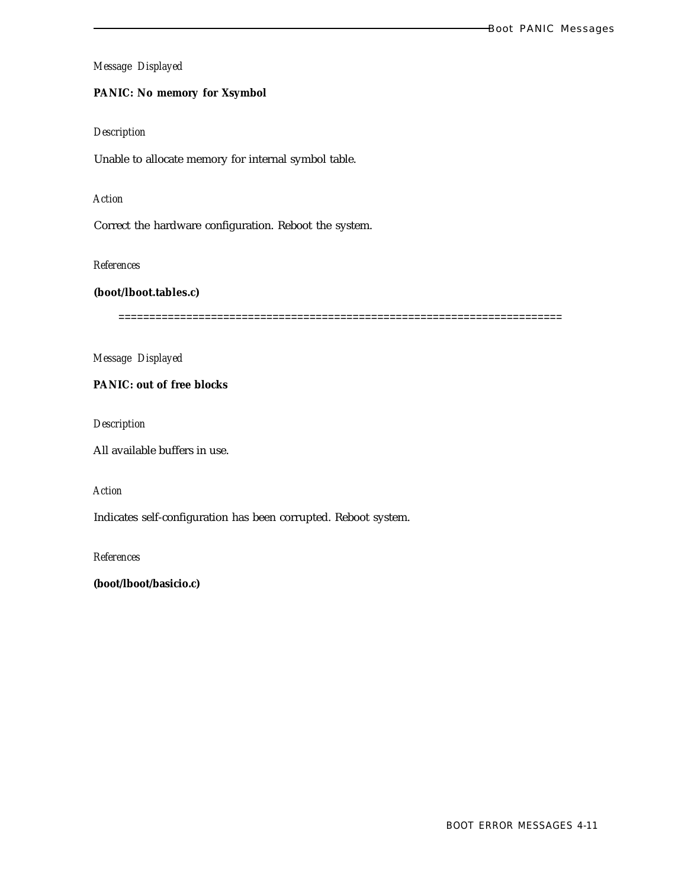*Message Displayed*

**PANIC: No memory for Xsymbol**

*Description*

Unable to allocate memory for internal symbol table.

*Action*

Correct the hardware configuration. Reboot the system.

*References*

**(boot/lboot.tables.c)**

========================================================================

*Message Displayed*

**PANIC: out of free blocks**

*Description*

All available buffers in use.

*Action*

Indicates self-configuration has been corrupted. Reboot system.

*References*

**(boot/lboot/basicio.c)**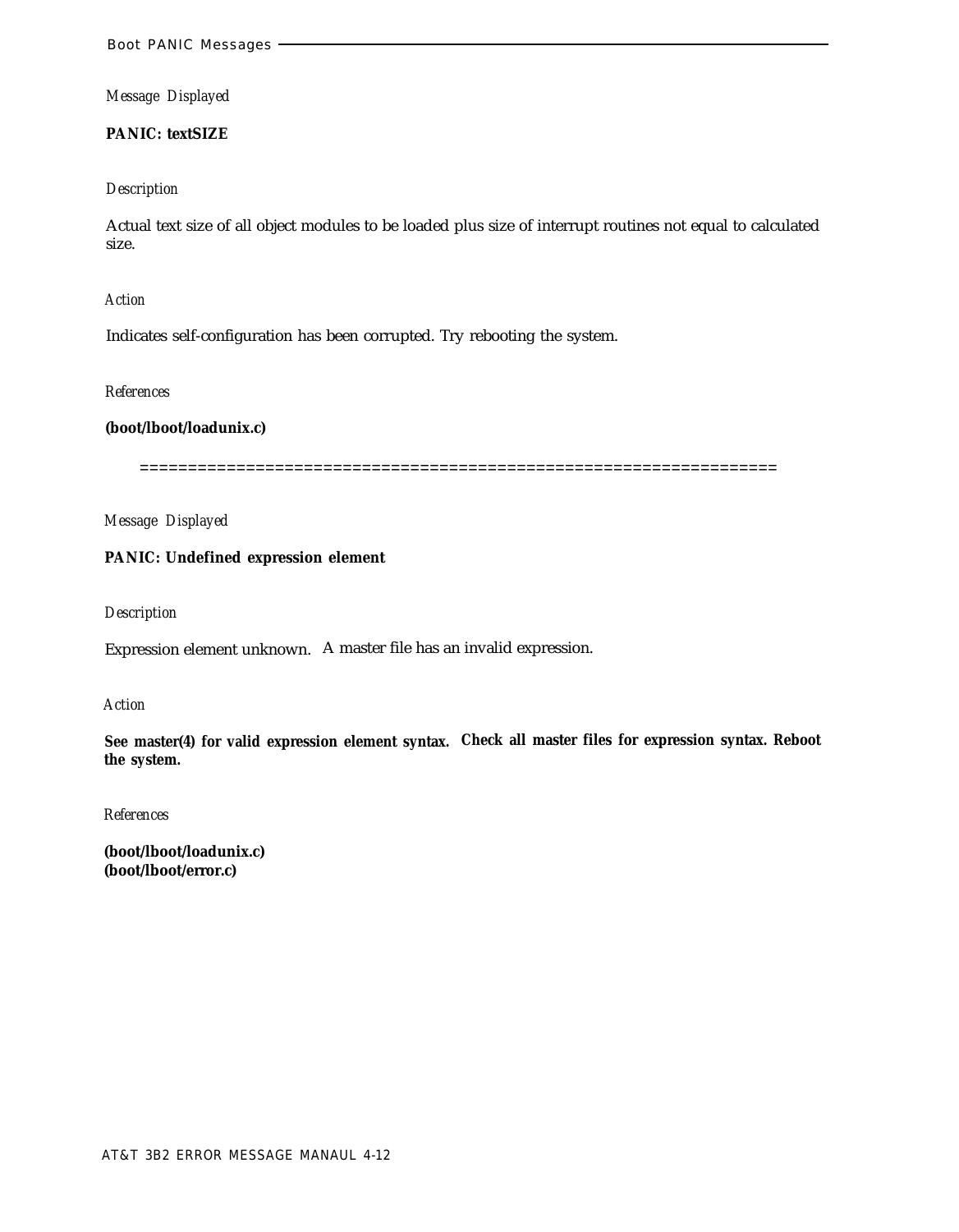*Message Displayed*

**PANIC: textSIZE**

*Description*

Actual text size of all object modules to be loaded plus size of interrupt routines not equal to calculated size.

*Action*

Indicates self-configuration has been corrupted. Try rebooting the system.

*References*

**(boot/lboot/loadunix.c)**

================================================================

*Message Displayed*

**PANIC: Undefined expression element**

*Description*

Expression element unknown. A master file has an invalid expression.

*Action*

**See master(4) for valid expression element syntax. Check all master files for expression syntax. Reboot the system.**

*References*

**(boot/lboot/loadunix.c)**
**(boot/lboot/error.c)**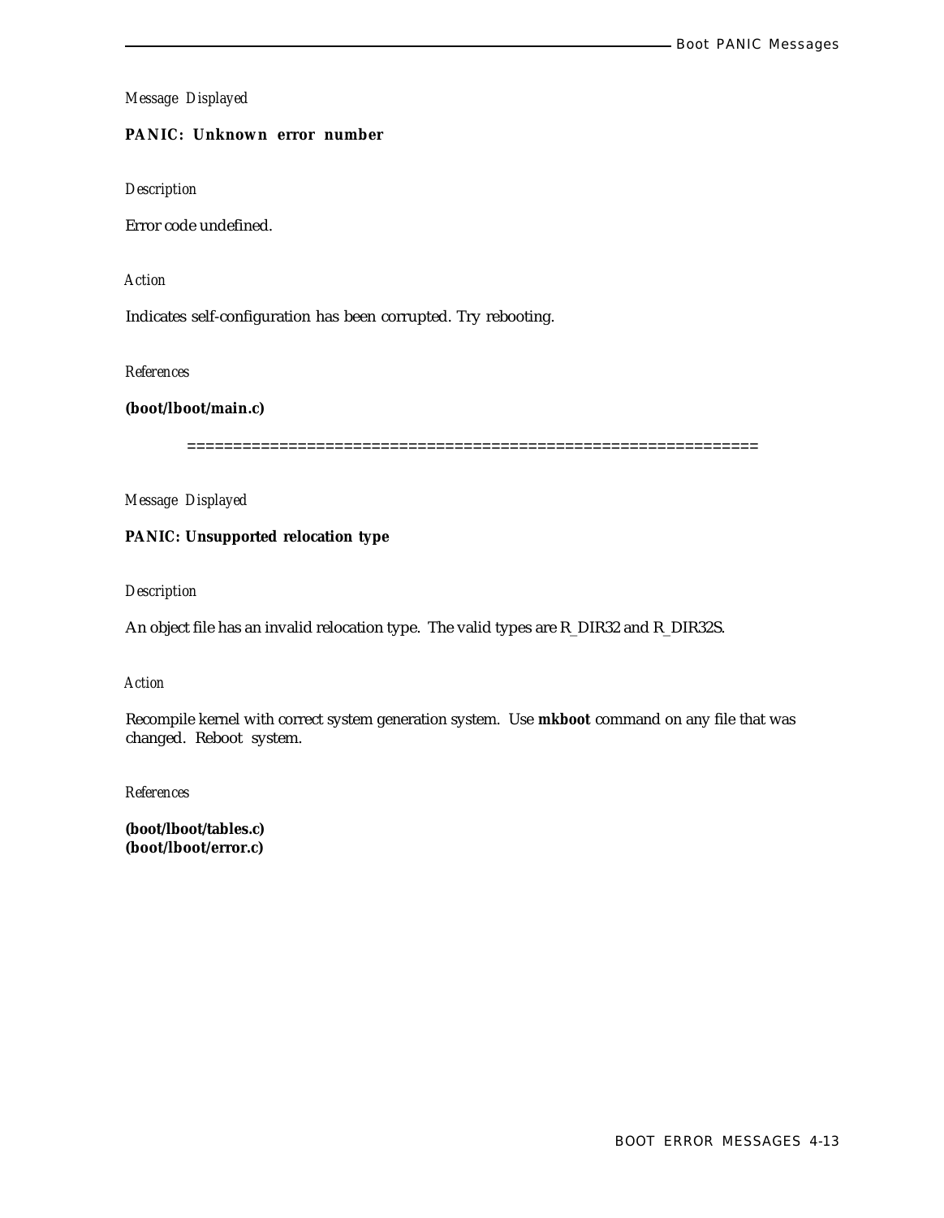*Message Displayed*

**PANIC: Unknown error number**

*Description*

Error code undefined.

*Action*

Indicates self-configuration has been corrupted. Try rebooting.

*References*

**(boot/lboot/main.c)**

==============================================================

*Message Displayed*

**PANIC: Unsupported relocation type**

*Description*

An object file has an invalid relocation type. The valid types are R_DIR32 and R_DIR32S.

*Action*

Recompile kernel with correct system generation system. Use **mkboot** command on any file that was changed. Reboot system.

*References*

**(boot/lboot/tables.c)**
**(boot/lboot/error.c)**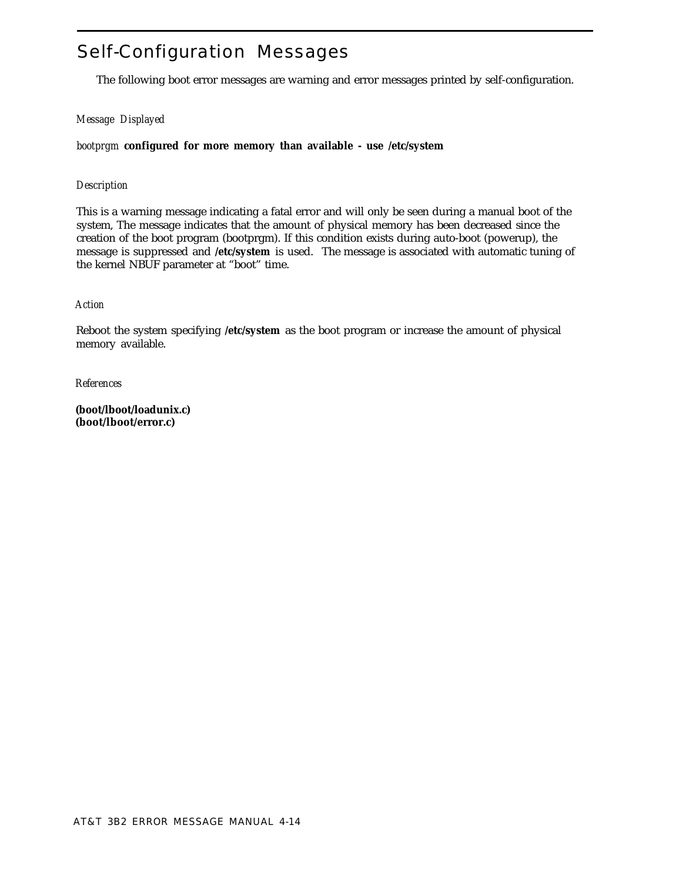## Self-Configuration Messages

The following boot error messages are warning and error messages printed by self-configuration.

*Message Displayed*

*bootprgm* **configured for more memory than available - use /etc/system**

*Description*

This is a warning message indicating a fatal error and will only be seen during a manual boot of the system, The message indicates that the amount of physical memory has been decreased since the creation of the boot program (bootprgm). If this condition exists during auto-boot (powerup), the message is suppressed and **/etc/system** is used. The message is associated with automatic tuning of the kernel NBUF parameter at "boot" time.

*Action*

Reboot the system specifying **/etc/system** as the boot program or increase the amount of physical memory available.

*References*

**(boot/lboot/loadunix.c)**
**(boot/lboot/error.c)**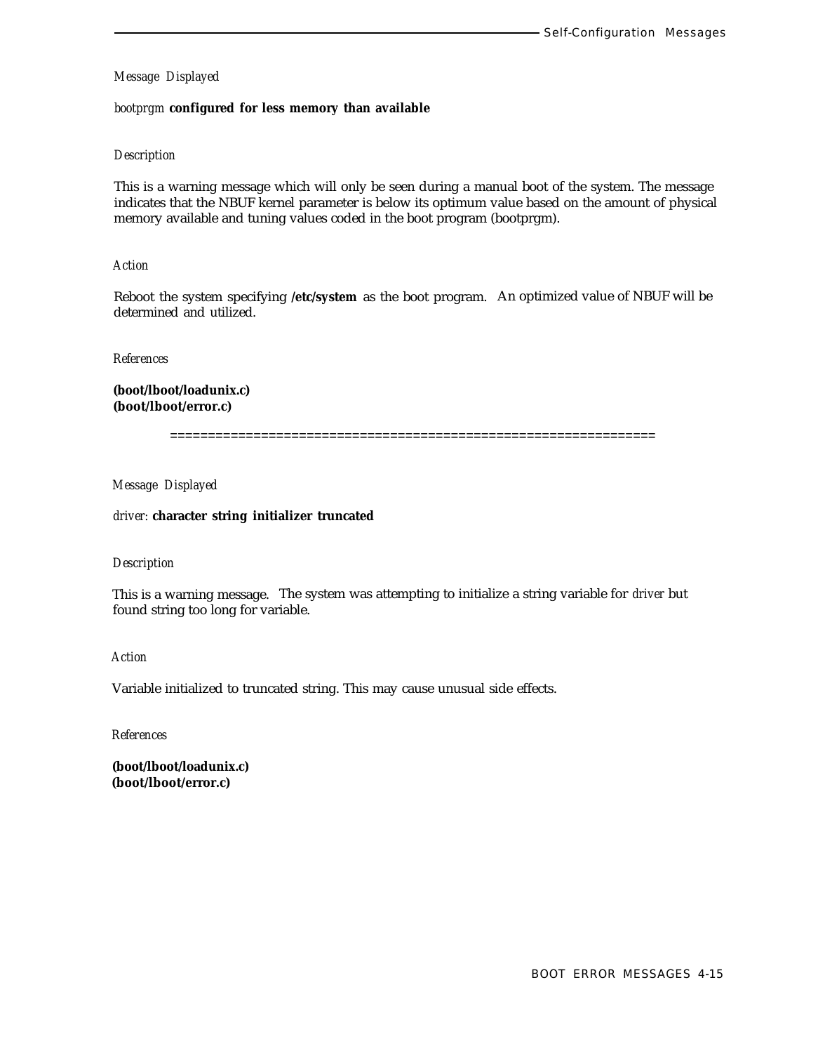*Message Displayed*

*bootprgm* **configured for less memory than available**

*Description*

This is a warning message which will only be seen during a manual boot of the system. The message indicates that the NBUF kernel parameter is below its optimum value based on the amount of physical memory available and tuning values coded in the boot program (bootprgm).

*Action*

Reboot the system specifying **/etc/system** as the boot program. An optimized value of NBUF will be determined and utilized.

*References*

**(boot/lboot/loadunix.c)**
**(boot/lboot/error.c)**

==============================================================

*Message Displayed*

*driver:* **character string initializer truncated**

*Description*

This is a warning message. The system was attempting to initialize a string variable for *driver* but found string too long for variable.

*Action*

Variable initialized to truncated string. This may cause unusual side effects.

*References*

**(boot/lboot/loadunix.c)**
**(boot/lboot/error.c)**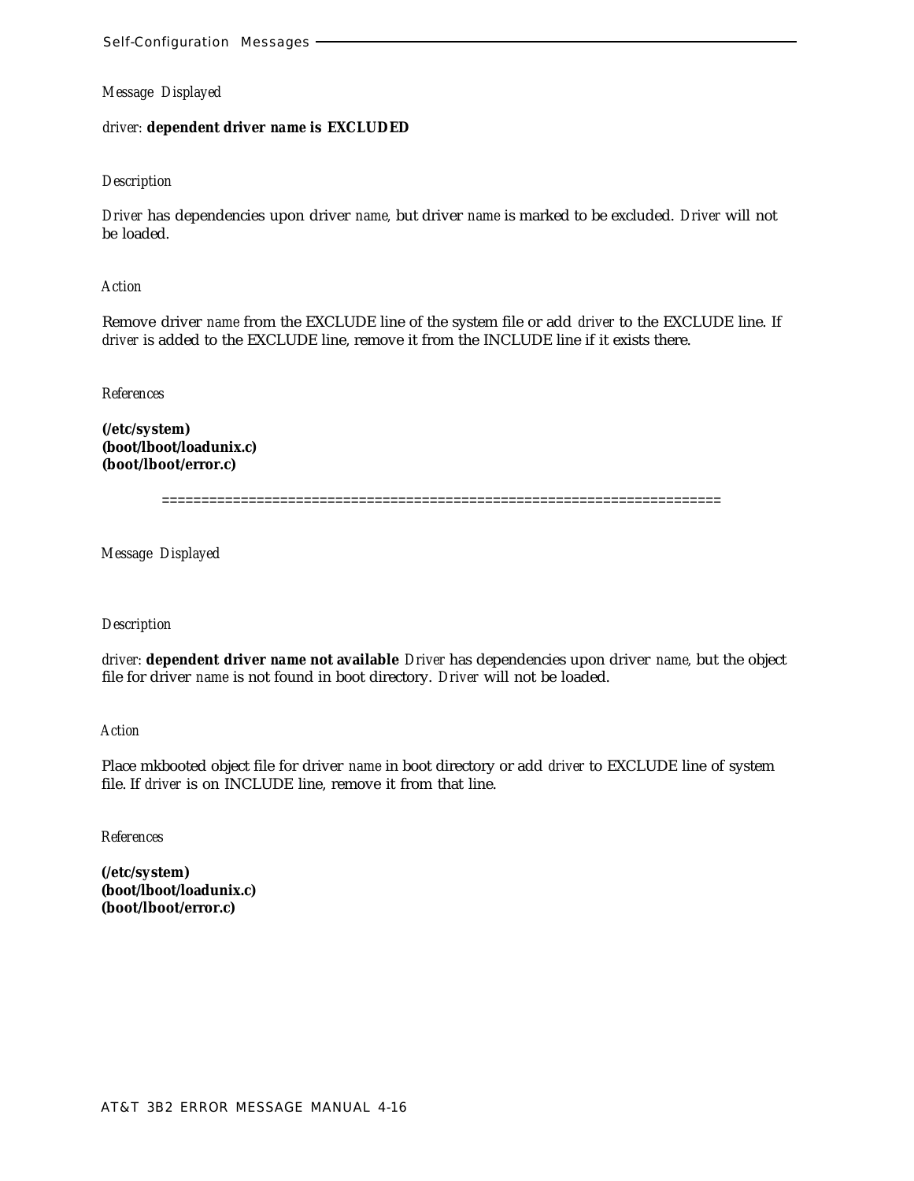*Message Displayed*

*driver*: **dependent driver *name* is EXCLUDED**

*Description*

*Driver* has dependencies upon driver *name,* but driver *name* is marked to be excluded. *Driver* will not be loaded.

*Action*

Remove driver *name* from the EXCLUDE line of the system file or add *driver* to the EXCLUDE line. If *driver* is added to the EXCLUDE line, remove it from the INCLUDE line if it exists there.

*References*

**(/etc/system)**
**(boot/lboot/loadunix.c)**
**(boot/lboot/error.c)**

======================================================================

*Message Displayed*

*Description*

*driver*: **dependent driver *name* not available** *Driver* has dependencies upon driver *name,* but the object file for driver *name* is not found in boot directory. *Driver* will not be loaded.

*Action*

Place mkbooted object file for driver *name* in boot directory or add *driver* to EXCLUDE line of system file. If *driver* is on INCLUDE line, remove it from that line.

*References*

**(/etc/system)**
**(boot/lboot/loadunix.c)**
**(boot/lboot/error.c)**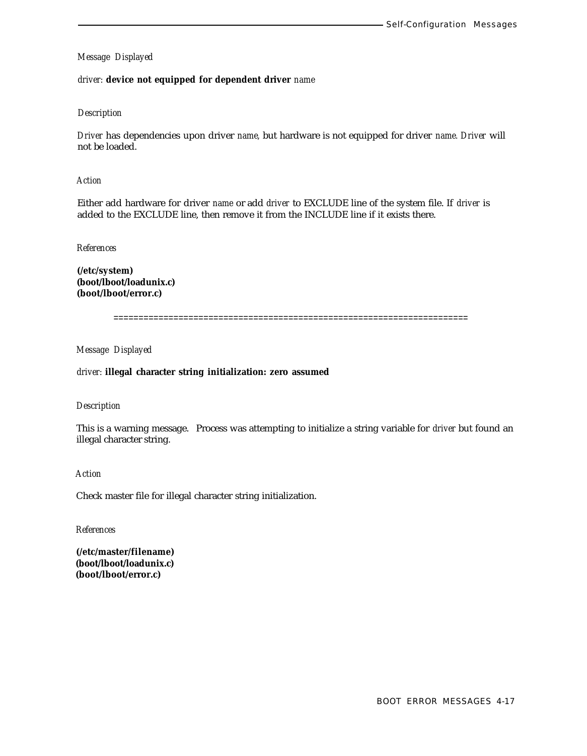*Message Displayed*

*driver*: **device not equipped for dependent driver** *name*

*Description*

*Driver* has dependencies upon driver *name,* but hardware is not equipped for driver *name*. *Driver* will not be loaded.

*Action*

Either add hardware for driver *name* or add *driver* to EXCLUDE line of the system file. If *driver* is added to the EXCLUDE line, then remove it from the INCLUDE line if it exists there.

*References*

**(/etc/system)**
**(boot/lboot/loadunix.c)**
**(boot/lboot/error.c)**

======================================================================

*Message Displayed*

*driver*: **illegal character string initialization: zero assumed**

*Description*

This is a warning message. Process was attempting to initialize a string variable for *driver* but found an illegal character string.

*Action*

Check master file for illegal character string initialization.

*References*

**(/etc/master/filename)**
**(boot/lboot/loadunix.c)**
**(boot/lboot/error.c)**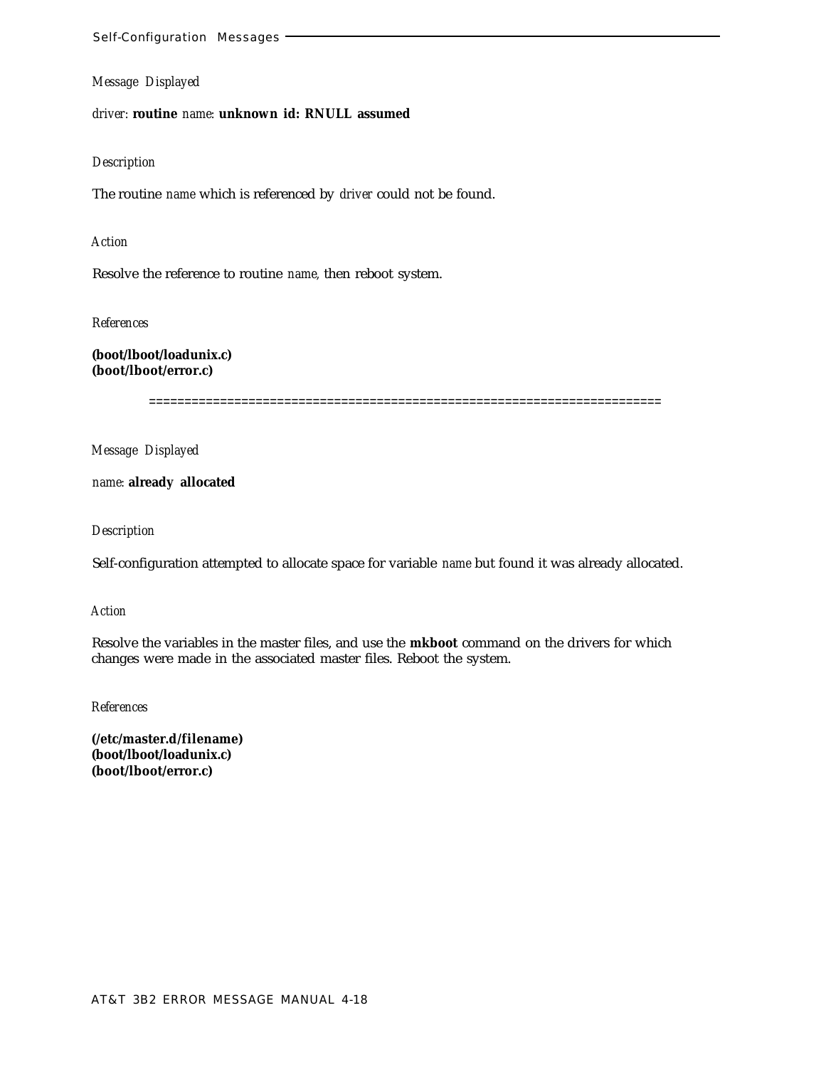*Message Displayed*

*driver*: **routine** *name*: **unknown id: RNULL assumed**

*Description*

The routine *name* which is referenced by *driver* could not be found.

*Action*

Resolve the reference to routine *name*, then reboot system.

*References*

**(boot/lboot/loadunix.c)**
**(boot/lboot/error.c)**

======================================================================

*Message Displayed*

*name*: **already allocated**

*Description*

Self-configuration attempted to allocate space for variable *name* but found it was already allocated.

*Action*

Resolve the variables in the master files, and use the **mkboot** command on the drivers for which changes were made in the associated master files. Reboot the system.

*References*

**(/etc/master.d/filename)**
**(boot/lboot/loadunix.c)**
**(boot/lboot/error.c)**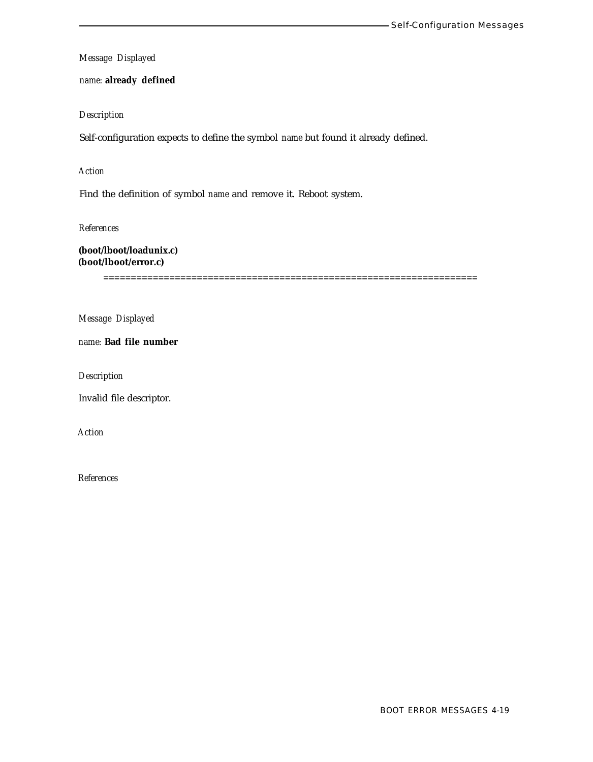*Message Displayed*

*name*: **already defined**

*Description*

Self-configuration expects to define the symbol *name* but found it already defined.

*Action*

Find the definition of symbol *name* and remove it. Reboot system.

*References*

**(boot/lboot/loadunix.c)**
**(boot/lboot/error.c)**

==================================================================

*Message Displayed*

*name*: **Bad file number**

*Description*

Invalid file descriptor.

*Action*

*References*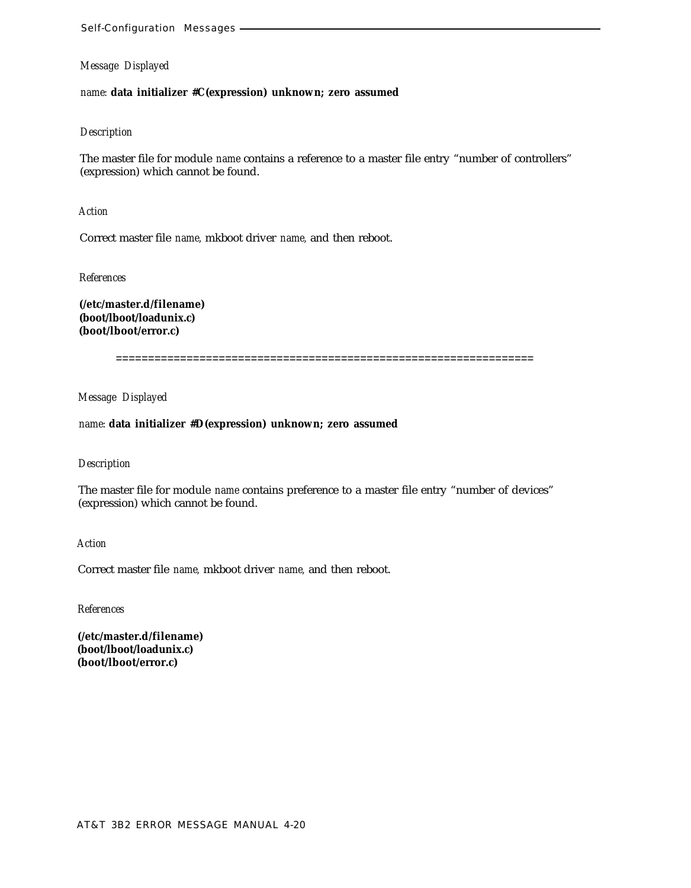*Message Displayed*

*name*: **data initializer #C(expression) unknown; zero assumed**

*Description*

The master file for module *name* contains a reference to a master file entry “number of controllers” (expression) which cannot be found.

*Action*

Correct master file *name*, mkboot driver *name*, and then reboot.

*References*

**(/etc/master.d/filename)**
**(boot/lboot/loadunix.c)**
**(boot/lboot/error.c)**

================================================================

*Message Displayed*

*name*: **data initializer #D(expression) unknown; zero assumed**

*Description*

The master file for module *name* contains preference to a master file entry “number of devices” (expression) which cannot be found.

*Action*

Correct master file *name*, mkboot driver *name*, and then reboot.

*References*

**(/etc/master.d/filename)**
**(boot/lboot/loadunix.c)**
**(boot/lboot/error.c)**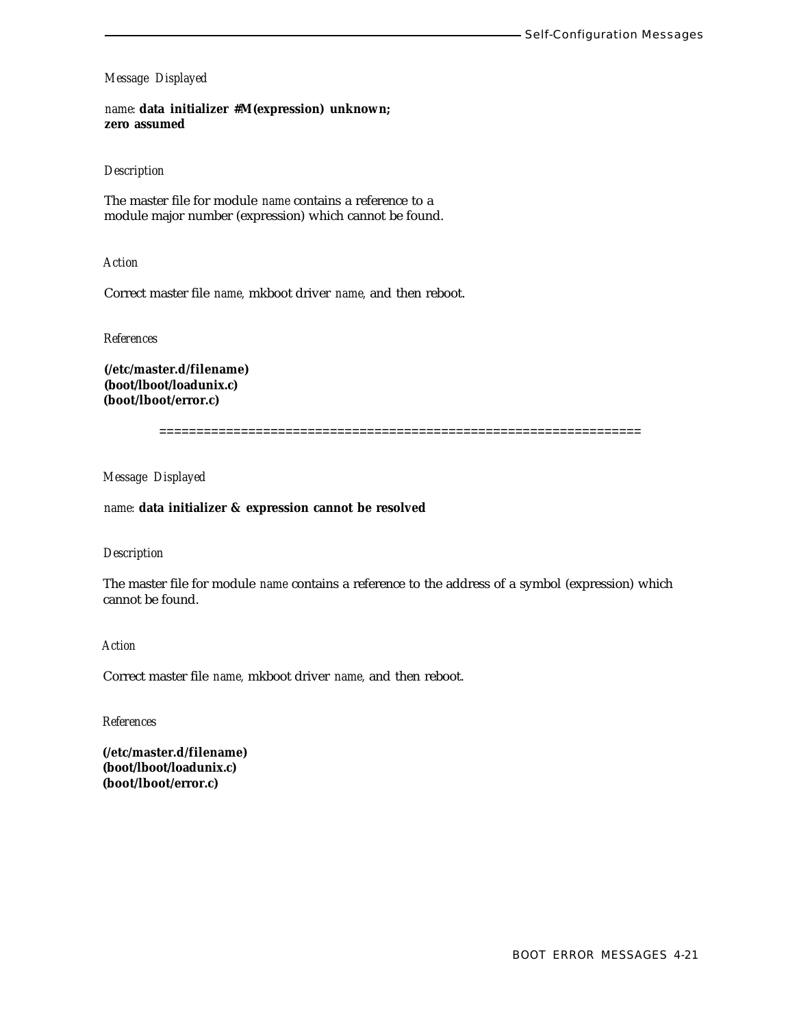*Message Displayed*

*name*: **data initializer #M(expression) unknown; zero assumed**

*Description*

The master file for module *name* contains a reference to a module major number (expression) which cannot be found.

*Action*

Correct master file *name*, mkboot driver *name*, and then reboot.

*References*

**(/etc/master.d/filename)**
**(boot/lboot/loadunix.c)**
**(boot/lboot/error.c)**

================================================================

*Message Displayed*

*name*: **data initializer & expression cannot be resolved**

*Description*

The master file for module *name* contains a reference to the address of a symbol (expression) which cannot be found.

*Action*

Correct master file *name*, mkboot driver *name*, and then reboot.

*References*

**(/etc/master.d/filename)**
**(boot/lboot/loadunix.c)**
**(boot/lboot/error.c)**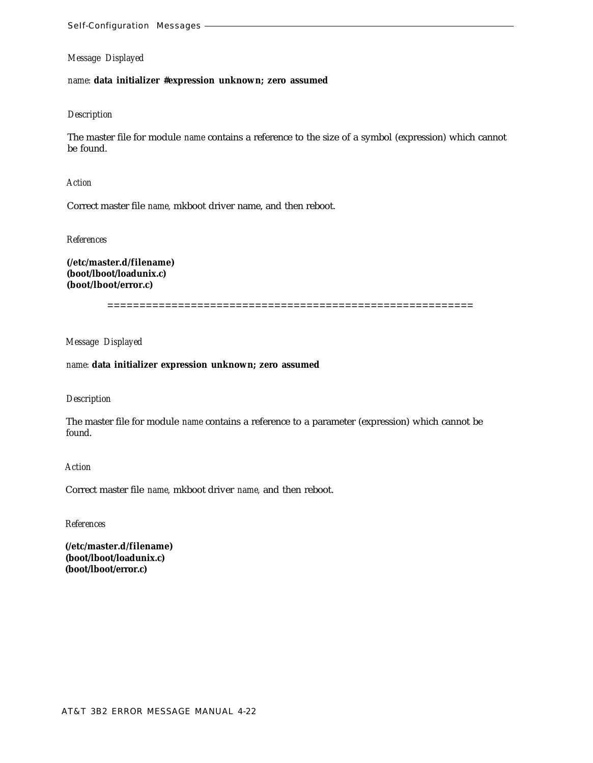*Message Displayed*

*name*: **data initializer #expression unknown; zero assumed**

*Description*

The master file for module *name* contains a reference to the size of a symbol (expression) which cannot be found.

*Action*

Correct master file *name*, mkboot driver name, and then reboot.

*References*

**(/etc/master.d/filename)**
**(boot/lboot/loadunix.c)**
**(boot/lboot/error.c)**

=======================================================

*Message Displayed*

*name*: **data initializer expression unknown; zero assumed**

*Description*

The master file for module *name* contains a reference to a parameter (expression) which cannot be found.

*Action*

Correct master file *name*, mkboot driver *name*, and then reboot.

*References*

**(/etc/master.d/filename)**
**(boot/lboot/loadunix.c)**
**(boot/lboot/error.c)**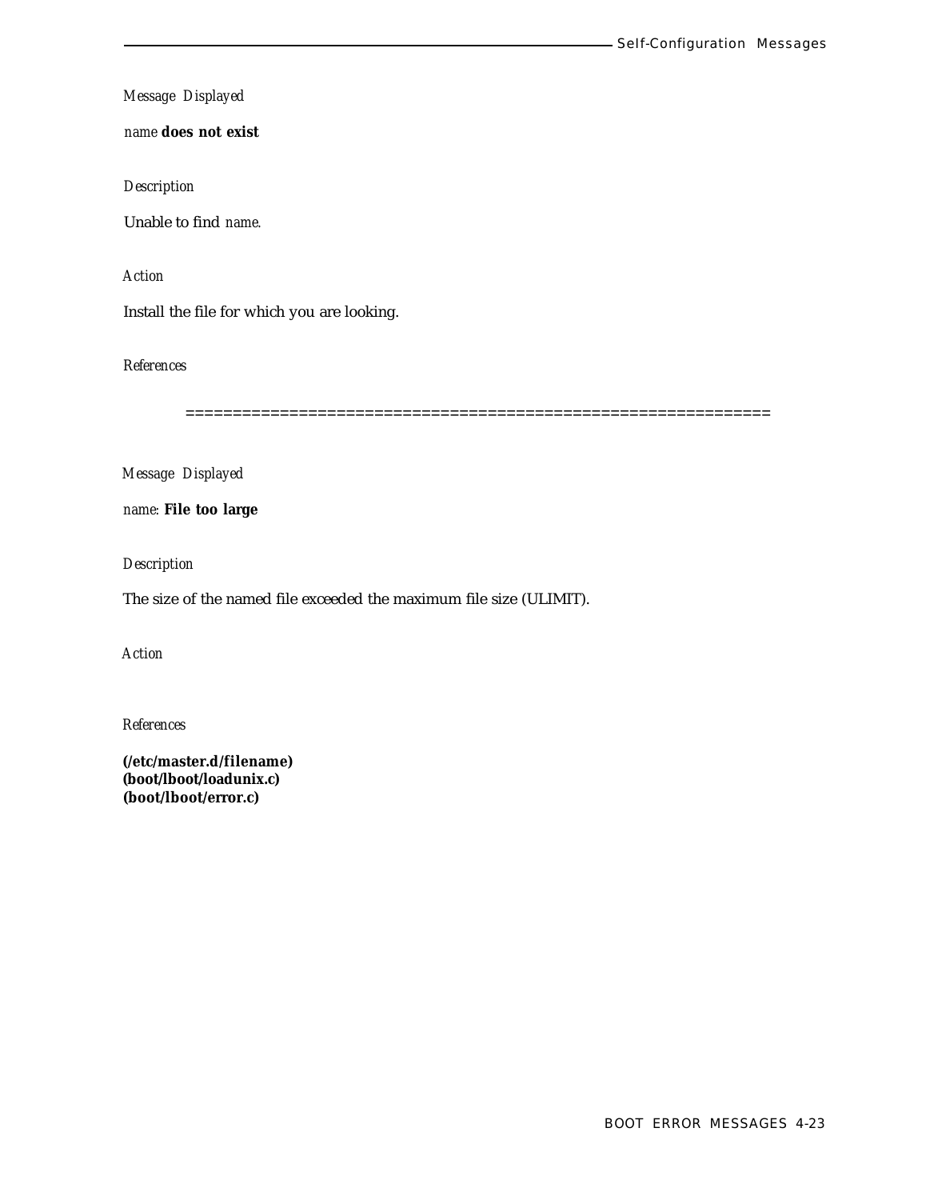*Message Displayed*

*name* **does not exist**

*Description*

Unable to find *name*.

*Action*

Install the file for which you are looking.

*References*

============================================================

*Message Displayed*

*name*: **File too large**

*Description*

The size of the named file exceeded the maximum file size (ULIMIT).

*Action*

*References*

**(/etc/master.d/filename)**
**(boot/lboot/loadunix.c)**
**(boot/lboot/error.c)**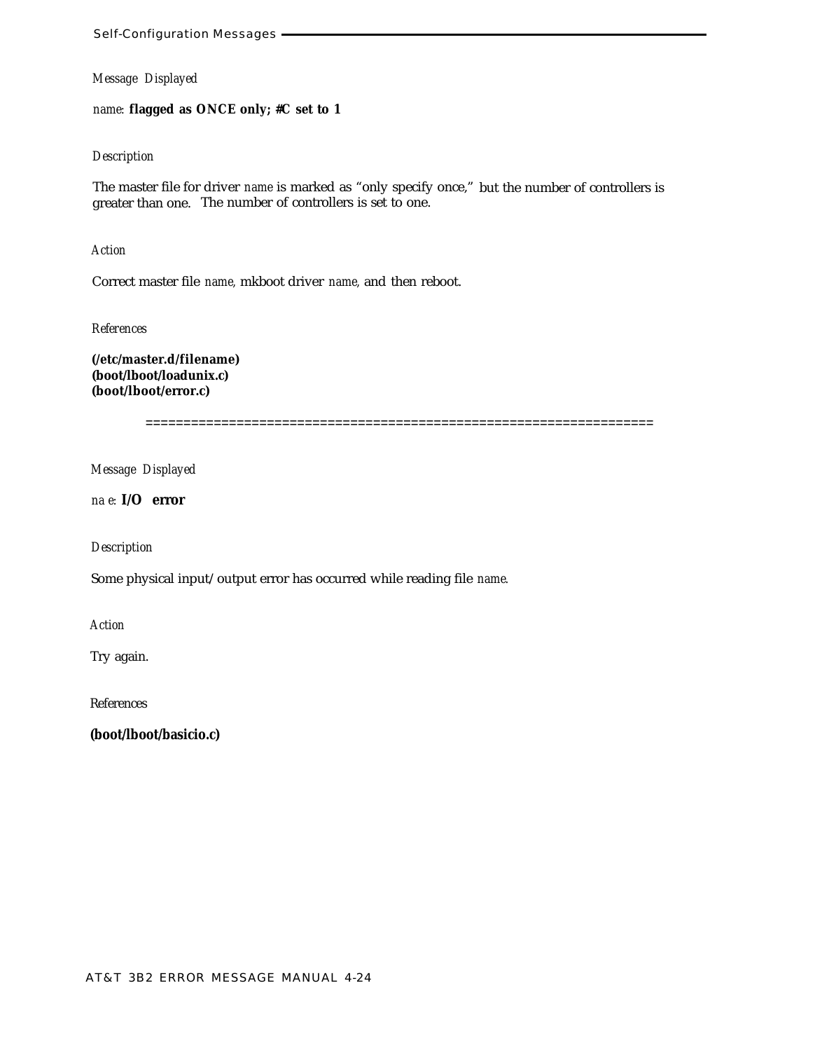*Message Displayed*

*name*: **flagged as ONCE only; #C set to 1**

*Description*

The master file for driver *name* is marked as "only specify once," but the number of controllers is greater than one. The number of controllers is set to one.

*Action*

Correct master file *name*, mkboot driver *name*, and then reboot.

*References*

**(/etc/master.d/filename)**
**(boot/lboot/loadunix.c)**
**(boot/lboot/error.c)**

==================================================================

*Message Displayed*

*na e*: **I/O error**

*Description*

Some physical input/output error has occurred while reading file *name*.

*Action*

Try again.

References

**(boot/lboot/basicio.c)**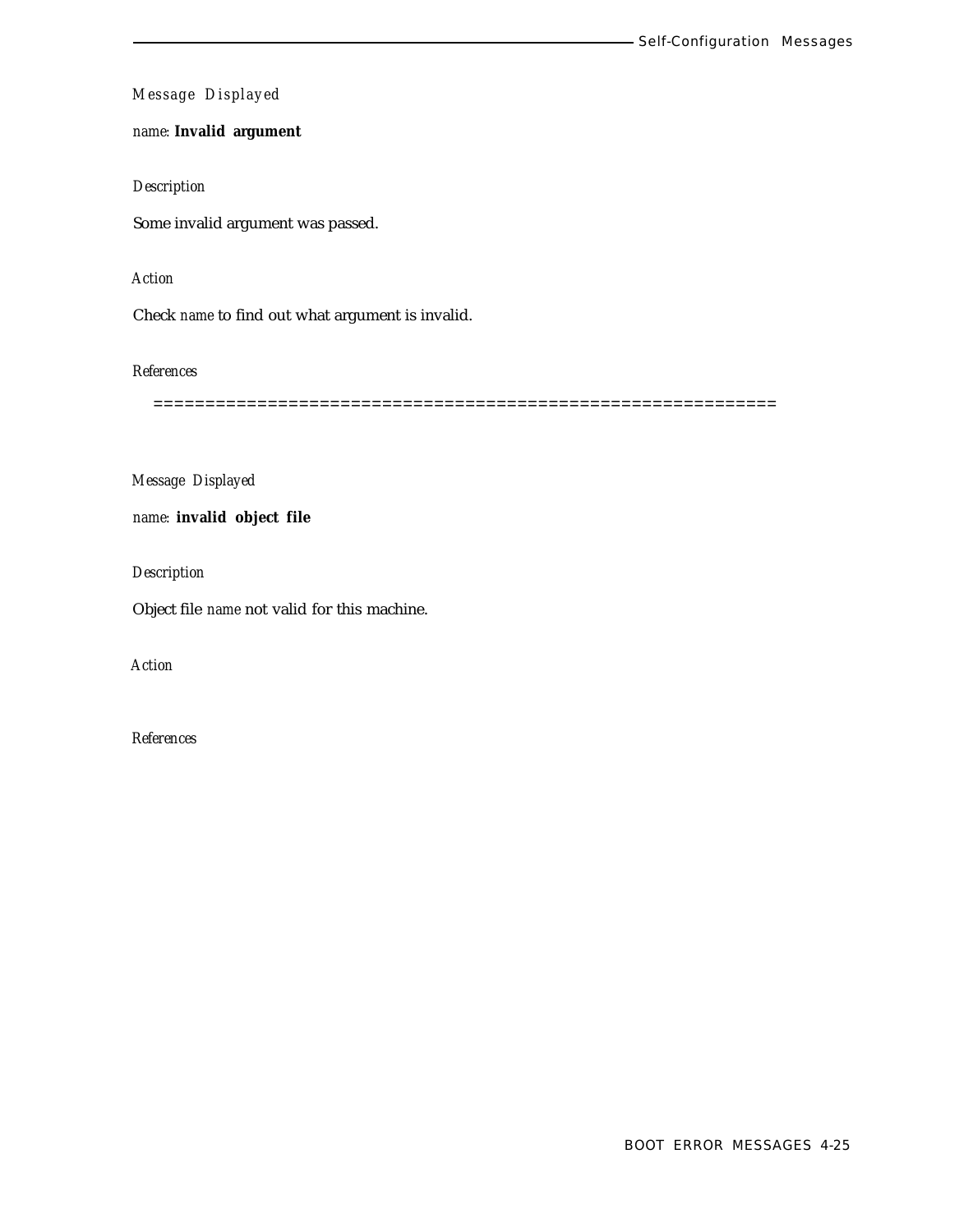*Message Displayed*

*name*: **Invalid argument**

*Description*

Some invalid argument was passed.

*Action*

Check *name* to find out what argument is invalid.

*References*

============================================================

*Message Displayed*

*name*: **invalid object file**

*Description*

Object file *name* not valid for this machine.

*Action*

*References*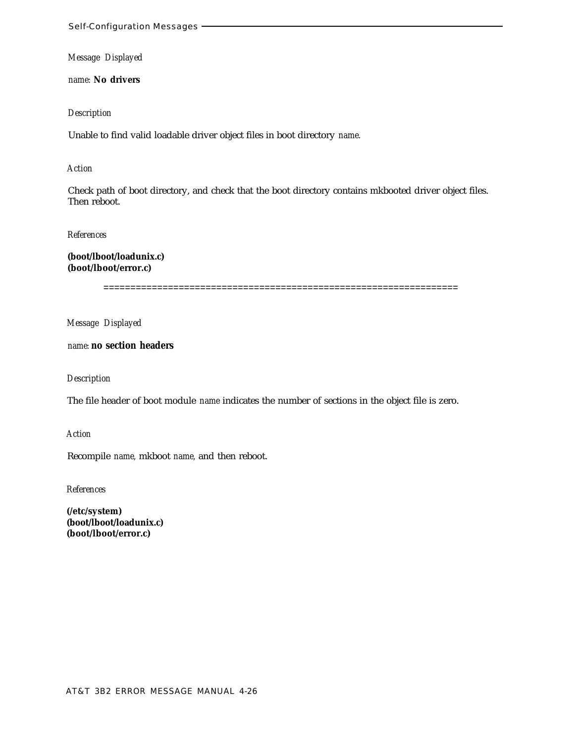*Message Displayed*

*name*: **No drivers**

*Description*

Unable to find valid loadable driver object files in boot directory *name*.

*Action*

Check path of boot directory, and check that the boot directory contains mkbooted driver object files. Then reboot.

*References*

**(boot/lboot/loadunix.c)**
**(boot/lboot/error.c)**

================================================================

*Message Displayed*

*name*: **no section headers**

*Description*

The file header of boot module *name* indicates the number of sections in the object file is zero.

*Action*

Recompile *name*, mkboot *name*, and then reboot.

*References*

**(/etc/system)**
**(boot/lboot/loadunix.c)**
**(boot/lboot/error.c)**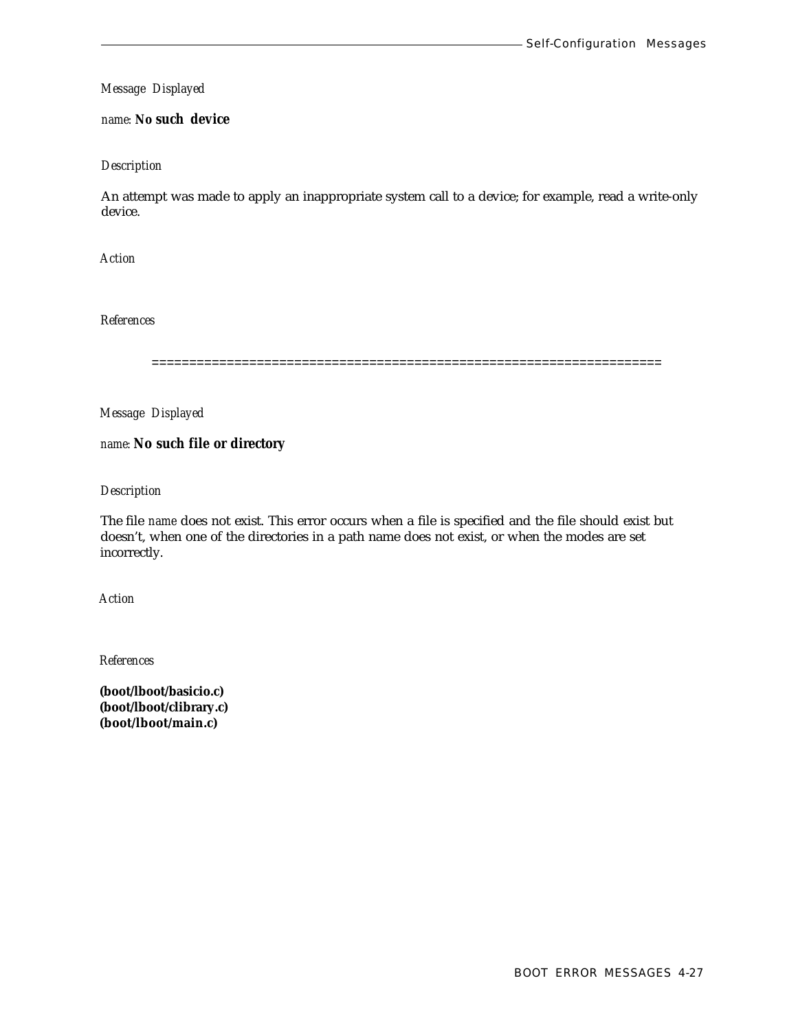*Message Displayed*

*name*: **No such device**

*Description*

An attempt was made to apply an inappropriate system call to a device; for example, read a write-only device.

*Action*

*References*

====================================================================

*Message Displayed*

*name*: **No such file or directory**

*Description*

The file *name* does not exist. This error occurs when a file is specified and the file should exist but doesn't, when one of the directories in a path name does not exist, or when the modes are set incorrectly.

*Action*

*References*

**(boot/lboot/basicio.c)**
**(boot/lboot/clibrary.c)**
**(boot/lboot/main.c)**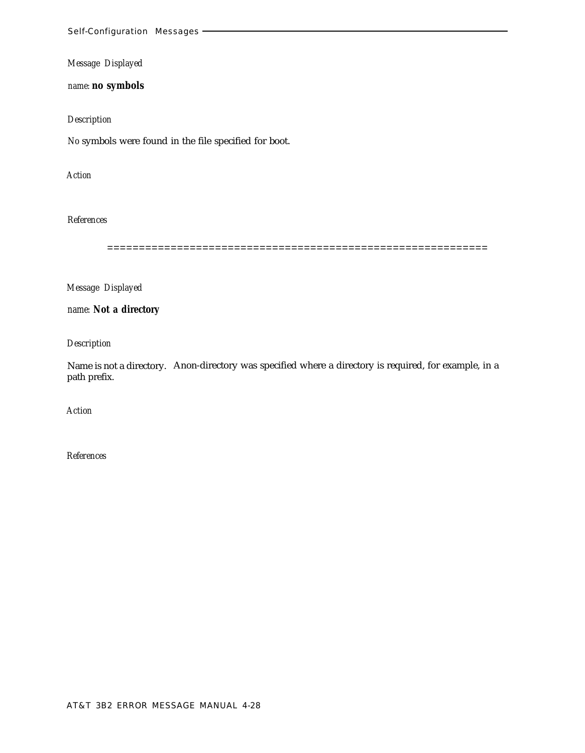*Message Displayed*

*name:* **no symbols**

*Description*

No symbols were found in the file specified for boot.

*Action*

*References*

============================================================

*Message Displayed*

*name:* **Not a directory**

*Description*

Name is not a directory. Anon-directory was specified where a directory is required, for example, in a path prefix.

*Action*

*References*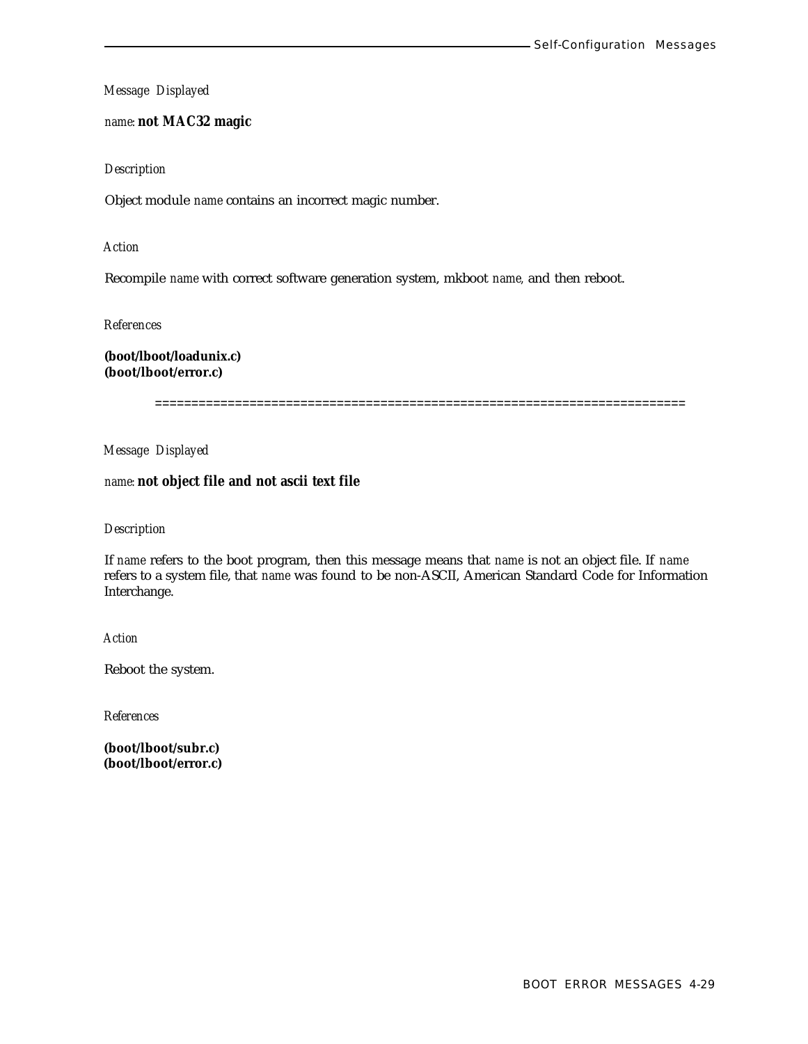*Message Displayed*

*name:* **not MAC32 magic**

*Description*

Object module *name* contains an incorrect magic number.

*Action*

Recompile *name* with correct software generation system, mkboot *name,* and then reboot.

*References*

**(boot/lboot/loadunix.c)**
**(boot/lboot/error.c)**

========================================================================

*Message Displayed*

*name:* **not object file and not ascii text file**

*Description*

If *name* refers to the boot program, then this message means that *name* is not an object file. If *name* refers to a system file, that *name* was found to be non-ASCII, American Standard Code for Information Interchange.

*Action*

Reboot the system.

*References*

**(boot/lboot/subr.c)**
**(boot/lboot/error.c)**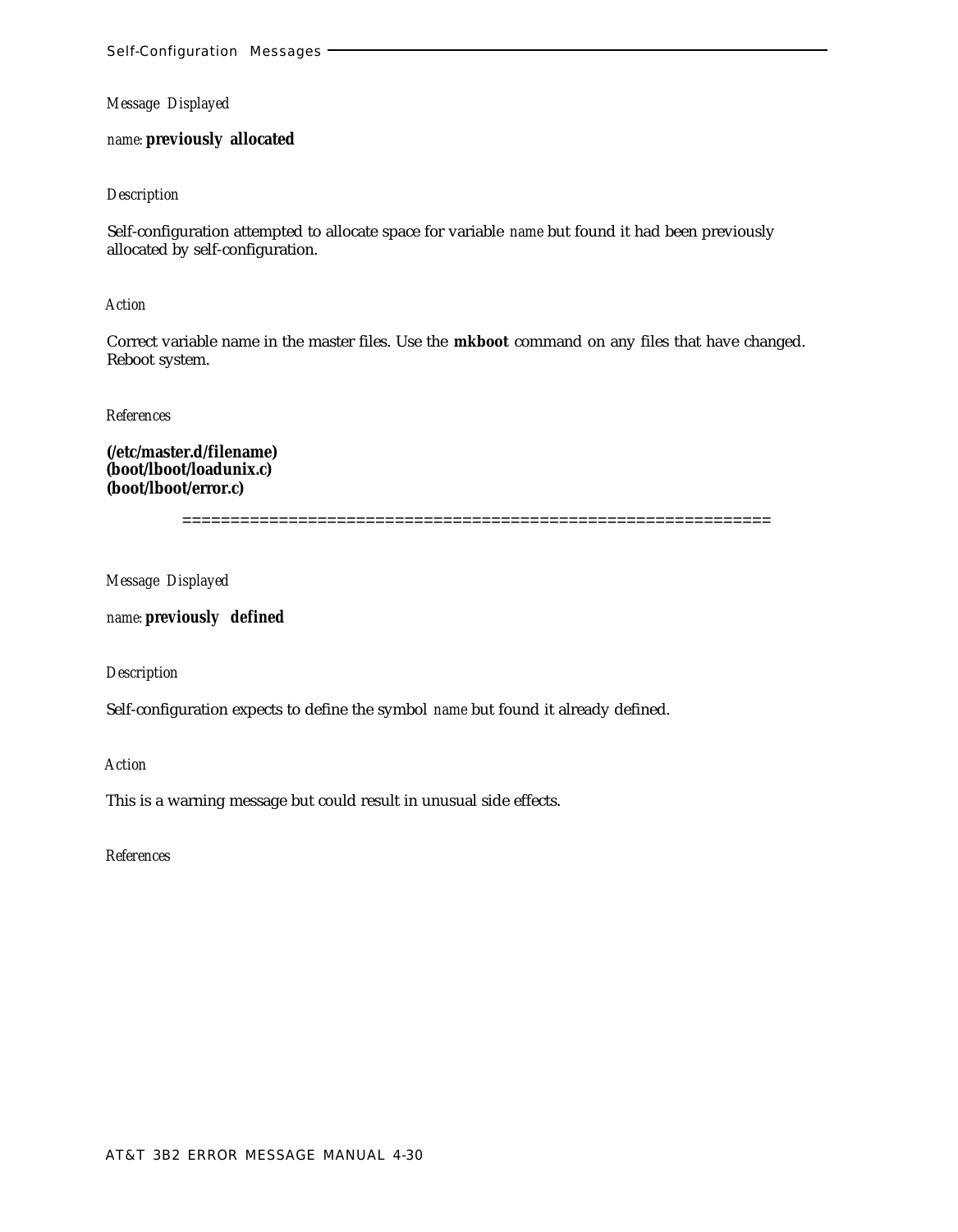*Message Displayed*

*name*: **previously allocated**

*Description*

Self-configuration attempted to allocate space for variable *name* but found it had been previously allocated by self-configuration.

*Action*

Correct variable name in the master files. Use the **mkboot** command on any files that have changed. Reboot system.

*References*

**(/etc/master.d/filename)**
**(boot/lboot/loadunix.c)**
**(boot/lboot/error.c)**

==============================================================

*Message Displayed*

*name*: **previously defined**

*Description*

Self-configuration expects to define the symbol *name* but found it already defined.

*Action*

This is a warning message but could result in unusual side effects.

*References*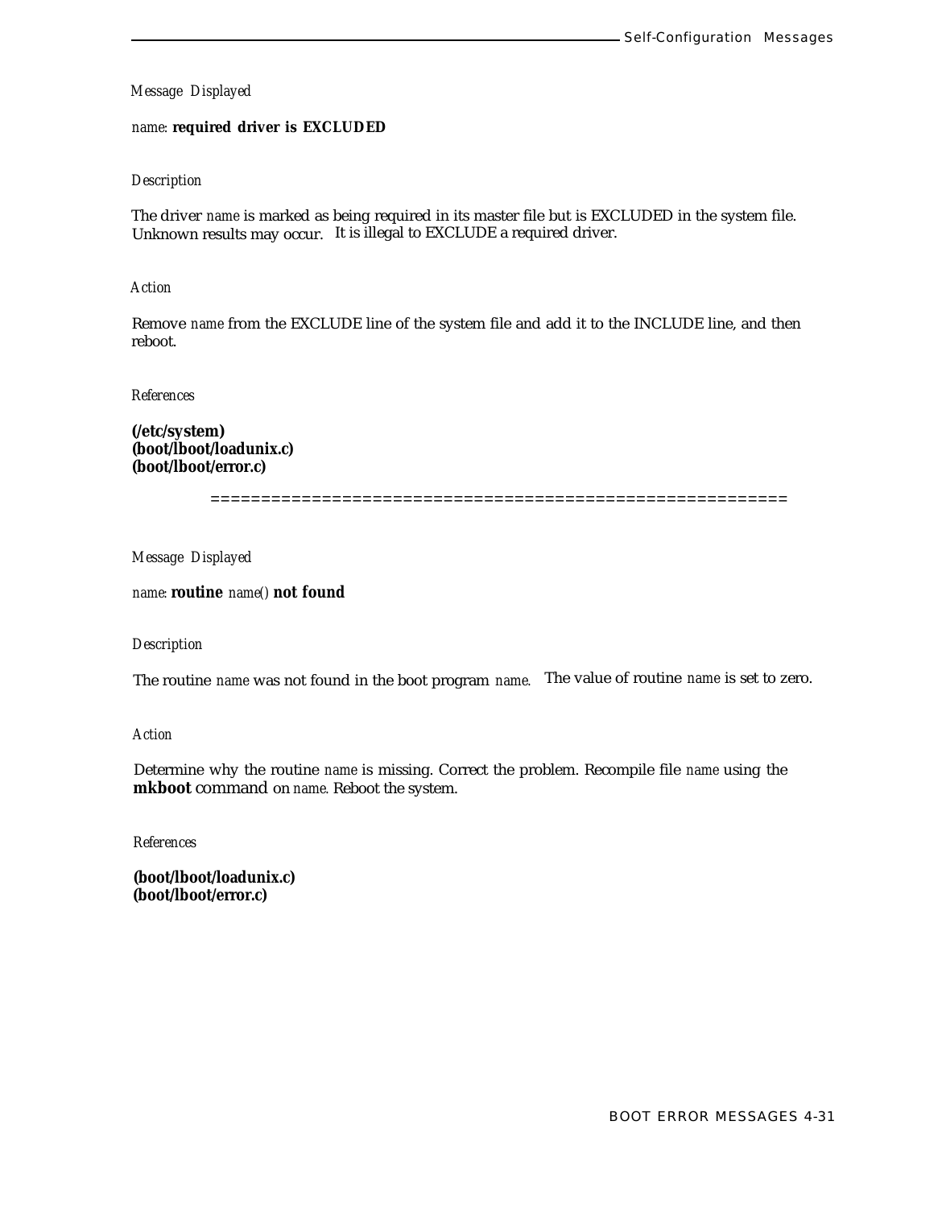*Message Displayed*

*name*: **required driver is EXCLUDED**

*Description*

The driver *name* is marked as being required in its master file but is EXCLUDED in the system file. Unknown results may occur. It is illegal to EXCLUDE a required driver.

*Action*

Remove *name* from the EXCLUDE line of the system file and add it to the INCLUDE line, and then reboot.

*References*

**(/etc/system)**
**(boot/lboot/loadunix.c)**
**(boot/lboot/error.c)**

=========================================================

*Message Displayed*

*name*: **routine** *name()* **not found**

*Description*

The routine *name* was not found in the boot program *name*. The value of routine *name* is set to zero.

*Action*

Determine why the routine *name* is missing. Correct the problem. Recompile file *name* using the **mkboot** command on *name*. Reboot the system.

*References*

**(boot/lboot/loadunix.c)**
**(boot/lboot/error.c)**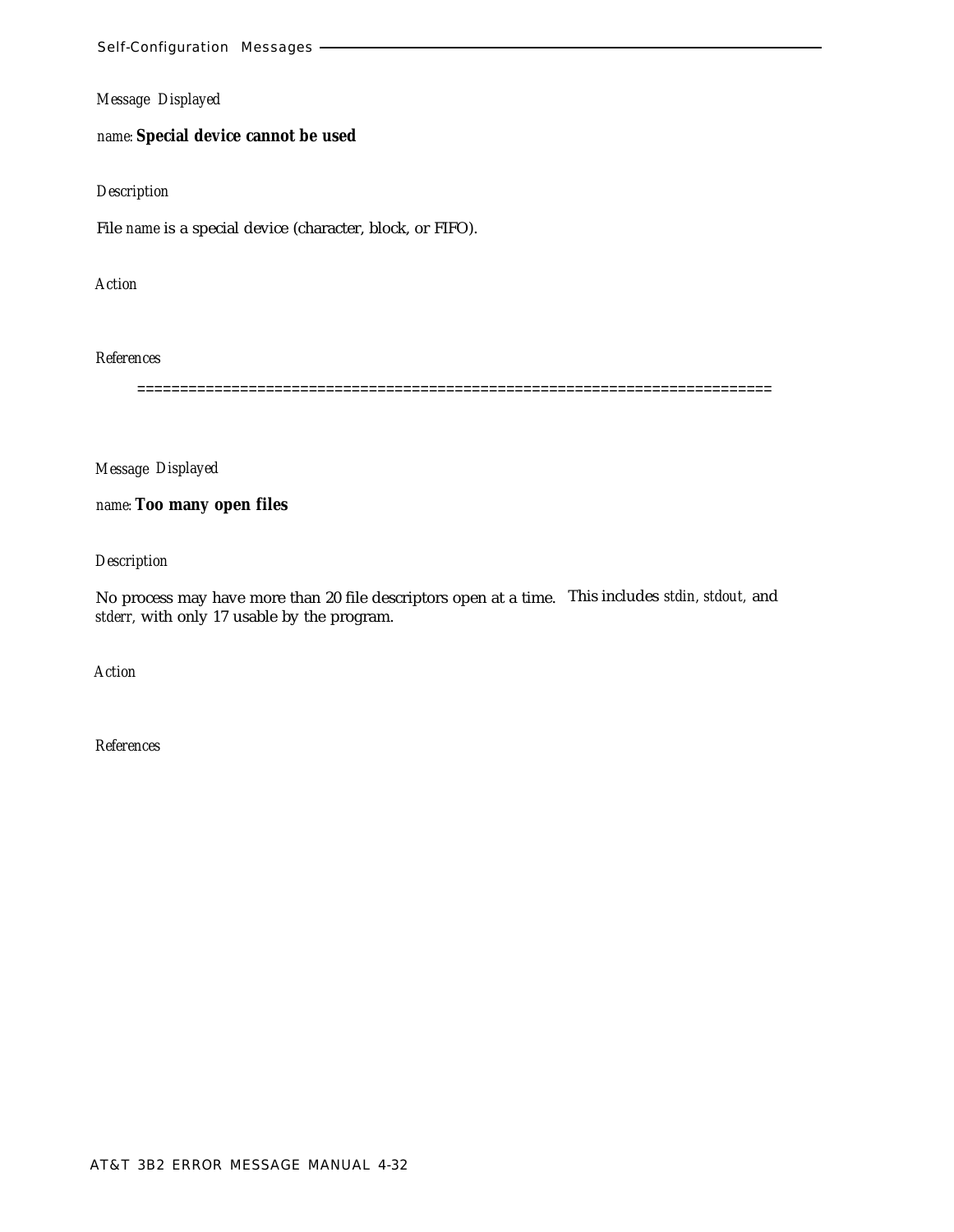*Message Displayed*

*name:* **Special device cannot be used**

*Description*

File *name* is a special device (character, block, or FIFO).

*Action*

*References*

==========================================================================

*Message Displayed*

*name:* **Too many open files**

*Description*

No process may have more than 20 file descriptors open at a time. This includes *stdin, stdout,* and *stderr,* with only 17 usable by the program.

*Action*

*References*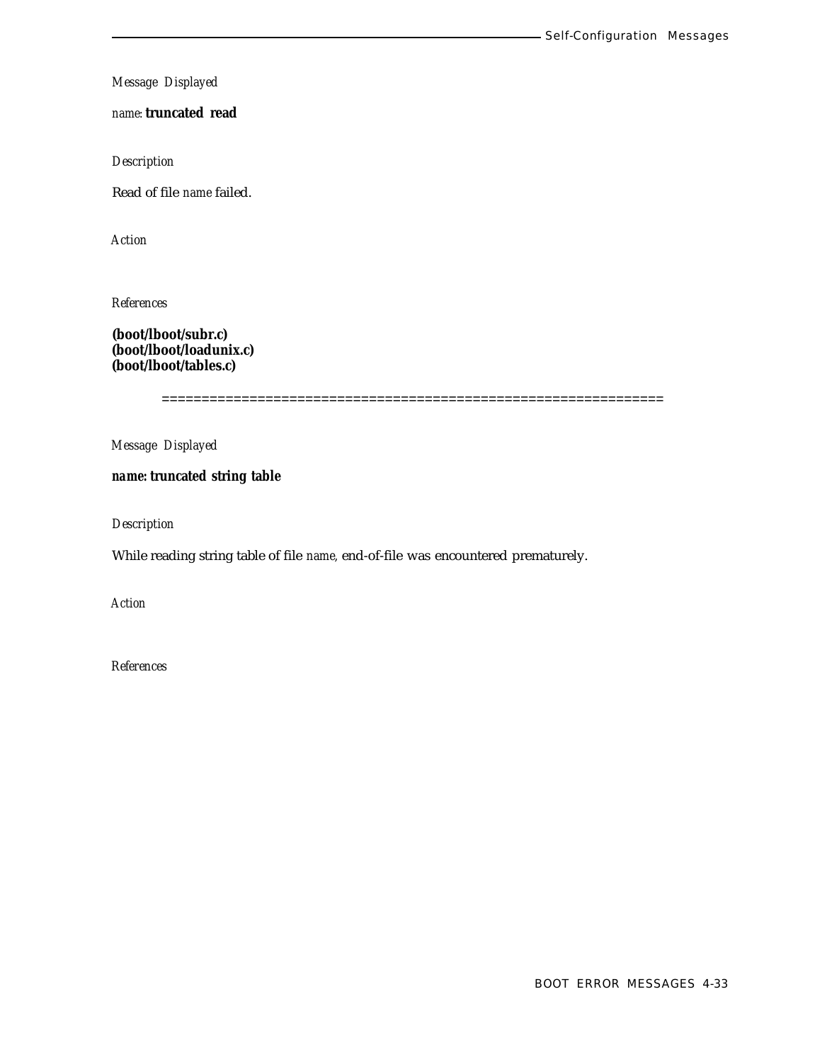*Message Displayed*

*name:* **truncated read**

*Description*

Read of file *name* failed.

*Action*

*References*

**(boot/lboot/subr.c)**
**(boot/lboot/loadunix.c)**
**(boot/lboot/tables.c)**

================================================================

*Message Displayed*

***name:* truncated string table**

*Description*

While reading string table of file *name*, end-of-file was encountered prematurely.

*Action*

*References*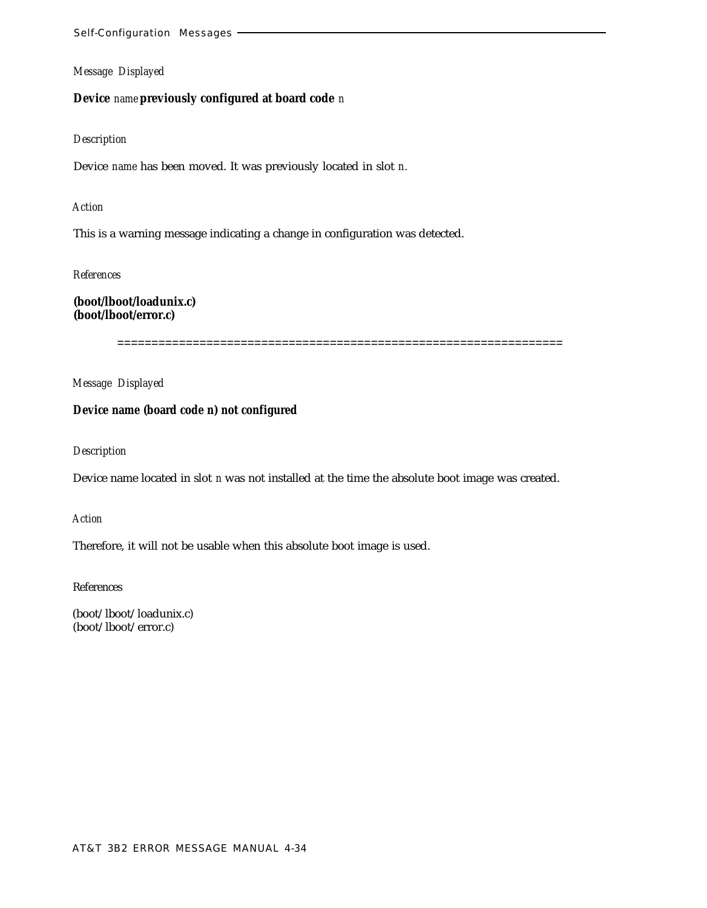*Message Displayed*

**Device** *name* **previously configured at board code** *n*

*Description*

Device *name* has been moved. It was previously located in slot *n*.

*Action*

This is a warning message indicating a change in configuration was detected.

*References*

**(boot/lboot/loadunix.c)**
**(boot/lboot/error.c)**

================================================================

*Message Displayed*

**Device name (board code n) not configured**

*Description*

Device name located in slot *n* was not installed at the time the absolute boot image was created.

*Action*

Therefore, it will not be usable when this absolute boot image is used.

*References*

(boot/lboot/loadunix.c)
(boot/lboot/error.c)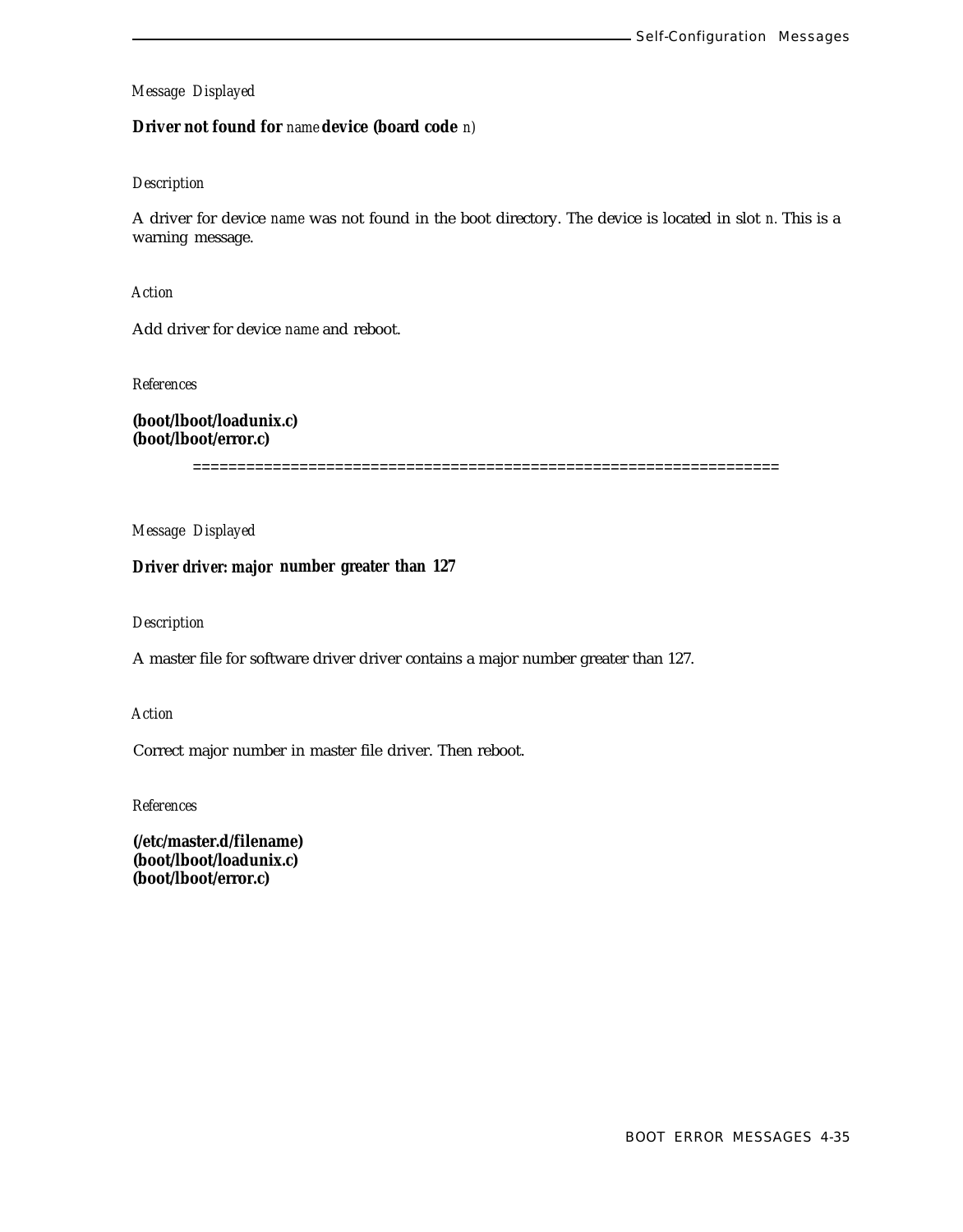*Message Displayed*

**Driver not found for** *name* **device (board code** *n*)

*Description*

A driver for device *name* was not found in the boot directory. The device is located in slot *n*. This is a warning message.

*Action*

Add driver for device *name* and reboot.

*References*

**(boot/lboot/loadunix.c)**
**(boot/lboot/error.c)**

=================================================================

*Message Displayed*

**Driver driver: major number greater than 127**

*Description*

A master file for software driver driver contains a major number greater than 127.

*Action*

Correct major number in master file driver. Then reboot.

*References*

**(/etc/master.d/filename)**
**(boot/lboot/loadunix.c)**
**(boot/lboot/error.c)**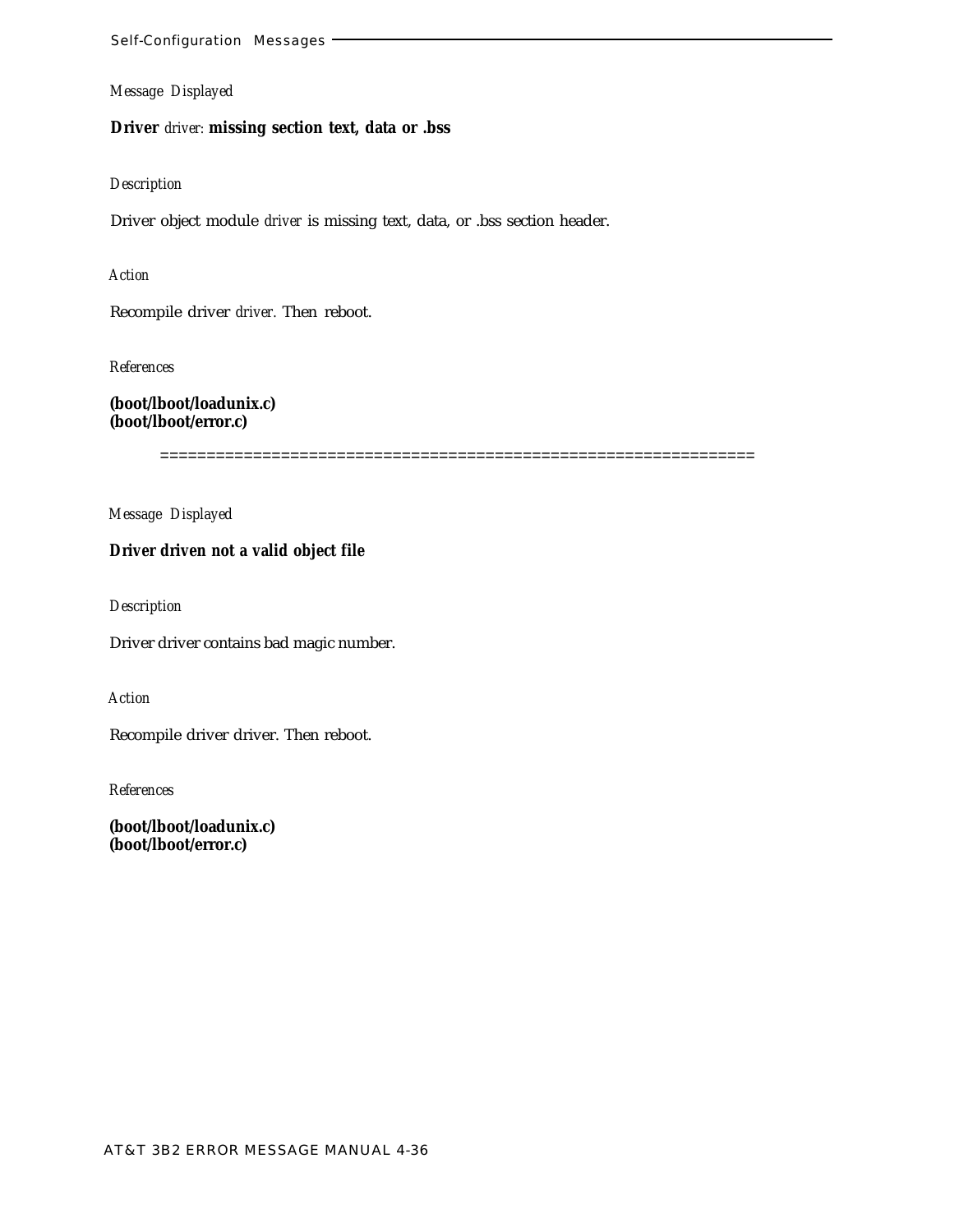*Message Displayed*

**Driver** *driver:* **missing section text, data or .bss**

*Description*

Driver object module *driver* is missing text, data, or .bss section header.

*Action*

Recompile driver *driver.* Then reboot.

*References*

**(boot/lboot/loadunix.c)**
**(boot/lboot/error.c)**

==============================================================

*Message Displayed*

**Driver driven not a valid object file**

*Description*

Driver driver contains bad magic number.

*Action*

Recompile driver driver. Then reboot.

*References*

**(boot/lboot/loadunix.c)**
**(boot/lboot/error.c)**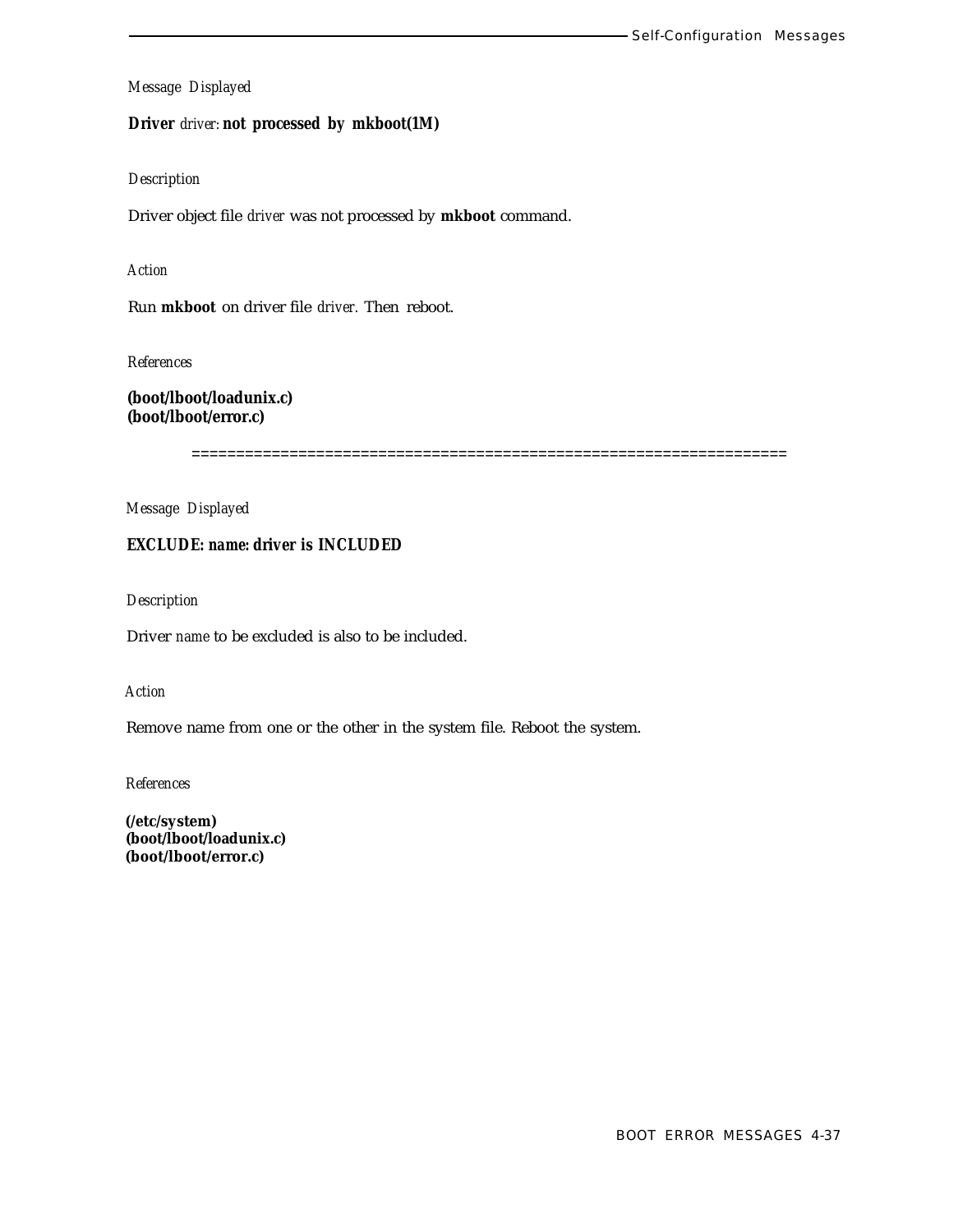*Message Displayed*

**Driver** *driver:* **not processed by mkboot(1M)**

*Description*

Driver object file *driver* was not processed by **mkboot** command.

*Action*

Run **mkboot** on driver file *driver.* Then reboot.

*References*

**(boot/lboot/loadunix.c)**
**(boot/lboot/error.c)**

=================================================================

*Message Displayed*

***EXCLUDE: name: driver is INCLUDED***

*Description*

Driver *name* to be excluded is also to be included.

*Action*

Remove name from one or the other in the system file. Reboot the system.

*References*

**(/etc/system)**
**(boot/lboot/loadunix.c)**
**(boot/lboot/error.c)**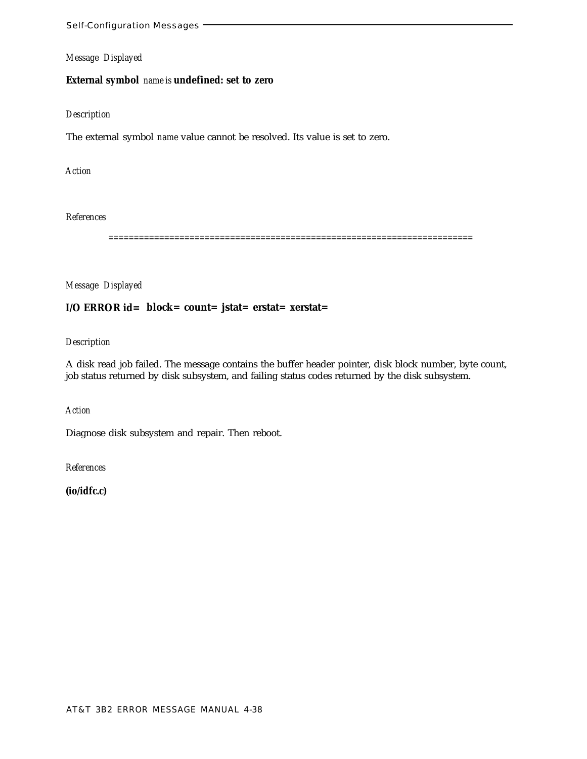*Message Displayed*

**External symbol** *name* is **undefined: set to zero**

*Description*

The external symbol *name* value cannot be resolved. Its value is set to zero.

*Action*

*References*

=======================================================================

*Message Displayed*

**I/O ERROR id= block= count= jstat= erstat= xerstat=**

*Description*

A disk read job failed. The message contains the buffer header pointer, disk block number, byte count, job status returned by disk subsystem, and failing status codes returned by the disk subsystem.

*Action*

Diagnose disk subsystem and repair. Then reboot.

*References*

**(io/idfc.c)**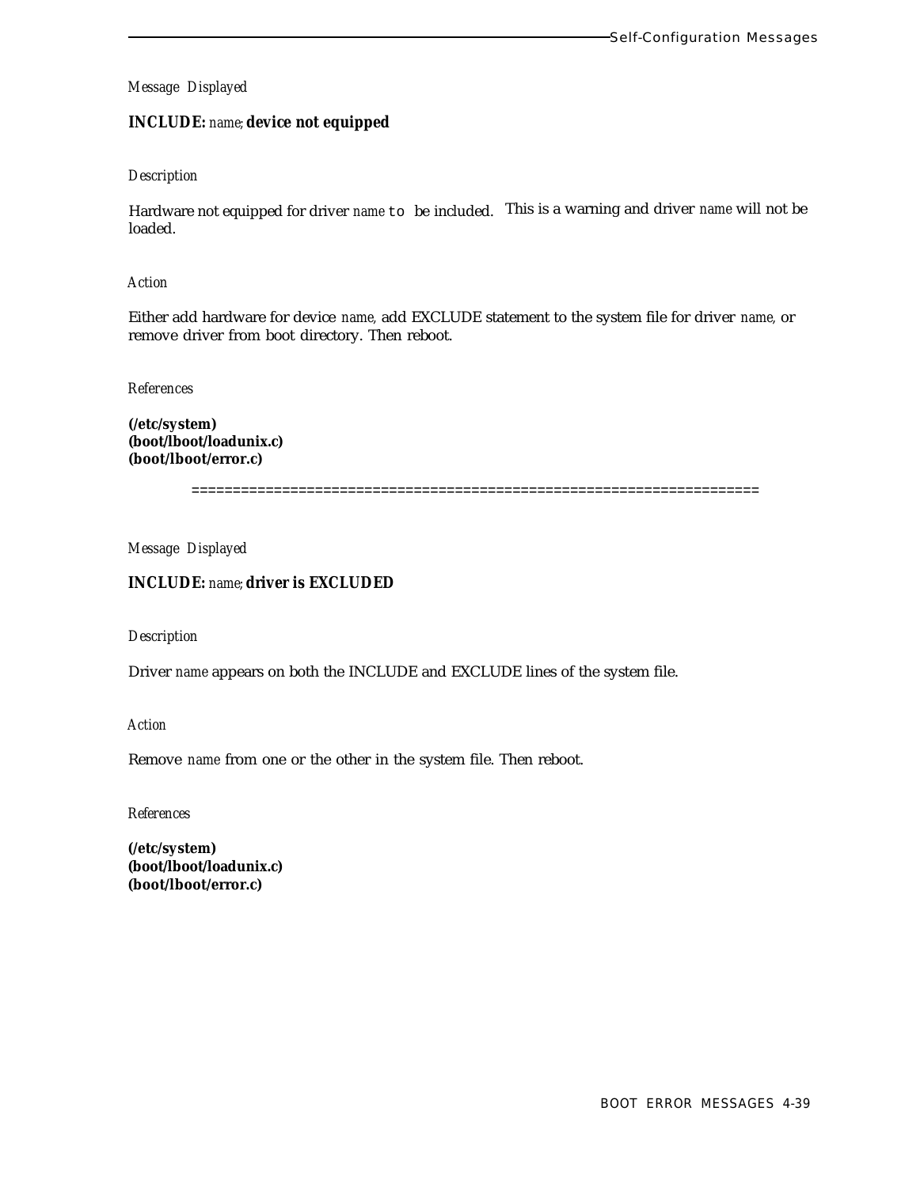*Message Displayed*

**INCLUDE:** *name*; **device not equipped**

*Description*

Hardware not equipped for driver *name* to be included. This is a warning and driver *name* will not be loaded.

*Action*

Either add hardware for device *name*, add EXCLUDE statement to the system file for driver *name*, or remove driver from boot directory. Then reboot.

*References*

**(/etc/system)**
**(boot/lboot/loadunix.c)**
**(boot/lboot/error.c)**

====================================================================

*Message Displayed*

**INCLUDE:** *name*; **driver is EXCLUDED**

*Description*

Driver *name* appears on both the INCLUDE and EXCLUDE lines of the system file.

*Action*

Remove *name* from one or the other in the system file. Then reboot.

*References*

**(/etc/system)**
**(boot/lboot/loadunix.c)**
**(boot/lboot/error.c)**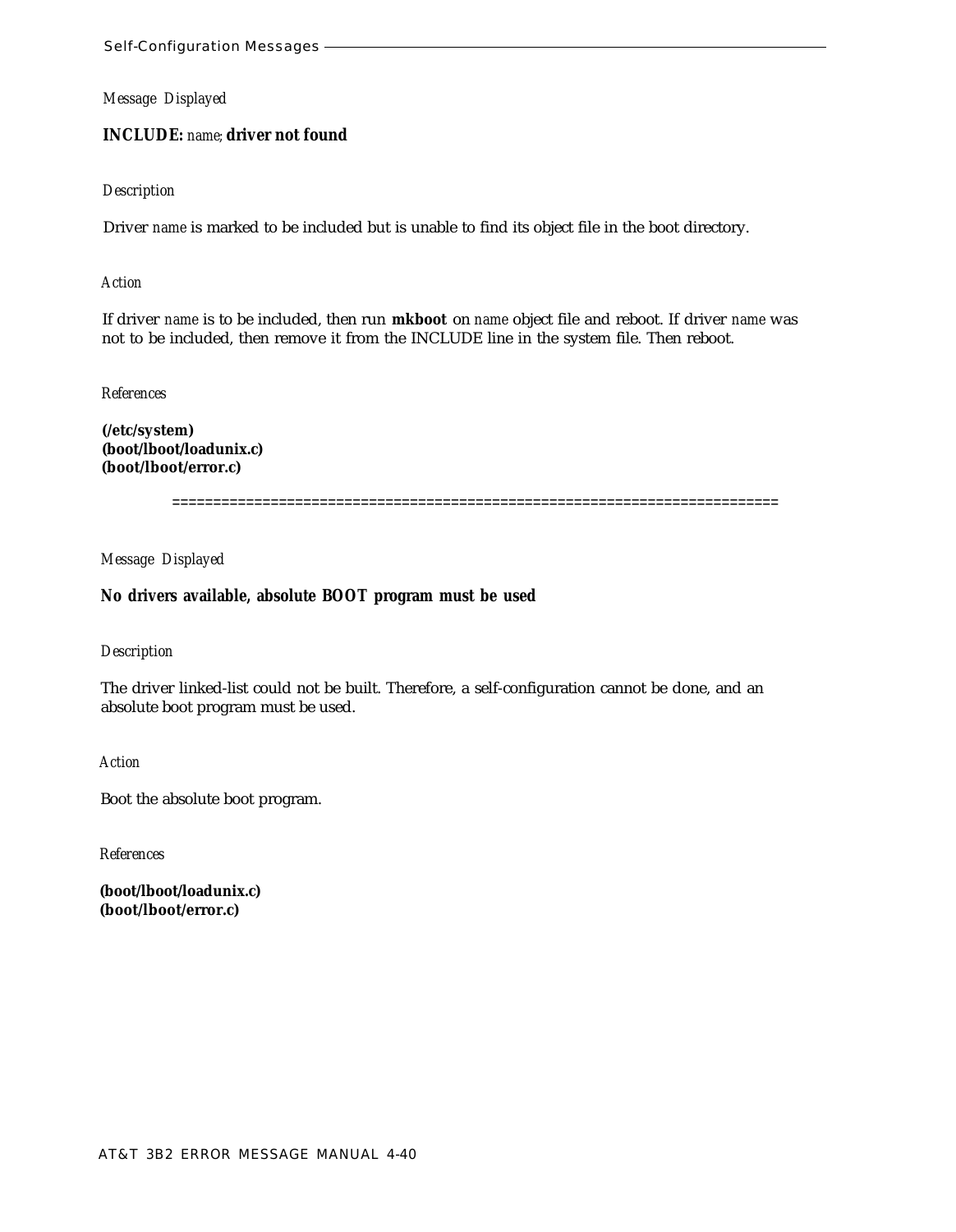*Message Displayed*

**INCLUDE:** *name*; **driver not found**

*Description*

Driver *name* is marked to be included but is unable to find its object file in the boot directory.

*Action*

If driver *name* is to be included, then run **mkboot** on *name* object file and reboot. If driver *name* was not to be included, then remove it from the INCLUDE line in the system file. Then reboot.

*References*

**(/etc/system)**
**(boot/lboot/loadunix.c)**
**(boot/lboot/error.c)**

========================================================================

*Message Displayed*

**No drivers available, absolute BOOT program must be used**

*Description*

The driver linked-list could not be built. Therefore, a self-configuration cannot be done, and an absolute boot program must be used.

*Action*

Boot the absolute boot program.

*References*

**(boot/lboot/loadunix.c)**
**(boot/lboot/error.c)**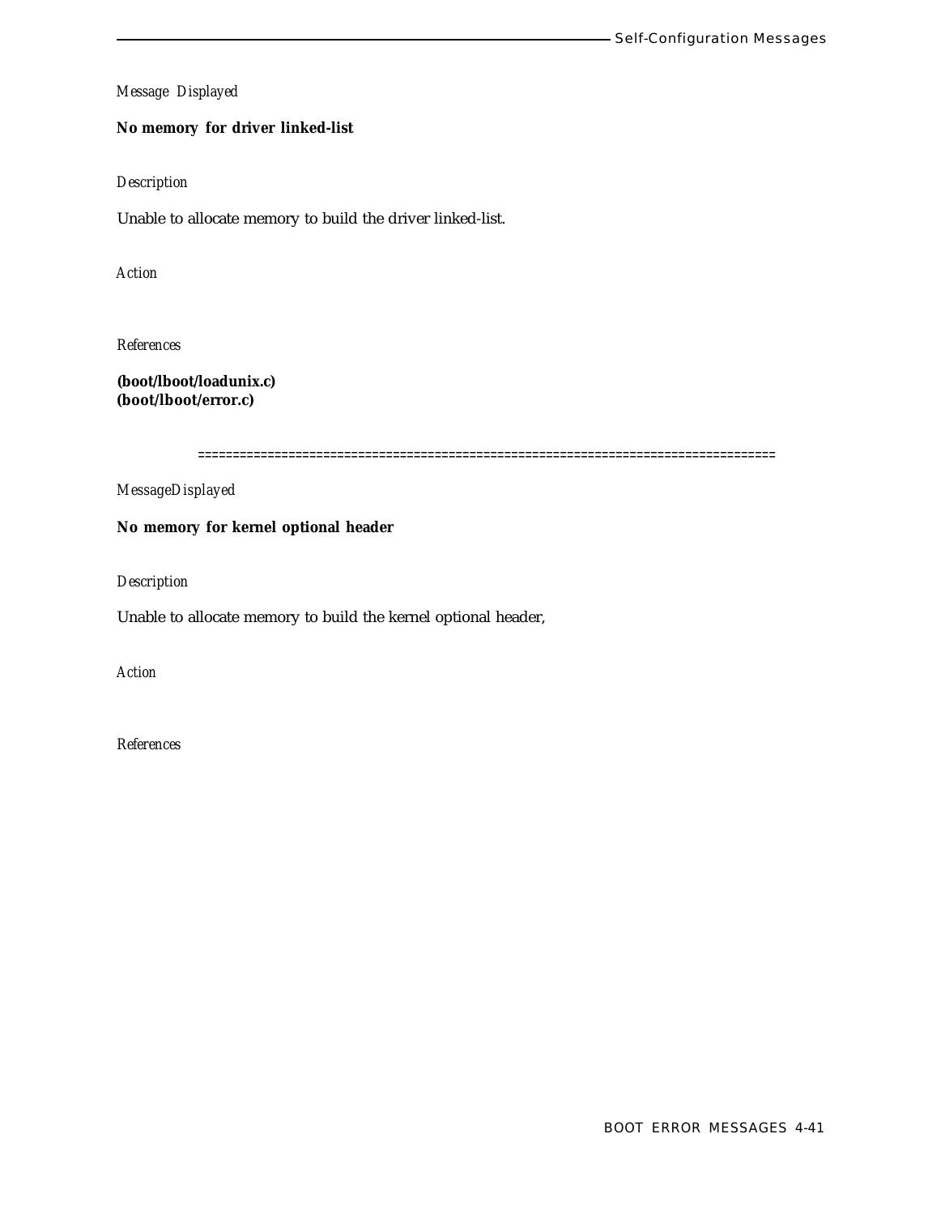*Message Displayed*

**No memory for driver linked-list**

*Description*

Unable to allocate memory to build the driver linked-list.

*Action*

*References*

**(boot/lboot/loadunix.c)**
**(boot/lboot/error.c)**

=================================================================================

*MessageDisplayed*

**No memory for kernel optional header**

*Description*

Unable to allocate memory to build the kernel optional header,

*Action*

*References*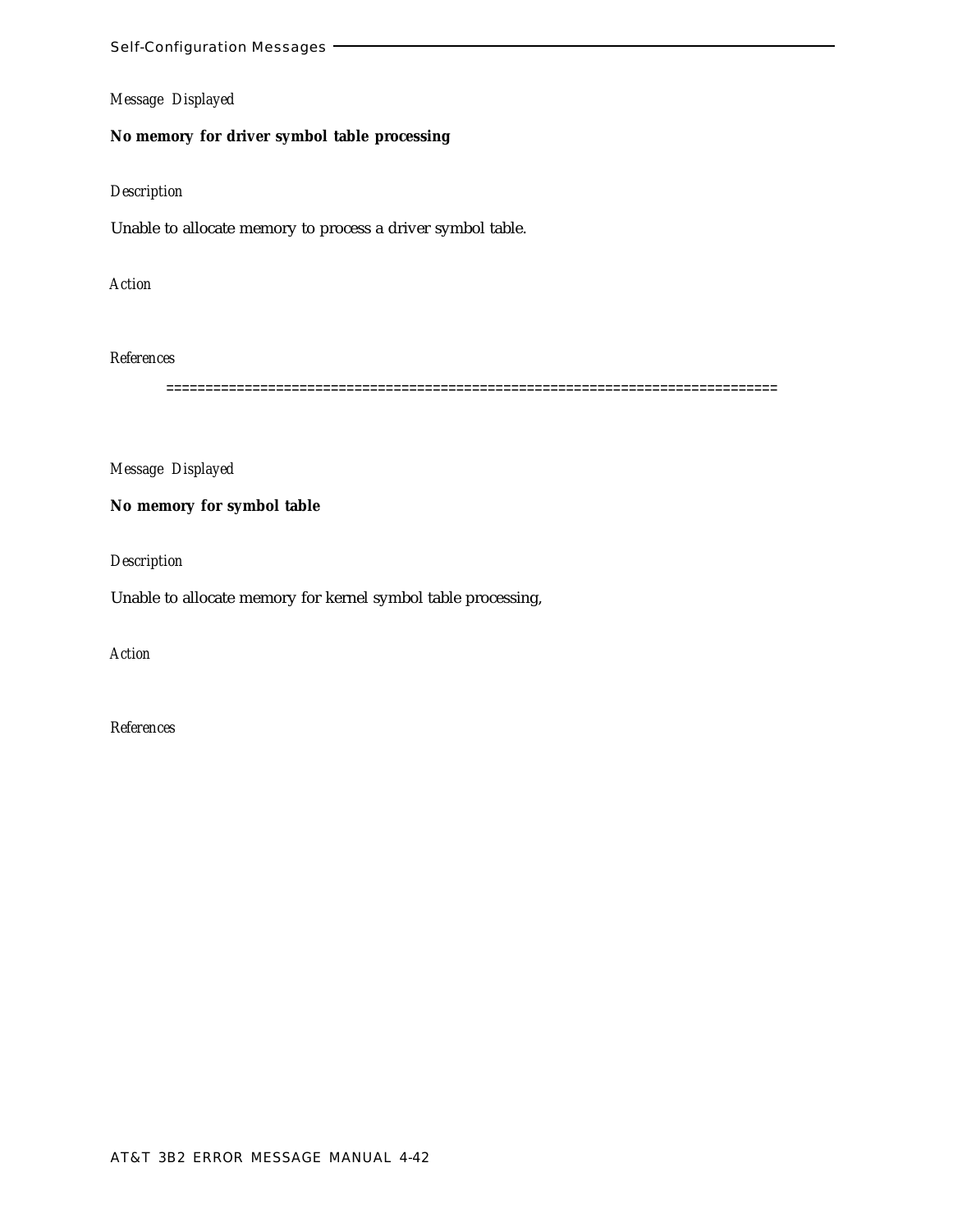*Message Displayed*

**No memory for driver symbol table processing**

*Description*

Unable to allocate memory to process a driver symbol table.

*Action*

*References*

============================================================================

*Message Displayed*

**No memory for symbol table**

*Description*

Unable to allocate memory for kernel symbol table processing,

*Action*

*References*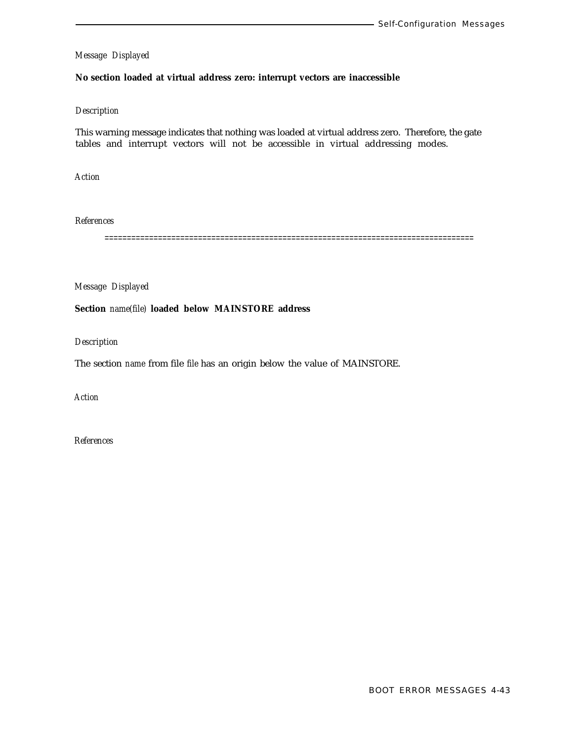*Message Displayed*

**No section loaded at virtual address zero: interrupt vectors are inaccessible**

*Description*

This warning message indicates that nothing was loaded at virtual address zero. Therefore, the gate tables and interrupt vectors will not be accessible in virtual addressing modes.

*Action*

*References*

================================================================================

*Message Displayed*

**Section** *name(file)* **loaded below MAINSTORE address**

*Description*

The section *name* from file *file* has an origin below the value of MAINSTORE.

*Action*

*References*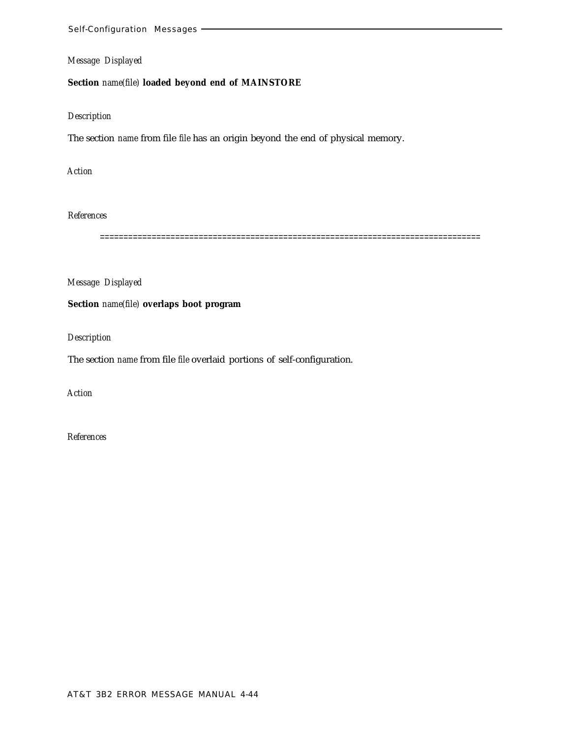*Message Displayed*

**Section** *name(file)* **loaded beyond end of MAINSTORE**

*Description*

The section *name* from file *file* has an origin beyond the end of physical memory.

*Action*

*References*

================================================================================

*Message Displayed*

**Section** *name(file)* **overlaps boot program**

*Description*

The section *name* from file *file* overlaid portions of self-configuration.

*Action*

*References*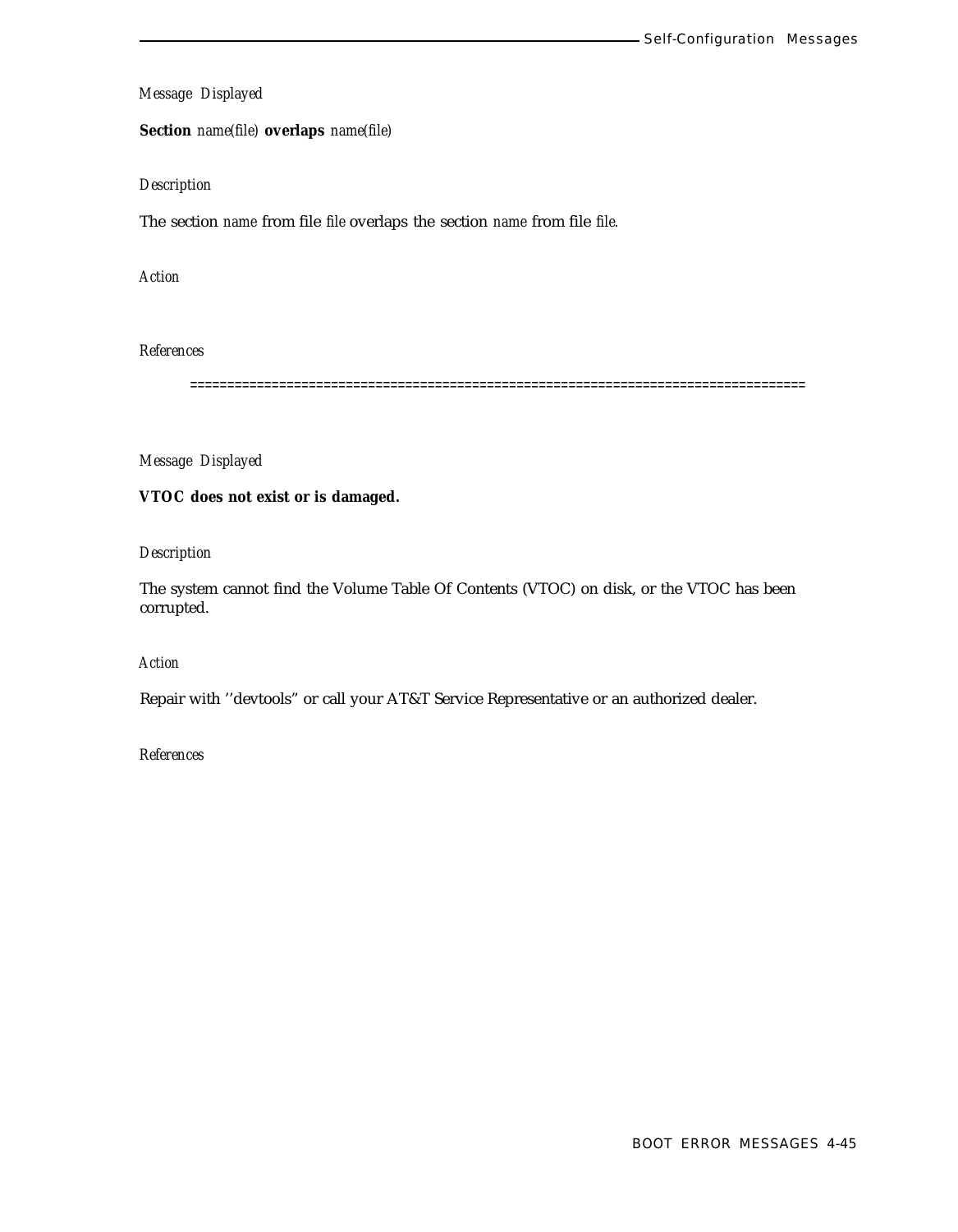*Message Displayed*

**Section** *name(file)* **overlaps** *name(file)*

*Description*

The section *name* from file *file* overlaps the section *name* from file *file*.

*Action*

*References*

================================================================================

*Message Displayed*

**VTOC does not exist or is damaged.**

*Description*

The system cannot find the Volume Table Of Contents (VTOC) on disk, or the VTOC has been corrupted.

*Action*

Repair with ''devtools" or call your AT&T Service Representative or an authorized dealer.

*References*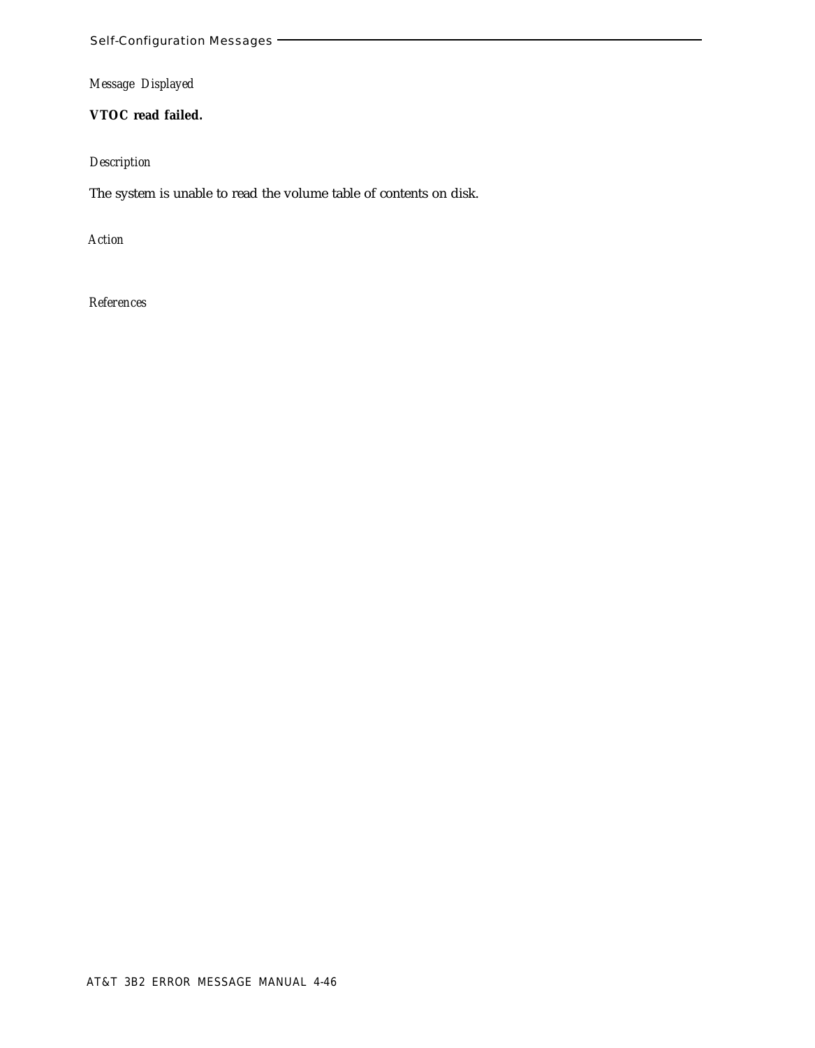*Message Displayed*

**VTOC read failed.**

*Description*

The system is unable to read the volume table of contents on disk.

*Action*

*References*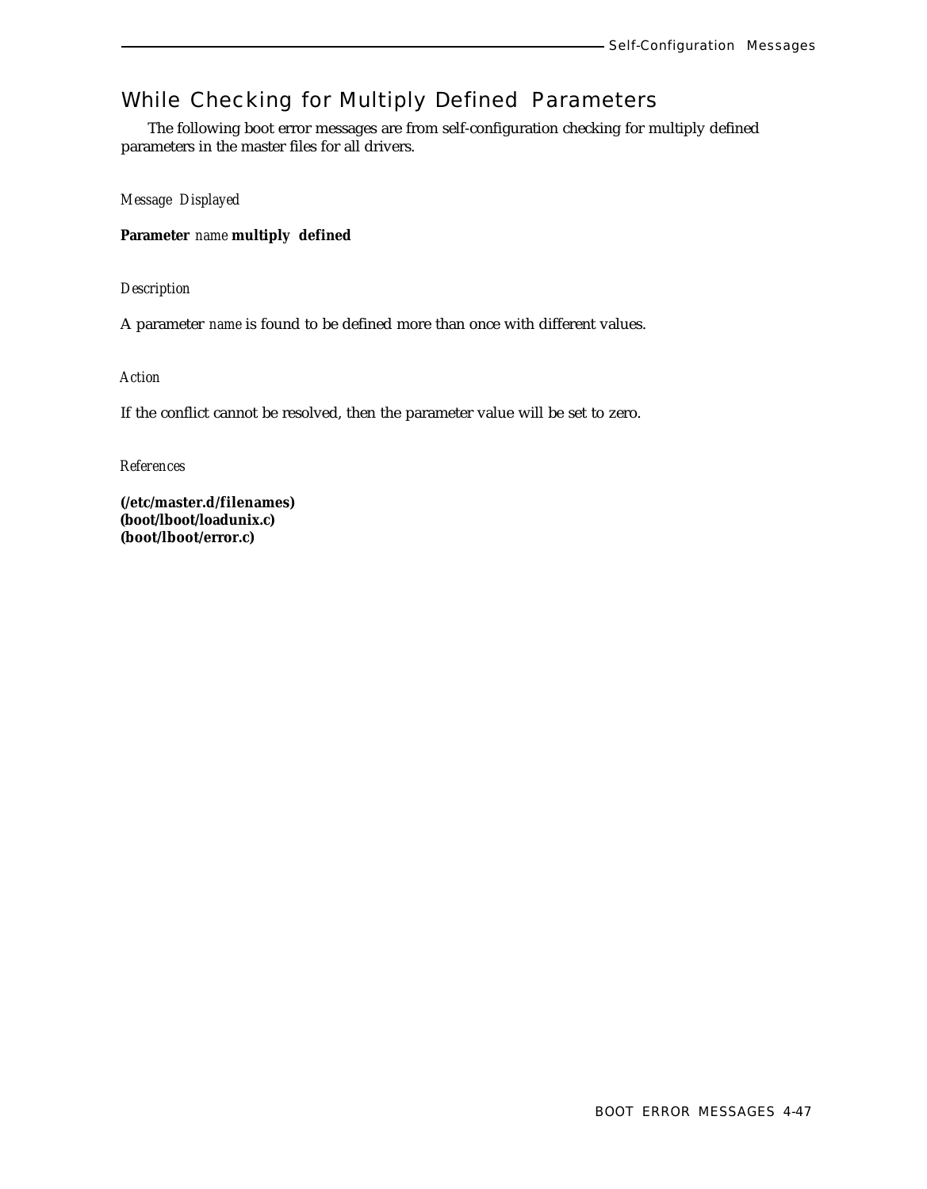## While Checking for Multiply Defined Parameters

The following boot error messages are from self-configuration checking for multiply defined parameters in the master files for all drivers.

*Message Displayed*

**Parameter** *name* **multiply defined**

*Description*

A parameter *name* is found to be defined more than once with different values.

*Action*

If the conflict cannot be resolved, then the parameter value will be set to zero.

*References*

**(/etc/master.d/filenames)**
**(boot/lboot/loadunix.c)**
**(boot/lboot/error.c)**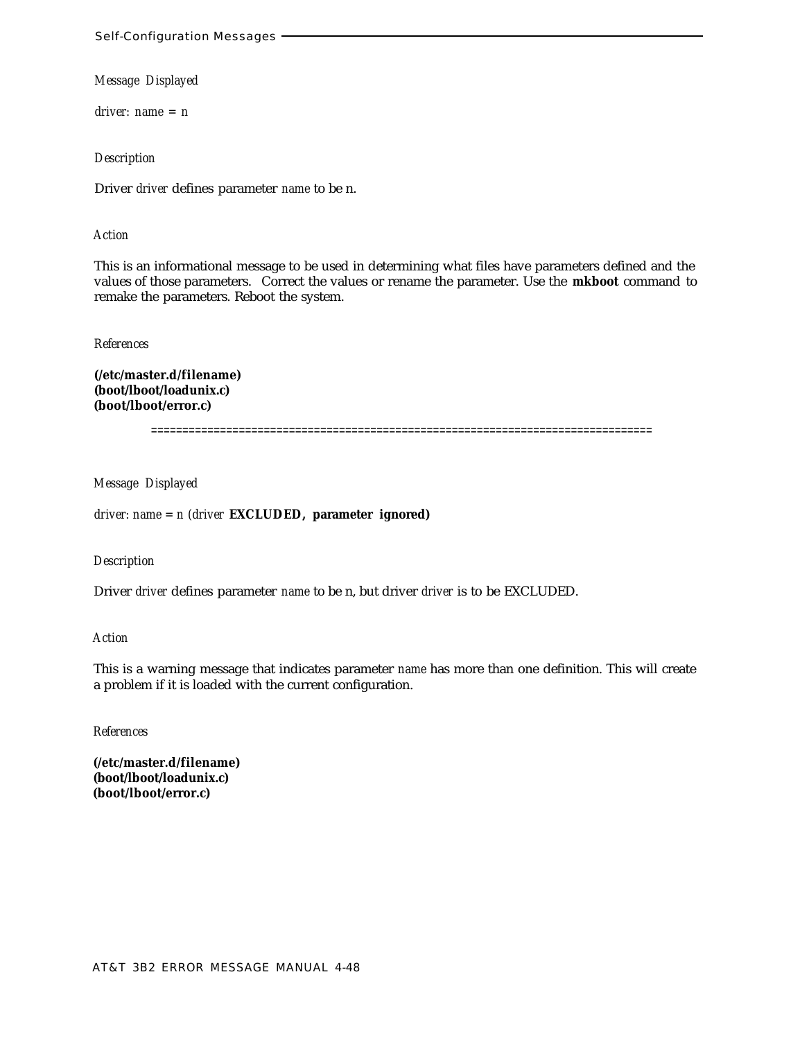*Message Displayed*

*driver: name = n*

*Description*

Driver *driver* defines parameter *name* to be n.

*Action*

This is an informational message to be used in determining what files have parameters defined and the values of those parameters. Correct the values or rename the parameter. Use the **mkboot** command to remake the parameters. Reboot the system.

*References*

**(/etc/master.d/filename)**
**(boot/lboot/loadunix.c)**
**(boot/lboot/error.c)**

==============================================================================

*Message Displayed*

*driver: name = n (driver* **EXCLUDED, parameter ignored)**

*Description*

Driver *driver* defines parameter *name* to be n, but driver *driver* is to be EXCLUDED.

*Action*

This is a warning message that indicates parameter *name* has more than one definition. This will create a problem if it is loaded with the current configuration.

*References*

**(/etc/master.d/filename)**
**(boot/lboot/loadunix.c)**
**(boot/lboot/error.c)**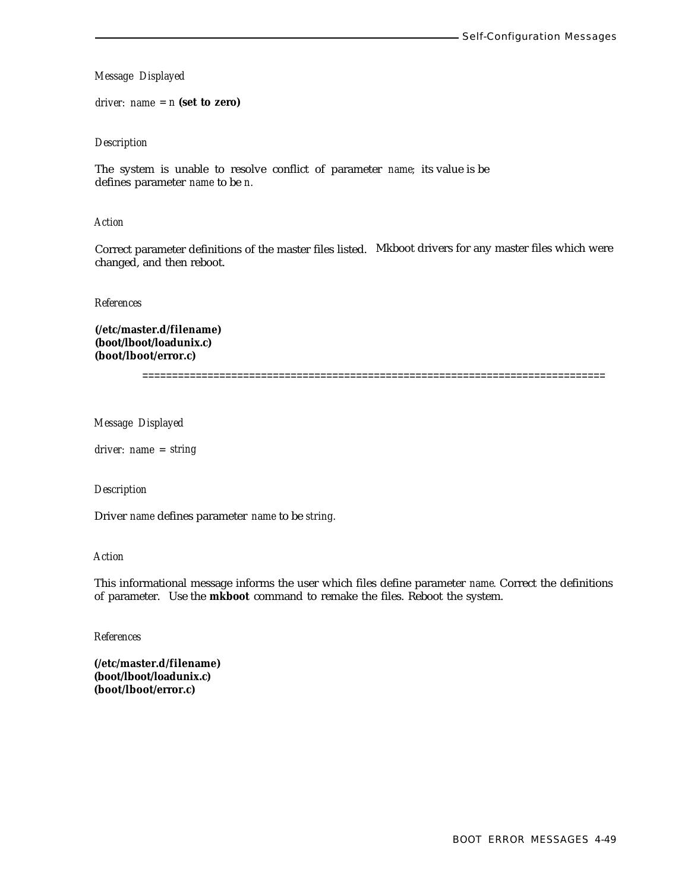*Message Displayed*

*driver*: *name* = *n* **(set to zero)**

*Description*

The system is unable to resolve conflict of parameter *name*; its value is be defines parameter *name* to be *n*.

*Action*

Correct parameter definitions of the master files listed. Mkboot drivers for any master files which were changed, and then reboot.

*References*

**(/etc/master.d/filename)**
**(boot/lboot/loadunix.c)**
**(boot/lboot/error.c)**

============================================================================

*Message Displayed*

*driver*: *name* = *string*

*Description*

Driver *name* defines parameter *name* to be *string*.

*Action*

This informational message informs the user which files define parameter *name*. Correct the definitions of parameter. Use the **mkboot** command to remake the files. Reboot the system.

*References*

**(/etc/master.d/filename)**
**(boot/lboot/loadunix.c)**
**(boot/lboot/error.c)**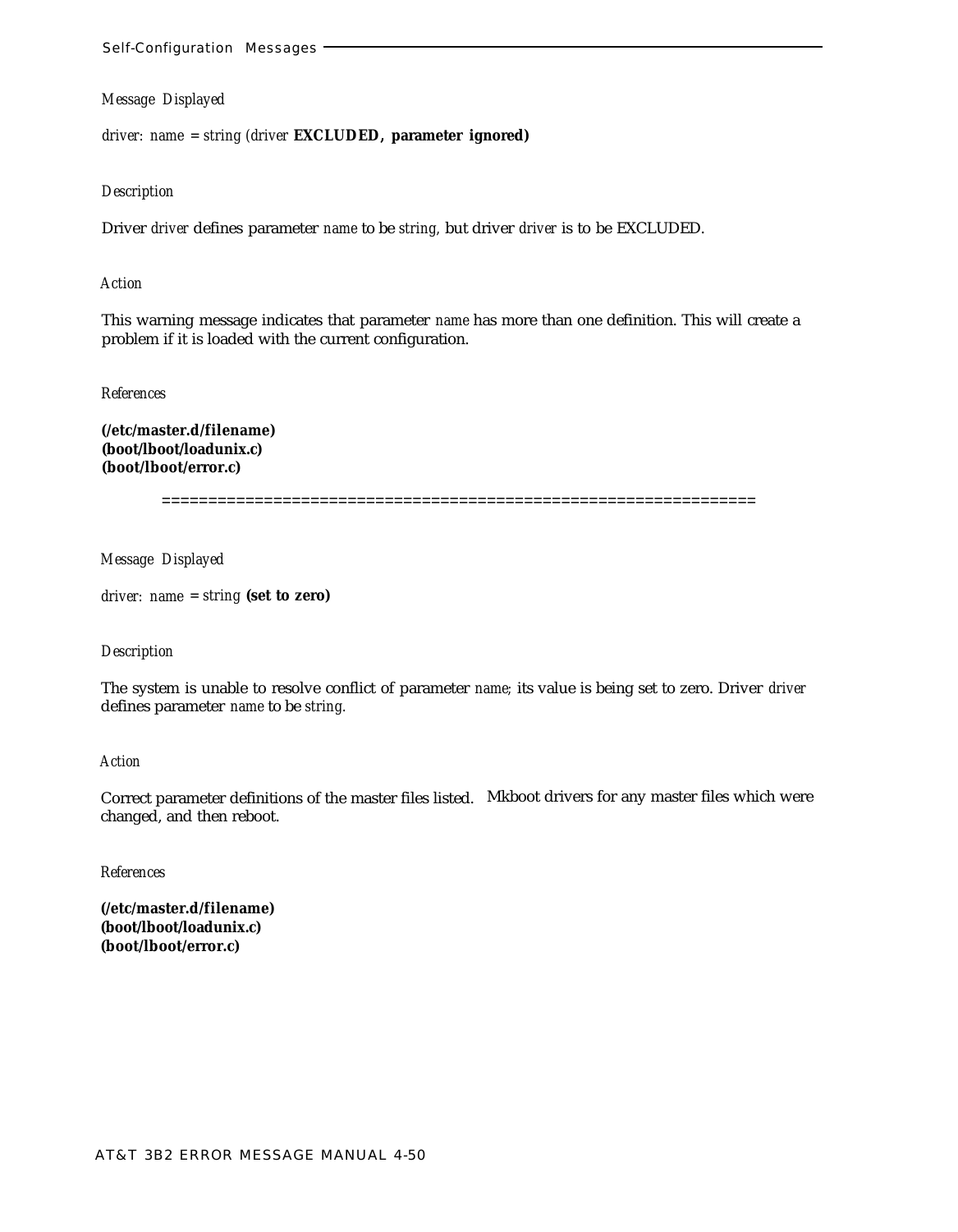*Message Displayed*

*driver: name = string (driver* **EXCLUDED, parameter ignored)**

*Description*

Driver *driver* defines parameter *name* to be *string,* but driver *driver* is to be EXCLUDED.

*Action*

This warning message indicates that parameter *name* has more than one definition. This will create a problem if it is loaded with the current configuration.

*References*

**(/etc/master.d/filename)**
**(boot/lboot/loadunix.c)**
**(boot/lboot/error.c)**

==============================================================

*Message Displayed*

*driver: name = string* **(set to zero)**

*Description*

The system is unable to resolve conflict of parameter *name;* its value is being set to zero. Driver *driver* defines parameter *name* to be *string.*

*Action*

Correct parameter definitions of the master files listed. Mkboot drivers for any master files which were changed, and then reboot.

*References*

**(/etc/master.d/filename)**
**(boot/lboot/loadunix.c)**
**(boot/lboot/error.c)**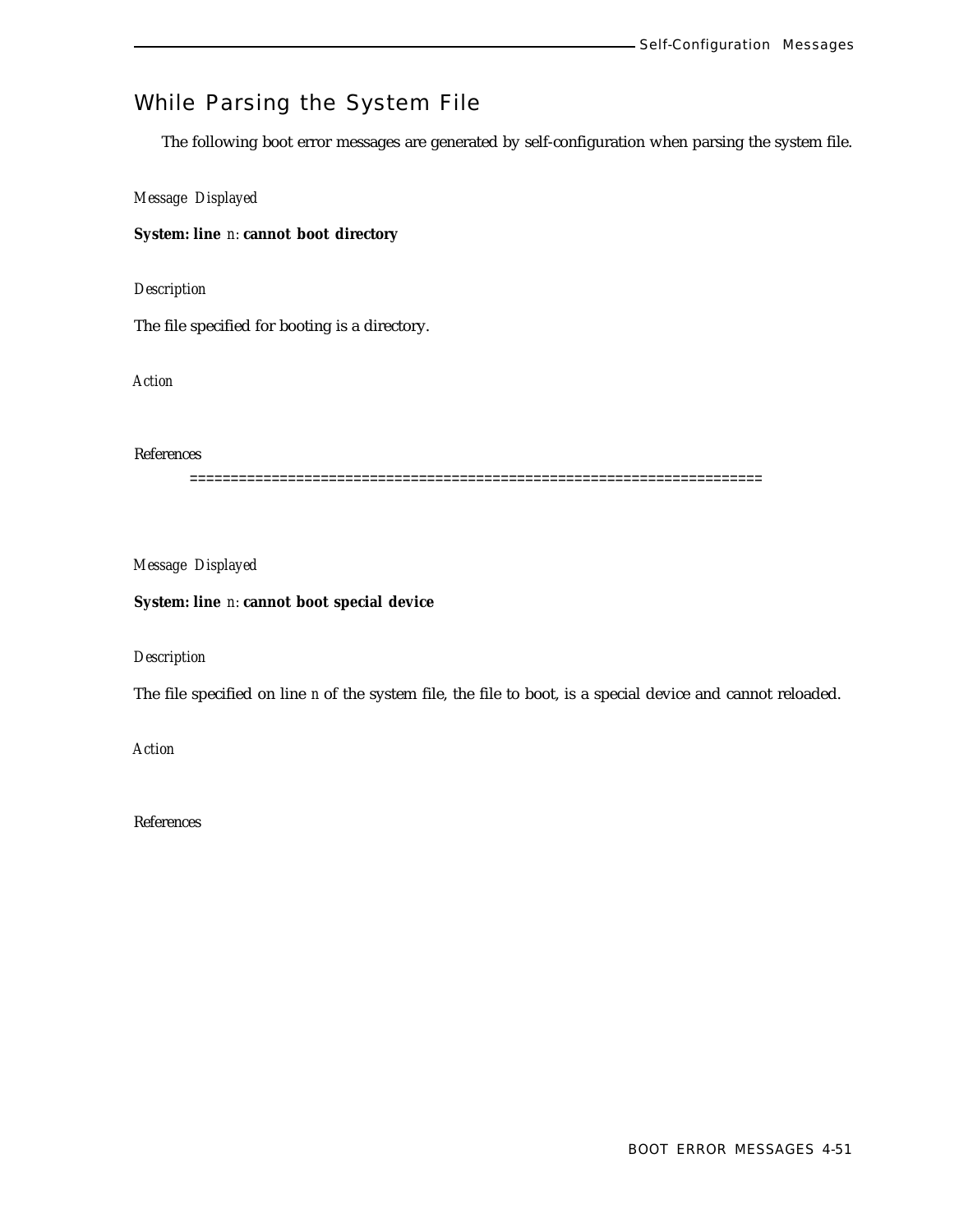## While Parsing the System File

The following boot error messages are generated by self-configuration when parsing the system file.

*Message Displayed*

**System: line** *n*: **cannot boot directory**

*Description*

The file specified for booting is a directory.

*Action*

*References*

======================================================================

*Message Displayed*

**System: line** *n*: **cannot boot special device**

*Description*

The file specified on line *n* of the system file, the file to boot, is a special device and cannot reloaded.

*Action*

*References*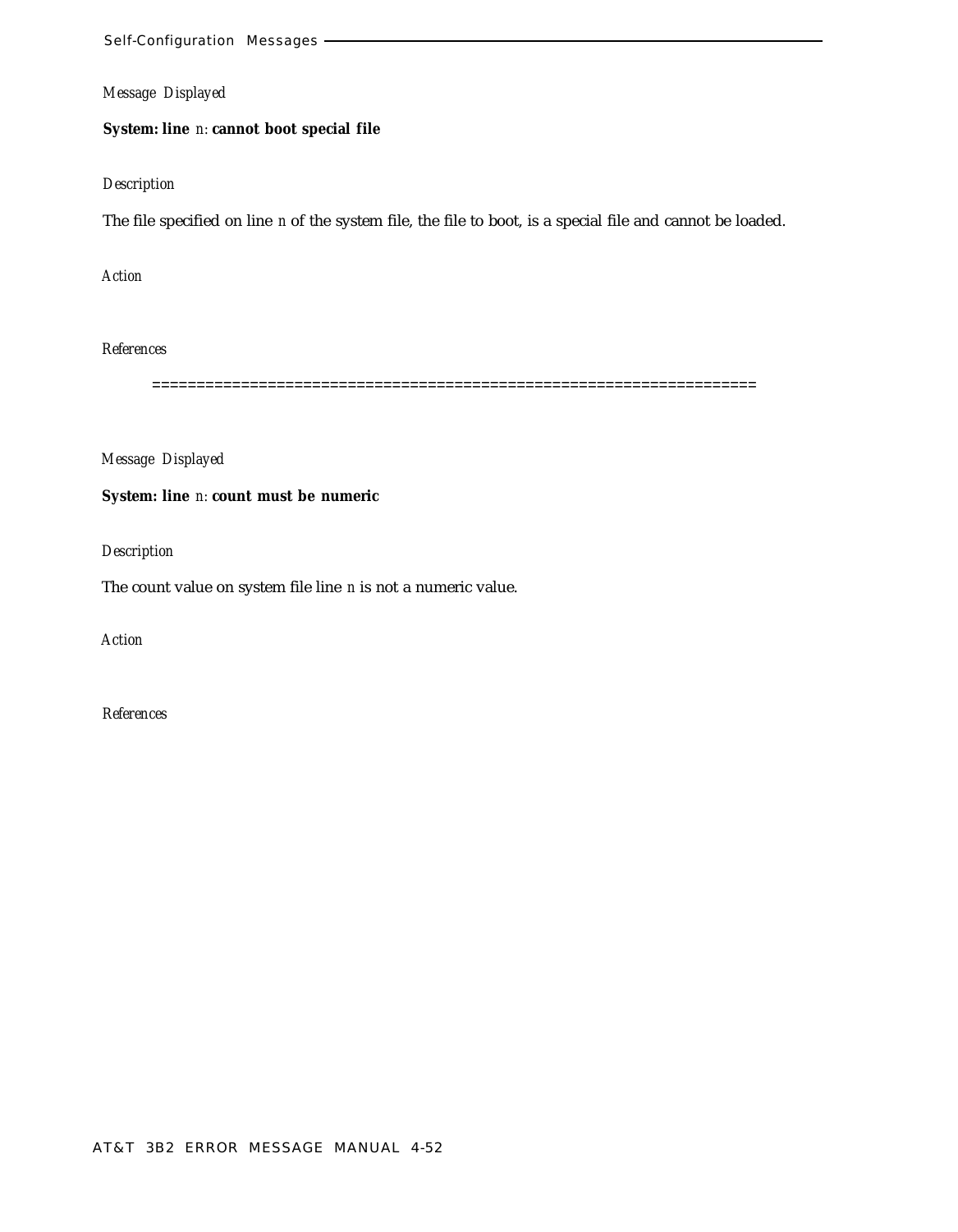*Message Displayed*

**System: line** *n*: **cannot boot special file**

*Description*

The file specified on line *n* of the system file, the file to boot, is a special file and cannot be loaded.

*Action*

*References*

==================================================================

*Message Displayed*

**System: line** *n*: **count must be numeric**

*Description*

The count value on system file line *n* is not a numeric value.

*Action*

*References*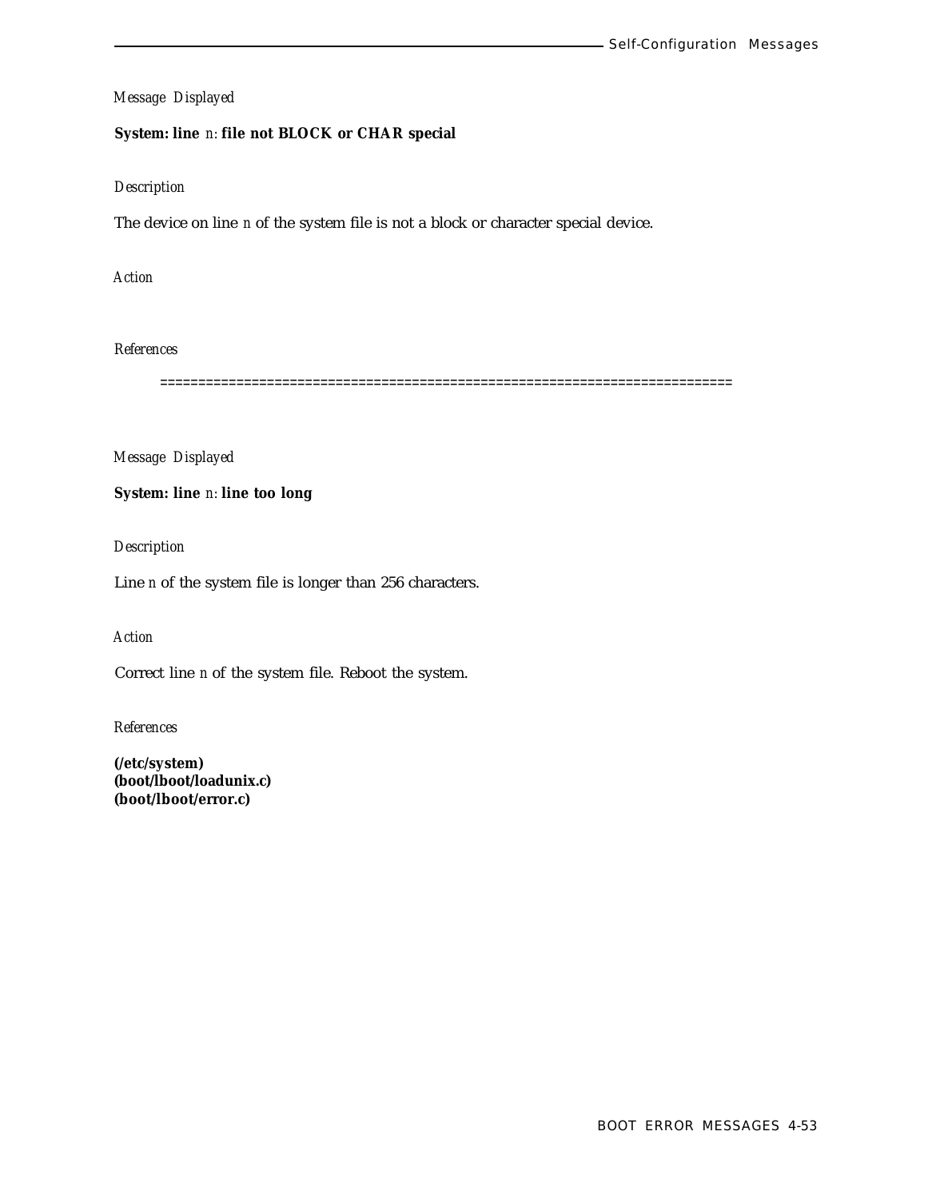*Message Displayed*

**System: line** *n*: **file not BLOCK or CHAR special**

*Description*

The device on line *n* of the system file is not a block or character special device.

*Action*

*References*

==========================================================================

*Message Displayed*

**System: line** *n*: **line too long**

*Description*

Line *n* of the system file is longer than 256 characters.

*Action*

Correct line *n* of the system file. Reboot the system.

*References*

**(/etc/system)**
**(boot/lboot/loadunix.c)**
**(boot/lboot/error.c)**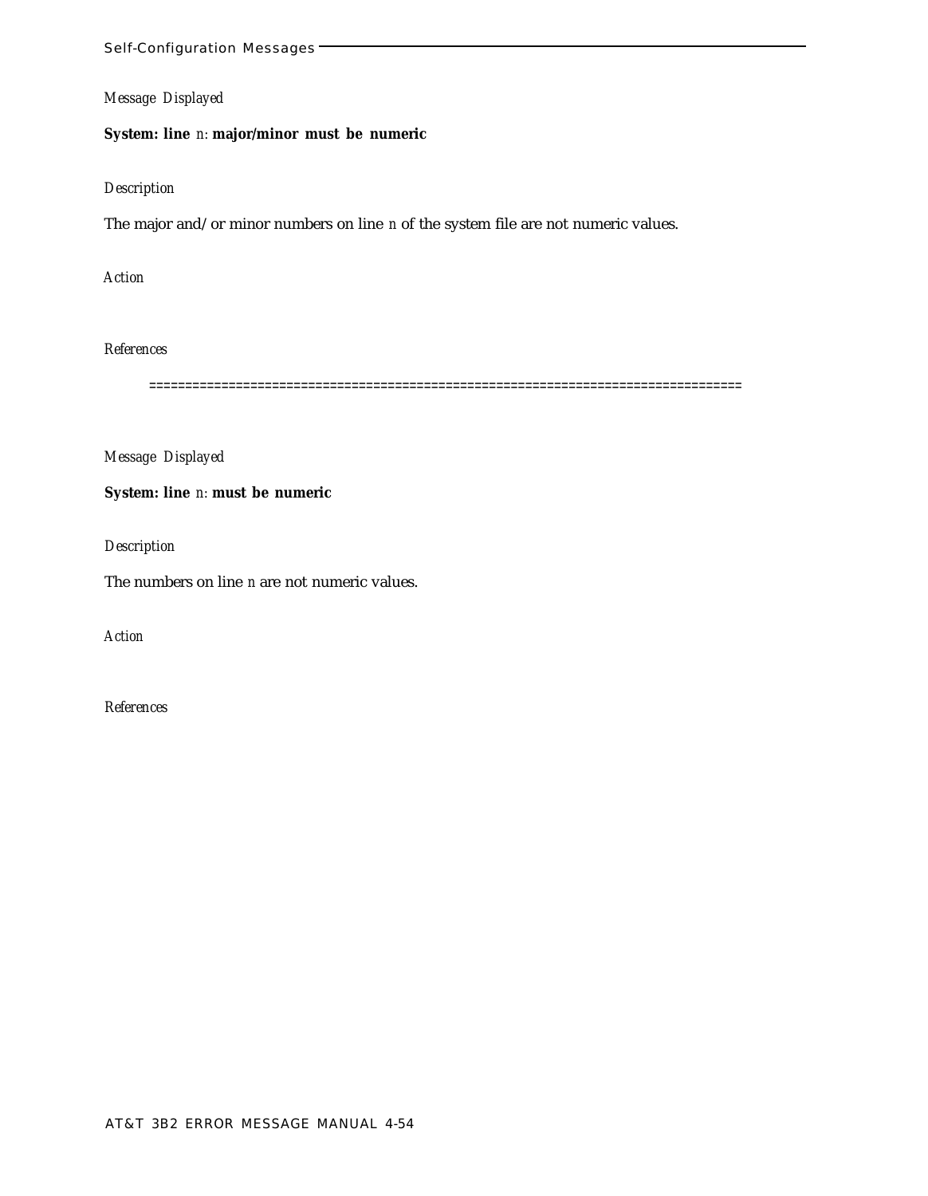*Message Displayed*

**System: line** *n*: **major/minor must be numeric**

*Description*

The major and/or minor numbers on line *n* of the system file are not numeric values.

*Action*

*References*

================================================================================

*Message Displayed*

**System: line** *n*: **must be numeric**

*Description*

The numbers on line *n* are not numeric values.

*Action*

*References*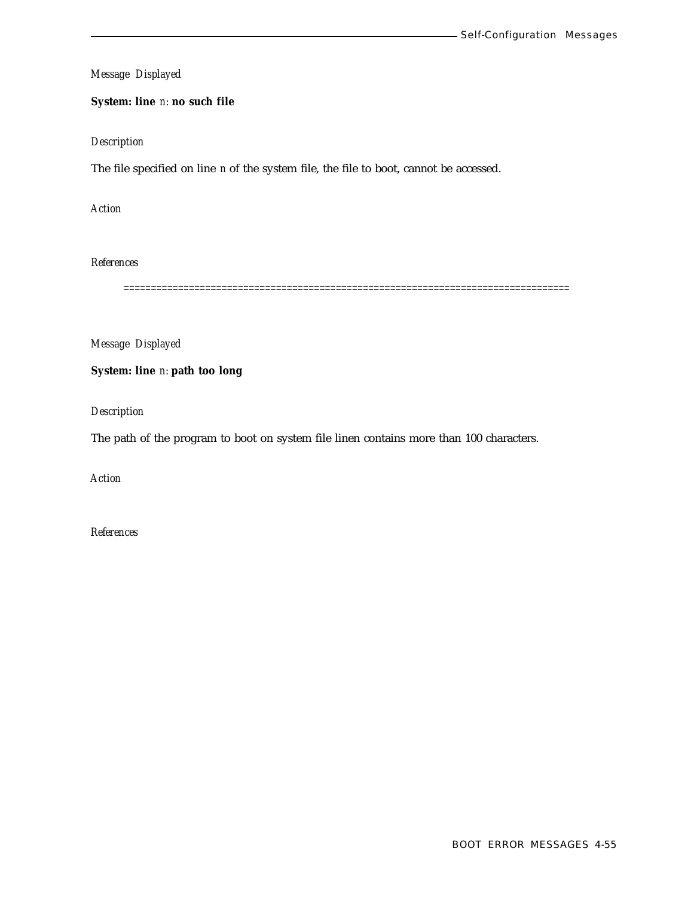*Message Displayed*

**System: line** *n*: **no such file**

*Description*

The file specified on line *n* of the system file, the file to boot, cannot be accessed.

*Action*

*References*

================================================================================

*Message Displayed*

**System: line** *n*: **path too long**

*Description*

The path of the program to boot on system file linen contains more than 100 characters.

*Action*

*References*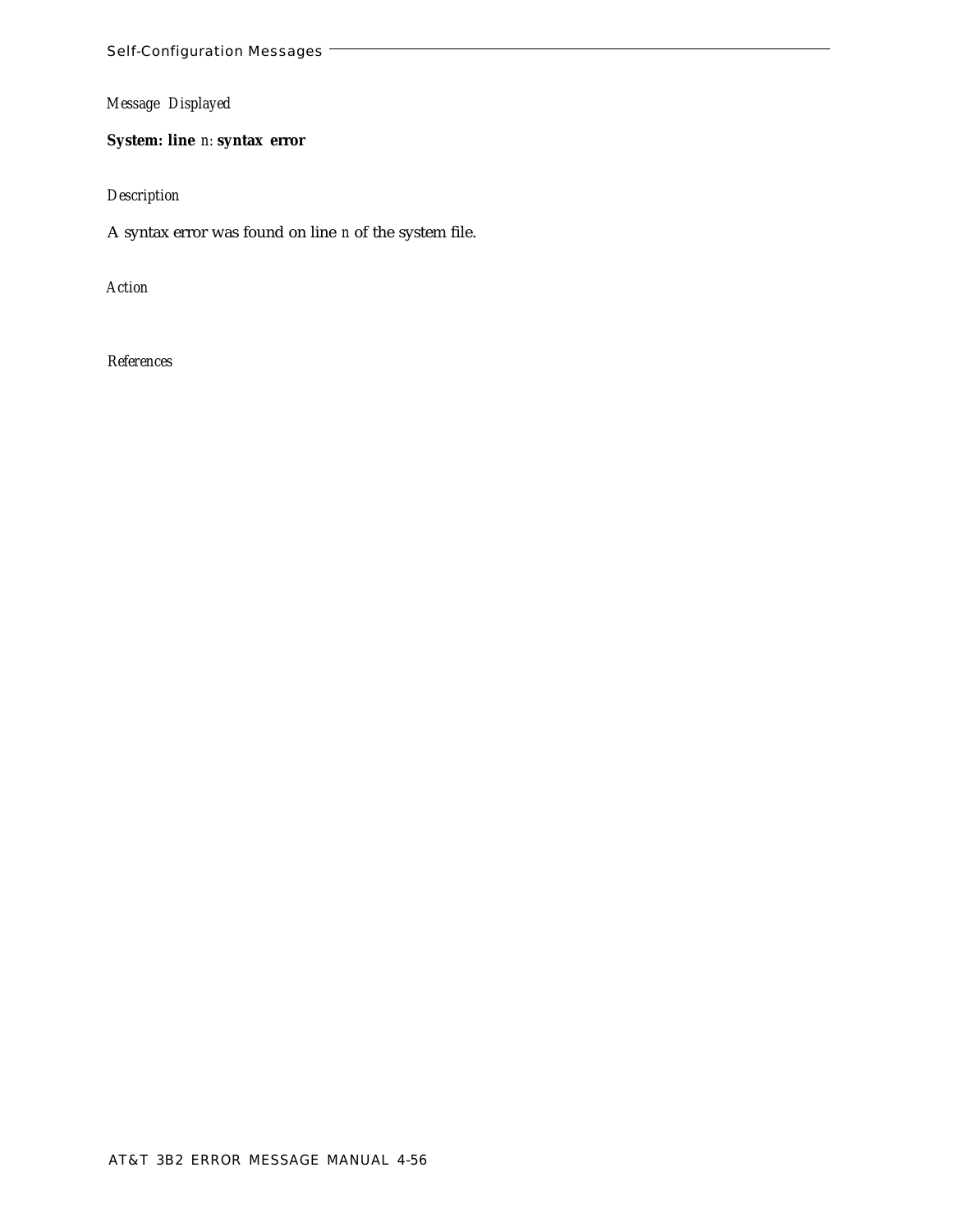*Message Displayed*

**System: line** *n*: **syntax error**

*Description*

A syntax error was found on line *n* of the system file.

*Action*

*References*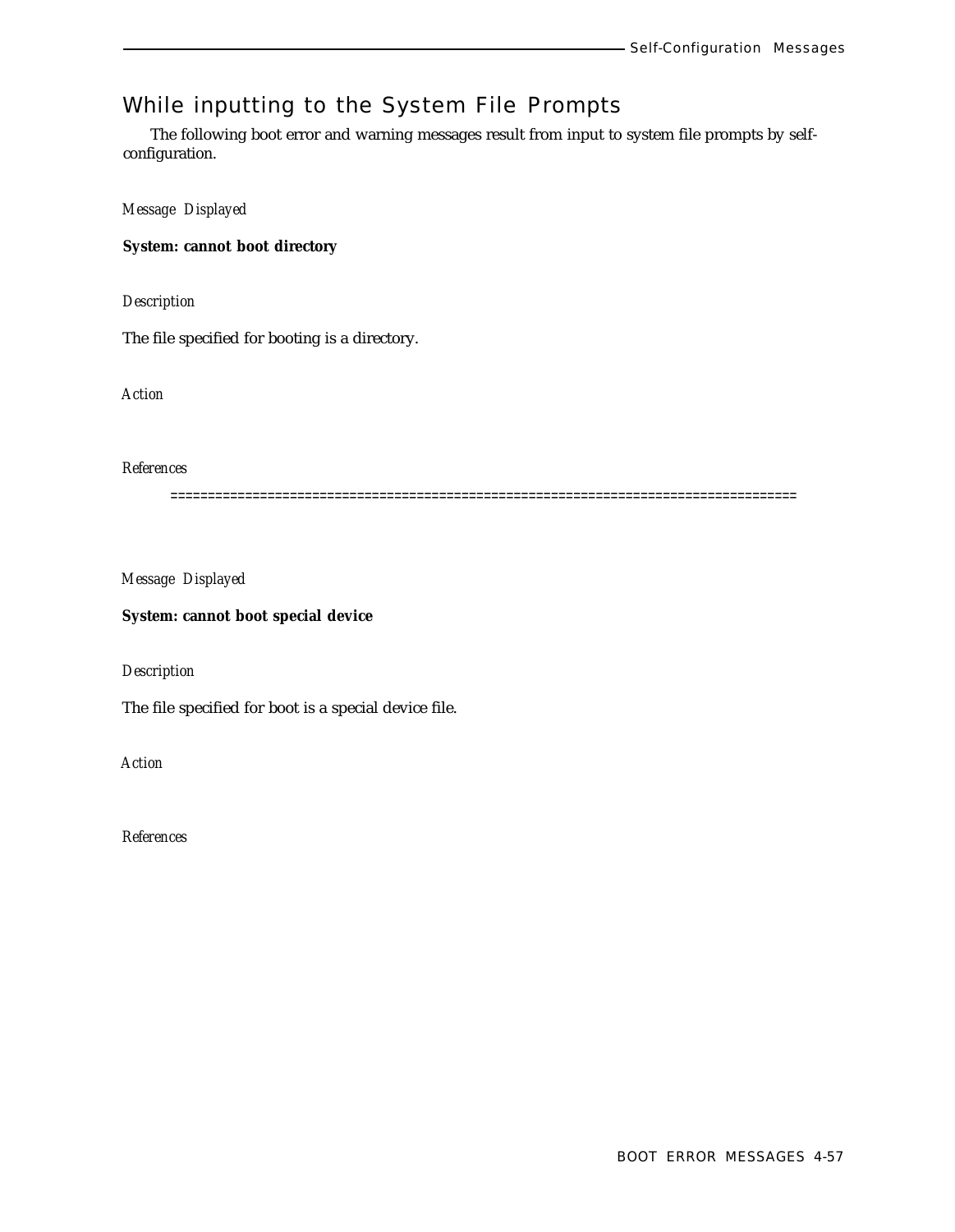## While inputting to the System File Prompts

The following boot error and warning messages result from input to system file prompts by self-configuration.

*Message Displayed*

**System: cannot boot directory**

*Description*

The file specified for booting is a directory.

*Action*

*References*

==================================================================================

*Message Displayed*

**System: cannot boot special device**

*Description*

The file specified for boot is a special device file.

*Action*

*References*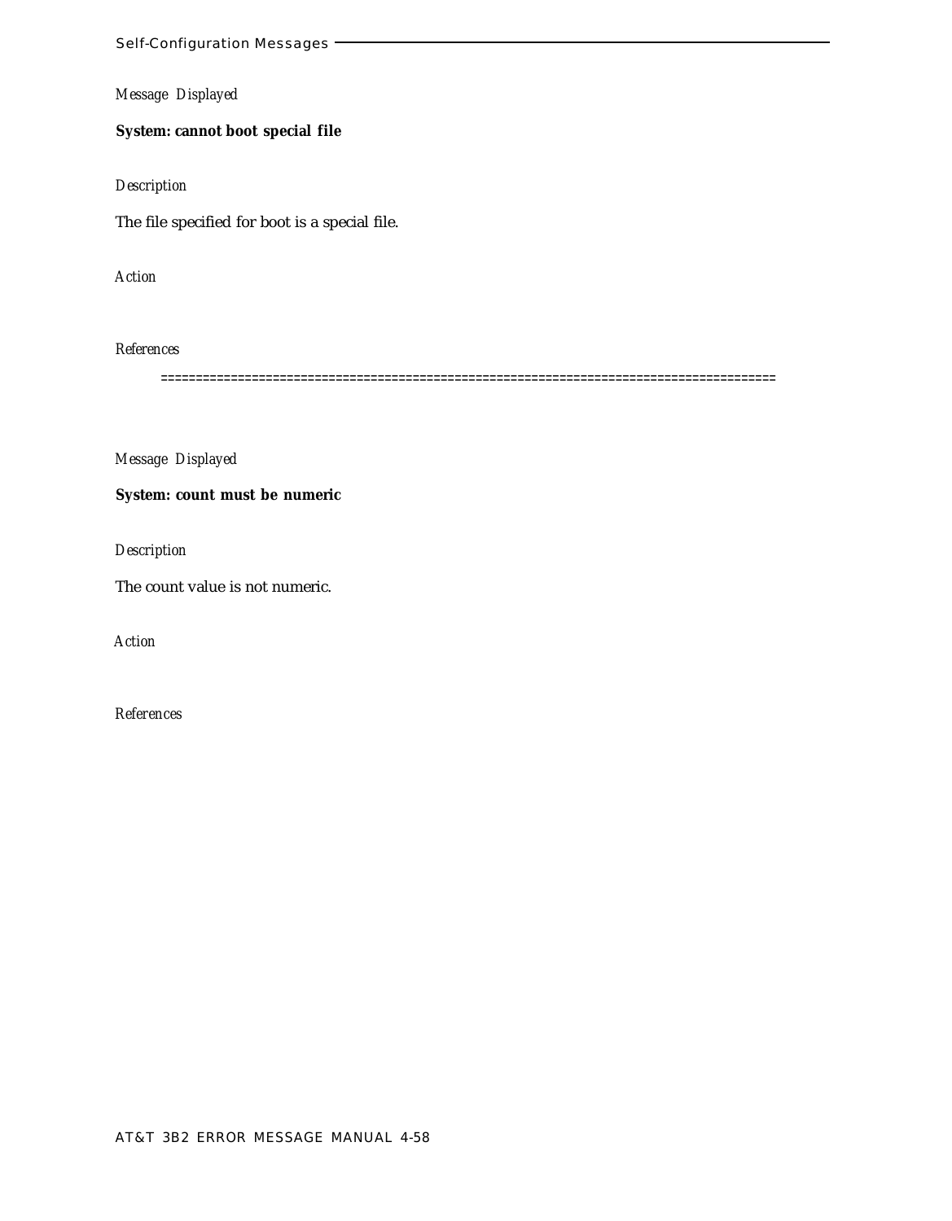*Message Displayed*

**System: cannot boot special file**

*Description*

The file specified for boot is a special file.

*Action*

*References*

=====================================================================================

*Message Displayed*

**System: count must be numeric**

*Description*

The count value is not numeric.

*Action*

*References*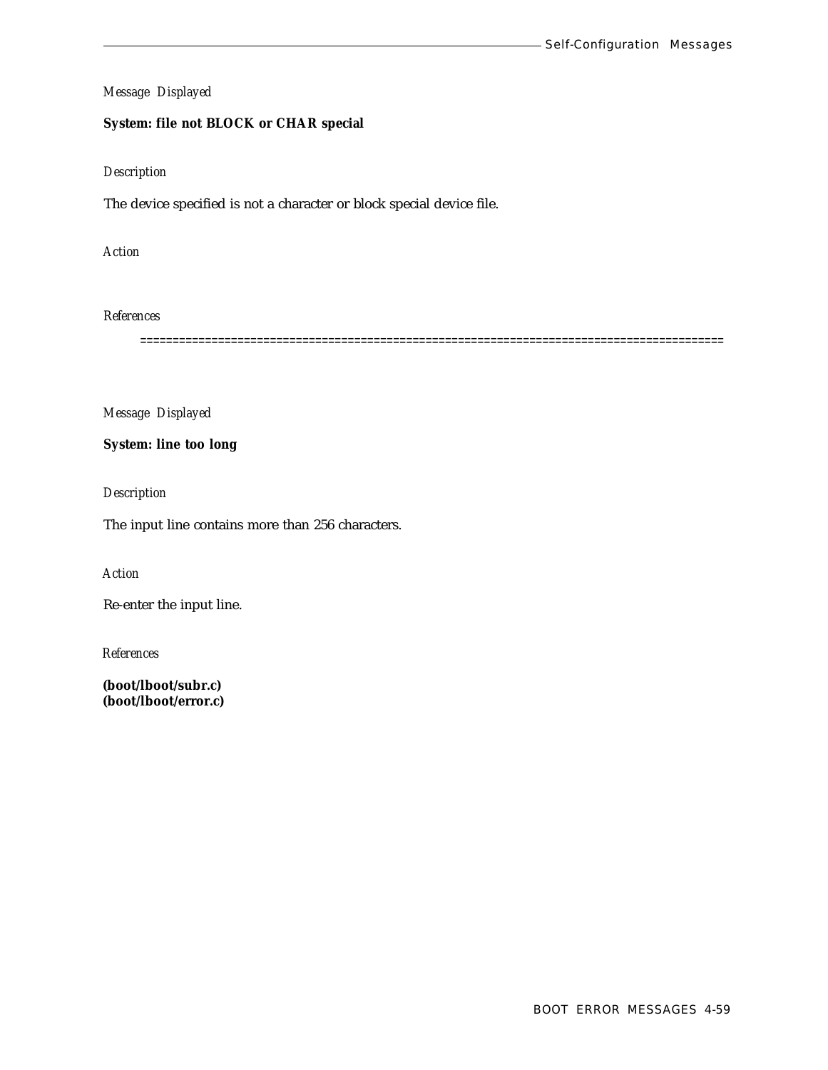*Message Displayed*

**System: file not BLOCK or CHAR special**

*Description*

The device specified is not a character or block special device file.

*Action*

*References*

==========================================================================================

*Message Displayed*

**System: line too long**

*Description*

The input line contains more than 256 characters.

*Action*

Re-enter the input line.

*References*

**(boot/lboot/subr.c)**
**(boot/lboot/error.c)**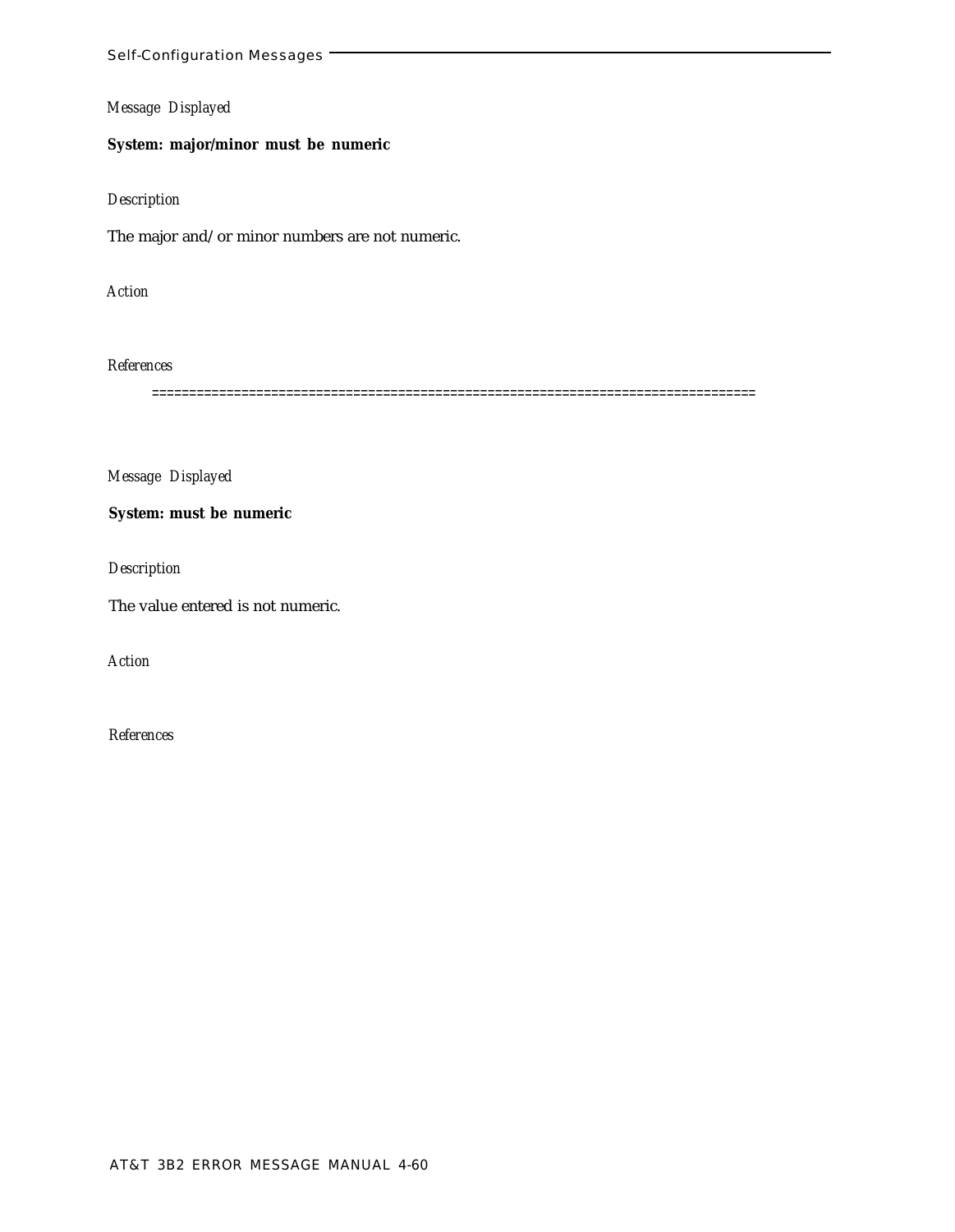*Message Displayed*

**System: major/minor must be numeric**

*Description*

The major and/or minor numbers are not numeric.

*Action*

*References*

================================================================================

*Message Displayed*

**System: must be numeric**

*Description*

The value entered is not numeric.

*Action*

*References*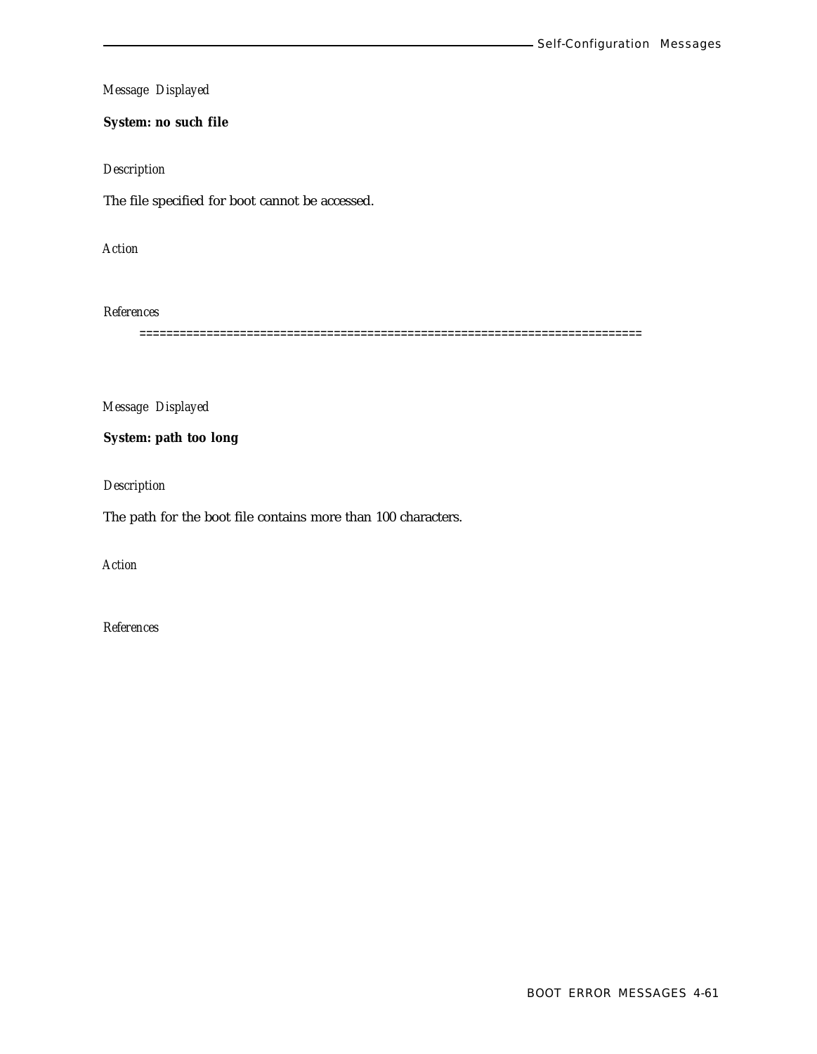*Message Displayed*

**System: no such file**

*Description*

The file specified for boot cannot be accessed.

*Action*

*References*

==========================================================================

*Message Displayed*

**System: path too long**

*Description*

The path for the boot file contains more than 100 characters.

*Action*

*References*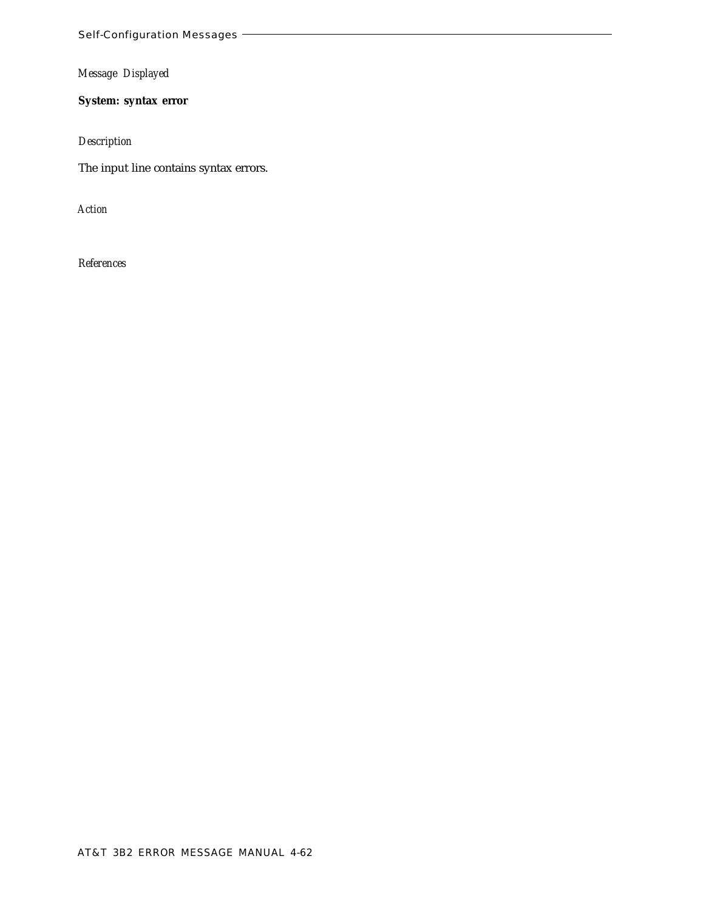*Message Displayed*

**System: syntax error**

*Description*

The input line contains syntax errors.

*Action*

*References*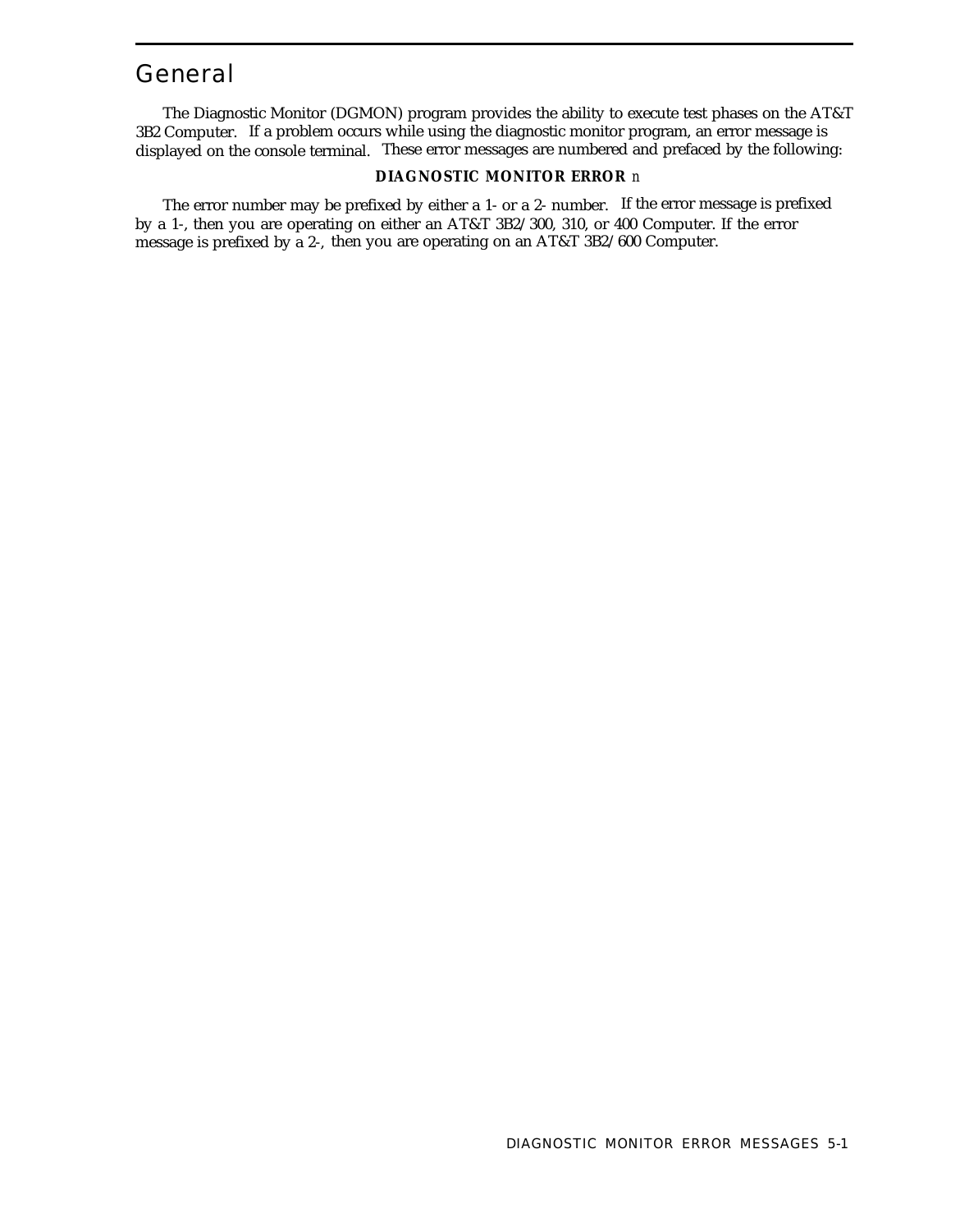# General

The Diagnostic Monitor (DGMON) program provides the ability to execute test phases on the AT&T 3B2 Computer. If a problem occurs while using the diagnostic monitor program, an error message is displayed on the console terminal. These error messages are numbered and prefaced by the following:

**DIAGNOSTIC MONITOR ERROR** *n*

The error number may be prefixed by either a 1- or a 2- number. If the error message is prefixed by a 1-, then you are operating on either an AT&T 3B2/300, 310, or 400 Computer. If the error message is prefixed by a 2-, then you are operating on an AT&T 3B2/600 Computer.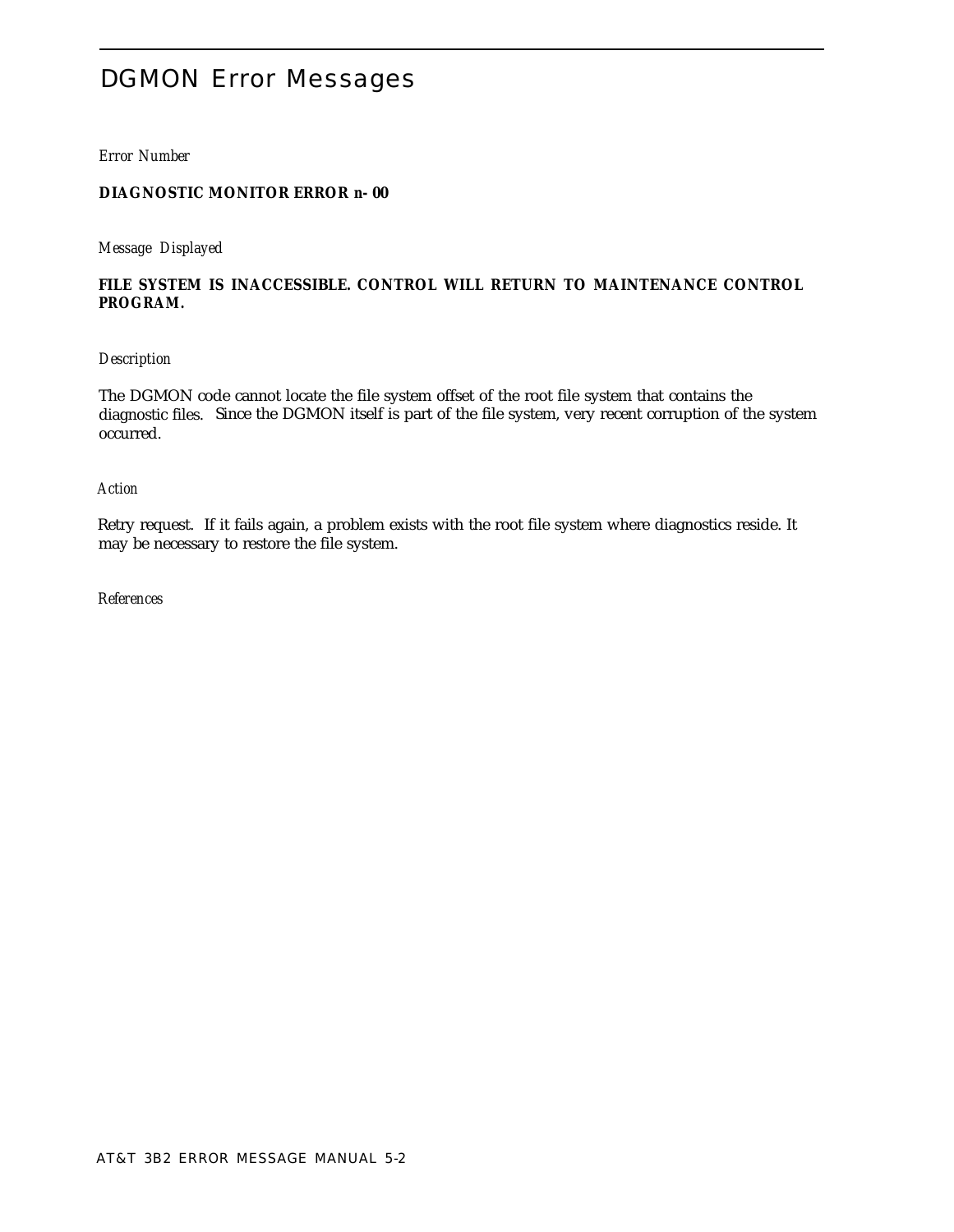# DGMON Error Messages

*Error Number*

**DIAGNOSTIC MONITOR ERROR n- 00**

*Message Displayed*

**FILE SYSTEM IS INACCESSIBLE. CONTROL WILL RETURN TO MAINTENANCE CONTROL PROGRAM.**

*Description*

The DGMON code cannot locate the file system offset of the root file system that contains the diagnostic files. Since the DGMON itself is part of the file system, very recent corruption of the system occurred.

*Action*

Retry request. If it fails again, a problem exists with the root file system where diagnostics reside. It may be necessary to restore the file system.

*References*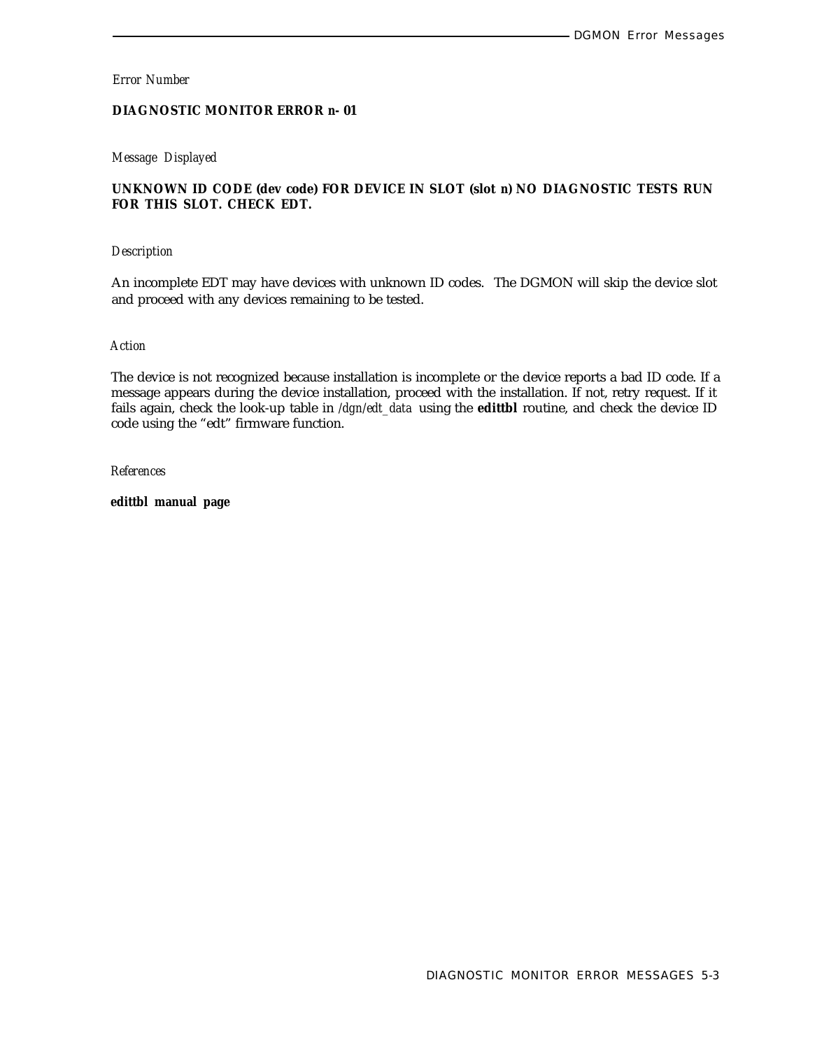*Error Number*

**DIAGNOSTIC MONITOR ERROR n- 01**

*Message Displayed*

**UNKNOWN ID CODE (dev code) FOR DEVICE IN SLOT (slot n) NO DIAGNOSTIC TESTS RUN FOR THIS SLOT. CHECK EDT.**

*Description*

An incomplete EDT may have devices with unknown ID codes. The DGMON will skip the device slot and proceed with any devices remaining to be tested.

*Action*

The device is not recognized because installation is incomplete or the device reports a bad ID code. If a message appears during the device installation, proceed with the installation. If not, retry request. If it fails again, check the look-up table in */dgn/edt_data* using the **edittbl** routine, and check the device ID code using the "edt" firmware function.

*References*

**edittbl manual page**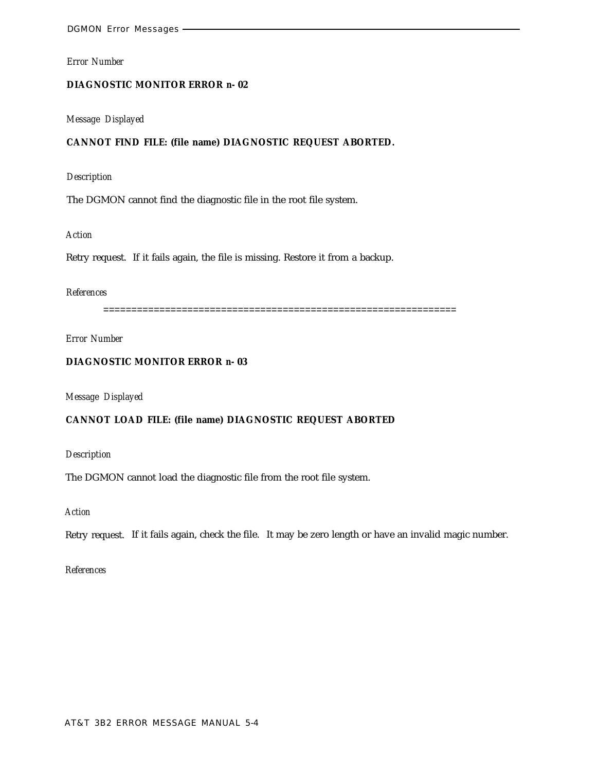*Error Number*

**DIAGNOSTIC MONITOR ERROR n- 02**

*Message Displayed*

**CANNOT FIND FILE: (file name) DIAGNOSTIC REQUEST ABORTED.**

*Description*

The DGMON cannot find the diagnostic file in the root file system.

*Action*

Retry request. If it fails again, the file is missing. Restore it from a backup.

*References*

==============================================================

*Error Number*

**DIAGNOSTIC MONITOR ERROR n- 03**

*Message Displayed*

**CANNOT LOAD FILE: (file name) DIAGNOSTIC REQUEST ABORTED**

*Description*

The DGMON cannot load the diagnostic file from the root file system.

*Action*

Retry request. If it fails again, check the file. It may be zero length or have an invalid magic number.

*References*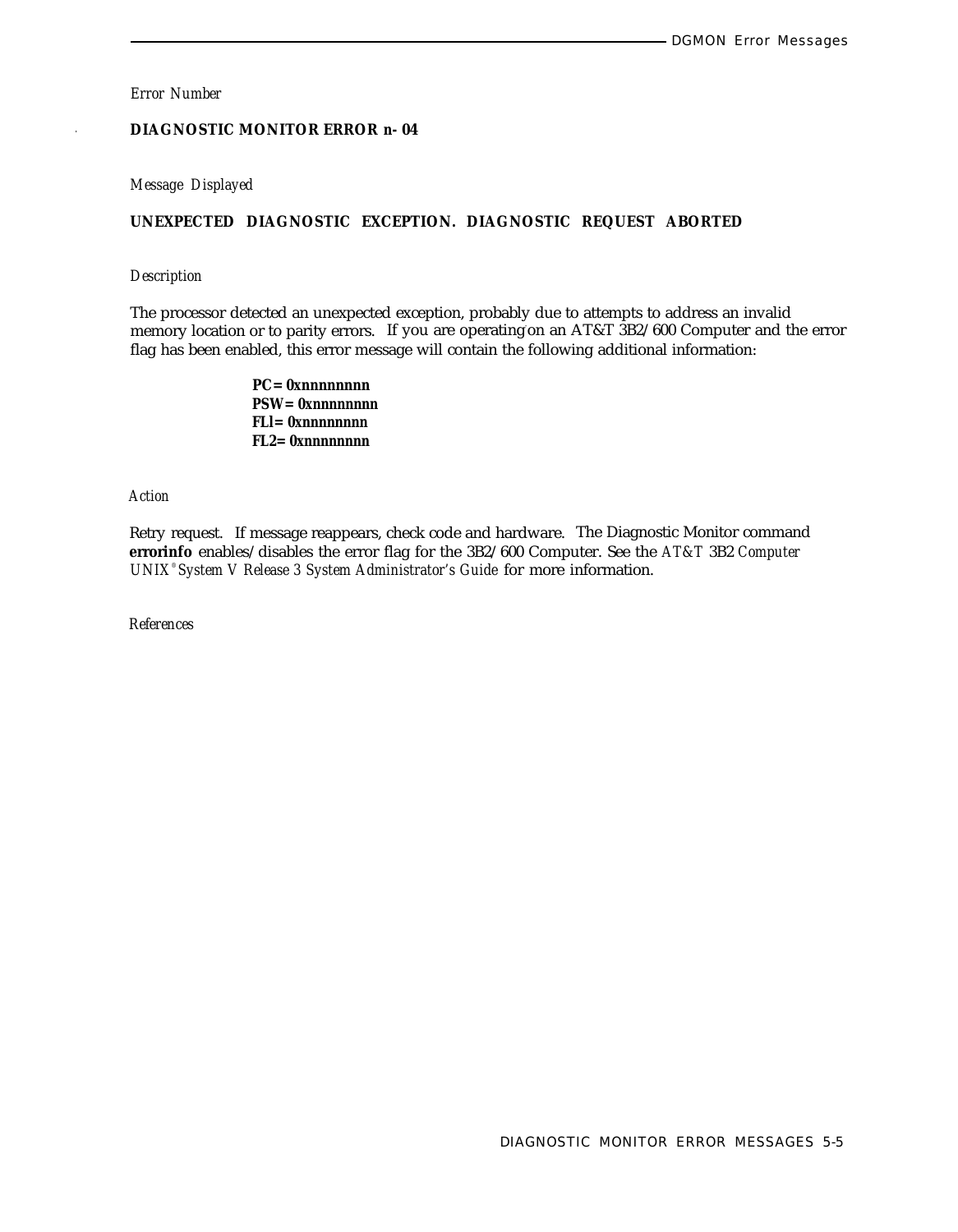*Error Number*

**DIAGNOSTIC MONITOR ERROR n- 04**

*Message Displayed*

**UNEXPECTED DIAGNOSTIC EXCEPTION. DIAGNOSTIC REQUEST ABORTED**

*Description*

The processor detected an unexpected exception, probably due to attempts to address an invalid memory location or to parity errors. If you are operating on an AT&T 3B2/600 Computer and the error flag has been enabled, this error message will contain the following additional information:

**PC= 0xnnnnnnnn**
**PSW= 0xnnnnnnnn**
**FL1= 0xnnnnnnnn**
**FL2= 0xnnnnnnnn**

*Action*

Retry request. If message reappears, check code and hardware. The Diagnostic Monitor command **errorinfo** enables/disables the error flag for the 3B2/600 Computer. See the *AT&T 3B2 Computer UNIX® System V Release 3 System Administrator's Guide* for more information.

*References*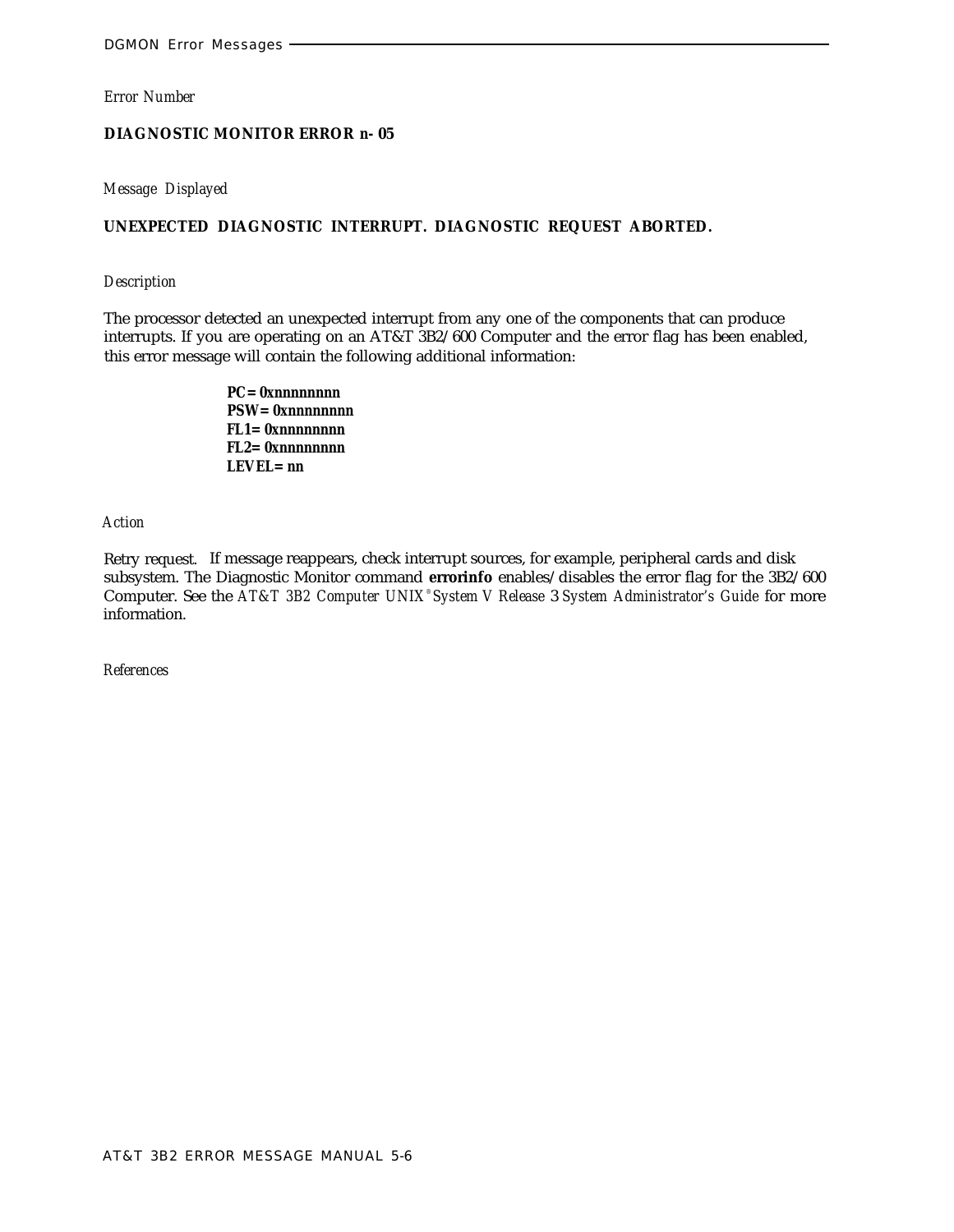*Error Number*

**DIAGNOSTIC MONITOR ERROR n- 05**

*Message Displayed*

**UNEXPECTED DIAGNOSTIC INTERRUPT. DIAGNOSTIC REQUEST ABORTED.**

*Description*

The processor detected an unexpected interrupt from any one of the components that can produce interrupts. If you are operating on an AT&T 3B2/600 Computer and the error flag has been enabled, this error message will contain the following additional information:

**PC= 0xnnnnnnnn**
**PSW= 0xnnnnnnnn**
**FL1= 0xnnnnnnnn**
**FL2= 0xnnnnnnnn**
**LEVEL= nn**

*Action*

Retry request. If message reappears, check interrupt sources, for example, peripheral cards and disk subsystem. The Diagnostic Monitor command **errorinfo** enables/disables the error flag for the 3B2/600 Computer. See the *AT&T 3B2 Computer UNIX® System V Release 3 System Administrator's Guide* for more information.

*References*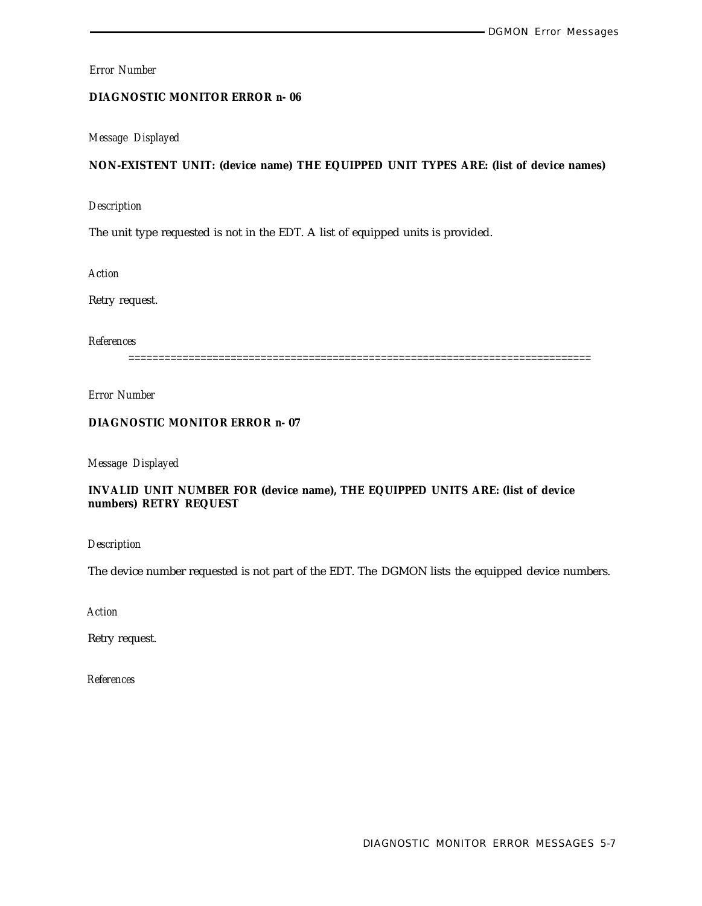*Error Number*

**DIAGNOSTIC MONITOR ERROR n- 06**

*Message Displayed*

**NON-EXISTENT UNIT: (device name) THE EQUIPPED UNIT TYPES ARE: (list of device names)**

*Description*

The unit type requested is not in the EDT. A list of equipped units is provided.

*Action*

Retry request.

*References*

============================================================================

*Error Number*

**DIAGNOSTIC MONITOR ERROR n- 07**

*Message Displayed*

**INVALID UNIT NUMBER FOR (device name), THE EQUIPPED UNITS ARE: (list of device numbers) RETRY REQUEST**

*Description*

The device number requested is not part of the EDT. The DGMON lists the equipped device numbers.

*Action*

Retry request.

*References*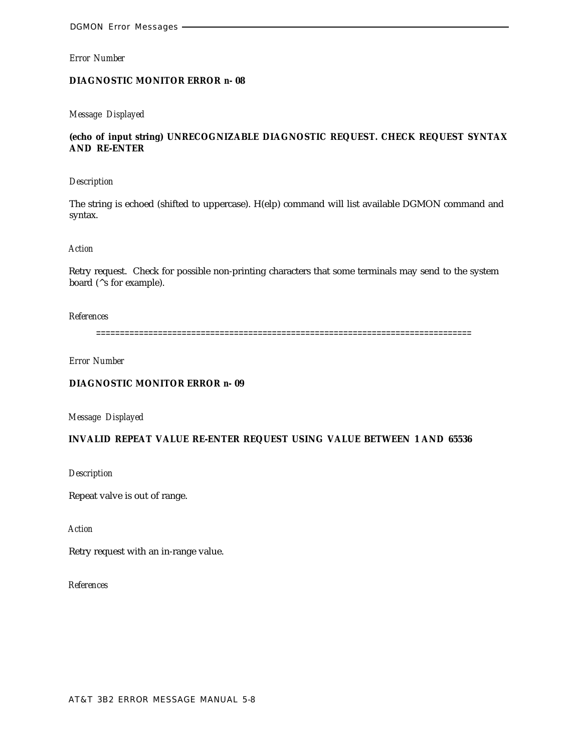*Error Number*

**DIAGNOSTIC MONITOR ERROR n- 08**

*Message Displayed*

**(echo of input string) UNRECOGNIZABLE DIAGNOSTIC REQUEST. CHECK REQUEST SYNTAX AND RE-ENTER**

*Description*

The string is echoed (shifted to uppercase). H(elp) command will list available DGMON command and syntax.

*Action*

Retry request. Check for possible non-printing characters that some terminals may send to the system board (^s for example).

*References*

==============================================================================

*Error Number*

**DIAGNOSTIC MONITOR ERROR n- 09**

*Message Displayed*

**INVALID REPEAT VALUE RE-ENTER REQUEST USING VALUE BETWEEN 1 AND 65536**

*Description*

Repeat valve is out of range.

*Action*

Retry request with an in-range value.

*References*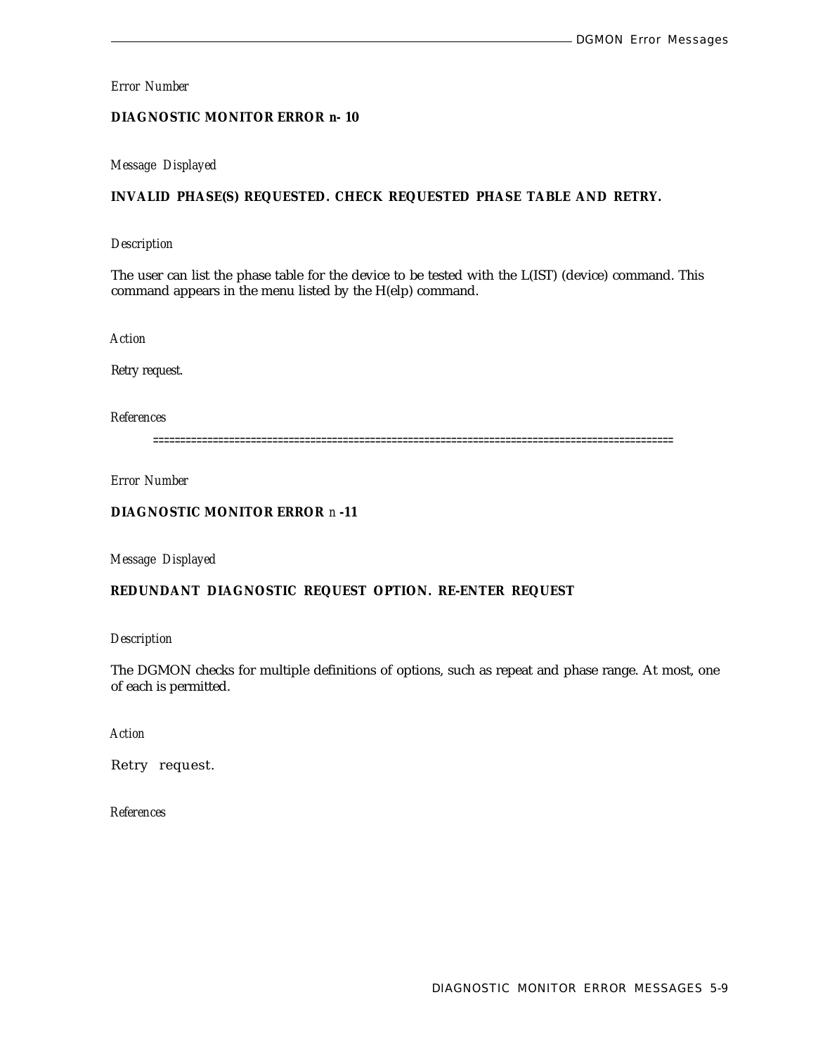*Error Number*

**DIAGNOSTIC MONITOR ERROR n- 10**

*Message Displayed*

**INVALID PHASE(S) REQUESTED. CHECK REQUESTED PHASE TABLE AND RETRY.**

*Description*

The user can list the phase table for the device to be tested with the L(IST) (device) command. This command appears in the menu listed by the H(elp) command.

*Action*

Retry request.

*References*

==============================================================================================

*Error Number*

**DIAGNOSTIC MONITOR ERROR** *n* **-11**

*Message Displayed*

**REDUNDANT DIAGNOSTIC REQUEST OPTION. RE-ENTER REQUEST**

*Description*

The DGMON checks for multiple definitions of options, such as repeat and phase range. At most, one of each is permitted.

*Action*

Retry request.

*References*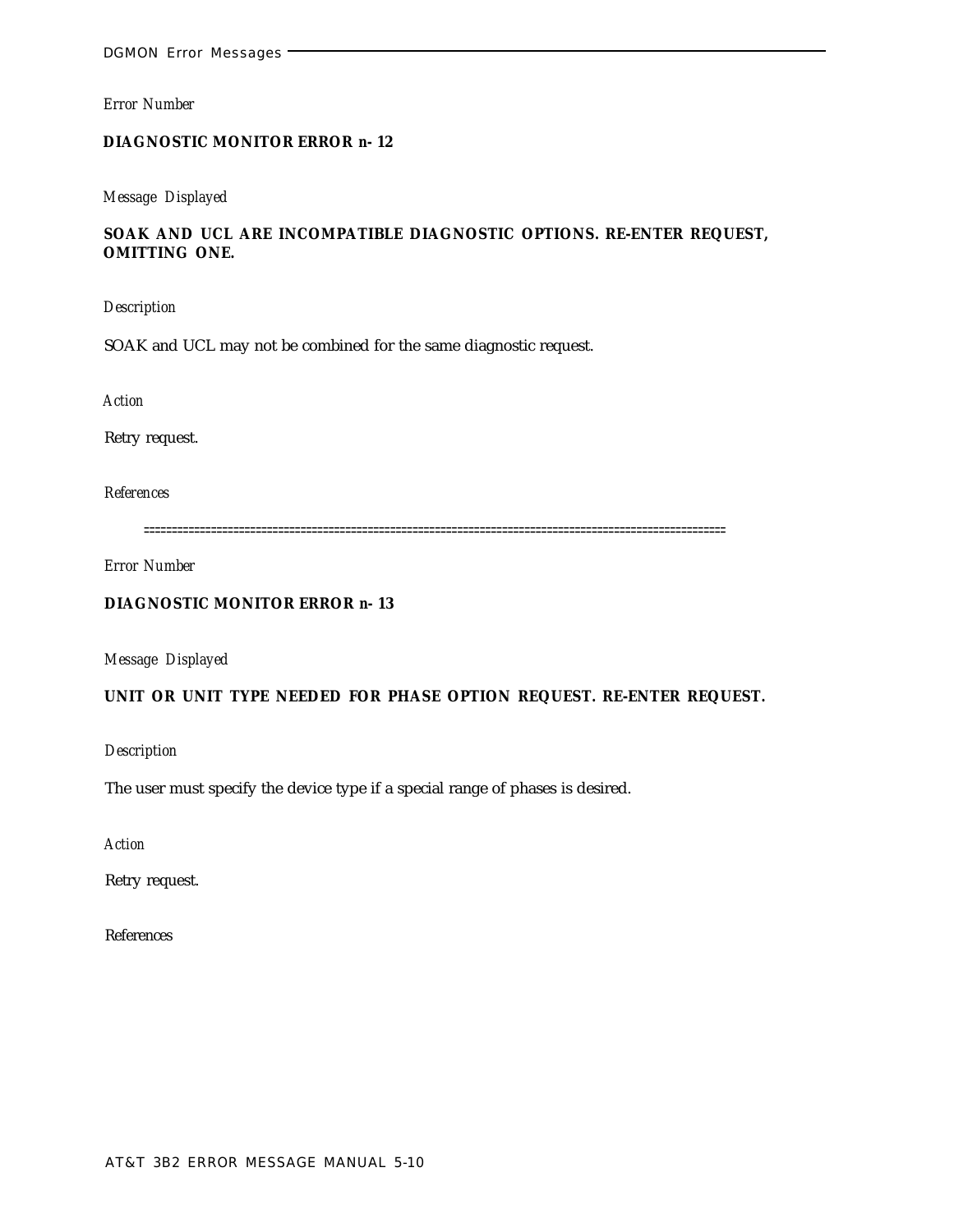*Error Number*

**DIAGNOSTIC MONITOR ERROR n- 12**

*Message Displayed*

**SOAK AND UCL ARE INCOMPATIBLE DIAGNOSTIC OPTIONS. RE-ENTER REQUEST, OMITTING ONE.**

*Description*

SOAK and UCL may not be combined for the same diagnostic request.

*Action*

Retry request.

*References*

=====================================================================================================

*Error Number*

**DIAGNOSTIC MONITOR ERROR n- 13**

*Message Displayed*

**UNIT OR UNIT TYPE NEEDED FOR PHASE OPTION REQUEST. RE-ENTER REQUEST.**

*Description*

The user must specify the device type if a special range of phases is desired.

*Action*

Retry request.

*References*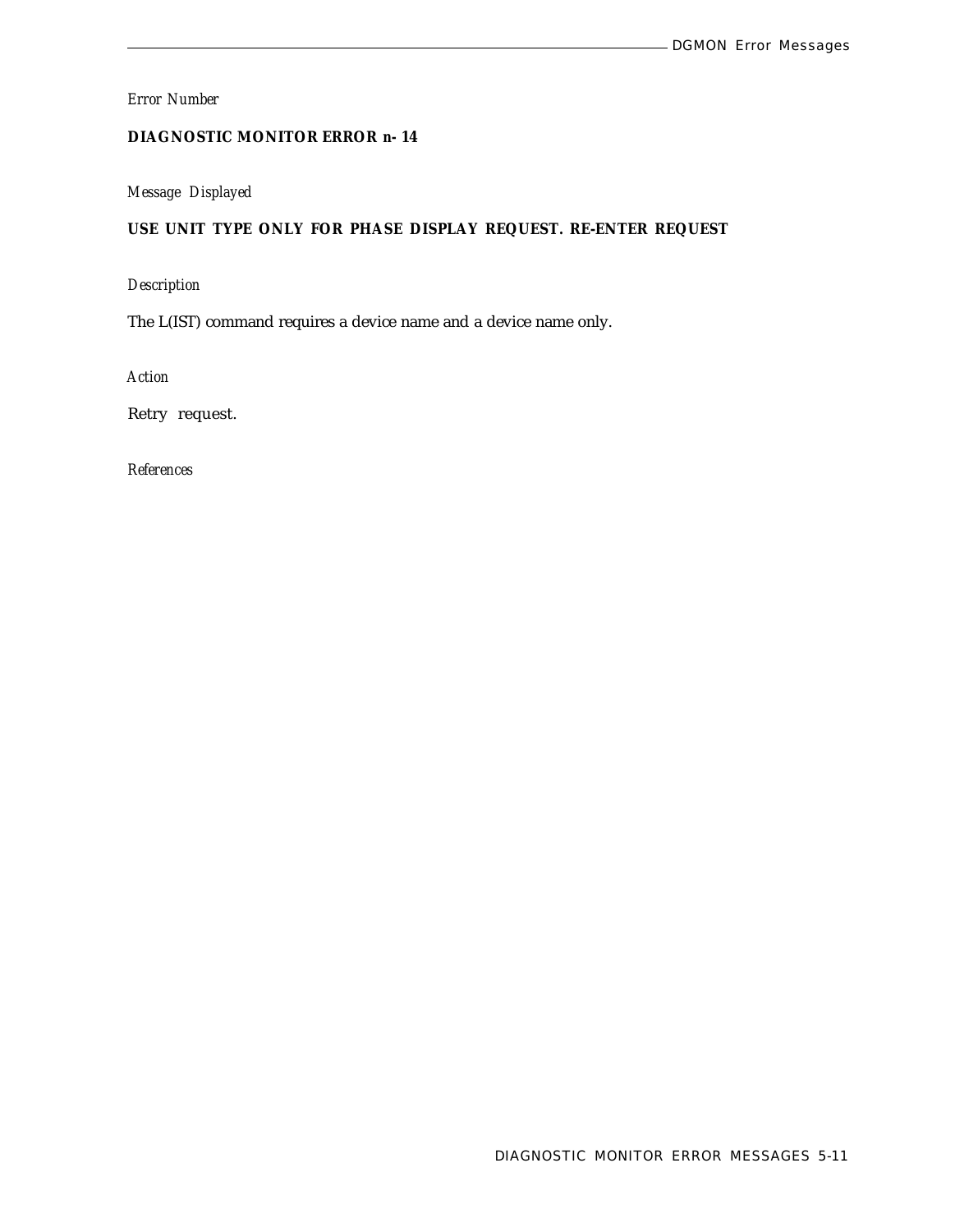*Error Number*

**DIAGNOSTIC MONITOR ERROR n- 14**

*Message Displayed*

**USE UNIT TYPE ONLY FOR PHASE DISPLAY REQUEST. RE-ENTER REQUEST**

*Description*

The L(IST) command requires a device name and a device name only.

*Action*

Retry request.

*References*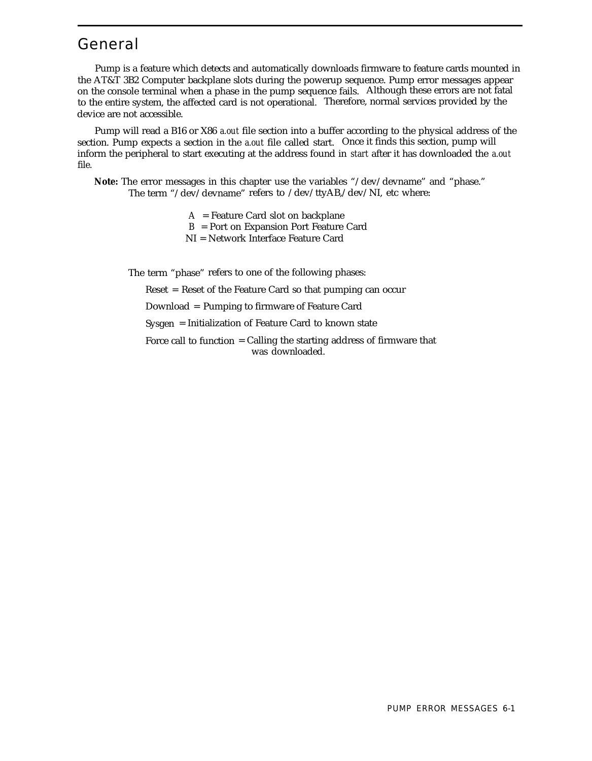# General

Pump is a feature which detects and automatically downloads firmware to feature cards mounted in the AT&T 3B2 Computer backplane slots during the powerup sequence. Pump error messages appear on the console terminal when a phase in the pump sequence fails. Although these errors are not fatal to the entire system, the affected card is not operational. Therefore, normal services provided by the device are not accessible.

Pump will read a B16 or X86 *a.out* file section into a buffer according to the physical address of the section. Pump expects a section in the *a.out* file called start. Once it finds this section, pump will inform the peripheral to start executing at the address found in *start* after it has downloaded the *a.out* file.

**Note:** The error messages in this chapter use the variables "/dev/devname" and "phase." The term "/dev/devname" refers to /dev/ttyAB,/dev/NI, etc where:

*A* = Feature Card slot on backplane
*B* = Port on Expansion Port Feature Card
NI = Network Interface Feature Card

The term "phase" refers to one of the following phases:

Reset = Reset of the Feature Card so that pumping can occur

Download = Pumping to firmware of Feature Card

Sysgen = Initialization of Feature Card to known state

Force call to function = Calling the starting address of firmware that was downloaded.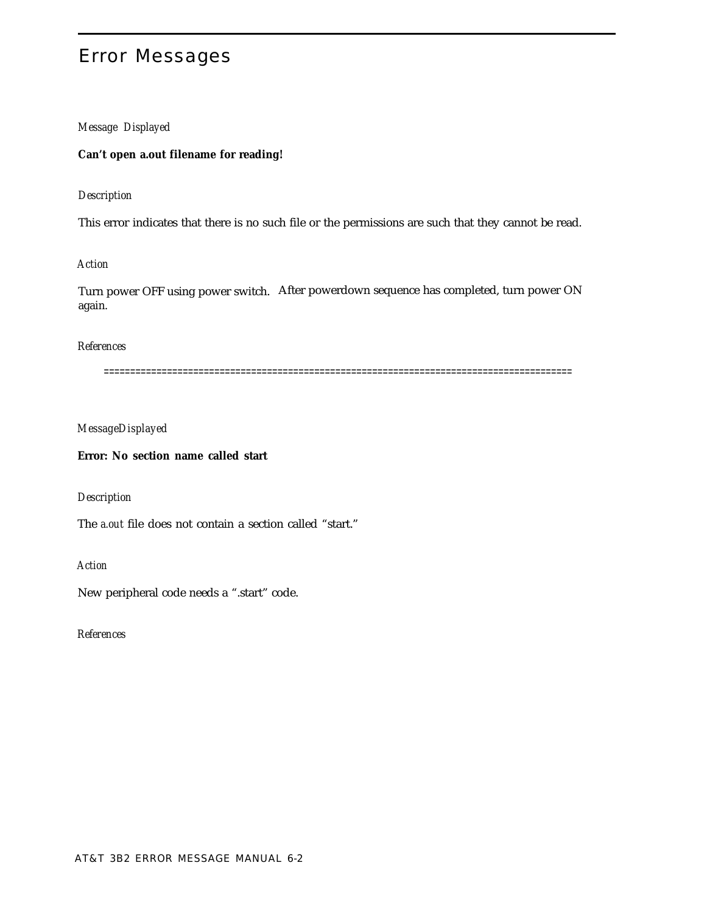# Error Messages

*Message Displayed*

**Can't open a.out filename for reading!**

*Description*

This error indicates that there is no such file or the permissions are such that they cannot be read.

*Action*

Turn power OFF using power switch. After powerdown sequence has completed, turn power ON again.

*References*

=====================================================================================

*MessageDisplayed*

**Error: No section name called start**

*Description*

The *a.out* file does not contain a section called "start."

*Action*

New peripheral code needs a ".start" code.

*References*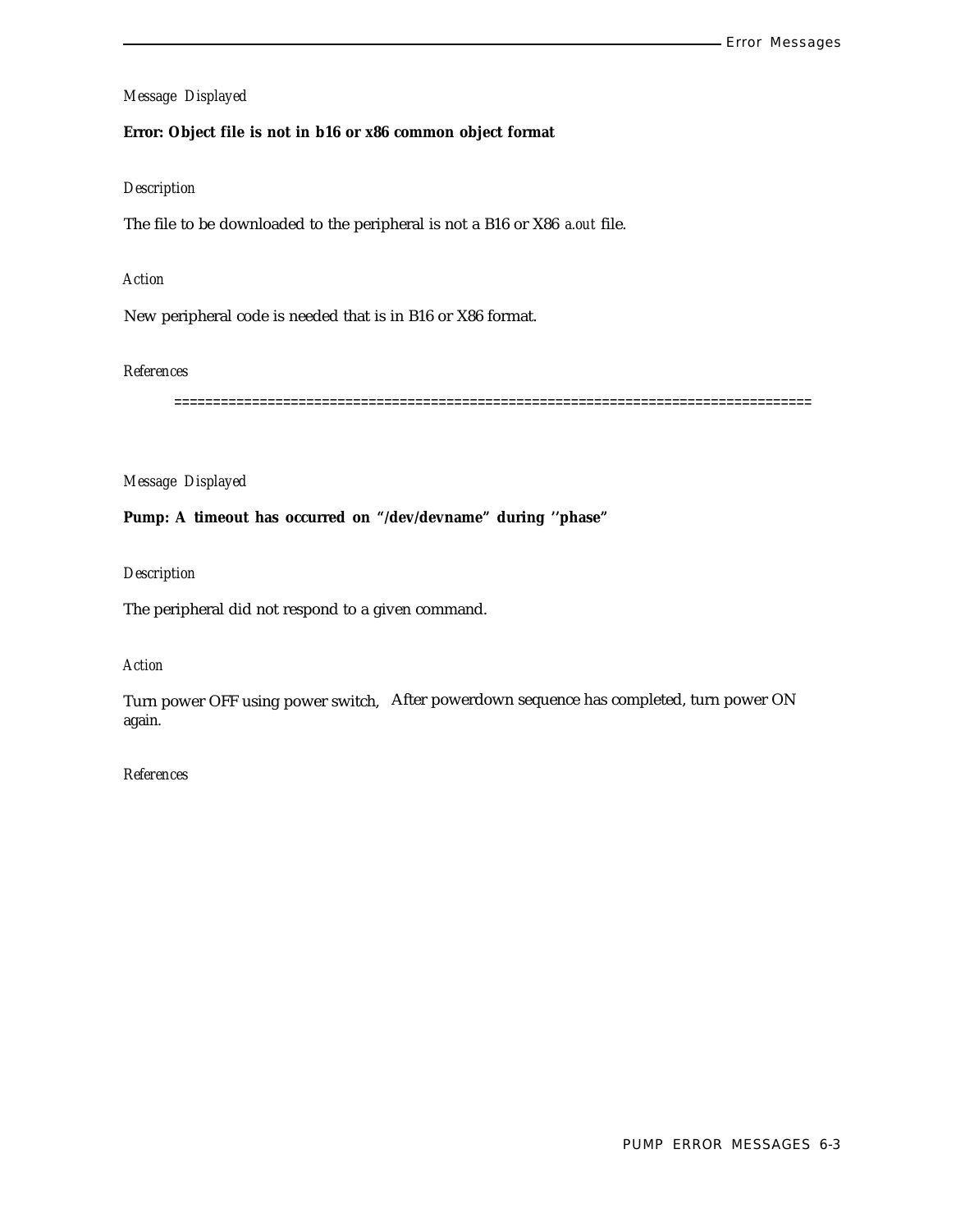*Message Displayed*

**Error: Object file is not in b16 or x86 common object format**

*Description*

The file to be downloaded to the peripheral is not a B16 or X86 *a.out* file.

*Action*

New peripheral code is needed that is in B16 or X86 format.

*References*

================================================================================

*Message Displayed*

**Pump: A timeout has occurred on "/dev/devname" during ''phase"**

*Description*

The peripheral did not respond to a given command.

*Action*

Turn power OFF using power switch, After powerdown sequence has completed, turn power ON again.

*References*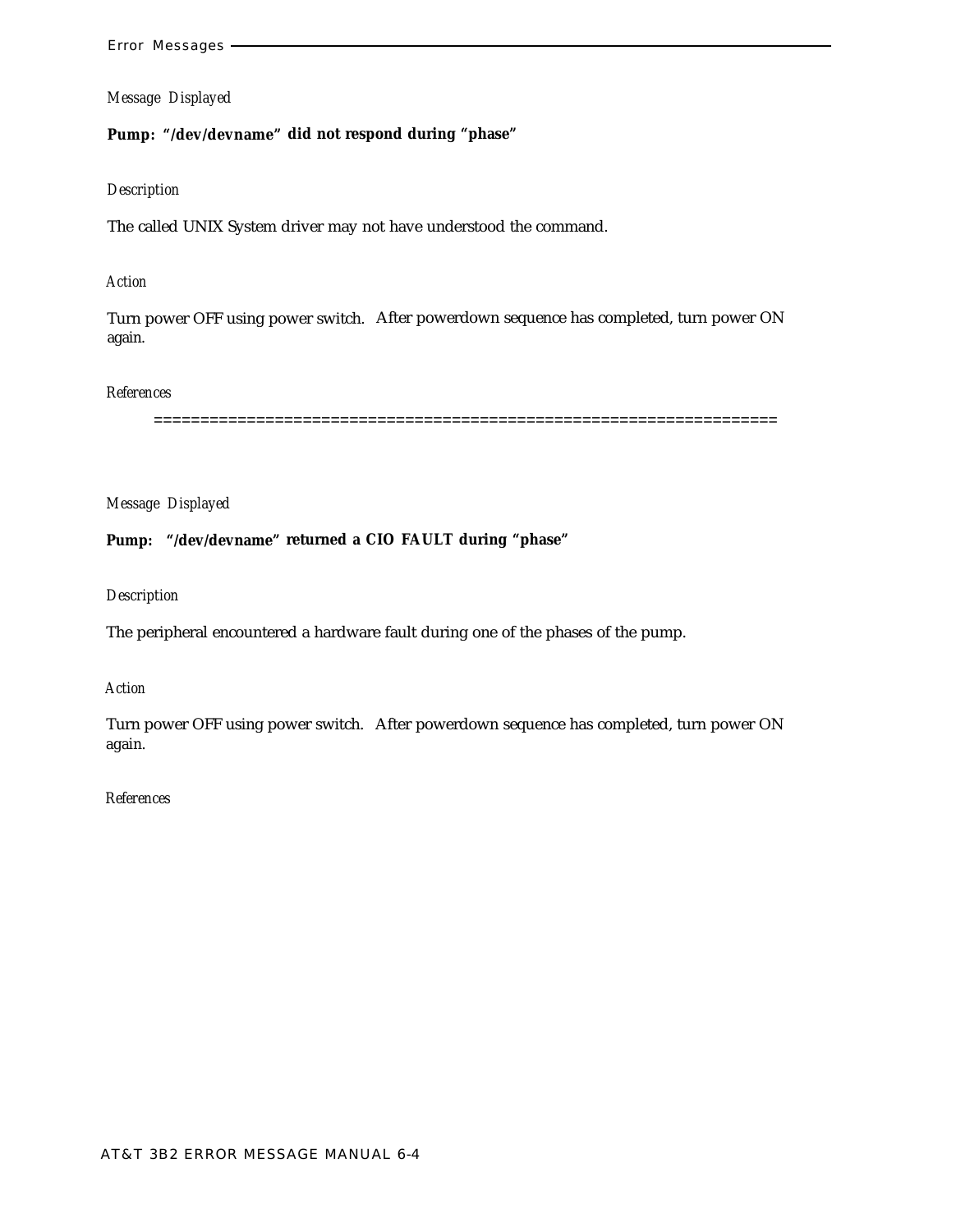*Message Displayed*

**Pump: "/dev/devname" did not respond during "phase"**

*Description*

The called UNIX System driver may not have understood the command.

*Action*

Turn power OFF using power switch. After powerdown sequence has completed, turn power ON again.

*References*

==================================================================

*Message Displayed*

**Pump: "/dev/devname" returned a CIO FAULT during "phase"**

*Description*

The peripheral encountered a hardware fault during one of the phases of the pump.

*Action*

Turn power OFF using power switch. After powerdown sequence has completed, turn power ON again.

*References*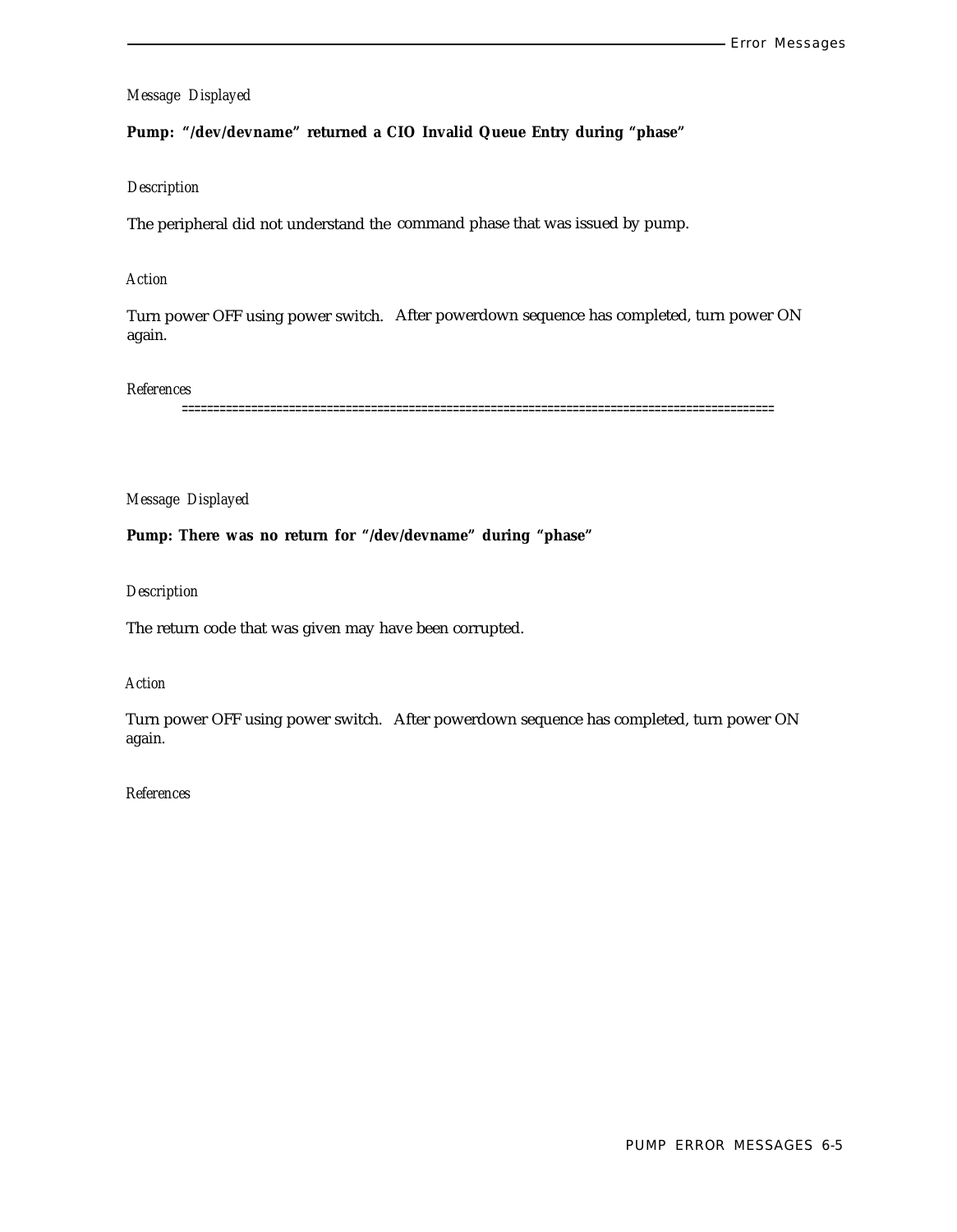*Message Displayed*

**Pump: "/dev/devname" returned a CIO Invalid Queue Entry during "phase"**

*Description*

The peripheral did not understand the command phase that was issued by pump.

*Action*

Turn power OFF using power switch. After powerdown sequence has completed, turn power ON again.

*References*

==========================================================================================

*Message Displayed*

**Pump: There was no return for "/dev/devname" during "phase"**

*Description*

The return code that was given may have been corrupted.

*Action*

Turn power OFF using power switch. After powerdown sequence has completed, turn power ON again.

*References*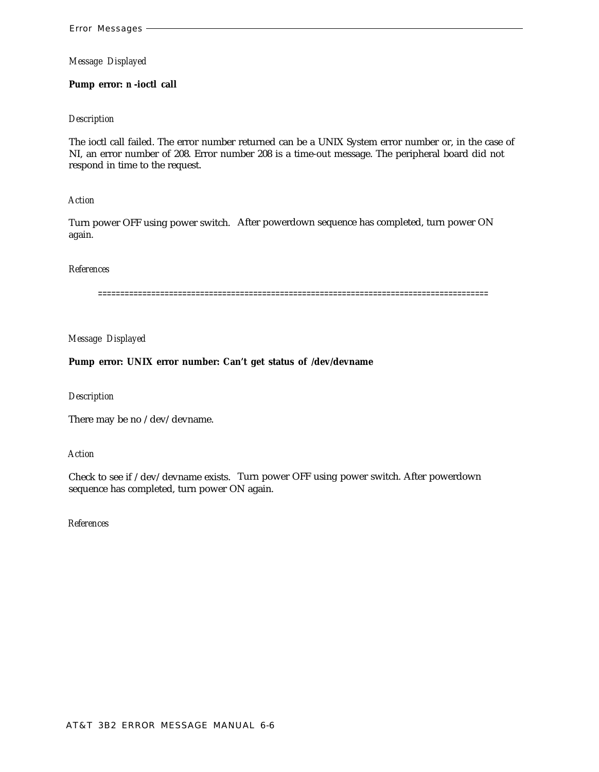*Message Displayed*

**Pump error: n -ioctl call**

*Description*

The ioctl call failed. The error number returned can be a UNIX System error number or, in the case of NI, an error number of 208. Error number 208 is a time-out message. The peripheral board did not respond in time to the request.

*Action*

Turn power OFF using power switch. After powerdown sequence has completed, turn power ON again.

*References*

=====================================================================================

*Message Displayed*

**Pump error: UNIX error number: Can't get status of /dev/devname**

*Description*

There may be no /dev/devname.

*Action*

Check to see if /dev/devname exists. Turn power OFF using power switch. After powerdown sequence has completed, turn power ON again.

*References*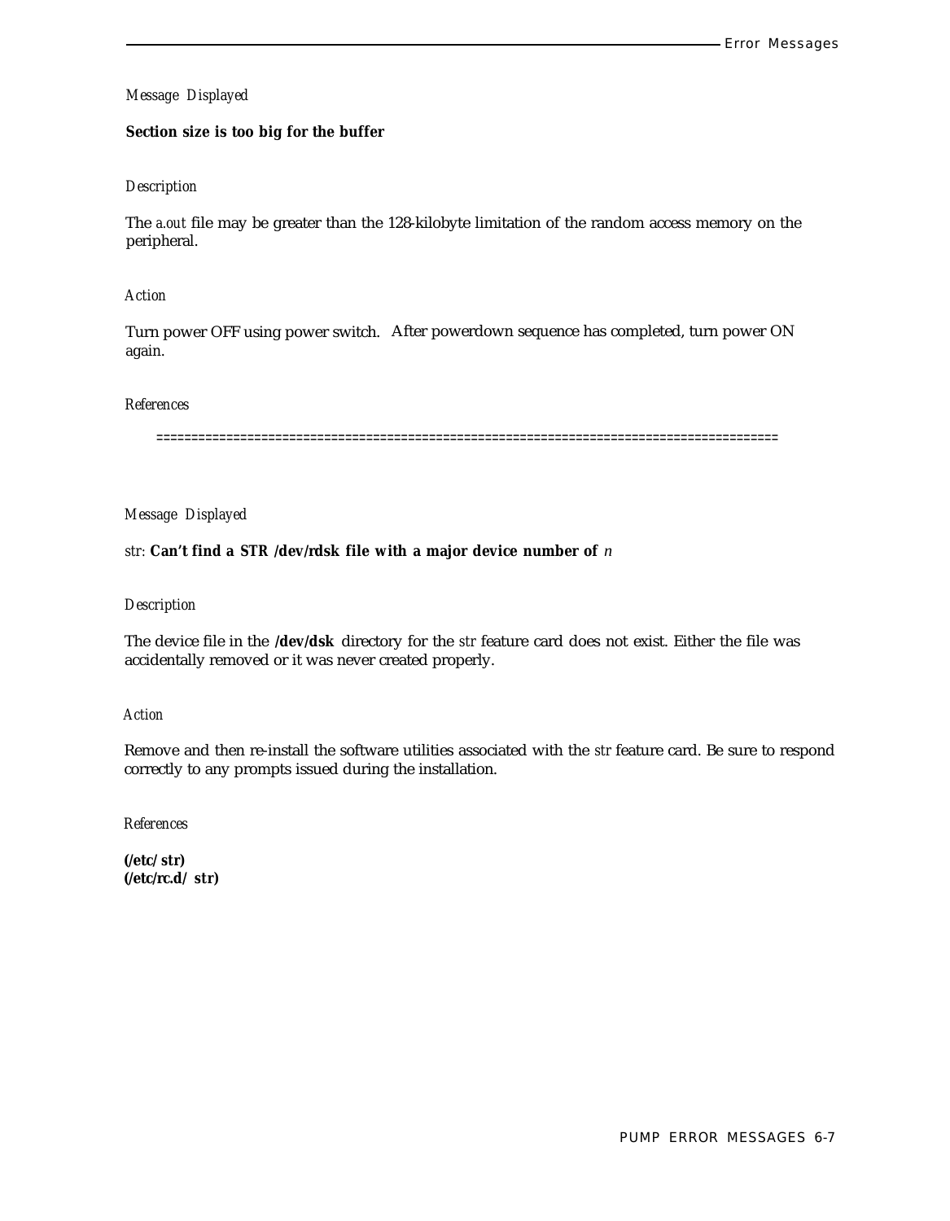*Message Displayed*

**Section size is too big for the buffer**

*Description*

The *a.out* file may be greater than the 128-kilobyte limitation of the random access memory on the peripheral.

*Action*

Turn power OFF using power switch. After powerdown sequence has completed, turn power ON again.

*References*

==========================================================================================

*Message Displayed*

*str:* **Can't find a STR /dev/rdsk file with a major device number of** *n*

*Description*

The device file in the **/dev/dsk** directory for the *str* feature card does not exist. Either the file was accidentally removed or it was never created properly.

*Action*

Remove and then re-install the software utilities associated with the *str* feature card. Be sure to respond correctly to any prompts issued during the installation.

*References*

**(/etc/str)**
**(/etc/rc.d/ str)**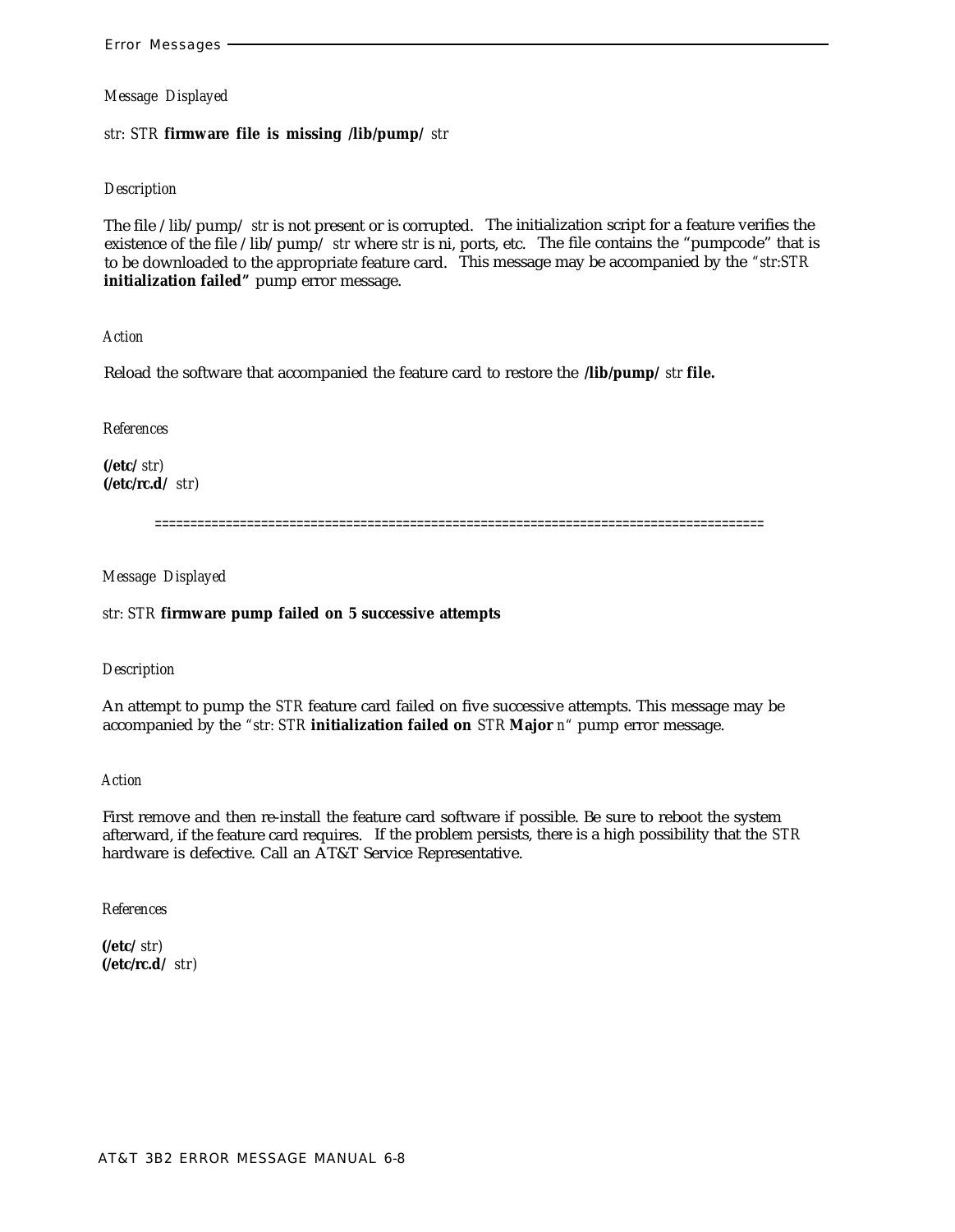*Message Displayed*

*str*: *STR* **firmware file is missing /lib/pump/** *str*

*Description*

The file /lib/pump/ *str* is not present or is corrupted. The initialization script for a feature verifies the existence of the file /lib/pump/ *str* where *str* is ni, ports, etc. The file contains the "pumpcode" that is to be downloaded to the appropriate feature card. This message may be accompanied by the *"str:STR* **initialization failed"** pump error message.

*Action*

Reload the software that accompanied the feature card to restore the **/lib/pump/** *str* **file.**

*References*

**(/etc/** *str*)
**(/etc/rc.d/** *str*)

====================================================================================

*Message Displayed*

*str*: *STR* **firmware pump failed on 5 successive attempts**

*Description*

An attempt to pump the *STR* feature card failed on five successive attempts. This message may be accompanied by the *"str*: *STR* **initialization failed on** *STR* **Major** *n"* pump error message.

*Action*

First remove and then re-install the feature card software if possible. Be sure to reboot the system afterward, if the feature card requires. If the problem persists, there is a high possibility that the *STR* hardware is defective. Call an AT&T Service Representative.

*References*

**(/etc/** *str*)
**(/etc/rc.d/** *str*)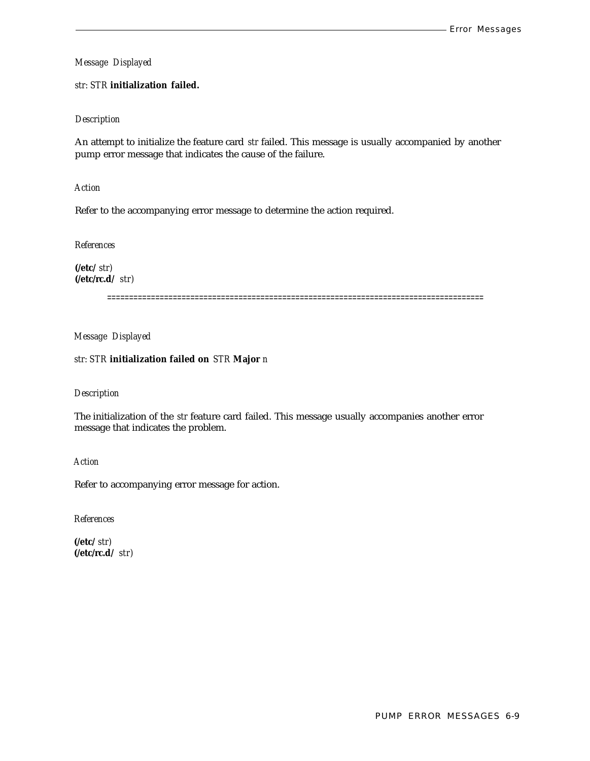*Message Displayed*

*str*: *STR* **initialization failed.**

*Description*

An attempt to initialize the feature card *str* failed. This message is usually accompanied by another pump error message that indicates the cause of the failure.

*Action*

Refer to the accompanying error message to determine the action required.

*References*

**(/etc/** *str*)
**(/etc/rc.d/** *str*)

====================================================================================

*Message Displayed*

*str*: *STR* **initialization failed on** *STR* **Major** *n*

*Description*

The initialization of the *str* feature card failed. This message usually accompanies another error message that indicates the problem.

*Action*

Refer to accompanying error message for action.

*References*

**(/etc/** *str*)
**(/etc/rc.d/** *str*)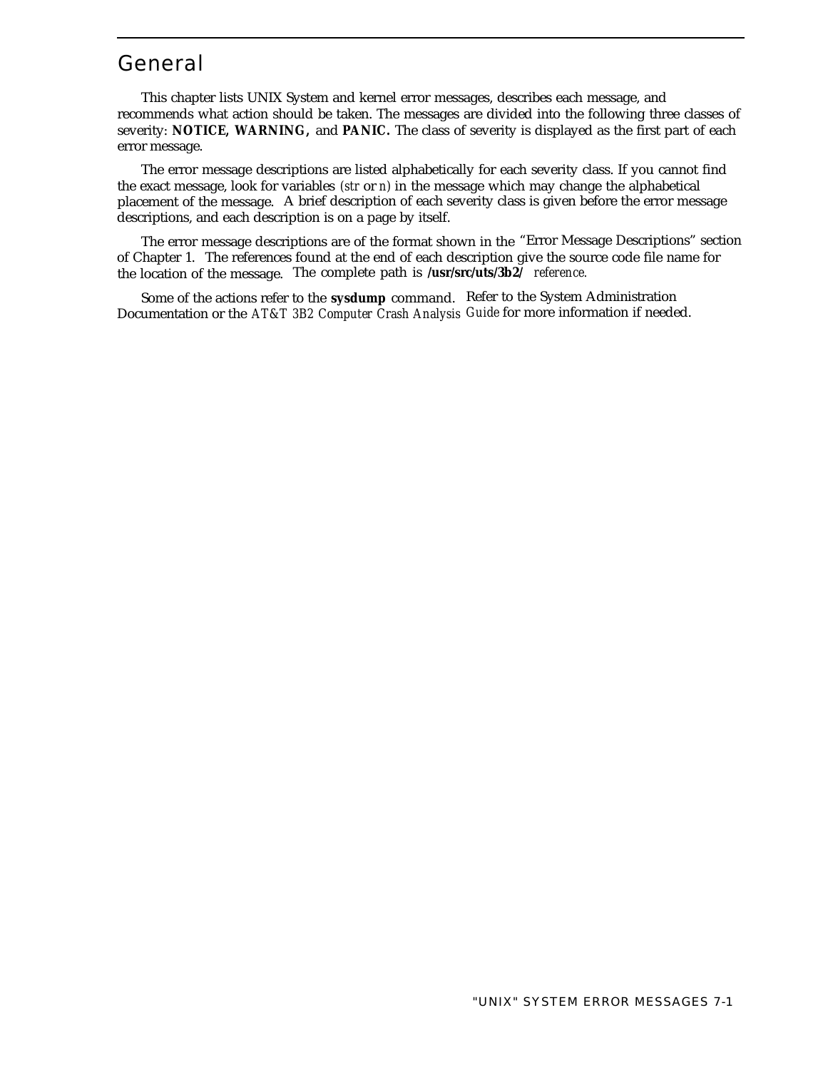## General

This chapter lists UNIX System and kernel error messages, describes each message, and recommends what action should be taken. The messages are divided into the following three classes of severity: **NOTICE, WARNING,** and **PANIC.** The class of severity is displayed as the first part of each error message.

The error message descriptions are listed alphabetically for each severity class. If you cannot find the exact message, look for variables (*str* or *n*) in the message which may change the alphabetical placement of the message. A brief description of each severity class is given before the error message descriptions, and each description is on a page by itself.

The error message descriptions are of the format shown in the "Error Message Descriptions" section of Chapter 1. The references found at the end of each description give the source code file name for the location of the message. The complete path is **/usr/src/uts/3b2/** *reference.*

Some of the actions refer to the **sysdump** command. Refer to the System Administration Documentation or the *AT&T 3B2 Computer Crash Analysis Guide* for more information if needed.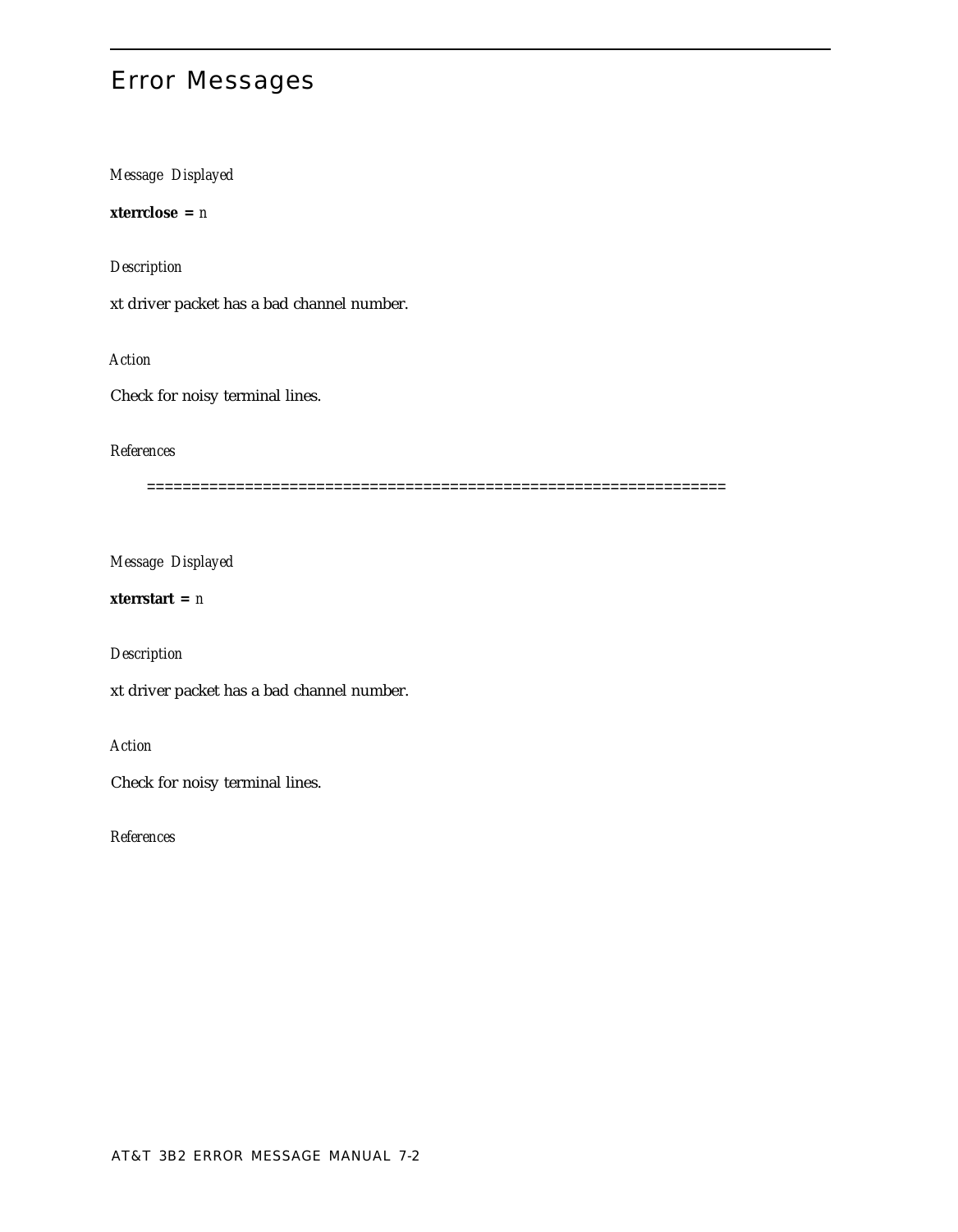# Error Messages

*Message Displayed*

**xterrclose =** *n*

*Description*

xt driver packet has a bad channel number.

*Action*

Check for noisy terminal lines.

*References*

================================================================

*Message Displayed*

**xterrstart =** *n*

*Description*

xt driver packet has a bad channel number.

*Action*

Check for noisy terminal lines.

*References*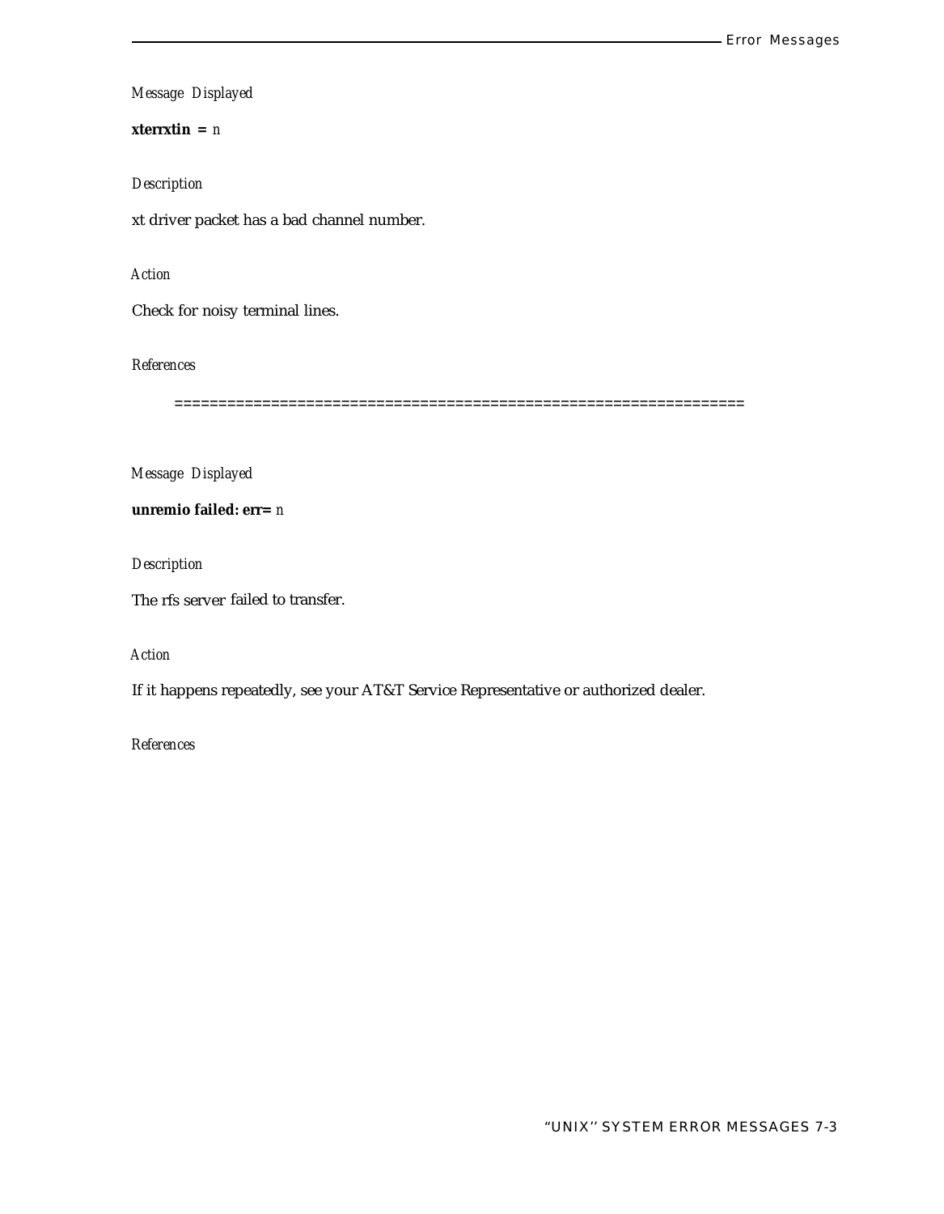*Message Displayed*

**xterrxtin =** *n*

*Description*

xt driver packet has a bad channel number.

*Action*

Check for noisy terminal lines.

*References*

================================================================

*Message Displayed*

**unremio failed: err=** *n*

*Description*

The rfs server failed to transfer.

*Action*

If it happens repeatedly, see your AT&T Service Representative or authorized dealer.

*References*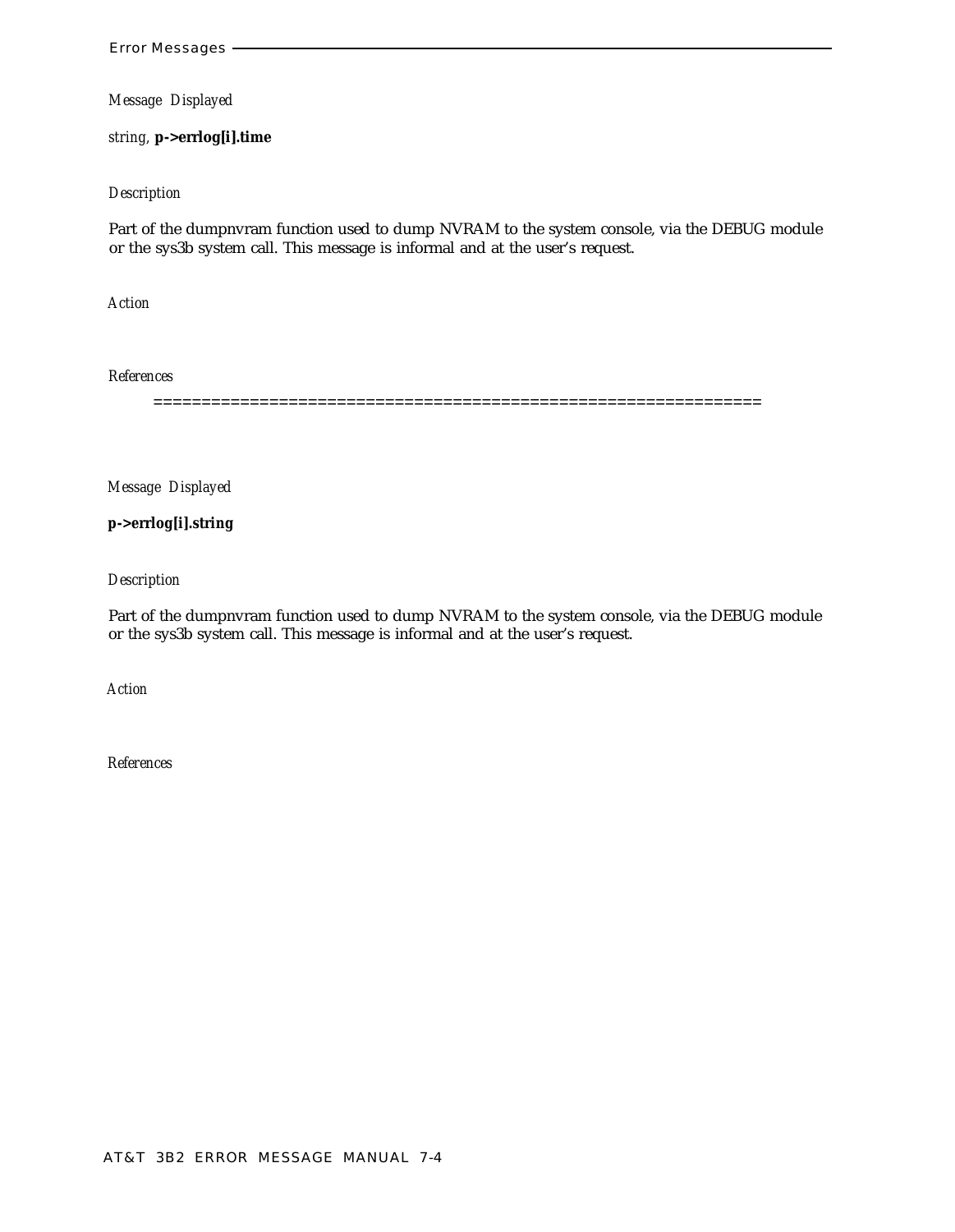*Message Displayed*

*string,* **p->errlog[i].time**

*Description*

Part of the dumpnvram function used to dump NVRAM to the system console, via the DEBUG module or the sys3b system call. This message is informal and at the user's request.

*Action*

*References*

==============================================================

*Message Displayed*

**p->errlog[i].string**

*Description*

Part of the dumpnvram function used to dump NVRAM to the system console, via the DEBUG module or the sys3b system call. This message is informal and at the user's request.

*Action*

*References*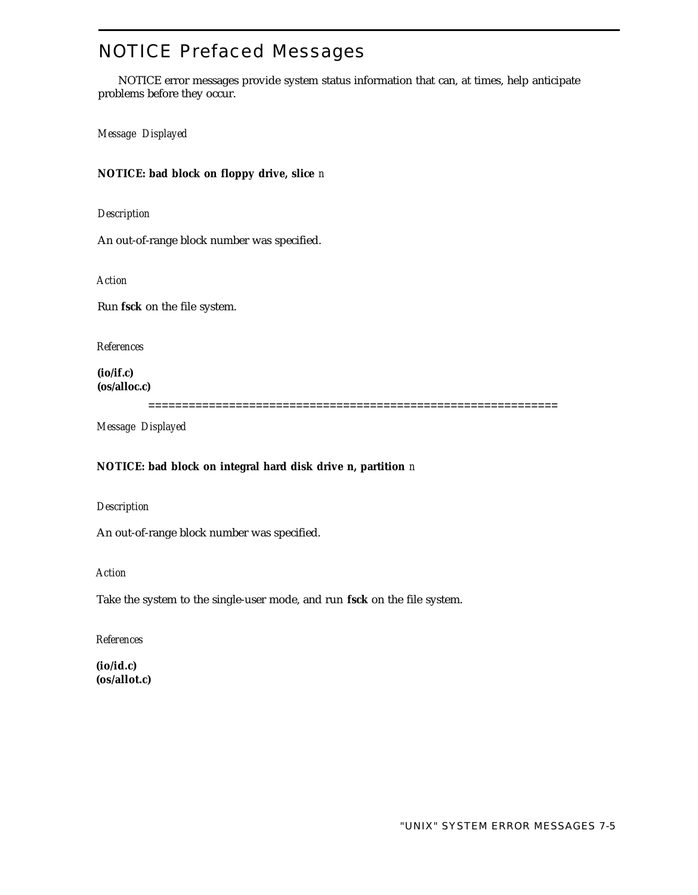# NOTICE Prefaced Messages

NOTICE error messages provide system status information that can, at times, help anticipate problems before they occur.

*Message Displayed*

**NOTICE: bad block on floppy drive, slice** *n*

*Description*

An out-of-range block number was specified.

*Action*

Run **fsck** on the file system.

*References*

**(io/if.c)**
**(os/alloc.c)**

============================================================

*Message Displayed*

**NOTICE: bad block on integral hard disk drive n, partition** *n*

*Description*

An out-of-range block number was specified.

*Action*

Take the system to the single-user mode, and run **fsck** on the file system.

*References*

**(io/id.c)**
**(os/allot.c)**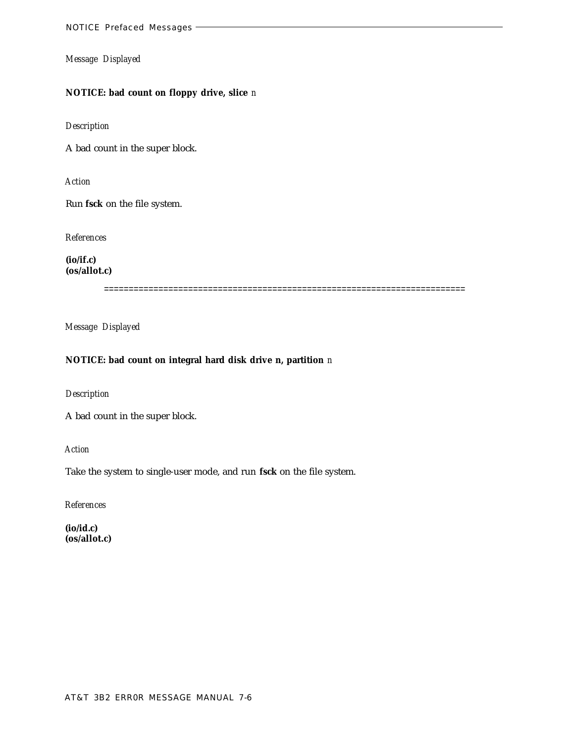*Message Displayed*

**NOTICE: bad count on floppy drive, slice** *n*

*Description*

A bad count in the super block.

*Action*

Run **fsck** on the file system.

*References*

**(io/if.c)**
**(os/allot.c)**

========================================================================

*Message Displayed*

**NOTICE: bad count on integral hard disk drive n, partition** *n*

*Description*

A bad count in the super block.

*Action*

Take the system to single-user mode, and run **fsck** on the file system.

*References*

**(io/id.c)**
**(os/allot.c)**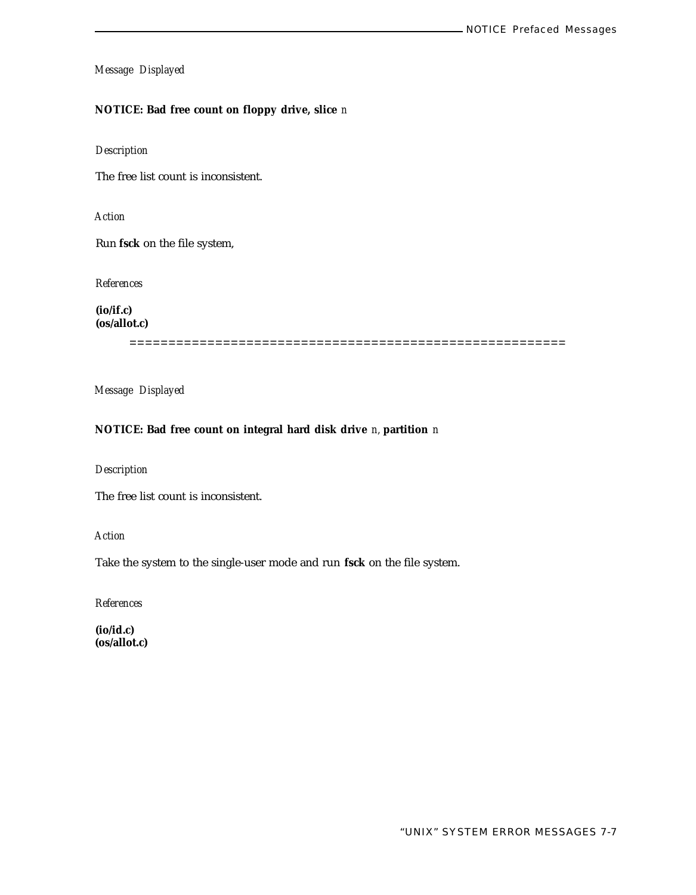*Message Displayed*

**NOTICE: Bad free count on floppy drive, slice** *n*

*Description*

The free list count is inconsistent.

*Action*

Run **fsck** on the file system,

*References*

**(io/if.c)**
**(os/allot.c)**

========================================================

*Message Displayed*

**NOTICE: Bad free count on integral hard disk drive** *n*, **partition** *n*

*Description*

The free list count is inconsistent.

*Action*

Take the system to the single-user mode and run **fsck** on the file system.

*References*

**(io/id.c)**
**(os/allot.c)**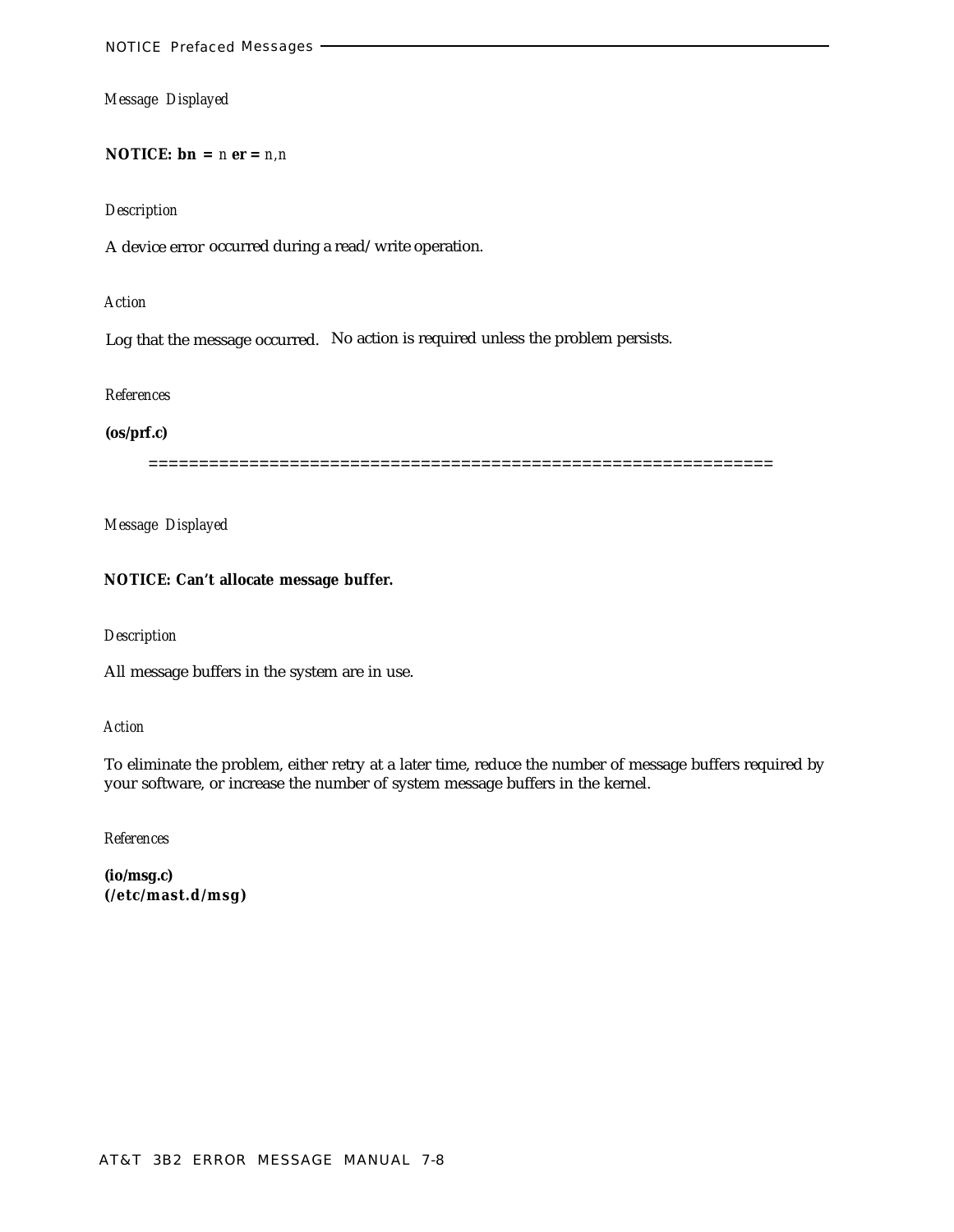*Message Displayed*

**NOTICE: bn =** *n* **er =** *n,n*

*Description*

A device error occurred during a read/write operation.

*Action*

Log that the message occurred. No action is required unless the problem persists.

*References*

**(os/prf.c)**

==============================================================

*Message Displayed*

**NOTICE: Can't allocate message buffer.**

*Description*

All message buffers in the system are in use.

*Action*

To eliminate the problem, either retry at a later time, reduce the number of message buffers required by your software, or increase the number of system message buffers in the kernel.

*References*

**(io/msg.c)**
**(/etc/mast.d/msg)**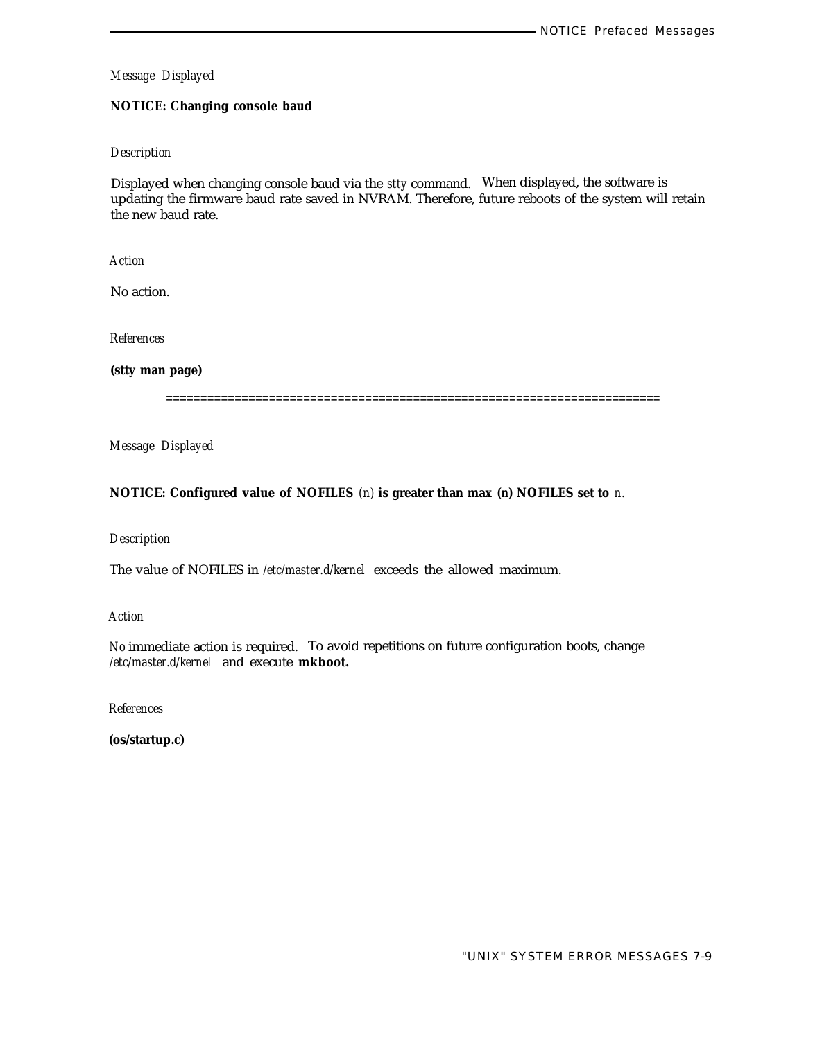*Message Displayed*

**NOTICE: Changing console baud**

*Description*

Displayed when changing console baud via the *stty* command. When displayed, the software is updating the firmware baud rate saved in NVRAM. Therefore, future reboots of the system will retain the new baud rate.

*Action*

No action.

*References*

**(stty man page)**

=======================================================================

*Message Displayed*

**NOTICE: Configured value of NOFILES** *(n)* **is greater than max (n) NOFILES set to** *n.*

*Description*

The value of NOFILES in */etc/master.d/kernel* exceeds the allowed maximum.

*Action*

No immediate action is required. To avoid repetitions on future configuration boots, change */etc/master.d/kernel* and execute **mkboot.**

*References*

**(os/startup.c)**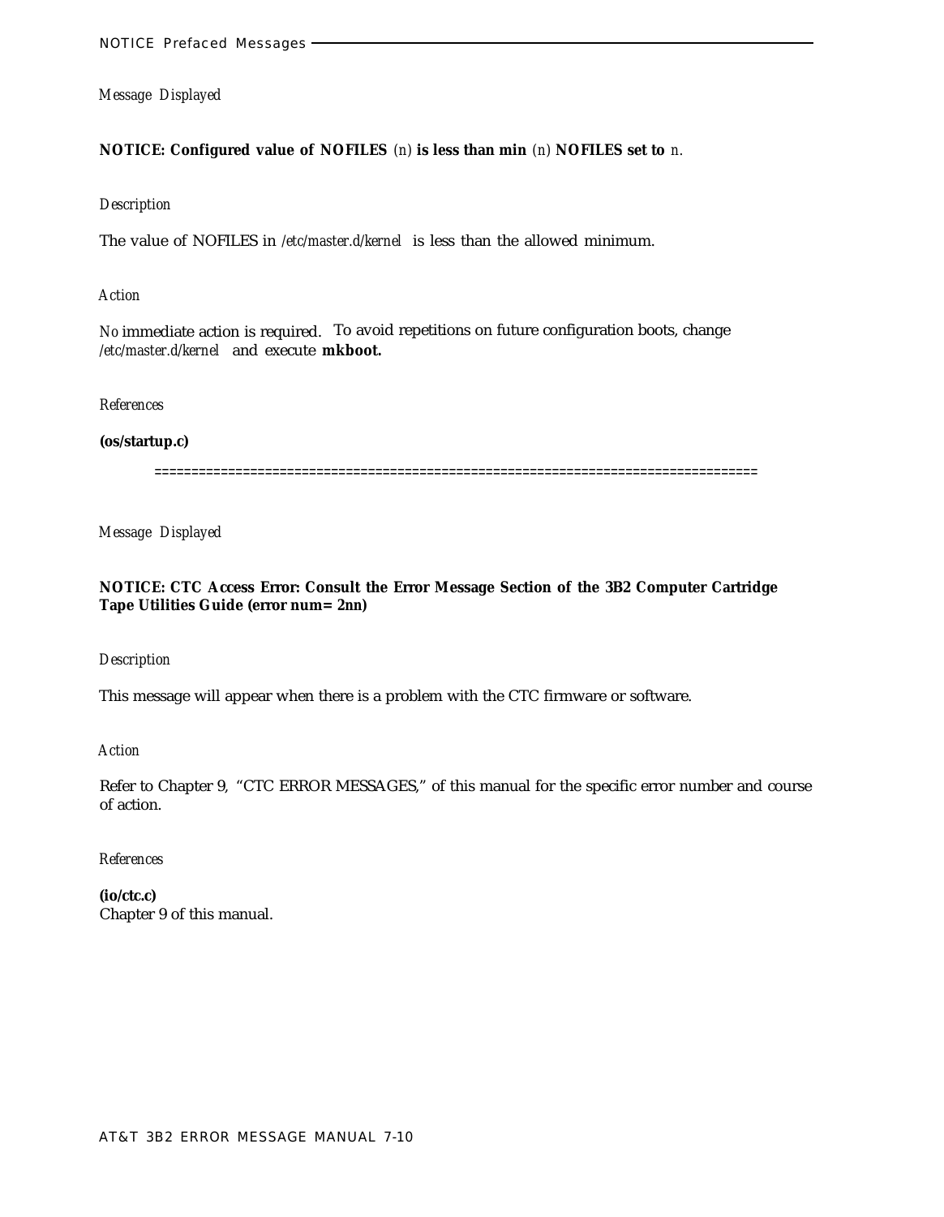*Message Displayed*

**NOTICE: Configured value of NOFILES** *(n)* **is less than min** *(n)* **NOFILES set to** *n.*

*Description*

The value of NOFILES in */etc/master.d/kernel* is less than the allowed minimum.

*Action*

No immediate action is required. To avoid repetitions on future configuration boots, change */etc/master.d/kernel* and execute **mkboot.**

*References*

**(os/startup.c)**

================================================================================

*Message Displayed*

**NOTICE: CTC Access Error: Consult the Error Message Section of the 3B2 Computer Cartridge Tape Utilities Guide (error num= 2nn)**

*Description*

This message will appear when there is a problem with the CTC firmware or software.

*Action*

Refer to Chapter 9, "CTC ERROR MESSAGES," of this manual for the specific error number and course of action.

*References*

**(io/ctc.c)**
Chapter 9 of this manual.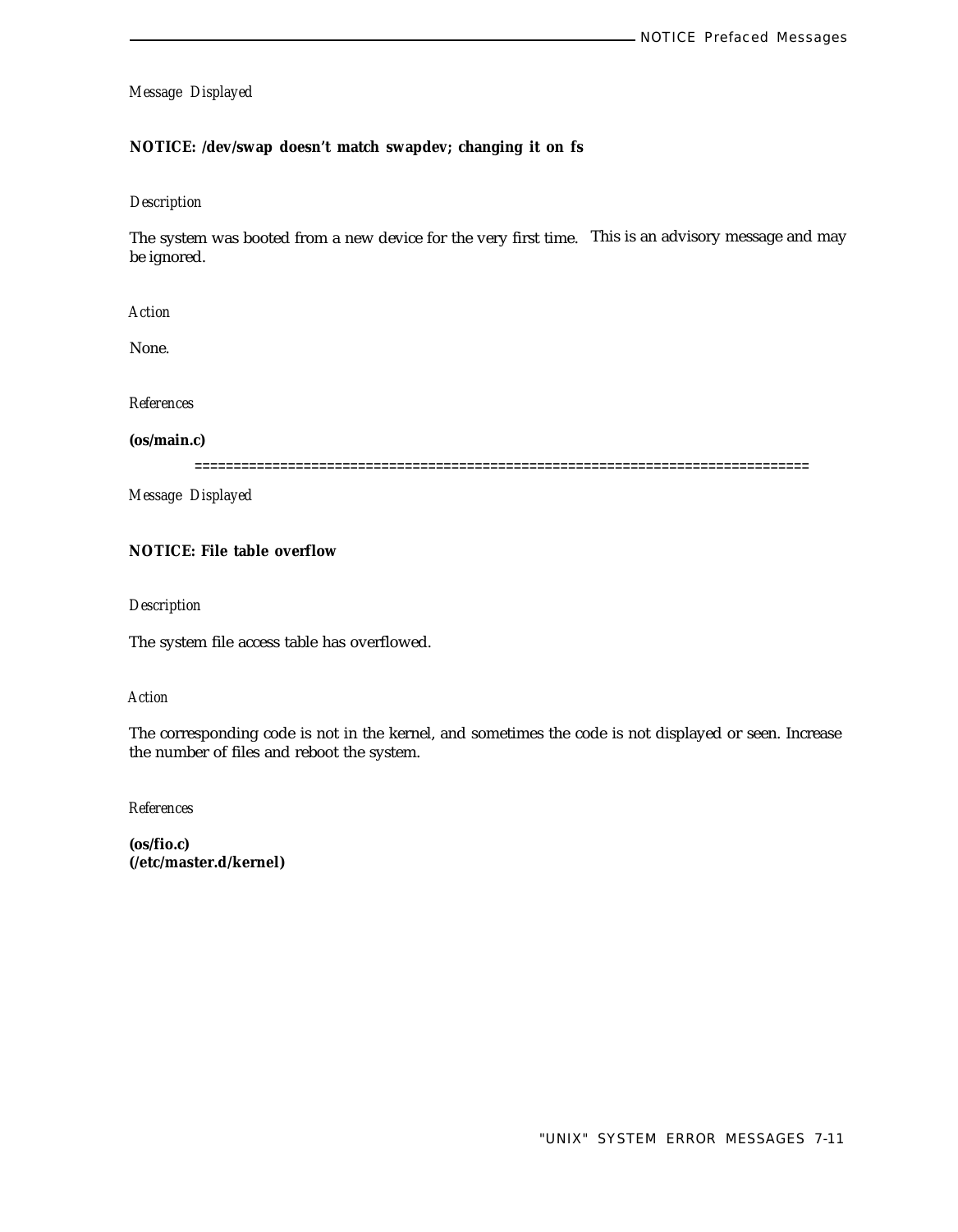*Message Displayed*

**NOTICE: /dev/swap doesn't match swapdev; changing it on fs**

*Description*

The system was booted from a new device for the very first time. This is an advisory message and may be ignored.

*Action*

None.

*References*

**(os/main.c)**

==============================================================================

*Message Displayed*

**NOTICE: File table overflow**

*Description*

The system file access table has overflowed.

*Action*

The corresponding code is not in the kernel, and sometimes the code is not displayed or seen. Increase the number of files and reboot the system.

*References*

**(os/fio.c)**
**(/etc/master.d/kernel)**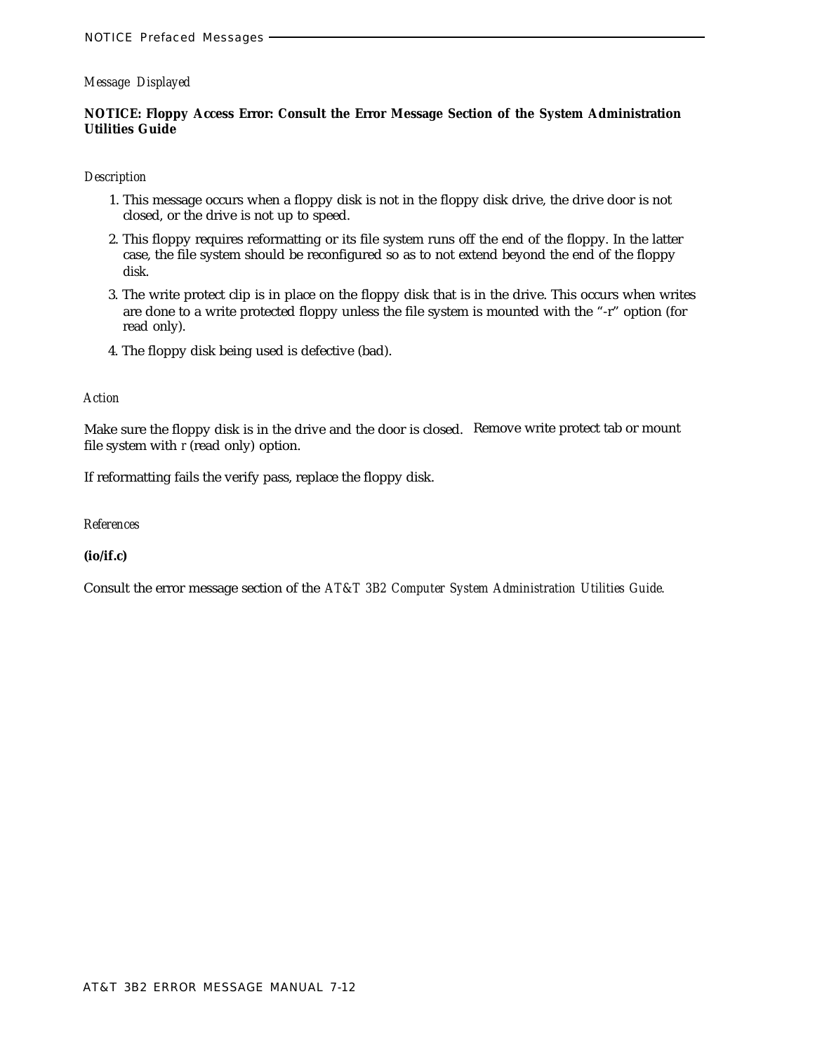*Message Displayed*

**NOTICE: Floppy Access Error: Consult the Error Message Section of the System Administration Utilities Guide**

*Description*

1. This message occurs when a floppy disk is not in the floppy disk drive, the drive door is not closed, or the drive is not up to speed.
2. This floppy requires reformatting or its file system runs off the end of the floppy. In the latter case, the file system should be reconfigured so as to not extend beyond the end of the floppy disk.
3. The write protect clip is in place on the floppy disk that is in the drive. This occurs when writes are done to a write protected floppy unless the file system is mounted with the "-r" option (for read only).
4. The floppy disk being used is defective (bad).

*Action*

Make sure the floppy disk is in the drive and the door is closed. Remove write protect tab or mount file system with r (read only) option.

If reformatting fails the verify pass, replace the floppy disk.

*References*

**(io/if.c)**

Consult the error message section of the *AT&T 3B2 Computer System Administration Utilities Guide*.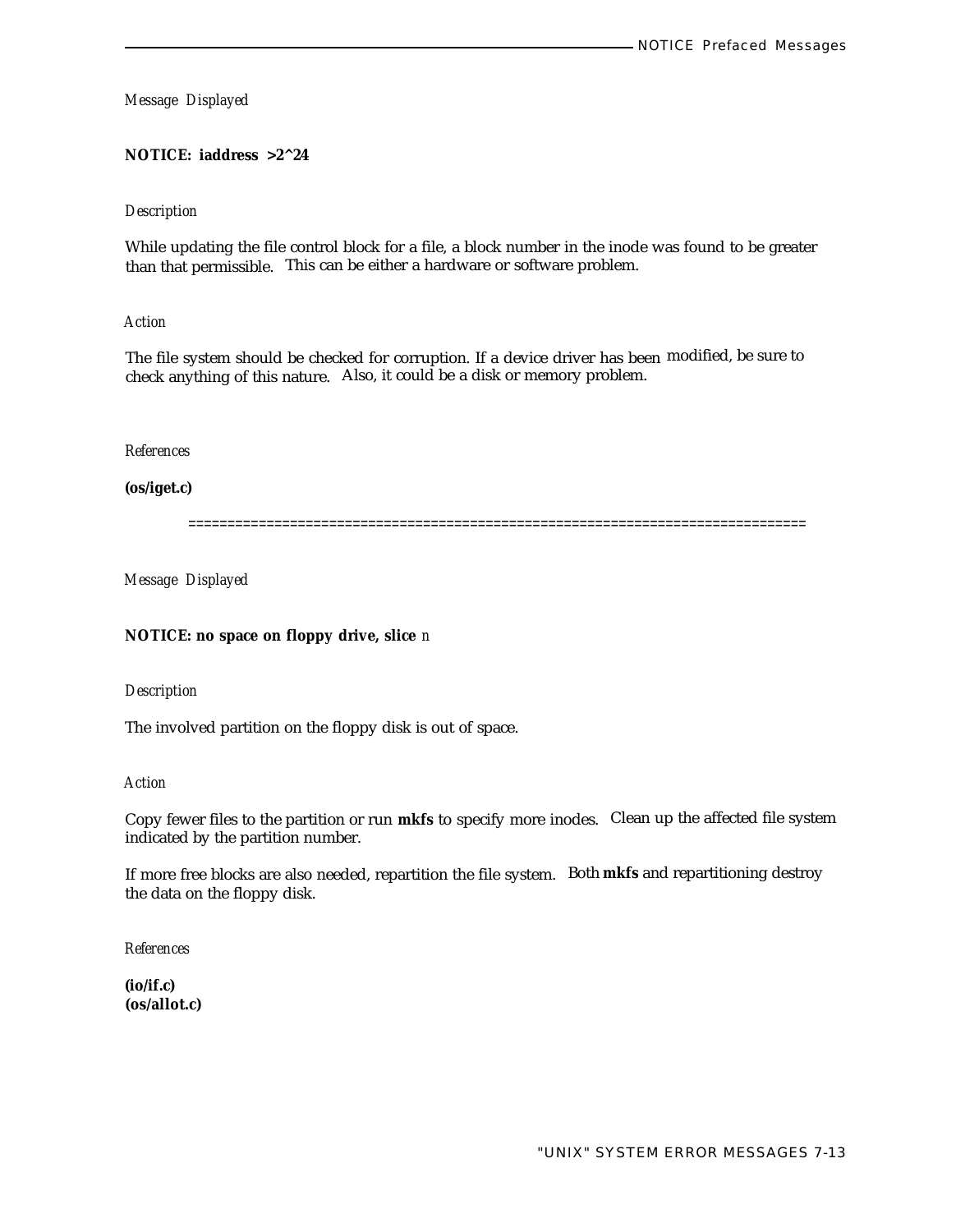*Message Displayed*

**NOTICE: iaddress >2^24**

*Description*

While updating the file control block for a file, a block number in the inode was found to be greater than that permissible. This can be either a hardware or software problem.

*Action*

The file system should be checked for corruption. If a device driver has been modified, be sure to check anything of this nature. Also, it could be a disk or memory problem.

*References*

**(os/iget.c)**

============================================================================

*Message Displayed*

**NOTICE: no space on floppy drive, slice** *n*

*Description*

The involved partition on the floppy disk is out of space.

*Action*

Copy fewer files to the partition or run **mkfs** to specify more inodes. Clean up the affected file system indicated by the partition number.

If more free blocks are also needed, repartition the file system. Both **mkfs** and repartitioning destroy the data on the floppy disk.

*References*

**(io/if.c)**
**(os/allot.c)**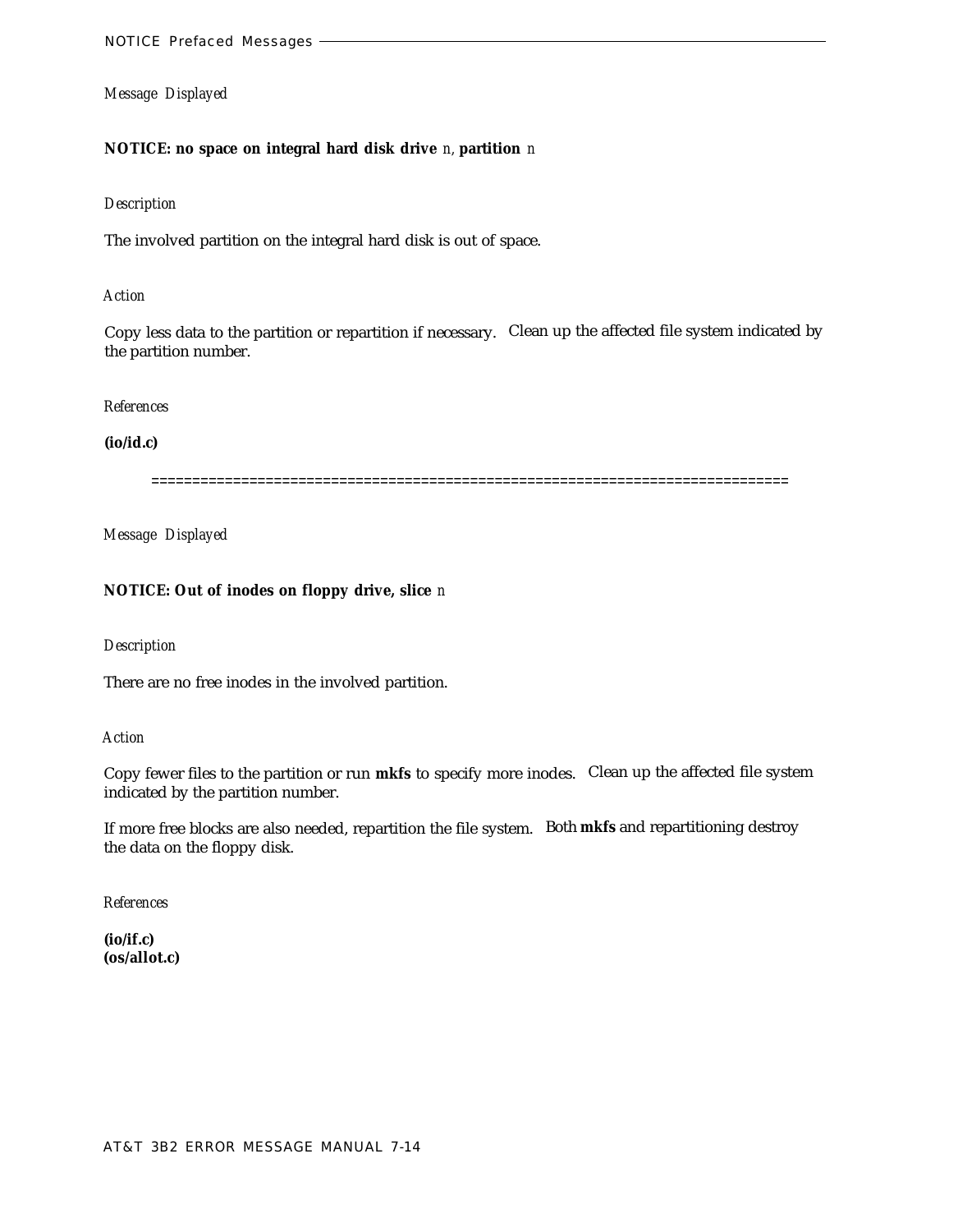*Message Displayed*

**NOTICE: no space on integral hard disk drive** *n*, **partition** *n*

*Description*

The involved partition on the integral hard disk is out of space.

*Action*

Copy less data to the partition or repartition if necessary. Clean up the affected file system indicated by the partition number.

*References*

**(io/id.c)**

==============================================================================

*Message Displayed*

**NOTICE: Out of inodes on floppy drive, slice** *n*

*Description*

There are no free inodes in the involved partition.

*Action*

Copy fewer files to the partition or run **mkfs** to specify more inodes. Clean up the affected file system indicated by the partition number.

If more free blocks are also needed, repartition the file system. Both **mkfs** and repartitioning destroy the data on the floppy disk.

*References*

**(io/if.c)**
**(os/allot.c)**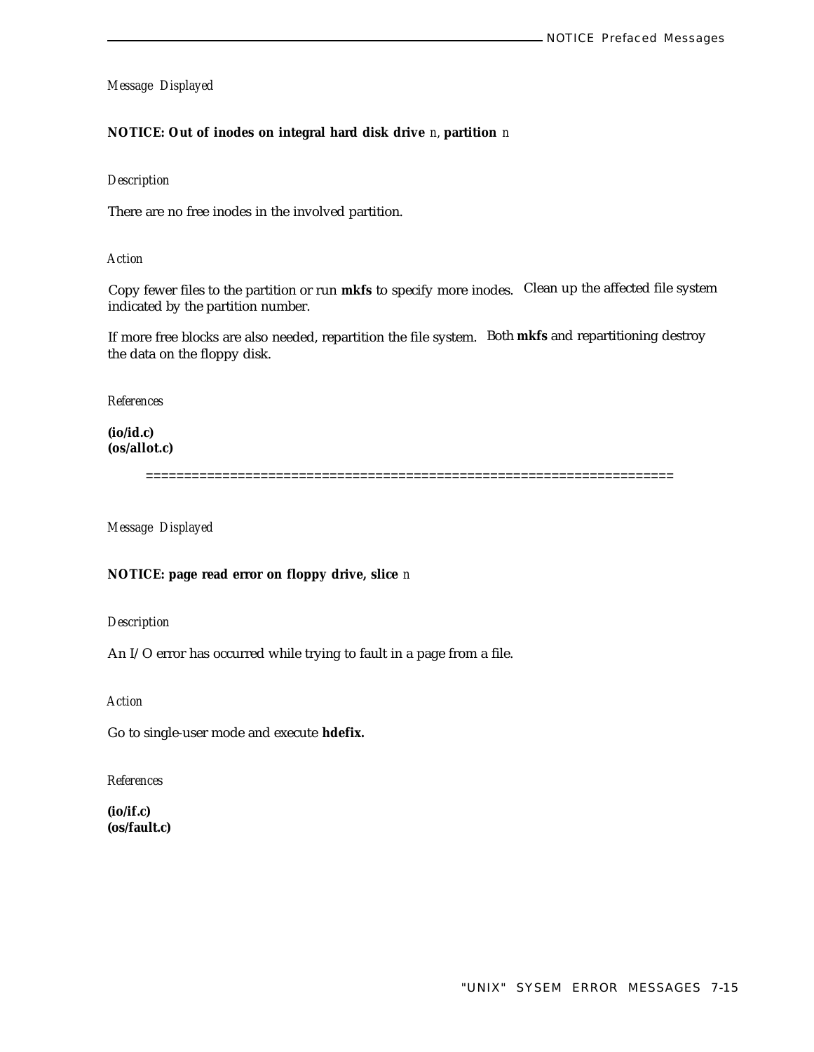*Message Displayed*

**NOTICE: Out of inodes on integral hard disk drive** *n*, **partition** *n*

*Description*

There are no free inodes in the involved partition.

*Action*

Copy fewer files to the partition or run **mkfs** to specify more inodes. Clean up the affected file system indicated by the partition number.

If more free blocks are also needed, repartition the file system. Both **mkfs** and repartitioning destroy the data on the floppy disk.

*References*

**(io/id.c)**
**(os/allot.c)**

====================================================================

*Message Displayed*

**NOTICE: page read error on floppy drive, slice** *n*

*Description*

An I/O error has occurred while trying to fault in a page from a file.

*Action*

Go to single-user mode and execute **hdefix.**

*References*

**(io/if.c)**
**(os/fault.c)**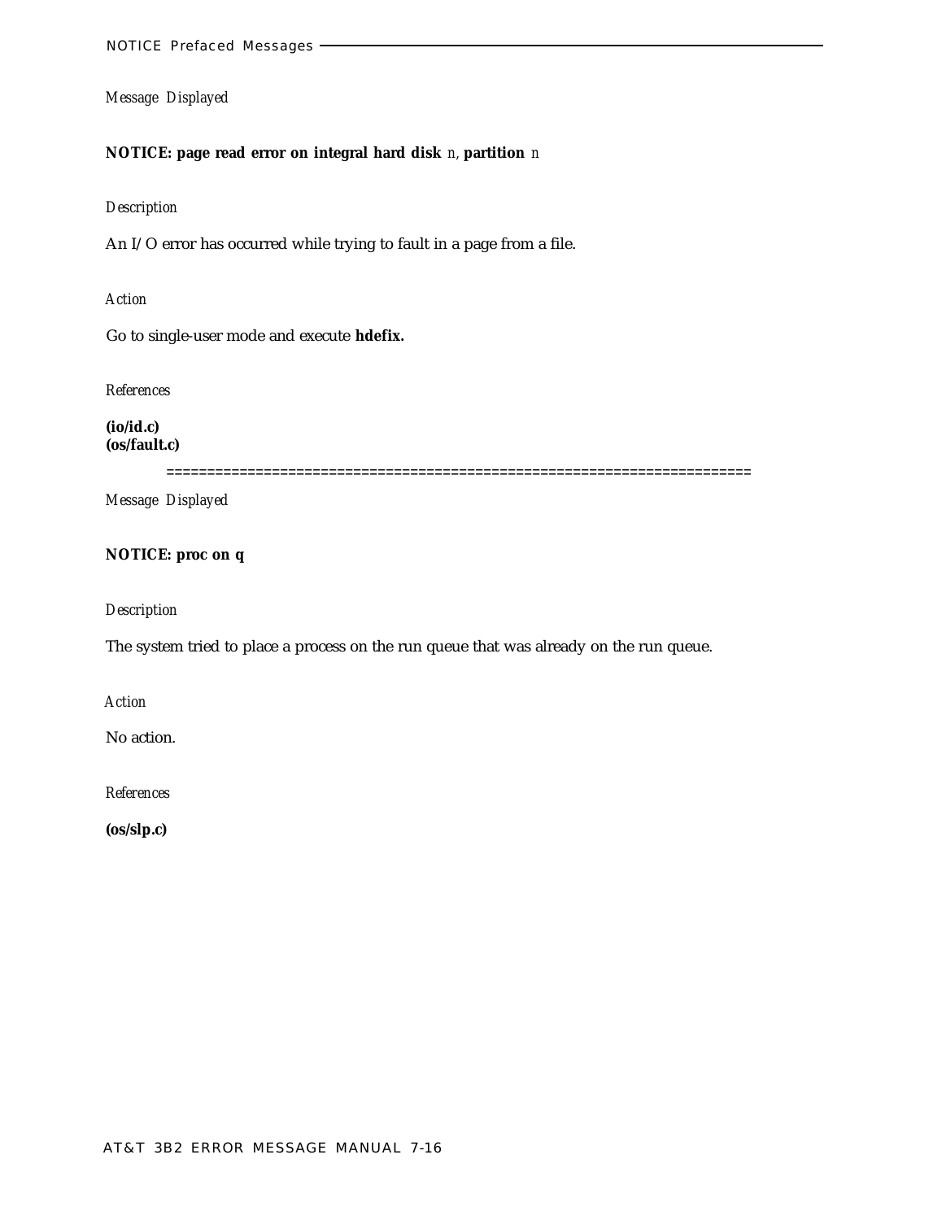*Message Displayed*

**NOTICE: page read error on integral hard disk** *n*, **partition** *n*

*Description*

An I/O error has occurred while trying to fault in a page from a file.

*Action*

Go to single-user mode and execute **hdefix.**

*References*

**(io/id.c)**
**(os/fault.c)**

======================================================================

*Message Displayed*

**NOTICE: proc on q**

*Description*

The system tried to place a process on the run queue that was already on the run queue.

*Action*

No action.

*References*

**(os/slp.c)**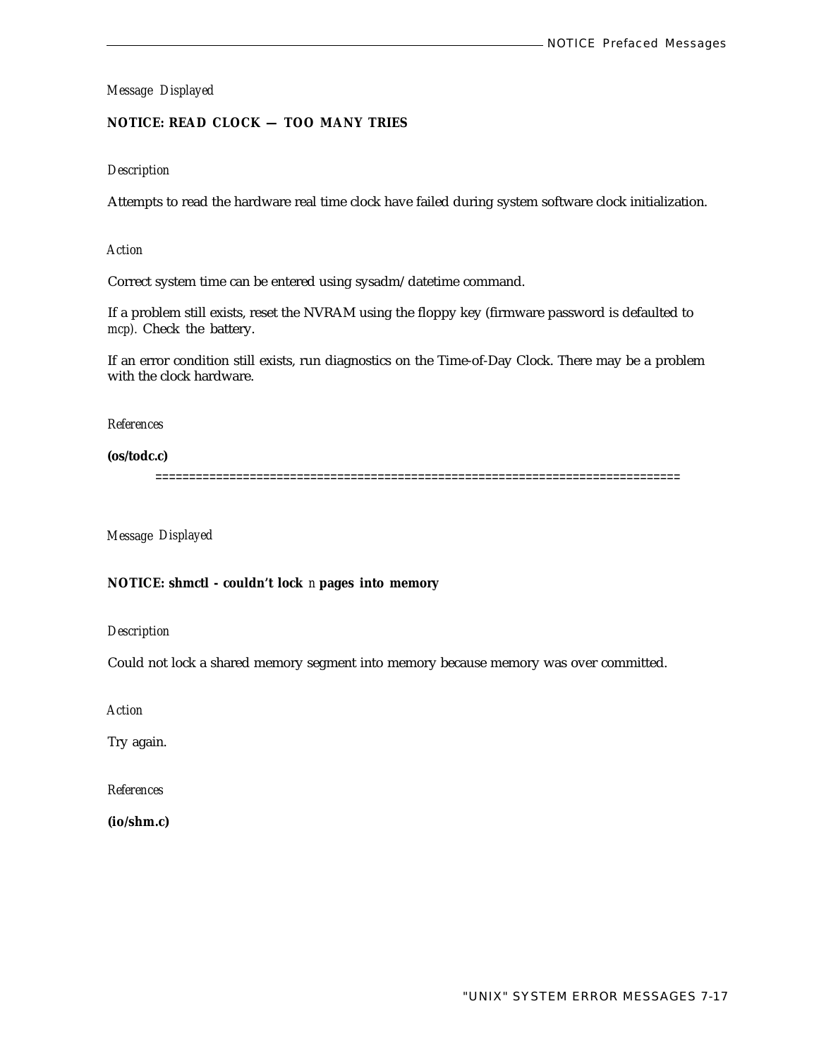*Message Displayed*

**NOTICE: READ CLOCK — TOO MANY TRIES**

*Description*

Attempts to read the hardware real time clock have failed during system software clock initialization.

*Action*

Correct system time can be entered using sysadm/datetime command.

If a problem still exists, reset the NVRAM using the floppy key (firmware password is defaulted to *mcp*). Check the battery.

If an error condition still exists, run diagnostics on the Time-of-Day Clock. There may be a problem with the clock hardware.

*References*

**(os/todc.c)**

============================================================================

*Message Displayed*

**NOTICE: shmctl - couldn't lock** *n* **pages into memory**

*Description*

Could not lock a shared memory segment into memory because memory was over committed.

*Action*

Try again.

*References*

**(io/shm.c)**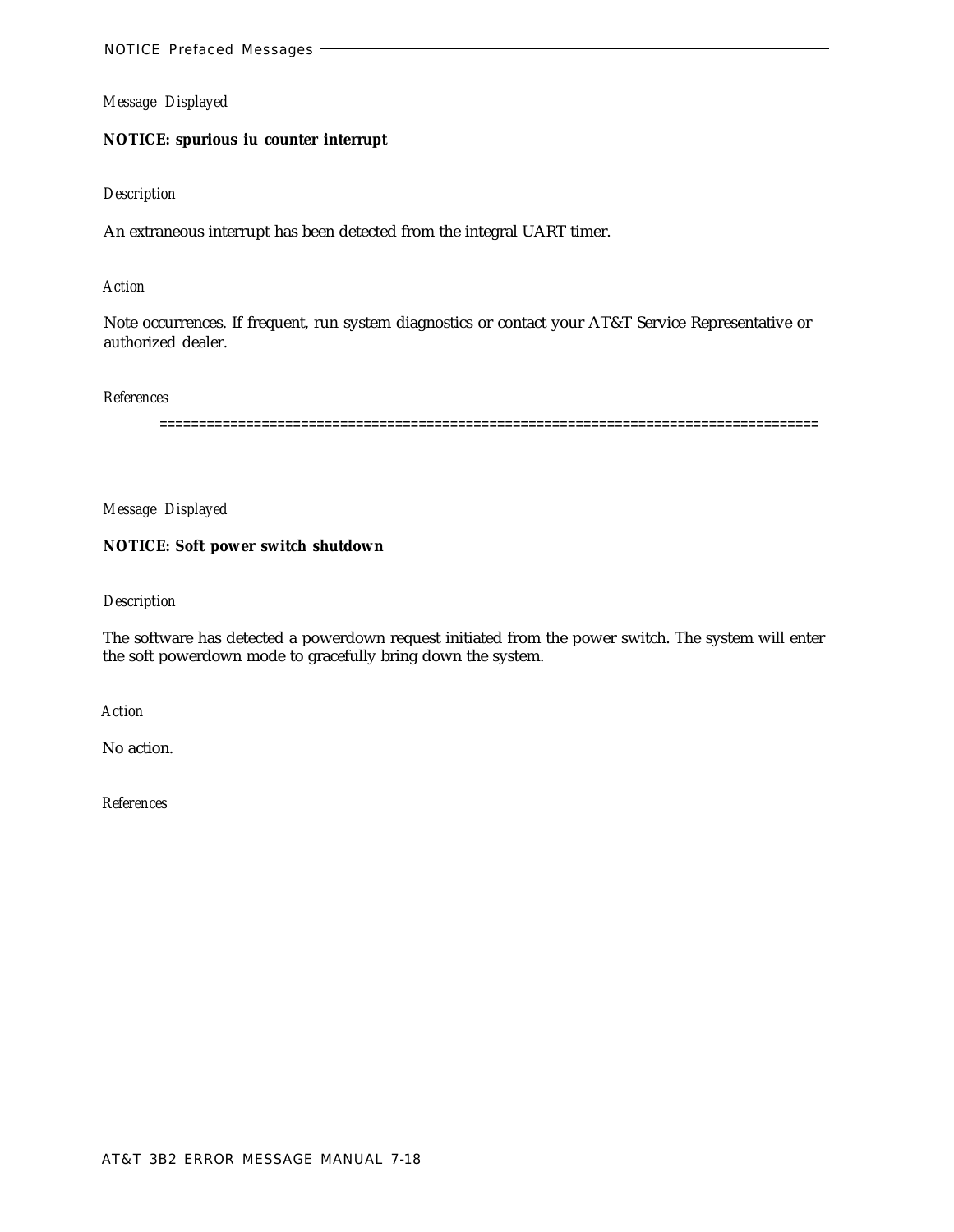*Message Displayed*

**NOTICE: spurious iu counter interrupt**

*Description*

An extraneous interrupt has been detected from the integral UART timer.

*Action*

Note occurrences. If frequent, run system diagnostics or contact your AT&T Service Representative or authorized dealer.

*References*

================================================================================

*Message Displayed*

**NOTICE: Soft power switch shutdown**

*Description*

The software has detected a powerdown request initiated from the power switch. The system will enter the soft powerdown mode to gracefully bring down the system.

*Action*

No action.

*References*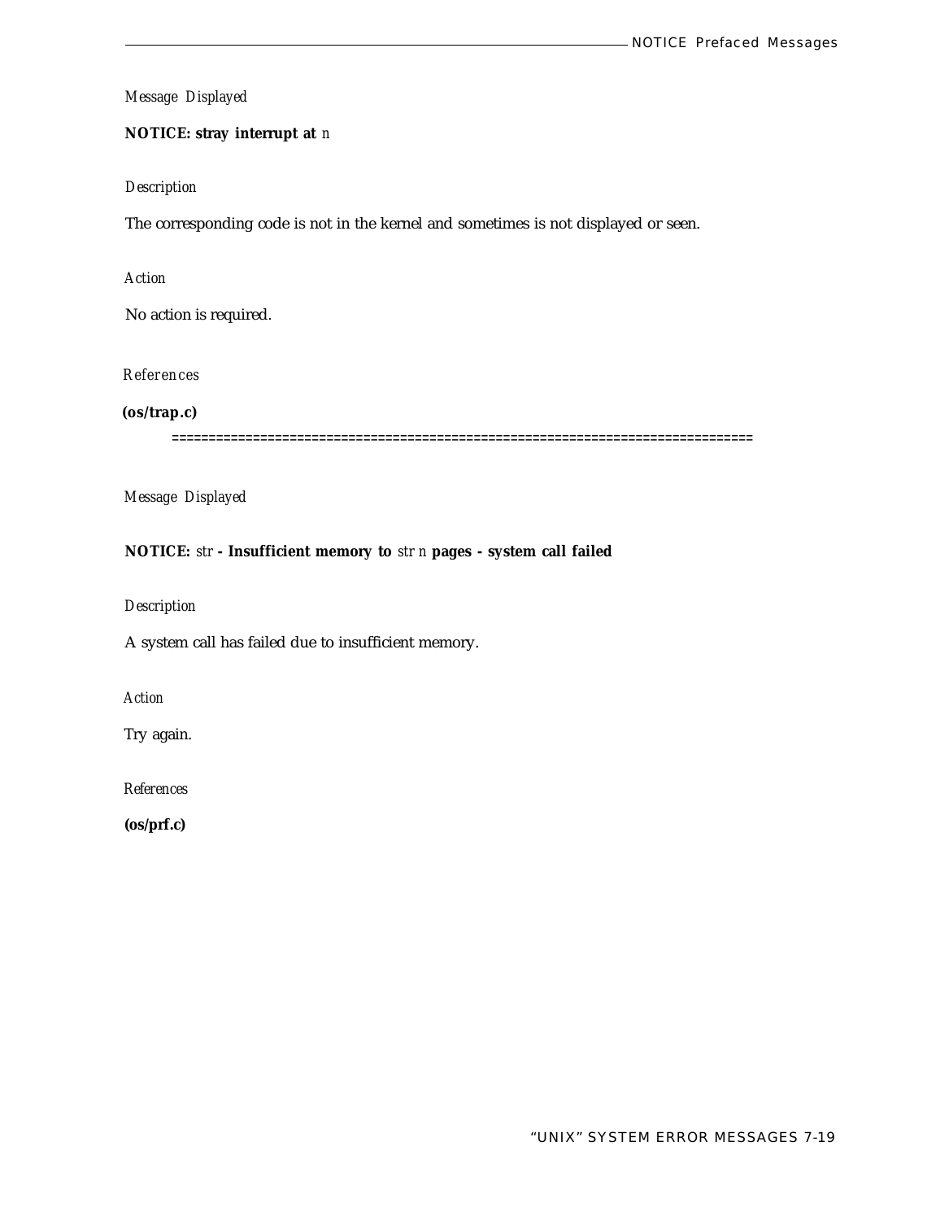*Message Displayed*

**NOTICE: stray interrupt at** *n*

*Description*

The corresponding code is not in the kernel and sometimes is not displayed or seen.

*Action*

No action is required.

*References*

**(os/trap.c)**

============================================================================

*Message Displayed*

**NOTICE:** *str* **- Insufficient memory to** *str n* **pages - system call failed**

*Description*

A system call has failed due to insufficient memory.

*Action*

Try again.

*References*

**(os/prf.c)**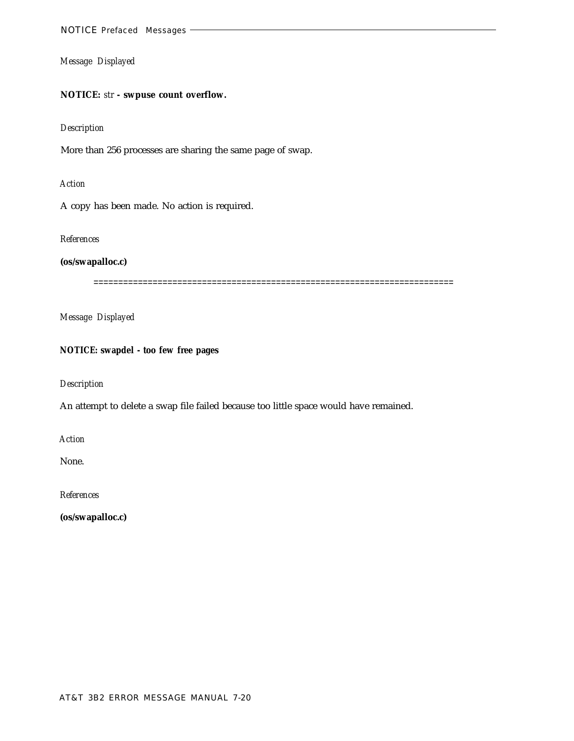*Message Displayed*

**NOTICE:** *str* **- swpuse count overflow.**

*Description*

More than 256 processes are sharing the same page of swap.

*Action*

A copy has been made. No action is required.

*References*

**(os/swapalloc.c)**

========================================================================

*Message Displayed*

**NOTICE: swapdel - too few free pages**

*Description*

An attempt to delete a swap file failed because too little space would have remained.

*Action*

None.

*References*

**(os/swapalloc.c)**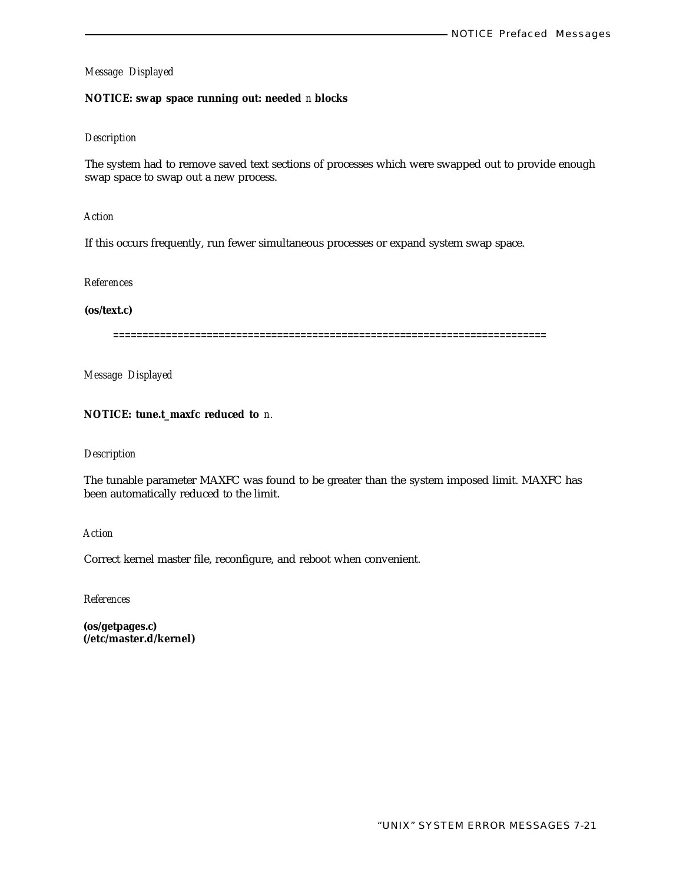*Message Displayed*

**NOTICE: swap space running out: needed** *n* **blocks**

*Description*

The system had to remove saved text sections of processes which were swapped out to provide enough swap space to swap out a new process.

*Action*

If this occurs frequently, run fewer simultaneous processes or expand system swap space.

*References*

**(os/text.c)**

========================================================================

*Message Displayed*

**NOTICE: tune.t_maxfc reduced to** *n.*

*Description*

The tunable parameter MAXFC was found to be greater than the system imposed limit. MAXFC has been automatically reduced to the limit.

*Action*

Correct kernel master file, reconfigure, and reboot when convenient.

*References*

**(os/getpages.c)**
**(/etc/master.d/kernel)**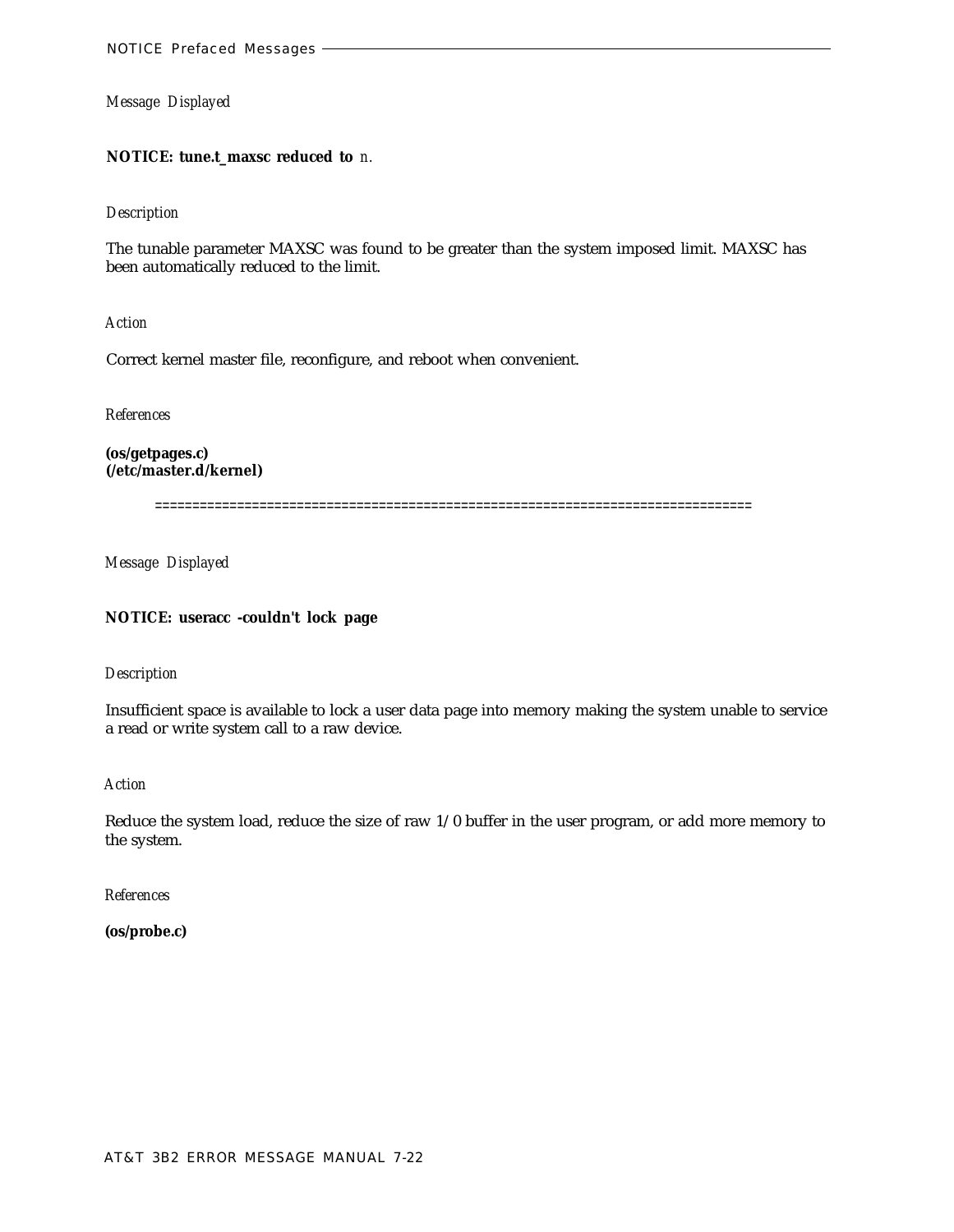*Message Displayed*

**NOTICE: tune.t_maxsc reduced to** *n*.

*Description*

The tunable parameter MAXSC was found to be greater than the system imposed limit. MAXSC has been automatically reduced to the limit.

*Action*

Correct kernel master file, reconfigure, and reboot when convenient.

*References*

**(os/getpages.c)**
**(/etc/master.d/kernel)**

==============================================================================

*Message Displayed*

**NOTICE: useracc -couldn't lock page**

*Description*

Insufficient space is available to lock a user data page into memory making the system unable to service a read or write system call to a raw device.

*Action*

Reduce the system load, reduce the size of raw 1/0 buffer in the user program, or add more memory to the system.

*References*

**(os/probe.c)**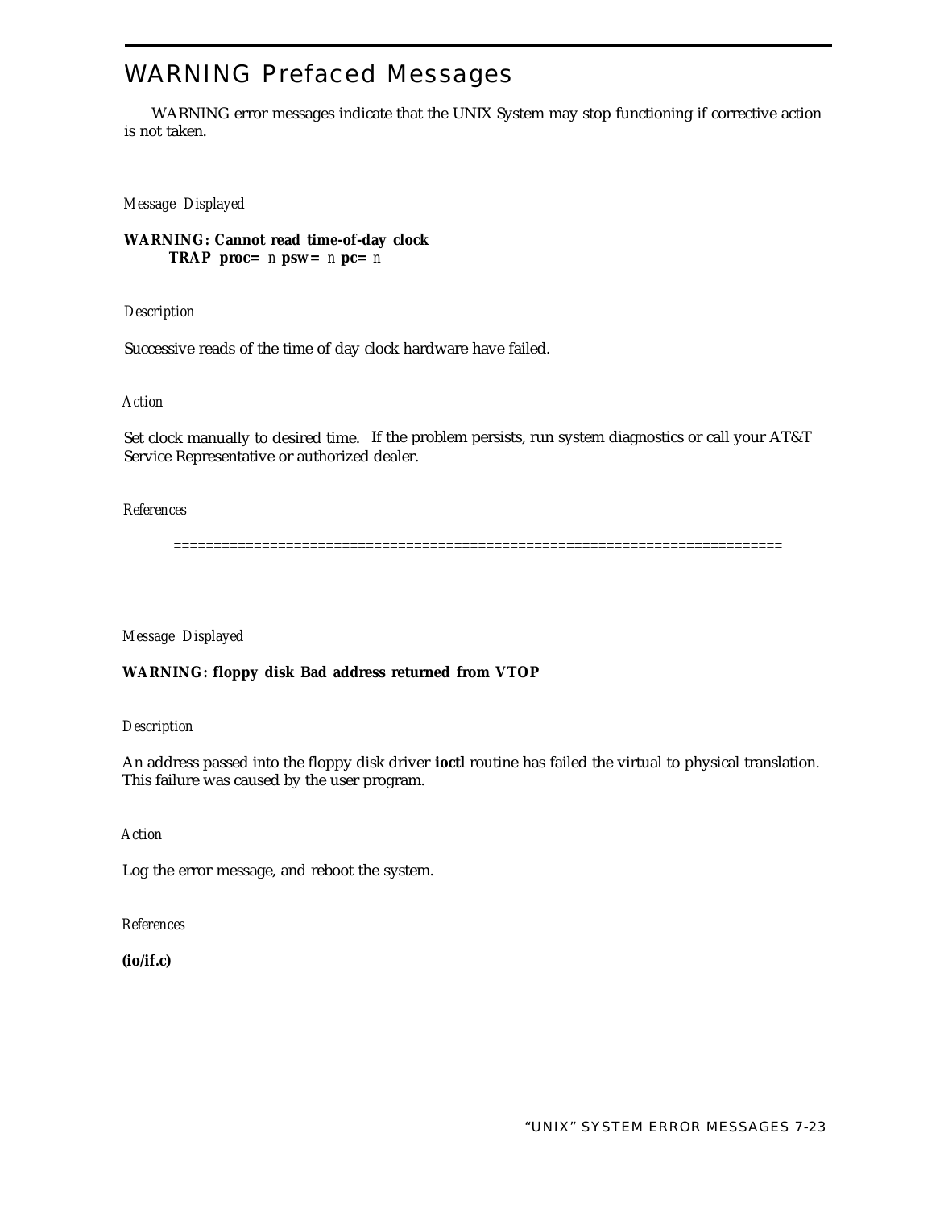## WARNING Prefaced Messages

WARNING error messages indicate that the UNIX System may stop functioning if corrective action is not taken.

*Message Displayed*

**WARNING: Cannot read time-of-day clock**
**TRAP proc=** n **psw=** n **pc=** n

*Description*

Successive reads of the time of day clock hardware have failed.

*Action*

Set clock manually to desired time. If the problem persists, run system diagnostics or call your AT&T Service Representative or authorized dealer.

*References*

===========================================================================

*Message Displayed*

**WARNING: floppy disk Bad address returned from VTOP**

*Description*

An address passed into the floppy disk driver **ioctl** routine has failed the virtual to physical translation. This failure was caused by the user program.

*Action*

Log the error message, and reboot the system.

*References*

**(io/if.c)**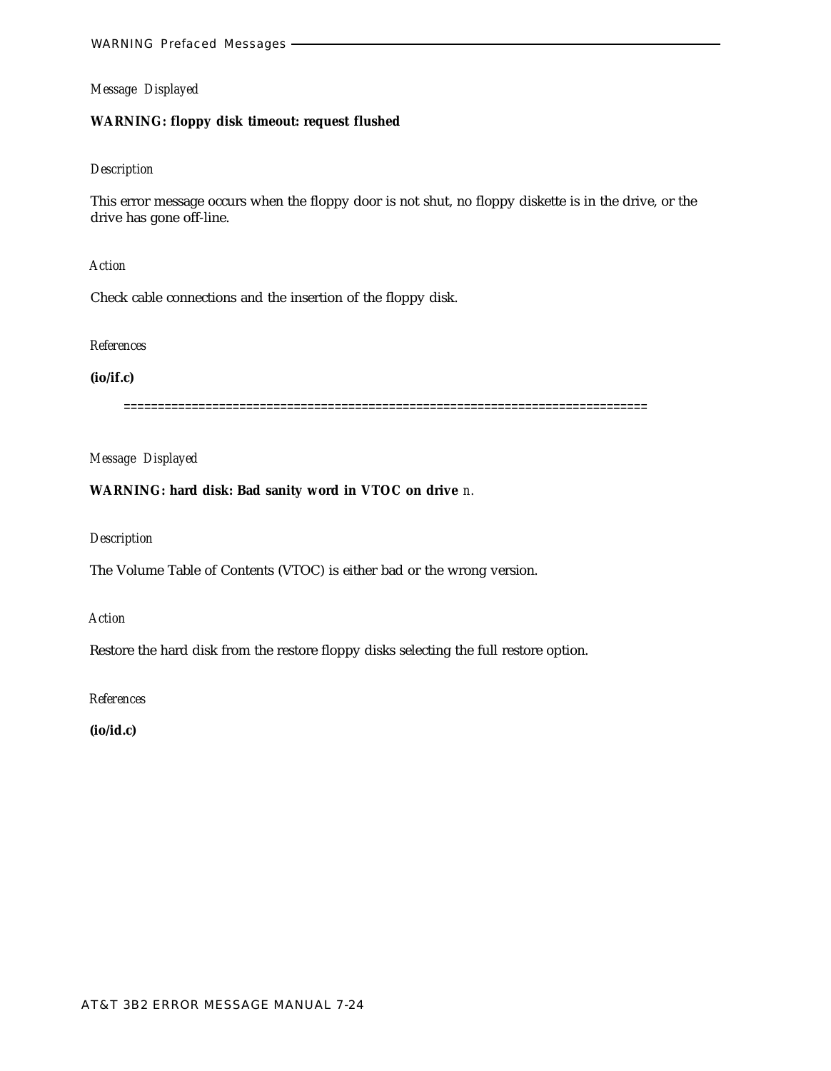*Message Displayed*

**WARNING: floppy disk timeout: request flushed**

*Description*

This error message occurs when the floppy door is not shut, no floppy diskette is in the drive, or the drive has gone off-line.

*Action*

Check cable connections and the insertion of the floppy disk.

*References*

**(io/if.c)**

==========================================================================

*Message Displayed*

**WARNING: hard disk: Bad sanity word in VTOC on drive** *n.*

*Description*

The Volume Table of Contents (VTOC) is either bad or the wrong version.

*Action*

Restore the hard disk from the restore floppy disks selecting the full restore option.

*References*

**(io/id.c)**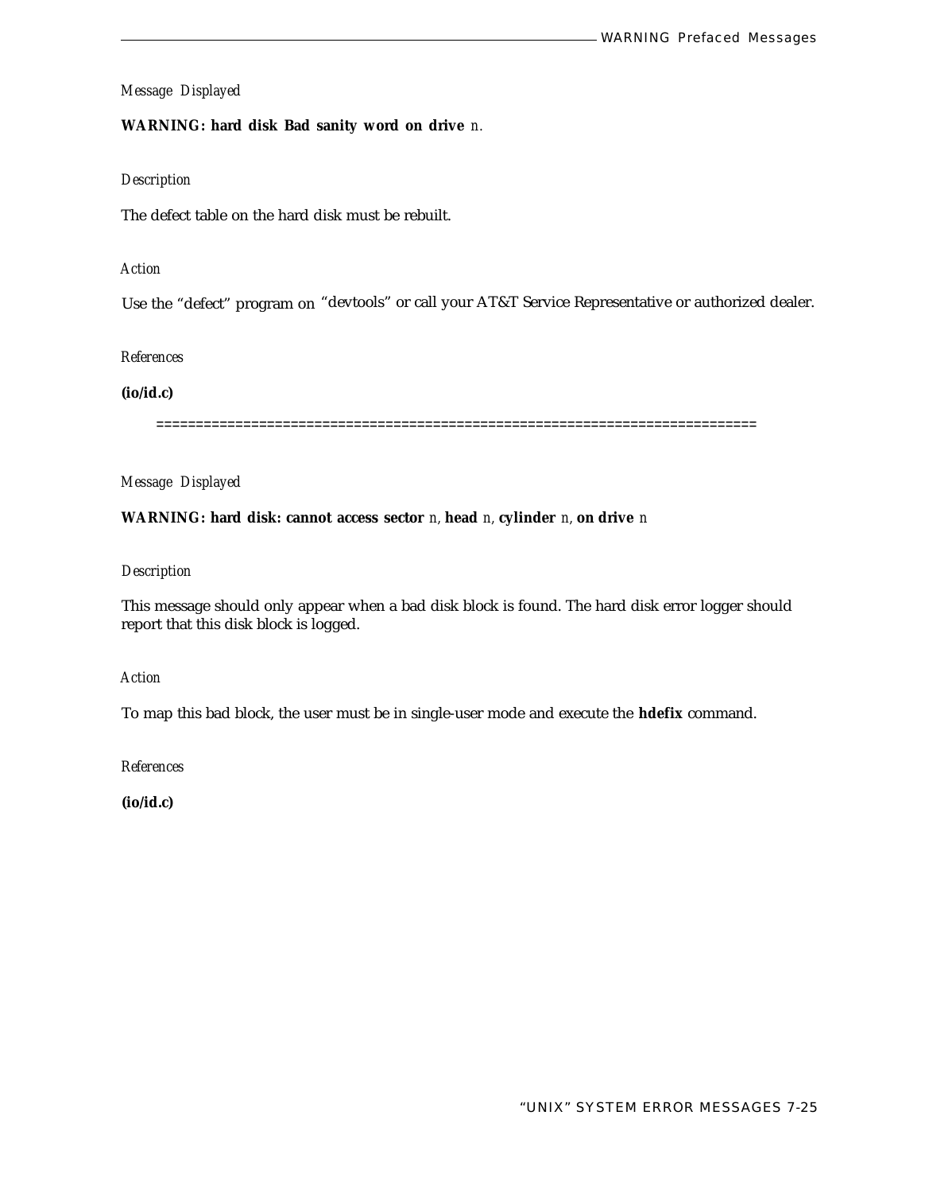*Message Displayed*

**WARNING: hard disk Bad sanity word on drive** *n.*

*Description*

The defect table on the hard disk must be rebuilt.

*Action*

Use the "defect" program on "devtools" or call your AT&T Service Representative or authorized dealer.

*References*

**(io/id.c)**

==========================================================================

*Message Displayed*

**WARNING: hard disk: cannot access sector** *n,* **head** *n,* **cylinder** *n,* **on drive** *n*

*Description*

This message should only appear when a bad disk block is found. The hard disk error logger should report that this disk block is logged.

*Action*

To map this bad block, the user must be in single-user mode and execute the **hdefix** command.

*References*

**(io/id.c)**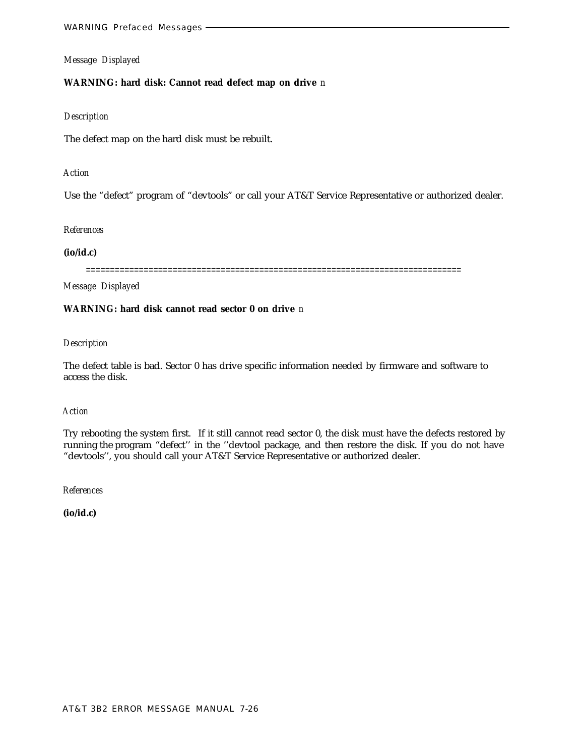*Message Displayed*

**WARNING: hard disk: Cannot read defect map on drive** *n*

*Description*

The defect map on the hard disk must be rebuilt.

*Action*

Use the “defect” program of “devtools” or call your AT&T Service Representative or authorized dealer.

*References*

**(io/id.c)**

==============================================================================

*Message Displayed*

**WARNING: hard disk cannot read sector 0 on drive** *n*

*Description*

The defect table is bad. Sector 0 has drive specific information needed by firmware and software to access the disk.

*Action*

Try rebooting the system first. If it still cannot read sector 0, the disk must have the defects restored by running the program “defect’’ in the ’’devtool package, and then restore the disk. If you do not have “devtools’’, you should call your AT&T Service Representative or authorized dealer.

*References*

**(io/id.c)**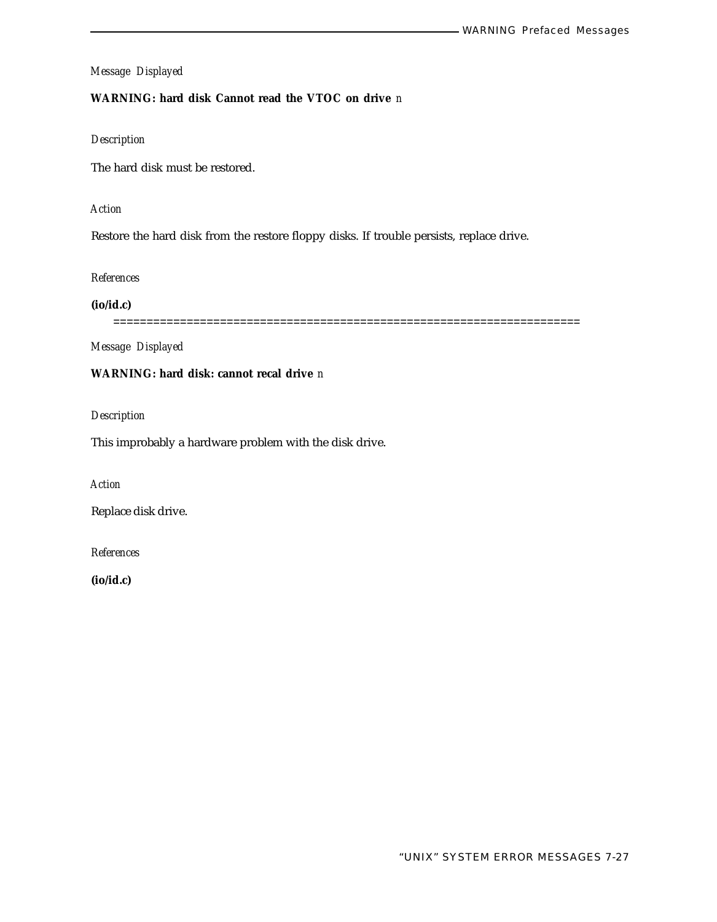*Message Displayed*

**WARNING: hard disk Cannot read the VTOC on drive** *n*

*Description*

The hard disk must be restored.

*Action*

Restore the hard disk from the restore floppy disks. If trouble persists, replace drive.

*References*

**(io/id.c)**

====================================================================

*Message Displayed*

**WARNING: hard disk: cannot recal drive** *n*

*Description*

This improbably a hardware problem with the disk drive.

*Action*

Replace disk drive.

*References*

**(io/id.c)**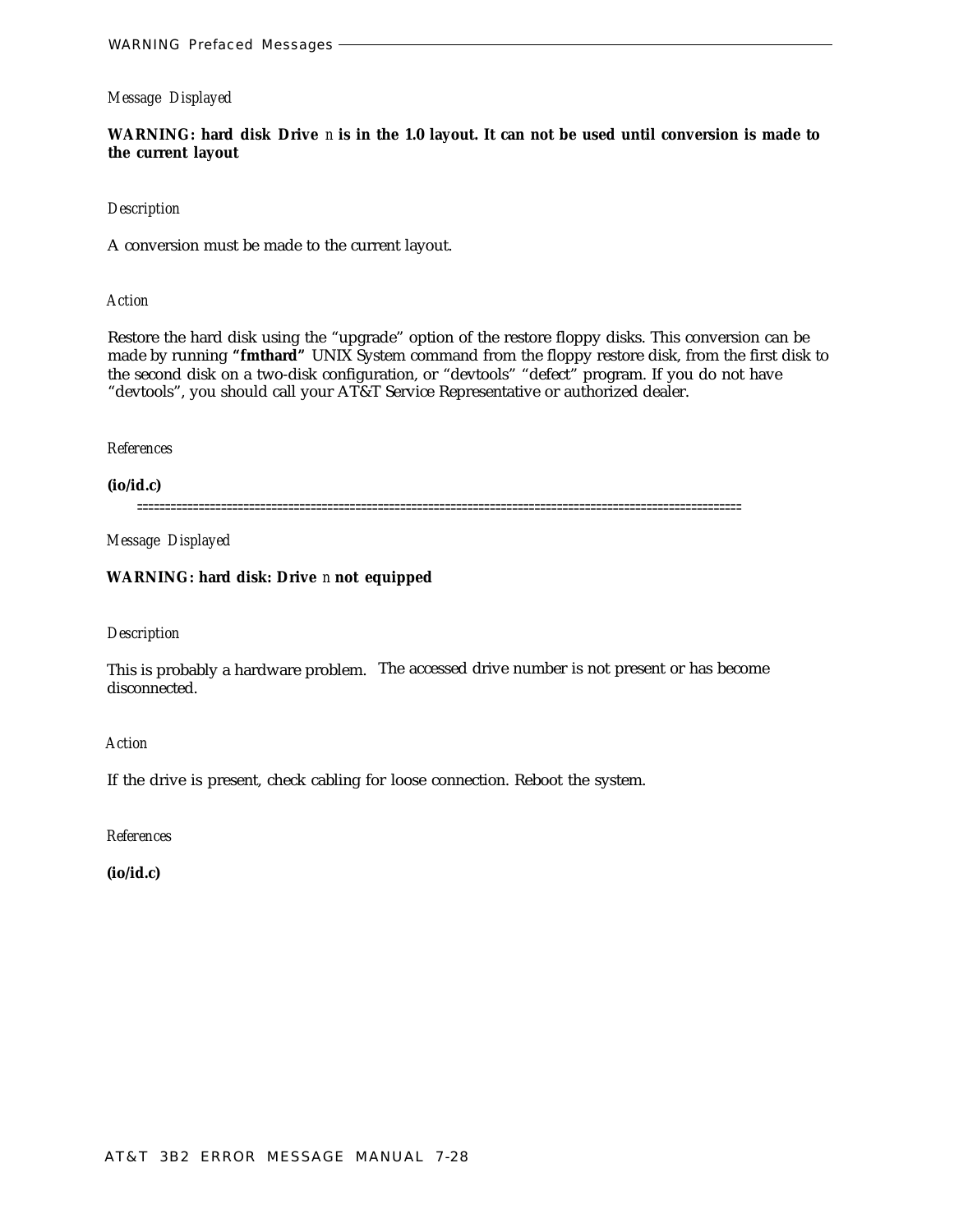*Message Displayed*

**WARNING: hard disk Drive** *n* **is in the 1.0 layout. It can not be used until conversion is made to the current layout**

*Description*

A conversion must be made to the current layout.

*Action*

Restore the hard disk using the “upgrade” option of the restore floppy disks. This conversion can be made by running **“fmthard”** UNIX System command from the floppy restore disk, from the first disk to the second disk on a two-disk configuration, or “devtools” “defect” program. If you do not have “devtools”, you should call your AT&T Service Representative or authorized dealer.

*References*

**(io/id.c)**

==========================================================================================================

*Message Displayed*

**WARNING: hard disk: Drive** *n* **not equipped**

*Description*

This is probably a hardware problem. The accessed drive number is not present or has become disconnected.

*Action*

If the drive is present, check cabling for loose connection. Reboot the system.

*References*

**(io/id.c)**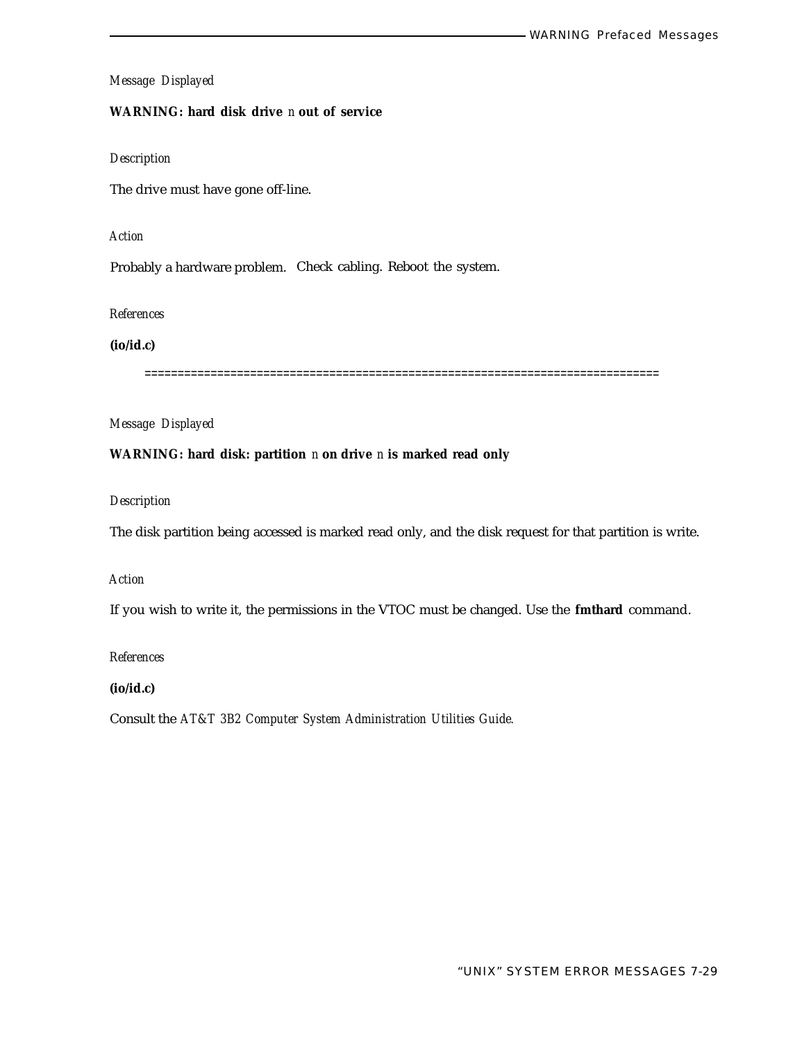*Message Displayed*

**WARNING: hard disk drive** *n* **out of service**

*Description*

The drive must have gone off-line.

*Action*

Probably a hardware problem. Check cabling. Reboot the system.

*References*

**(io/id.c)**

==========================================================================

*Message Displayed*

**WARNING: hard disk: partition** *n* **on drive** *n* **is marked read only**

*Description*

The disk partition being accessed is marked read only, and the disk request for that partition is write.

*Action*

If you wish to write it, the permissions in the VTOC must be changed. Use the **fmthard** command.

*References*

**(io/id.c)**

Consult the *AT&T 3B2 Computer System Administration Utilities Guide.*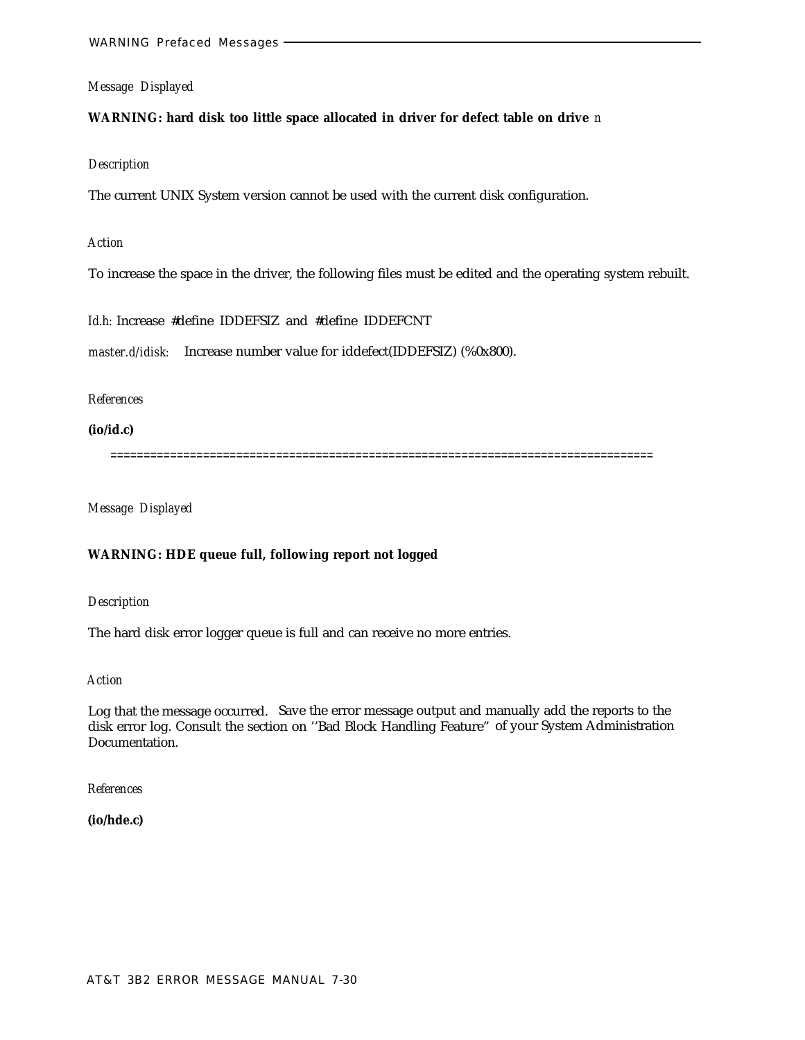*Message Displayed*

**WARNING: hard disk too little space allocated in driver for defect table on drive** *n*

*Description*

The current UNIX System version cannot be used with the current disk configuration.

*Action*

To increase the space in the driver, the following files must be edited and the operating system rebuilt.

*Id.h:* Increase #define IDDEFSIZ and #define IDDEFCNT

*master.d/idisk:* Increase number value for iddefect(IDDEFSIZ) (%0x800).

*References*

**(io/id.c)**

================================================================================

*Message Displayed*

**WARNING: HDE queue full, following report not logged**

*Description*

The hard disk error logger queue is full and can receive no more entries.

*Action*

Log that the message occurred. Save the error message output and manually add the reports to the disk error log. Consult the section on ''Bad Block Handling Feature'' of your System Administration Documentation.

*References*

**(io/hde.c)**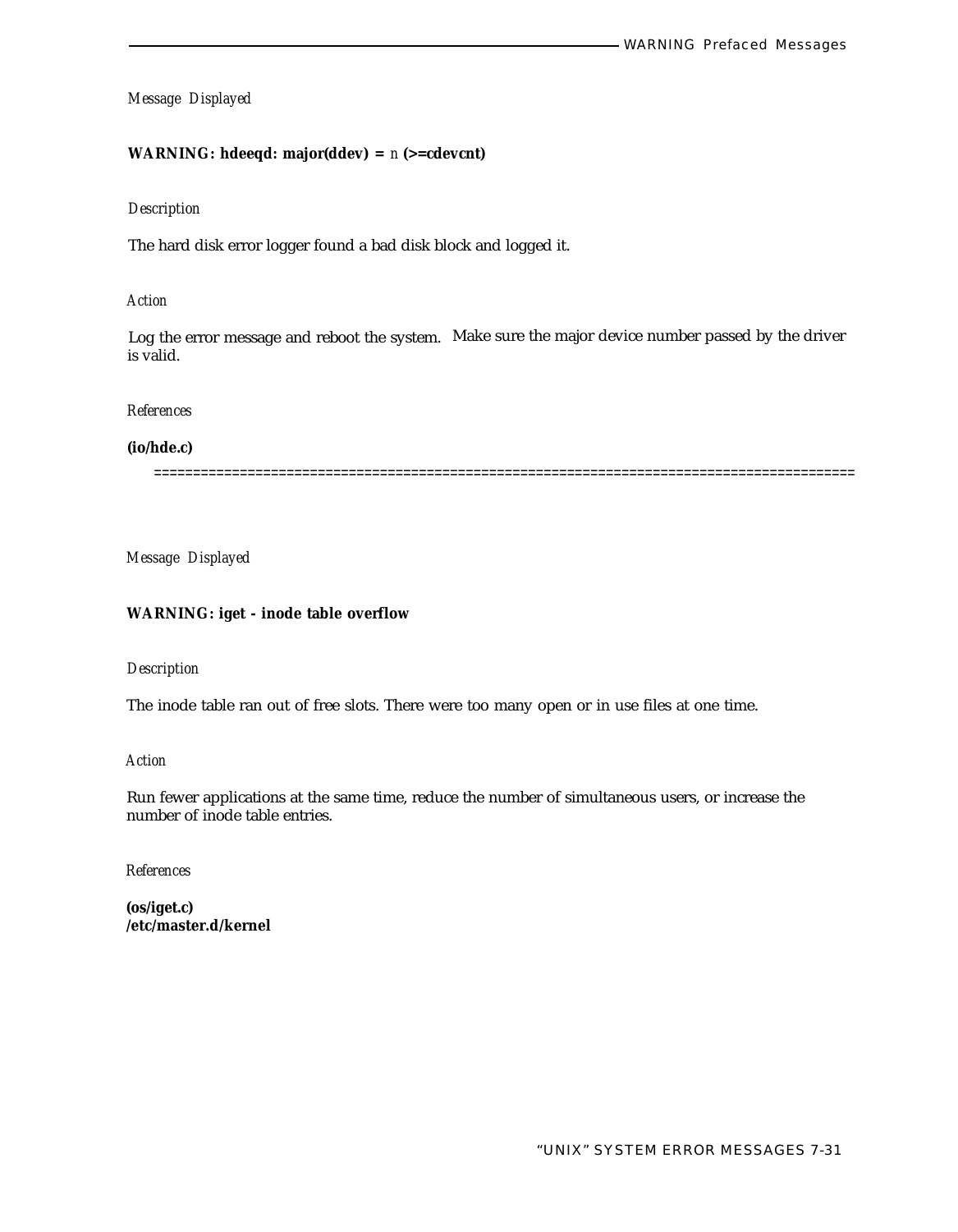*Message Displayed*

**WARNING: hdeeqd: major(ddev) =** *n* **(>=cdevcnt)**

*Description*

The hard disk error logger found a bad disk block and logged it.

*Action*

Log the error message and reboot the system. Make sure the major device number passed by the driver is valid.

*References*

**(io/hde.c)**

==========================================================================================

*Message Displayed*

**WARNING: iget - inode table overflow**

*Description*

The inode table ran out of free slots. There were too many open or in use files at one time.

*Action*

Run fewer applications at the same time, reduce the number of simultaneous users, or increase the number of inode table entries.

*References*

**(os/iget.c)**
**/etc/master.d/kernel**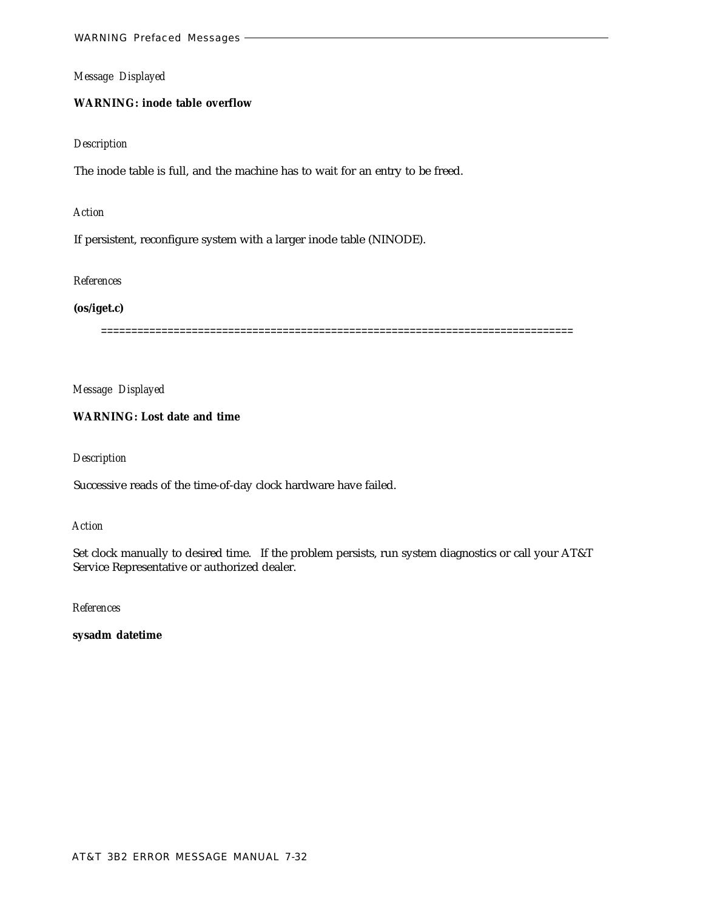*Message Displayed*

**WARNING: inode table overflow**

*Description*

The inode table is full, and the machine has to wait for an entry to be freed.

*Action*

If persistent, reconfigure system with a larger inode table (NINODE).

*References*

**(os/iget.c)**

==============================================================================

*Message Displayed*

**WARNING: Lost date and time**

*Description*

Successive reads of the time-of-day clock hardware have failed.

*Action*

Set clock manually to desired time. If the problem persists, run system diagnostics or call your AT&T Service Representative or authorized dealer.

*References*

**sysadm datetime**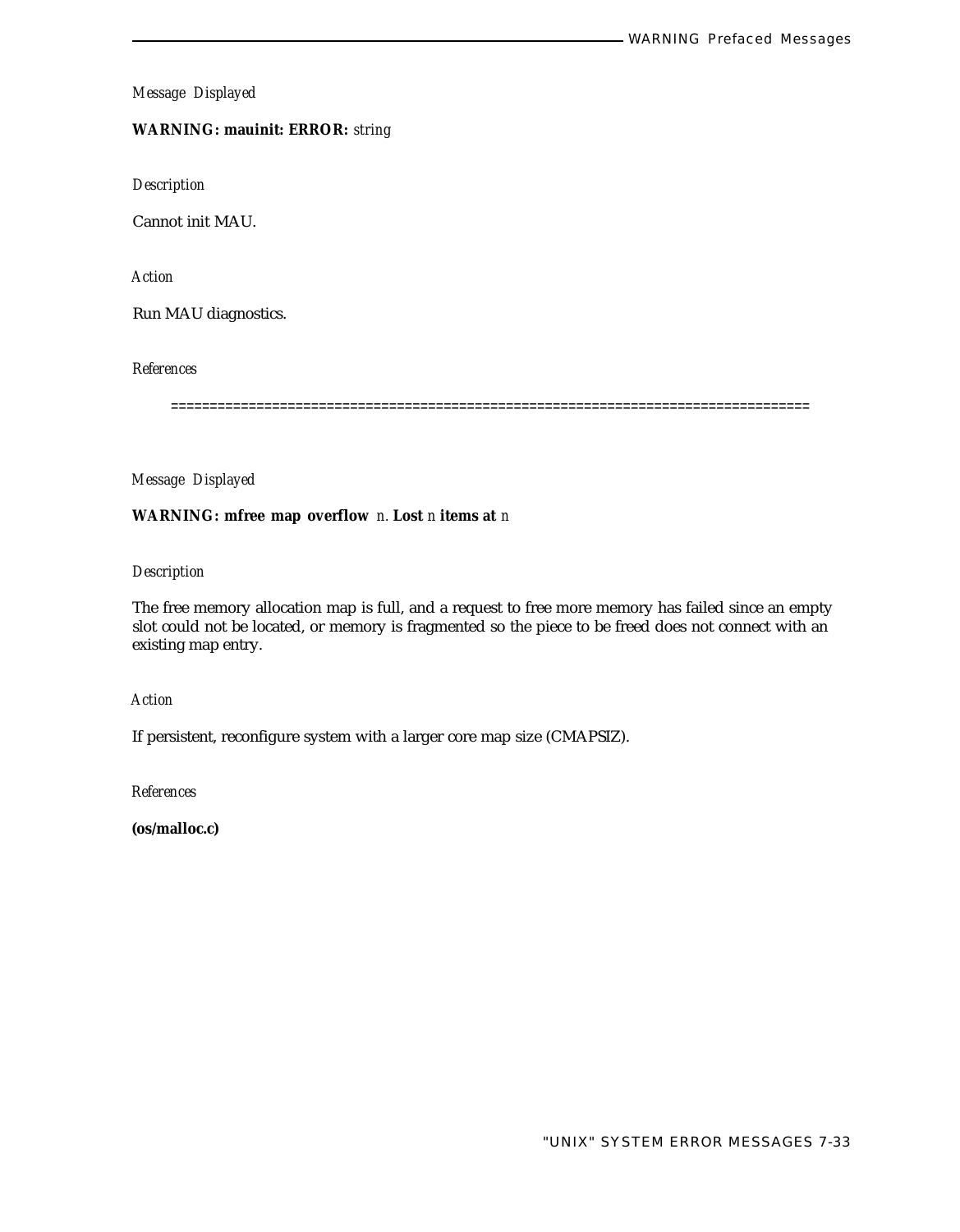*Message Displayed*

**WARNING: mauinit: ERROR:** *string*

*Description*

Cannot init MAU.

*Action*

Run MAU diagnostics.

*References*

================================================================================

*Message Displayed*

**WARNING: mfree map overflow** *n*. **Lost** *n* **items at** *n*

*Description*

The free memory allocation map is full, and a request to free more memory has failed since an empty slot could not be located, or memory is fragmented so the piece to be freed does not connect with an existing map entry.

*Action*

If persistent, reconfigure system with a larger core map size (CMAPSIZ).

*References*

**(os/malloc.c)**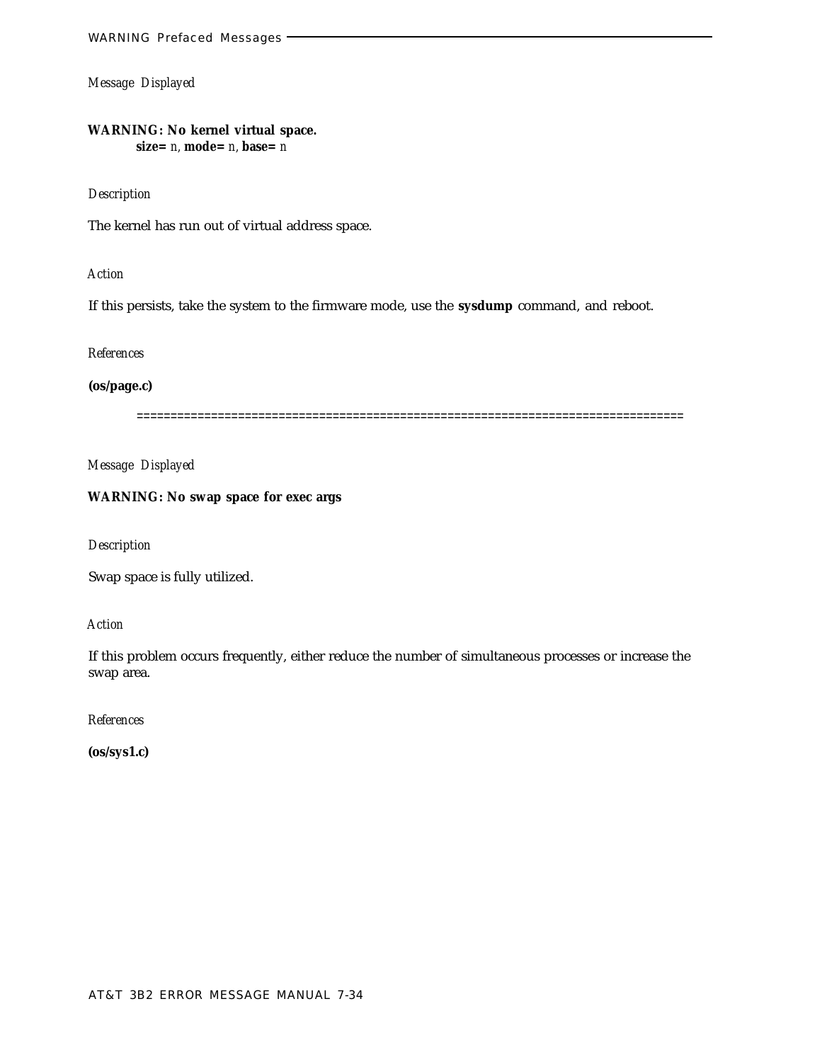*Message Displayed*

**WARNING: No kernel virtual space.**
**size=** *n*, **mode=** *n*, **base=** *n*

*Description*

The kernel has run out of virtual address space.

*Action*

If this persists, take the system to the firmware mode, use the **sysdump** command, and reboot.

*References*

**(os/page.c)**

==============================================================================

*Message Displayed*

**WARNING: No swap space for exec args**

*Description*

Swap space is fully utilized.

*Action*

If this problem occurs frequently, either reduce the number of simultaneous processes or increase the swap area.

*References*

**(os/sys1.c)**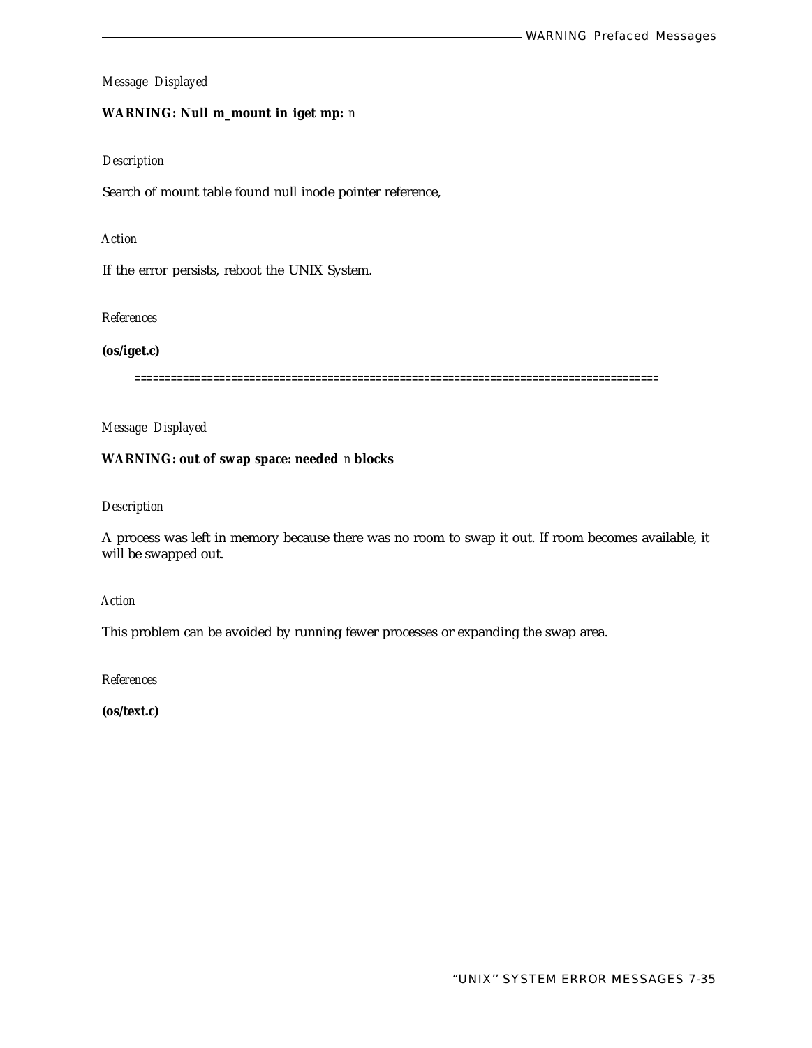*Message Displayed*

**WARNING: Null m_mount in iget mp:** *n*

*Description*

Search of mount table found null inode pointer reference,

*Action*

If the error persists, reboot the UNIX System.

*References*

**(os/iget.c)**

====================================================================================

*Message Displayed*

**WARNING: out of swap space: needed** *n* **blocks**

*Description*

A process was left in memory because there was no room to swap it out. If room becomes available, it will be swapped out.

*Action*

This problem can be avoided by running fewer processes or expanding the swap area.

*References*

**(os/text.c)**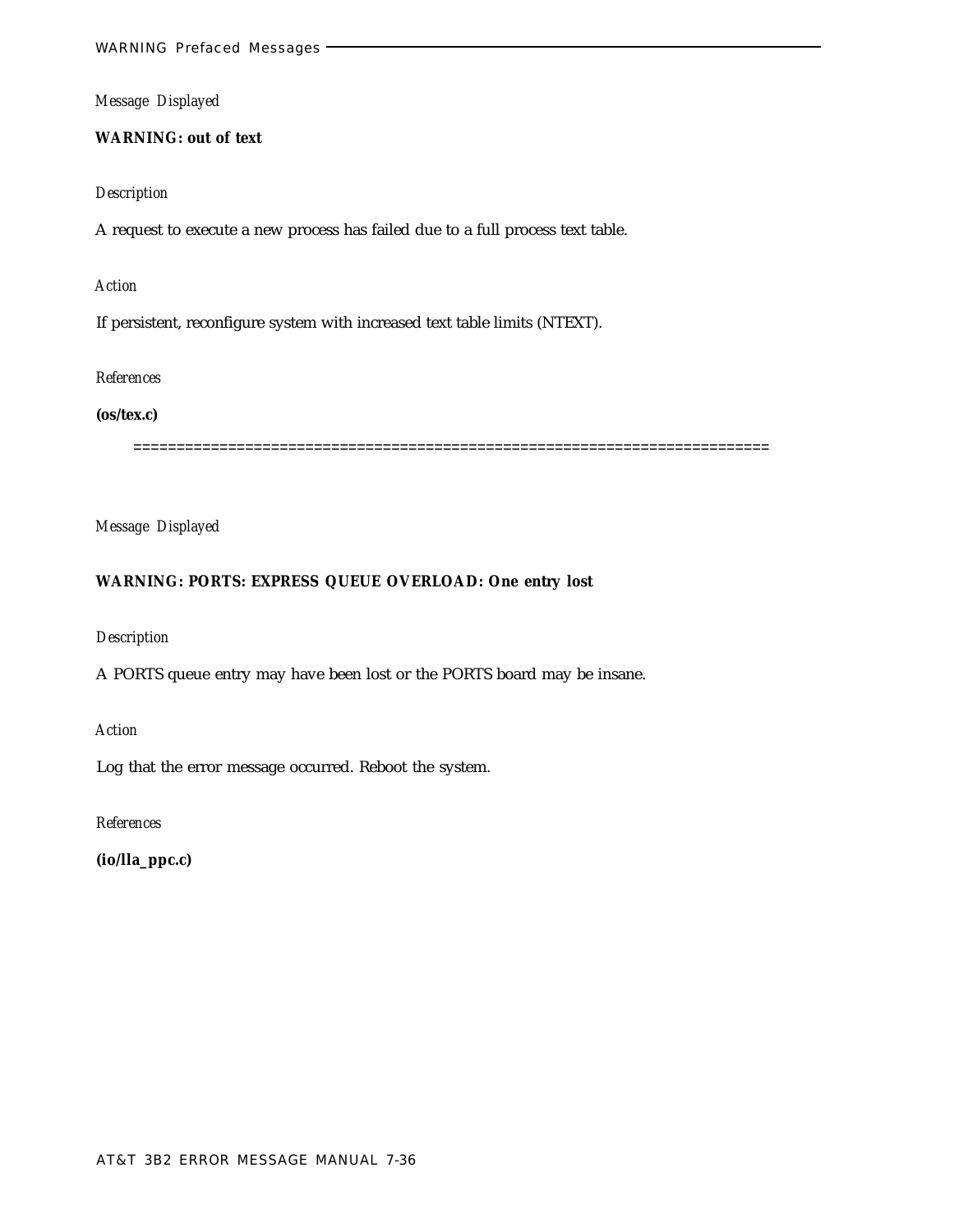*Message Displayed*

**WARNING: out of text**

*Description*

A request to execute a new process has failed due to a full process text table.

*Action*

If persistent, reconfigure system with increased text table limits (NTEXT).

*References*

**(os/tex.c)**

==========================================================================

*Message Displayed*

**WARNING: PORTS: EXPRESS QUEUE OVERLOAD: One entry lost**

*Description*

A PORTS queue entry may have been lost or the PORTS board may be insane.

*Action*

Log that the error message occurred. Reboot the system.

*References*

**(io/lla_ppc.c)**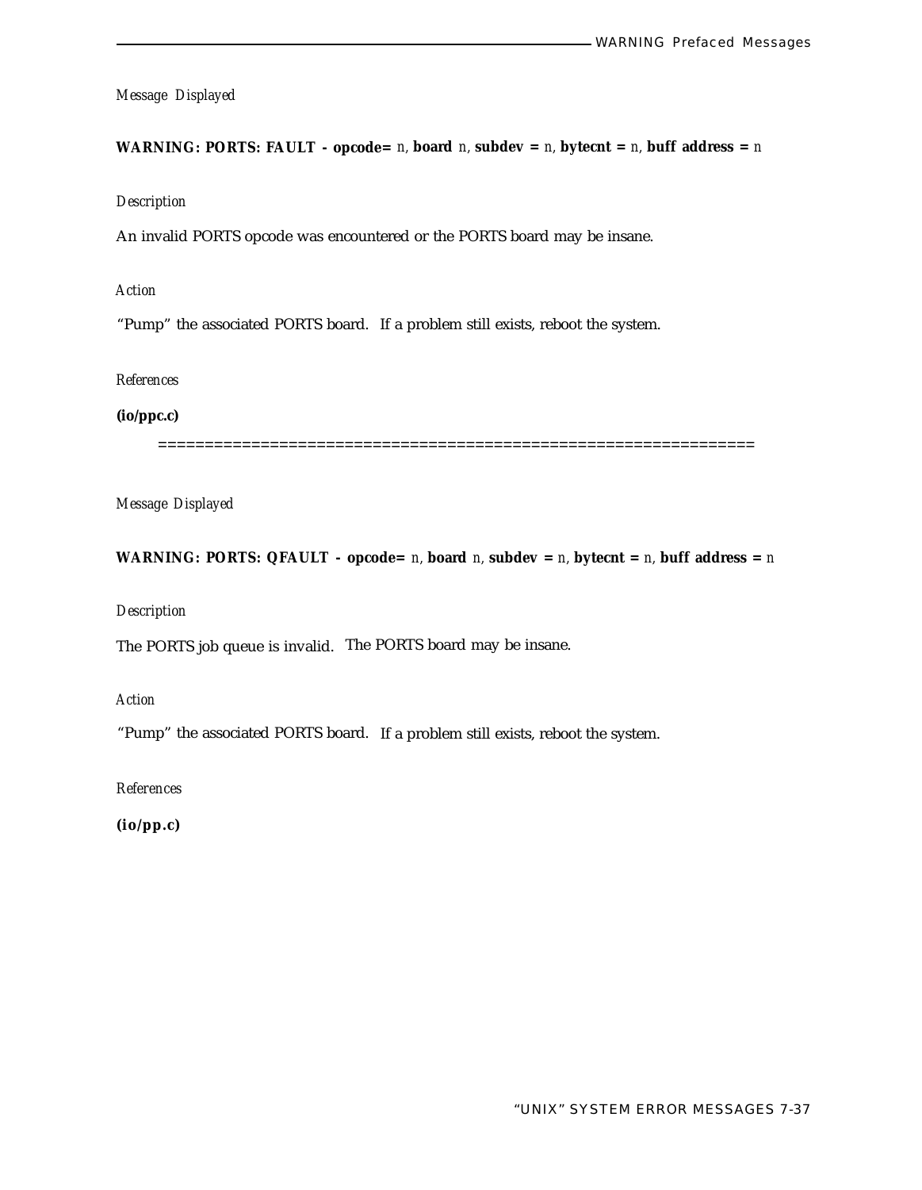*Message Displayed*

**WARNING: PORTS: FAULT - opcode=** *n*, **board** *n*, **subdev =** *n*, **bytecnt =** *n*, **buff address =** *n*

*Description*

An invalid PORTS opcode was encountered or the PORTS board may be insane.

*Action*

“Pump” the associated PORTS board. If a problem still exists, reboot the system.

*References*

**(io/ppc.c)**

==============================================================

*Message Displayed*

**WARNING: PORTS: QFAULT - opcode=** *n*, **board** *n*, **subdev =** *n*, **bytecnt =** *n*, **buff address =** *n*

*Description*

The PORTS job queue is invalid. The PORTS board may be insane.

*Action*

“Pump” the associated PORTS board. If a problem still exists, reboot the system.

*References*

**(io/pp.c)**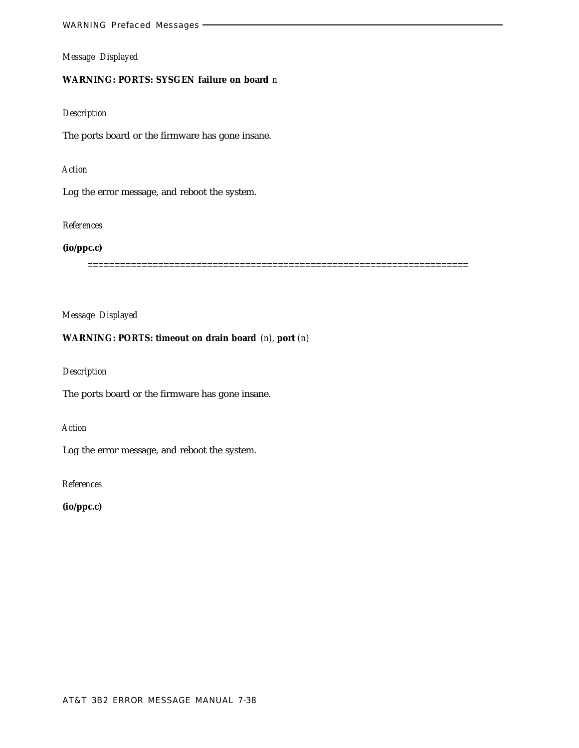*Message Displayed*

**WARNING: PORTS: SYSGEN failure on board** *n*

*Description*

The ports board or the firmware has gone insane.

*Action*

Log the error message, and reboot the system.

*References*

**(io/ppc.c)**

==================================================================

*Message Displayed*

**WARNING: PORTS: timeout on drain board** *(n)*, **port** *(n)*

*Description*

The ports board or the firmware has gone insane.

*Action*

Log the error message, and reboot the system.

*References*

**(io/ppc.c)**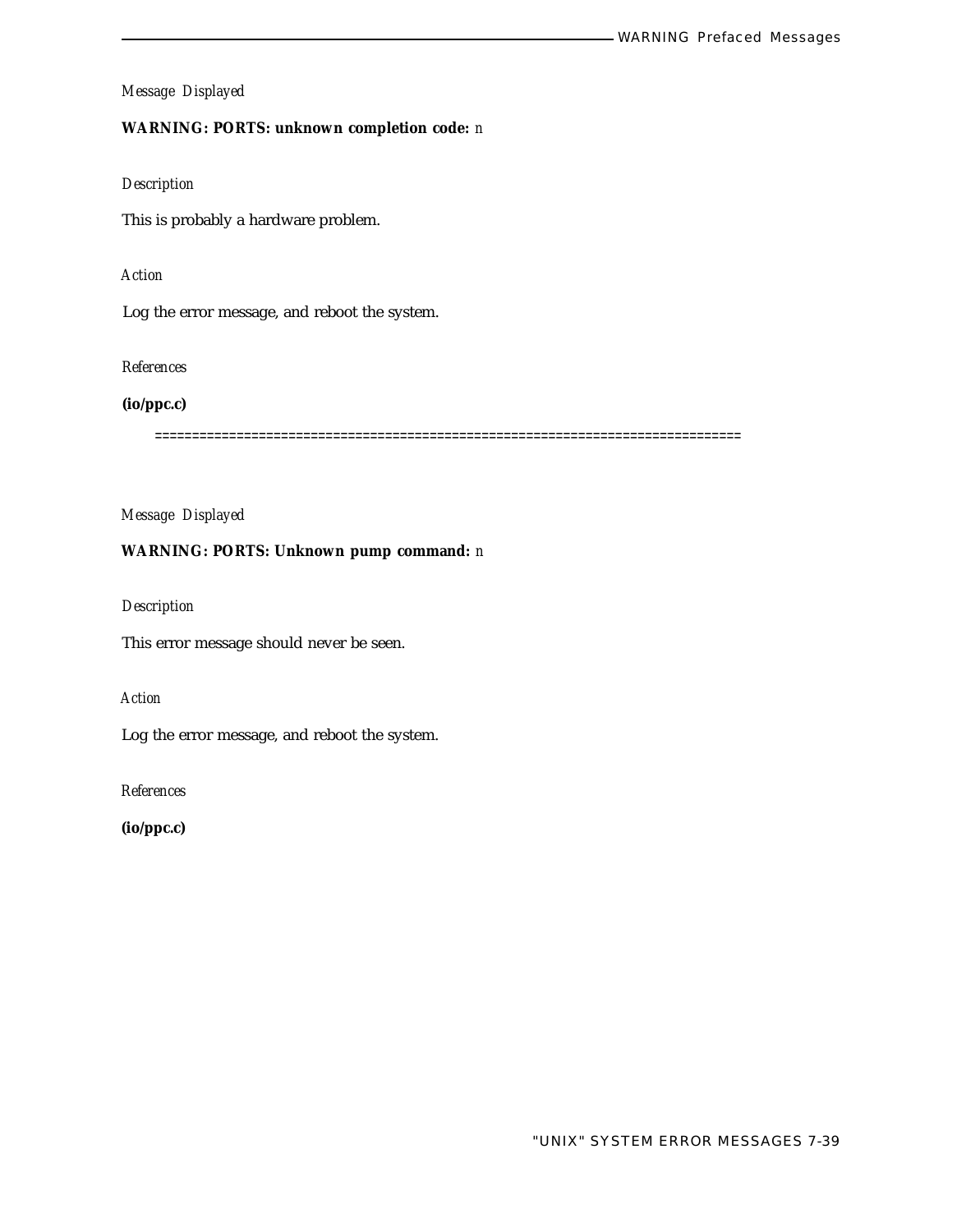*Message Displayed*

**WARNING: PORTS: unknown completion code:** *n*

*Description*

This is probably a hardware problem.

*Action*

Log the error message, and reboot the system.

*References*

**(io/ppc.c)**

================================================================================

*Message Displayed*

**WARNING: PORTS: Unknown pump command:** *n*

*Description*

This error message should never be seen.

*Action*

Log the error message, and reboot the system.

*References*

**(io/ppc.c)**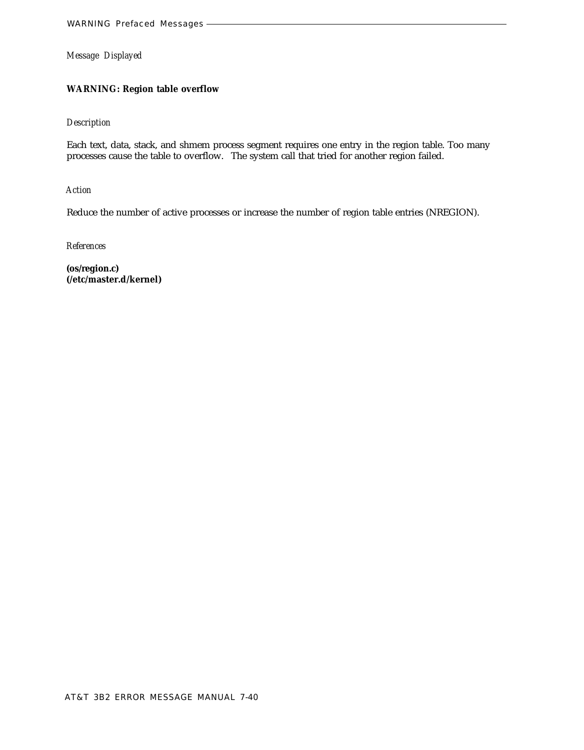*Message Displayed*

**WARNING: Region table overflow**

*Description*

Each text, data, stack, and shmem process segment requires one entry in the region table. Too many processes cause the table to overflow. The system call that tried for another region failed.

*Action*

Reduce the number of active processes or increase the number of region table entries (NREGION).

*References*

**(os/region.c)**
**(/etc/master.d/kernel)**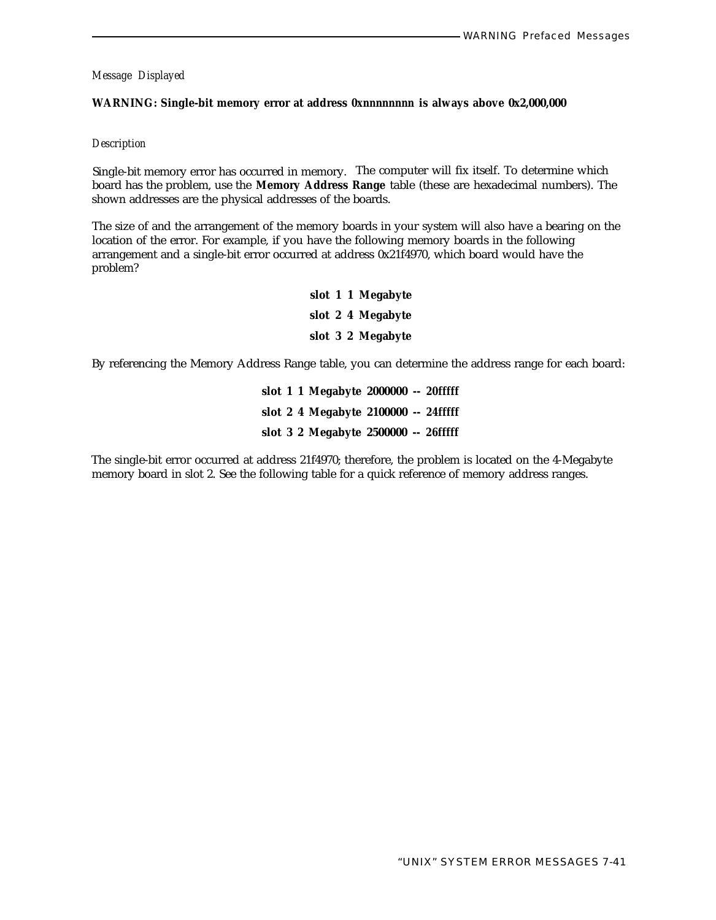*Message Displayed*

**WARNING: Single-bit memory error at address 0xnnnnnnnn is always above 0x2,000,000**

*Description*

Single-bit memory error has occurred in memory. The computer will fix itself. To determine which board has the problem, use the **Memory Address Range** table (these are hexadecimal numbers). The shown addresses are the physical addresses of the boards.

The size of and the arrangement of the memory boards in your system will also have a bearing on the location of the error. For example, if you have the following memory boards in the following arrangement and a single-bit error occurred at address 0x21f4970, which board would have the problem?

**slot 1 1 Megabyte**

**slot 2 4 Megabyte**

**slot 3 2 Megabyte**

By referencing the Memory Address Range table, you can determine the address range for each board:

**slot 1 1 Megabyte 2000000 -- 20fffff**

**slot 2 4 Megabyte 2100000 -- 24fffff**

**slot 3 2 Megabyte 2500000 -- 26fffff**

The single-bit error occurred at address 21f4970; therefore, the problem is located on the 4-Megabyte memory board in slot 2. See the following table for a quick reference of memory address ranges.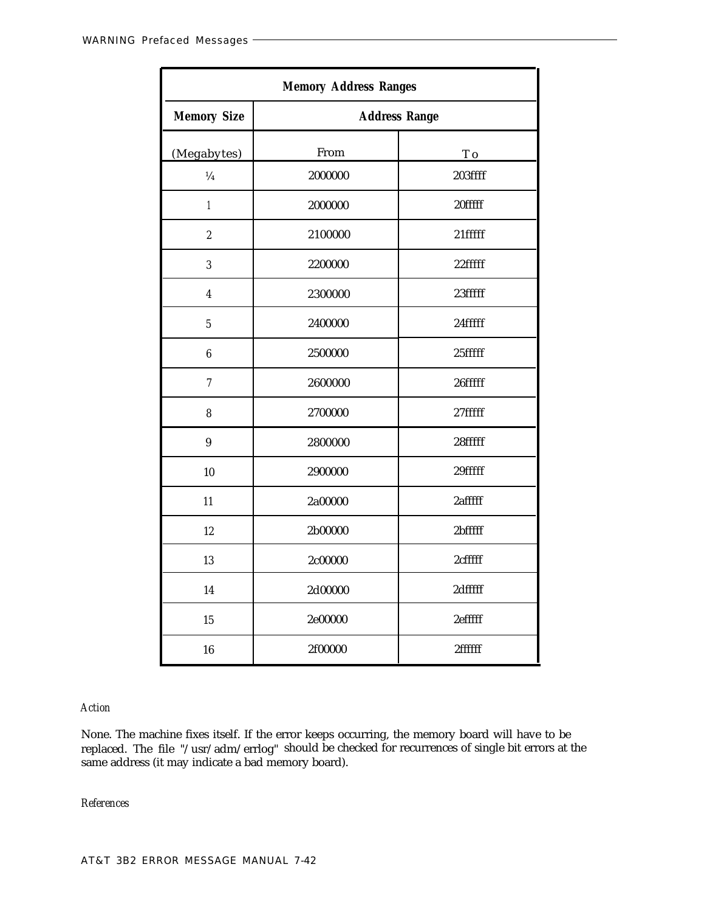| Memory Address Ranges | | |
|---|---|---|
| **Memory Size** | **Address Range** | |
| (Megabytes) | From | To |
| ¼ | 2000000 | 203ffff |
| 1 | 2000000 | 20fffff |
| 2 | 2100000 | 21fffff |
| 3 | 2200000 | 22fffff |
| 4 | 2300000 | 23fffff |
| 5 | 2400000 | 24fffff |
| 6 | 2500000 | 25fffff |
| 7 | 2600000 | 26fffff |
| 8 | 2700000 | 27fffff |
| 9 | 2800000 | 28fffff |
| 10 | 2900000 | 29fffff |
| 11 | 2a00000 | 2afffff |
| 12 | 2b00000 | 2bfffff |
| 13 | 2c00000 | 2cfffff |
| 14 | 2d00000 | 2dfffff |
| 15 | 2e00000 | 2efffff |
| 16 | 2f00000 | 2ffffff |

*Action*

None. The machine fixes itself. If the error keeps occurring, the memory board will have to be replaced. The file "/usr/adm/errlog" should be checked for recurrences of single bit errors at the same address (it may indicate a bad memory board).

*References*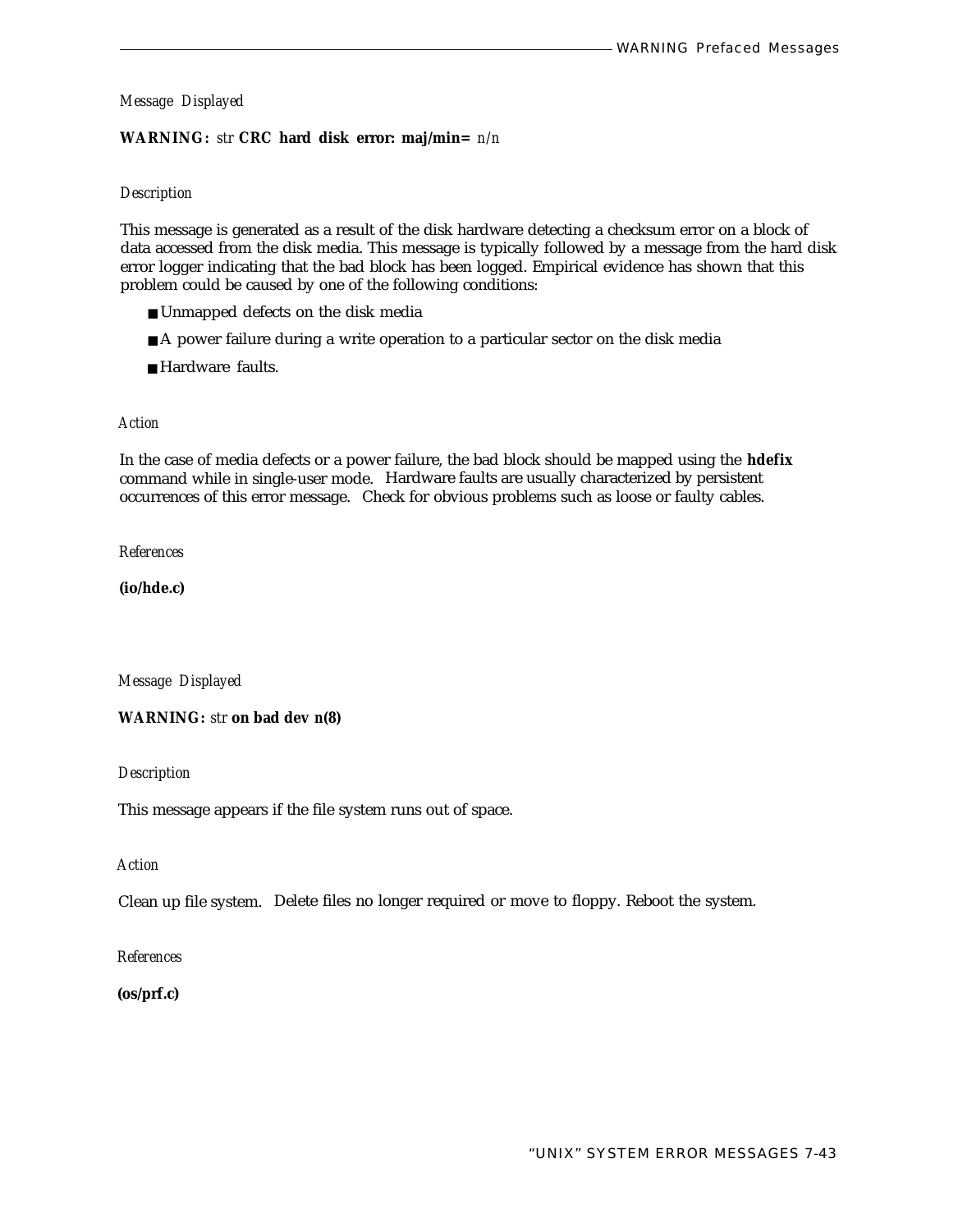*Message Displayed*

**WARNING:** *str* **CRC hard disk error: maj/min=** *n/n*

*Description*

This message is generated as a result of the disk hardware detecting a checksum error on a block of data accessed from the disk media. This message is typically followed by a message from the hard disk error logger indicating that the bad block has been logged. Empirical evidence has shown that this problem could be caused by one of the following conditions:

- Unmapped defects on the disk media
- A power failure during a write operation to a particular sector on the disk media
- Hardware faults.

*Action*

In the case of media defects or a power failure, the bad block should be mapped using the **hdefix** command while in single-user mode. Hardware faults are usually characterized by persistent occurrences of this error message. Check for obvious problems such as loose or faulty cables.

*References*

**(io/hde.c)**

*Message Displayed*

**WARNING:** *str* **on bad dev n(8)**

*Description*

This message appears if the file system runs out of space.

*Action*

Clean up file system. Delete files no longer required or move to floppy. Reboot the system.

*References*

**(os/prf.c)**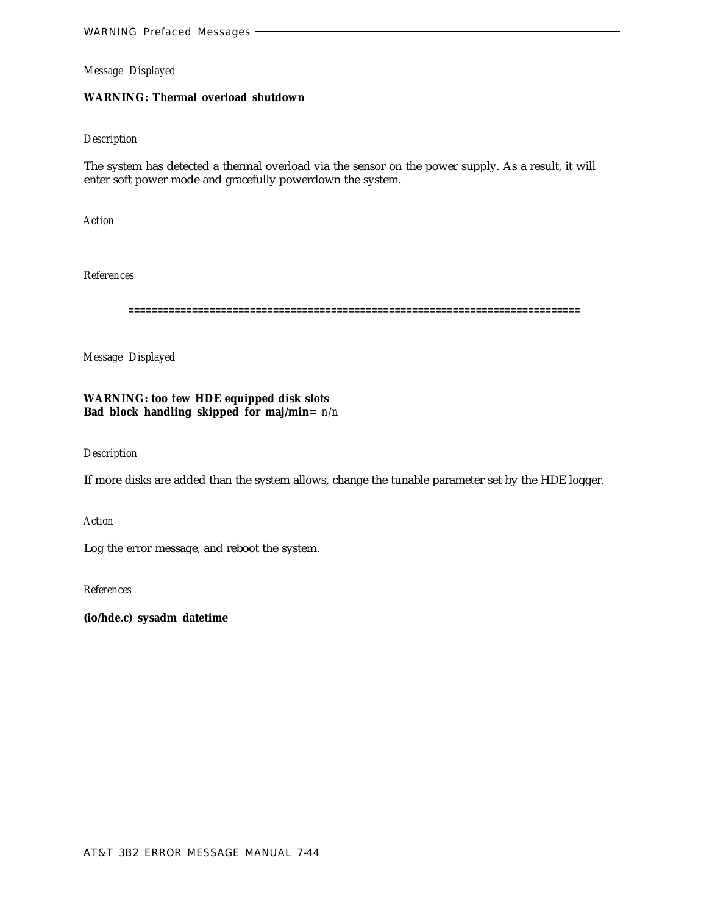*Message Displayed*

**WARNING: Thermal overload shutdown**

*Description*

The system has detected a thermal overload via the sensor on the power supply. As a result, it will enter soft power mode and gracefully powerdown the system.

*Action*

*References*

==============================================================================

*Message Displayed*

**WARNING: too few HDE equipped disk slots**
**Bad block handling skipped for maj/min=** *n/n*

*Description*

If more disks are added than the system allows, change the tunable parameter set by the HDE logger.

*Action*

Log the error message, and reboot the system.

*References*

**(io/hde.c) sysadm datetime**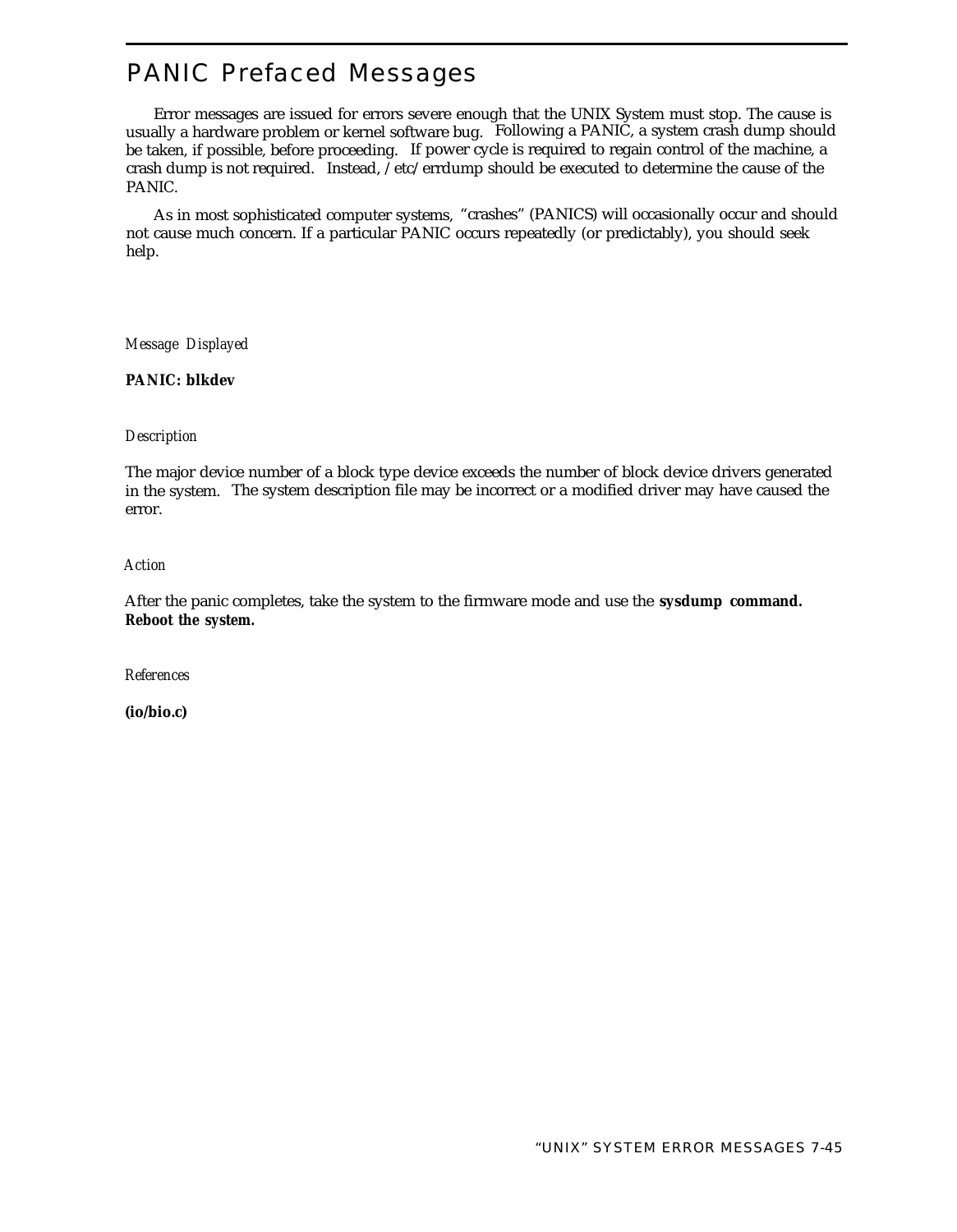# PANIC Prefaced Messages

Error messages are issued for errors severe enough that the UNIX System must stop. The cause is usually a hardware problem or kernel software bug. Following a PANIC, a system crash dump should be taken, if possible, before proceeding. If power cycle is required to regain control of the machine, a crash dump is not required. Instead, /etc/errdump should be executed to determine the cause of the PANIC.

As in most sophisticated computer systems, "crashes" (PANICS) will occasionally occur and should not cause much concern. If a particular PANIC occurs repeatedly (or predictably), you should seek help.

*Message Displayed*

**PANIC: blkdev**

*Description*

The major device number of a block type device exceeds the number of block device drivers generated in the system. The system description file may be incorrect or a modified driver may have caused the error.

*Action*

After the panic completes, take the system to the firmware mode and use the **sysdump command. Reboot the system.**

*References*

**(io/bio.c)**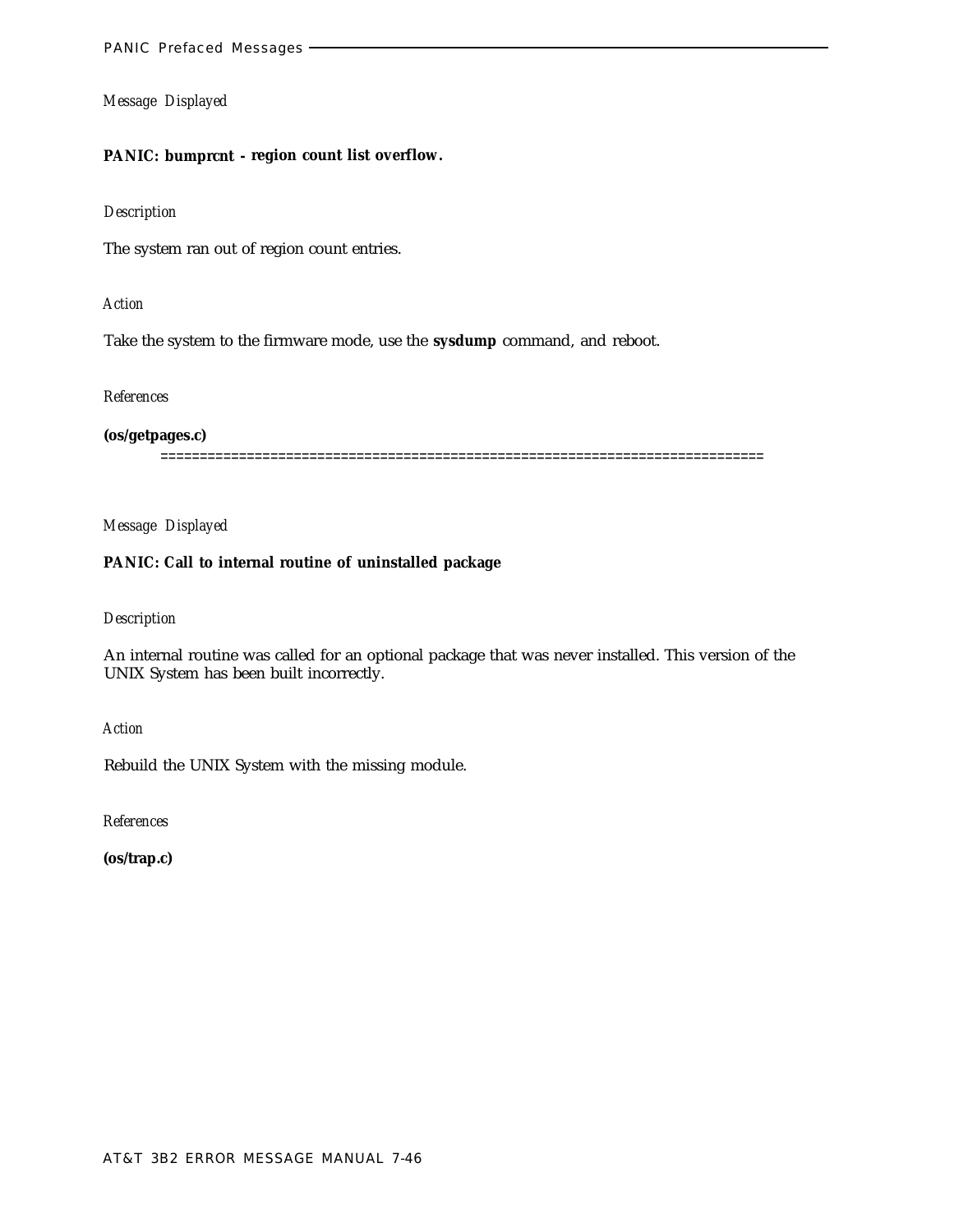*Message Displayed*

**PANIC: bumprcnt - region count list overflow.**

*Description*

The system ran out of region count entries.

*Action*

Take the system to the firmware mode, use the **sysdump** command, and reboot.

*References*

**(os/getpages.c)**

===========================================================================

*Message Displayed*

**PANIC: Call to internal routine of uninstalled package**

*Description*

An internal routine was called for an optional package that was never installed. This version of the UNIX System has been built incorrectly.

*Action*

Rebuild the UNIX System with the missing module.

*References*

**(os/trap.c)**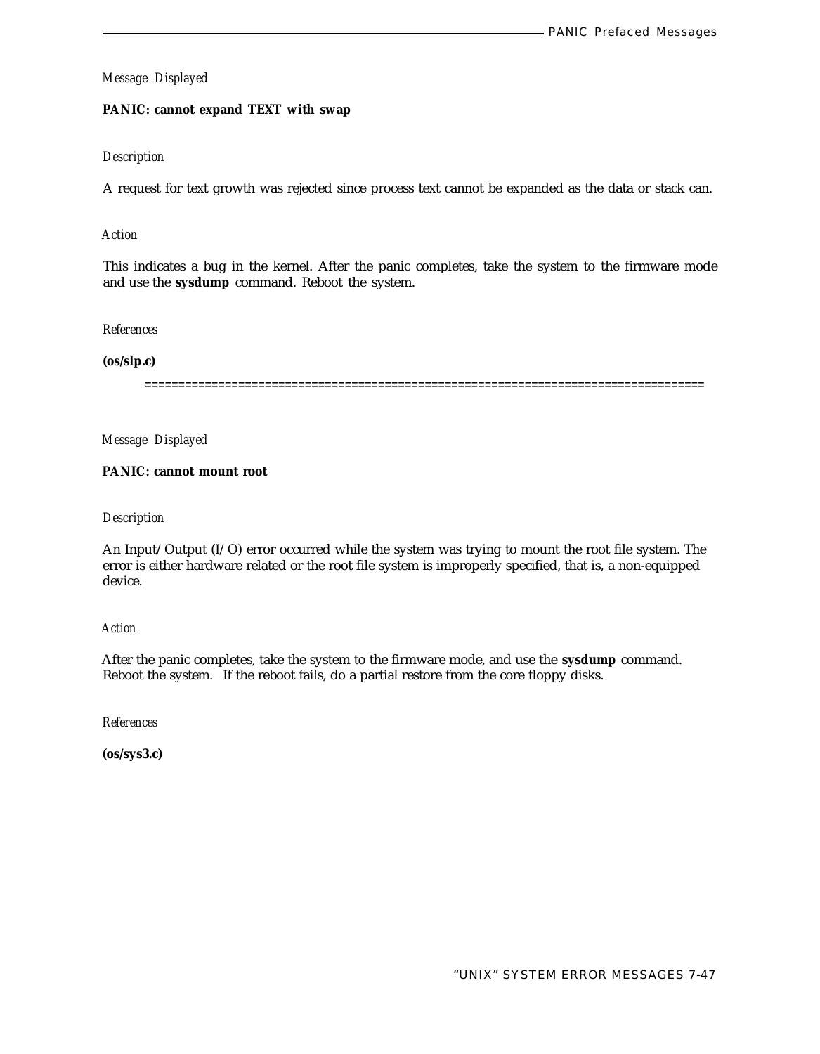*Message Displayed*

**PANIC: cannot expand TEXT with swap**

*Description*

A request for text growth was rejected since process text cannot be expanded as the data or stack can.

*Action*

This indicates a bug in the kernel. After the panic completes, take the system to the firmware mode and use the **sysdump** command. Reboot the system.

*References*

**(os/slp.c)**

================================================================================

*Message Displayed*

**PANIC: cannot mount root**

*Description*

An Input/Output (I/O) error occurred while the system was trying to mount the root file system. The error is either hardware related or the root file system is improperly specified, that is, a non-equipped device.

*Action*

After the panic completes, take the system to the firmware mode, and use the **sysdump** command. Reboot the system. If the reboot fails, do a partial restore from the core floppy disks.

*References*

**(os/sys3.c)**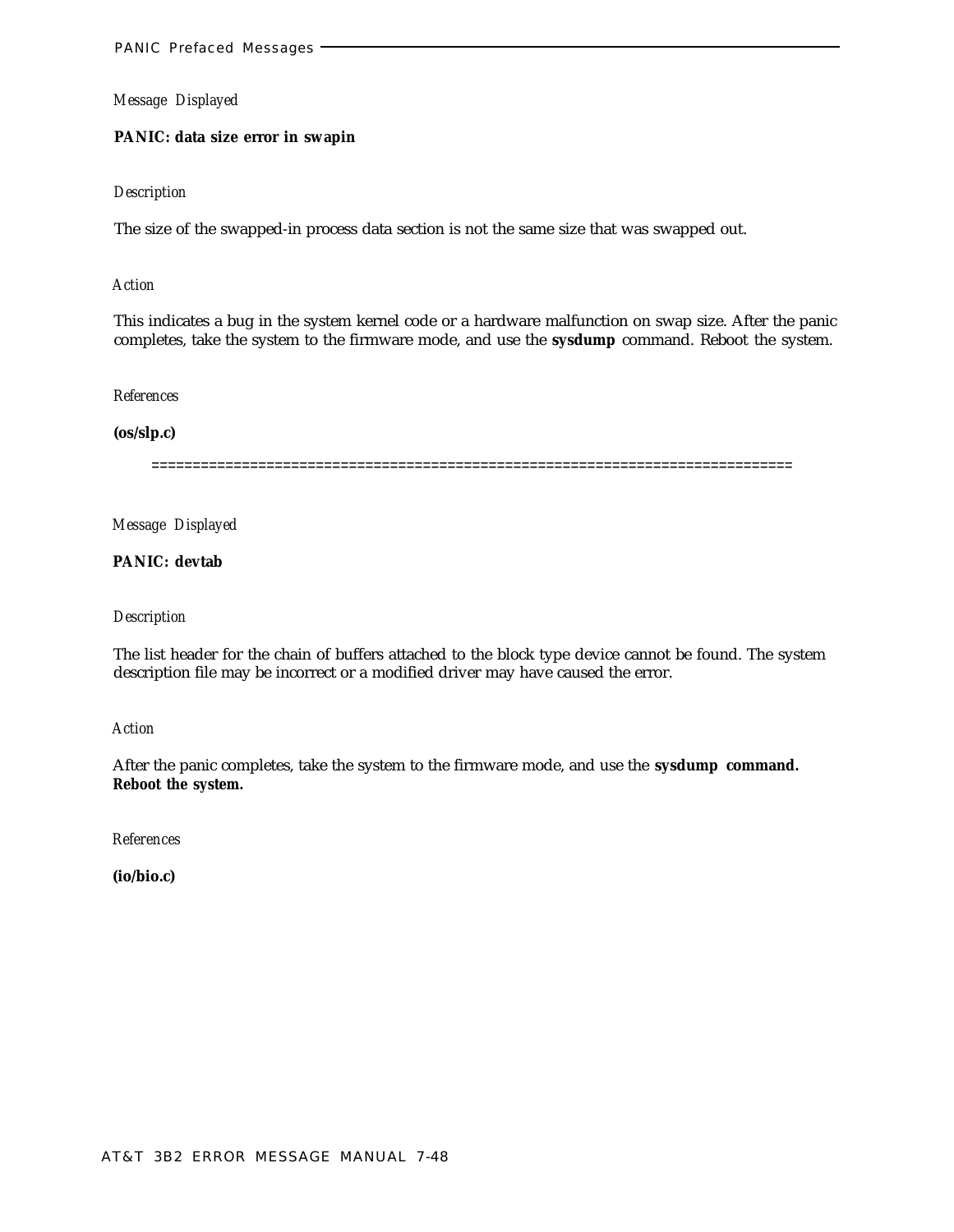*Message Displayed*

**PANIC: data size error in swapin**

*Description*

The size of the swapped-in process data section is not the same size that was swapped out.

*Action*

This indicates a bug in the system kernel code or a hardware malfunction on swap size. After the panic completes, take the system to the firmware mode, and use the **sysdump** command. Reboot the system.

*References*

**(os/slp.c)**

==============================================================================

*Message Displayed*

**PANIC: devtab**

*Description*

The list header for the chain of buffers attached to the block type device cannot be found. The system description file may be incorrect or a modified driver may have caused the error.

*Action*

After the panic completes, take the system to the firmware mode, and use the **sysdump command. Reboot the system.**

*References*

**(io/bio.c)**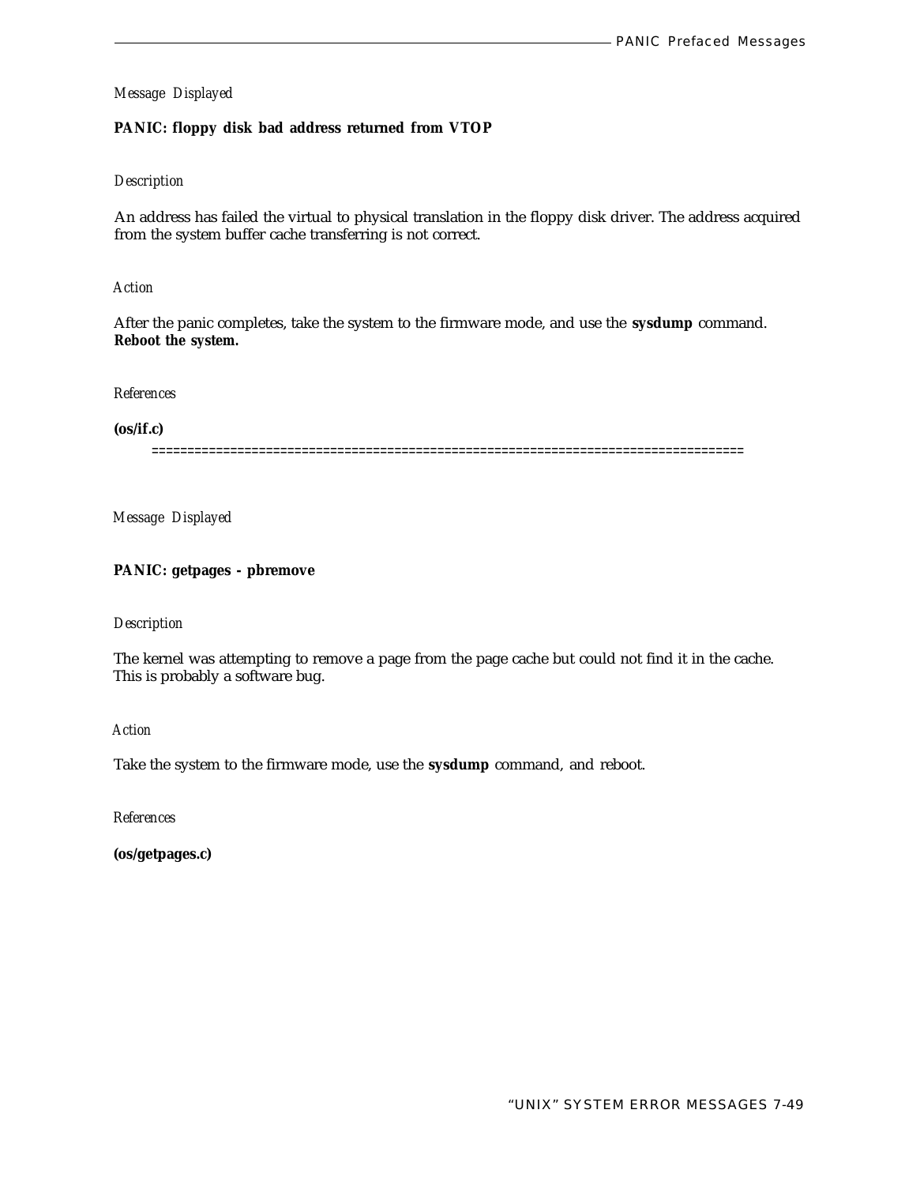*Message Displayed*

**PANIC: floppy disk bad address returned from VTOP**

*Description*

An address has failed the virtual to physical translation in the floppy disk driver. The address acquired from the system buffer cache transferring is not correct.

*Action*

After the panic completes, take the system to the firmware mode, and use the **sysdump** command. **Reboot the system.**

*References*

**(os/if.c)**

================================================================================

*Message Displayed*

**PANIC: getpages - pbremove**

*Description*

The kernel was attempting to remove a page from the page cache but could not find it in the cache. This is probably a software bug.

*Action*

Take the system to the firmware mode, use the **sysdump** command, and reboot.

*References*

**(os/getpages.c)**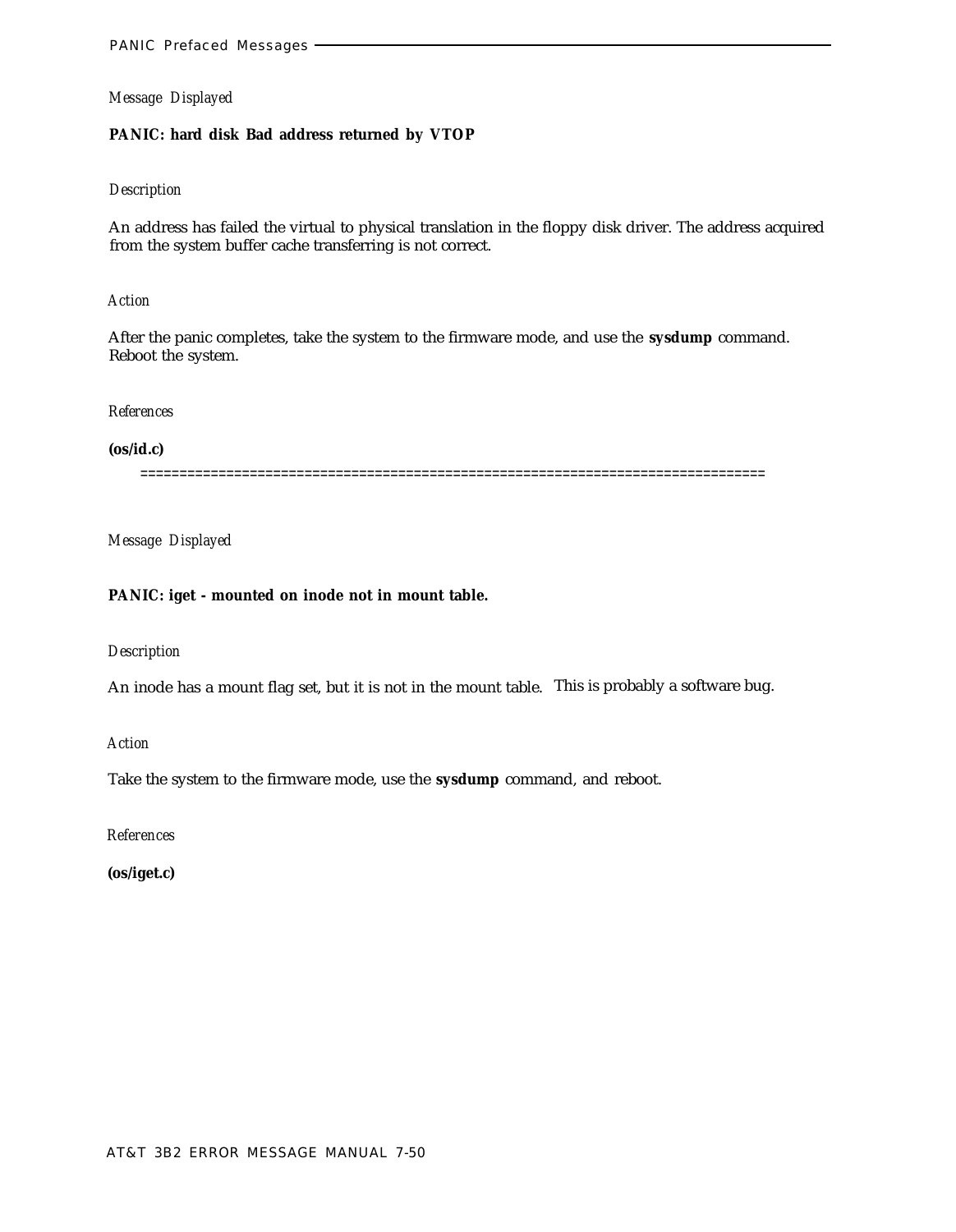*Message Displayed*

**PANIC: hard disk Bad address returned by VTOP**

*Description*

An address has failed the virtual to physical translation in the floppy disk driver. The address acquired from the system buffer cache transferring is not correct.

*Action*

After the panic completes, take the system to the firmware mode, and use the **sysdump** command. Reboot the system.

*References*

**(os/id.c)**

==============================================================================

*Message Displayed*

**PANIC: iget - mounted on inode not in mount table.**

*Description*

An inode has a mount flag set, but it is not in the mount table. This is probably a software bug.

*Action*

Take the system to the firmware mode, use the **sysdump** command, and reboot.

*References*

**(os/iget.c)**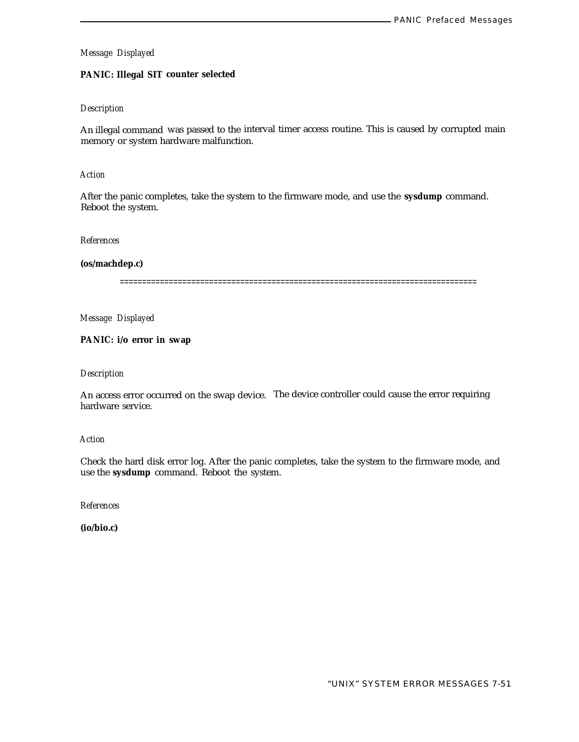*Message Displayed*

**PANIC: Illegal SIT counter selected**

*Description*

An illegal command was passed to the interval timer access routine. This is caused by corrupted main memory or system hardware malfunction.

*Action*

After the panic completes, take the system to the firmware mode, and use the **sysdump** command. Reboot the system.

*References*

**(os/machdep.c)**

==============================================================================

*Message Displayed*

**PANIC: i/o error in swap**

*Description*

An access error occurred on the swap device. The device controller could cause the error requiring hardware service.

*Action*

Check the hard disk error log. After the panic completes, take the system to the firmware mode, and use the **sysdump** command. Reboot the system.

*References*

**(io/bio.c)**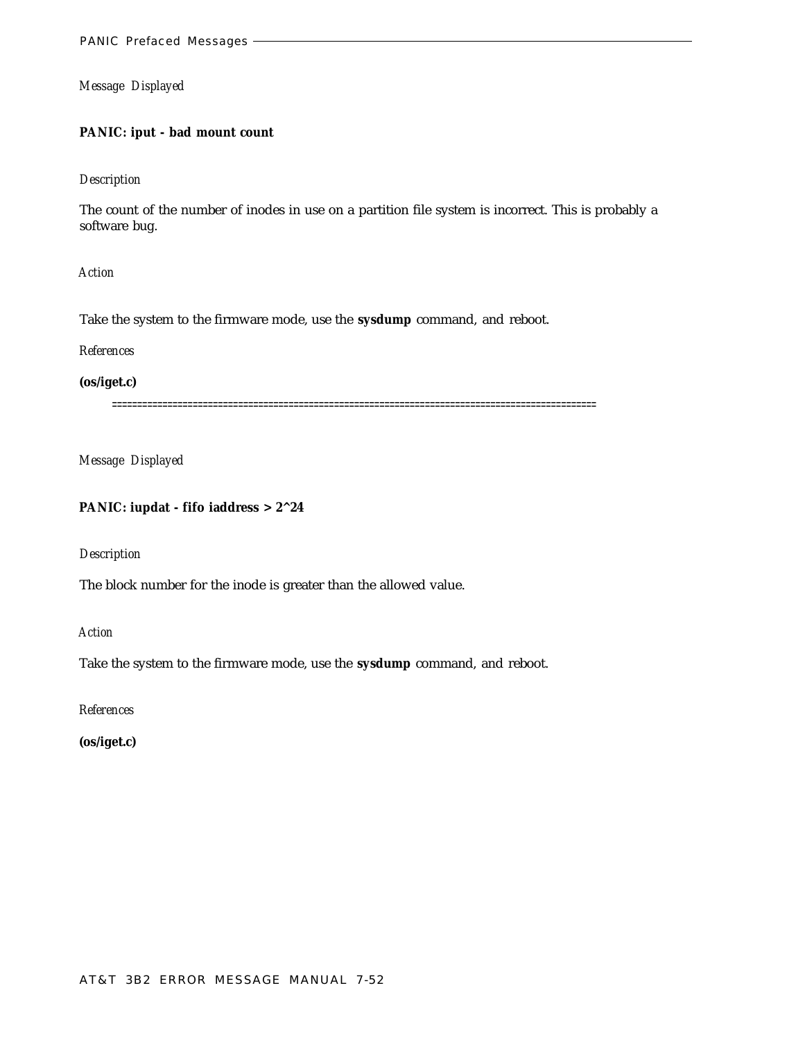*Message Displayed*

**PANIC: iput - bad mount count**

*Description*

The count of the number of inodes in use on a partition file system is incorrect. This is probably a software bug.

*Action*

Take the system to the firmware mode, use the **sysdump** command, and reboot.

*References*

**(os/iget.c)**

==========================================================================================

*Message Displayed*

**PANIC: iupdat - fifo iaddress > 2^24**

*Description*

The block number for the inode is greater than the allowed value.

*Action*

Take the system to the firmware mode, use the **sysdump** command, and reboot.

*References*

**(os/iget.c)**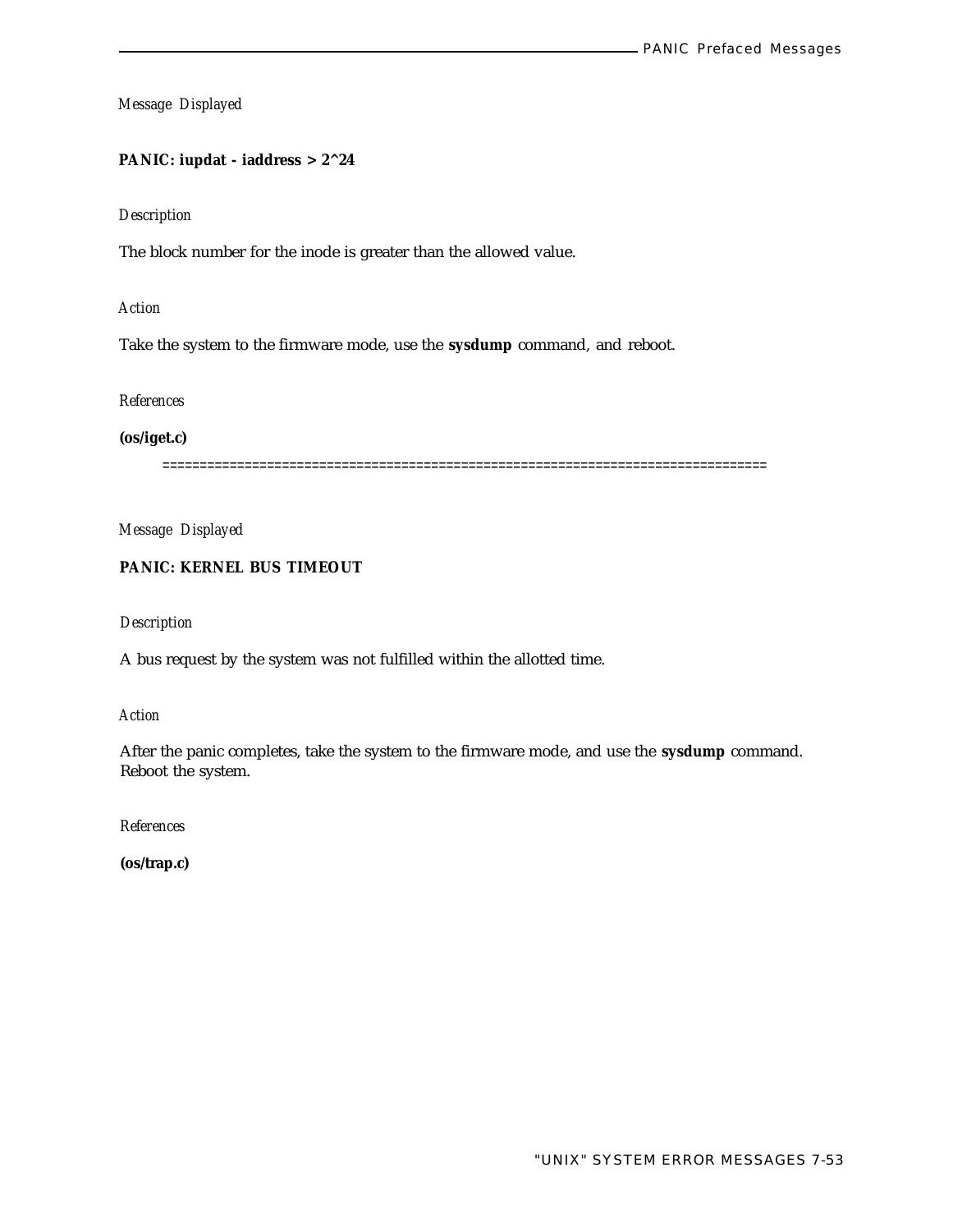*Message Displayed*

**PANIC: iupdat - iaddress > 2^24**

*Description*

The block number for the inode is greater than the allowed value.

*Action*

Take the system to the firmware mode, use the **sysdump** command, and reboot.

*References*

**(os/iget.c)**

==============================================================================

*Message Displayed*

**PANIC: KERNEL BUS TIMEOUT**

*Description*

A bus request by the system was not fulfilled within the allotted time.

*Action*

After the panic completes, take the system to the firmware mode, and use the **sysdump** command. Reboot the system.

*References*

**(os/trap.c)**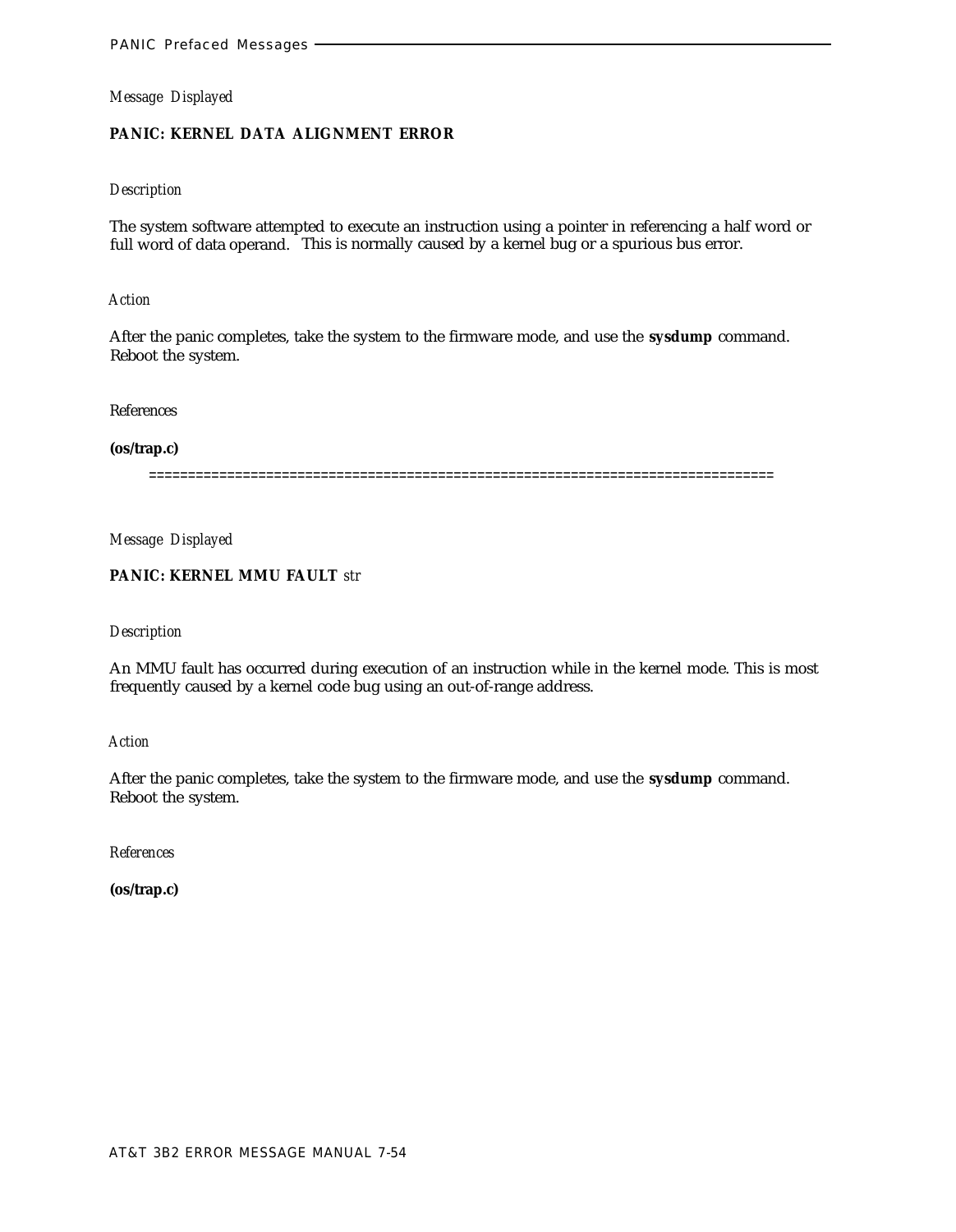*Message Displayed*

**PANIC: KERNEL DATA ALIGNMENT ERROR**

*Description*

The system software attempted to execute an instruction using a pointer in referencing a half word or full word of data operand. This is normally caused by a kernel bug or a spurious bus error.

*Action*

After the panic completes, take the system to the firmware mode, and use the **sysdump** command. Reboot the system.

References

**(os/trap.c)**

==============================================================================

*Message Displayed*

**PANIC: KERNEL MMU FAULT** *str*

*Description*

An MMU fault has occurred during execution of an instruction while in the kernel mode. This is most frequently caused by a kernel code bug using an out-of-range address.

*Action*

After the panic completes, take the system to the firmware mode, and use the **sysdump** command. Reboot the system.

*References*

**(os/trap.c)**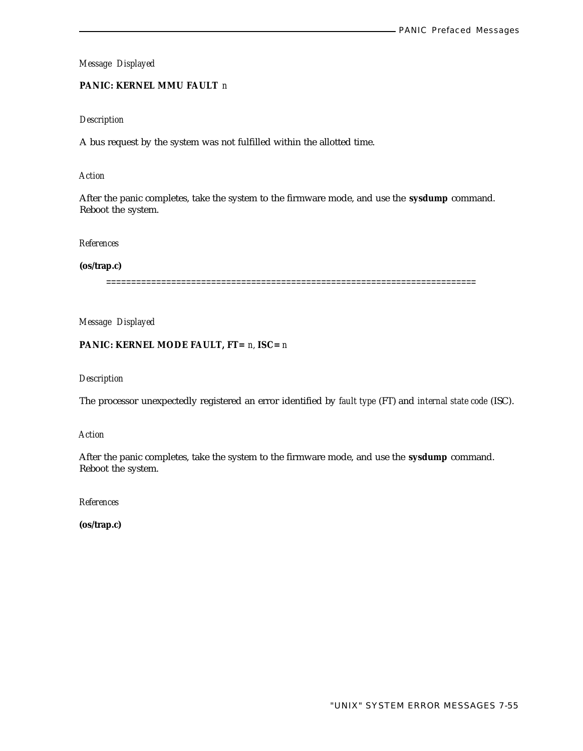*Message Displayed*

**PANIC: KERNEL MMU FAULT** *n*

*Description*

A bus request by the system was not fulfilled within the allotted time.

*Action*

After the panic completes, take the system to the firmware mode, and use the **sysdump** command. Reboot the system.

*References*

**(os/trap.c)**

==========================================================================

*Message Displayed*

**PANIC: KERNEL MODE FAULT, FT=** *n*, **ISC=** *n*

*Description*

The processor unexpectedly registered an error identified by *fault type* (FT) and *internal state code* (ISC).

*Action*

After the panic completes, take the system to the firmware mode, and use the **sysdump** command. Reboot the system.

*References*

**(os/trap.c)**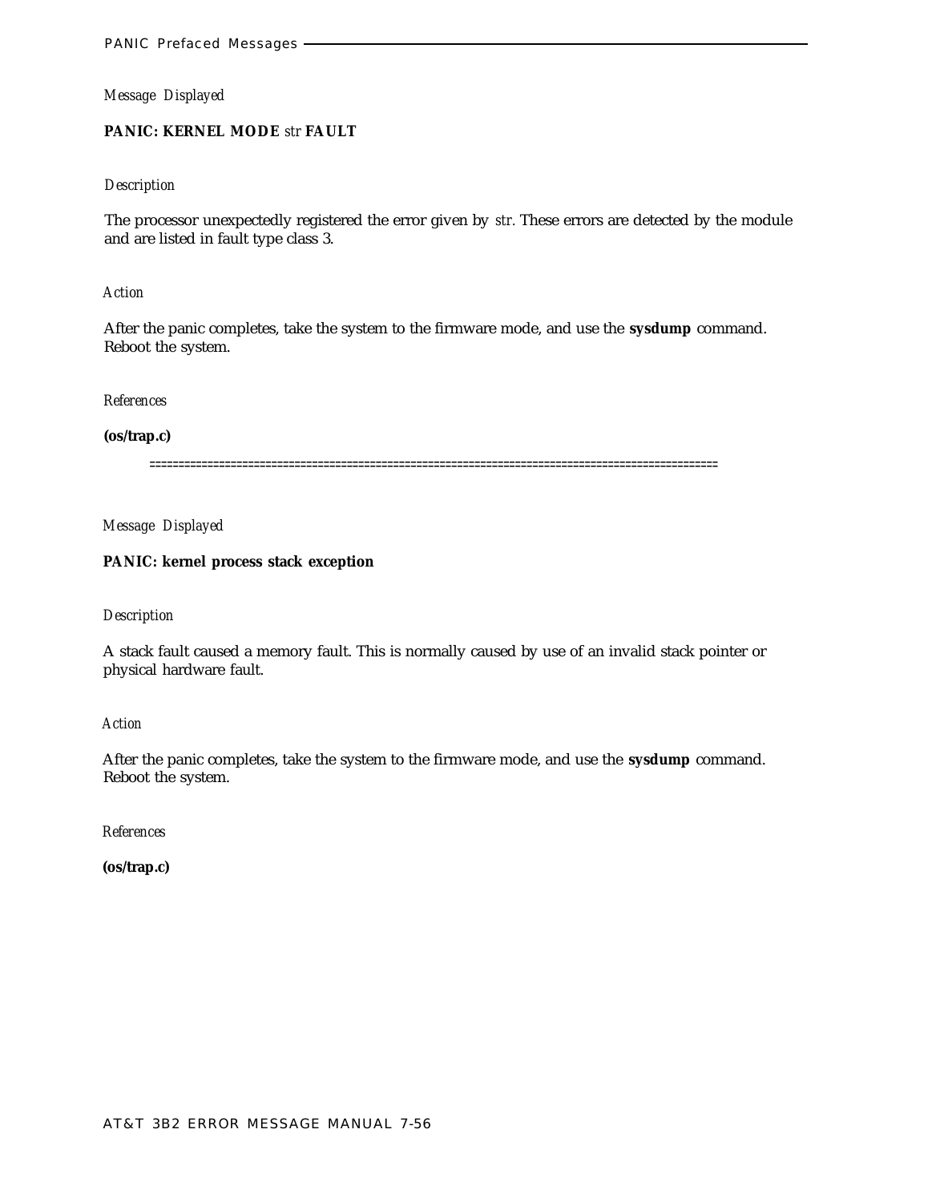*Message Displayed*

**PANIC: KERNEL MODE** *str* **FAULT**

*Description*

The processor unexpectedly registered the error given by *str*. These errors are detected by the module and are listed in fault type class 3.

*Action*

After the panic completes, take the system to the firmware mode, and use the **sysdump** command. Reboot the system.

*References*

**(os/trap.c)**

================================================================================================

*Message Displayed*

**PANIC: kernel process stack exception**

*Description*

A stack fault caused a memory fault. This is normally caused by use of an invalid stack pointer or physical hardware fault.

*Action*

After the panic completes, take the system to the firmware mode, and use the **sysdump** command. Reboot the system.

*References*

**(os/trap.c)**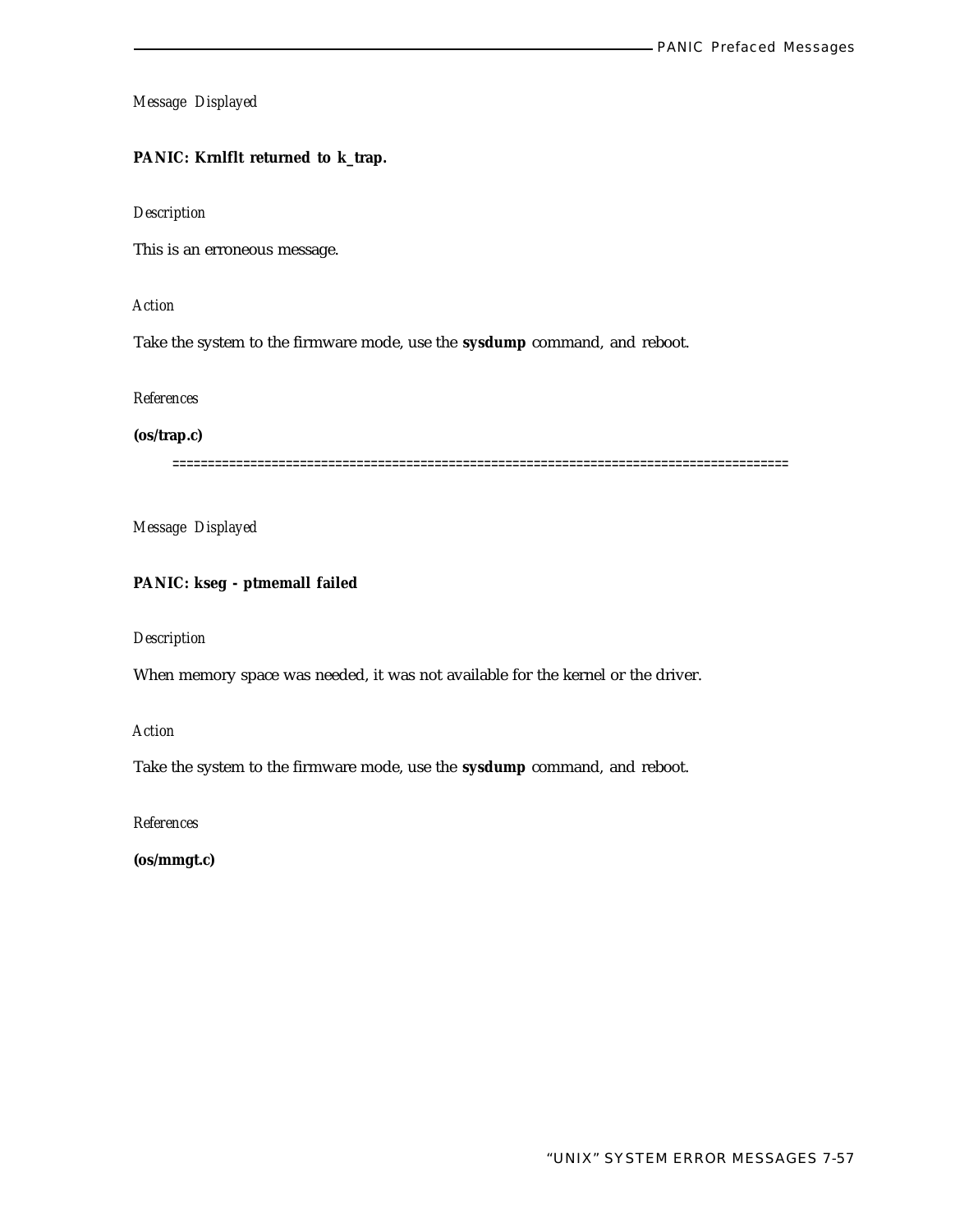*Message Displayed*

**PANIC: Krnlflt returned to k_trap.**

*Description*

This is an erroneous message.

*Action*

Take the system to the firmware mode, use the **sysdump** command, and reboot.

*References*

**(os/trap.c)**

=====================================================================================

*Message Displayed*

**PANIC: kseg - ptmemall failed**

*Description*

When memory space was needed, it was not available for the kernel or the driver.

*Action*

Take the system to the firmware mode, use the **sysdump** command, and reboot.

*References*

**(os/mmgt.c)**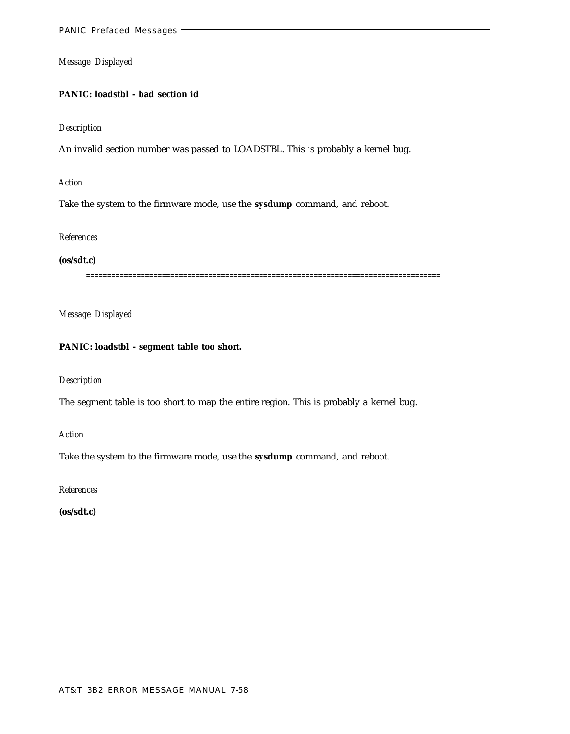*Message Displayed*

**PANIC: loadstbl - bad section id**

*Description*

An invalid section number was passed to LOADSTBL. This is probably a kernel bug.

*Action*

Take the system to the firmware mode, use the **sysdump** command, and reboot.

*References*

**(os/sdt.c)**

================================================================================

*Message Displayed*

**PANIC: loadstbl - segment table too short.**

*Description*

The segment table is too short to map the entire region. This is probably a kernel bug.

*Action*

Take the system to the firmware mode, use the **sysdump** command, and reboot.

*References*

**(os/sdt.c)**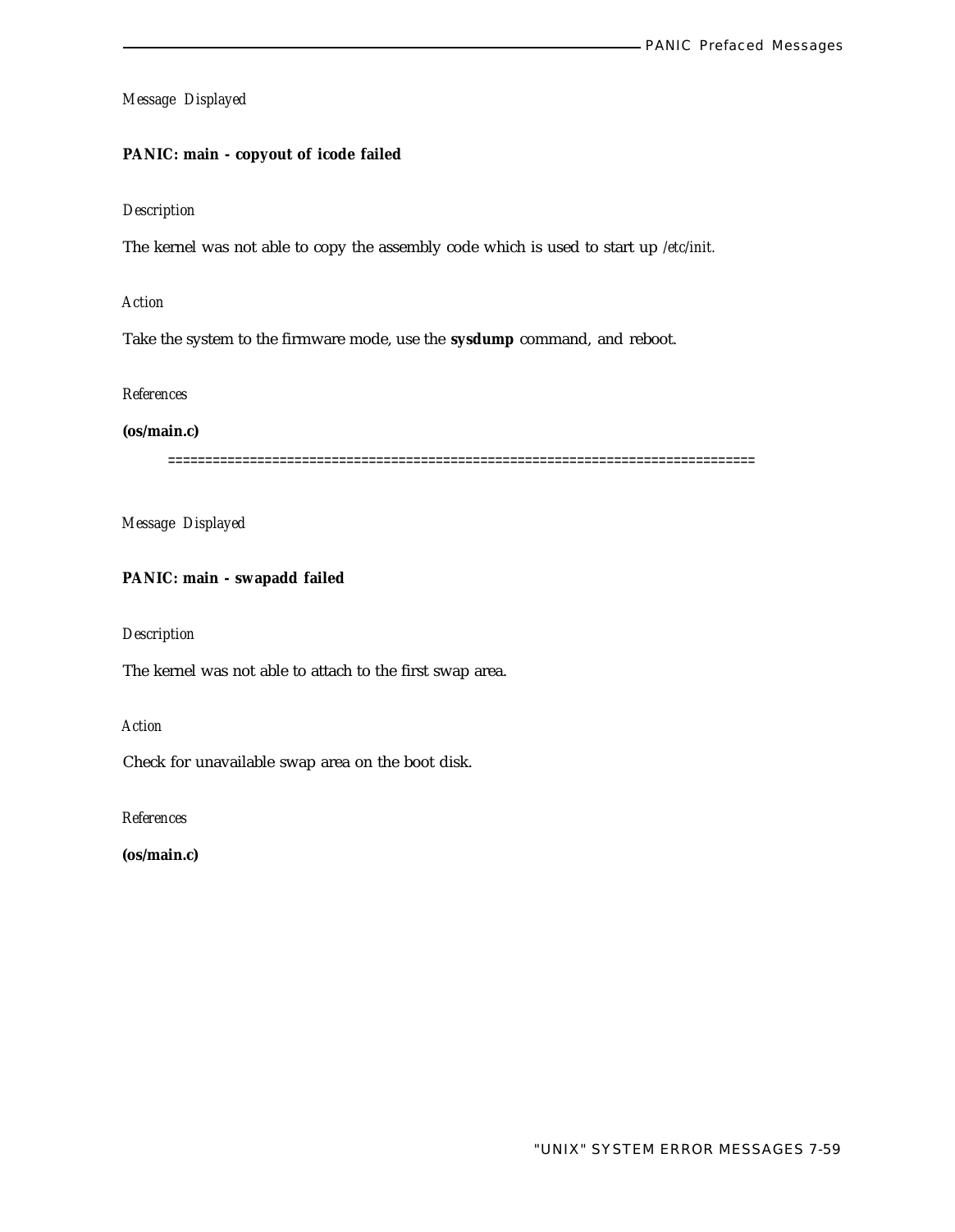*Message Displayed*

**PANIC: main - copyout of icode failed**

*Description*

The kernel was not able to copy the assembly code which is used to start up */etc/init*.

*Action*

Take the system to the firmware mode, use the **sysdump** command, and reboot.

*References*

**(os/main.c)**

==========================================================================

*Message Displayed*

**PANIC: main - swapadd failed**

*Description*

The kernel was not able to attach to the first swap area.

*Action*

Check for unavailable swap area on the boot disk.

*References*

**(os/main.c)**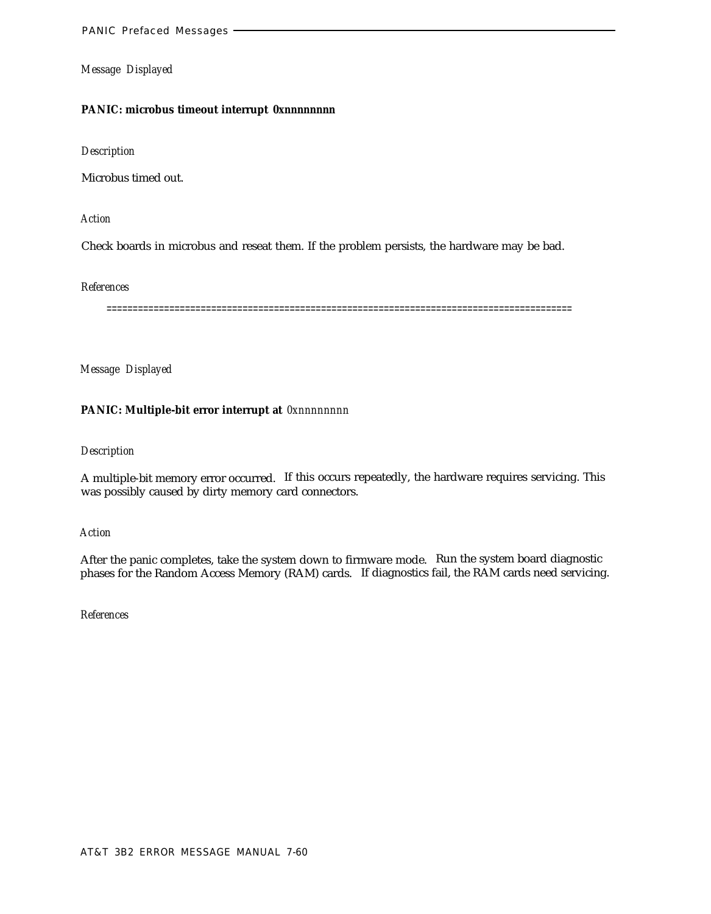*Message Displayed*

**PANIC: microbus timeout interrupt 0xnnnnnnnn**

*Description*

Microbus timed out.

*Action*

Check boards in microbus and reseat them. If the problem persists, the hardware may be bad.

*References*

=========================================================================================

*Message Displayed*

**PANIC: Multiple-bit error interrupt at** *0xnnnnnnnn*

*Description*

A multiple-bit memory error occurred. If this occurs repeatedly, the hardware requires servicing. This was possibly caused by dirty memory card connectors.

*Action*

After the panic completes, take the system down to firmware mode. Run the system board diagnostic phases for the Random Access Memory (RAM) cards. If diagnostics fail, the RAM cards need servicing.

*References*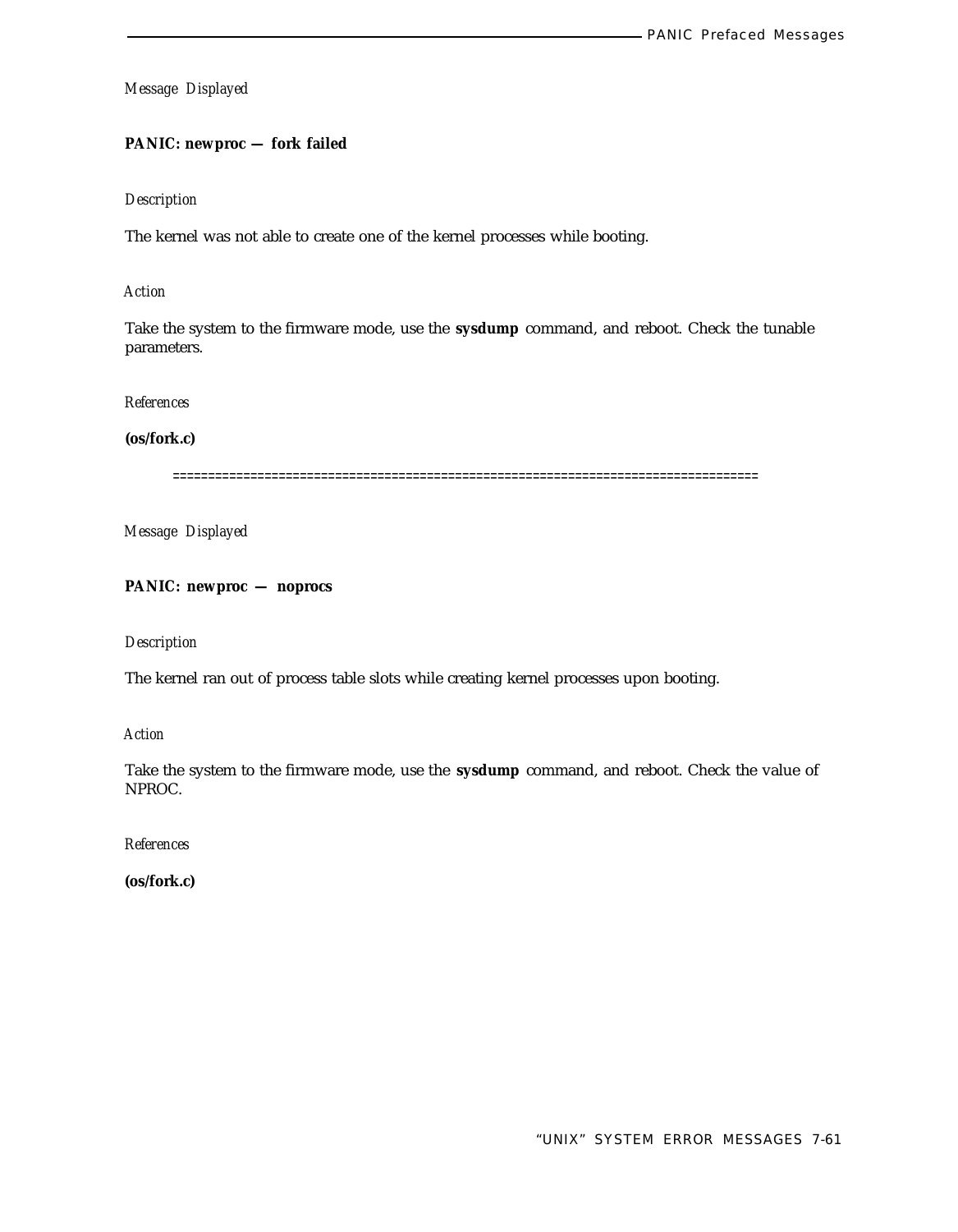*Message Displayed*

**PANIC: newproc — fork failed**

*Description*

The kernel was not able to create one of the kernel processes while booting.

*Action*

Take the system to the firmware mode, use the **sysdump** command, and reboot. Check the tunable parameters.

*References*

**(os/fork.c)**

================================================================================

*Message Displayed*

**PANIC: newproc — noprocs**

*Description*

The kernel ran out of process table slots while creating kernel processes upon booting.

*Action*

Take the system to the firmware mode, use the **sysdump** command, and reboot. Check the value of NPROC.

*References*

**(os/fork.c)**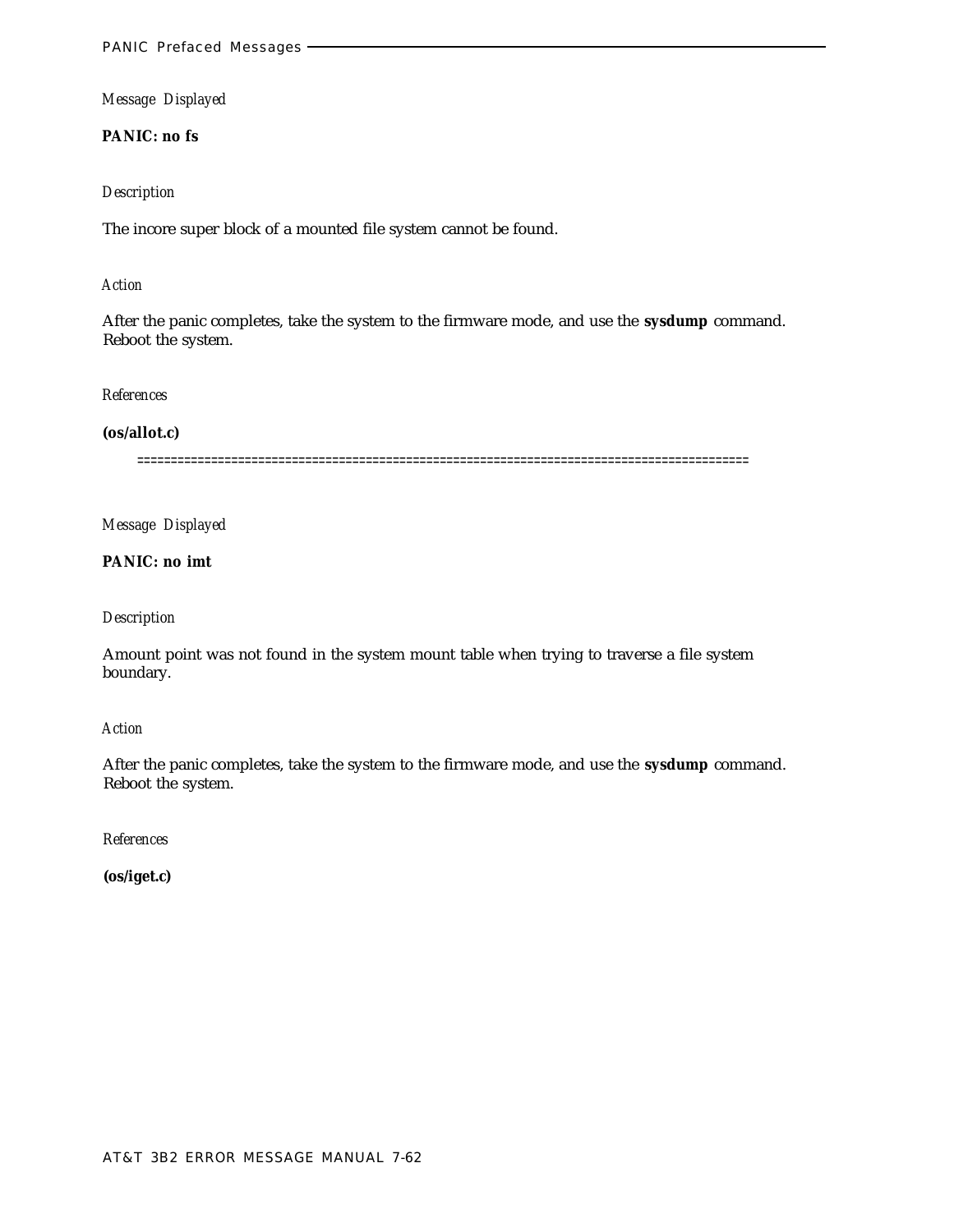*Message Displayed*

**PANIC: no fs**

*Description*

The incore super block of a mounted file system cannot be found.

*Action*

After the panic completes, take the system to the firmware mode, and use the **sysdump** command. Reboot the system.

*References*

**(os/allot.c)**

==========================================================================================

*Message Displayed*

**PANIC: no imt**

*Description*

Amount point was not found in the system mount table when trying to traverse a file system boundary.

*Action*

After the panic completes, take the system to the firmware mode, and use the **sysdump** command. Reboot the system.

*References*

**(os/iget.c)**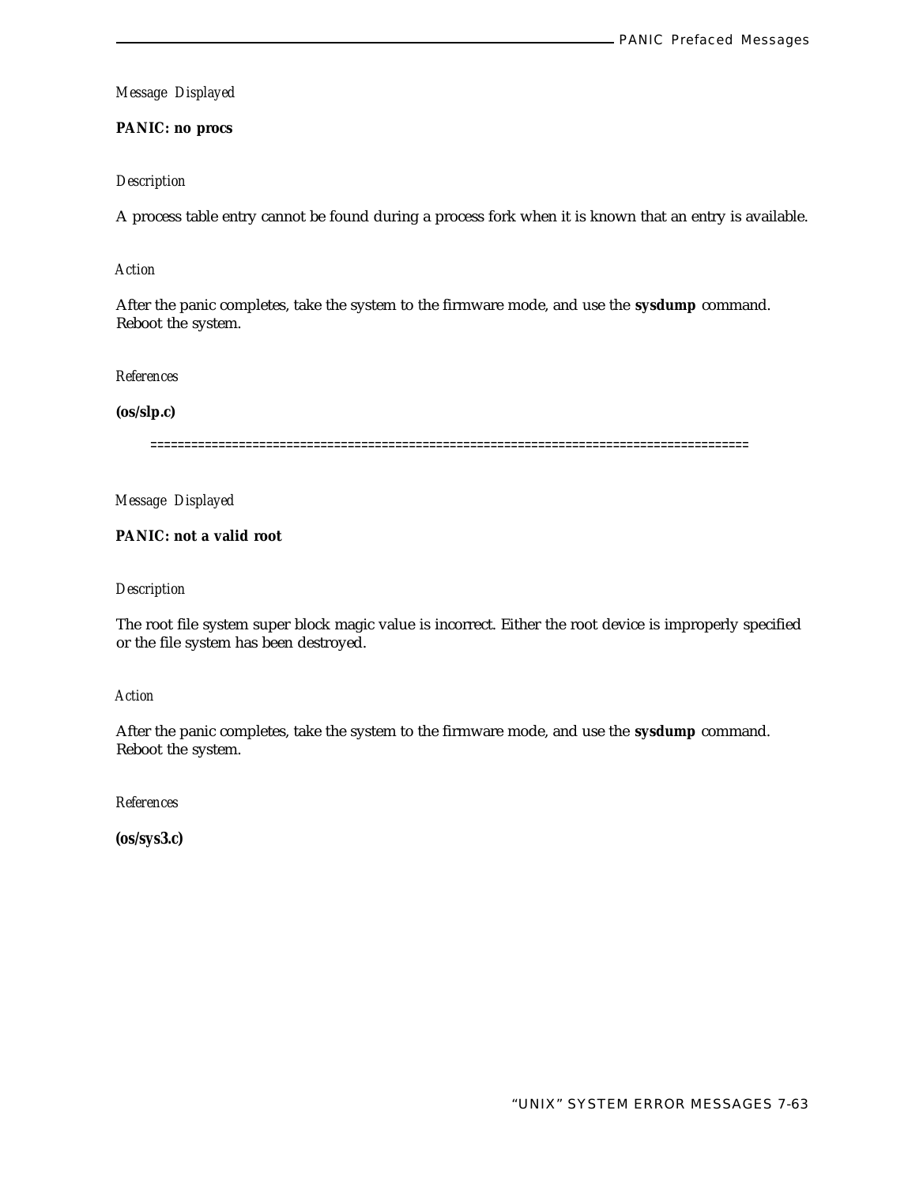*Message Displayed*

**PANIC: no procs**

*Description*

A process table entry cannot be found during a process fork when it is known that an entry is available.

*Action*

After the panic completes, take the system to the firmware mode, and use the **sysdump** command. Reboot the system.

*References*

**(os/slp.c)**

==========================================================================================

*Message Displayed*

**PANIC: not a valid root**

*Description*

The root file system super block magic value is incorrect. Either the root device is improperly specified or the file system has been destroyed.

*Action*

After the panic completes, take the system to the firmware mode, and use the **sysdump** command. Reboot the system.

*References*

**(os/sys3.c)**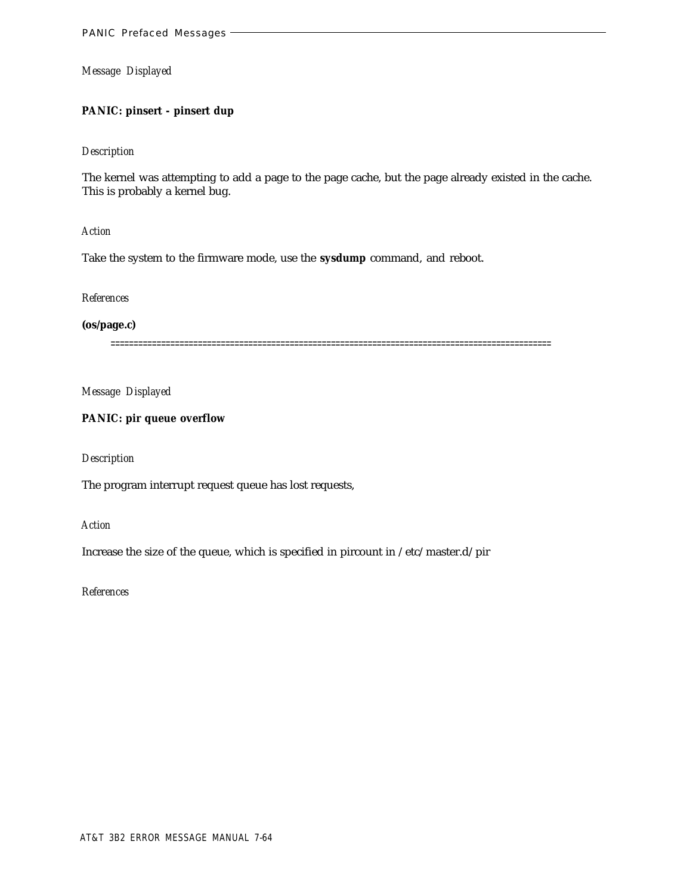*Message Displayed*

**PANIC: pinsert - pinsert dup**

*Description*

The kernel was attempting to add a page to the page cache, but the page already existed in the cache. This is probably a kernel bug.

*Action*

Take the system to the firmware mode, use the **sysdump** command, and reboot.

*References*

**(os/page.c)**

==============================================================================================

*Message Displayed*

**PANIC: pir queue overflow**

*Description*

The program interrupt request queue has lost requests,

*Action*

Increase the size of the queue, which is specified in pircount in /etc/master.d/pir

*References*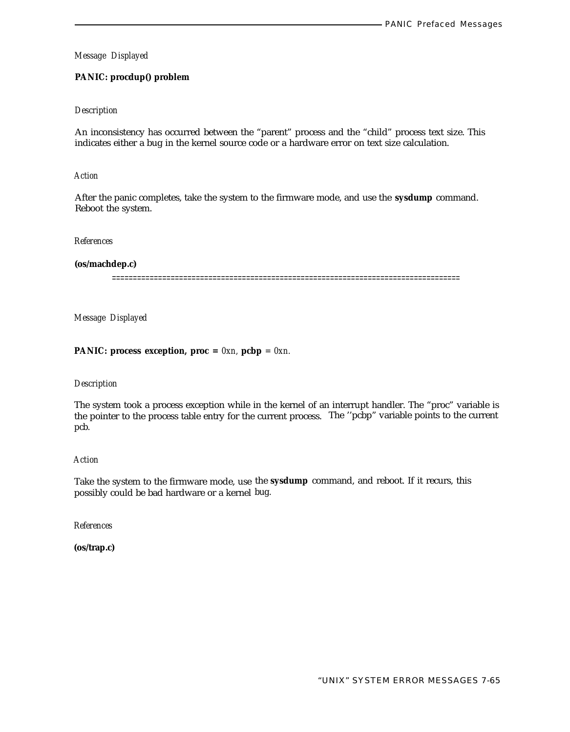*Message Displayed*

**PANIC: procdup() problem**

*Description*

An inconsistency has occurred between the "parent" process and the "child" process text size. This indicates either a bug in the kernel source code or a hardware error on text size calculation.

*Action*

After the panic completes, take the system to the firmware mode, and use the **sysdump** command. Reboot the system.

*References*

**(os/machdep.c)**

================================================================================

*Message Displayed*

**PANIC: process exception, proc =** *0xn,* **pcbp** = *0xn.*

*Description*

The system took a process exception while in the kernel of an interrupt handler. The "proc" variable is the pointer to the process table entry for the current process. The ''pcbp" variable points to the current pcb.

*Action*

Take the system to the firmware mode, use the **sysdump** command, and reboot. If it recurs, this possibly could be bad hardware or a kernel bug.

*References*

**(os/trap.c)**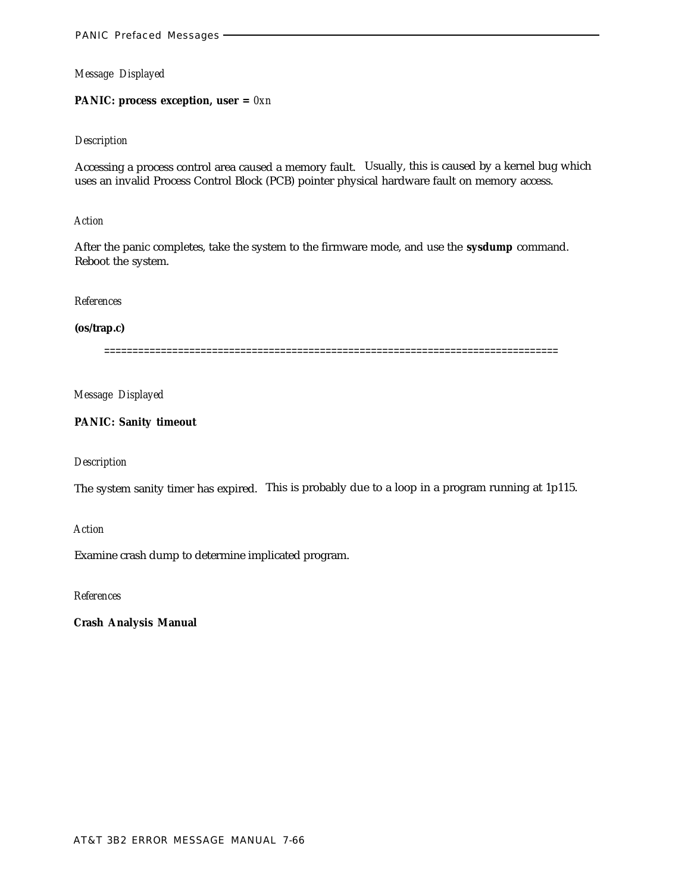*Message Displayed*

**PANIC: process exception, user =** *0xn*

*Description*

Accessing a process control area caused a memory fault. Usually, this is caused by a kernel bug which uses an invalid Process Control Block (PCB) pointer physical hardware fault on memory access.

*Action*

After the panic completes, take the system to the firmware mode, and use the **sysdump** command. Reboot the system.

*References*

**(os/trap.c)**

==============================================================================

*Message Displayed*

**PANIC: Sanity timeout**

*Description*

The system sanity timer has expired. This is probably due to a loop in a program running at 1p115.

*Action*

Examine crash dump to determine implicated program.

*References*

**Crash Analysis Manual**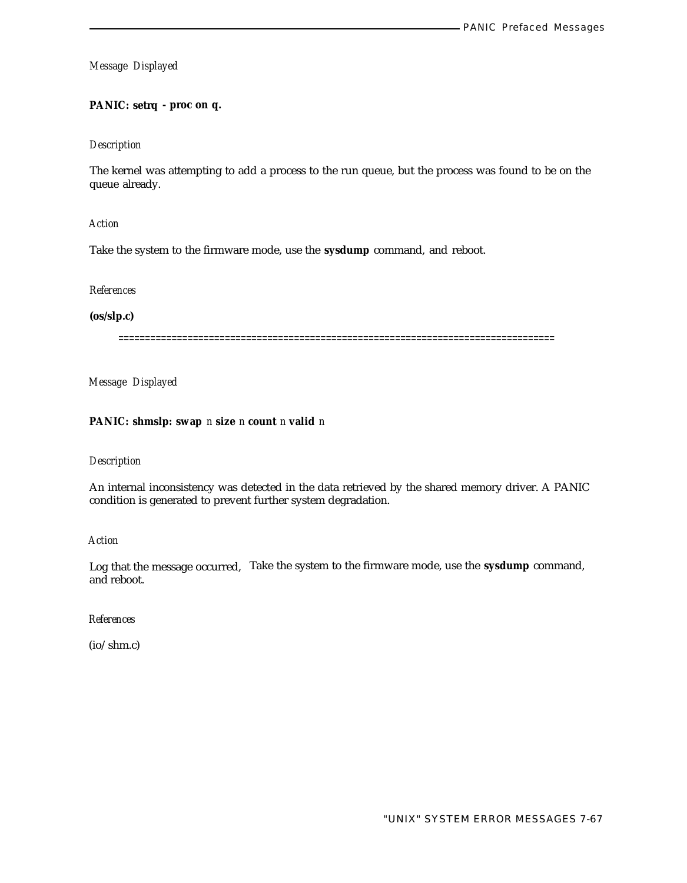*Message Displayed*

**PANIC: setrq - proc on q.**

*Description*

The kernel was attempting to add a process to the run queue, but the process was found to be on the queue already.

*Action*

Take the system to the firmware mode, use the **sysdump** command, and reboot.

*References*

**(os/slp.c)**

================================================================================

*Message Displayed*

**PANIC: shmslp: swap** *n* **size** *n* **count** *n* **valid** *n*

*Description*

An internal inconsistency was detected in the data retrieved by the shared memory driver. A PANIC condition is generated to prevent further system degradation.

*Action*

Log that the message occurred, Take the system to the firmware mode, use the **sysdump** command, and reboot.

*References*

(io/shm.c)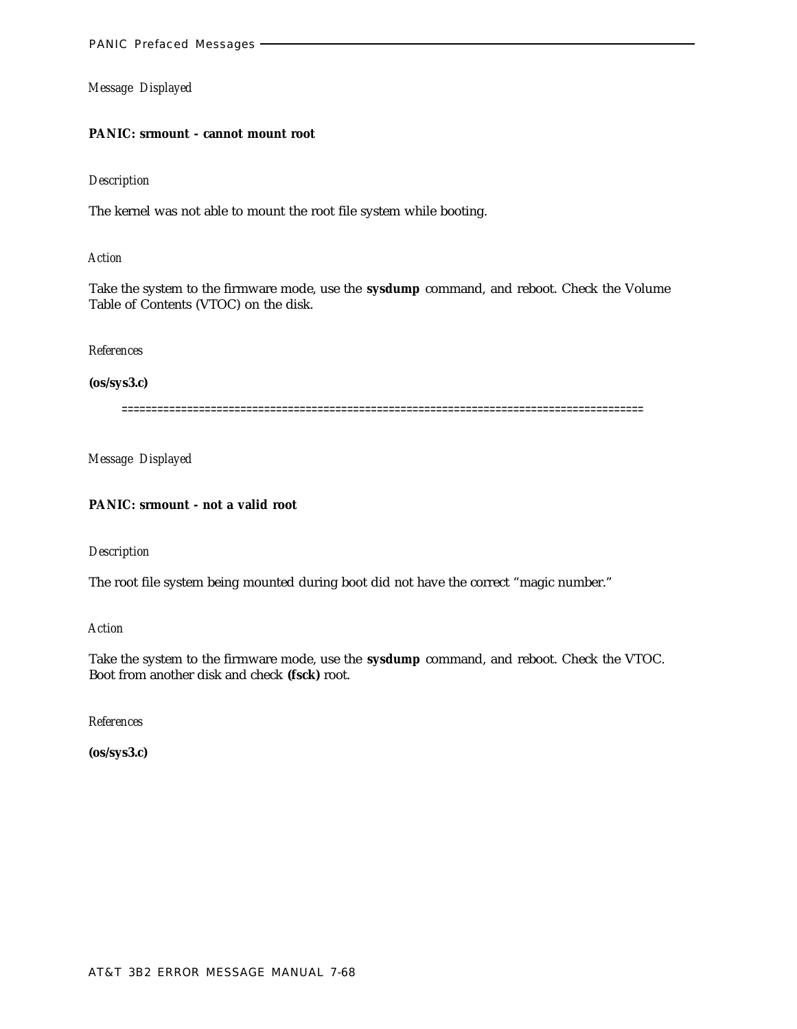*Message Displayed*

**PANIC: srmount - cannot mount root**

*Description*

The kernel was not able to mount the root file system while booting.

*Action*

Take the system to the firmware mode, use the **sysdump** command, and reboot. Check the Volume Table of Contents (VTOC) on the disk.

*References*

**(os/sys3.c)**

==========================================================================================

*Message Displayed*

**PANIC: srmount - not a valid root**

*Description*

The root file system being mounted during boot did not have the correct "magic number."

*Action*

Take the system to the firmware mode, use the **sysdump** command, and reboot. Check the VTOC. Boot from another disk and check **(fsck)** root.

*References*

**(os/sys3.c)**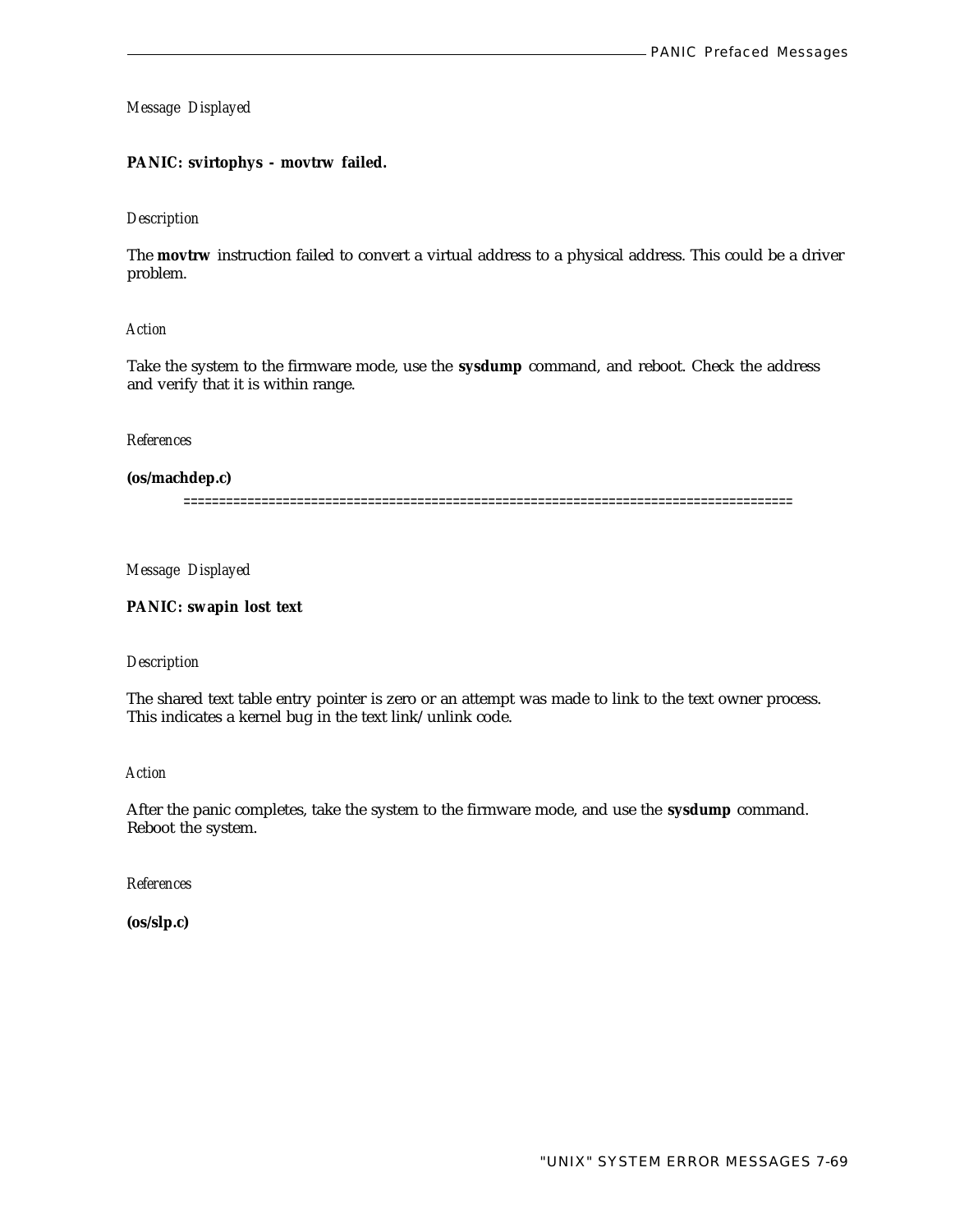*Message Displayed*

**PANIC: svirtophys - movtrw failed.**

*Description*

The **movtrw** instruction failed to convert a virtual address to a physical address. This could be a driver problem.

*Action*

Take the system to the firmware mode, use the **sysdump** command, and reboot. Check the address and verify that it is within range.

*References*

**(os/machdep.c)**

=====================================================================================

*Message Displayed*

**PANIC: swapin lost text**

*Description*

The shared text table entry pointer is zero or an attempt was made to link to the text owner process. This indicates a kernel bug in the text link/unlink code.

*Action*

After the panic completes, take the system to the firmware mode, and use the **sysdump** command. Reboot the system.

*References*

**(os/slp.c)**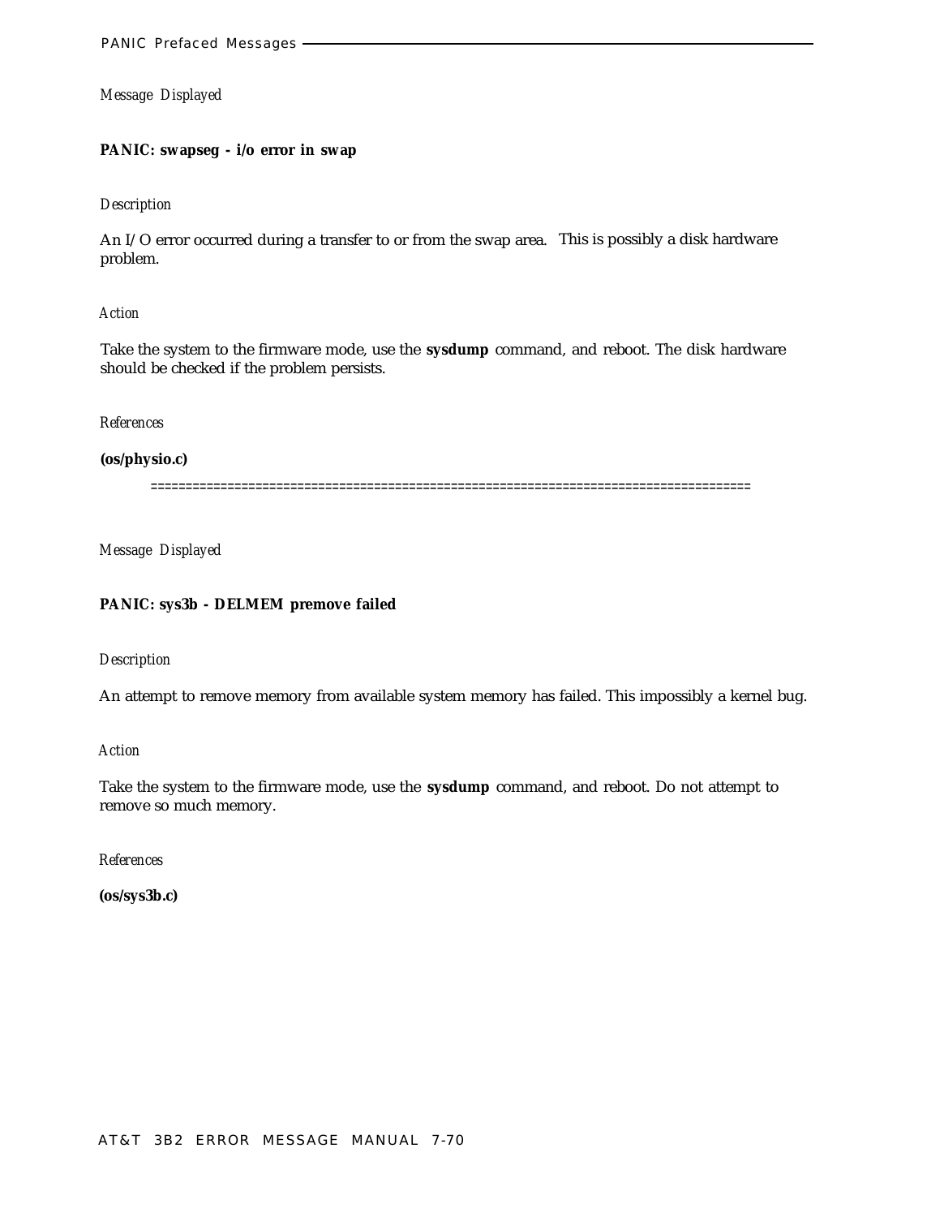*Message Displayed*

**PANIC: swapseg - i/o error in swap**

*Description*

An I/O error occurred during a transfer to or from the swap area. This is possibly a disk hardware problem.

*Action*

Take the system to the firmware mode, use the **sysdump** command, and reboot. The disk hardware should be checked if the problem persists.

*References*

**(os/physio.c)**

=====================================================================================

*Message Displayed*

**PANIC: sys3b - DELMEM premove failed**

*Description*

An attempt to remove memory from available system memory has failed. This impossibly a kernel bug.

*Action*

Take the system to the firmware mode, use the **sysdump** command, and reboot. Do not attempt to remove so much memory.

*References*

**(os/sys3b.c)**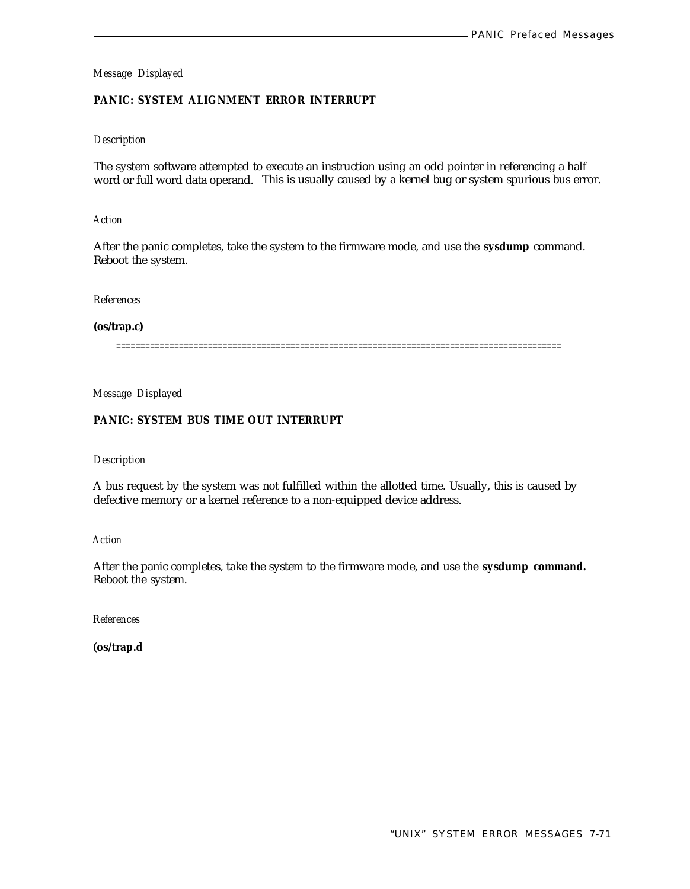*Message Displayed*

**PANIC: SYSTEM ALIGNMENT ERROR INTERRUPT**

*Description*

The system software attempted to execute an instruction using an odd pointer in referencing a half word or full word data operand. This is usually caused by a kernel bug or system spurious bus error.

*Action*

After the panic completes, take the system to the firmware mode, and use the **sysdump** command. Reboot the system.

*References*

**(os/trap.c)**

==========================================================================================

*Message Displayed*

**PANIC: SYSTEM BUS TIME OUT INTERRUPT**

*Description*

A bus request by the system was not fulfilled within the allotted time. Usually, this is caused by defective memory or a kernel reference to a non-equipped device address.

*Action*

After the panic completes, take the system to the firmware mode, and use the **sysdump command.** Reboot the system.

*References*

**(os/trap.d**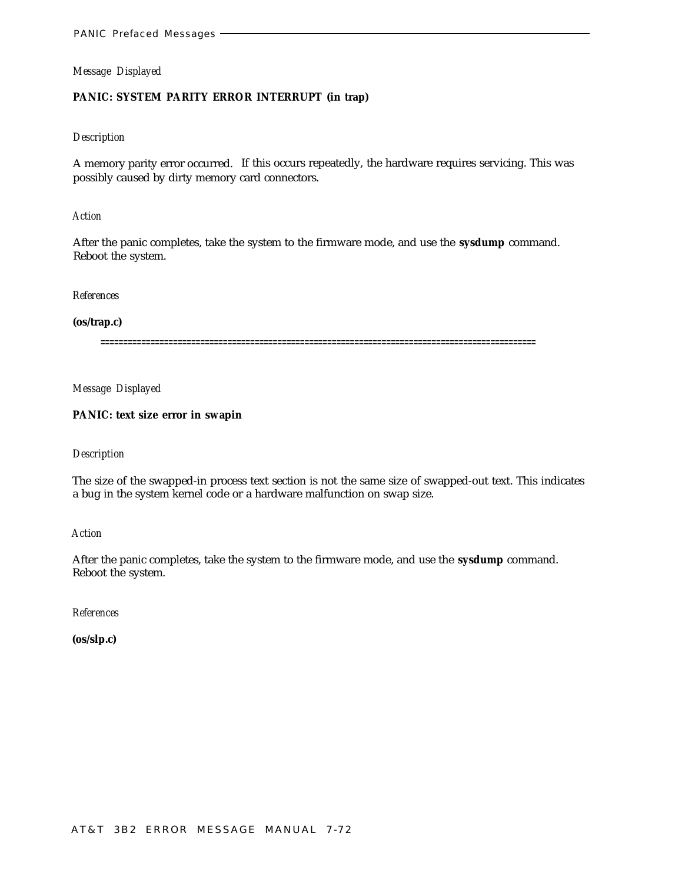*Message Displayed*

**PANIC: SYSTEM PARITY ERROR INTERRUPT (in trap)**

*Description*

A memory parity error occurred. If this occurs repeatedly, the hardware requires servicing. This was possibly caused by dirty memory card connectors.

*Action*

After the panic completes, take the system to the firmware mode, and use the **sysdump** command. Reboot the system.

*References*

**(os/trap.c)**

==========================================================================================

*Message Displayed*

**PANIC: text size error in swapin**

*Description*

The size of the swapped-in process text section is not the same size of swapped-out text. This indicates a bug in the system kernel code or a hardware malfunction on swap size.

*Action*

After the panic completes, take the system to the firmware mode, and use the **sysdump** command. Reboot the system.

*References*

**(os/slp.c)**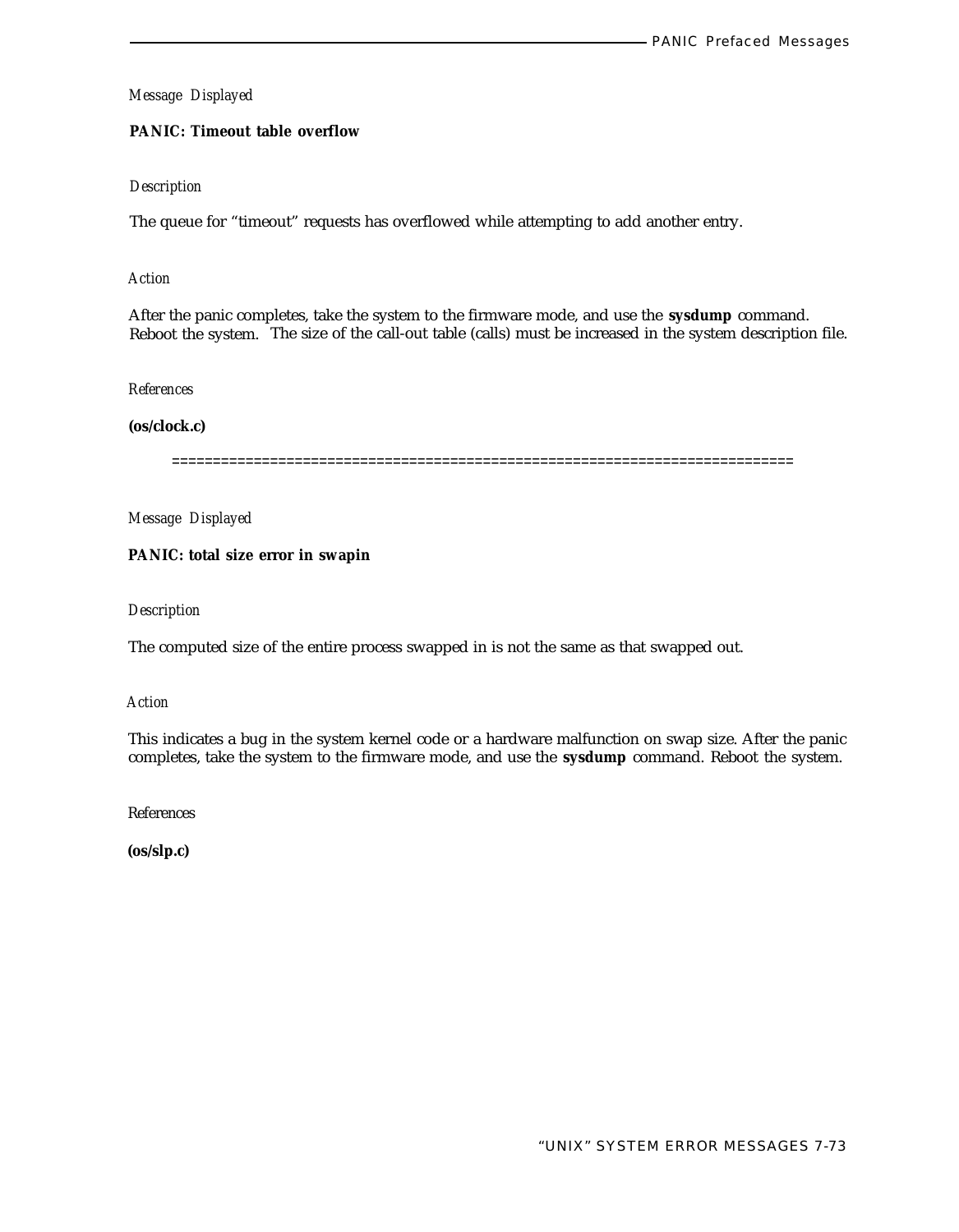*Message Displayed*

**PANIC: Timeout table overflow**

*Description*

The queue for “timeout” requests has overflowed while attempting to add another entry.

*Action*

After the panic completes, take the system to the firmware mode, and use the **sysdump** command. Reboot the system. The size of the call-out table (calls) must be increased in the system description file.

*References*

**(os/clock.c)**

==========================================================================

*Message Displayed*

**PANIC: total size error in swapin**

*Description*

The computed size of the entire process swapped in is not the same as that swapped out.

*Action*

This indicates a bug in the system kernel code or a hardware malfunction on swap size. After the panic completes, take the system to the firmware mode, and use the **sysdump** command. Reboot the system.

*References*

**(os/slp.c)**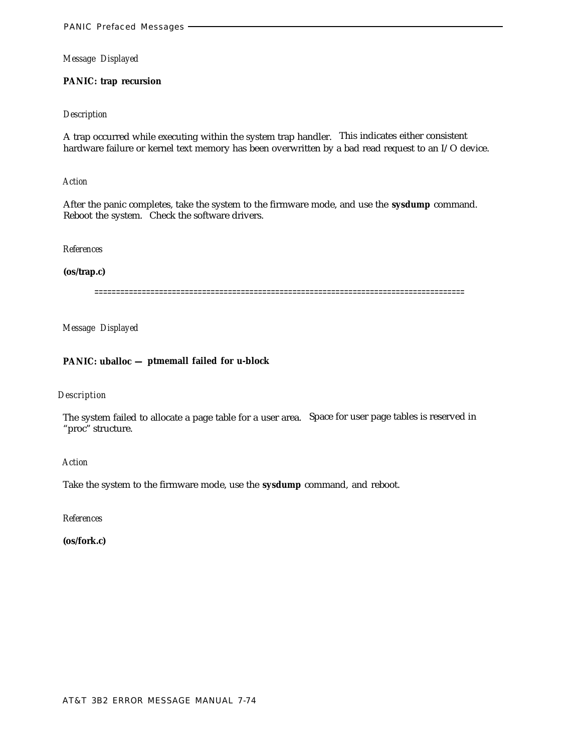*Message Displayed*

**PANIC: trap recursion**

*Description*

A trap occurred while executing within the system trap handler. This indicates either consistent hardware failure or kernel text memory has been overwritten by a bad read request to an I/O device.

*Action*

After the panic completes, take the system to the firmware mode, and use the **sysdump** command. Reboot the system. Check the software drivers.

*References*

**(os/trap.c)**

===================================================================================

*Message Displayed*

**PANIC: uballoc — ptmemall failed for u-block**

*Description*

The system failed to allocate a page table for a user area. Space for user page tables is reserved in "proc" structure.

*Action*

Take the system to the firmware mode, use the **sysdump** command, and reboot.

*References*

**(os/fork.c)**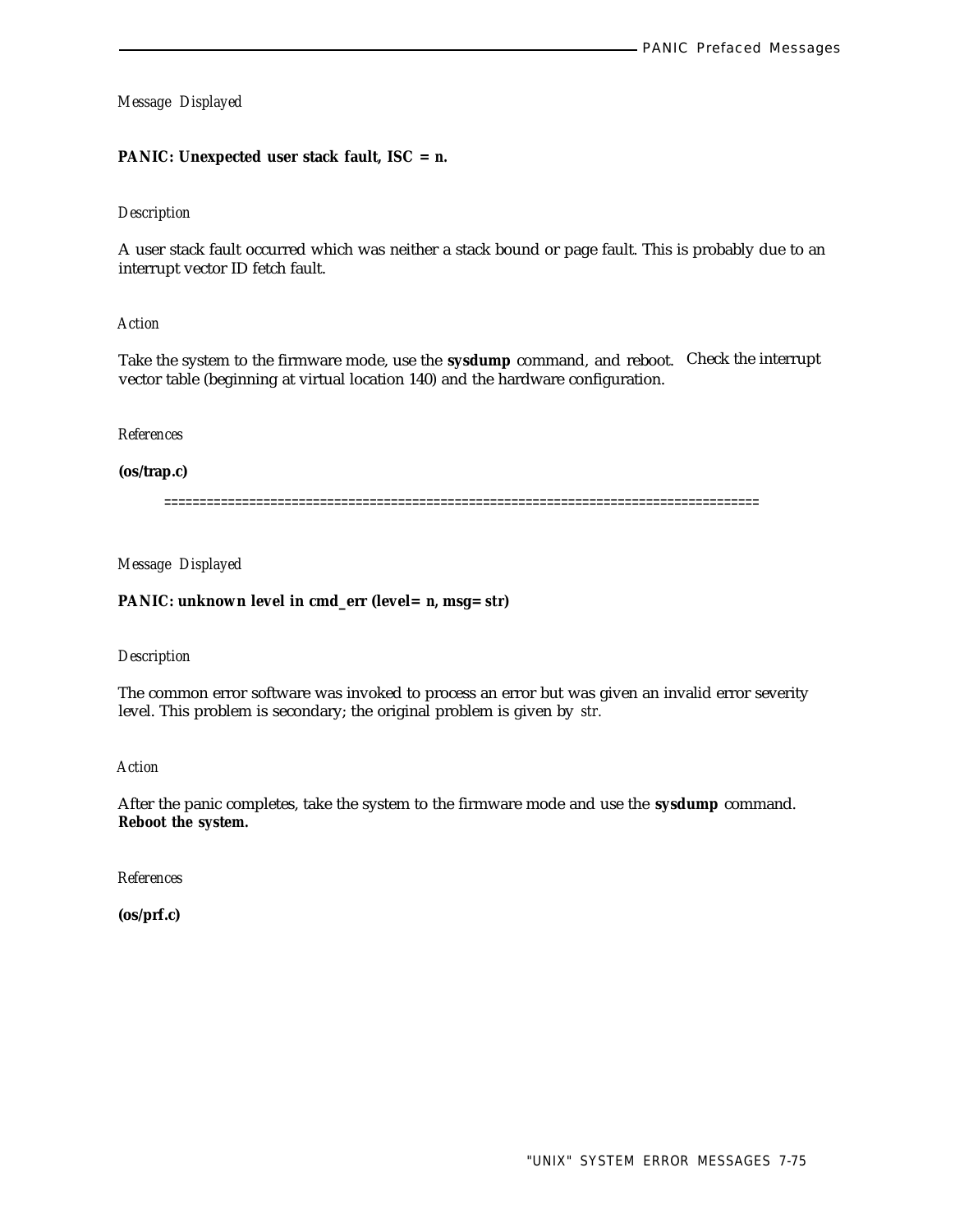*Message Displayed*

**PANIC: Unexpected user stack fault, ISC = n.**

*Description*

A user stack fault occurred which was neither a stack bound or page fault. This is probably due to an interrupt vector ID fetch fault.

*Action*

Take the system to the firmware mode, use the **sysdump** command, and reboot. Check the interrupt vector table (beginning at virtual location 140) and the hardware configuration.

*References*

**(os/trap.c)**

================================================================================

*Message Displayed*

**PANIC: unknown level in cmd_err (level= n, msg= str)**

*Description*

The common error software was invoked to process an error but was given an invalid error severity level. This problem is secondary; the original problem is given by *str.*

*Action*

After the panic completes, take the system to the firmware mode and use the **sysdump** command. **Reboot the system.**

*References*

**(os/prf.c)**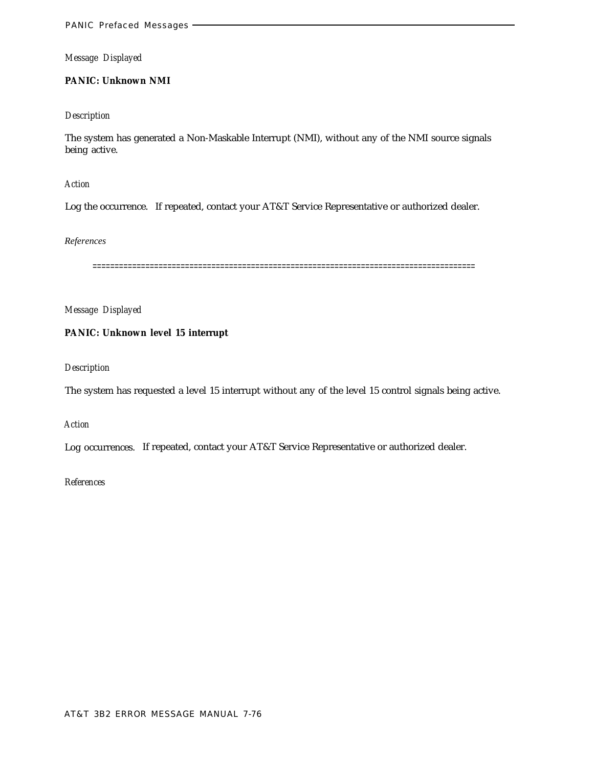*Message Displayed*

**PANIC: Unknown NMI**

*Description*

The system has generated a Non-Maskable Interrupt (NMI), without any of the NMI source signals being active.

*Action*

Log the occurrence. If repeated, contact your AT&T Service Representative or authorized dealer.

*References*

=====================================================================================

*Message Displayed*

**PANIC: Unknown level 15 interrupt**

*Description*

The system has requested a level 15 interrupt without any of the level 15 control signals being active.

*Action*

Log occurrences. If repeated, contact your AT&T Service Representative or authorized dealer.

*References*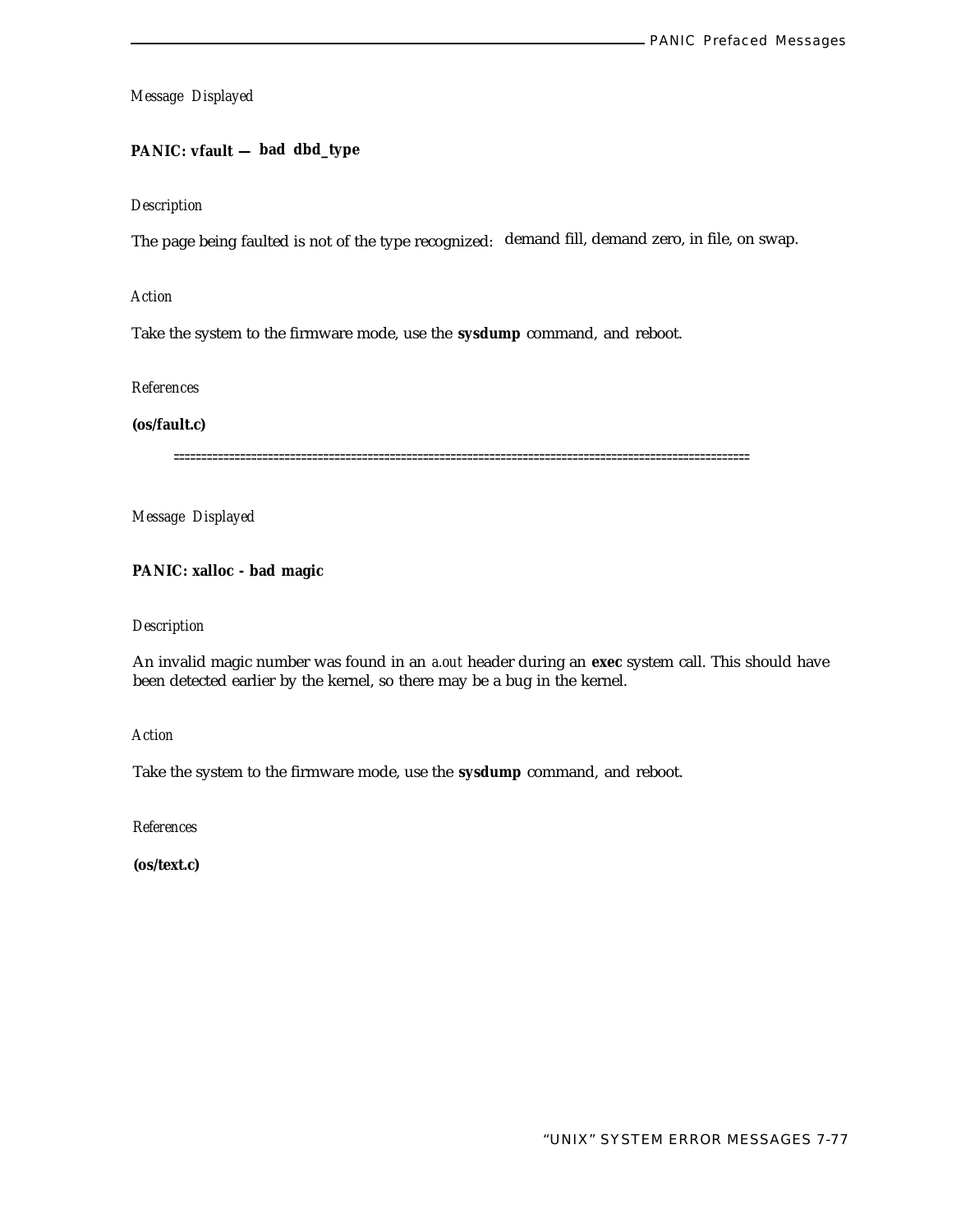*Message Displayed*

**PANIC: vfault — bad dbd_type**

*Description*

The page being faulted is not of the type recognized: demand fill, demand zero, in file, on swap.

*Action*

Take the system to the firmware mode, use the **sysdump** command, and reboot.

*References*

**(os/fault.c)**

====================================================================================================

*Message Displayed*

**PANIC: xalloc - bad magic**

*Description*

An invalid magic number was found in an *a.out* header during an **exec** system call. This should have been detected earlier by the kernel, so there may be a bug in the kernel.

*Action*

Take the system to the firmware mode, use the **sysdump** command, and reboot.

*References*

**(os/text.c)**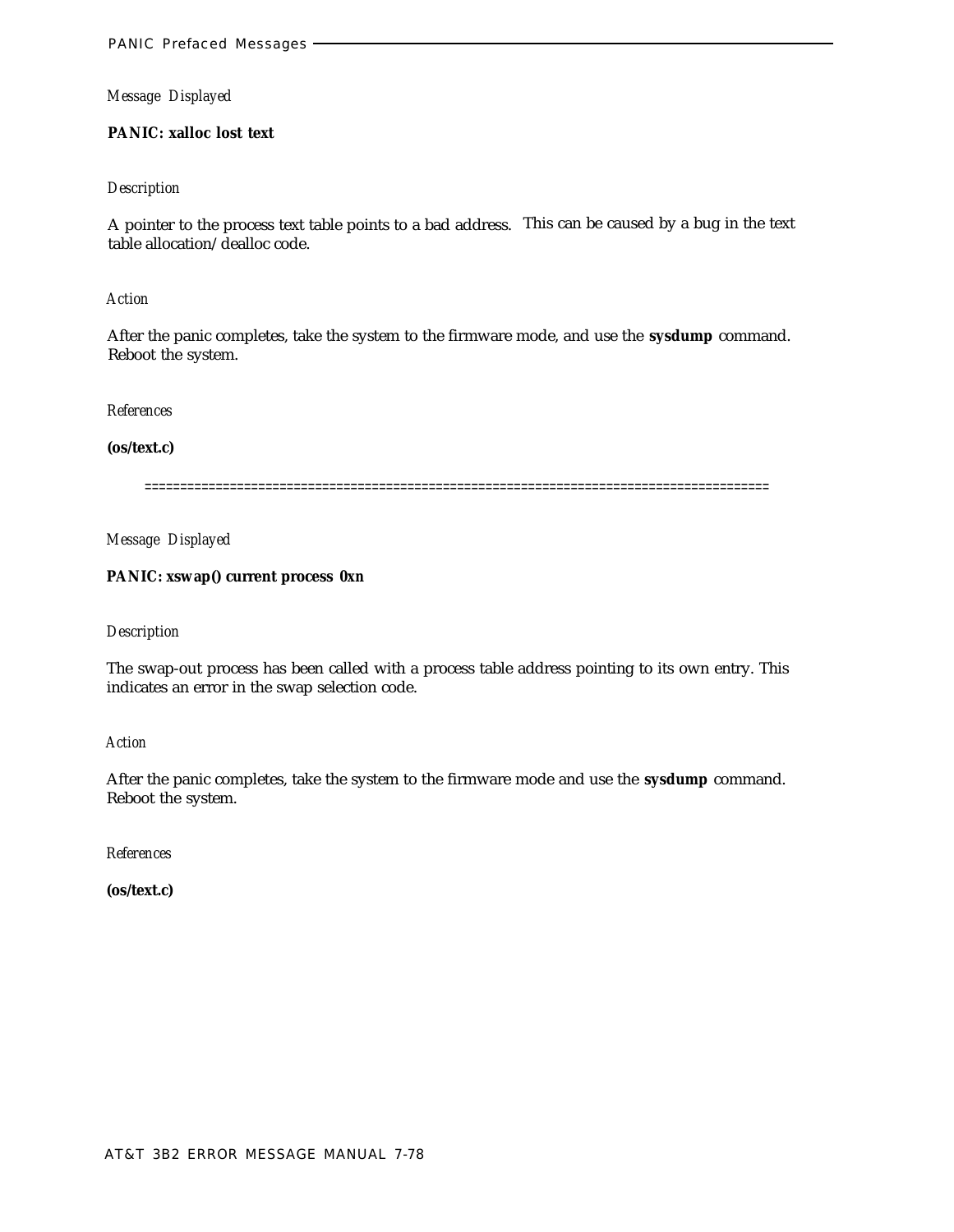*Message Displayed*

**PANIC: xalloc lost text**

*Description*

A pointer to the process text table points to a bad address. This can be caused by a bug in the text table allocation/dealloc code.

*Action*

After the panic completes, take the system to the firmware mode, and use the **sysdump** command. Reboot the system.

*References*

**(os/text.c)**

=====================================================================================

*Message Displayed*

**PANIC: xswap() current process 0xn**

*Description*

The swap-out process has been called with a process table address pointing to its own entry. This indicates an error in the swap selection code.

*Action*

After the panic completes, take the system to the firmware mode and use the **sysdump** command. Reboot the system.

*References*

**(os/text.c)**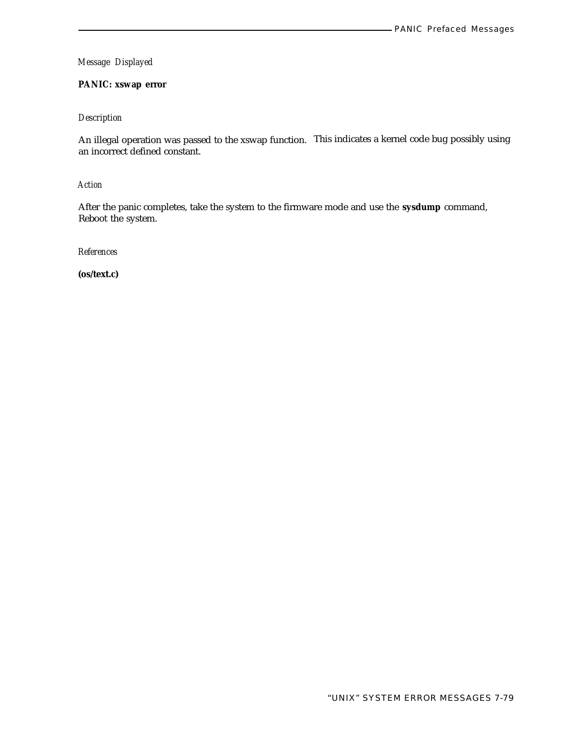*Message Displayed*

**PANIC: xswap error**

*Description*

An illegal operation was passed to the xswap function. This indicates a kernel code bug possibly using an incorrect defined constant.

*Action*

After the panic completes, take the system to the firmware mode and use the **sysdump** command, Reboot the system.

*References*

**(os/text.c)**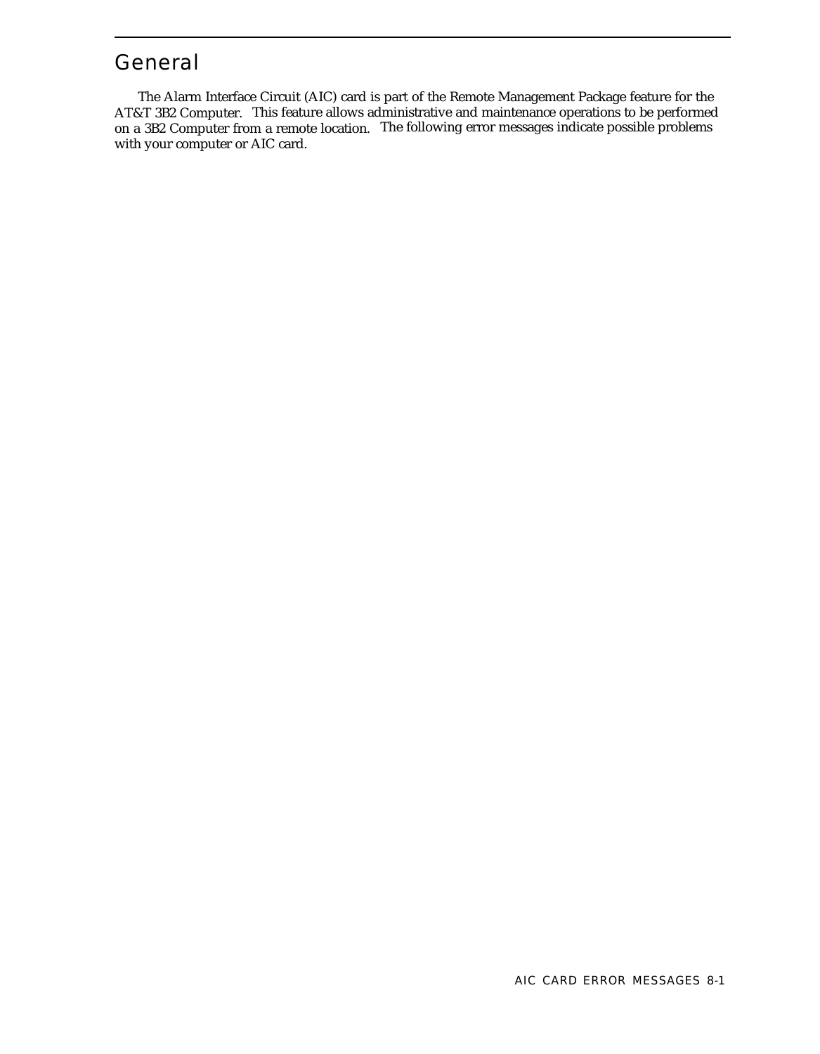## General

The Alarm Interface Circuit (AIC) card is part of the Remote Management Package feature for the AT&T 3B2 Computer. This feature allows administrative and maintenance operations to be performed on a 3B2 Computer from a remote location. The following error messages indicate possible problems with your computer or AIC card.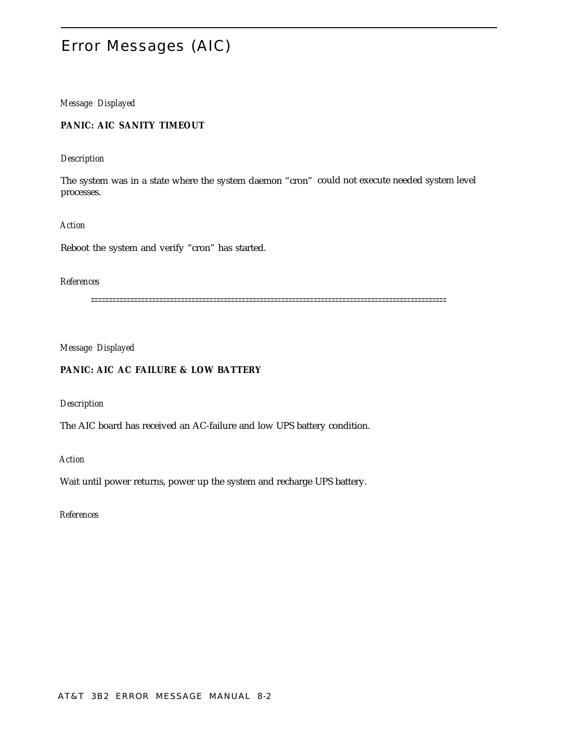# Error Messages (AIC)

*Message Displayed*

**PANIC: AIC SANITY TIMEOUT**

*Description*

The system was in a state where the system daemon “cron” could not execute needed system level processes.

*Action*

Reboot the system and verify “cron” has started.

*References*

==================================================================================================

*Message Displayed*

**PANIC: AIC AC FAILURE & LOW BATTERY**

*Description*

The AIC board has received an AC-failure and low UPS battery condition.

*Action*

Wait until power returns, power up the system and recharge UPS battery.

*References*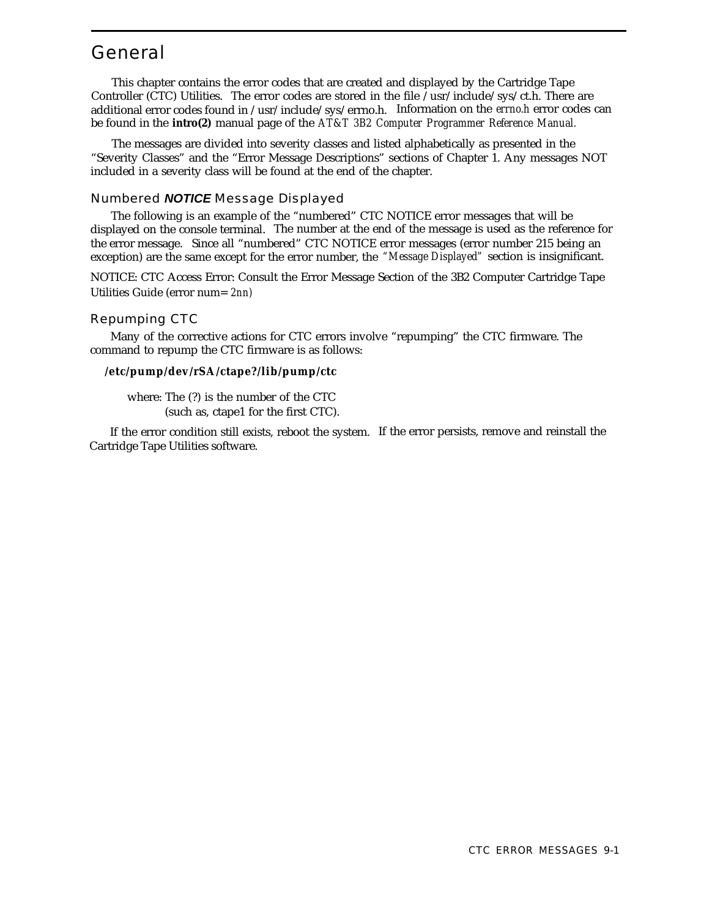# General

This chapter contains the error codes that are created and displayed by the Cartridge Tape Controller (CTC) Utilities. The error codes are stored in the file /usr/include/sys/ct.h. There are additional error codes found in /usr/include/sys/errno.h. Information on the *errno.h* error codes can be found in the **intro(2)** manual page of the *AT&T 3B2 Computer Programmer Reference Manual.*

The messages are divided into severity classes and listed alphabetically as presented in the "Severity Classes" and the "Error Message Descriptions" sections of Chapter 1. Any messages NOT included in a severity class will be found at the end of the chapter.

## Numbered *NOTICE* Message Displayed

The following is an example of the "numbered" CTC NOTICE error messages that will be displayed on the console terminal. The number at the end of the message is used as the reference for the error message. Since all "numbered" CTC NOTICE error messages (error number 215 being an exception) are the same except for the error number, the *"Message Displayed"* section is insignificant.

NOTICE: CTC Access Error: Consult the Error Message Section of the 3B2 Computer Cartridge Tape Utilities Guide (error num= *2nn)*

## Repumping CTC

Many of the corrective actions for CTC errors involve "repumping" the CTC firmware. The command to repump the CTC firmware is as follows:

**/etc/pump/dev/rSA/ctape?/lib/pump/ctc**

where: The (?) is the number of the CTC
(such as, ctape1 for the first CTC).

If the error condition still exists, reboot the system. If the error persists, remove and reinstall the Cartridge Tape Utilities software.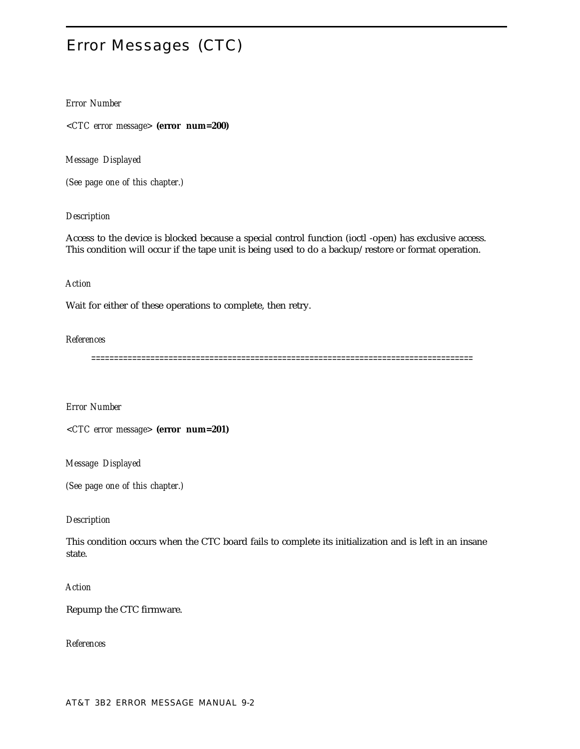# Error Messages (CTC)

*Error Number*

*<CTC error message>* **(error num=200)**

*Message Displayed*

*(See page one of this chapter.)*

*Description*

Access to the device is blocked because a special control function (ioctl -open) has exclusive access. This condition will occur if the tape unit is being used to do a backup/restore or format operation.

*Action*

Wait for either of these operations to complete, then retry.

*References*

==================================================================================

*Error Number*

*<CTC error message>* **(error num=201)**

*Message Displayed*

*(See page one of this chapter.)*

*Description*

This condition occurs when the CTC board fails to complete its initialization and is left in an insane state.

*Action*

Repump the CTC firmware.

*References*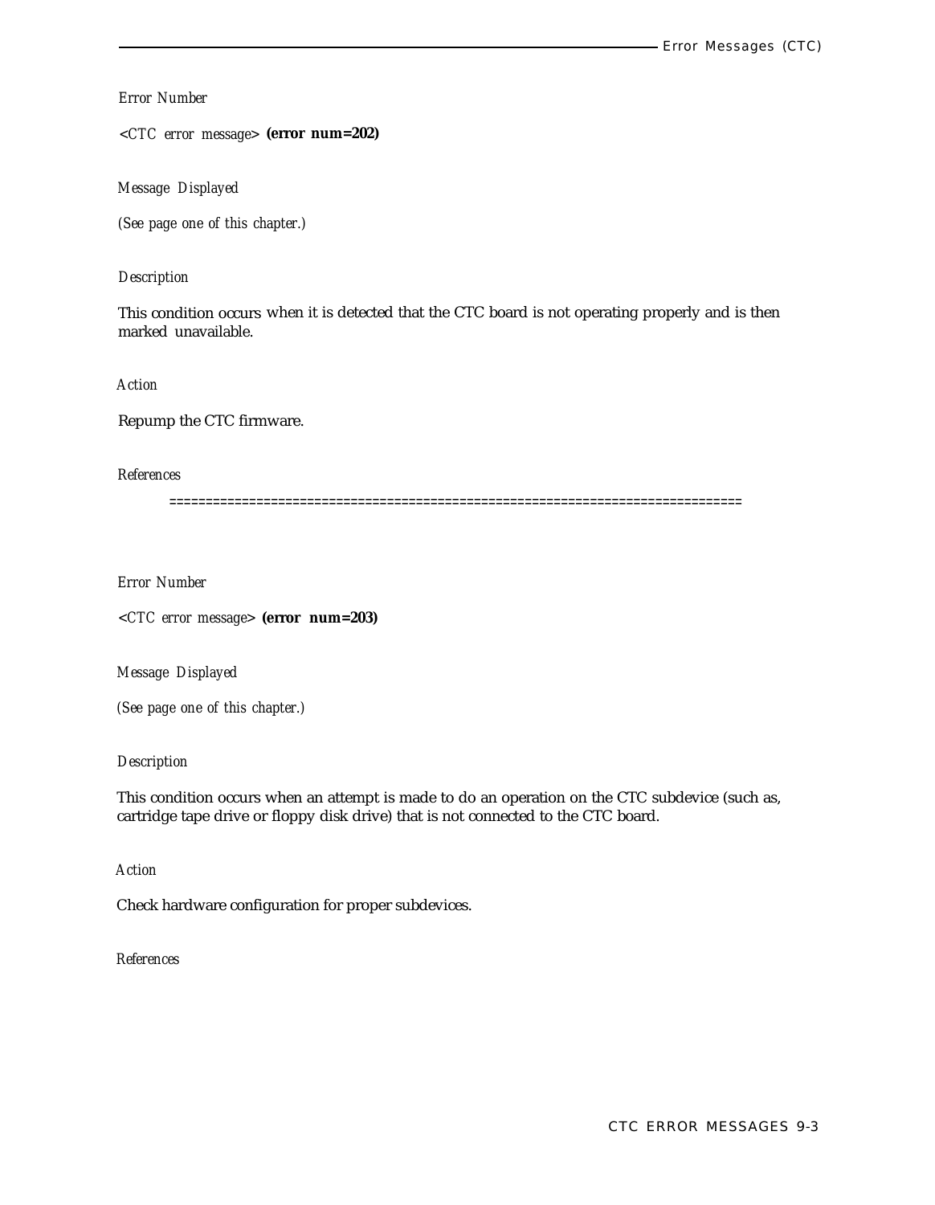*Error Number*

<*CTC error message*> **(error num=202)**

*Message Displayed*

*(See page one of this chapter.)*

*Description*

This condition occurs when it is detected that the CTC board is not operating properly and is then marked unavailable.

*Action*

Repump the CTC firmware.

*References*

==============================================================================

*Error Number*

<*CTC error message*> **(error num=203)**

*Message Displayed*

*(See page one of this chapter.)*

*Description*

This condition occurs when an attempt is made to do an operation on the CTC subdevice (such as, cartridge tape drive or floppy disk drive) that is not connected to the CTC board.

*Action*

Check hardware configuration for proper subdevices.

*References*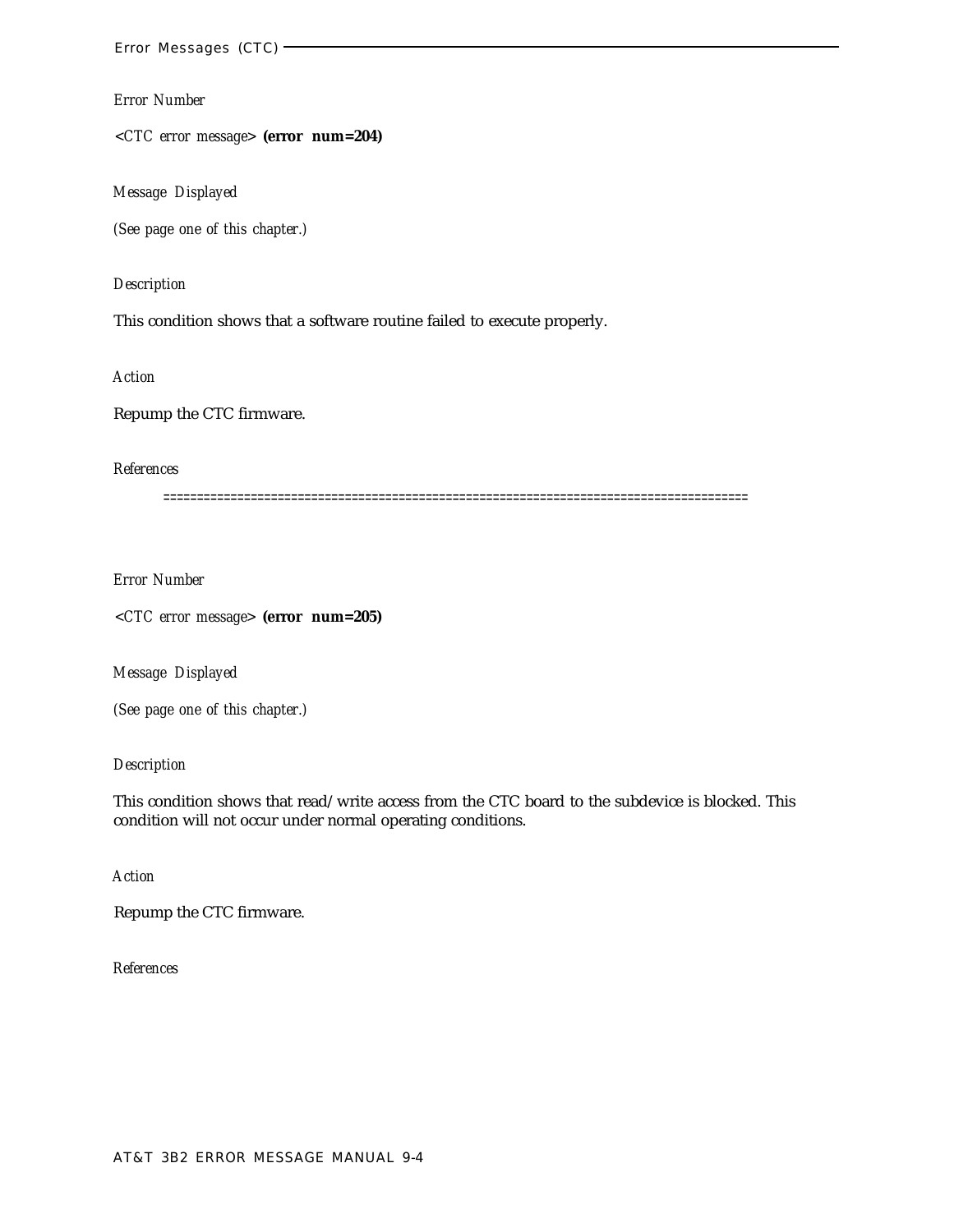*Error Number*

*<CTC error message>* **(error num=204)**

*Message Displayed*

*(See page one of this chapter.)*

*Description*

This condition shows that a software routine failed to execute properly.

*Action*

Repump the CTC firmware.

*References*

=====================================================================================

*Error Number*

*<CTC error message>* **(error num=205)**

*Message Displayed*

*(See page one of this chapter.)*

*Description*

This condition shows that read/write access from the CTC board to the subdevice is blocked. This condition will not occur under normal operating conditions.

*Action*

Repump the CTC firmware.

*References*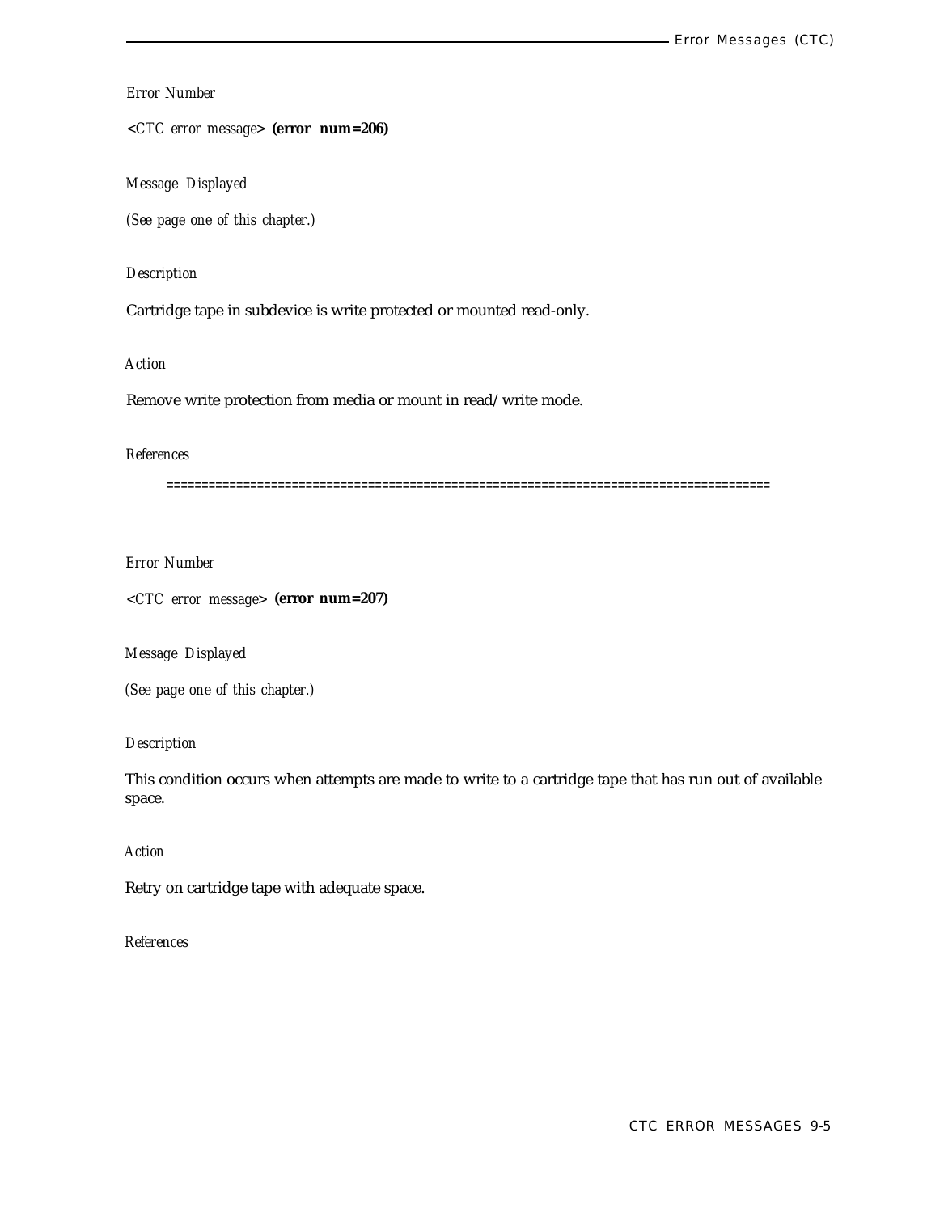*Error Number*

<*CTC error message*> **(error num=206)**

*Message Displayed*

*(See page one of this chapter.)*

*Description*

Cartridge tape in subdevice is write protected or mounted read-only.

*Action*

Remove write protection from media or mount in read/write mode.

*References*

=====================================================================================

*Error Number*

<*CTC error message*> **(error num=207)**

*Message Displayed*

*(See page one of this chapter.)*

*Description*

This condition occurs when attempts are made to write to a cartridge tape that has run out of available space.

*Action*

Retry on cartridge tape with adequate space.

*References*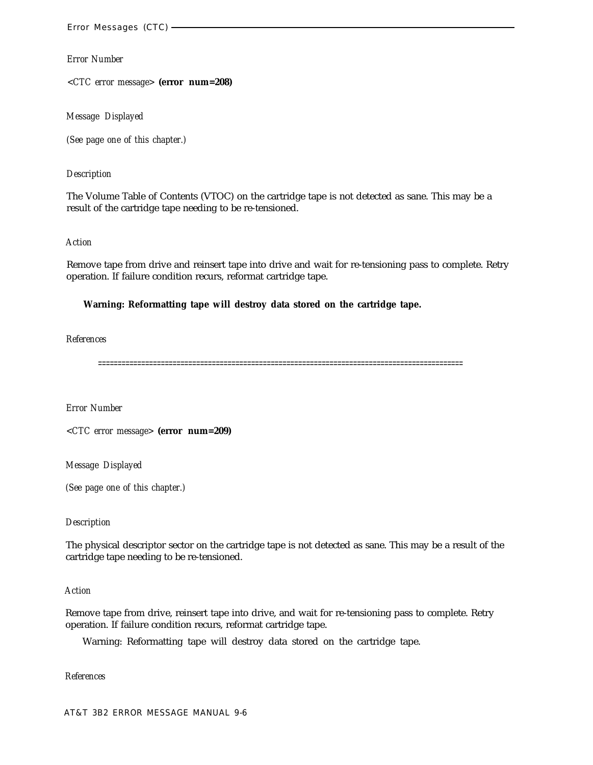*Error Number*

<*CTC error message*> **(error num=208)**

*Message Displayed*

*(See page one of this chapter.)*

*Description*

The Volume Table of Contents (VTOC) on the cartridge tape is not detected as sane. This may be a result of the cartridge tape needing to be re-tensioned.

*Action*

Remove tape from drive and reinsert tape into drive and wait for re-tensioning pass to complete. Retry operation. If failure condition recurs, reformat cartridge tape.

**Warning: Reformatting tape will destroy data stored on the cartridge tape.**

*References*

==========================================================================================

*Error Number*

<*CTC error message*> **(error num=209)**

*Message Displayed*

*(See page one of this chapter.)*

*Description*

The physical descriptor sector on the cartridge tape is not detected as sane. This may be a result of the cartridge tape needing to be re-tensioned.

*Action*

Remove tape from drive, reinsert tape into drive, and wait for re-tensioning pass to complete. Retry operation. If failure condition recurs, reformat cartridge tape.

Warning: Reformatting tape will destroy data stored on the cartridge tape.

*References*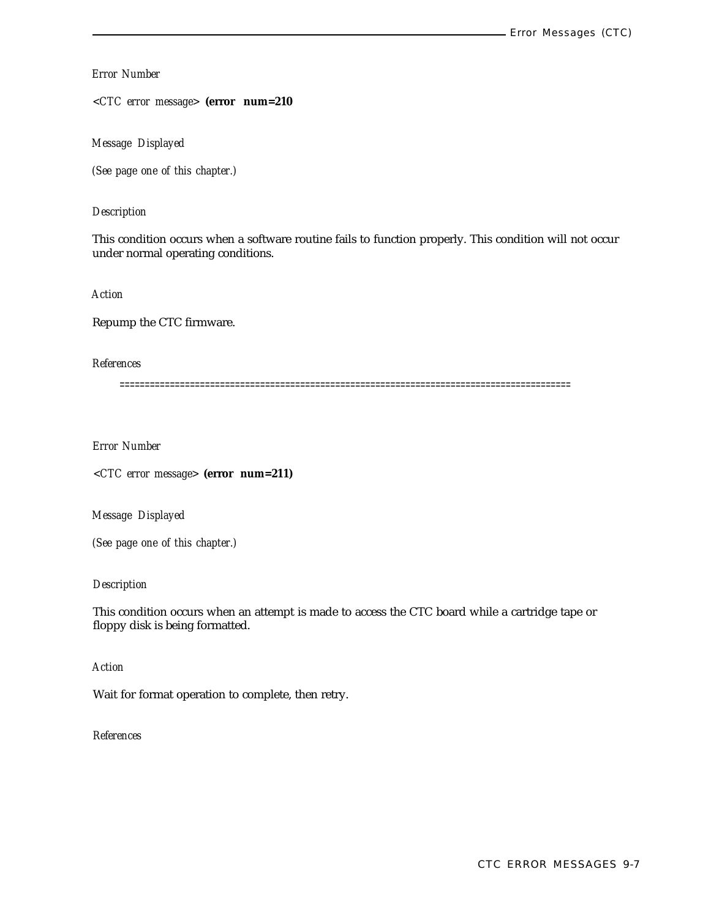*Error Number*

<*CTC error message*> **(error num=210**

*Message Displayed*

*(See page one of this chapter.)*

*Description*

This condition occurs when a software routine fails to function properly. This condition will not occur under normal operating conditions.

*Action*

Repump the CTC firmware.

*References*

==========================================================================================

*Error Number*

<*CTC error message*> **(error num=211)**

*Message Displayed*

*(See page one of this chapter.)*

*Description*

This condition occurs when an attempt is made to access the CTC board while a cartridge tape or floppy disk is being formatted.

*Action*

Wait for format operation to complete, then retry.

*References*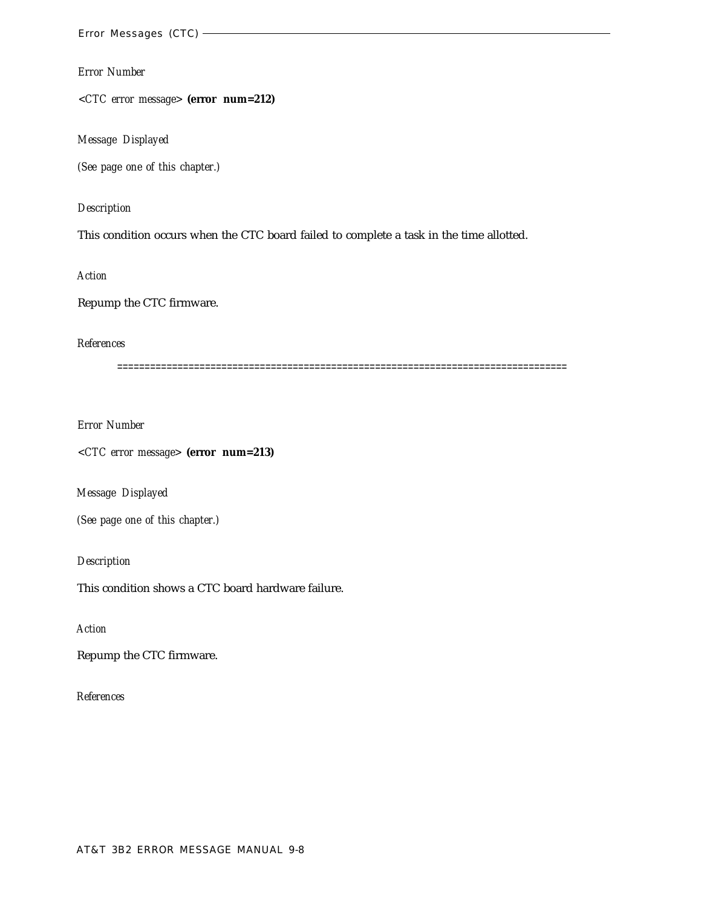*Error Number*

*<CTC error message>* **(error num=212)**

*Message Displayed*

*(See page one of this chapter.)*

*Description*

This condition occurs when the CTC board failed to complete a task in the time allotted.

*Action*

Repump the CTC firmware.

*References*

================================================================================

*Error Number*

*<CTC error message>* **(error num=213)**

*Message Displayed*

*(See page one of this chapter.)*

*Description*

This condition shows a CTC board hardware failure.

*Action*

Repump the CTC firmware.

*References*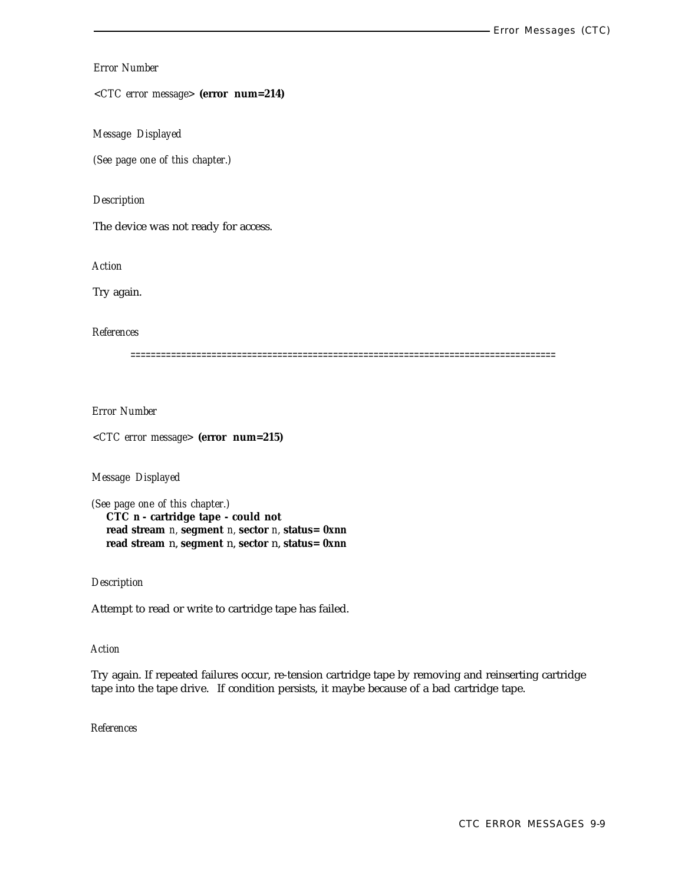*Error Number*

<*CTC error message*> **(error num=214)**

*Message Displayed*

*(See page one of this chapter.)*

*Description*

The device was not ready for access.

*Action*

Try again.

*References*

================================================================================

*Error Number*

<*CTC error message*> **(error num=215)**

*Message Displayed*

*(See page one of this chapter.)*
**CTC n - cartridge tape - could not**
**read stream** *n*, **segment** *n*, **sector** *n*, **status= 0xnn**
**read stream** n, **segment** n, **sector** n, **status= 0xnn**

*Description*

Attempt to read or write to cartridge tape has failed.

*Action*

Try again. If repeated failures occur, re-tension cartridge tape by removing and reinserting cartridge tape into the tape drive. If condition persists, it maybe because of a bad cartridge tape.

*References*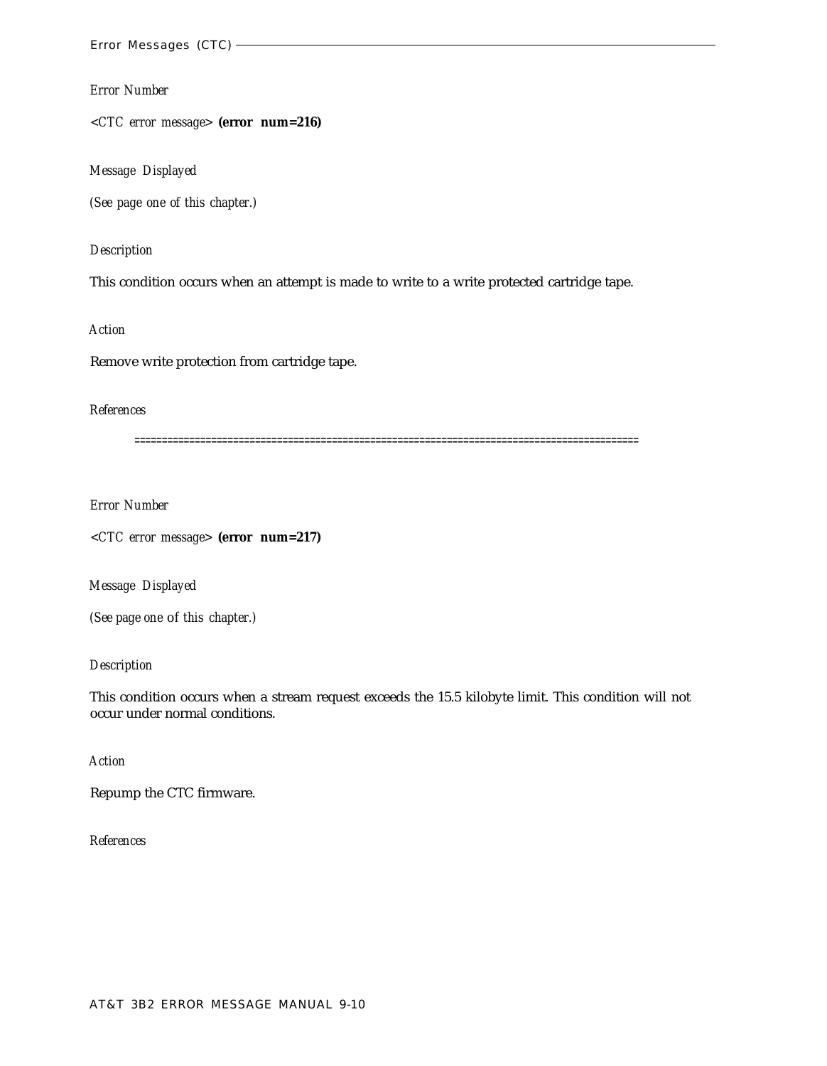*Error Number*

<*CTC error message*> **(error num=216)**

*Message Displayed*

*(See page one of this chapter.)*

*Description*

This condition occurs when an attempt is made to write to a write protected cartridge tape.

*Action*

Remove write protection from cartridge tape.

*References*

==========================================================================================

*Error Number*

<*CTC error message*> **(error num=217)**

*Message Displayed*

*(See page one of this chapter.)*

*Description*

This condition occurs when a stream request exceeds the 15.5 kilobyte limit. This condition will not occur under normal conditions.

*Action*

Repump the CTC firmware.

*References*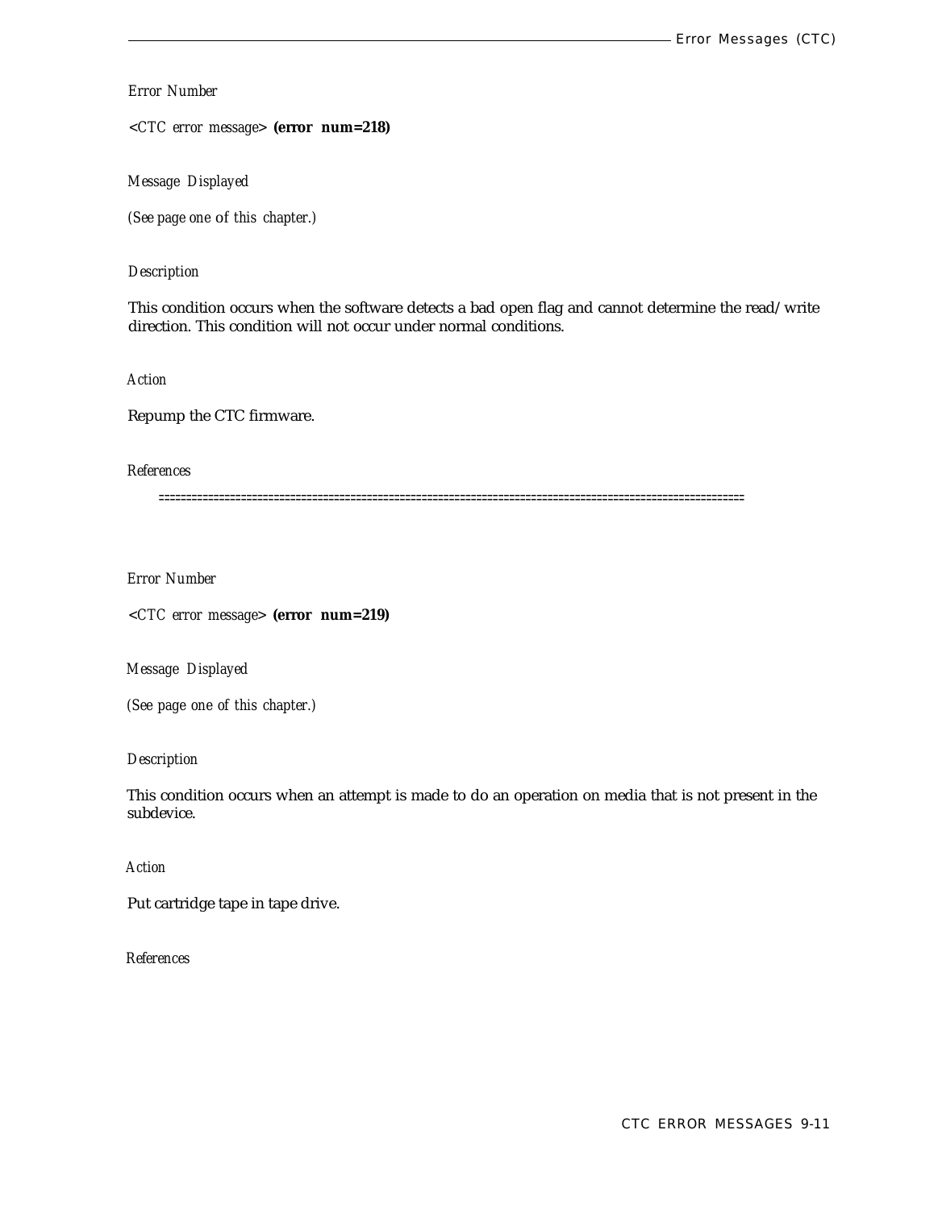*Error Number*

*<CTC error message>* **(error num=218)**

*Message Displayed*

*(See page one of this chapter.)*

*Description*

This condition occurs when the software detects a bad open flag and cannot determine the read/write direction. This condition will not occur under normal conditions.

*Action*

Repump the CTC firmware.

*References*

==========================================================================================

*Error Number*

*<CTC error message>* **(error num=219)**

*Message Displayed*

*(See page one of this chapter.)*

*Description*

This condition occurs when an attempt is made to do an operation on media that is not present in the subdevice.

*Action*

Put cartridge tape in tape drive.

*References*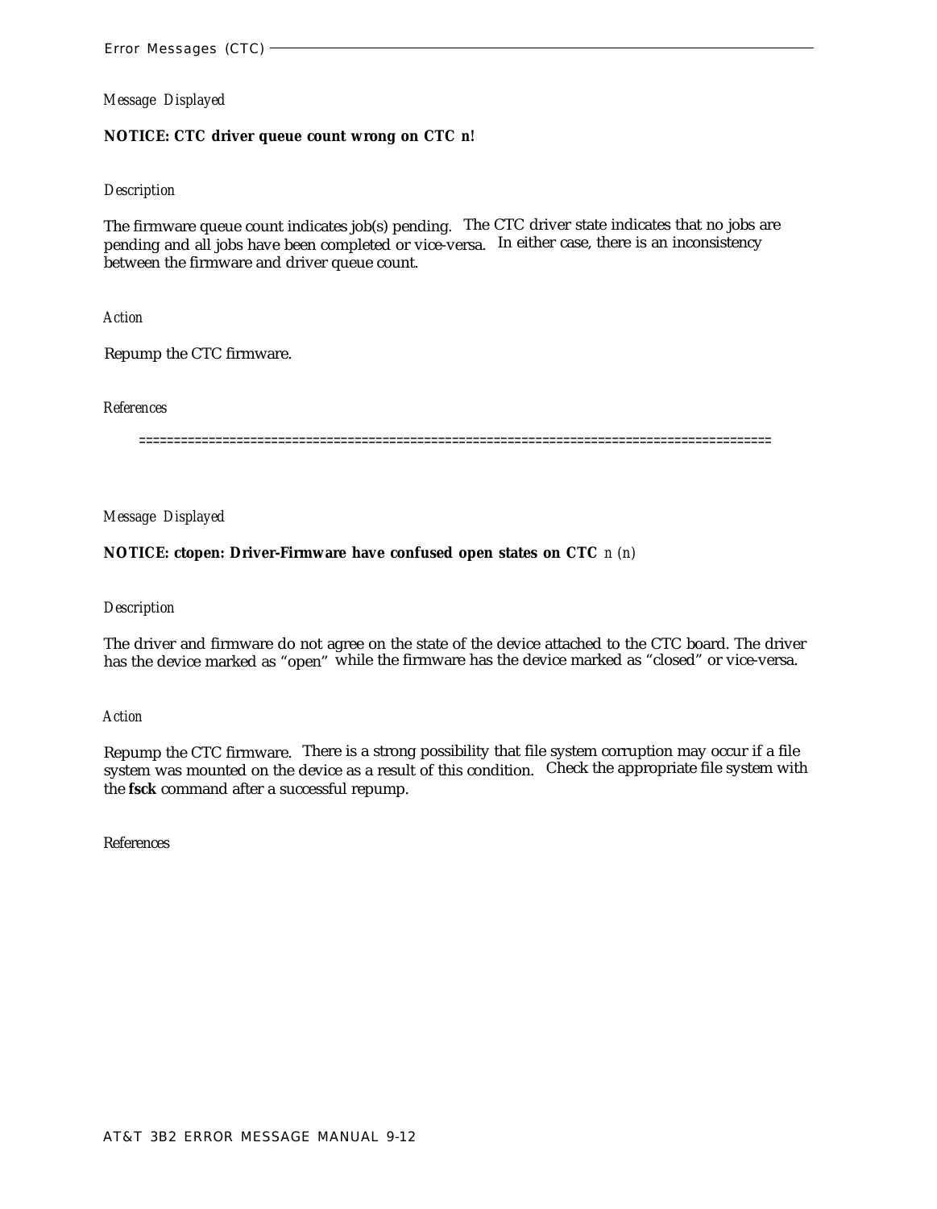*Message Displayed*

**NOTICE: CTC driver queue count wrong on CTC n!**

*Description*

The firmware queue count indicates job(s) pending. The CTC driver state indicates that no jobs are pending and all jobs have been completed or vice-versa. In either case, there is an inconsistency between the firmware and driver queue count.

*Action*

Repump the CTC firmware.

*References*

==========================================================================================

*Message Displayed*

**NOTICE: ctopen: Driver-Firmware have confused open states on CTC** *n (n)*

*Description*

The driver and firmware do not agree on the state of the device attached to the CTC board. The driver has the device marked as "open" while the firmware has the device marked as "closed" or vice-versa.

*Action*

Repump the CTC firmware. There is a strong possibility that file system corruption may occur if a file system was mounted on the device as a result of this condition. Check the appropriate file system with the **fsck** command after a successful repump.

References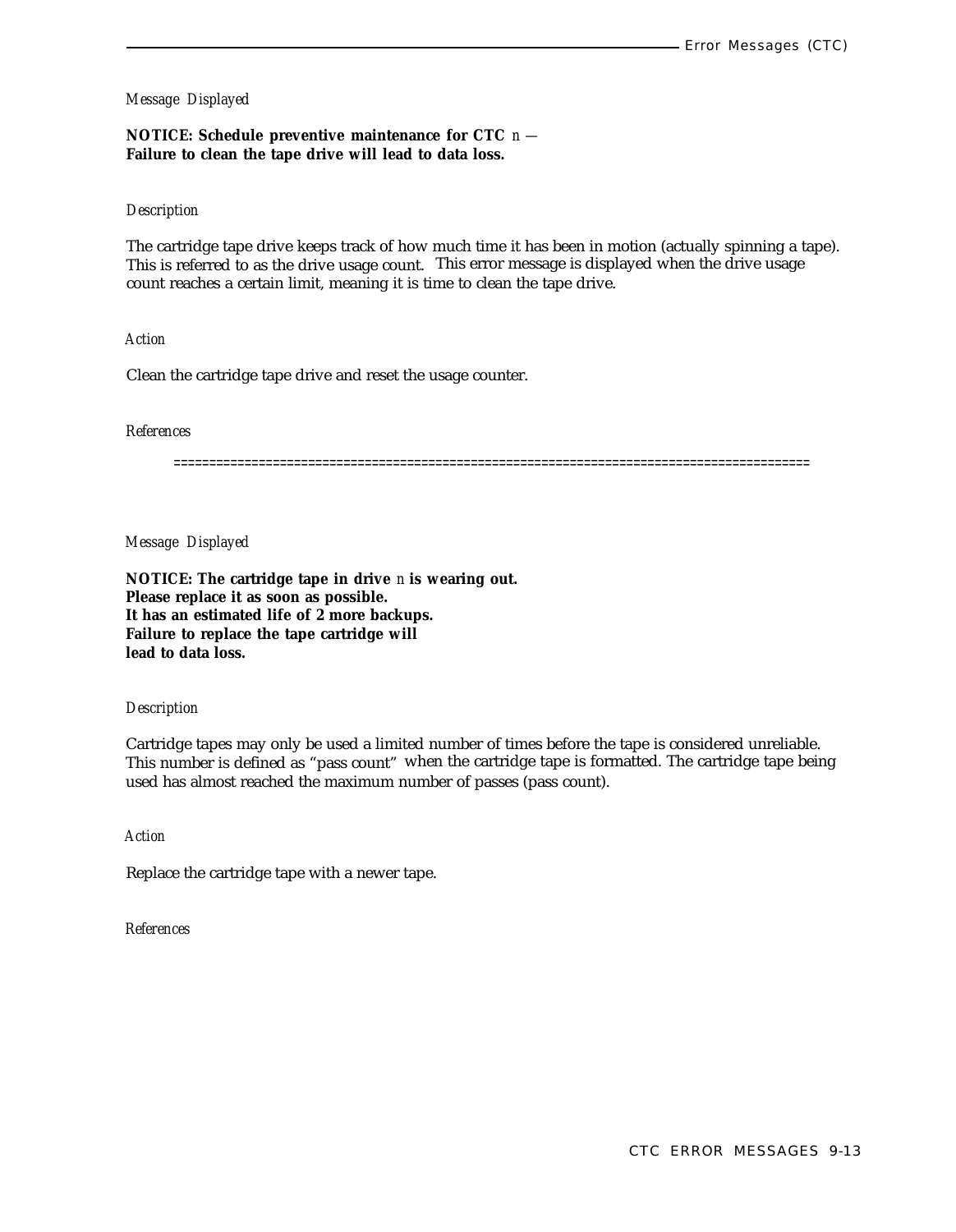*Message Displayed*

**NOTICE: Schedule preventive maintenance for CTC** *n* —
**Failure to clean the tape drive will lead to data loss.**

*Description*

The cartridge tape drive keeps track of how much time it has been in motion (actually spinning a tape). This is referred to as the drive usage count. This error message is displayed when the drive usage count reaches a certain limit, meaning it is time to clean the tape drive.

*Action*

Clean the cartridge tape drive and reset the usage counter.

*References*

==========================================================================================

*Message Displayed*

**NOTICE: The cartridge tape in drive** *n* **is wearing out.**
**Please replace it as soon as possible.**
**It has an estimated life of 2 more backups.**
**Failure to replace the tape cartridge will**
**lead to data loss.**

*Description*

Cartridge tapes may only be used a limited number of times before the tape is considered unreliable. This number is defined as "pass count" when the cartridge tape is formatted. The cartridge tape being used has almost reached the maximum number of passes (pass count).

*Action*

Replace the cartridge tape with a newer tape.

*References*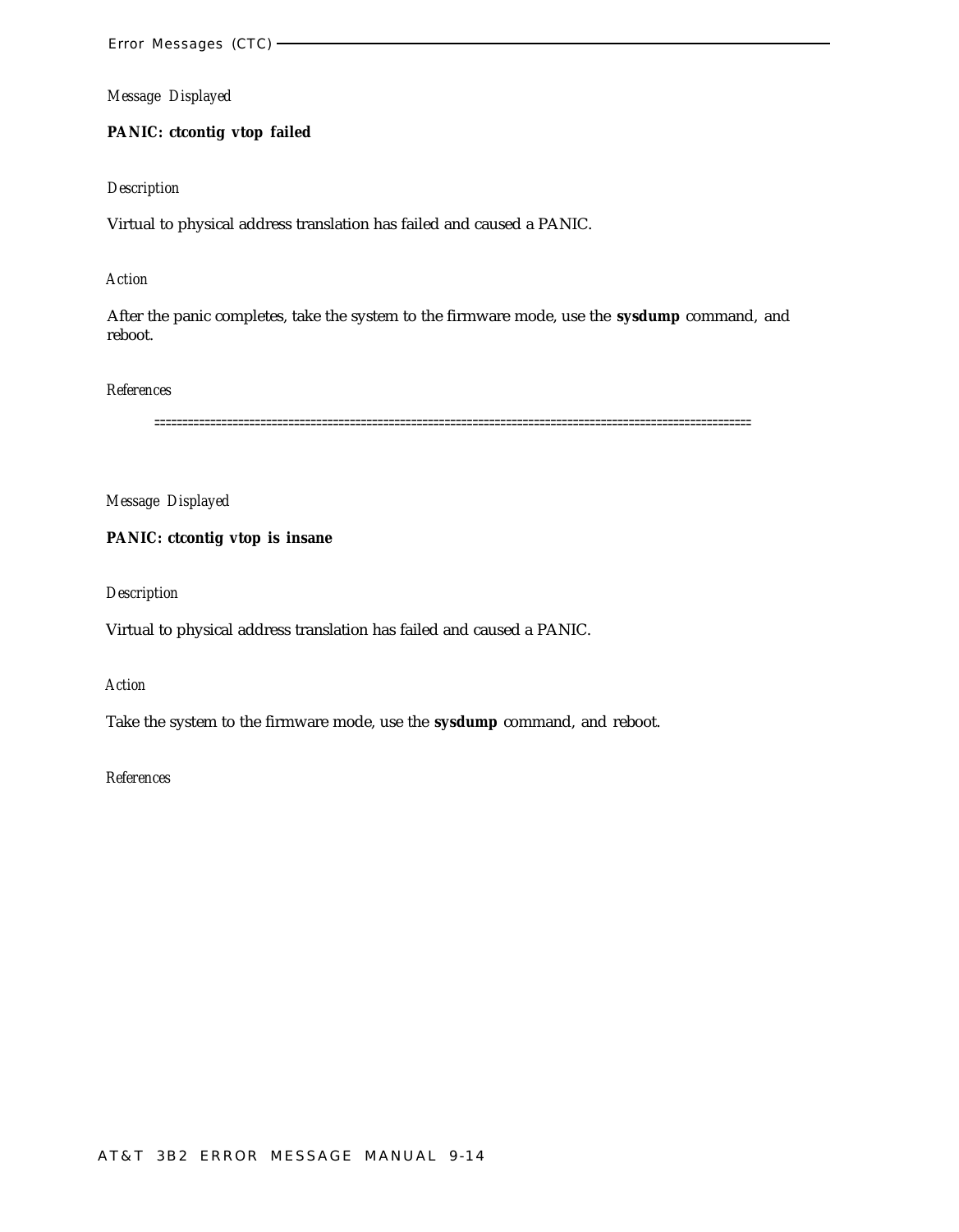*Message Displayed*

**PANIC: ctcontig vtop failed**

*Description*

Virtual to physical address translation has failed and caused a PANIC.

*Action*

After the panic completes, take the system to the firmware mode, use the **sysdump** command, and reboot.

*References*

=====================================================================================================

*Message Displayed*

**PANIC: ctcontig vtop is insane**

*Description*

Virtual to physical address translation has failed and caused a PANIC.

*Action*

Take the system to the firmware mode, use the **sysdump** command, and reboot.

*References*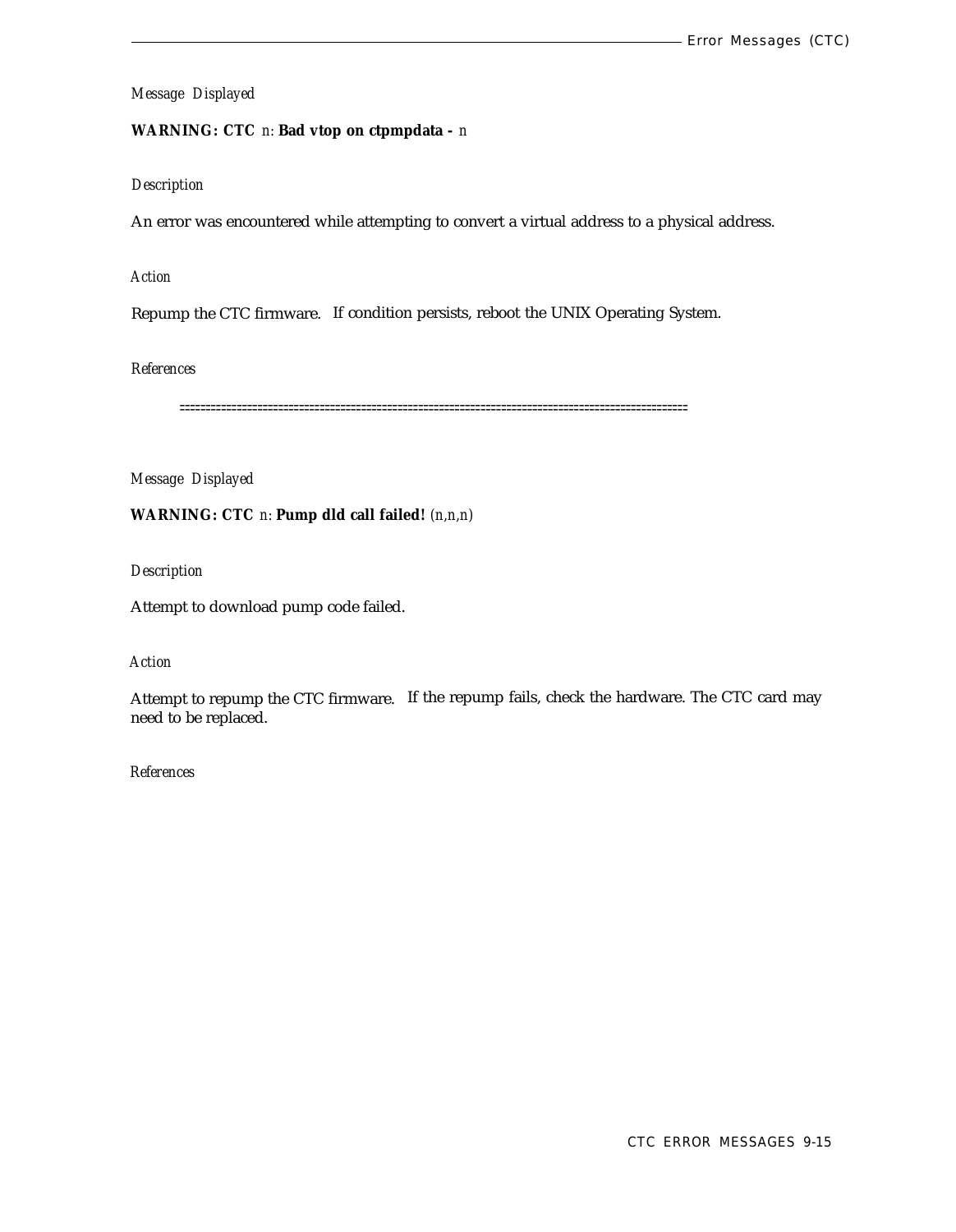*Message Displayed*

**WARNING: CTC** *n:* **Bad vtop on ctpmpdata -** *n*

*Description*

An error was encountered while attempting to convert a virtual address to a physical address.

*Action*

Repump the CTC firmware. If condition persists, reboot the UNIX Operating System.

*References*

==========================================================================================

*Message Displayed*

**WARNING: CTC** *n:* **Pump dld call failed!** *(n,n,n)*

*Description*

Attempt to download pump code failed.

*Action*

Attempt to repump the CTC firmware. If the repump fails, check the hardware. The CTC card may need to be replaced.

*References*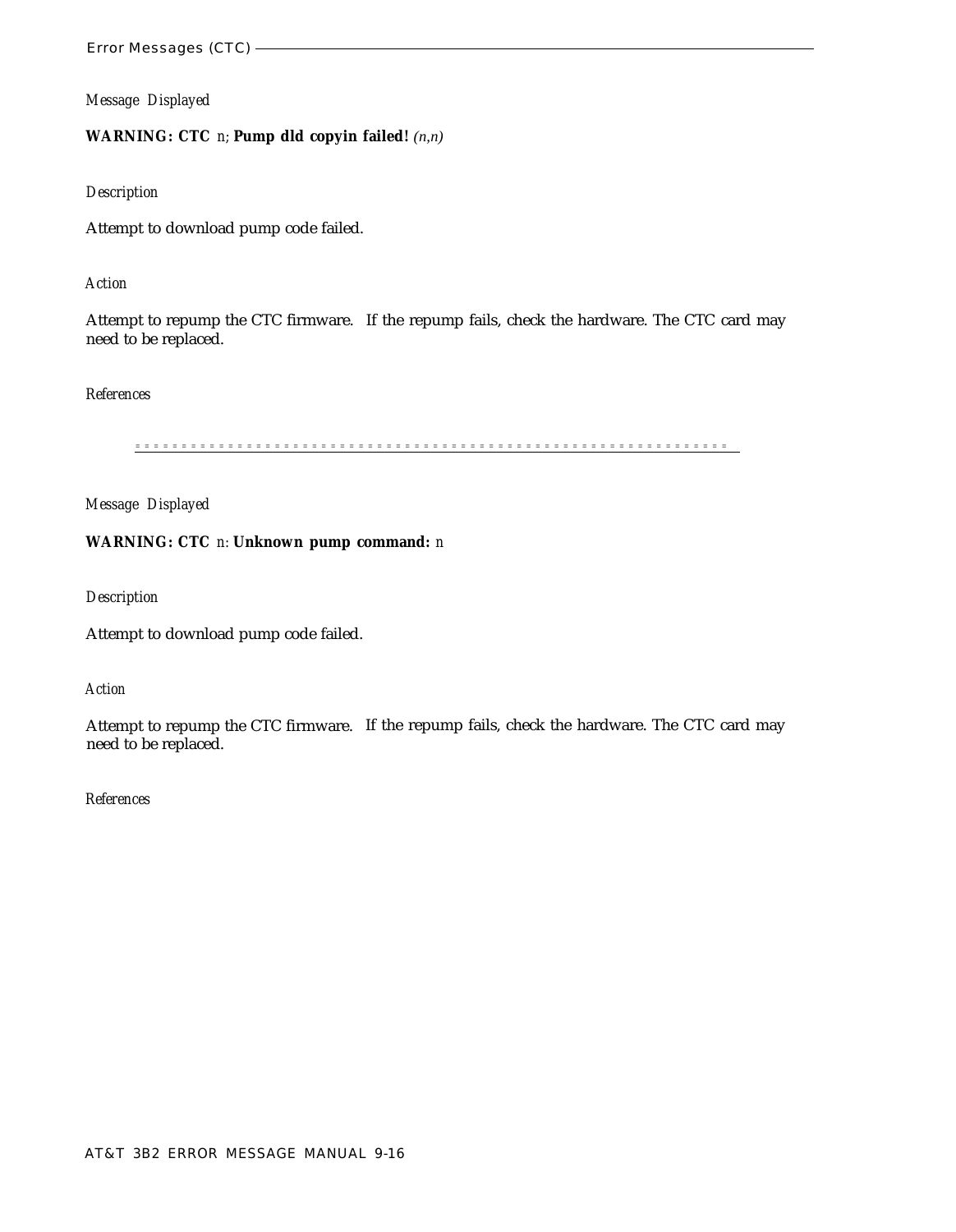*Message Displayed*

**WARNING: CTC** *n*; **Pump dld copyin failed!** *(n,n)*

*Description*

Attempt to download pump code failed.

*Action*

Attempt to repump the CTC firmware. If the repump fails, check the hardware. The CTC card may need to be replaced.

*References*

---

*Message Displayed*

**WARNING: CTC** *n*: **Unknown pump command:** *n*

*Description*

Attempt to download pump code failed.

*Action*

Attempt to repump the CTC firmware. If the repump fails, check the hardware. The CTC card may need to be replaced.

*References*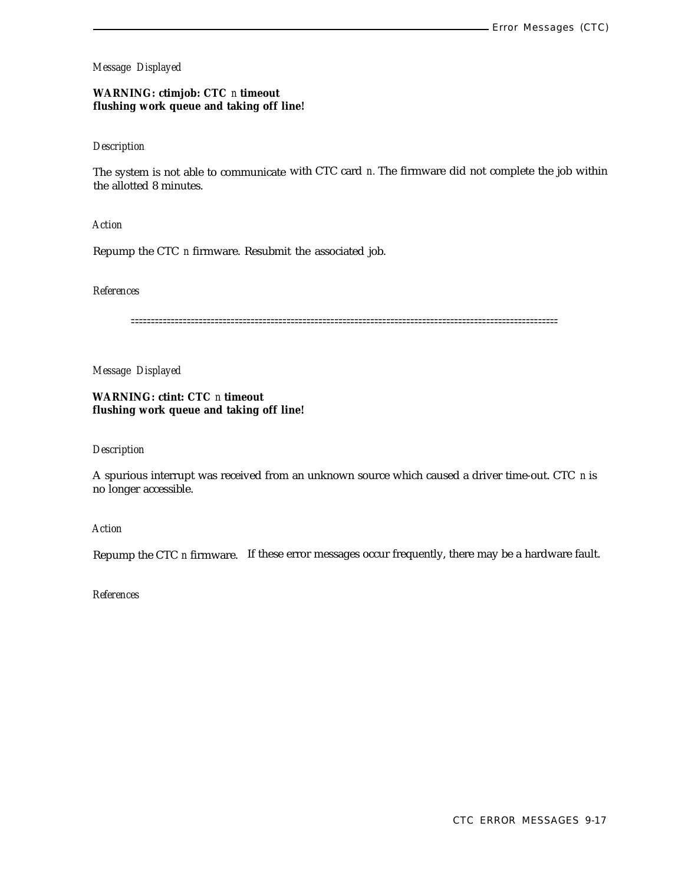*Message Displayed*

**WARNING: ctimjob: CTC *n* timeout**
**flushing work queue and taking off line!**

*Description*

The system is not able to communicate with CTC card *n*. The firmware did not complete the job within the allotted 8 minutes.

*Action*

Repump the CTC *n* firmware. Resubmit the associated job.

*References*

==========================================================================================================

*Message Displayed*

**WARNING: ctint: CTC *n* timeout**
**flushing work queue and taking off line!**

*Description*

A spurious interrupt was received from an unknown source which caused a driver time-out. CTC *n* is no longer accessible.

*Action*

Repump the CTC *n* firmware. If these error messages occur frequently, there may be a hardware fault.

*References*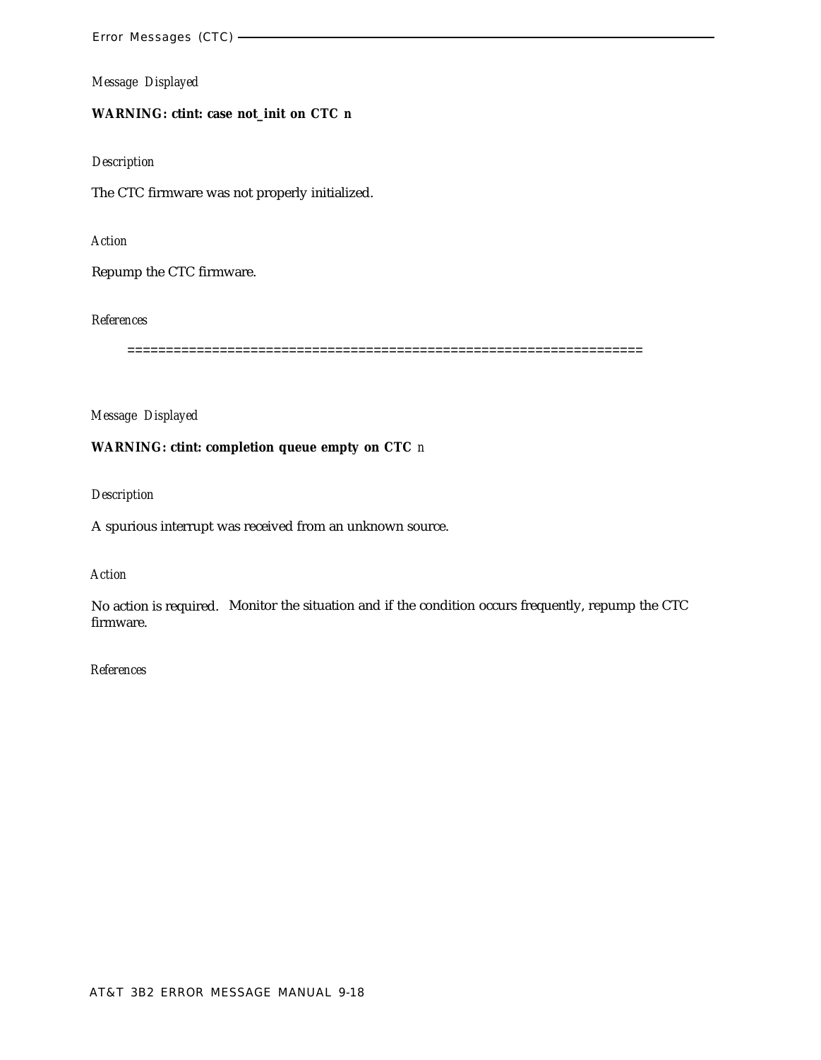*Message Displayed*

**WARNING: ctint: case not_init on CTC n**

*Description*

The CTC firmware was not properly initialized.

*Action*

Repump the CTC firmware.

*References*

==================================================================

*Message Displayed*

**WARNING: ctint: completion queue empty on CTC** *n*

*Description*

A spurious interrupt was received from an unknown source.

*Action*

No action is required. Monitor the situation and if the condition occurs frequently, repump the CTC firmware.

*References*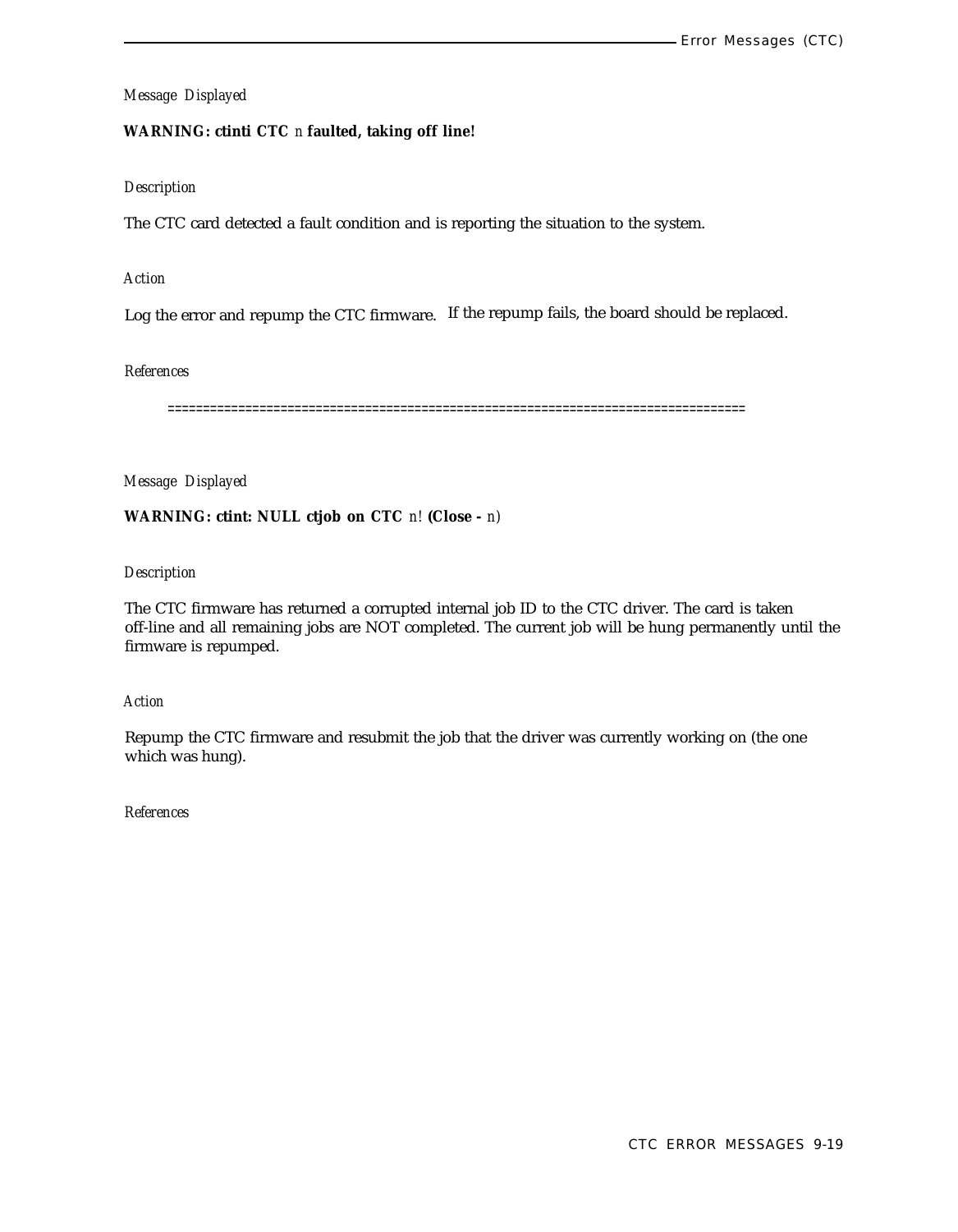*Message Displayed*

**WARNING: ctinti CTC** *n* **faulted, taking off line!**

*Description*

The CTC card detected a fault condition and is reporting the situation to the system.

*Action*

Log the error and repump the CTC firmware. If the repump fails, the board should be replaced.

*References*

==============================================================================

*Message Displayed*

**WARNING: ctint: NULL ctjob on CTC** *n*! **(Close -** *n*)

*Description*

The CTC firmware has returned a corrupted internal job ID to the CTC driver. The card is taken off-line and all remaining jobs are NOT completed. The current job will be hung permanently until the firmware is repumped.

*Action*

Repump the CTC firmware and resubmit the job that the driver was currently working on (the one which was hung).

*References*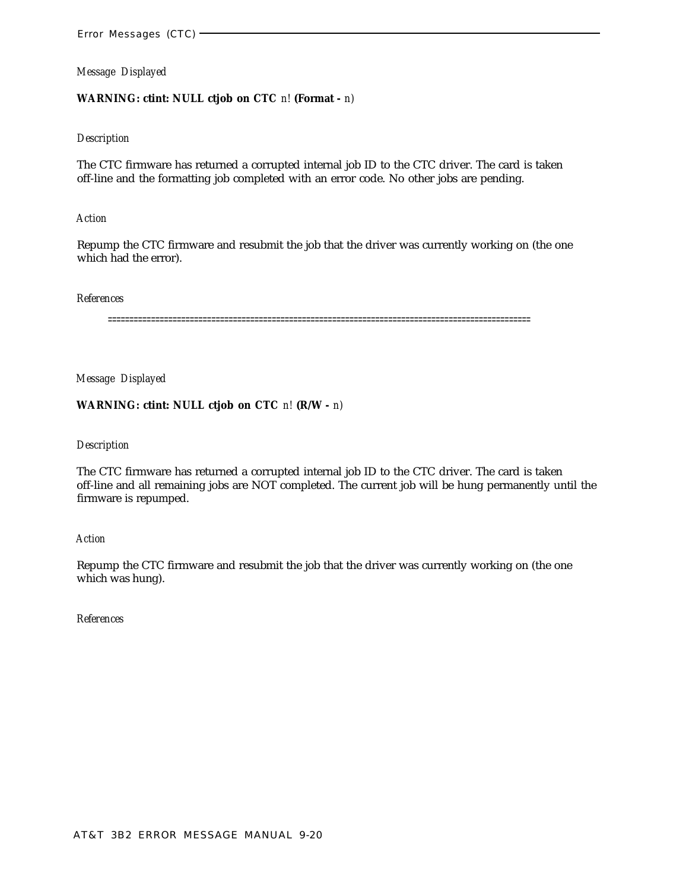*Message Displayed*

**WARNING: ctint: NULL ctjob on CTC** *n*! **(Format -** *n*)

*Description*

The CTC firmware has returned a corrupted internal job ID to the CTC driver. The card is taken off-line and the formatting job completed with an error code. No other jobs are pending.

*Action*

Repump the CTC firmware and resubmit the job that the driver was currently working on (the one which had the error).

*References*

==================================================================================================

*Message Displayed*

**WARNING: ctint: NULL ctjob on CTC** *n*! **(R/W -** *n*)

*Description*

The CTC firmware has returned a corrupted internal job ID to the CTC driver. The card is taken off-line and all remaining jobs are NOT completed. The current job will be hung permanently until the firmware is repumped.

*Action*

Repump the CTC firmware and resubmit the job that the driver was currently working on (the one which was hung).

*References*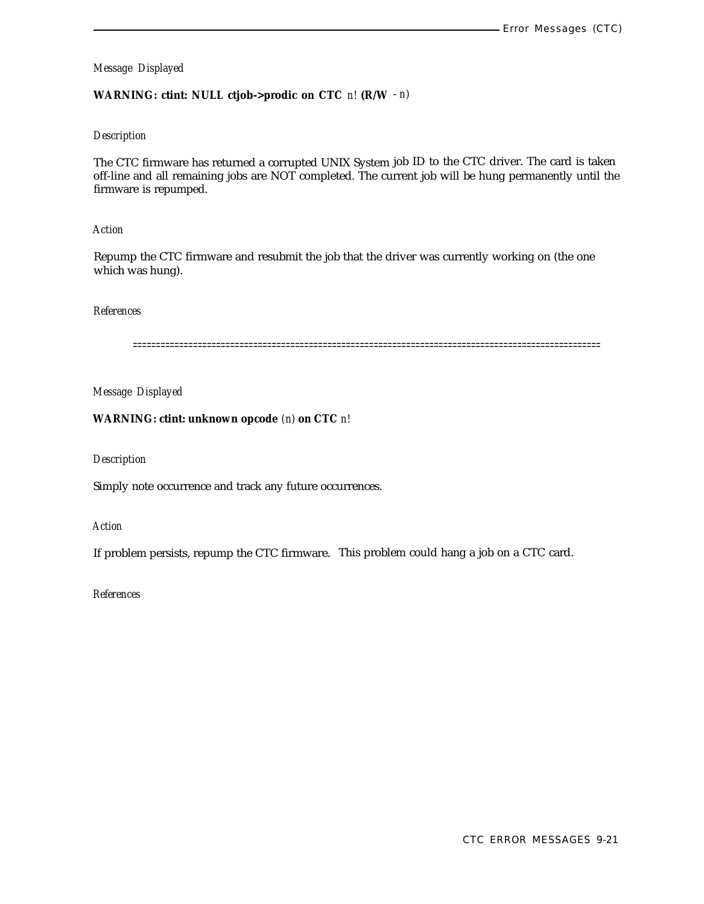*Message Displayed*

**WARNING: ctint: NULL ctjob->prodic on CTC** *n*! **(R/W** *- n)*

*Description*

The CTC firmware has returned a corrupted UNIX System job ID to the CTC driver. The card is taken off-line and all remaining jobs are NOT completed. The current job will be hung permanently until the firmware is repumped.

*Action*

Repump the CTC firmware and resubmit the job that the driver was currently working on (the one which was hung).

*References*

====================================================================================================

*Message Displayed*

**WARNING: ctint: unknown opcode** *(n)* **on CTC** *n*!

*Description*

Simply note occurrence and track any future occurrences.

*Action*

If problem persists, repump the CTC firmware. This problem could hang a job on a CTC card.

*References*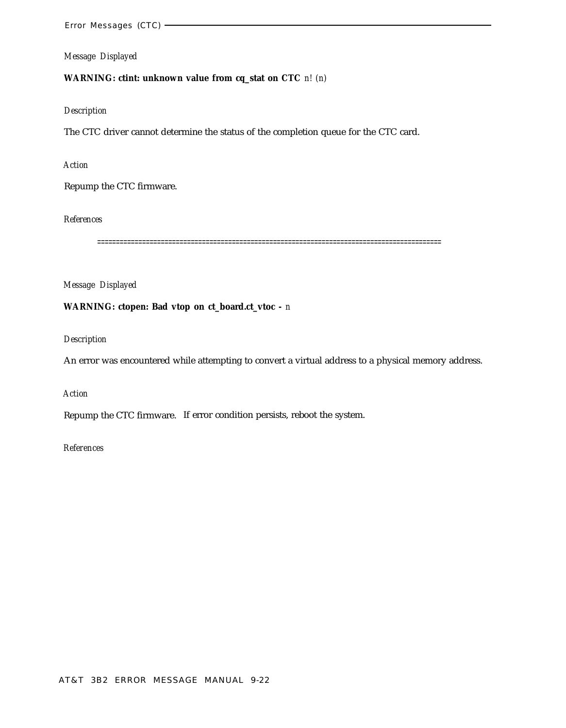*Message Displayed*

**WARNING: ctint: unknown value from cq_stat on CTC** *n*! (*n*)

*Description*

The CTC driver cannot determine the status of the completion queue for the CTC card.

*Action*

Repump the CTC firmware.

*References*

==========================================================================================

*Message Displayed*

**WARNING: ctopen: Bad vtop on ct_board.ct_vtoc -** *n*

*Description*

An error was encountered while attempting to convert a virtual address to a physical memory address.

*Action*

Repump the CTC firmware. If error condition persists, reboot the system.

*References*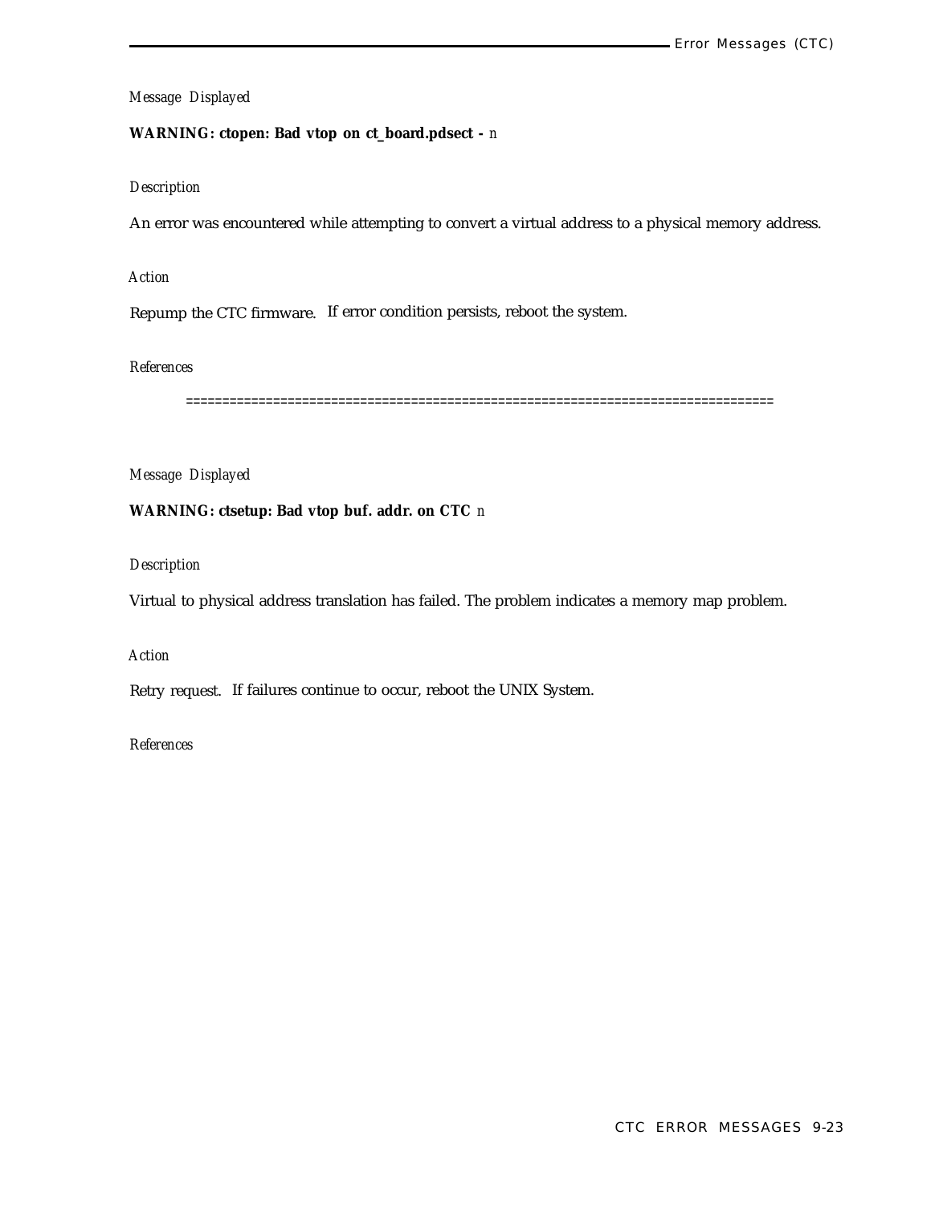*Message Displayed*

**WARNING: ctopen: Bad vtop on ct_board.pdsect -** *n*

*Description*

An error was encountered while attempting to convert a virtual address to a physical memory address.

*Action*

Repump the CTC firmware. If error condition persists, reboot the system.

*References*

==============================================================================

*Message Displayed*

**WARNING: ctsetup: Bad vtop buf. addr. on CTC** *n*

*Description*

Virtual to physical address translation has failed. The problem indicates a memory map problem.

*Action*

Retry request. If failures continue to occur, reboot the UNIX System.

*References*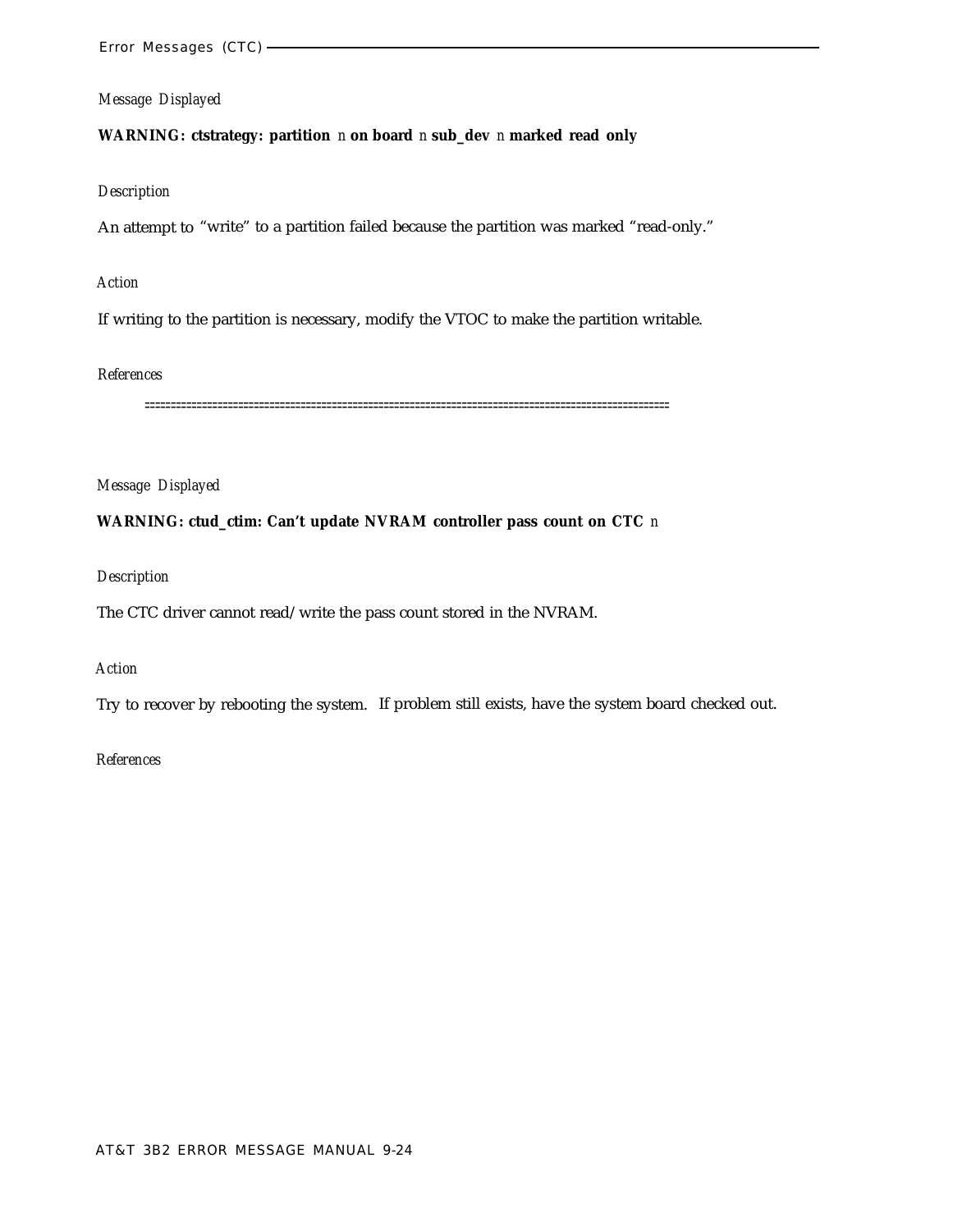*Message Displayed*

**WARNING: ctstrategy: partition** *n* **on board** *n* **sub_dev** *n* **marked read only**

*Description*

An attempt to "write" to a partition failed because the partition was marked "read-only."

*Action*

If writing to the partition is necessary, modify the VTOC to make the partition writable.

*References*

================================================================================================

*Message Displayed*

**WARNING: ctud_ctim: Can't update NVRAM controller pass count on CTC** *n*

*Description*

The CTC driver cannot read/write the pass count stored in the NVRAM.

*Action*

Try to recover by rebooting the system. If problem still exists, have the system board checked out.

*References*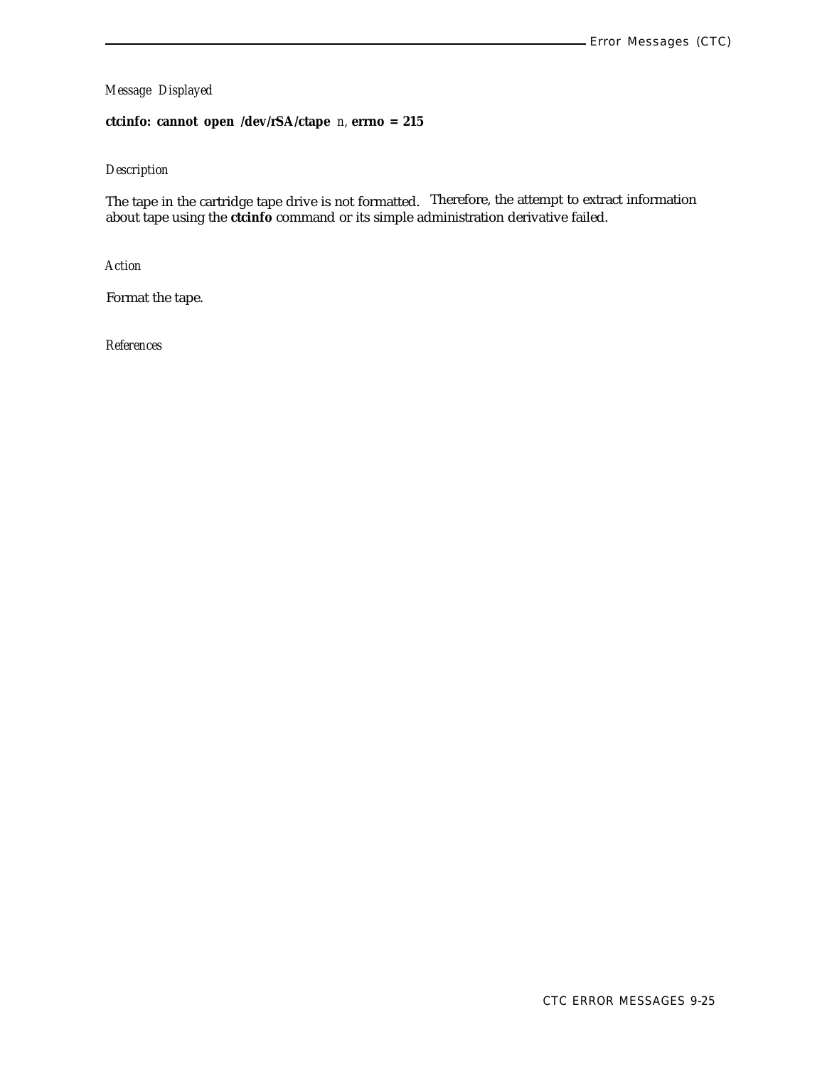*Message Displayed*

**ctcinfo: cannot open /dev/rSA/ctape** *n*, **errno = 215**

*Description*

The tape in the cartridge tape drive is not formatted. Therefore, the attempt to extract information about tape using the **ctcinfo** command or its simple administration derivative failed.

*Action*

Format the tape.

*References*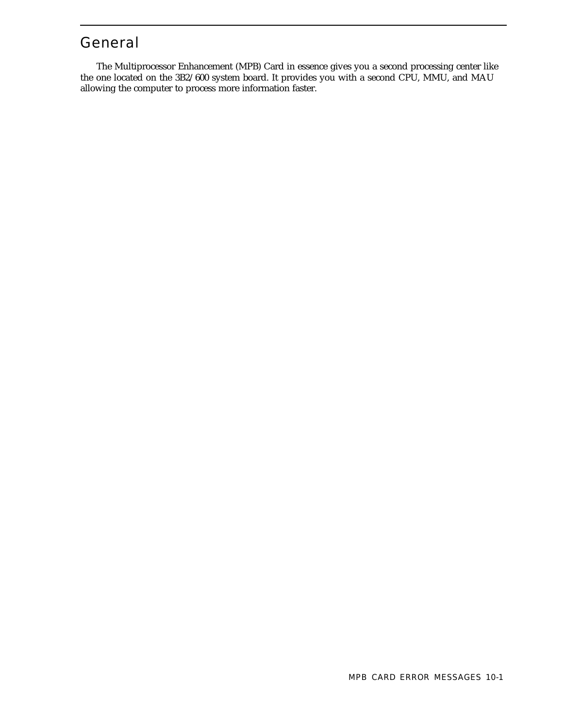# General

The Multiprocessor Enhancement (MPB) Card in essence gives you a second processing center like the one located on the 3B2/600 system board. It provides you with a second CPU, MMU, and MAU allowing the computer to process more information faster.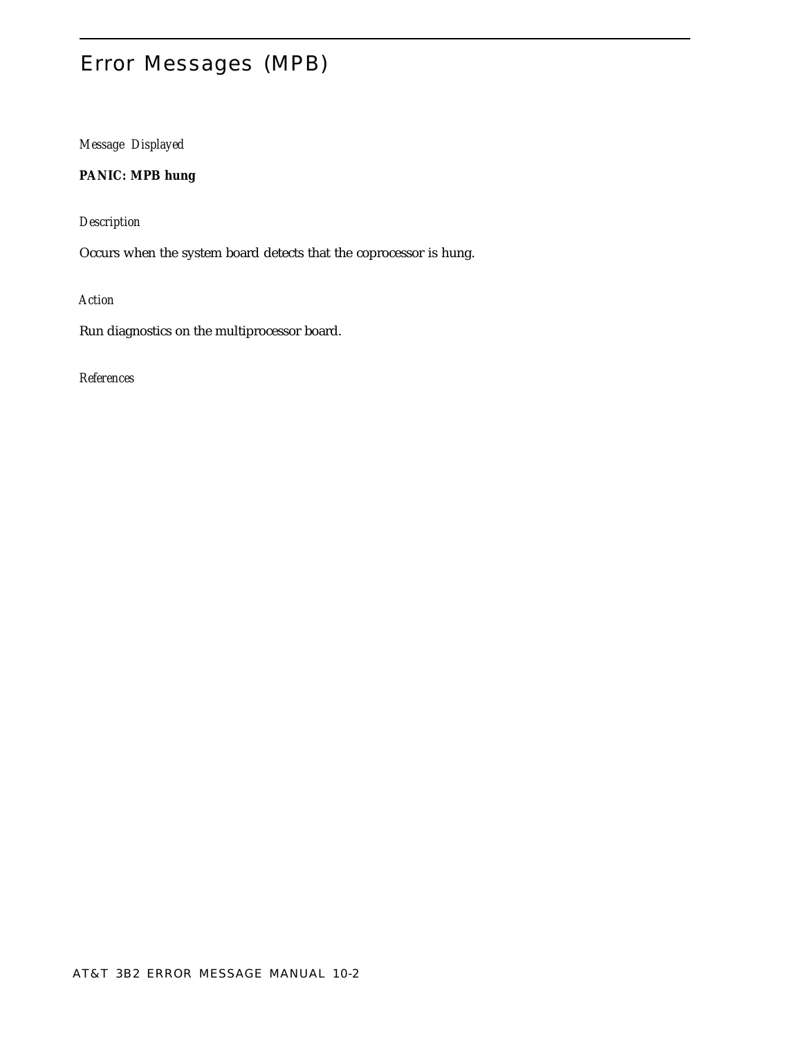# Error Messages (MPB)

*Message Displayed*

**PANIC: MPB hung**

*Description*

Occurs when the system board detects that the coprocessor is hung.

*Action*

Run diagnostics on the multiprocessor board.

*References*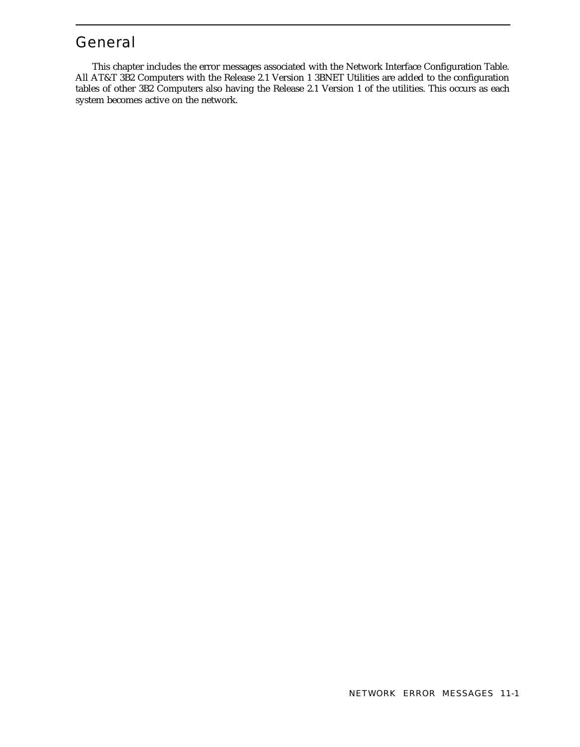## General

This chapter includes the error messages associated with the Network Interface Configuration Table. All AT&T 3B2 Computers with the Release 2.1 Version 1 3BNET Utilities are added to the configuration tables of other 3B2 Computers also having the Release 2.1 Version 1 of the utilities. This occurs as each system becomes active on the network.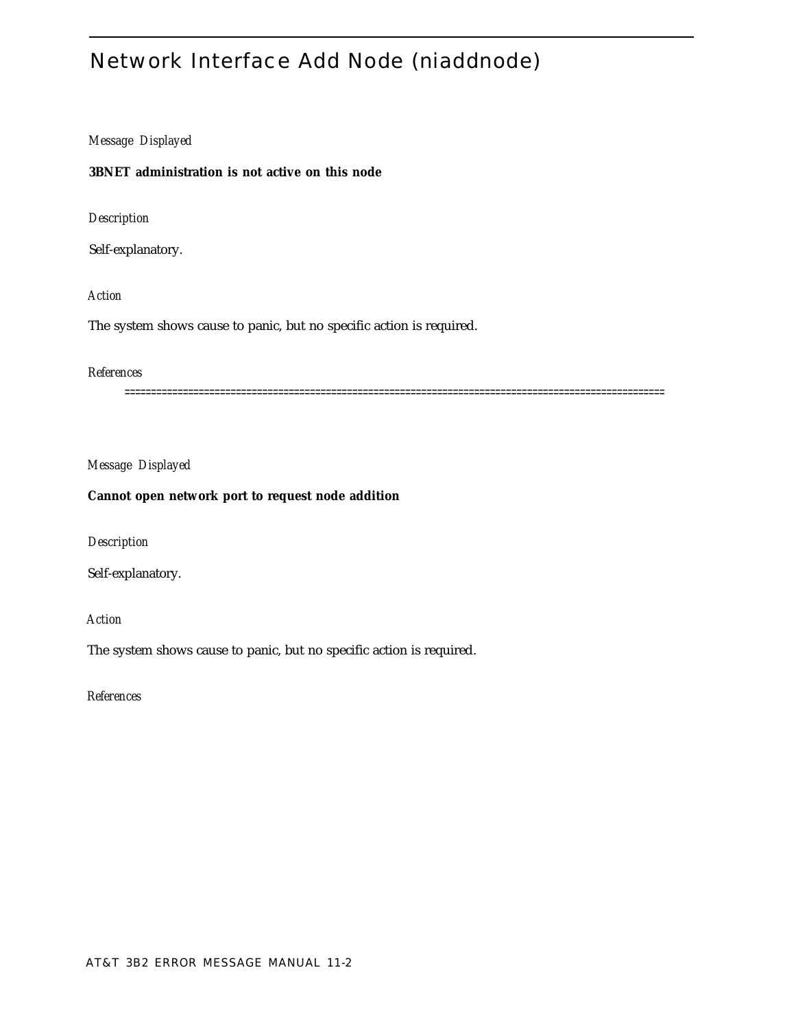# Network Interface Add Node (niaddnode)

*Message Displayed*

**3BNET administration is not active on this node**

*Description*

Self-explanatory.

*Action*

The system shows cause to panic, but no specific action is required.

*References*

====================================================================================================

*Message Displayed*

**Cannot open network port to request node addition**

*Description*

Self-explanatory.

*Action*

The system shows cause to panic, but no specific action is required.

*References*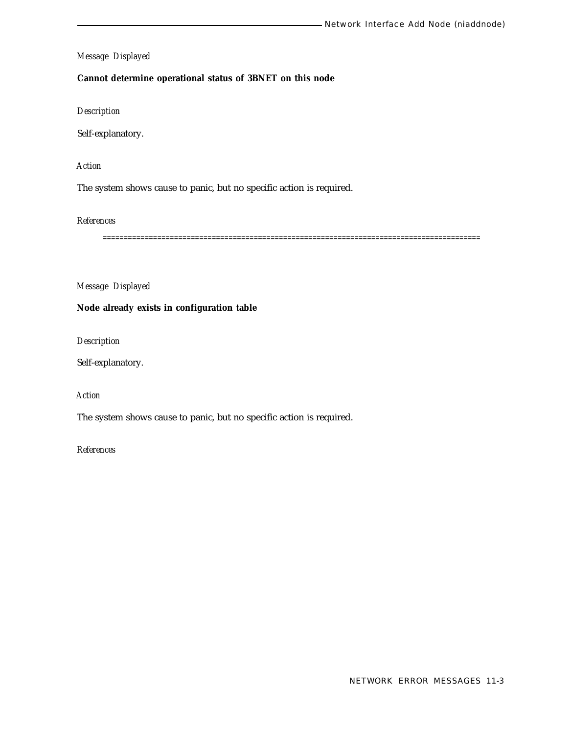*Message Displayed*

**Cannot determine operational status of 3BNET on this node**

*Description*

Self-explanatory.

*Action*

The system shows cause to panic, but no specific action is required.

*References*

========================================================================================

*Message Displayed*

**Node already exists in configuration table**

*Description*

Self-explanatory.

*Action*

The system shows cause to panic, but no specific action is required.

*References*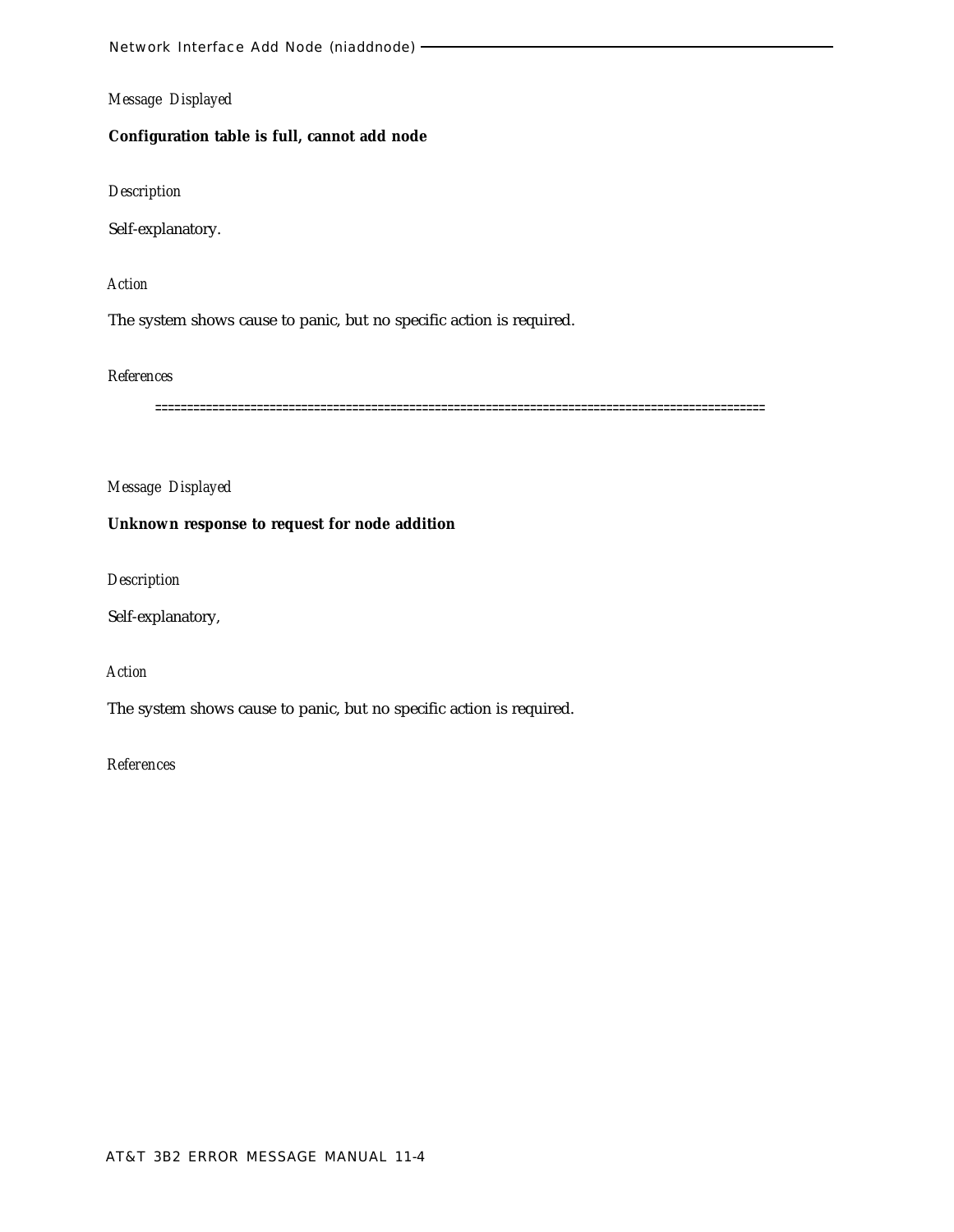*Message Displayed*

**Configuration table is full, cannot add node**

*Description*

Self-explanatory.

*Action*

The system shows cause to panic, but no specific action is required.

*References*

==========================================================================================

*Message Displayed*

**Unknown response to request for node addition**

*Description*

Self-explanatory,

*Action*

The system shows cause to panic, but no specific action is required.

*References*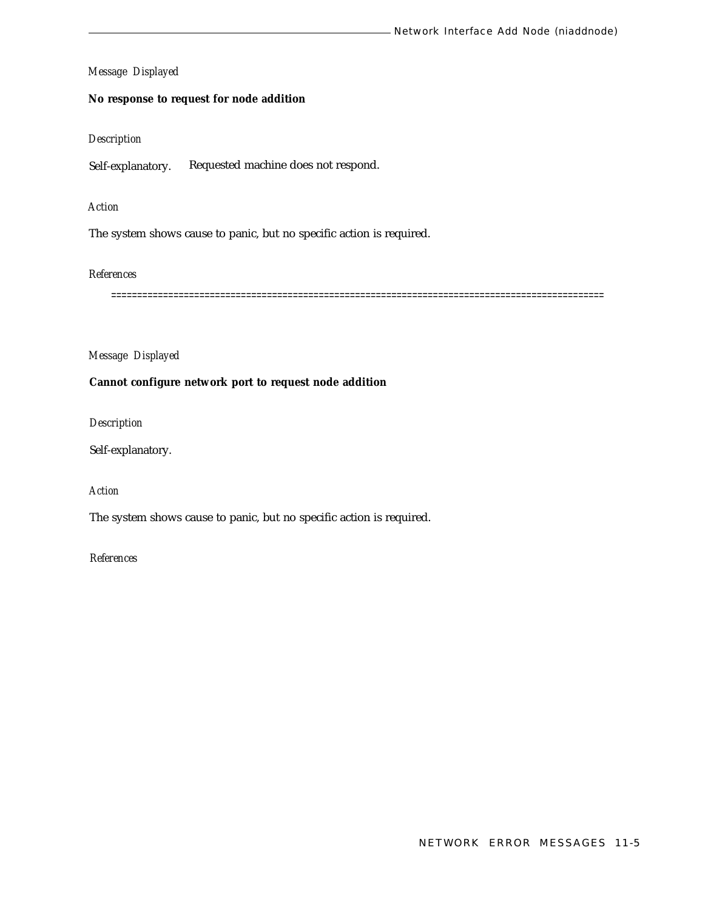*Message Displayed*

**No response to request for node addition**

*Description*

Self-explanatory. Requested machine does not respond.

*Action*

The system shows cause to panic, but no specific action is required.

*References*

==============================================================================================

*Message Displayed*

**Cannot configure network port to request node addition**

*Description*

Self-explanatory.

*Action*

The system shows cause to panic, but no specific action is required.

*References*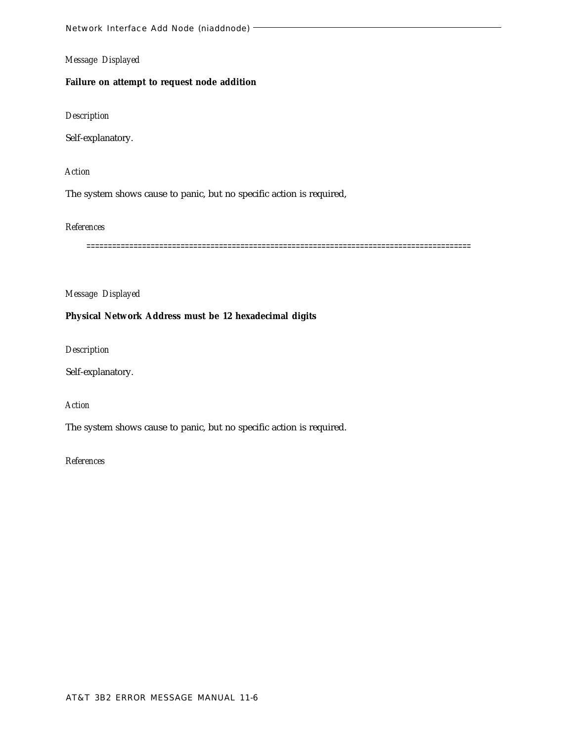*Message Displayed*

**Failure on attempt to request node addition**

*Description*

Self-explanatory.

*Action*

The system shows cause to panic, but no specific action is required,

*References*

=========================================================================================

*Message Displayed*

**Physical Network Address must be 12 hexadecimal digits**

*Description*

Self-explanatory.

*Action*

The system shows cause to panic, but no specific action is required.

*References*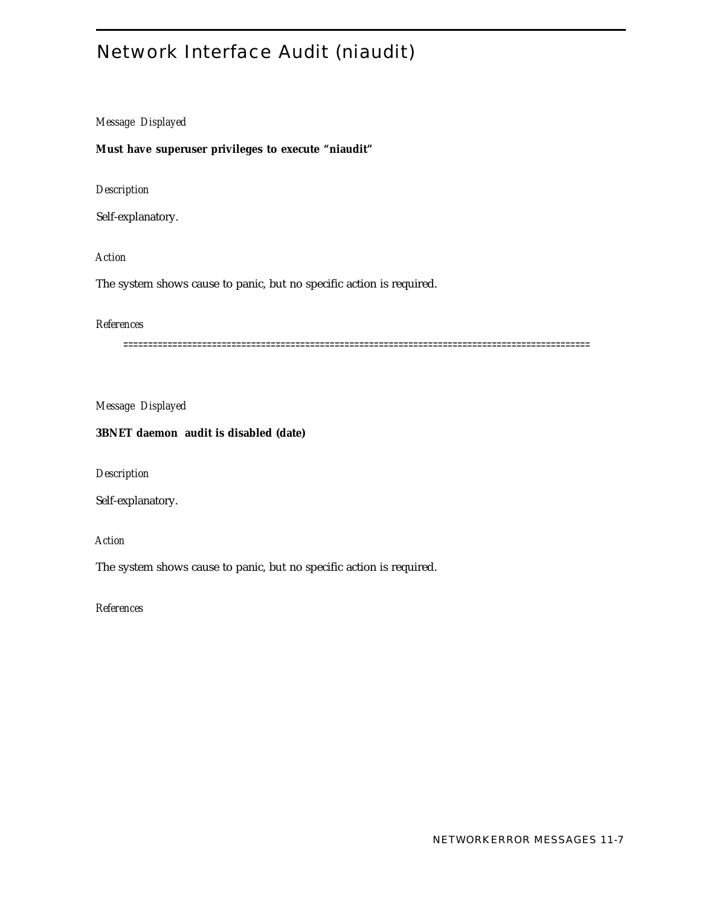# Network Interface Audit (niaudit)

*Message Displayed*

**Must have superuser privileges to execute “niaudit”**

*Description*

Self-explanatory.

*Action*

The system shows cause to panic, but no specific action is required.

*References*

==========================================================================================

*Message Displayed*

**3BNET daemon audit is disabled (date)**

*Description*

Self-explanatory.

*Action*

The system shows cause to panic, but no specific action is required.

*References*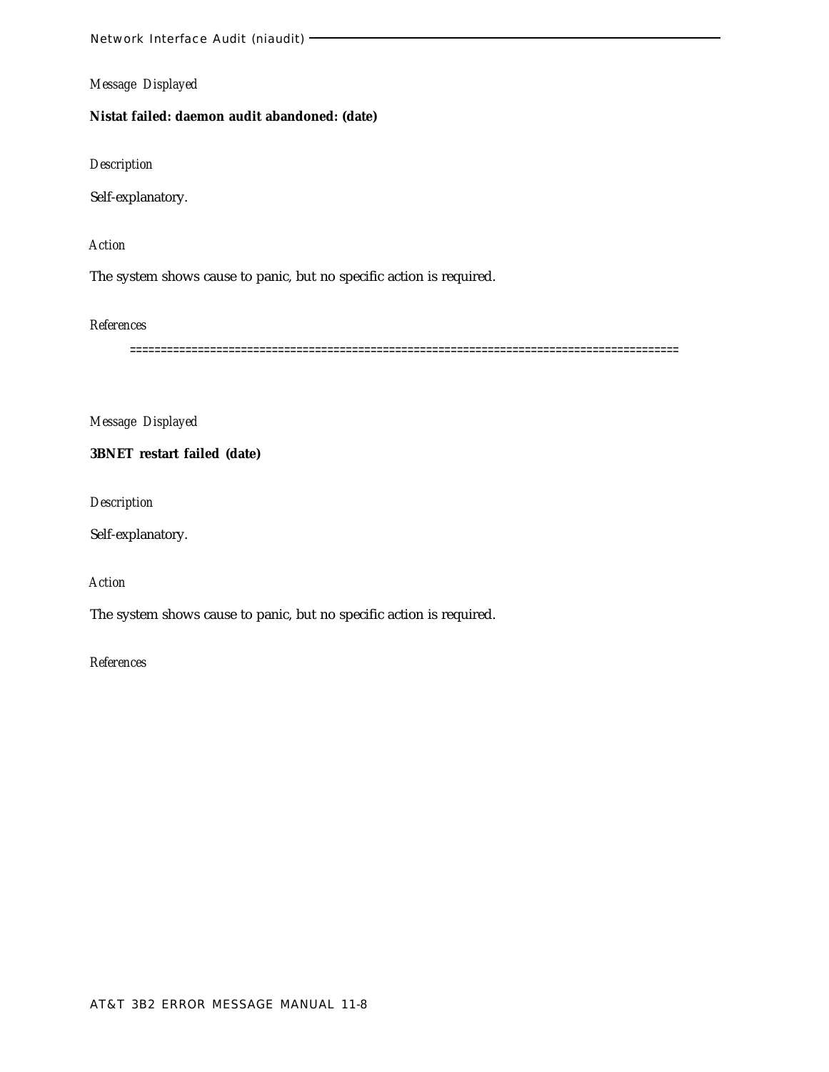*Message Displayed*

**Nistat failed: daemon audit abandoned: (date)**

*Description*

Self-explanatory.

*Action*

The system shows cause to panic, but no specific action is required.

*References*

=====================================================================================

*Message Displayed*

**3BNET restart failed (date)**

*Description*

Self-explanatory.

*Action*

The system shows cause to panic, but no specific action is required.

*References*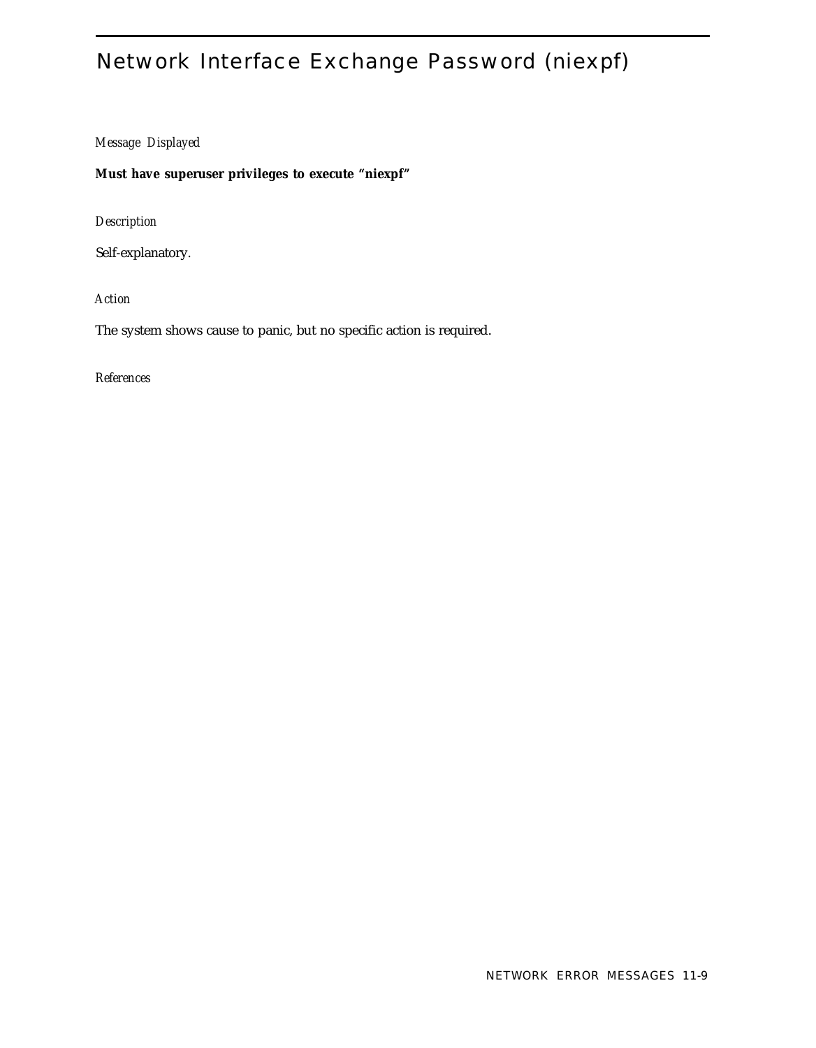# Network Interface Exchange Password (niexpf)

*Message Displayed*

**Must have superuser privileges to execute "niexpf"**

*Description*

Self-explanatory.

*Action*

The system shows cause to panic, but no specific action is required.

*References*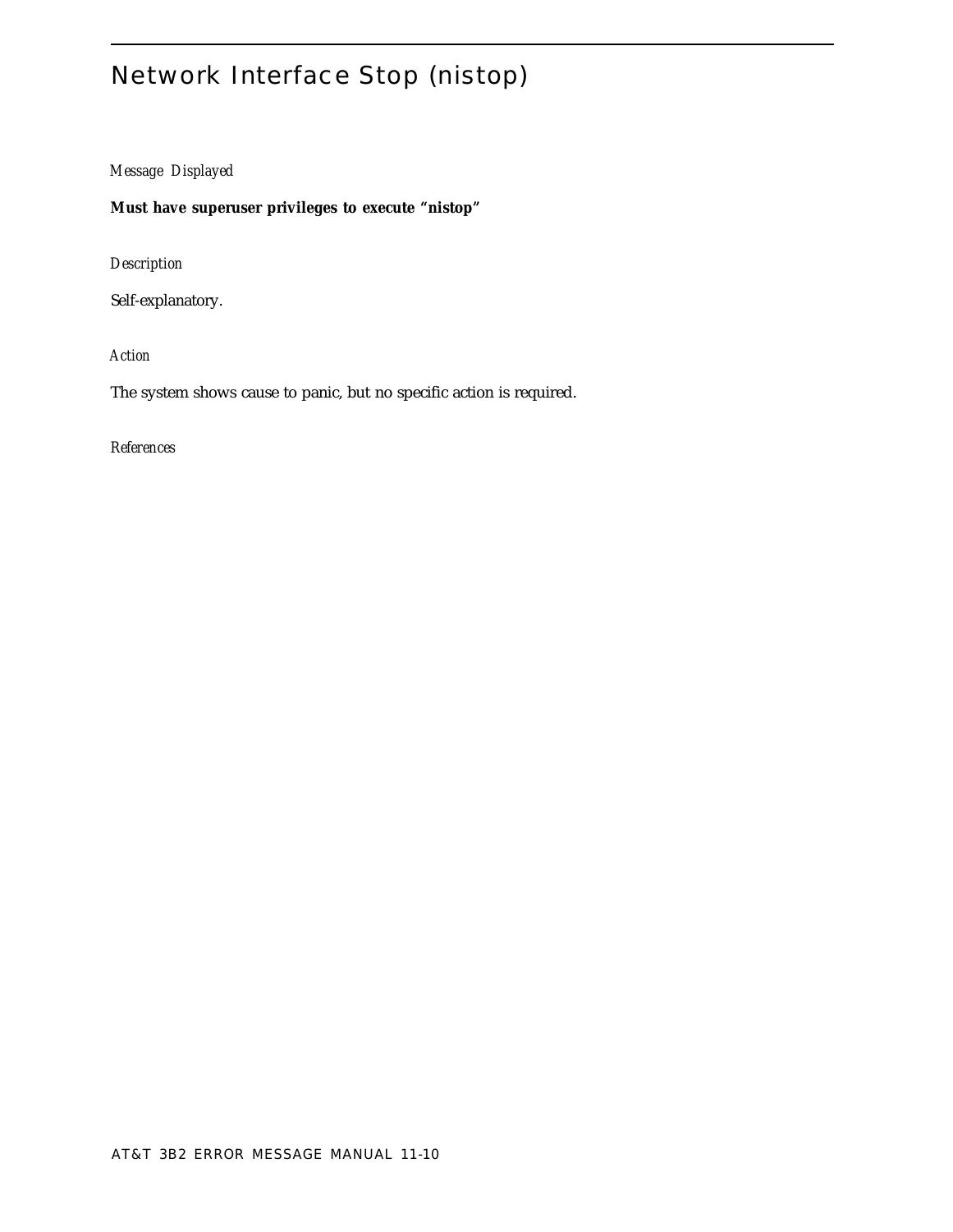# Network Interface Stop (nistop)

*Message Displayed*

**Must have superuser privileges to execute "nistop"**

*Description*

Self-explanatory.

*Action*

The system shows cause to panic, but no specific action is required.

*References*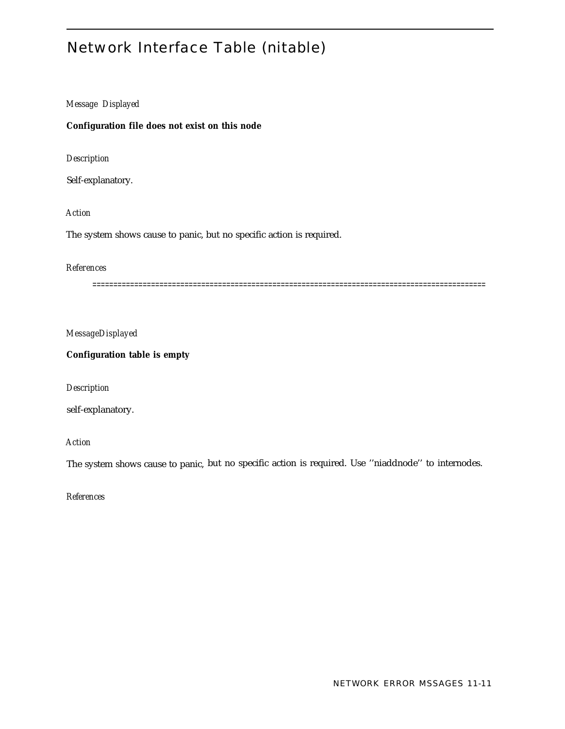# Network Interface Table (nitable)

*Message Displayed*

**Configuration file does not exist on this node**

*Description*

Self-explanatory.

*Action*

The system shows cause to panic, but no specific action is required.

*References*

==========================================================================================

*MessageDisplayed*

**Configuration table is empty**

*Description*

self-explanatory.

*Action*

The system shows cause to panic, but no specific action is required. Use ''niaddnode'' to internodes.

*References*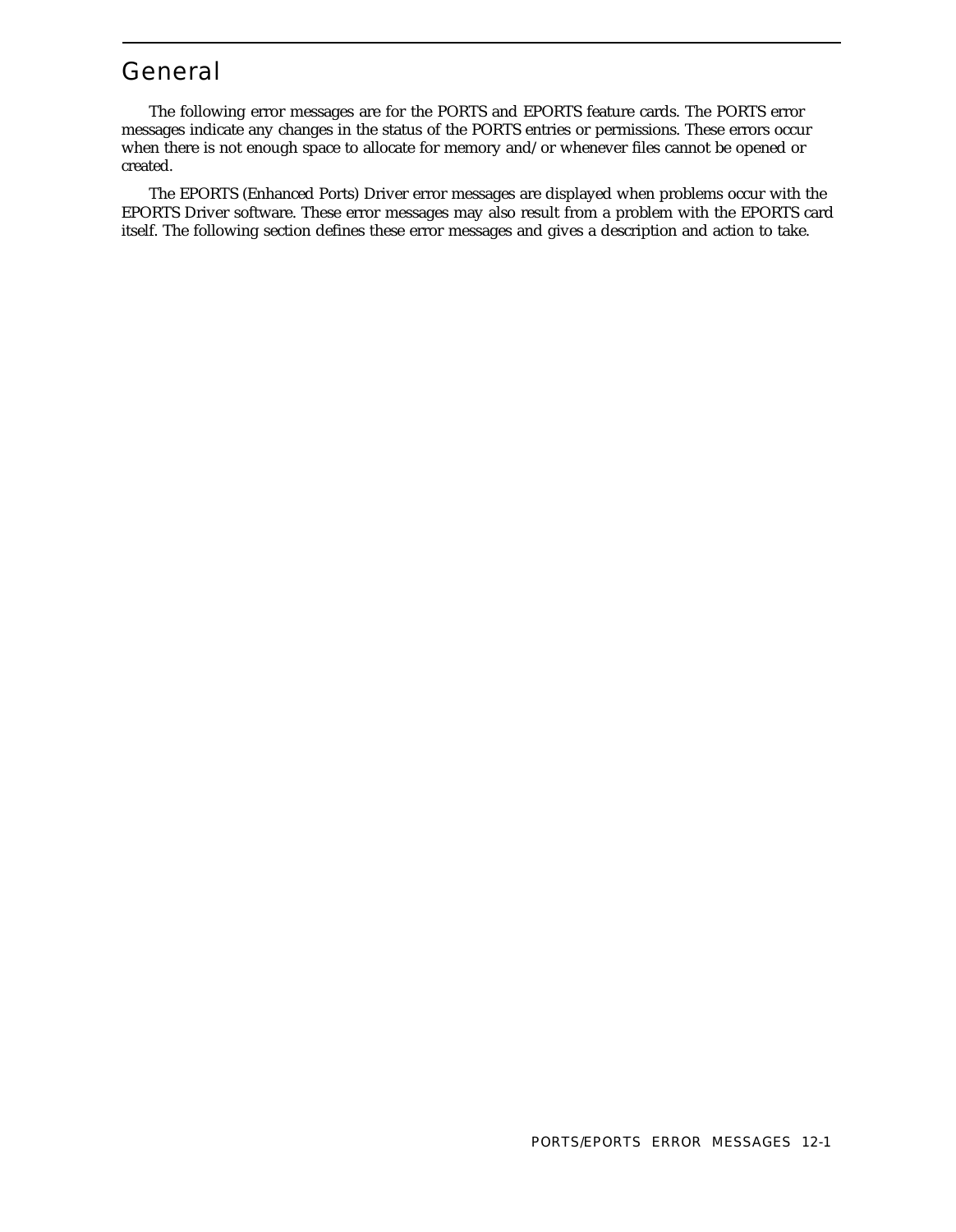# General

The following error messages are for the PORTS and EPORTS feature cards. The PORTS error messages indicate any changes in the status of the PORTS entries or permissions. These errors occur when there is not enough space to allocate for memory and/or whenever files cannot be opened or created.

The EPORTS (Enhanced Ports) Driver error messages are displayed when problems occur with the EPORTS Driver software. These error messages may also result from a problem with the EPORTS card itself. The following section defines these error messages and gives a description and action to take.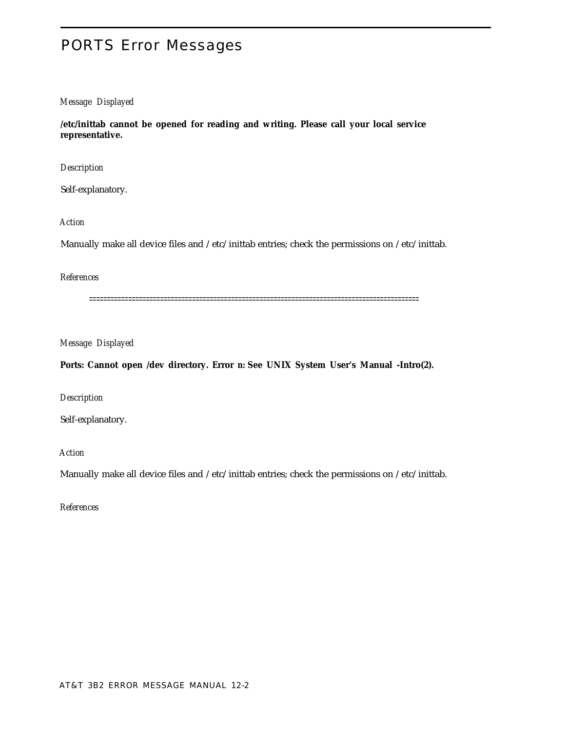# PORTS Error Messages

*Message Displayed*

**/etc/inittab cannot be opened for reading and writing. Please call your local service representative.**

*Description*

Self-explanatory.

*Action*

Manually make all device files and /etc/inittab entries; check the permissions on /etc/inittab.

*References*

==========================================================================================

*Message Displayed*

**Ports: Cannot open /dev directory. Error** *n***: See UNIX System User's Manual -Intro(2).**

*Description*

Self-explanatory.

*Action*

Manually make all device files and /etc/inittab entries; check the permissions on /etc/inittab.

*References*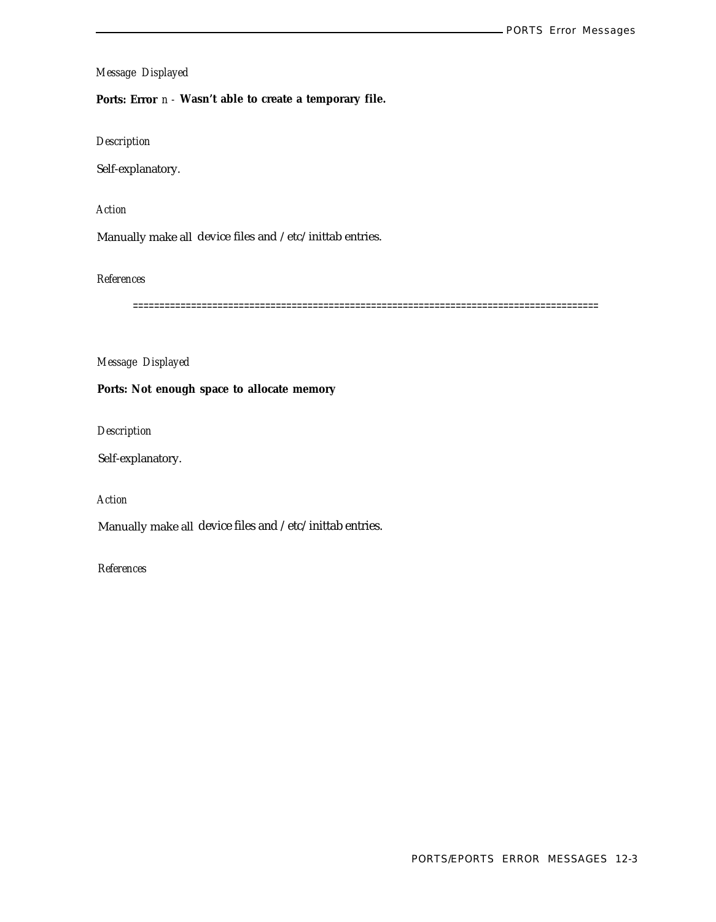*Message Displayed*

**Ports: Error** *n* - **Wasn't able to create a temporary file.**

*Description*

Self-explanatory.

*Action*

Manually make all device files and /etc/inittab entries.

*References*

==================================================================================

*Message Displayed*

**Ports: Not enough space to allocate memory**

*Description*

Self-explanatory.

*Action*

Manually make all device files and /etc/inittab entries.

*References*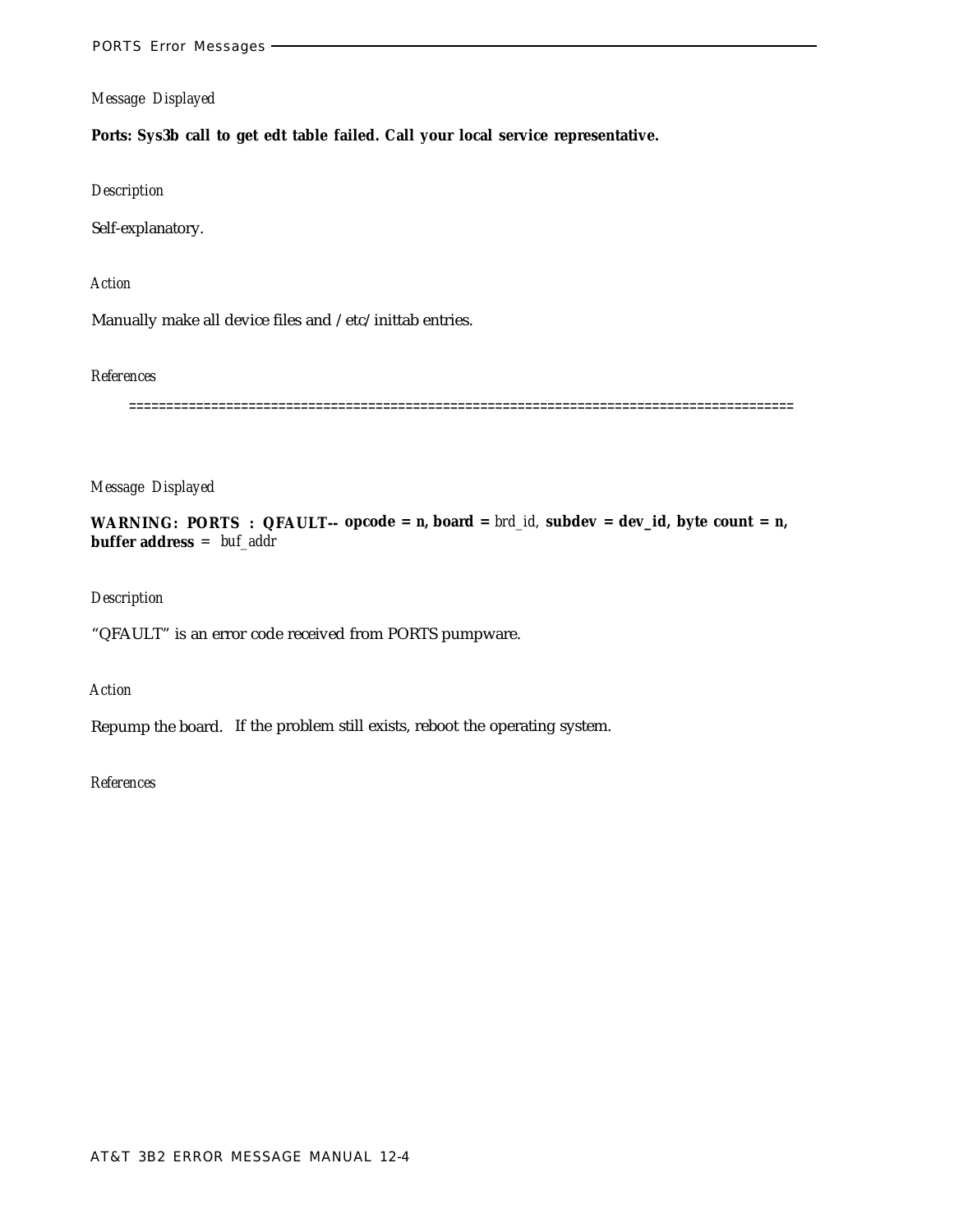*Message Displayed*

**Ports: Sys3b call to get edt table failed. Call your local service representative.**

*Description*

Self-explanatory.

*Action*

Manually make all device files and /etc/inittab entries.

*References*

=====================================================================================

*Message Displayed*

**WARNING: PORTS : QFAULT-- opcode = n, board =** *brd_id,* **subdev = dev_id, byte count = n, buffer address** = *buf_addr*

*Description*

"QFAULT" is an error code received from PORTS pumpware.

*Action*

Repump the board. If the problem still exists, reboot the operating system.

*References*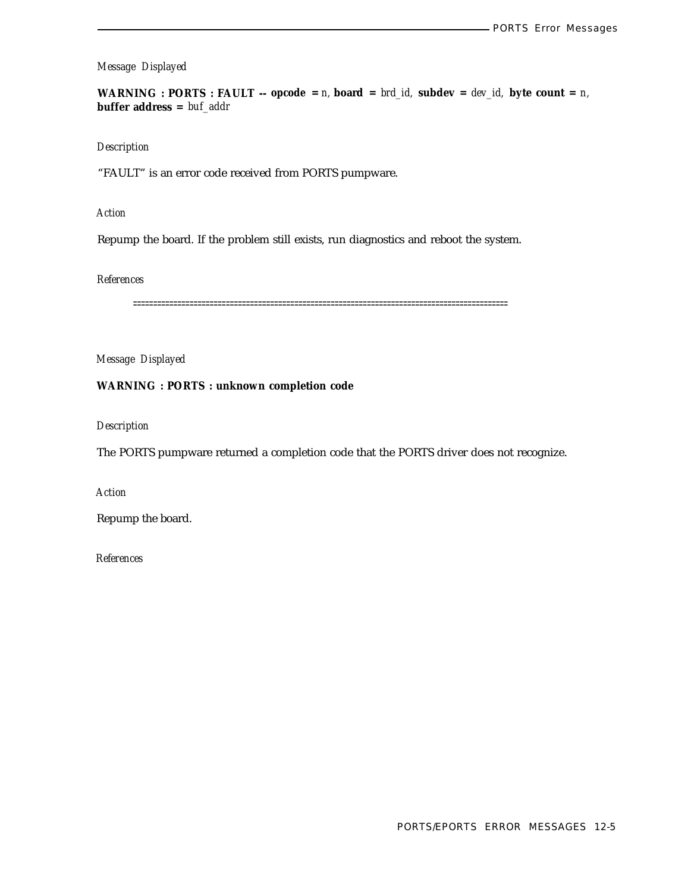*Message Displayed*

**WARNING : PORTS : FAULT -- opcode =** *n*, **board =** *brd_id*, **subdev =** *dev_id*, **byte count =** *n*, **buffer address =** *buf_addr*

*Description*

“FAULT” is an error code received from PORTS pumpware.

*Action*

Repump the board. If the problem still exists, run diagnostics and reboot the system.

*References*

==========================================================================================

*Message Displayed*

**WARNING : PORTS : unknown completion code**

*Description*

The PORTS pumpware returned a completion code that the PORTS driver does not recognize.

*Action*

Repump the board.

*References*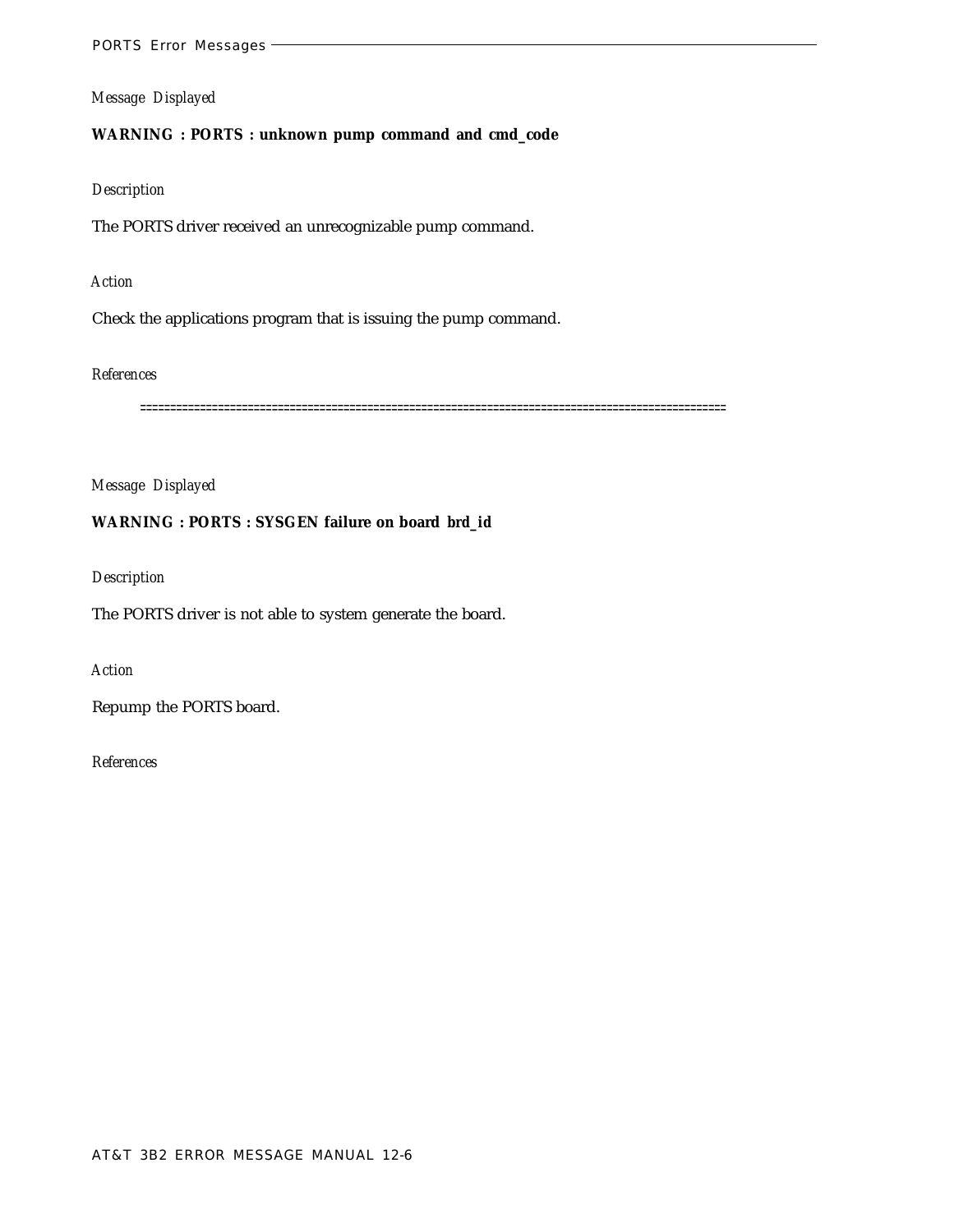*Message Displayed*

**WARNING : PORTS : unknown pump command and cmd_code**

*Description*

The PORTS driver received an unrecognizable pump command.

*Action*

Check the applications program that is issuing the pump command.

*References*

==========================================================================================

*Message Displayed*

**WARNING : PORTS : SYSGEN failure on board brd_id**

*Description*

The PORTS driver is not able to system generate the board.

*Action*

Repump the PORTS board.

*References*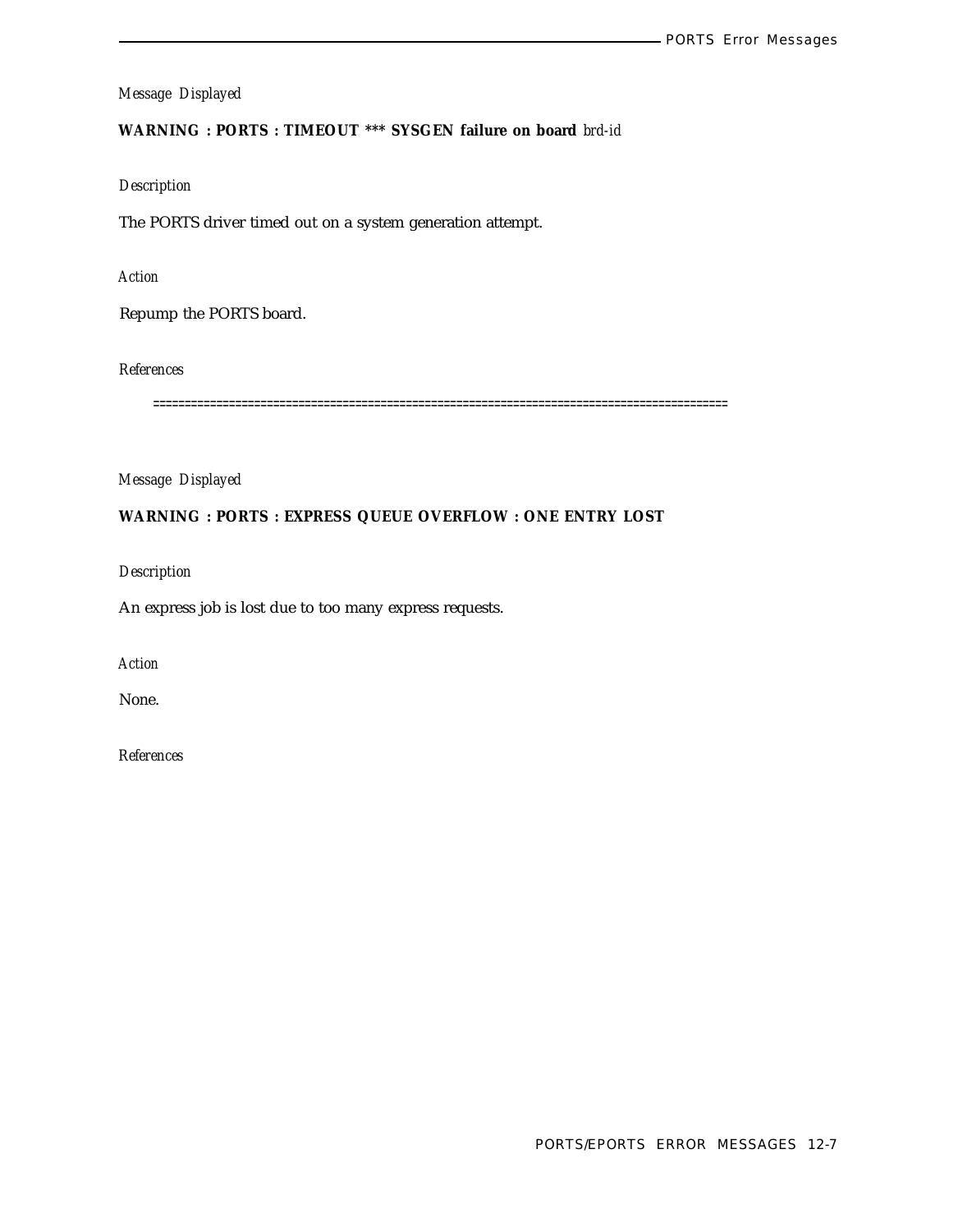*Message Displayed*

**WARNING : PORTS : TIMEOUT *** SYSGEN failure on board** *brd-id*

*Description*

The PORTS driver timed out on a system generation attempt.

*Action*

Repump the PORTS board.

*References*

==========================================================================================

*Message Displayed*

**WARNING : PORTS : EXPRESS QUEUE OVERFLOW : ONE ENTRY LOST**

*Description*

An express job is lost due to too many express requests.

*Action*

None.

*References*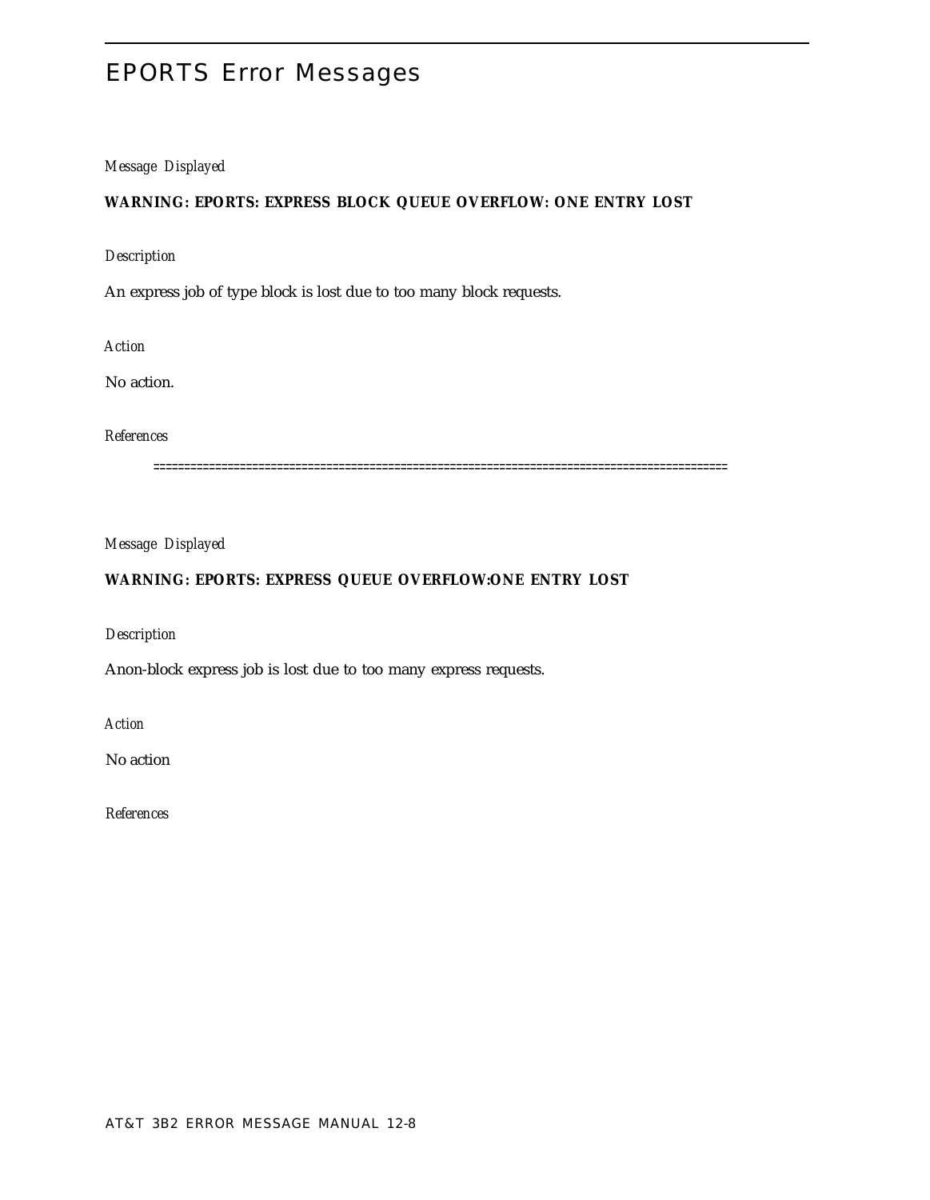# EPORTS Error Messages

*Message Displayed*

**WARNING: EPORTS: EXPRESS BLOCK QUEUE OVERFLOW: ONE ENTRY LOST**

*Description*

An express job of type block is lost due to too many block requests.

*Action*

No action.

*References*

==========================================================================================

*Message Displayed*

**WARNING: EPORTS: EXPRESS QUEUE OVERFLOW:ONE ENTRY LOST**

*Description*

Anon-block express job is lost due to too many express requests.

*Action*

No action

*References*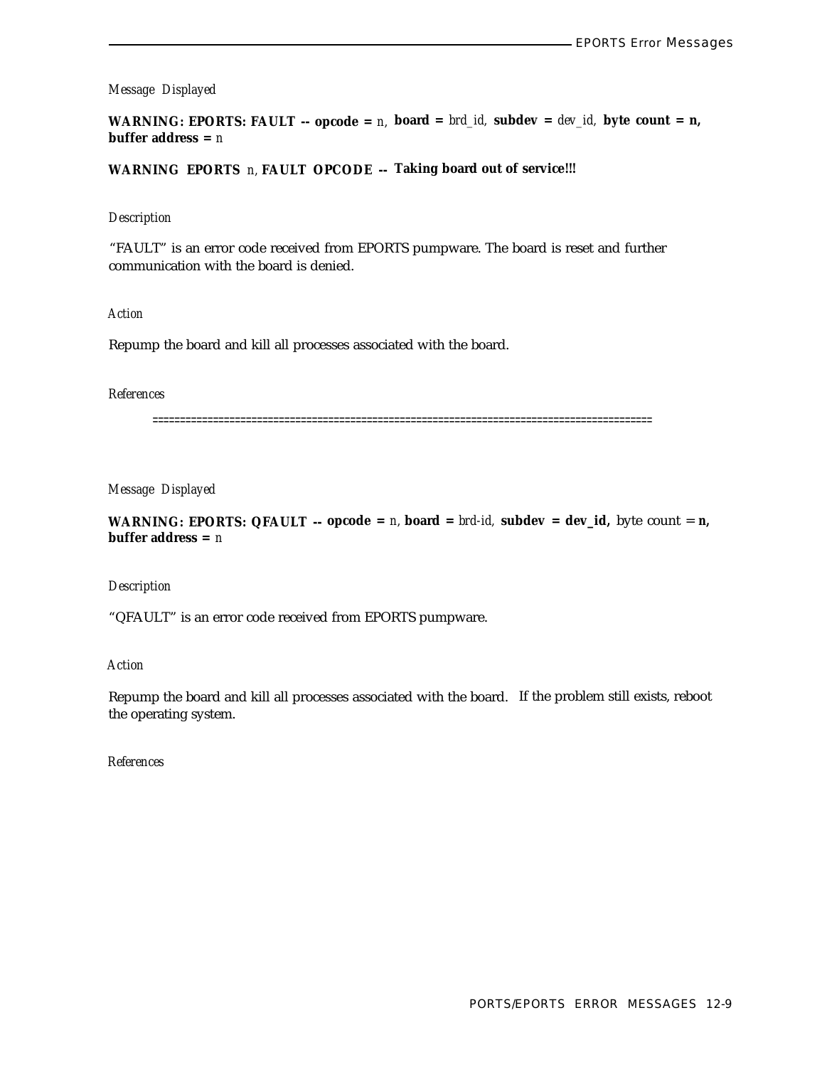*Message Displayed*

**WARNING: EPORTS: FAULT -- opcode =** *n,* **board =** *brd_id,* **subdev =** *dev_id,* **byte count = n, buffer address =** *n*

**WARNING EPORTS** *n,* **FAULT OPCODE -- Taking board out of service!!!**

*Description*

"FAULT" is an error code received from EPORTS pumpware. The board is reset and further communication with the board is denied.

*Action*

Repump the board and kill all processes associated with the board.

*References*

==========================================================================================

*Message Displayed*

**WARNING: EPORTS: QFAULT -- opcode =** *n,* **board =** *brd-id,* **subdev = dev_id,** byte count = **n, buffer address =** *n*

*Description*

"QFAULT" is an error code received from EPORTS pumpware.

*Action*

Repump the board and kill all processes associated with the board. If the problem still exists, reboot the operating system.

*References*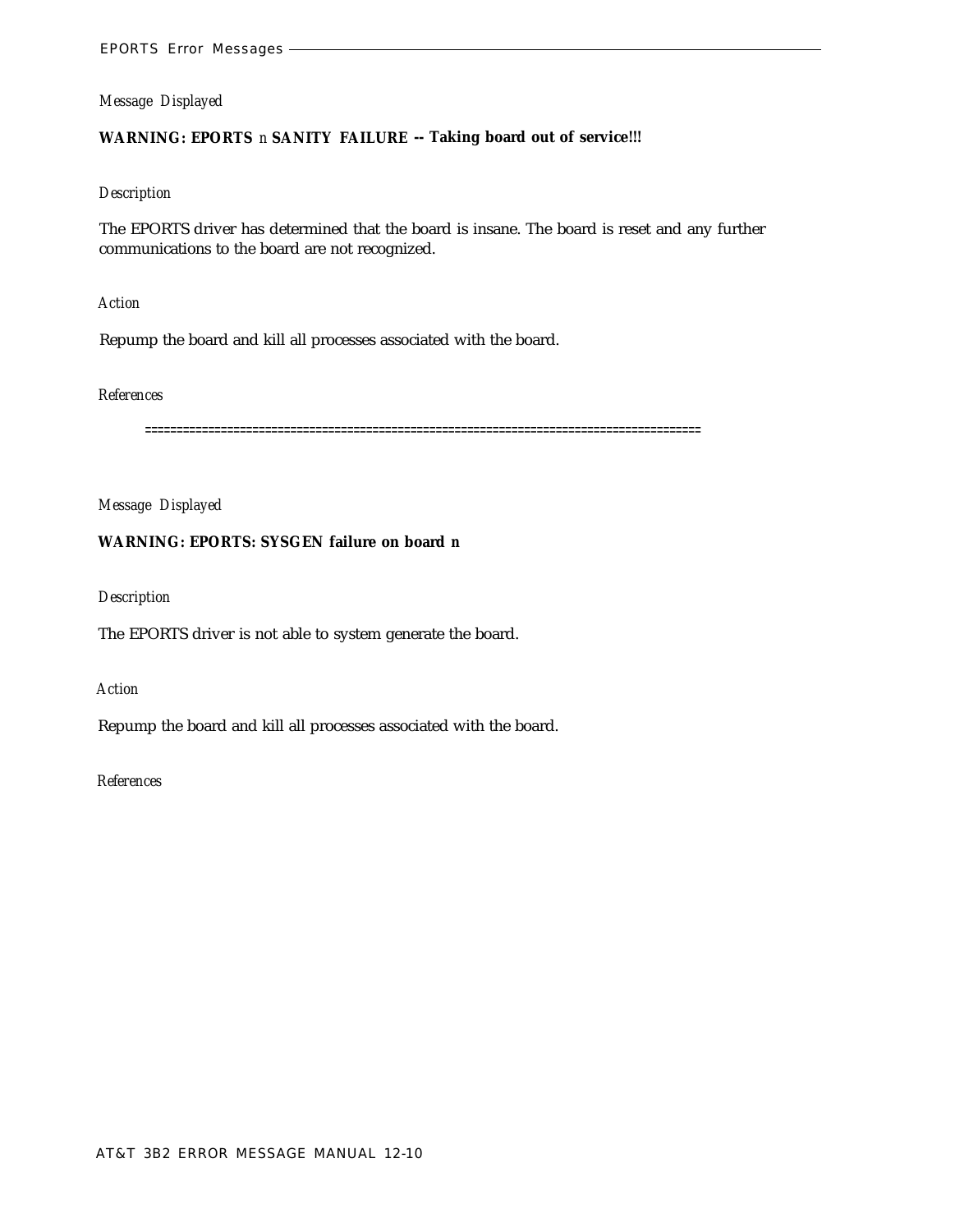*Message Displayed*

**WARNING: EPORTS *n* SANITY FAILURE -- Taking board out of service!!!**

*Description*

The EPORTS driver has determined that the board is insane. The board is reset and any further communications to the board are not recognized.

*Action*

Repump the board and kill all processes associated with the board.

*References*

=====================================================================================

*Message Displayed*

**WARNING: EPORTS: SYSGEN failure on board n**

*Description*

The EPORTS driver is not able to system generate the board.

*Action*

Repump the board and kill all processes associated with the board.

*References*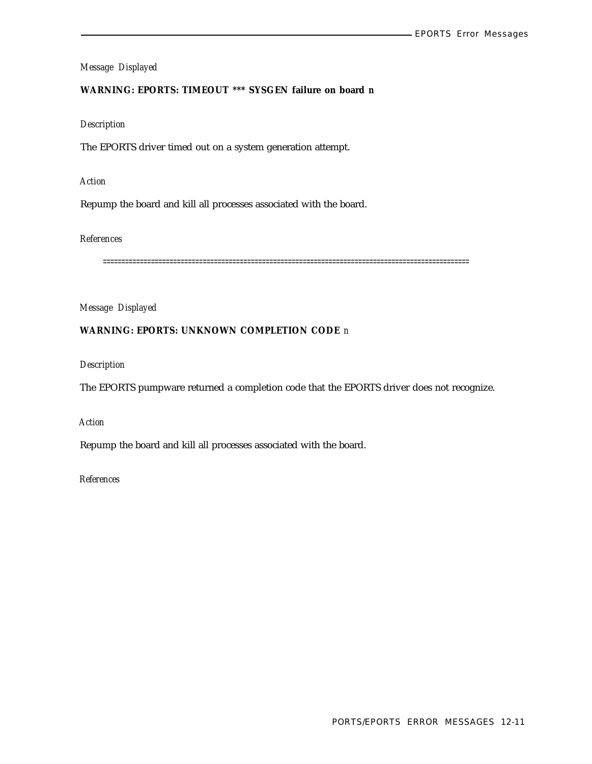*Message Displayed*

**WARNING: EPORTS: TIMEOUT *** SYSGEN failure on board n**

*Description*

The EPORTS driver timed out on a system generation attempt.

*Action*

Repump the board and kill all processes associated with the board.

*References*

==================================================================================================

*Message Displayed*

**WARNING: EPORTS: UNKNOWN COMPLETION CODE** *n*

*Description*

The EPORTS pumpware returned a completion code that the EPORTS driver does not recognize.

*Action*

Repump the board and kill all processes associated with the board.

*References*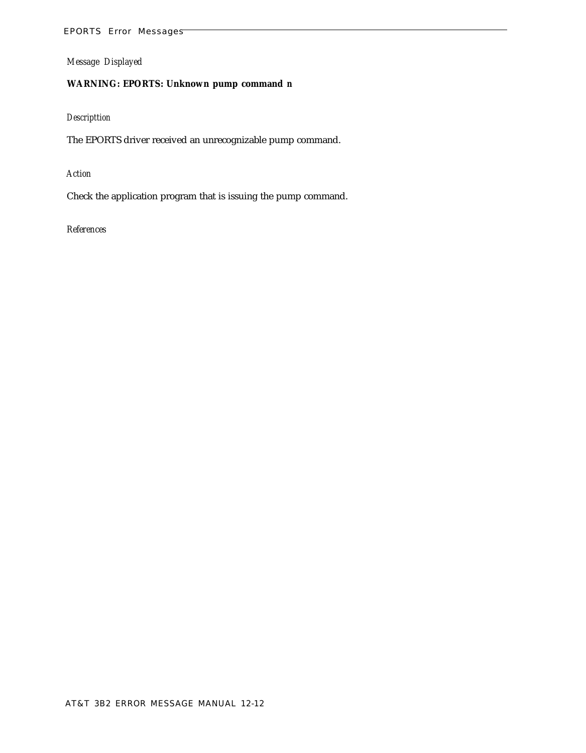*Message Displayed*

**WARNING: EPORTS: Unknown pump command n**

*Descripttion*

The EPORTS driver received an unrecognizable pump command.

*Action*

Check the application program that is issuing the pump command.

*References*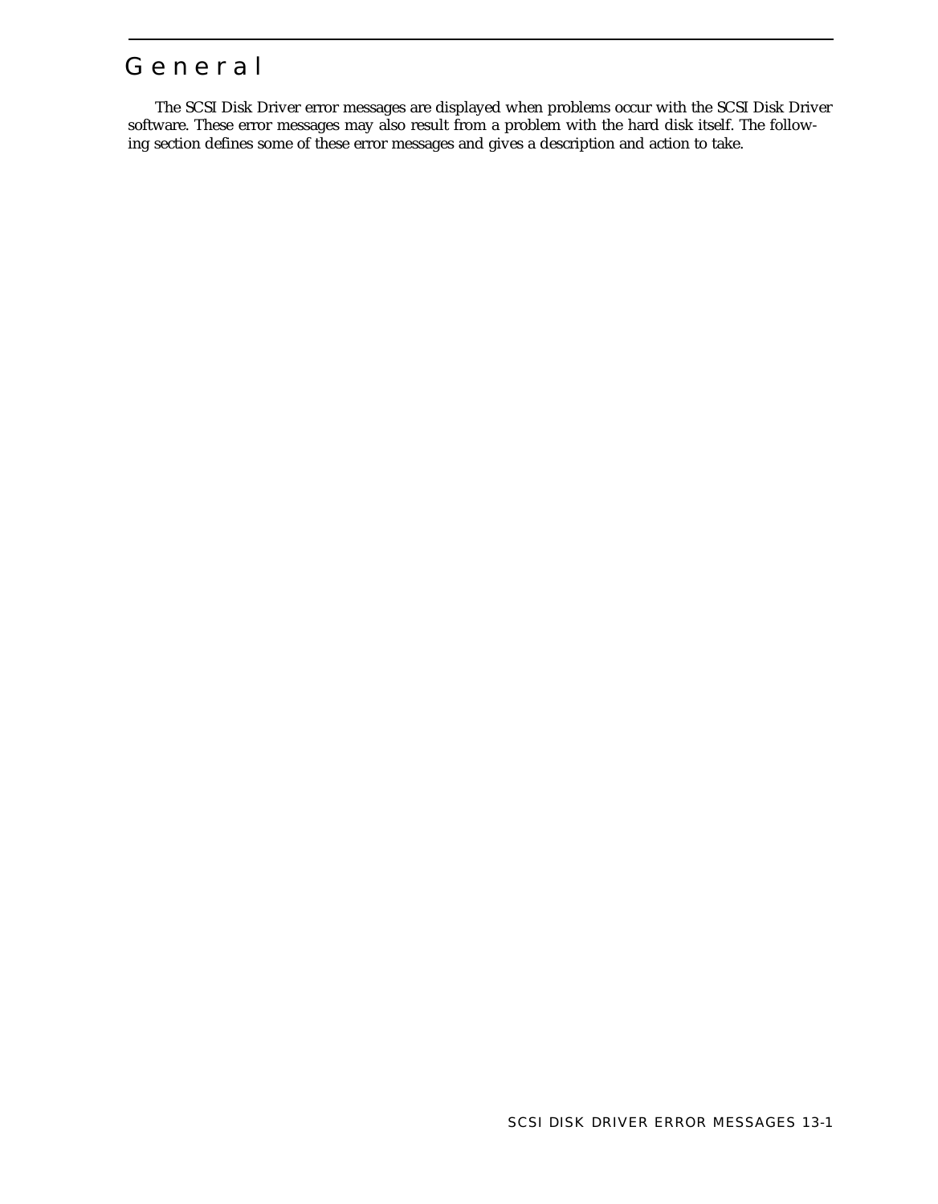# General

The SCSI Disk Driver error messages are displayed when problems occur with the SCSI Disk Driver software. These error messages may also result from a problem with the hard disk itself. The following section defines some of these error messages and gives a description and action to take.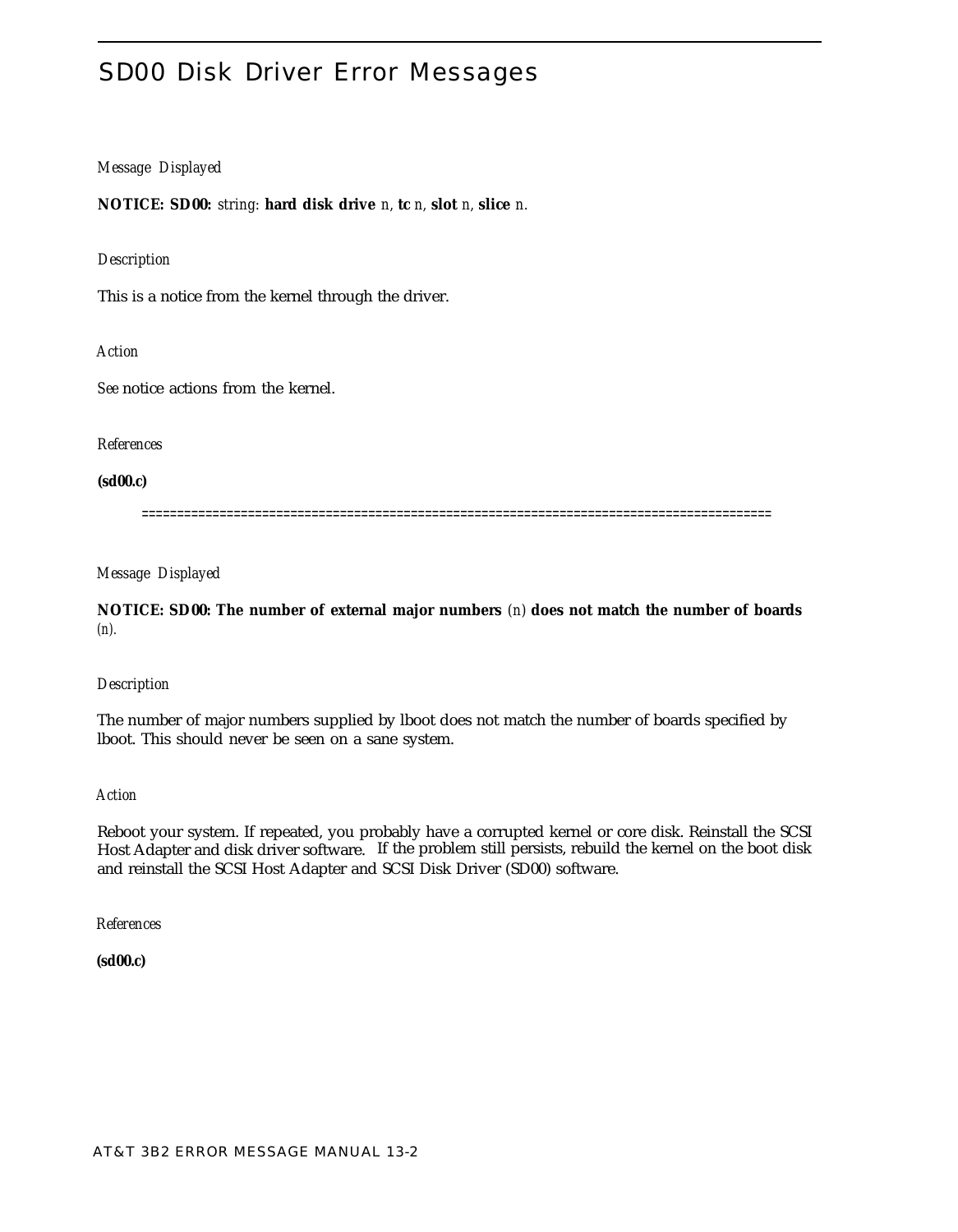# SD00 Disk Driver Error Messages

*Message Displayed*

**NOTICE: SD00:** *string*: **hard disk drive** *n*, **tc** *n*, **slot** *n*, **slice** *n*.

*Description*

This is a notice from the kernel through the driver.

*Action*

*See* notice actions from the kernel.

*References*

**(sd00.c)**

==========================================================================================

*Message Displayed*

**NOTICE: SD00: The number of external major numbers** *(n)* **does not match the number of boards** *(n)*.

*Description*

The number of major numbers supplied by lboot does not match the number of boards specified by lboot. This should never be seen on a sane system.

*Action*

Reboot your system. If repeated, you probably have a corrupted kernel or core disk. Reinstall the SCSI Host Adapter and disk driver software. If the problem still persists, rebuild the kernel on the boot disk and reinstall the SCSI Host Adapter and SCSI Disk Driver (SD00) software.

*References*

**(sd00.c)**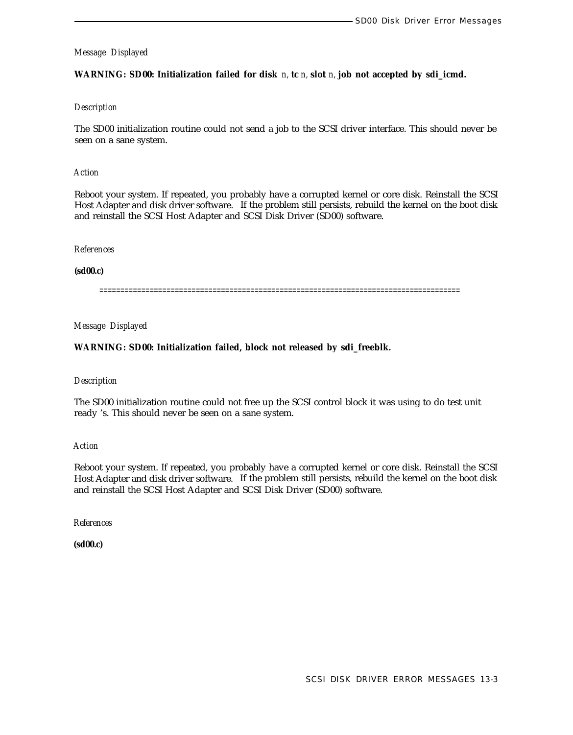*Message Displayed*

**WARNING: SD00: Initialization failed for disk** *n,* **tc** *n,* **slot** *n,* **job not accepted by sdi_icmd.**

*Description*

The SD00 initialization routine could not send a job to the SCSI driver interface. This should never be seen on a sane system.

*Action*

Reboot your system. If repeated, you probably have a corrupted kernel or core disk. Reinstall the SCSI Host Adapter and disk driver software. If the problem still persists, rebuild the kernel on the boot disk and reinstall the SCSI Host Adapter and SCSI Disk Driver (SD00) software.

*References*

**(sd00.c)**

=====================================================================================

*Message Displayed*

**WARNING: SD00: Initialization failed, block not released by sdi_freeblk.**

*Description*

The SD00 initialization routine could not free up the SCSI control block it was using to do test unit ready 's. This should never be seen on a sane system.

*Action*

Reboot your system. If repeated, you probably have a corrupted kernel or core disk. Reinstall the SCSI Host Adapter and disk driver software. If the problem still persists, rebuild the kernel on the boot disk and reinstall the SCSI Host Adapter and SCSI Disk Driver (SD00) software.

*References*

**(sd00.c)**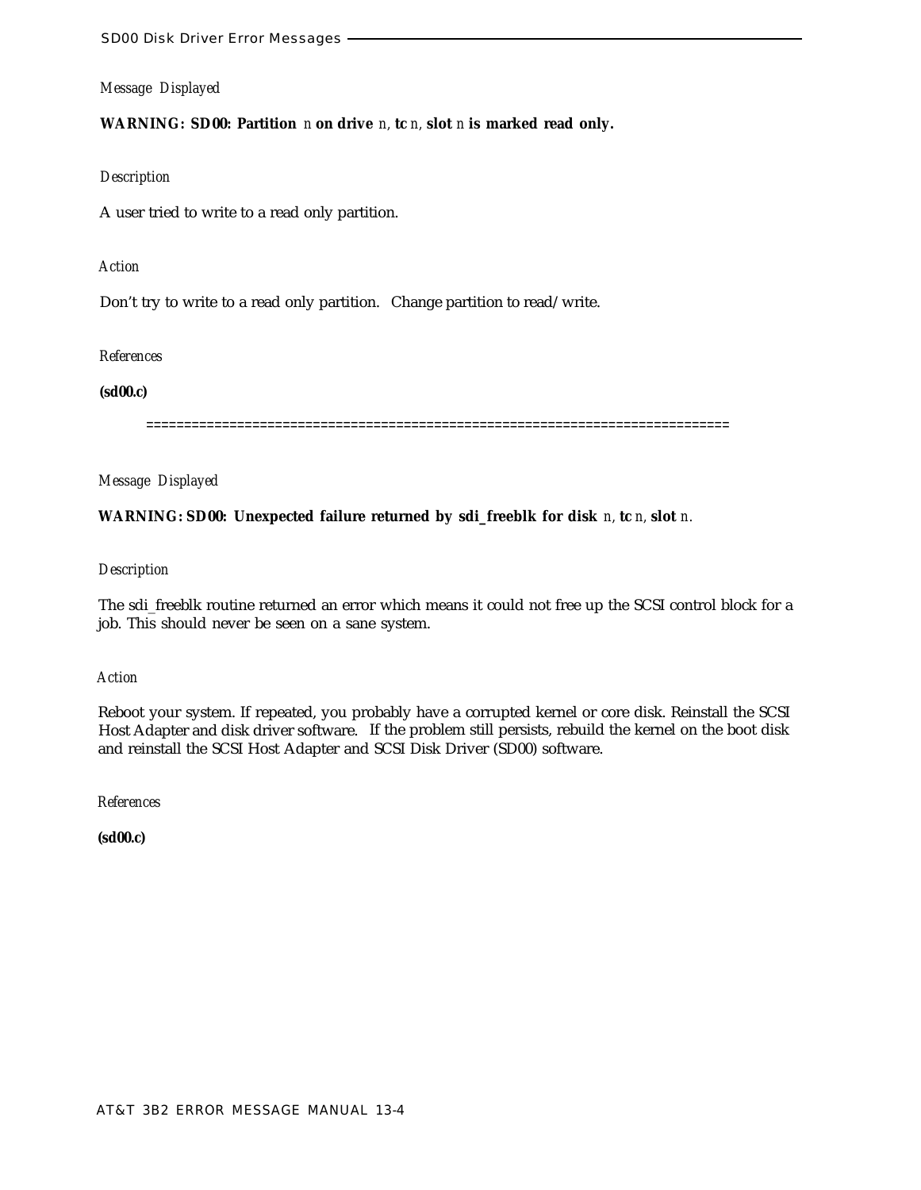*Message Displayed*

**WARNING: SD00: Partition** *n* **on drive** *n*, **tc** *n*, **slot** *n* **is marked read only.**

*Description*

A user tried to write to a read only partition.

*Action*

Don't try to write to a read only partition. Change partition to read/write.

*References*

**(sd00.c)**

==============================================================================

*Message Displayed*

**WARNING: SD00: Unexpected failure returned by sdi_freeblk for disk** *n*, **tc** *n*, **slot** *n*.

*Description*

The sdi_freeblk routine returned an error which means it could not free up the SCSI control block for a job. This should never be seen on a sane system.

*Action*

Reboot your system. If repeated, you probably have a corrupted kernel or core disk. Reinstall the SCSI Host Adapter and disk driver software. If the problem still persists, rebuild the kernel on the boot disk and reinstall the SCSI Host Adapter and SCSI Disk Driver (SD00) software.

*References*

**(sd00.c)**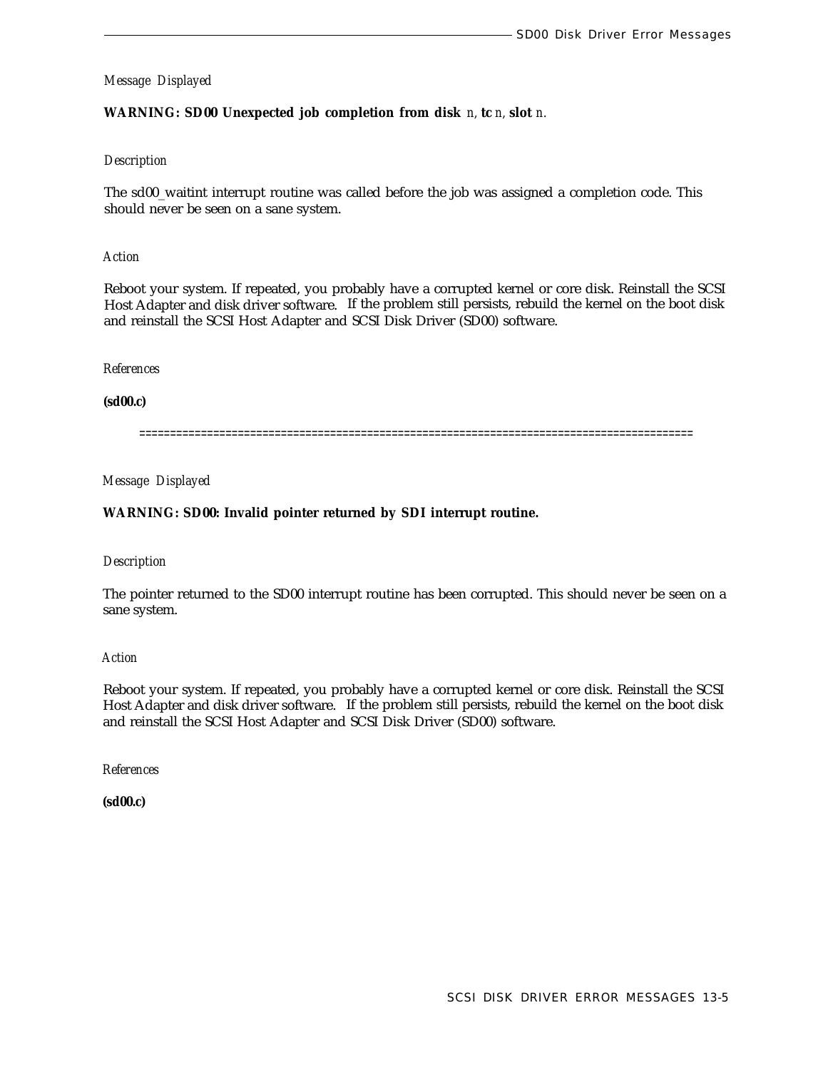*Message Displayed*

**WARNING: SD00 Unexpected job completion from disk** *n,* **tc** *n,* **slot** *n.*

*Description*

The sd00_waitint interrupt routine was called before the job was assigned a completion code. This should never be seen on a sane system.

*Action*

Reboot your system. If repeated, you probably have a corrupted kernel or core disk. Reinstall the SCSI Host Adapter and disk driver software. If the problem still persists, rebuild the kernel on the boot disk and reinstall the SCSI Host Adapter and SCSI Disk Driver (SD00) software.

*References*

**(sd00.c)**

==========================================================================================

*Message Displayed*

**WARNING: SD00: Invalid pointer returned by SDI interrupt routine.**

*Description*

The pointer returned to the SD00 interrupt routine has been corrupted. This should never be seen on a sane system.

*Action*

Reboot your system. If repeated, you probably have a corrupted kernel or core disk. Reinstall the SCSI Host Adapter and disk driver software. If the problem still persists, rebuild the kernel on the boot disk and reinstall the SCSI Host Adapter and SCSI Disk Driver (SD00) software.

*References*

**(sd00.c)**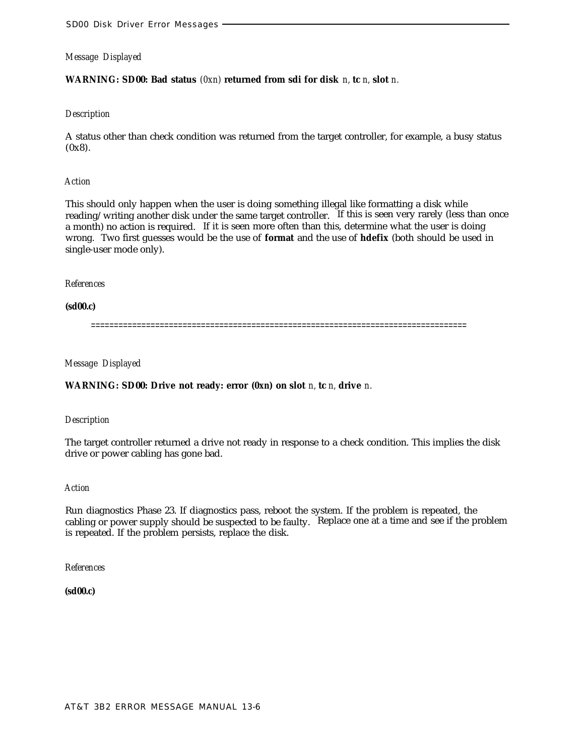*Message Displayed*

**WARNING: SD00: Bad status** *(0xn)* **returned from sdi for disk** *n,* **tc** *n,* **slot** *n.*

*Description*

A status other than check condition was returned from the target controller, for example, a busy status (0x8).

*Action*

This should only happen when the user is doing something illegal like formatting a disk while reading/writing another disk under the same target controller. If this is seen very rarely (less than once a month) no action is required. If it is seen more often than this, determine what the user is doing wrong. Two first guesses would be the use of **format** and the use of **hdefix** (both should be used in single-user mode only).

*References*

**(sd00.c)**

================================================================================

*Message Displayed*

**WARNING: SD00: Drive not ready: error (0xn) on slot** *n,* **tc** *n,* **drive** *n.*

*Description*

The target controller returned a drive not ready in response to a check condition. This implies the disk drive or power cabling has gone bad.

*Action*

Run diagnostics Phase 23. If diagnostics pass, reboot the system. If the problem is repeated, the cabling or power supply should be suspected to be faulty. Replace one at a time and see if the problem is repeated. If the problem persists, replace the disk.

*References*

**(sd00.c)**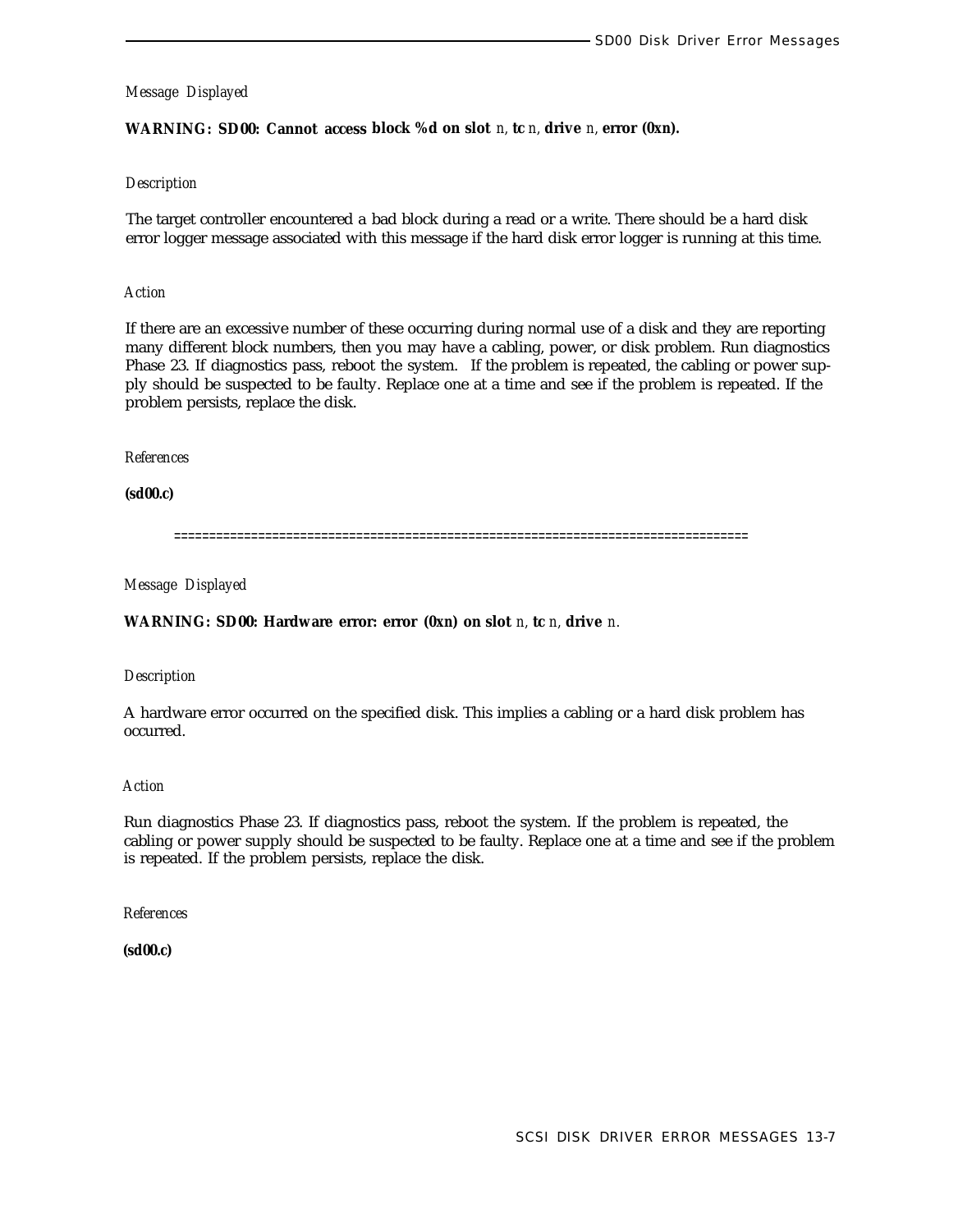*Message Displayed*

**WARNING: SD00: Cannot access block %d on slot** *n*, **tc** *n*, **drive** *n*, **error (0xn).**

*Description*

The target controller encountered a bad block during a read or a write. There should be a hard disk error logger message associated with this message if the hard disk error logger is running at this time.

*Action*

If there are an excessive number of these occurring during normal use of a disk and they are reporting many different block numbers, then you may have a cabling, power, or disk problem. Run diagnostics Phase 23. If diagnostics pass, reboot the system. If the problem is repeated, the cabling or power supply should be suspected to be faulty. Replace one at a time and see if the problem is repeated. If the problem persists, replace the disk.

*References*

**(sd00.c)**

================================================================================

*Message Displayed*

**WARNING: SD00: Hardware error: error (0xn) on slot** *n*, **tc** *n*, **drive** *n*.

*Description*

A hardware error occurred on the specified disk. This implies a cabling or a hard disk problem has occurred.

*Action*

Run diagnostics Phase 23. If diagnostics pass, reboot the system. If the problem is repeated, the cabling or power supply should be suspected to be faulty. Replace one at a time and see if the problem is repeated. If the problem persists, replace the disk.

*References*

**(sd00.c)**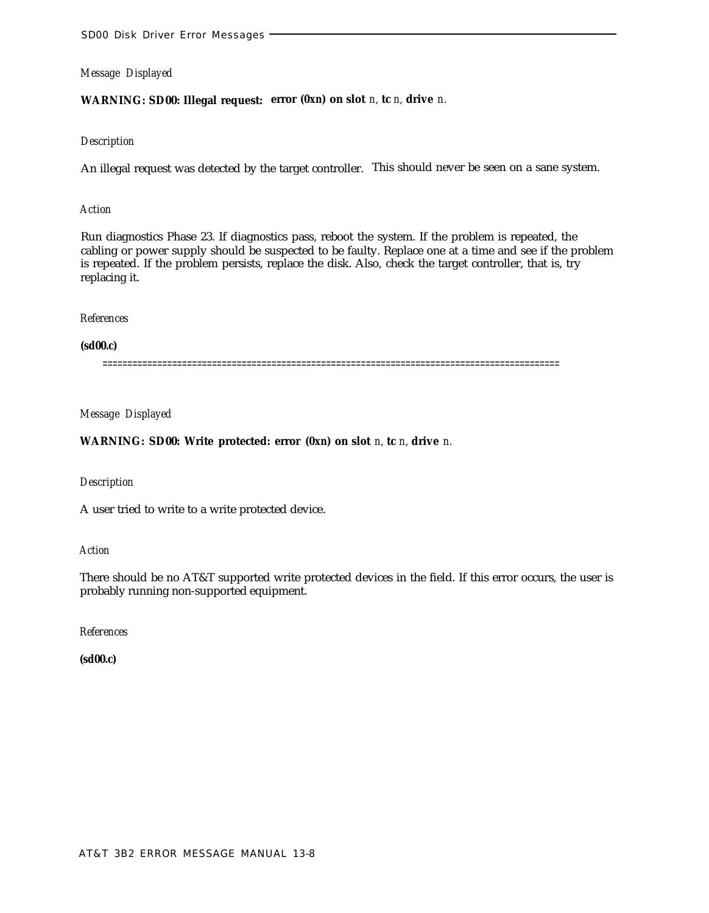*Message Displayed*

**WARNING: SD00: Illegal request: error (0xn) on slot** *n*, **tc** *n*, **drive** *n*.

*Description*

An illegal request was detected by the target controller. This should never be seen on a sane system.

*Action*

Run diagnostics Phase 23. If diagnostics pass, reboot the system. If the problem is repeated, the cabling or power supply should be suspected to be faulty. Replace one at a time and see if the problem is repeated. If the problem persists, replace the disk. Also, check the target controller, that is, try replacing it.

*References*

**(sd00.c)**

==========================================================================================

*Message Displayed*

**WARNING: SD00: Write protected: error (0xn) on slot** *n*, **tc** *n*, **drive** *n*.

*Description*

A user tried to write to a write protected device.

*Action*

There should be no AT&T supported write protected devices in the field. If this error occurs, the user is probably running non-supported equipment.

*References*

**(sd00.c)**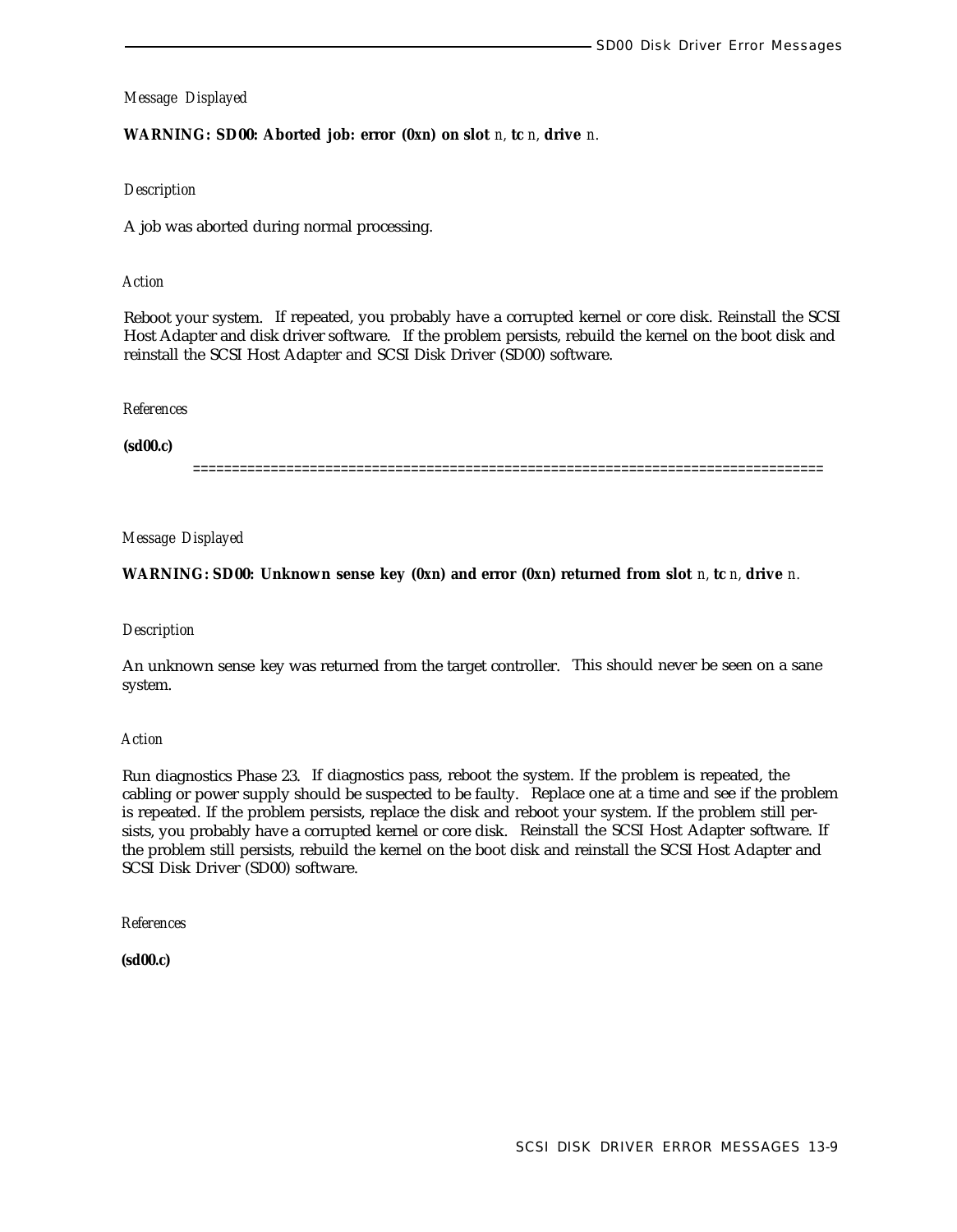*Message Displayed*

**WARNING: SD00: Aborted job: error (0xn) on slot** *n*, **tc** *n*, **drive** *n*.

*Description*

A job was aborted during normal processing.

*Action*

Reboot your system. If repeated, you probably have a corrupted kernel or core disk. Reinstall the SCSI Host Adapter and disk driver software. If the problem persists, rebuild the kernel on the boot disk and reinstall the SCSI Host Adapter and SCSI Disk Driver (SD00) software.

*References*

**(sd00.c)**

================================================================================

*Message Displayed*

**WARNING: SD00: Unknown sense key (0xn) and error (0xn) returned from slot** *n*, **tc** *n*, **drive** *n*.

*Description*

An unknown sense key was returned from the target controller. This should never be seen on a sane system.

*Action*

Run diagnostics Phase 23. If diagnostics pass, reboot the system. If the problem is repeated, the cabling or power supply should be suspected to be faulty. Replace one at a time and see if the problem is repeated. If the problem persists, replace the disk and reboot your system. If the problem still persists, you probably have a corrupted kernel or core disk. Reinstall the SCSI Host Adapter software. If the problem still persists, rebuild the kernel on the boot disk and reinstall the SCSI Host Adapter and SCSI Disk Driver (SD00) software.

*References*

**(sd00.c)**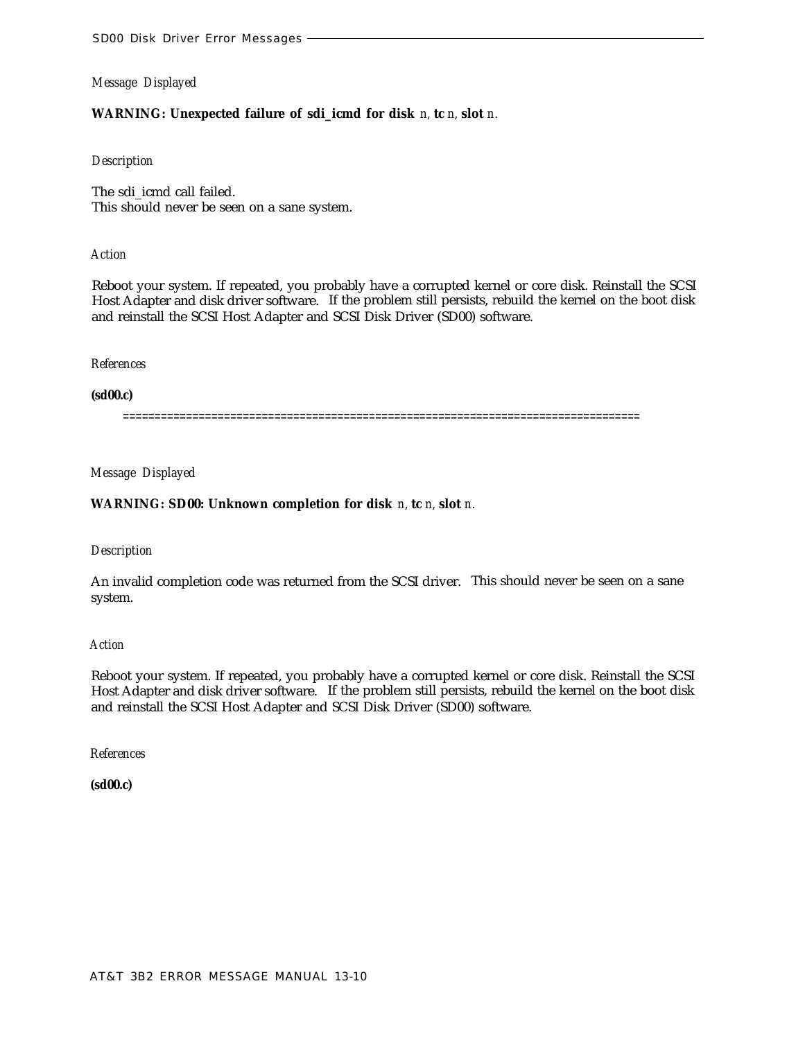*Message Displayed*

**WARNING: Unexpected failure of sdi_icmd for disk** *n*, **tc** *n*, **slot** *n*.

*Description*

The sdi_icmd call failed.
This should never be seen on a sane system.

*Action*

Reboot your system. If repeated, you probably have a corrupted kernel or core disk. Reinstall the SCSI Host Adapter and disk driver software. If the problem still persists, rebuild the kernel on the boot disk and reinstall the SCSI Host Adapter and SCSI Disk Driver (SD00) software.

*References*

**(sd00.c)**

================================================================================

*Message Displayed*

**WARNING: SD00: Unknown completion for disk** *n*, **tc** *n*, **slot** *n*.

*Description*

An invalid completion code was returned from the SCSI driver. This should never be seen on a sane system.

*Action*

Reboot your system. If repeated, you probably have a corrupted kernel or core disk. Reinstall the SCSI Host Adapter and disk driver software. If the problem still persists, rebuild the kernel on the boot disk and reinstall the SCSI Host Adapter and SCSI Disk Driver (SD00) software.

*References*

**(sd00.c)**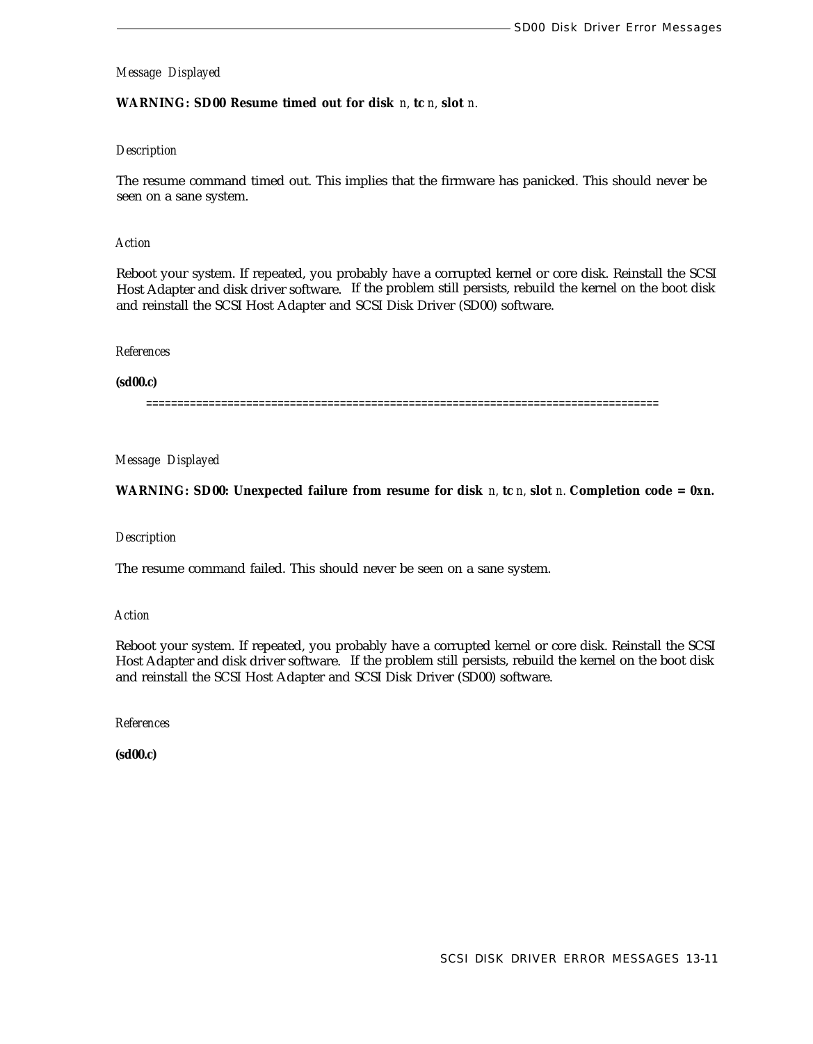*Message Displayed*

**WARNING: SD00 Resume timed out for disk** *n*, **tc** *n*, **slot** *n*.

*Description*

The resume command timed out. This implies that the firmware has panicked. This should never be seen on a sane system.

*Action*

Reboot your system. If repeated, you probably have a corrupted kernel or core disk. Reinstall the SCSI Host Adapter and disk driver software. If the problem still persists, rebuild the kernel on the boot disk and reinstall the SCSI Host Adapter and SCSI Disk Driver (SD00) software.

*References*

**(sd00.c)**

================================================================================

*Message Displayed*

**WARNING: SD00: Unexpected failure from resume for disk** *n*, **tc** *n*, **slot** *n*. **Completion code = 0x*n*.**

*Description*

The resume command failed. This should never be seen on a sane system.

*Action*

Reboot your system. If repeated, you probably have a corrupted kernel or core disk. Reinstall the SCSI Host Adapter and disk driver software. If the problem still persists, rebuild the kernel on the boot disk and reinstall the SCSI Host Adapter and SCSI Disk Driver (SD00) software.

*References*

**(sd00.c)**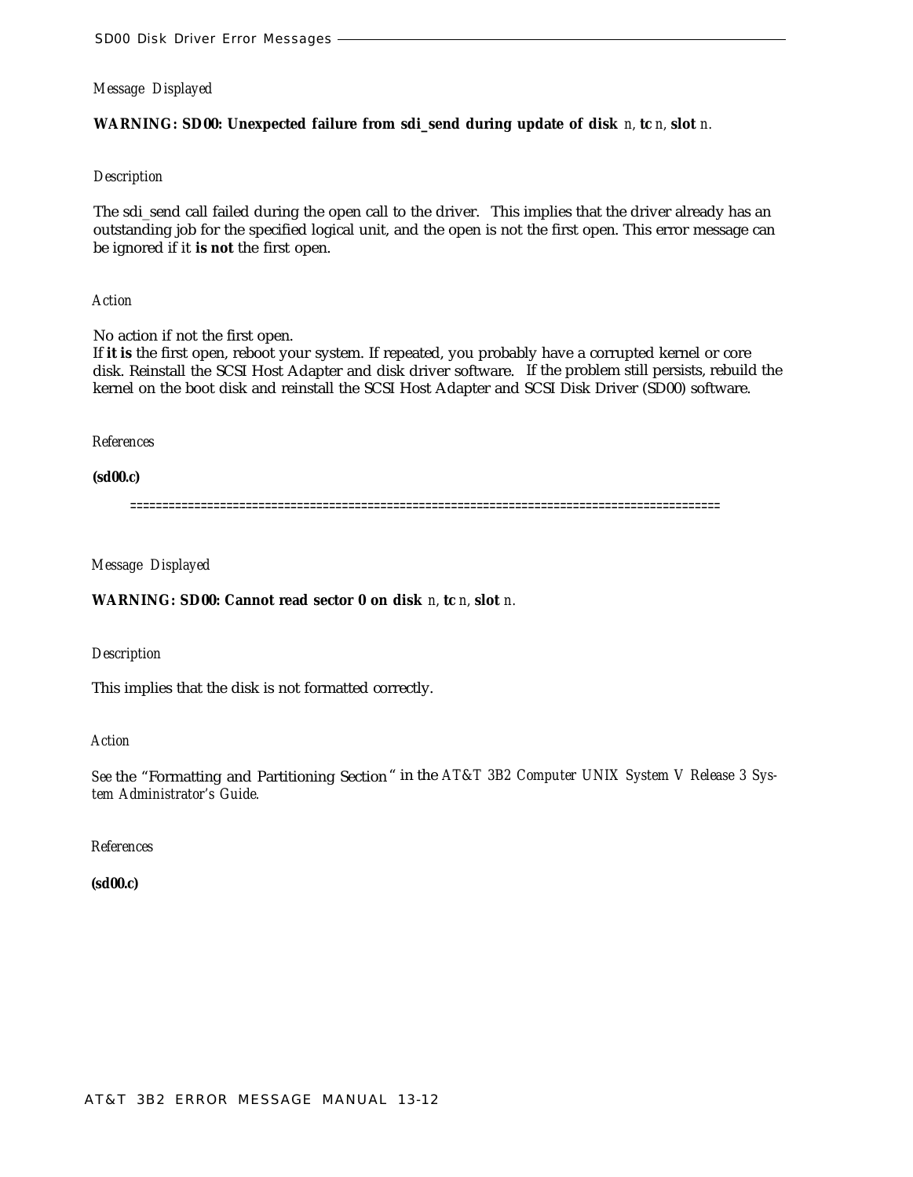*Message Displayed*

**WARNING: SD00: Unexpected failure from sdi_send during update of disk** *n*, **tc** *n*, **slot** *n*.

*Description*

The sdi_send call failed during the open call to the driver. This implies that the driver already has an outstanding job for the specified logical unit, and the open is not the first open. This error message can be ignored if it **is not** the first open.

*Action*

No action if not the first open.
If **it is** the first open, reboot your system. If repeated, you probably have a corrupted kernel or core disk. Reinstall the SCSI Host Adapter and disk driver software. If the problem still persists, rebuild the kernel on the boot disk and reinstall the SCSI Host Adapter and SCSI Disk Driver (SD00) software.

*References*

**(sd00.c)**

==========================================================================================

*Message Displayed*

**WARNING: SD00: Cannot read sector 0 on disk** *n*, **tc** *n*, **slot** *n*.

*Description*

This implies that the disk is not formatted correctly.

*Action*

See the "Formatting and Partitioning Section" in the *AT&T 3B2 Computer UNIX System V Release 3 System Administrator's Guide*.

*References*

**(sd00.c)**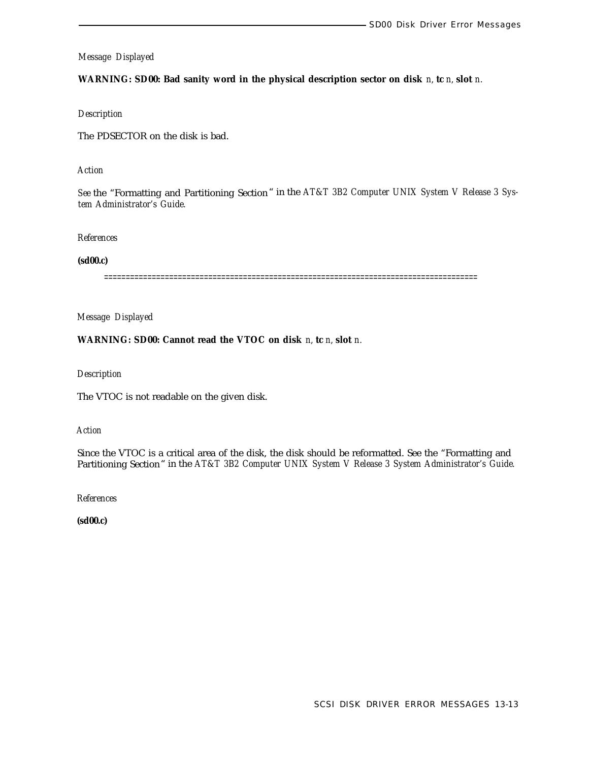*Message Displayed*

**WARNING: SD00: Bad sanity word in the physical description sector on disk** *n*, **tc** *n*, **slot** *n*.

*Description*

The PDSECTOR on the disk is bad.

*Action*

See the "Formatting and Partitioning Section" in the *AT&T 3B2 Computer UNIX System V Release 3 System Administrator's Guide.*

*References*

**(sd00.c)**

=====================================================================================

*Message Displayed*

**WARNING: SD00: Cannot read the VTOC on disk** *n*, **tc** *n*, **slot** *n*.

*Description*

The VTOC is not readable on the given disk.

*Action*

Since the VTOC is a critical area of the disk, the disk should be reformatted. See the "Formatting and Partitioning Section" in the *AT&T 3B2 Computer UNIX System V Release 3 System Administrator's Guide.*

*References*

**(sd00.c)**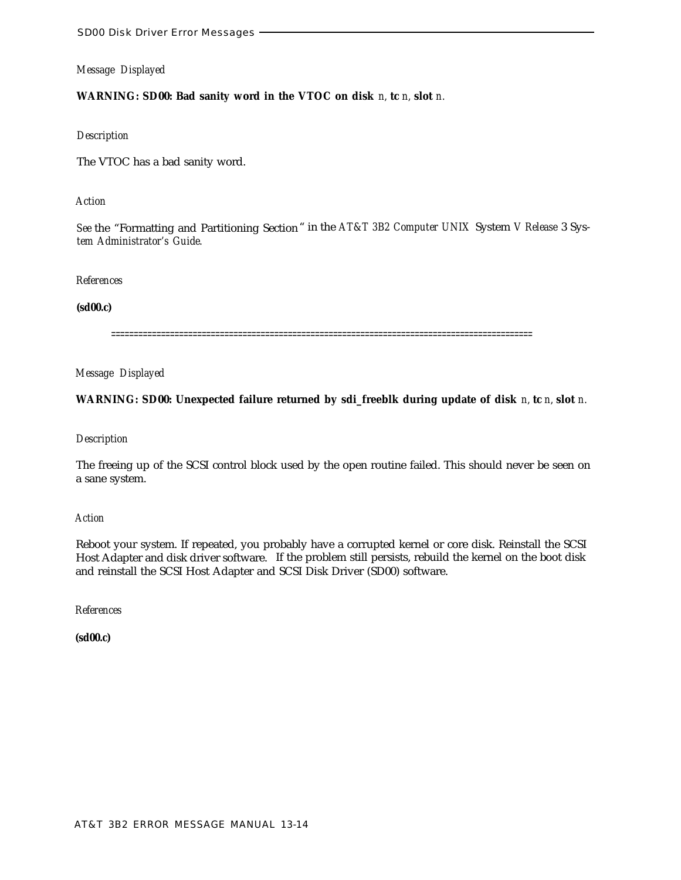*Message Displayed*

**WARNING: SD00: Bad sanity word in the VTOC on disk** *n*, **tc** *n*, **slot** *n*.

*Description*

The VTOC has a bad sanity word.

*Action*

*See* the "Formatting and Partitioning Section" in the *AT&T 3B2 Computer UNIX* System *V Release* 3 *System Administrator's Guide*.

*References*

**(sd00.c)**

==========================================================================================

*Message Displayed*

**WARNING: SD00: Unexpected failure returned by sdi_freeblk during update of disk** *n*, **tc** *n*, **slot** *n*.

*Description*

The freeing up of the SCSI control block used by the open routine failed. This should never be seen on a sane system.

*Action*

Reboot your system. If repeated, you probably have a corrupted kernel or core disk. Reinstall the SCSI Host Adapter and disk driver software. If the problem still persists, rebuild the kernel on the boot disk and reinstall the SCSI Host Adapter and SCSI Disk Driver (SD00) software.

*References*

**(sd00.c)**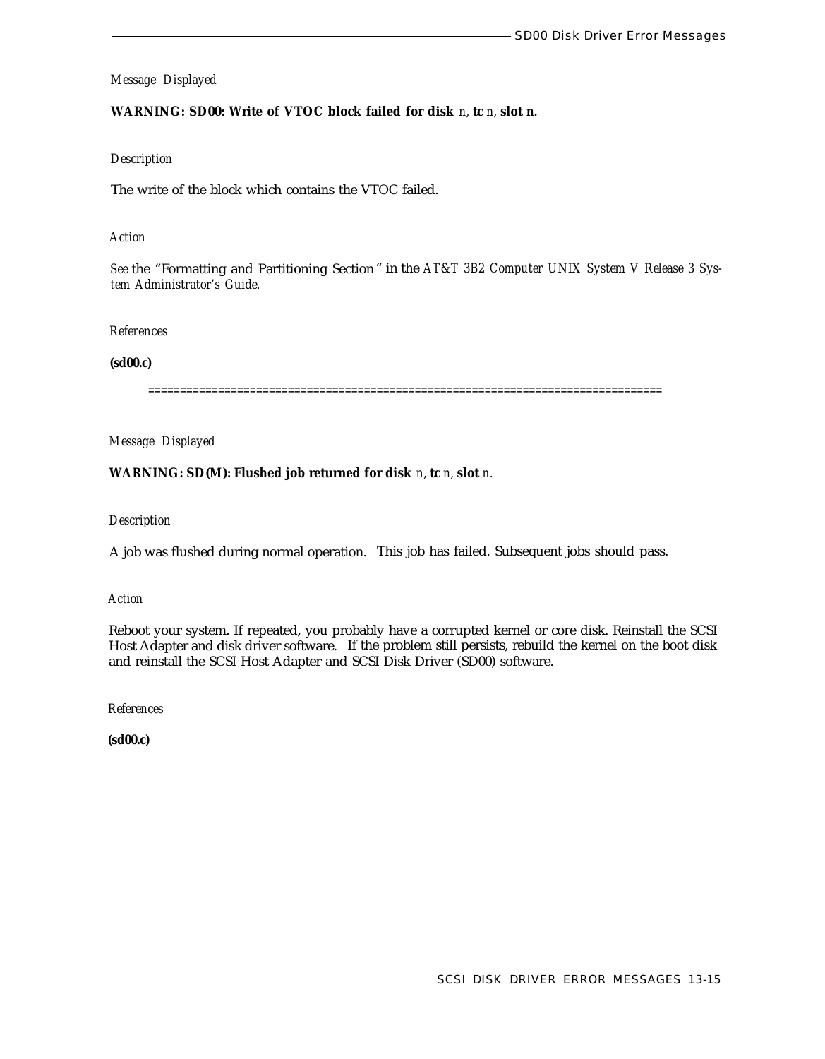*Message Displayed*

**WARNING: SD00: Write of VTOC block failed for disk** *n*, **tc** *n*, **slot n.**

*Description*

The write of the block which contains the VTOC failed.

*Action*

*See* the "Formatting and Partitioning Section " in the *AT&T 3B2 Computer UNIX System V Release 3 System Administrator's Guide.*

*References*

**(sd00.c)**

===============================================================================

*Message Displayed*

**WARNING: SD(M): Flushed job returned for disk** *n*, **tc** *n*, **slot** *n*.

*Description*

A job was flushed during normal operation. This job has failed. Subsequent jobs should pass.

*Action*

Reboot your system. If repeated, you probably have a corrupted kernel or core disk. Reinstall the SCSI Host Adapter and disk driver software. If the problem still persists, rebuild the kernel on the boot disk and reinstall the SCSI Host Adapter and SCSI Disk Driver (SD00) software.

*References*

**(sd00.c)**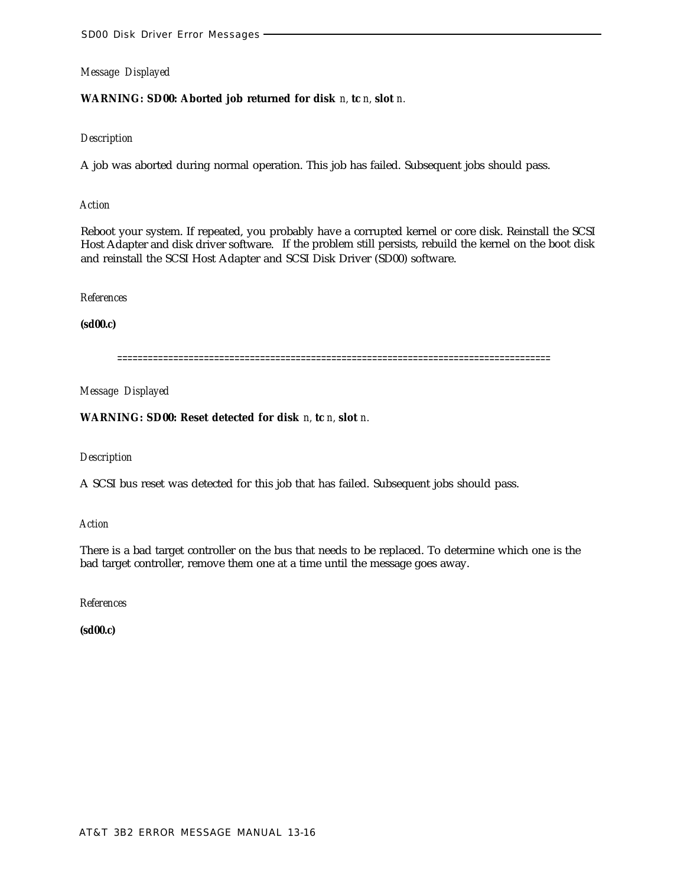*Message Displayed*

**WARNING: SD00: Aborted job returned for disk** *n*, **tc** *n*, **slot** *n*.

*Description*

A job was aborted during normal operation. This job has failed. Subsequent jobs should pass.

*Action*

Reboot your system. If repeated, you probably have a corrupted kernel or core disk. Reinstall the SCSI Host Adapter and disk driver software. If the problem still persists, rebuild the kernel on the boot disk and reinstall the SCSI Host Adapter and SCSI Disk Driver (SD00) software.

*References*

**(sd00.c)**

==================================================================================

*Message Displayed*

**WARNING: SD00: Reset detected for disk** *n*, **tc** *n*, **slot** *n*.

*Description*

A SCSI bus reset was detected for this job that has failed. Subsequent jobs should pass.

*Action*

There is a bad target controller on the bus that needs to be replaced. To determine which one is the bad target controller, remove them one at a time until the message goes away.

*References*

**(sd00.c)**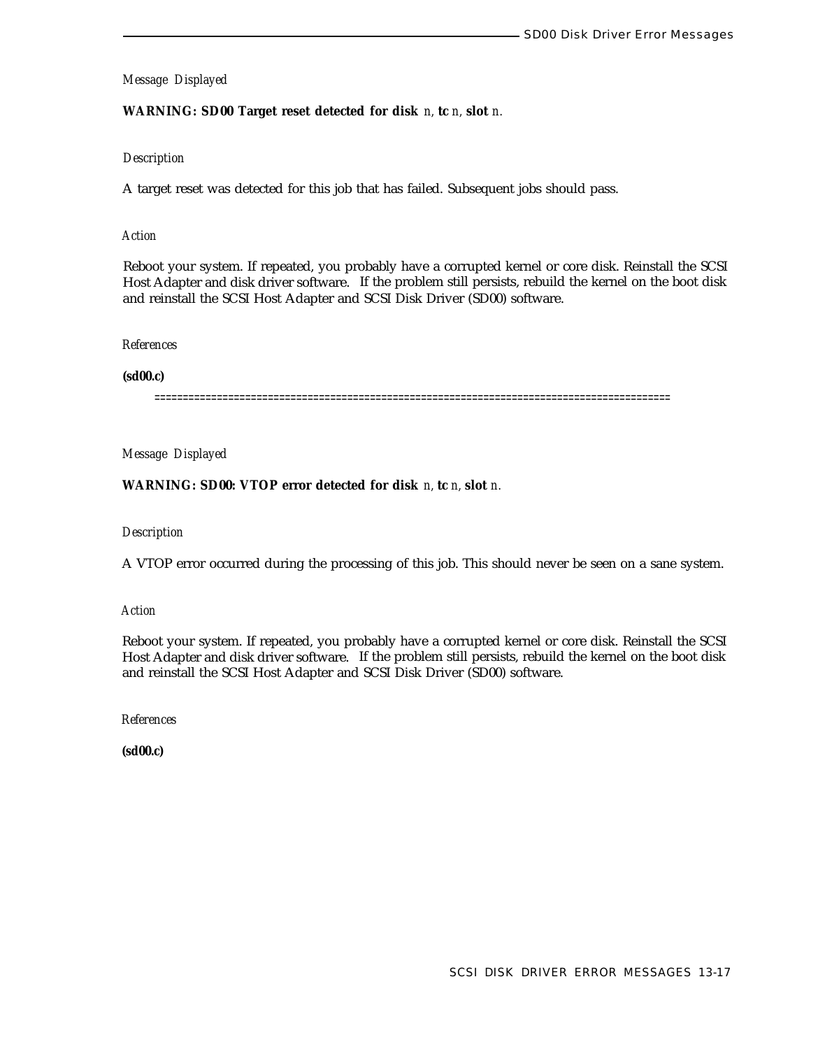*Message Displayed*

**WARNING: SD00 Target reset detected for disk** *n*, **tc** *n*, **slot** *n*.

*Description*

A target reset was detected for this job that has failed. Subsequent jobs should pass.

*Action*

Reboot your system. If repeated, you probably have a corrupted kernel or core disk. Reinstall the SCSI Host Adapter and disk driver software. If the problem still persists, rebuild the kernel on the boot disk and reinstall the SCSI Host Adapter and SCSI Disk Driver (SD00) software.

*References*

**(sd00.c)**

==========================================================================================

*Message Displayed*

**WARNING: SD00: VTOP error detected for disk** *n*, **tc** *n*, **slot** *n*.

*Description*

A VTOP error occurred during the processing of this job. This should never be seen on a sane system.

*Action*

Reboot your system. If repeated, you probably have a corrupted kernel or core disk. Reinstall the SCSI Host Adapter and disk driver software. If the problem still persists, rebuild the kernel on the boot disk and reinstall the SCSI Host Adapter and SCSI Disk Driver (SD00) software.

*References*

**(sd00.c)**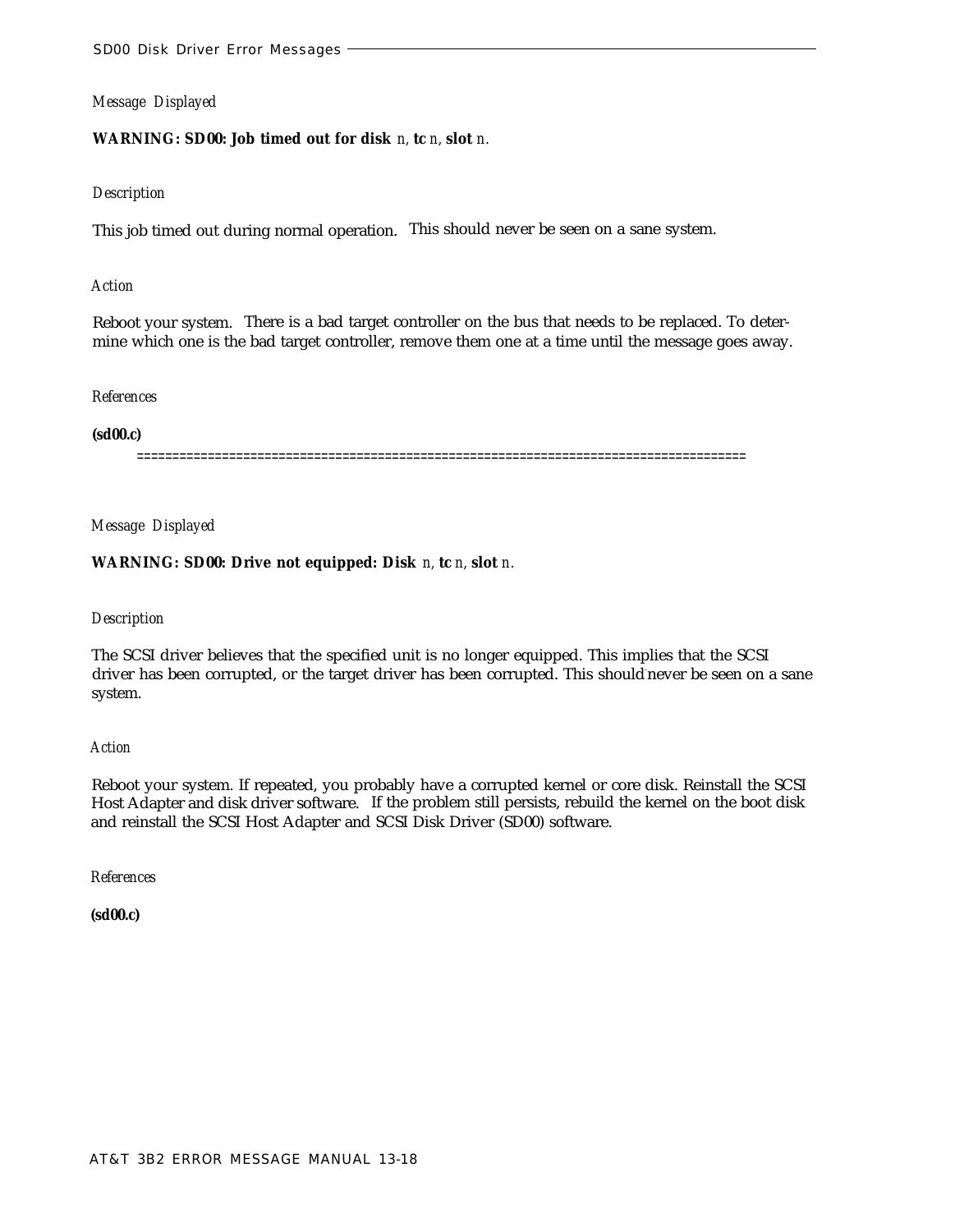*Message Displayed*

**WARNING: SD00: Job timed out for disk** *n,* **tc** *n,* **slot** *n.*

*Description*

This job timed out during normal operation. This should never be seen on a sane system.

*Action*

Reboot your system. There is a bad target controller on the bus that needs to be replaced. To determine which one is the bad target controller, remove them one at a time until the message goes away.

*References*

**(sd00.c)**

=====================================================================================

*Message Displayed*

**WARNING: SD00: Drive not equipped: Disk** *n,* **tc** *n,* **slot** *n.*

*Description*

The SCSI driver believes that the specified unit is no longer equipped. This implies that the SCSI driver has been corrupted, or the target driver has been corrupted. This should never be seen on a sane system.

*Action*

Reboot your system. If repeated, you probably have a corrupted kernel or core disk. Reinstall the SCSI Host Adapter and disk driver software. If the problem still persists, rebuild the kernel on the boot disk and reinstall the SCSI Host Adapter and SCSI Disk Driver (SD00) software.

*References*

**(sd00.c)**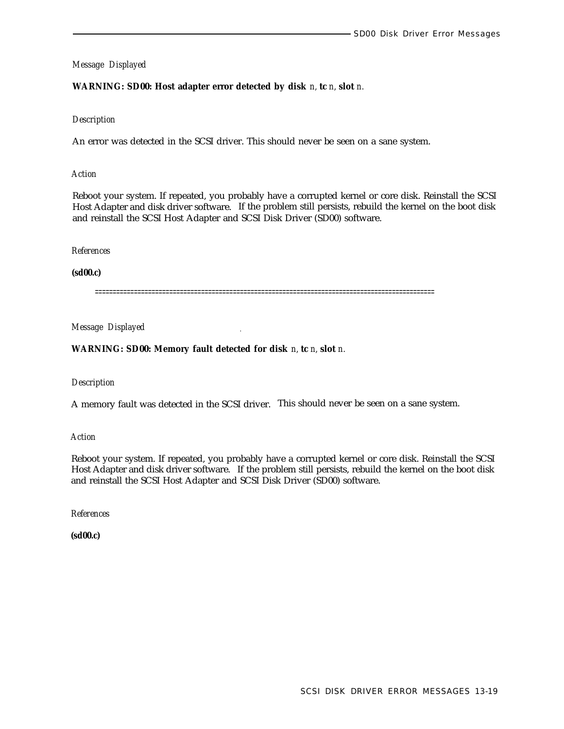*Message Displayed*

**WARNING: SD00: Host adapter error detected by disk** *n*, **tc** *n*, **slot** *n*.

*Description*

An error was detected in the SCSI driver. This should never be seen on a sane system.

*Action*

Reboot your system. If repeated, you probably have a corrupted kernel or core disk. Reinstall the SCSI Host Adapter and disk driver software. If the problem still persists, rebuild the kernel on the boot disk and reinstall the SCSI Host Adapter and SCSI Disk Driver (SD00) software.

*References*

**(sd00.c)**

==============================================================================================

*Message Displayed*

**WARNING: SD00: Memory fault detected for disk** *n*, **tc** *n*, **slot** *n*.

*Description*

A memory fault was detected in the SCSI driver. This should never be seen on a sane system.

*Action*

Reboot your system. If repeated, you probably have a corrupted kernel or core disk. Reinstall the SCSI Host Adapter and disk driver software. If the problem still persists, rebuild the kernel on the boot disk and reinstall the SCSI Host Adapter and SCSI Disk Driver (SD00) software.

*References*

**(sd00.c)**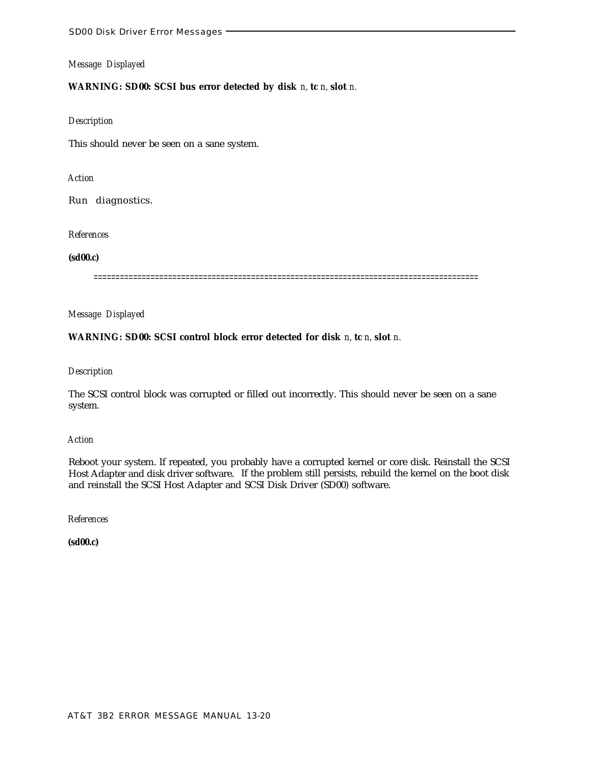*Message Displayed*

**WARNING: SD00: SCSI bus error detected by disk** *n*, **tc** *n*, **slot** *n*.

*Description*

This should never be seen on a sane system.

*Action*

Run diagnostics.

*References*

**(sd00.c)**

==========================================================================================

*Message Displayed*

**WARNING: SD00: SCSI control block error detected for disk** *n*, **tc** *n*, **slot** *n*.

*Description*

The SCSI control block was corrupted or filled out incorrectly. This should never be seen on a sane system.

*Action*

Reboot your system. If repeated, you probably have a corrupted kernel or core disk. Reinstall the SCSI Host Adapter and disk driver software. If the problem still persists, rebuild the kernel on the boot disk and reinstall the SCSI Host Adapter and SCSI Disk Driver (SD00) software.

*References*

**(sd00.c)**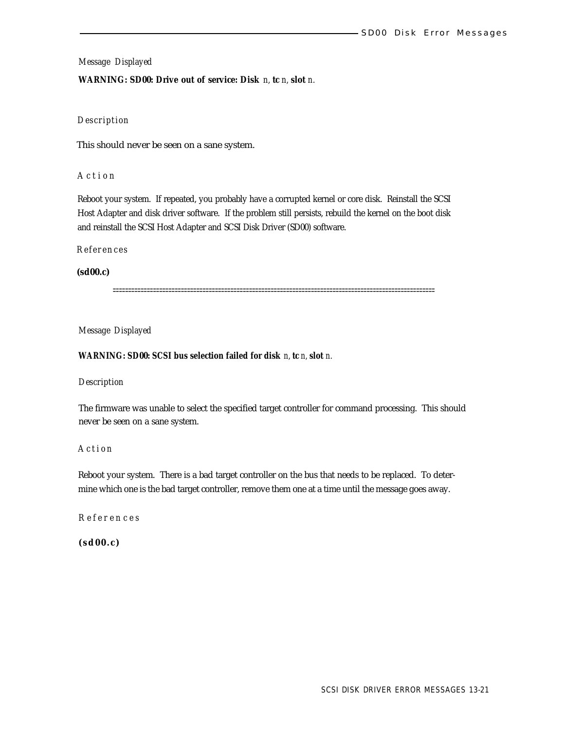*Message Displayed*

**WARNING: SD00: Drive out of service: Disk** *n*, **tc** *n*, **slot** *n*.

*Description*

This should never be seen on a sane system.

*Action*

Reboot your system. If repeated, you probably have a corrupted kernel or core disk. Reinstall the SCSI Host Adapter and disk driver software. If the problem still persists, rebuild the kernel on the boot disk and reinstall the SCSI Host Adapter and SCSI Disk Driver (SD00) software.

*References*

**(sd00.c)**

=====================================================================================================

*Message Displayed*

**WARNING: SD00: SCSI bus selection failed for disk** *n*, **tc** *n*, **slot** *n*.

*Description*

The firmware was unable to select the specified target controller for command processing. This should never be seen on a sane system.

*Action*

Reboot your system. There is a bad target controller on the bus that needs to be replaced. To determine which one is the bad target controller, remove them one at a time until the message goes away.

*References*

**(sd00.c)**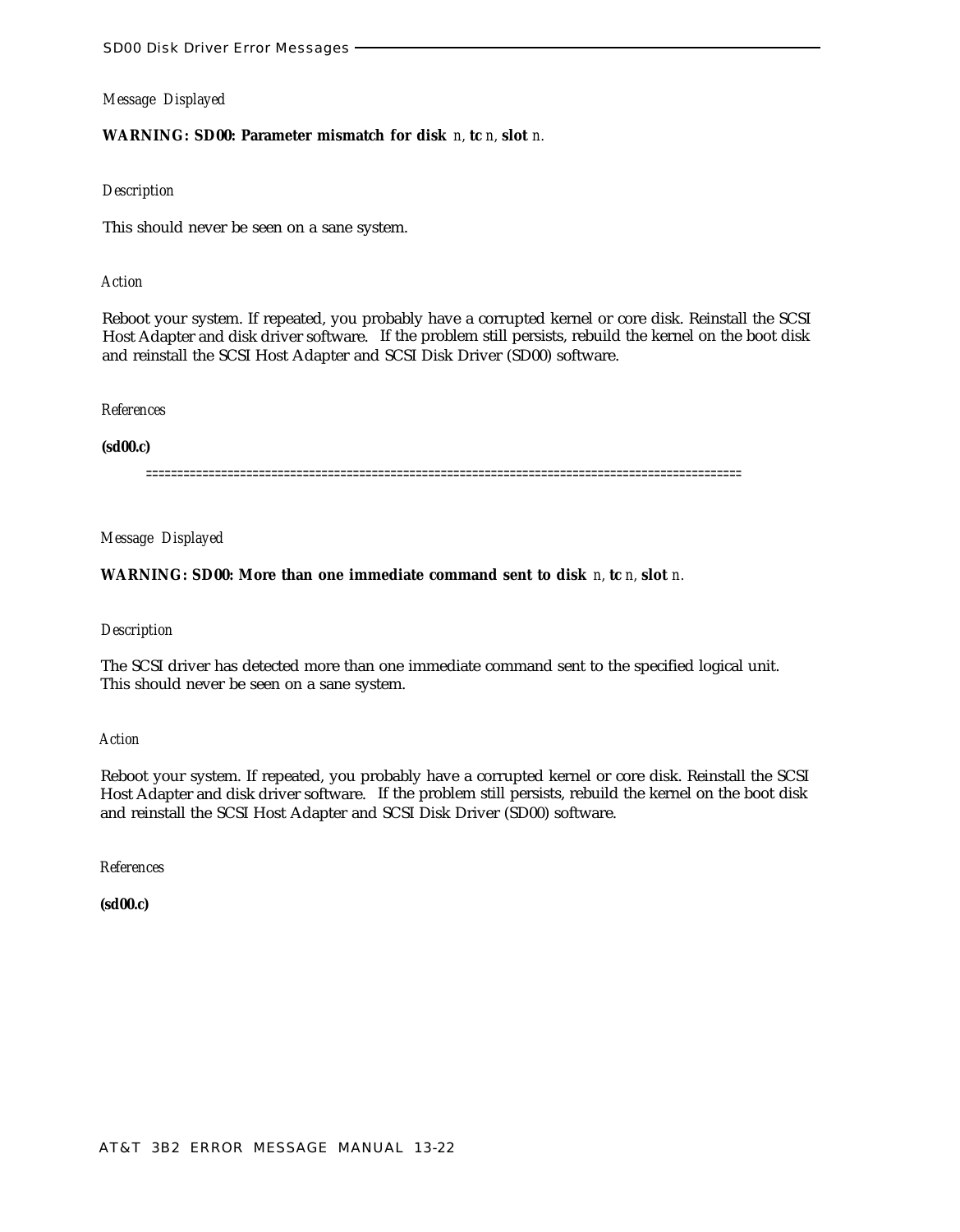*Message Displayed*

**WARNING: SD00: Parameter mismatch for disk** *n*, **tc** *n*, **slot** *n*.

*Description*

This should never be seen on a sane system.

*Action*

Reboot your system. If repeated, you probably have a corrupted kernel or core disk. Reinstall the SCSI Host Adapter and disk driver software. If the problem still persists, rebuild the kernel on the boot disk and reinstall the SCSI Host Adapter and SCSI Disk Driver (SD00) software.

*References*

**(sd00.c)**

==========================================================================================

*Message Displayed*

**WARNING: SD00: More than one immediate command sent to disk** *n*, **tc** *n*, **slot** *n*.

*Description*

The SCSI driver has detected more than one immediate command sent to the specified logical unit. This should never be seen on a sane system.

*Action*

Reboot your system. If repeated, you probably have a corrupted kernel or core disk. Reinstall the SCSI Host Adapter and disk driver software. If the problem still persists, rebuild the kernel on the boot disk and reinstall the SCSI Host Adapter and SCSI Disk Driver (SD00) software.

*References*

**(sd00.c)**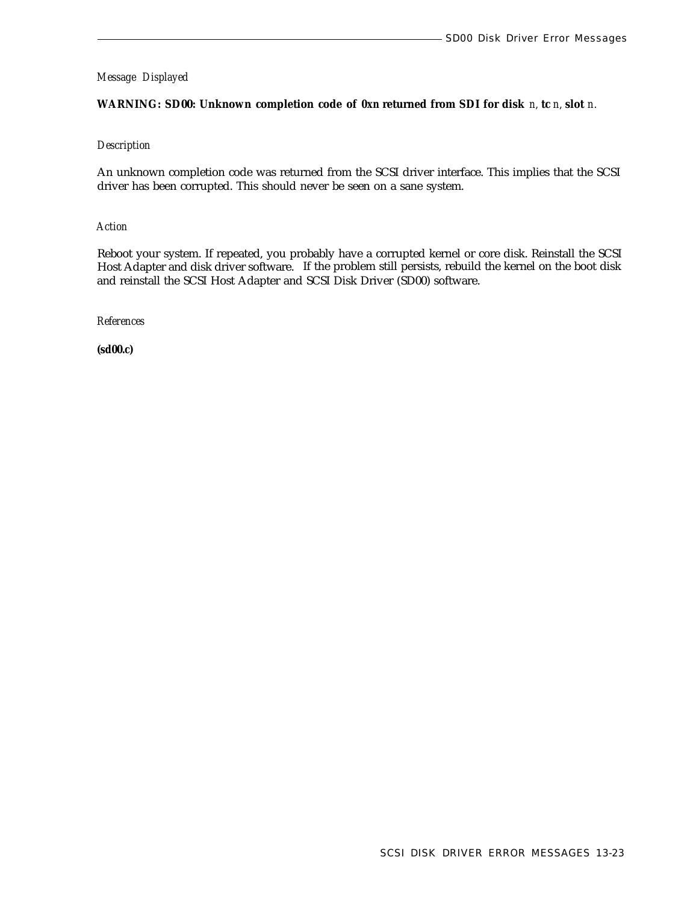*Message Displayed*

**WARNING: SD00: Unknown completion code of 0x*n* returned from SDI for disk** *n*, **tc** *n*, **slot** *n*.

*Description*

An unknown completion code was returned from the SCSI driver interface. This implies that the SCSI driver has been corrupted. This should never be seen on a sane system.

*Action*

Reboot your system. If repeated, you probably have a corrupted kernel or core disk. Reinstall the SCSI Host Adapter and disk driver software. If the problem still persists, rebuild the kernel on the boot disk and reinstall the SCSI Host Adapter and SCSI Disk Driver (SD00) software.

*References*

**(sd00.c)**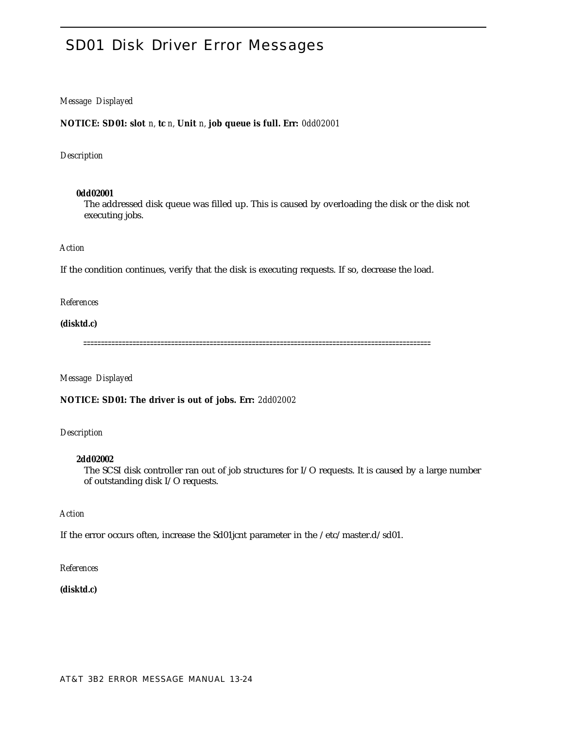# SD01 Disk Driver Error Messages

*Message Displayed*

**NOTICE: SD01: slot** *n*, **tc** *n*, **Unit** *n*, **job queue is full. Err:** 0dd02001

*Description*

**0dd02001**
The addressed disk queue was filled up. This is caused by overloading the disk or the disk not executing jobs.

*Action*

If the condition continues, verify that the disk is executing requests. If so, decrease the load.

*References*

**(disktd.c)**

================================================================================================

*Message Displayed*

**NOTICE: SD01: The driver is out of jobs. Err:** 2dd02002

*Description*

**2dd02002**
The SCSI disk controller ran out of job structures for I/O requests. It is caused by a large number of outstanding disk I/O requests.

*Action*

If the error occurs often, increase the Sd01jcnt parameter in the /etc/master.d/sd01.

*References*

**(disktd.c)**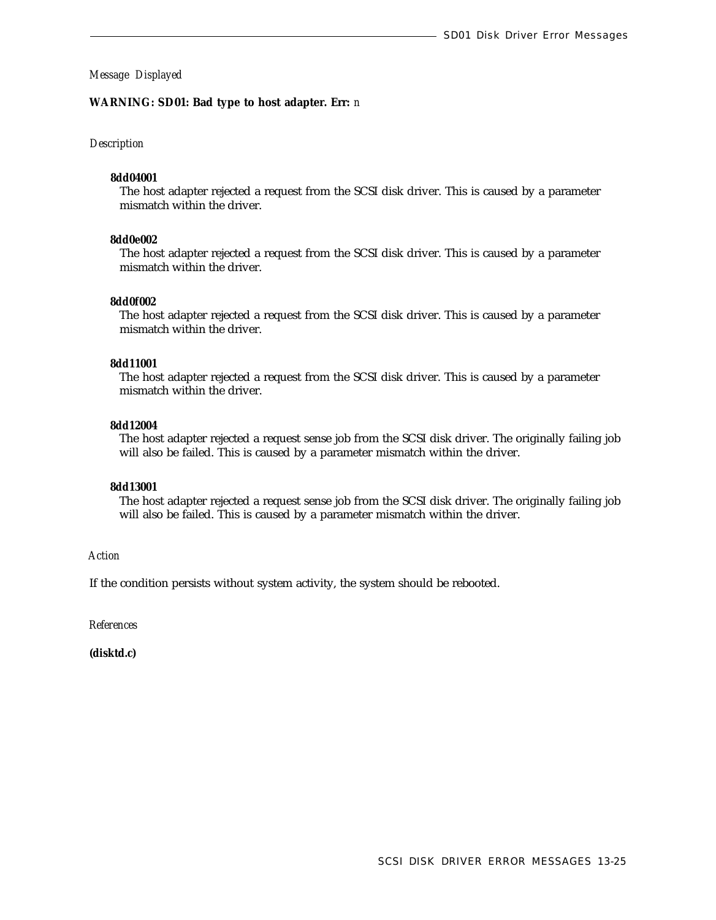*Message Displayed*

**WARNING: SD01: Bad type to host adapter. Err:** *n*

*Description*

**8dd04001**
The host adapter rejected a request from the SCSI disk driver. This is caused by a parameter mismatch within the driver.

**8dd0e002**
The host adapter rejected a request from the SCSI disk driver. This is caused by a parameter mismatch within the driver.

**8dd0f002**
The host adapter rejected a request from the SCSI disk driver. This is caused by a parameter mismatch within the driver.

**8dd11001**
The host adapter rejected a request from the SCSI disk driver. This is caused by a parameter mismatch within the driver.

**8dd12004**
The host adapter rejected a request sense job from the SCSI disk driver. The originally failing job will also be failed. This is caused by a parameter mismatch within the driver.

**8dd13001**
The host adapter rejected a request sense job from the SCSI disk driver. The originally failing job will also be failed. This is caused by a parameter mismatch within the driver.

*Action*

If the condition persists without system activity, the system should be rebooted.

*References*

**(disktd.c)**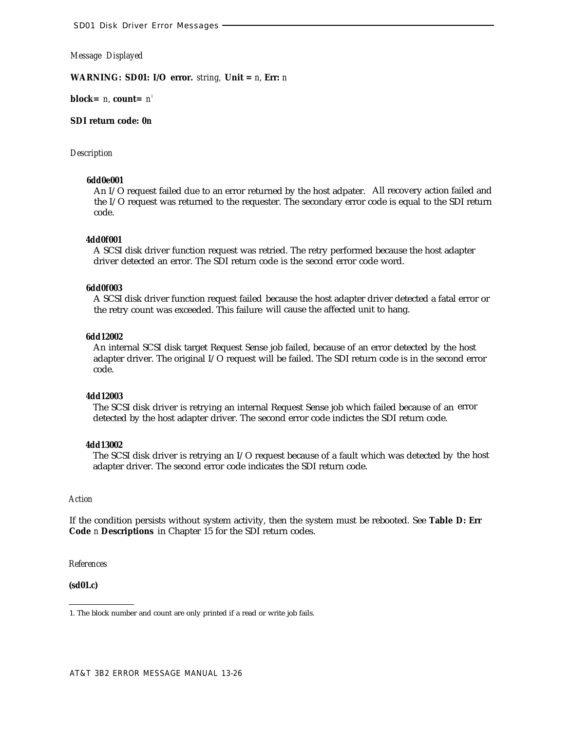*Message Displayed*

**WARNING: SD01: I/O error.** *string,* **Unit =** *n*, **Err:** *n*

**block=** *n*, **count=** *n*[1]

**SDI return code: 0n**

*Description*

**6dd0e001**
An I/O request failed due to an error returned by the host adpater. All recovery action failed and the I/O request was returned to the requester. The secondary error code is equal to the SDI return code.

**4dd0f001**
A SCSI disk driver function request was retried. The retry performed because the host adapter driver detected an error. The SDI return code is the second error code word.

**6dd0f003**
A SCSI disk driver function request failed because the host adapter driver detected a fatal error or the retry count was exceeded. This failure will cause the affected unit to hang.

**6dd12002**
An internal SCSI disk target Request Sense job failed, because of an error detected by the host adapter driver. The original I/O request will be failed. The SDI return code is in the second error code.

**4dd12003**
The SCSI disk driver is retrying an internal Request Sense job which failed because of an error detected by the host adapter driver. The second error code indictes the SDI return code.

**4dd13002**
The SCSI disk driver is retrying an I/O request because of a fault which was detected by the host adapter driver. The second error code indicates the SDI return code.

*Action*

If the condition persists without system activity, then the system must be rebooted. See **Table D: Err Code** *n* **Descriptions** in Chapter 15 for the SDI return codes.

*References*

**(sd01.c)**

1. The block number and count are only printed if a read or write job fails.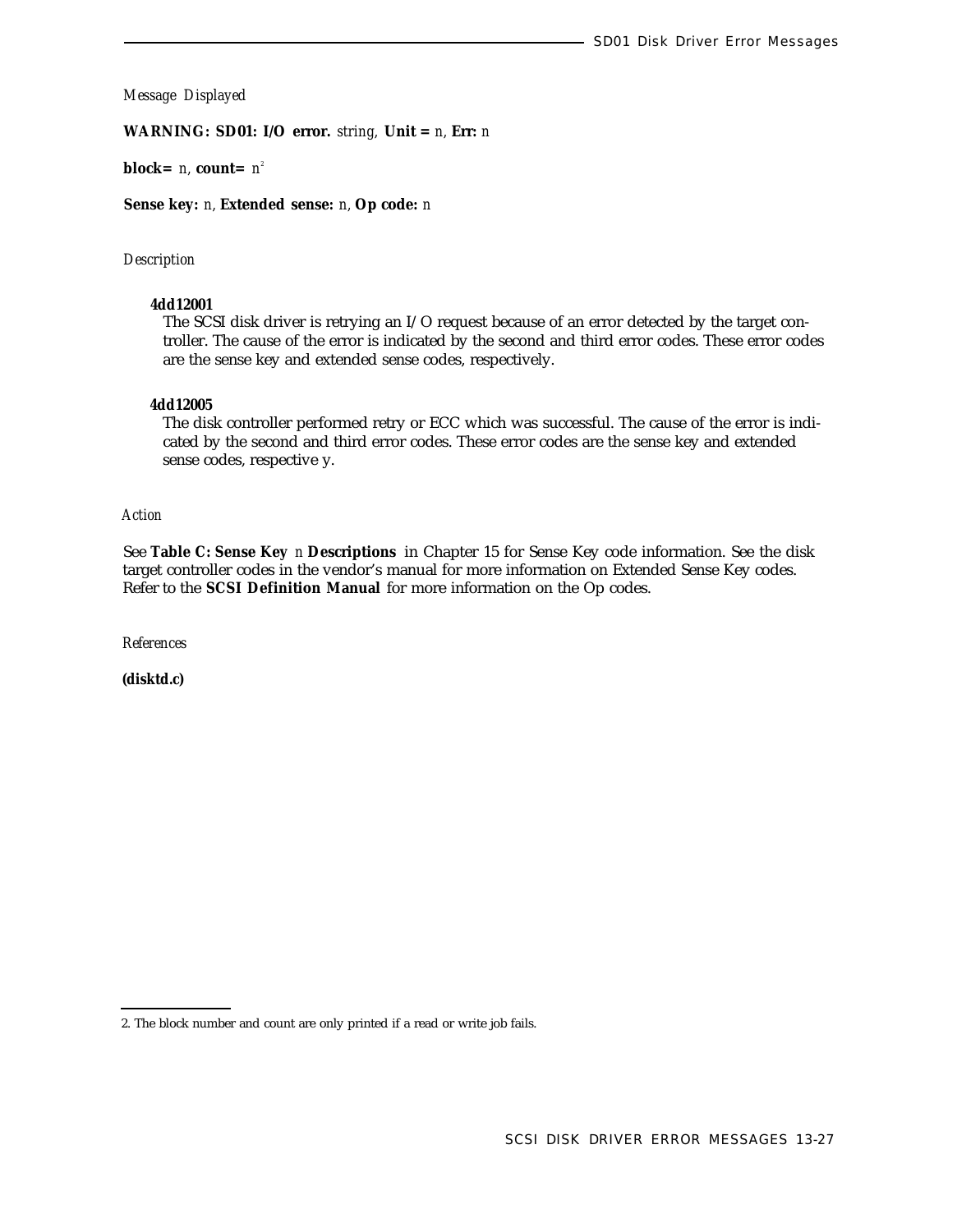*Message Displayed*

**WARNING: SD01: I/O error.** *string*, **Unit =** *n*, **Err:** *n*

**block=** *n*, **count=** *n*[2]

**Sense key:** *n*, **Extended sense:** *n*, **Op code:** *n*

*Description*

**4dd12001**
The SCSI disk driver is retrying an I/O request because of an error detected by the target controller. The cause of the error is indicated by the second and third error codes. These error codes are the sense key and extended sense codes, respectively.

**4dd12005**
The disk controller performed retry or ECC which was successful. The cause of the error is indicated by the second and third error codes. These error codes are the sense key and extended sense codes, respective y.

*Action*

See **Table C: Sense Key** *n* **Descriptions** in Chapter 15 for Sense Key code information. See the disk target controller codes in the vendor's manual for more information on Extended Sense Key codes. Refer to the **SCSI Definition Manual** for more information on the Op codes.

*References*

**(disktd.c)**

2. The block number and count are only printed if a read or write job fails.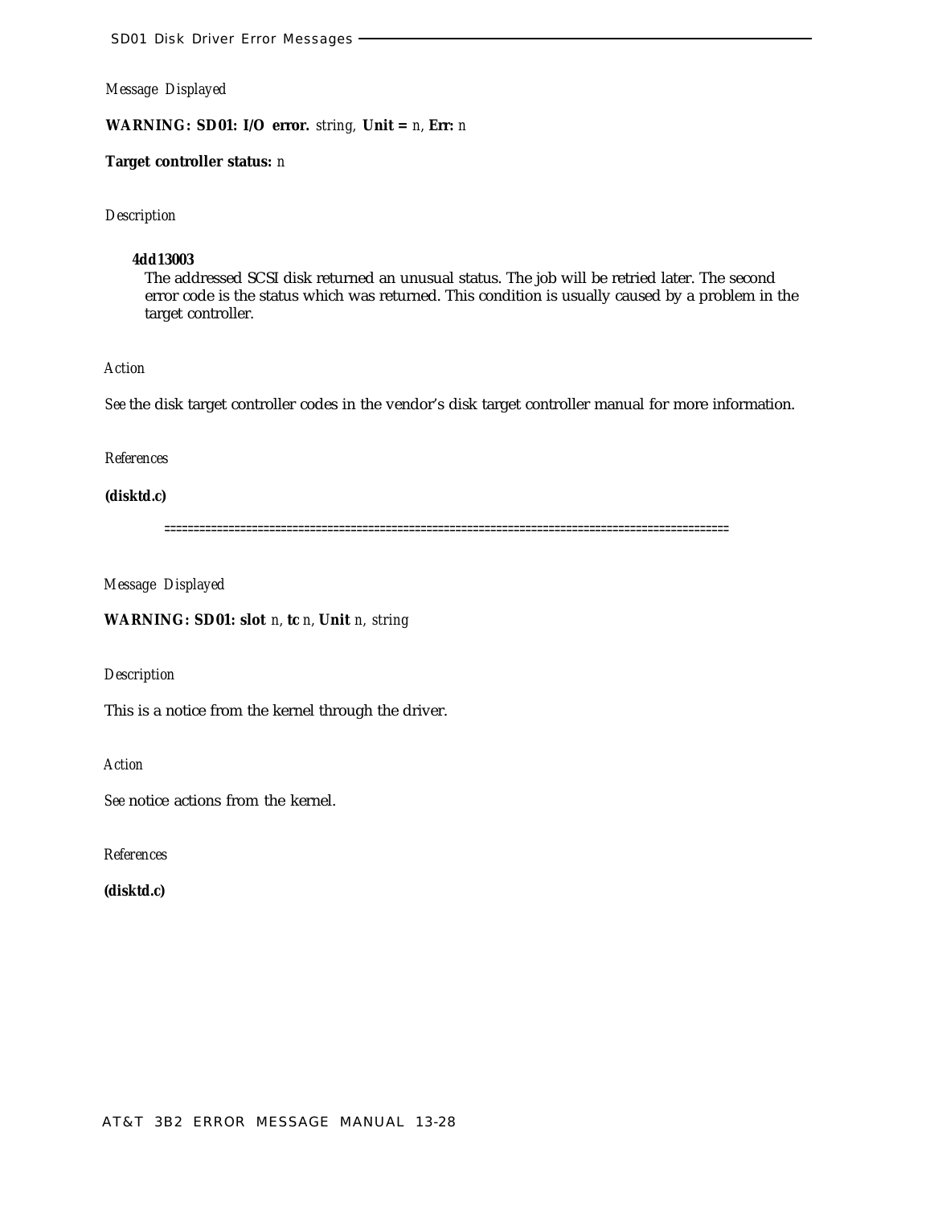*Message Displayed*

**WARNING: SD01: I/O error.** *string,* **Unit =** *n,* **Err:** *n*

**Target controller status:** *n*

*Description*

**4dd13003**
The addressed SCSI disk returned an unusual status. The job will be retried later. The second error code is the status which was returned. This condition is usually caused by a problem in the target controller.

*Action*

*See* the disk target controller codes in the vendor's disk target controller manual for more information.

*References*

**(disktd.c)**

==================================================================================================

*Message Displayed*

**WARNING: SD01: slot** *n,* **tc** *n,* **Unit** *n, string*

*Description*

This is a notice from the kernel through the driver.

*Action*

*See* notice actions from the kernel.

*References*

**(disktd.c)**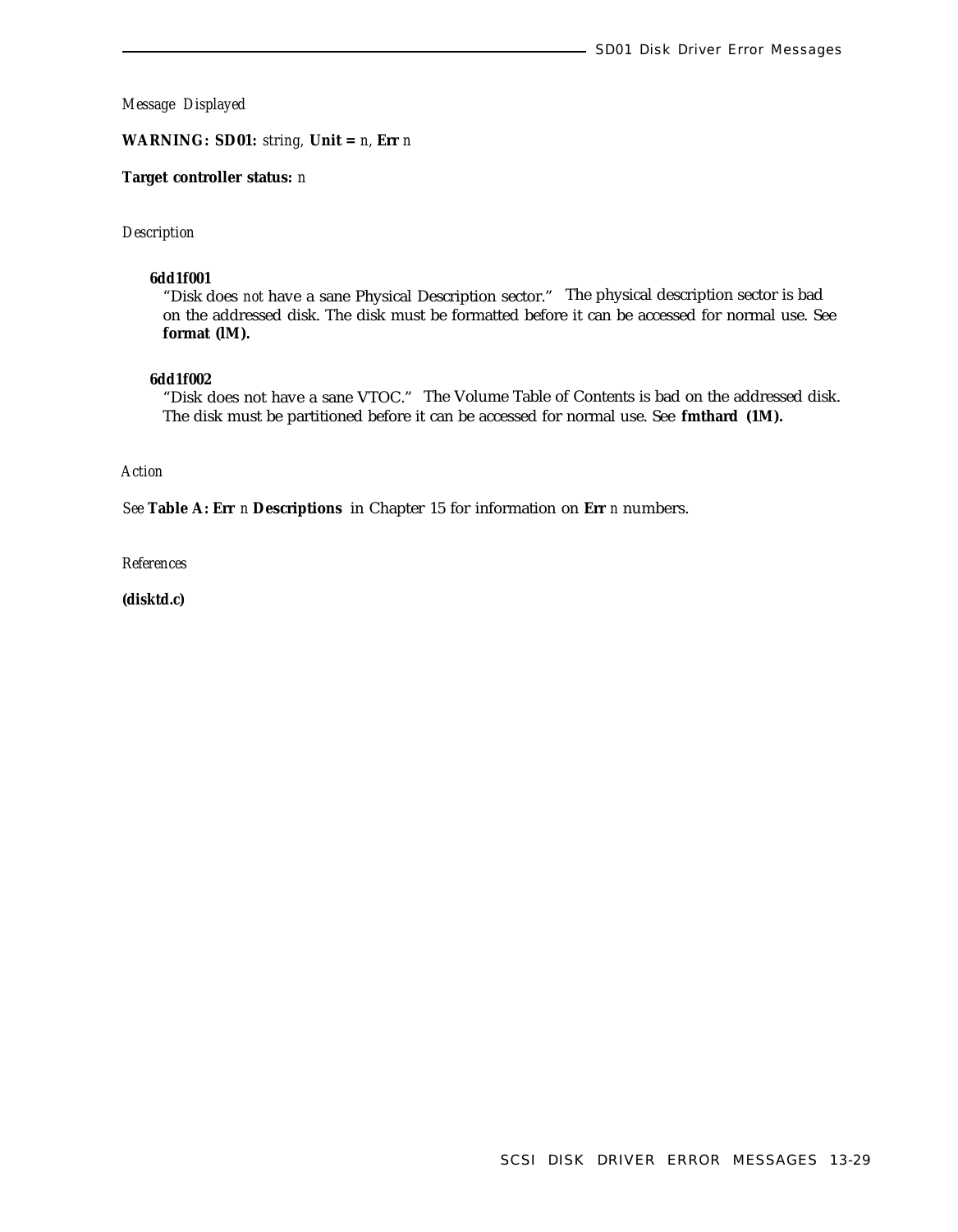*Message Displayed*

**WARNING: SD01:** *string,* **Unit =** *n,* **Err** *n*

**Target controller status:** *n*

*Description*

**6dd1f001**
"Disk does *not* have a sane Physical Description sector." The physical description sector is bad on the addressed disk. The disk must be formatted before it can be accessed for normal use. See **format (lM).**

**6dd1f002**
"Disk does not have a sane VTOC." The Volume Table of Contents is bad on the addressed disk. The disk must be partitioned before it can be accessed for normal use. See **fmthard (1M).**

*Action*

*See* **Table A: Err** *n* **Descriptions** in Chapter 15 for information on **Err** *n* numbers.

*References*

**(disktd.c)**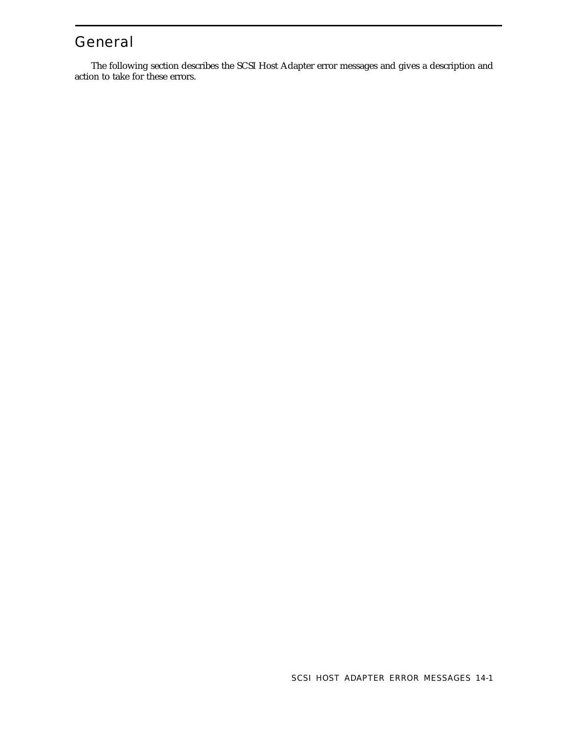# General

The following section describes the SCSI Host Adapter error messages and gives a description and action to take for these errors.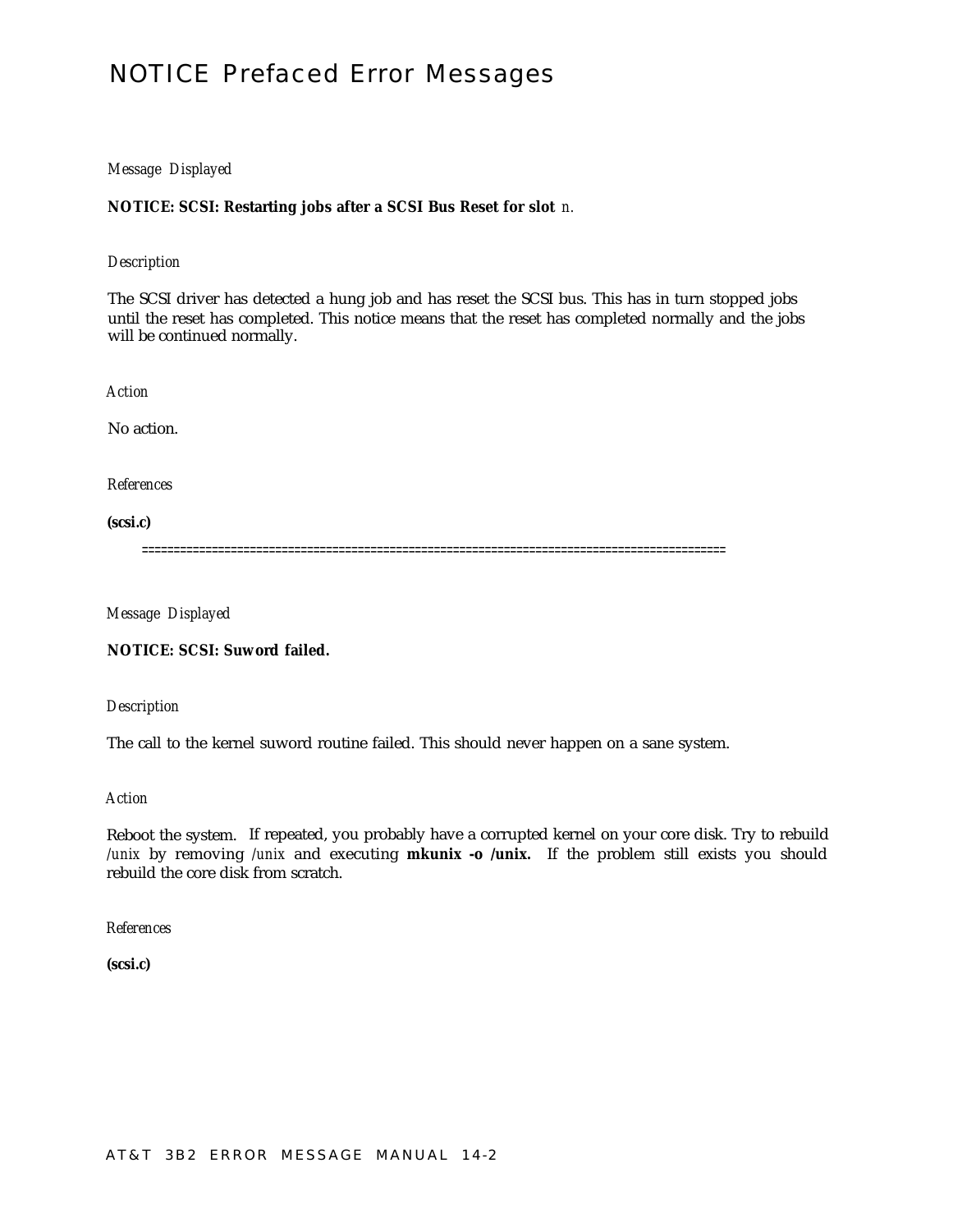# NOTICE Prefaced Error Messages

*Message Displayed*

**NOTICE: SCSI: Restarting jobs after a SCSI Bus Reset for slot** *n.*

*Description*

The SCSI driver has detected a hung job and has reset the SCSI bus. This has in turn stopped jobs until the reset has completed. This notice means that the reset has completed normally and the jobs will be continued normally.

*Action*

No action.

*References*

**(scsi.c)**

==========================================================================================

*Message Displayed*

**NOTICE: SCSI: Suword failed.**

*Description*

The call to the kernel suword routine failed. This should never happen on a sane system.

*Action*

Reboot the system. If repeated, you probably have a corrupted kernel on your core disk. Try to rebuild */unix* by removing */unix* and executing **mkunix -o /unix.** If the problem still exists you should rebuild the core disk from scratch.

*References*

**(scsi.c)**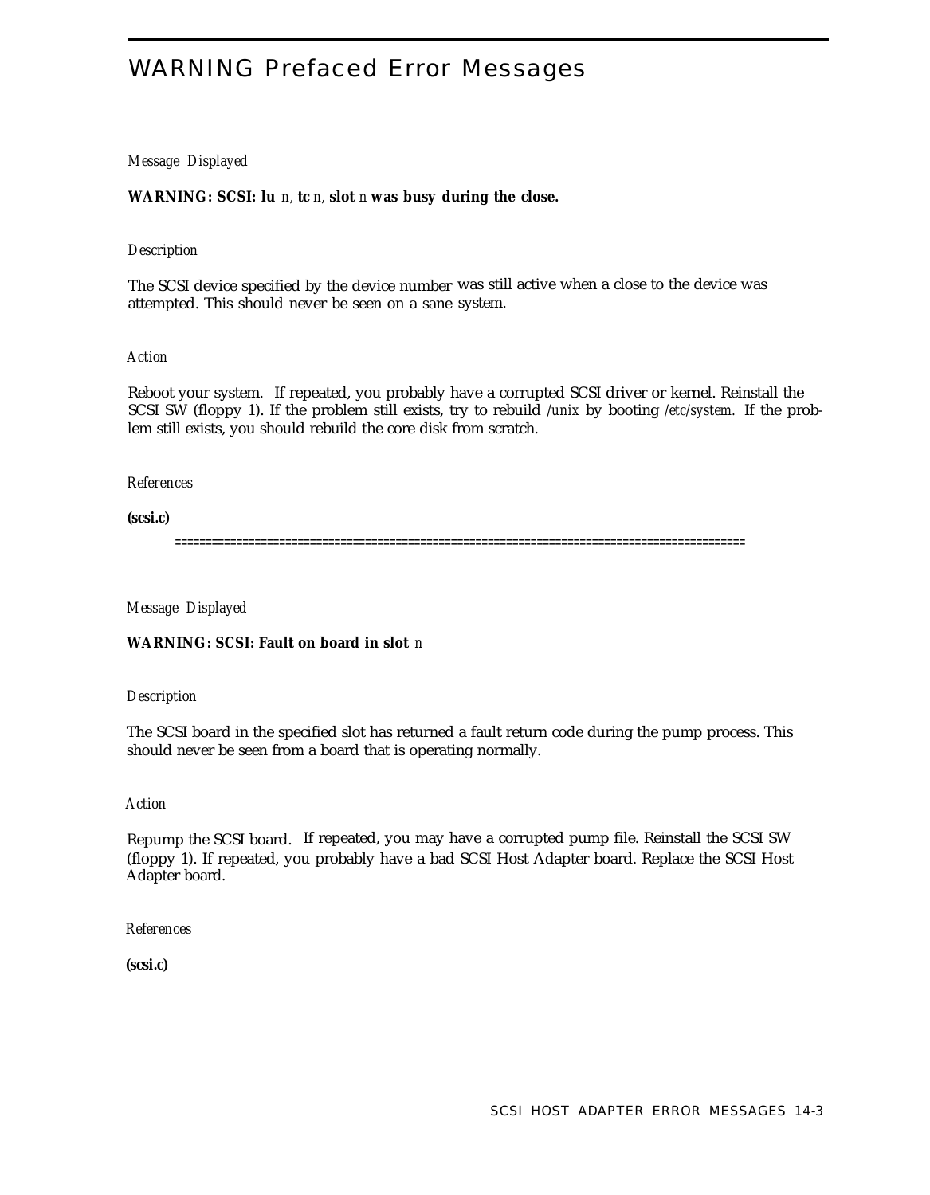# WARNING Prefaced Error Messages

*Message Displayed*

**WARNING: SCSI: lu** *n*, **tc** *n*, **slot** *n* **was busy during the close.**

*Description*

The SCSI device specified by the device number was still active when a close to the device was attempted. This should never be seen on a sane system.

*Action*

Reboot your system. If repeated, you probably have a corrupted SCSI driver or kernel. Reinstall the SCSI SW (floppy 1). If the problem still exists, try to rebuild */unix* by booting */etc/system.* If the problem still exists, you should rebuild the core disk from scratch.

*References*

**(scsi.c)**

==========================================================================================

*Message Displayed*

**WARNING: SCSI: Fault on board in slot** *n*

*Description*

The SCSI board in the specified slot has returned a fault return code during the pump process. This should never be seen from a board that is operating normally.

*Action*

Repump the SCSI board. If repeated, you may have a corrupted pump file. Reinstall the SCSI SW (floppy 1). If repeated, you probably have a bad SCSI Host Adapter board. Replace the SCSI Host Adapter board.

*References*

**(scsi.c)**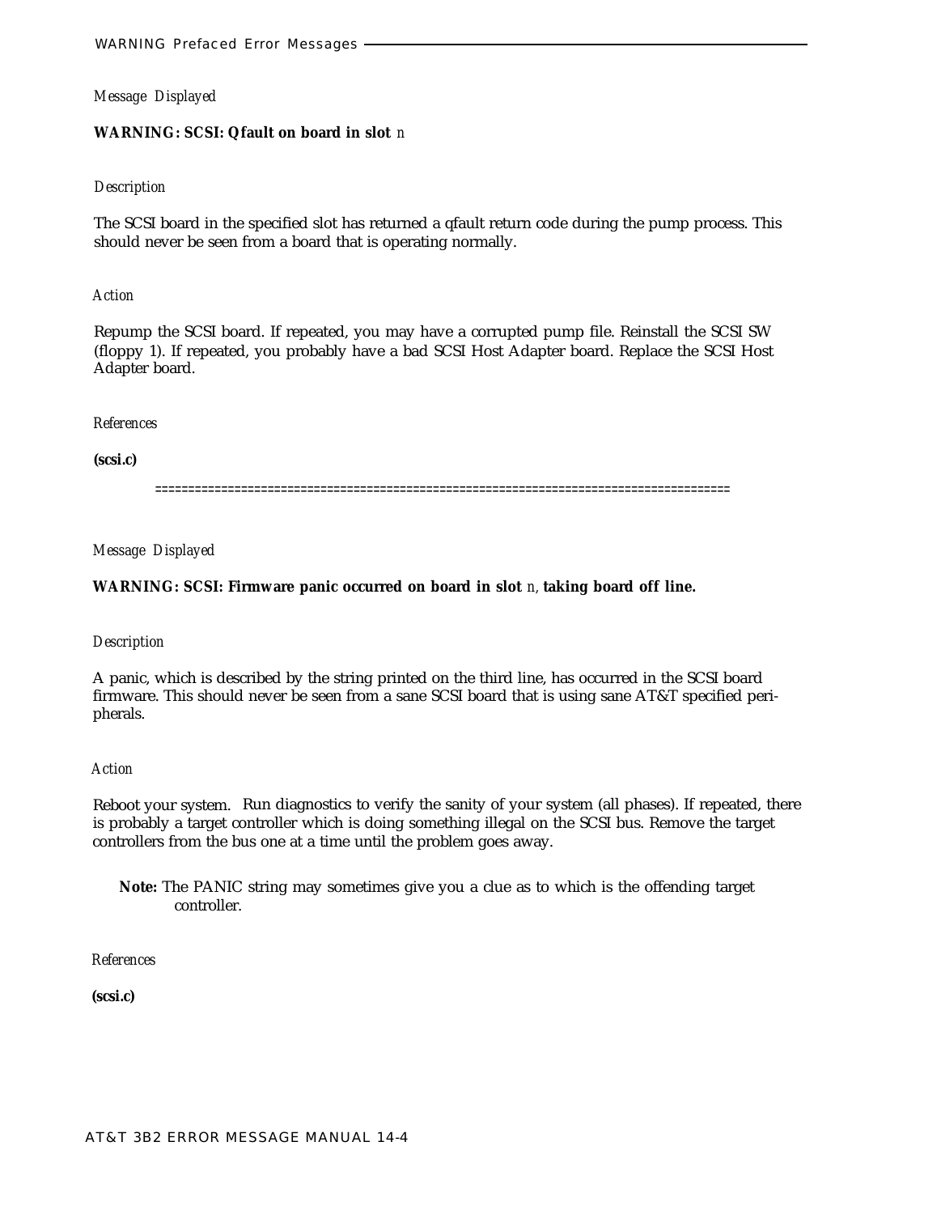*Message Displayed*

**WARNING: SCSI: Qfault on board in slot** *n*

*Description*

The SCSI board in the specified slot has returned a qfault return code during the pump process. This should never be seen from a board that is operating normally.

*Action*

Repump the SCSI board. If repeated, you may have a corrupted pump file. Reinstall the SCSI SW (floppy 1). If repeated, you probably have a bad SCSI Host Adapter board. Replace the SCSI Host Adapter board.

*References*

**(scsi.c)**

=====================================================================================

*Message Displayed*

**WARNING: SCSI: Firmware panic occurred on board in slot** *n,* **taking board off line.**

*Description*

A panic, which is described by the string printed on the third line, has occurred in the SCSI board firmware. This should never be seen from a sane SCSI board that is using sane AT&T specified peripherals.

*Action*

Reboot your system. Run diagnostics to verify the sanity of your system (all phases). If repeated, there is probably a target controller which is doing something illegal on the SCSI bus. Remove the target controllers from the bus one at a time until the problem goes away.

**Note:** The PANIC string may sometimes give you a clue as to which is the offending target controller.

*References*

**(scsi.c)**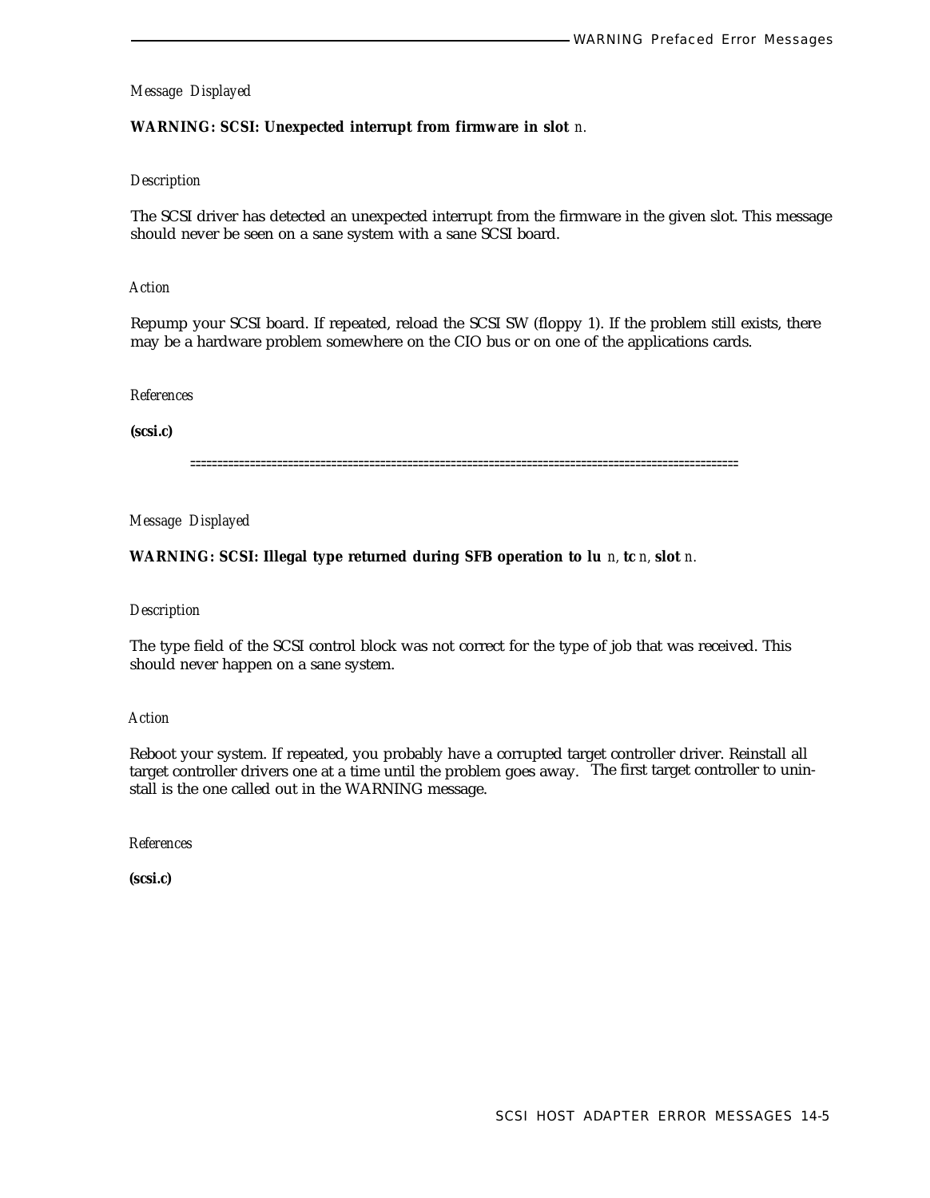*Message Displayed*

**WARNING: SCSI: Unexpected interrupt from firmware in slot** *n.*

*Description*

The SCSI driver has detected an unexpected interrupt from the firmware in the given slot. This message should never be seen on a sane system with a sane SCSI board.

*Action*

Repump your SCSI board. If repeated, reload the SCSI SW (floppy 1). If the problem still exists, there may be a hardware problem somewhere on the CIO bus or on one of the applications cards.

*References*

**(scsi.c)**

====================================================================================================

*Message Displayed*

**WARNING: SCSI: Illegal type returned during SFB operation to lu** *n,* **tc** *n,* **slot** *n.*

*Description*

The type field of the SCSI control block was not correct for the type of job that was received. This should never happen on a sane system.

*Action*

Reboot your system. If repeated, you probably have a corrupted target controller driver. Reinstall all target controller drivers one at a time until the problem goes away. The first target controller to uninstall is the one called out in the WARNING message.

*References*

**(scsi.c)**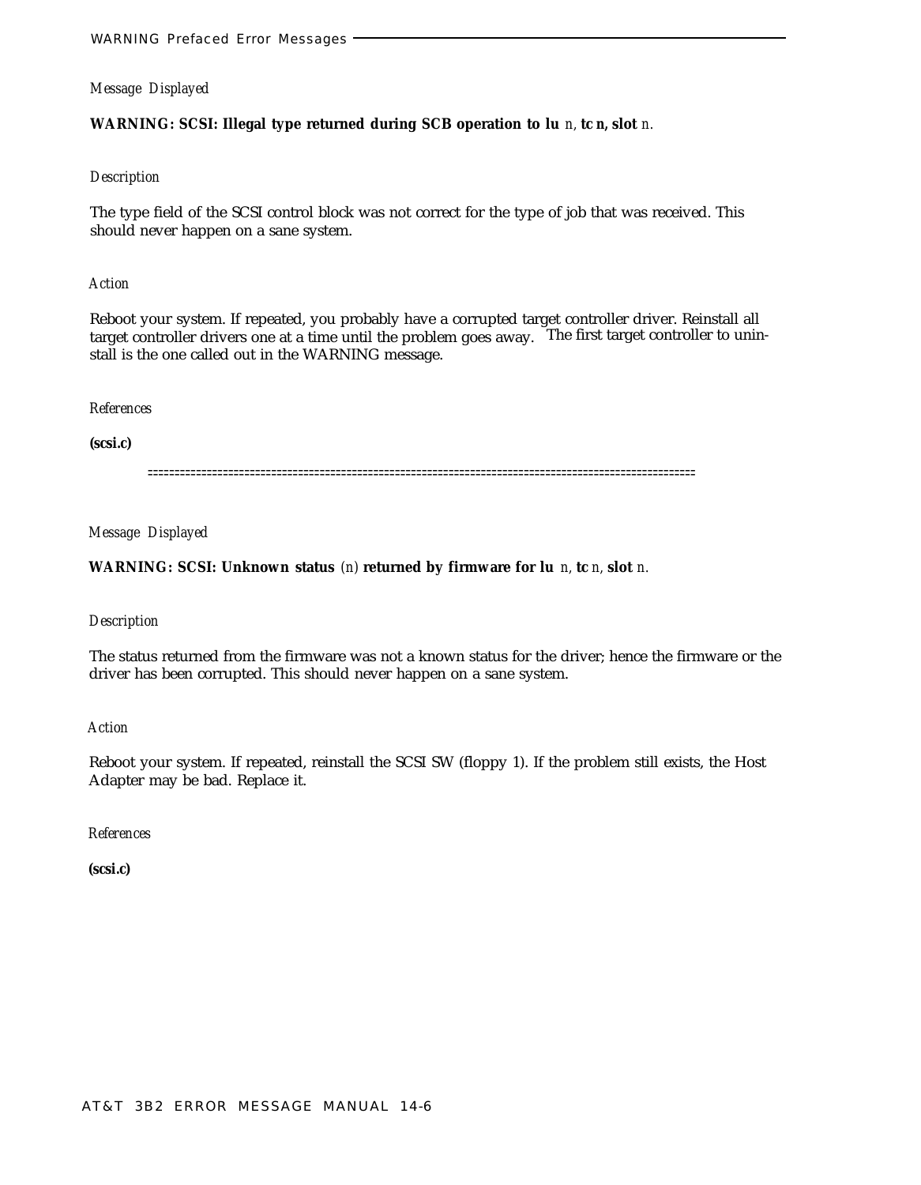*Message Displayed*

**WARNING: SCSI: Illegal type returned during SCB operation to lu** *n,* **tc n, slot** *n.*

*Description*

The type field of the SCSI control block was not correct for the type of job that was received. This should never happen on a sane system.

*Action*

Reboot your system. If repeated, you probably have a corrupted target controller driver. Reinstall all target controller drivers one at a time until the problem goes away. The first target controller to uninstall is the one called out in the WARNING message.

*References*

**(scsi.c)**

==================================================================================================

*Message Displayed*

**WARNING: SCSI: Unknown status** *(n)* **returned by firmware for lu** *n,* **tc** *n,* **slot** *n.*

*Description*

The status returned from the firmware was not a known status for the driver; hence the firmware or the driver has been corrupted. This should never happen on a sane system.

*Action*

Reboot your system. If repeated, reinstall the SCSI SW (floppy 1). If the problem still exists, the Host Adapter may be bad. Replace it.

*References*

**(scsi.c)**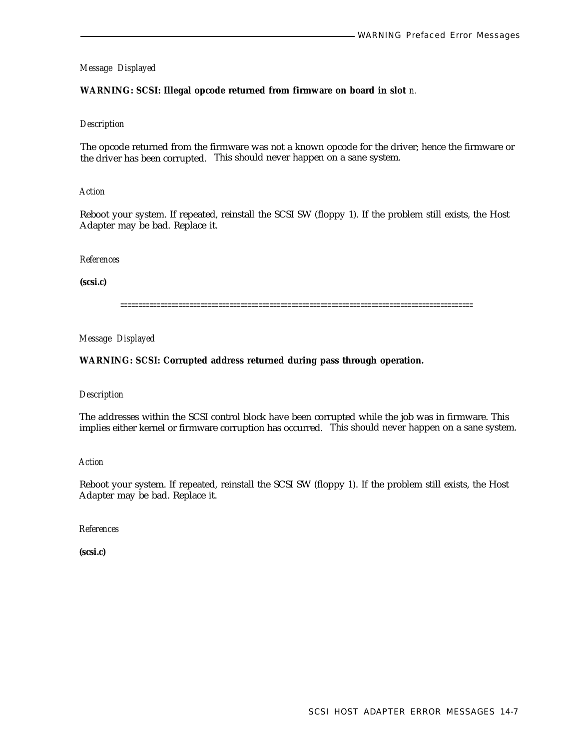*Message Displayed*

**WARNING: SCSI: Illegal opcode returned from firmware on board in slot** *n*.

*Description*

The opcode returned from the firmware was not a known opcode for the driver; hence the firmware or the driver has been corrupted. This should never happen on a sane system.

*Action*

Reboot your system. If repeated, reinstall the SCSI SW (floppy 1). If the problem still exists, the Host Adapter may be bad. Replace it.

*References*

**(scsi.c)**

==============================================================================================

*Message Displayed*

**WARNING: SCSI: Corrupted address returned during pass through operation.**

*Description*

The addresses within the SCSI control block have been corrupted while the job was in firmware. This implies either kernel or firmware corruption has occurred. This should never happen on a sane system.

*Action*

Reboot your system. If repeated, reinstall the SCSI SW (floppy 1). If the problem still exists, the Host Adapter may be bad. Replace it.

*References*

**(scsi.c)**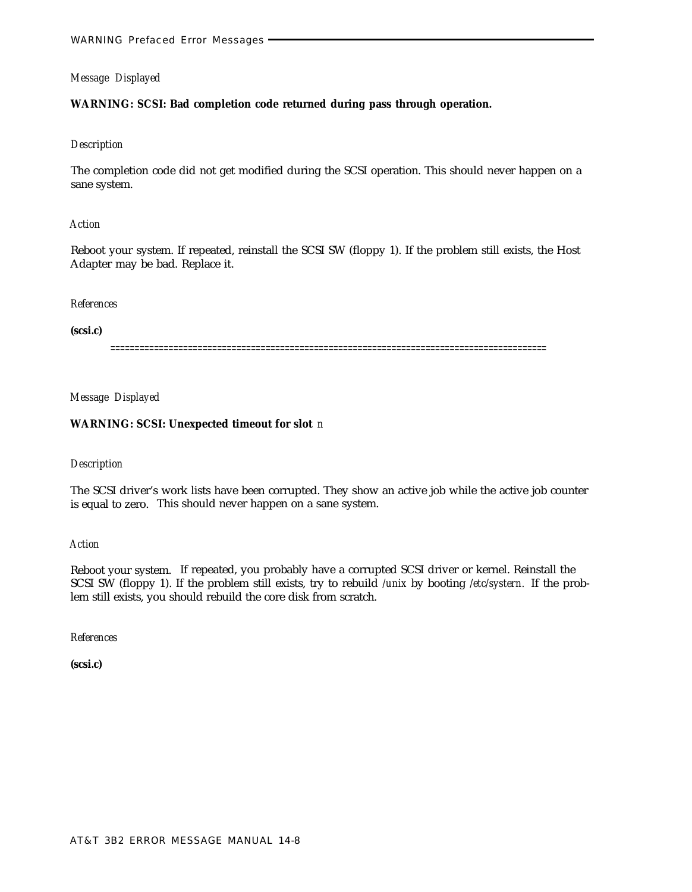*Message Displayed*

**WARNING: SCSI: Bad completion code returned during pass through operation.**

*Description*

The completion code did not get modified during the SCSI operation. This should never happen on a sane system.

*Action*

Reboot your system. If repeated, reinstall the SCSI SW (floppy 1). If the problem still exists, the Host Adapter may be bad. Replace it.

*References*

**(scsi.c)**

=====================================================================================

*Message Displayed*

**WARNING: SCSI: Unexpected timeout for slot** *n*

*Description*

The SCSI driver's work lists have been corrupted. They show an active job while the active job counter is equal to zero. This should never happen on a sane system.

*Action*

Reboot your system. If repeated, you probably have a corrupted SCSI driver or kernel. Reinstall the SCSI SW (floppy 1). If the problem still exists, try to rebuild */unix* by booting */etc/systern.* If the problem still exists, you should rebuild the core disk from scratch.

*References*

**(scsi.c)**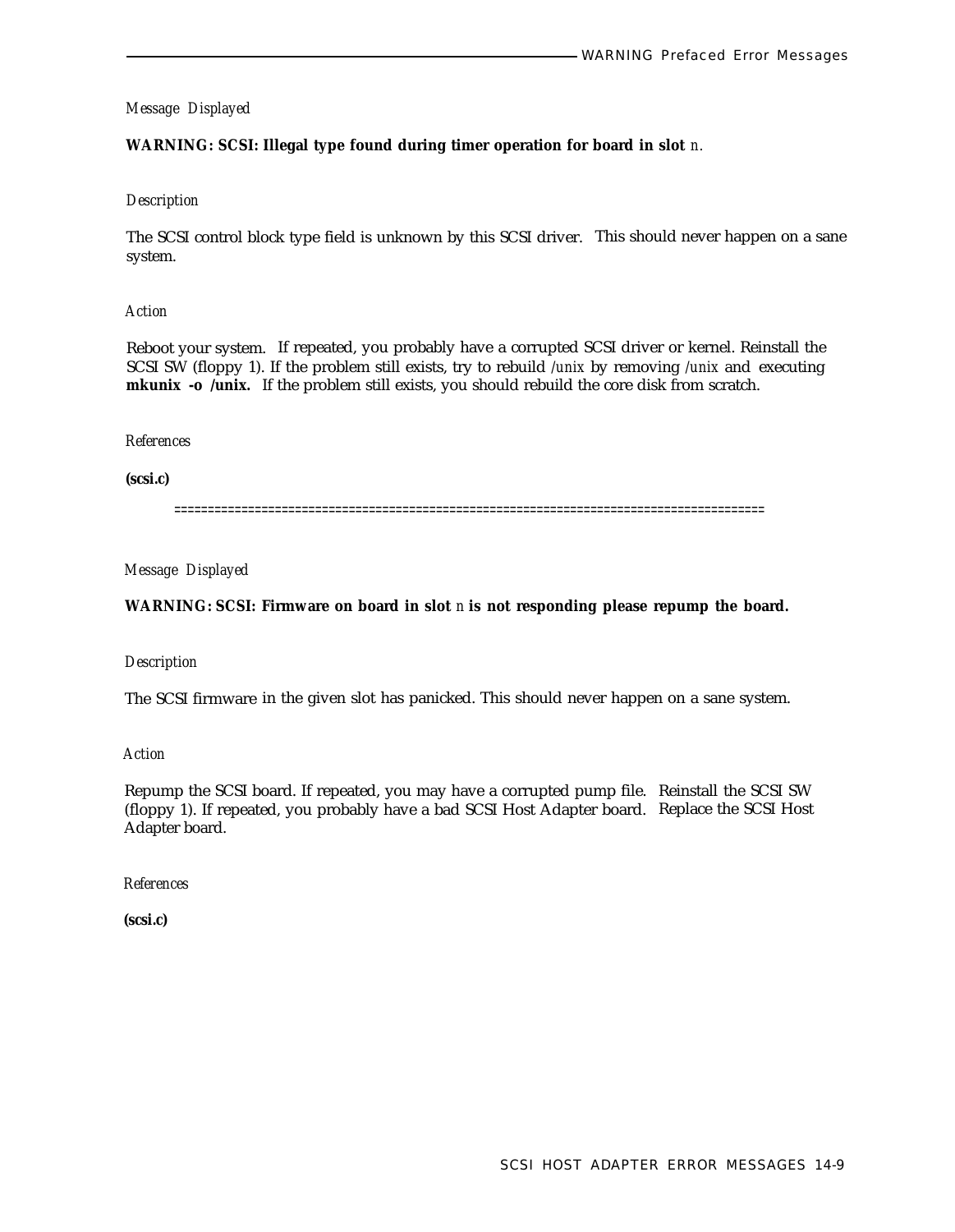*Message Displayed*

**WARNING: SCSI: Illegal type found during timer operation for board in slot** *n.*

*Description*

The SCSI control block type field is unknown by this SCSI driver. This should never happen on a sane system.

*Action*

Reboot your system. If repeated, you probably have a corrupted SCSI driver or kernel. Reinstall the SCSI SW (floppy 1). If the problem still exists, try to rebuild */unix* by removing */unix* and executing **mkunix -o /unix.** If the problem still exists, you should rebuild the core disk from scratch.

*References*

**(scsi.c)**

=====================================================================================

*Message Displayed*

**WARNING: SCSI: Firmware on board in slot** *n* **is not responding please repump the board.**

*Description*

The SCSI firmware in the given slot has panicked. This should never happen on a sane system.

*Action*

Repump the SCSI board. If repeated, you may have a corrupted pump file. Reinstall the SCSI SW (floppy 1). If repeated, you probably have a bad SCSI Host Adapter board. Replace the SCSI Host Adapter board.

*References*

**(scsi.c)**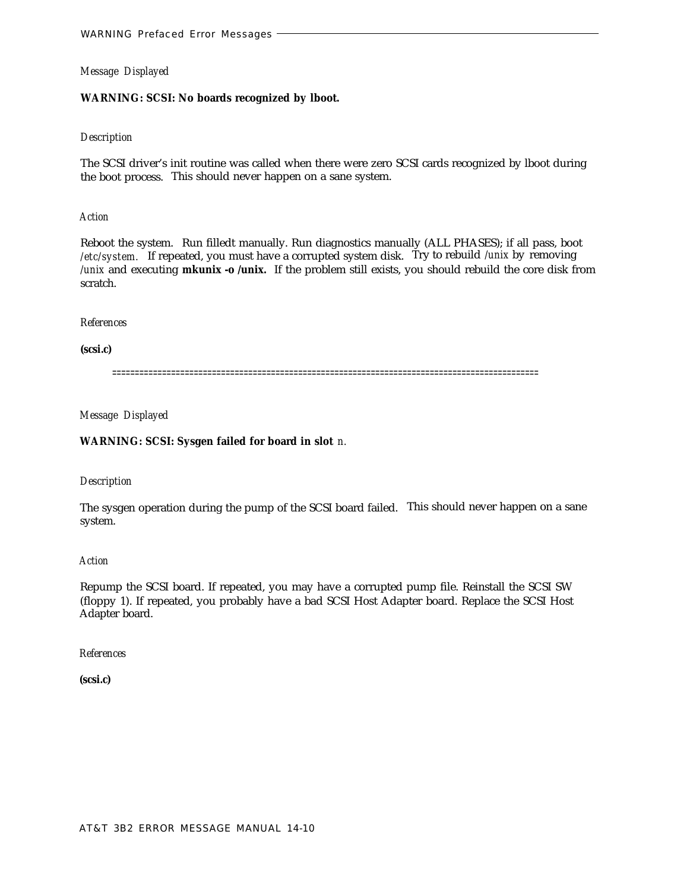*Message Displayed*

**WARNING: SCSI: No boards recognized by lboot.**

*Description*

The SCSI driver's init routine was called when there were zero SCSI cards recognized by lboot during the boot process. This should never happen on a sane system.

*Action*

Reboot the system. Run filledt manually. Run diagnostics manually (ALL PHASES); if all pass, boot */etc/system.* If repeated, you must have a corrupted system disk. Try to rebuild */unix* by removing */unix* and executing **mkunix -o /unix.** If the problem still exists, you should rebuild the core disk from scratch.

*References*

**(scsi.c)**

==========================================================================================

*Message Displayed*

**WARNING: SCSI: Sysgen failed for board in slot** *n.*

*Description*

The sysgen operation during the pump of the SCSI board failed. This should never happen on a sane system.

*Action*

Repump the SCSI board. If repeated, you may have a corrupted pump file. Reinstall the SCSI SW (floppy 1). If repeated, you probably have a bad SCSI Host Adapter board. Replace the SCSI Host Adapter board.

*References*

**(scsi.c)**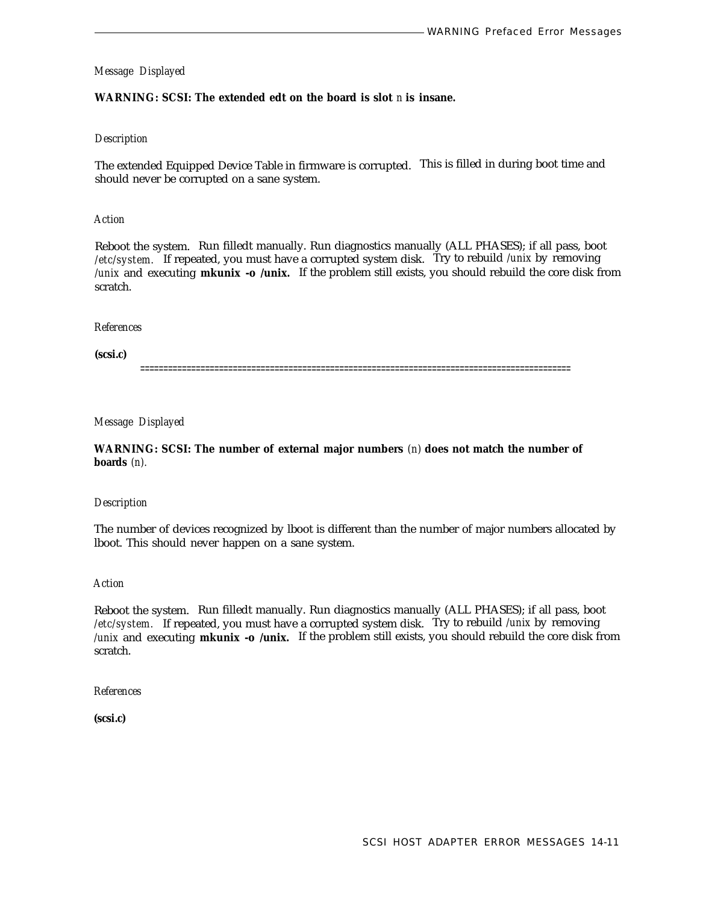*Message Displayed*

**WARNING: SCSI: The extended edt on the board is slot** *n* **is insane.**

*Description*

The extended Equipped Device Table in firmware is corrupted. This is filled in during boot time and should never be corrupted on a sane system.

*Action*

Reboot the system. Run filledt manually. Run diagnostics manually (ALL PHASES); if all pass, boot */etc/system.* If repeated, you must have a corrupted system disk. Try to rebuild */unix* by removing */unix* and executing **mkunix -o /unix.** If the problem still exists, you should rebuild the core disk from scratch.

*References*

**(scsi.c)**

==========================================================================================

*Message Displayed*

**WARNING: SCSI: The number of external major numbers** *(n)* **does not match the number of boards** *(n).*

*Description*

The number of devices recognized by lboot is different than the number of major numbers allocated by lboot. This should never happen on a sane system.

*Action*

Reboot the system. Run filledt manually. Run diagnostics manually (ALL PHASES); if all pass, boot */etc/system.* If repeated, you must have a corrupted system disk. Try to rebuild */unix* by removing */unix* and executing **mkunix -o /unix.** If the problem still exists, you should rebuild the core disk from scratch.

*References*

**(scsi.c)**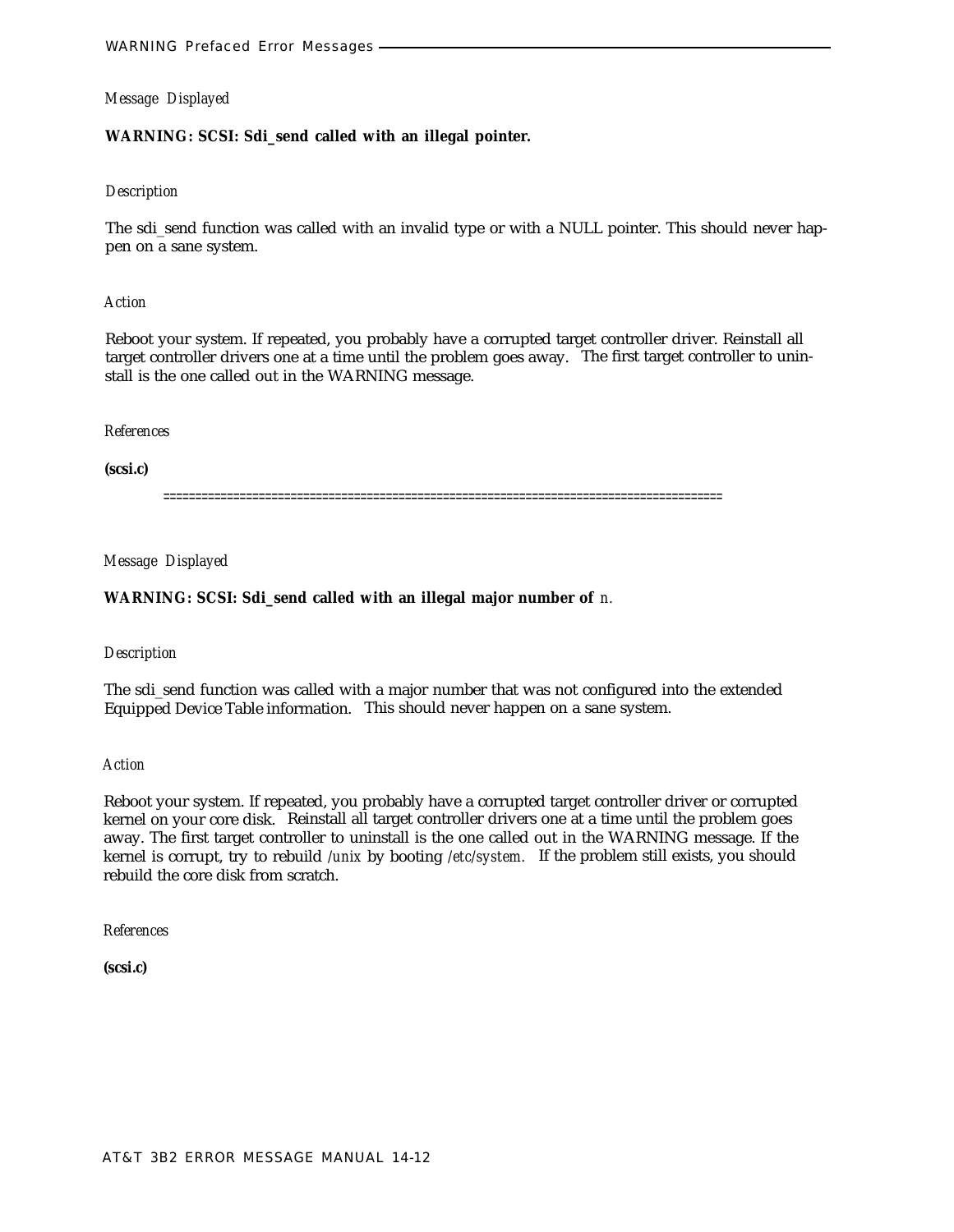*Message Displayed*

**WARNING: SCSI: Sdi_send called with an illegal pointer.**

*Description*

The sdi_send function was called with an invalid type or with a NULL pointer. This should never happen on a sane system.

*Action*

Reboot your system. If repeated, you probably have a corrupted target controller driver. Reinstall all target controller drivers one at a time until the problem goes away. The first target controller to uninstall is the one called out in the WARNING message.

*References*

**(scsi.c)**

==================================================================================

*Message Displayed*

**WARNING: SCSI: Sdi_send called with an illegal major number of** *n.*

*Description*

The sdi_send function was called with a major number that was not configured into the extended Equipped Device Table information. This should never happen on a sane system.

*Action*

Reboot your system. If repeated, you probably have a corrupted target controller driver or corrupted kernel on your core disk. Reinstall all target controller drivers one at a time until the problem goes away. The first target controller to uninstall is the one called out in the WARNING message. If the kernel is corrupt, try to rebuild */unix* by booting */etc/system.* If the problem still exists, you should rebuild the core disk from scratch.

*References*

**(scsi.c)**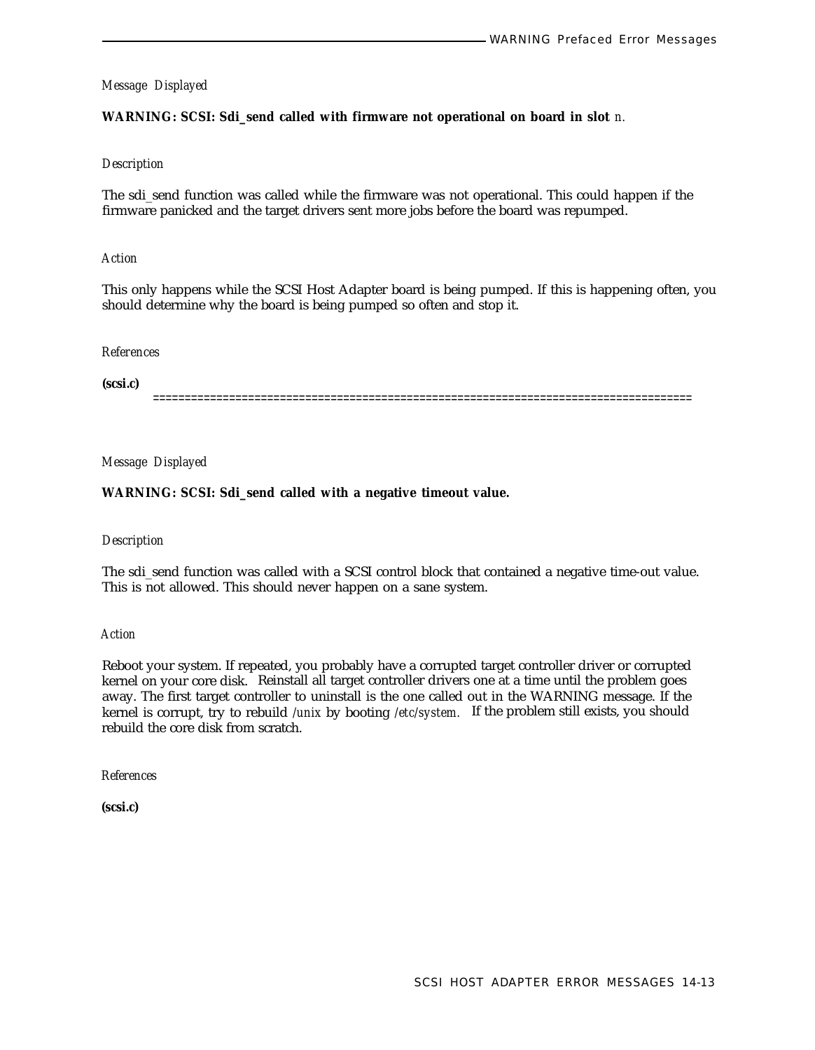*Message Displayed*

**WARNING: SCSI: Sdi_send called with firmware not operational on board in slot** *n.*

*Description*

The sdi_send function was called while the firmware was not operational. This could happen if the firmware panicked and the target drivers sent more jobs before the board was repumped.

*Action*

This only happens while the SCSI Host Adapter board is being pumped. If this is happening often, you should determine why the board is being pumped so often and stop it.

*References*

**(scsi.c)**

==================================================================================

*Message Displayed*

**WARNING: SCSI: Sdi_send called with a negative timeout value.**

*Description*

The sdi_send function was called with a SCSI control block that contained a negative time-out value. This is not allowed. This should never happen on a sane system.

*Action*

Reboot your system. If repeated, you probably have a corrupted target controller driver or corrupted kernel on your core disk. Reinstall all target controller drivers one at a time until the problem goes away. The first target controller to uninstall is the one called out in the WARNING message. If the kernel is corrupt, try to rebuild */unix* by booting */etc/system.* If the problem still exists, you should rebuild the core disk from scratch.

*References*

**(scsi.c)**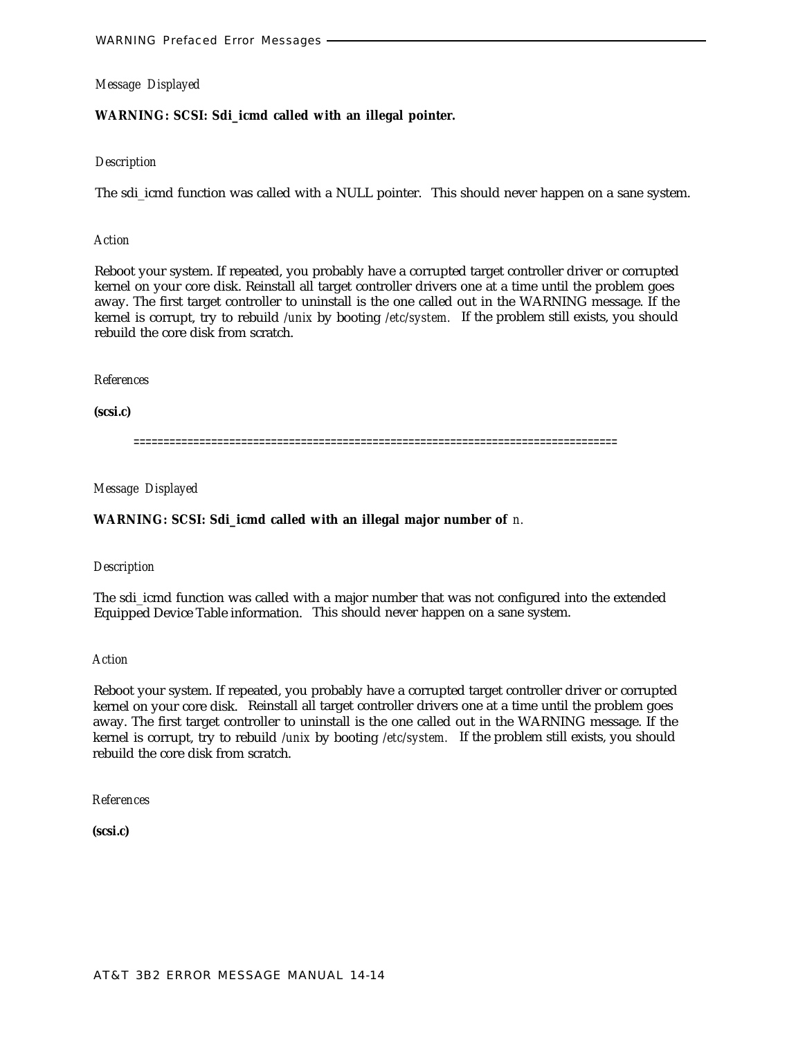*Message Displayed*

**WARNING: SCSI: Sdi_icmd called with an illegal pointer.**

*Description*

The sdi_icmd function was called with a NULL pointer. This should never happen on a sane system.

*Action*

Reboot your system. If repeated, you probably have a corrupted target controller driver or corrupted kernel on your core disk. Reinstall all target controller drivers one at a time until the problem goes away. The first target controller to uninstall is the one called out in the WARNING message. If the kernel is corrupt, try to rebuild */unix* by booting */etc/system*. If the problem still exists, you should rebuild the core disk from scratch.

*References*

**(scsi.c)**

==============================================================================

*Message Displayed*

**WARNING: SCSI: Sdi_icmd called with an illegal major number of** *n*.

*Description*

The sdi_icmd function was called with a major number that was not configured into the extended Equipped Device Table information. This should never happen on a sane system.

*Action*

Reboot your system. If repeated, you probably have a corrupted target controller driver or corrupted kernel on your core disk. Reinstall all target controller drivers one at a time until the problem goes away. The first target controller to uninstall is the one called out in the WARNING message. If the kernel is corrupt, try to rebuild */unix* by booting */etc/system*. If the problem still exists, you should rebuild the core disk from scratch.

*References*

**(scsi.c)**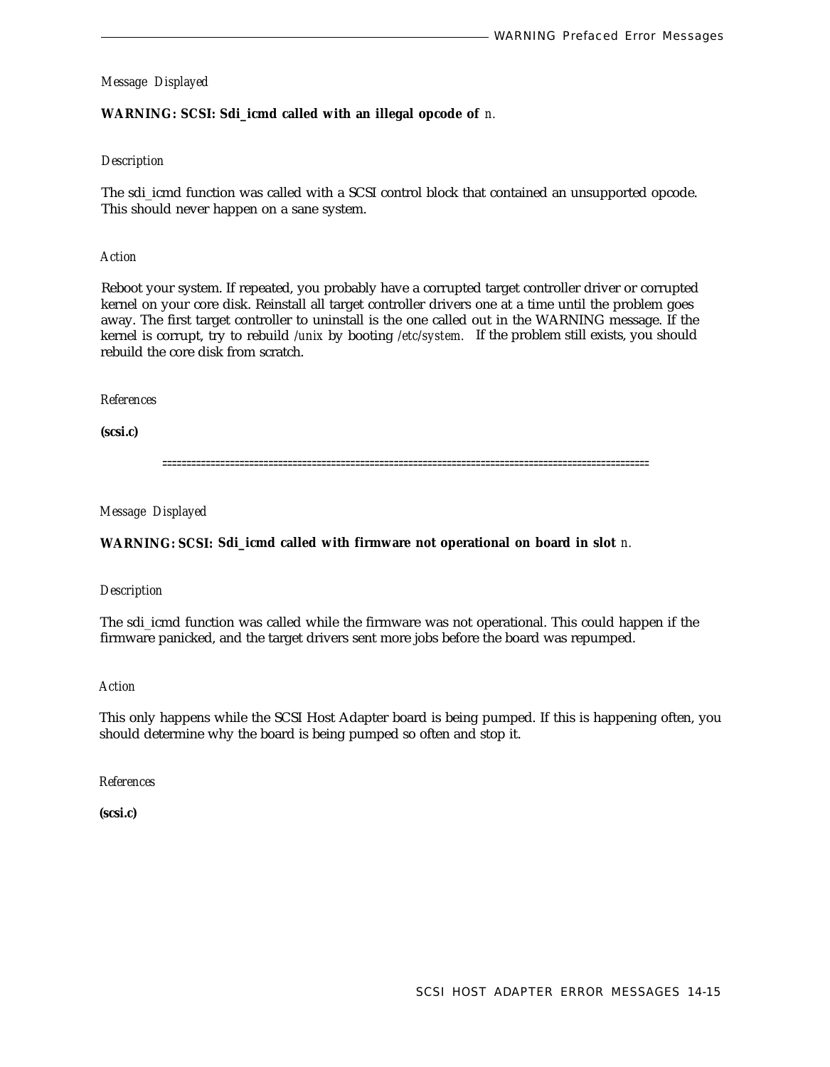*Message Displayed*

**WARNING: SCSI: Sdi_icmd called with an illegal opcode of** *n.*

*Description*

The sdi_icmd function was called with a SCSI control block that contained an unsupported opcode. This should never happen on a sane system.

*Action*

Reboot your system. If repeated, you probably have a corrupted target controller driver or corrupted kernel on your core disk. Reinstall all target controller drivers one at a time until the problem goes away. The first target controller to uninstall is the one called out in the WARNING message. If the kernel is corrupt, try to rebuild */unix* by booting */etc/system.* If the problem still exists, you should rebuild the core disk from scratch.

*References*

**(scsi.c)**

==========================================================================================

*Message Displayed*

**WARNING: SCSI: Sdi_icmd called with firmware not operational on board in slot** *n.*

*Description*

The sdi_icmd function was called while the firmware was not operational. This could happen if the firmware panicked, and the target drivers sent more jobs before the board was repumped.

*Action*

This only happens while the SCSI Host Adapter board is being pumped. If this is happening often, you should determine why the board is being pumped so often and stop it.

*References*

**(scsi.c)**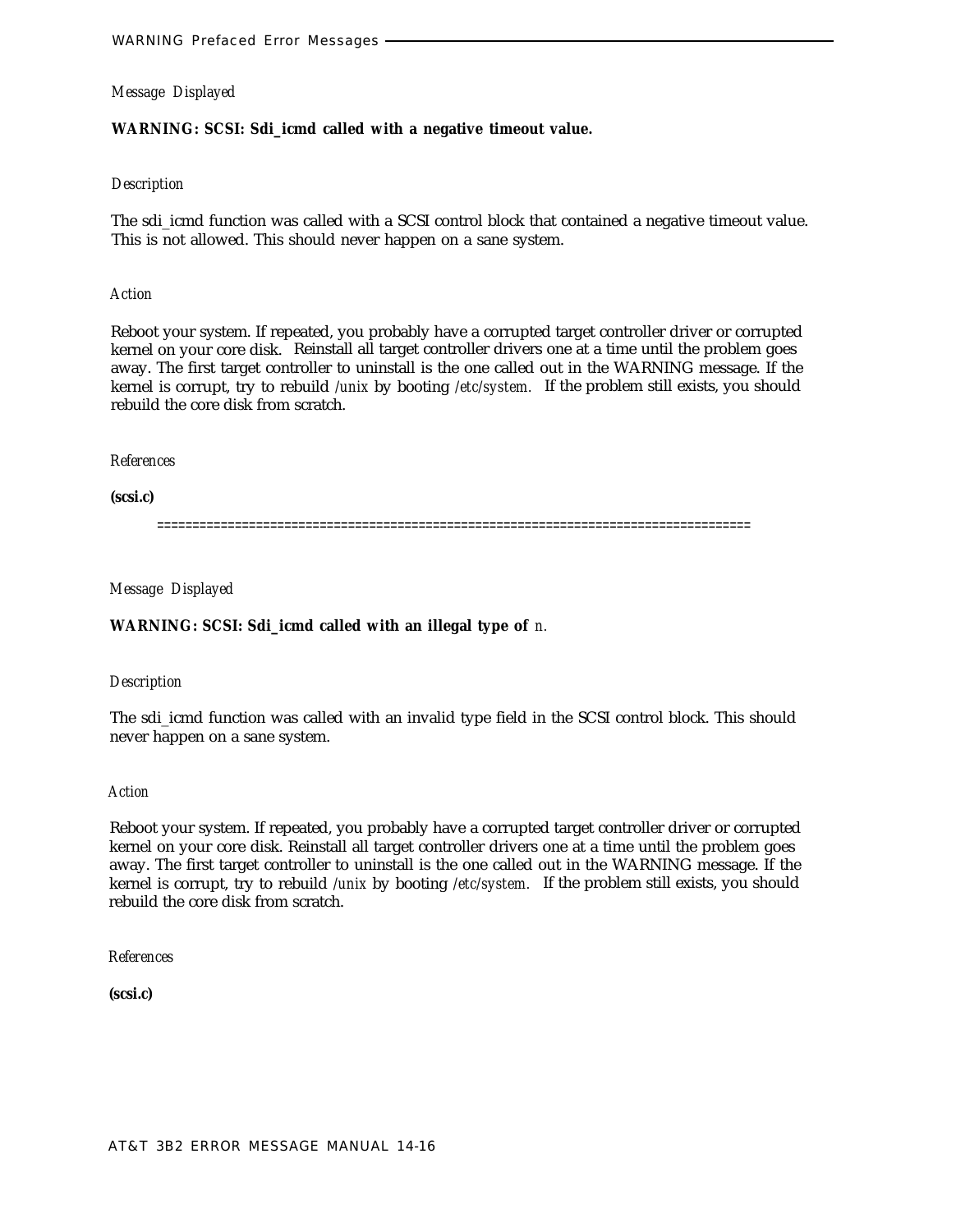*Message Displayed*

**WARNING: SCSI: Sdi_icmd called with a negative timeout value.**

*Description*

The sdi_icmd function was called with a SCSI control block that contained a negative timeout value. This is not allowed. This should never happen on a sane system.

*Action*

Reboot your system. If repeated, you probably have a corrupted target controller driver or corrupted kernel on your core disk. Reinstall all target controller drivers one at a time until the problem goes away. The first target controller to uninstall is the one called out in the WARNING message. If the kernel is corrupt, try to rebuild */unix* by booting */etc/system.* If the problem still exists, you should rebuild the core disk from scratch.

*References*

**(scsi.c)**

==================================================================================

*Message Displayed*

**WARNING: SCSI: Sdi_icmd called with an illegal type of** *n.*

*Description*

The sdi_icmd function was called with an invalid type field in the SCSI control block. This should never happen on a sane system.

*Action*

Reboot your system. If repeated, you probably have a corrupted target controller driver or corrupted kernel on your core disk. Reinstall all target controller drivers one at a time until the problem goes away. The first target controller to uninstall is the one called out in the WARNING message. If the kernel is corrupt, try to rebuild */unix* by booting */etc/system.* If the problem still exists, you should rebuild the core disk from scratch.

*References*

**(scsi.c)**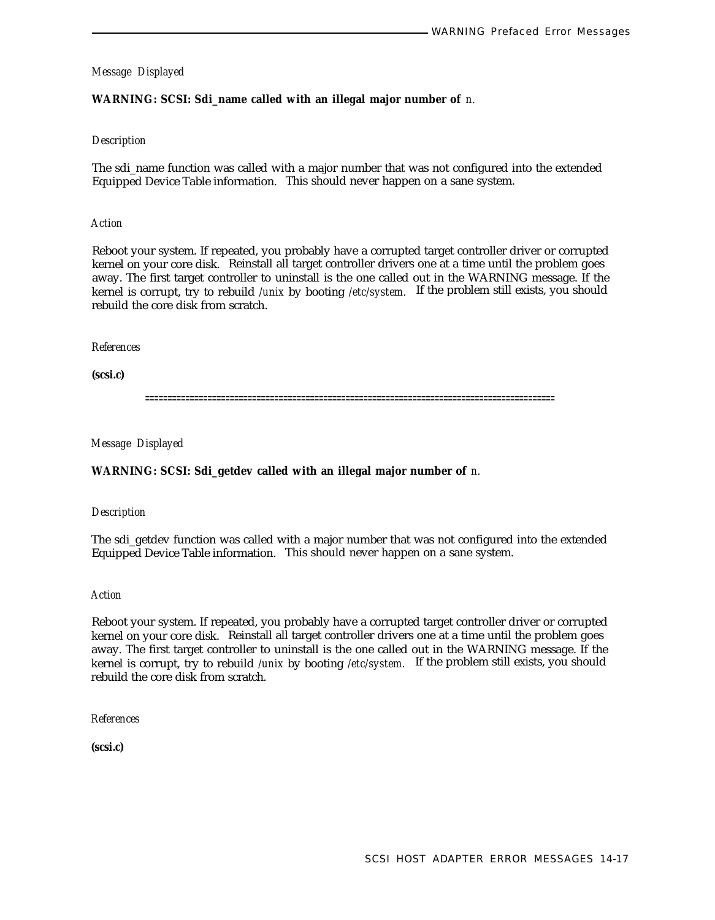*Message Displayed*

**WARNING: SCSI: Sdi_name called with an illegal major number of** *n.*

*Description*

The sdi_name function was called with a major number that was not configured into the extended Equipped Device Table information. This should never happen on a sane system.

*Action*

Reboot your system. If repeated, you probably have a corrupted target controller driver or corrupted kernel on your core disk. Reinstall all target controller drivers one at a time until the problem goes away. The first target controller to uninstall is the one called out in the WARNING message. If the kernel is corrupt, try to rebuild */unix* by booting */etc/system.* If the problem still exists, you should rebuild the core disk from scratch.

*References*

**(scsi.c)**

==========================================================================================

*Message Displayed*

**WARNING: SCSI: Sdi_getdev called with an illegal major number of** *n.*

*Description*

The sdi_getdev function was called with a major number that was not configured into the extended Equipped Device Table information. This should never happen on a sane system.

*Action*

Reboot your system. If repeated, you probably have a corrupted target controller driver or corrupted kernel on your core disk. Reinstall all target controller drivers one at a time until the problem goes away. The first target controller to uninstall is the one called out in the WARNING message. If the kernel is corrupt, try to rebuild */unix* by booting */etc/system.* If the problem still exists, you should rebuild the core disk from scratch.

*References*

**(scsi.c)**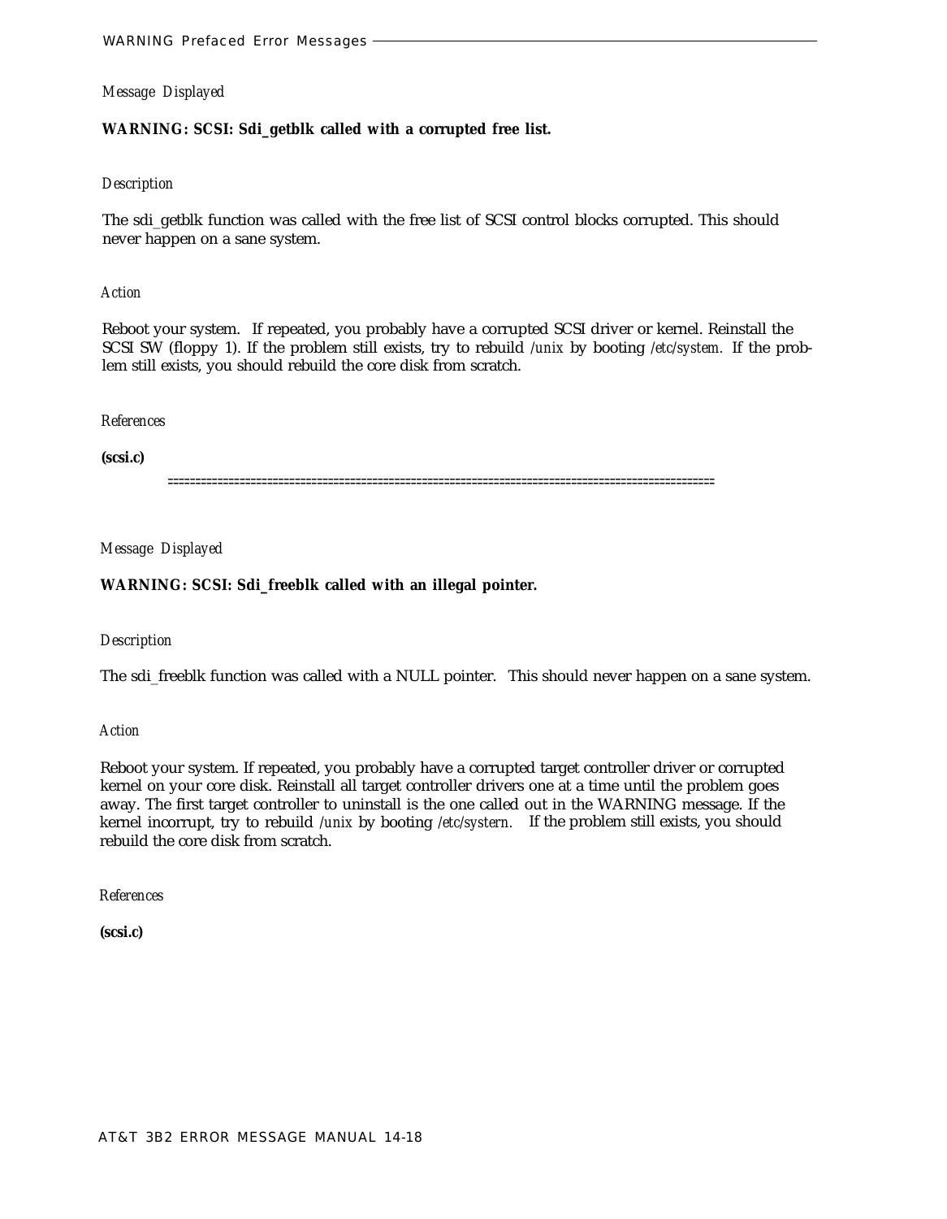*Message Displayed*

**WARNING: SCSI: Sdi_getblk called with a corrupted free list.**

*Description*

The sdi_getblk function was called with the free list of SCSI control blocks corrupted. This should never happen on a sane system.

*Action*

Reboot your system. If repeated, you probably have a corrupted SCSI driver or kernel. Reinstall the SCSI SW (floppy 1). If the problem still exists, try to rebuild */unix* by booting */etc/system.* If the problem still exists, you should rebuild the core disk from scratch.

*References*

**(scsi.c)**

==================================================================================================

*Message Displayed*

**WARNING: SCSI: Sdi_freeblk called with an illegal pointer.**

*Description*

The sdi_freeblk function was called with a NULL pointer. This should never happen on a sane system.

*Action*

Reboot your system. If repeated, you probably have a corrupted target controller driver or corrupted kernel on your core disk. Reinstall all target controller drivers one at a time until the problem goes away. The first target controller to uninstall is the one called out in the WARNING message. If the kernel incorrupt, try to rebuild */unix* by booting */etc/systern.* If the problem still exists, you should rebuild the core disk from scratch.

*References*

**(scsi.c)**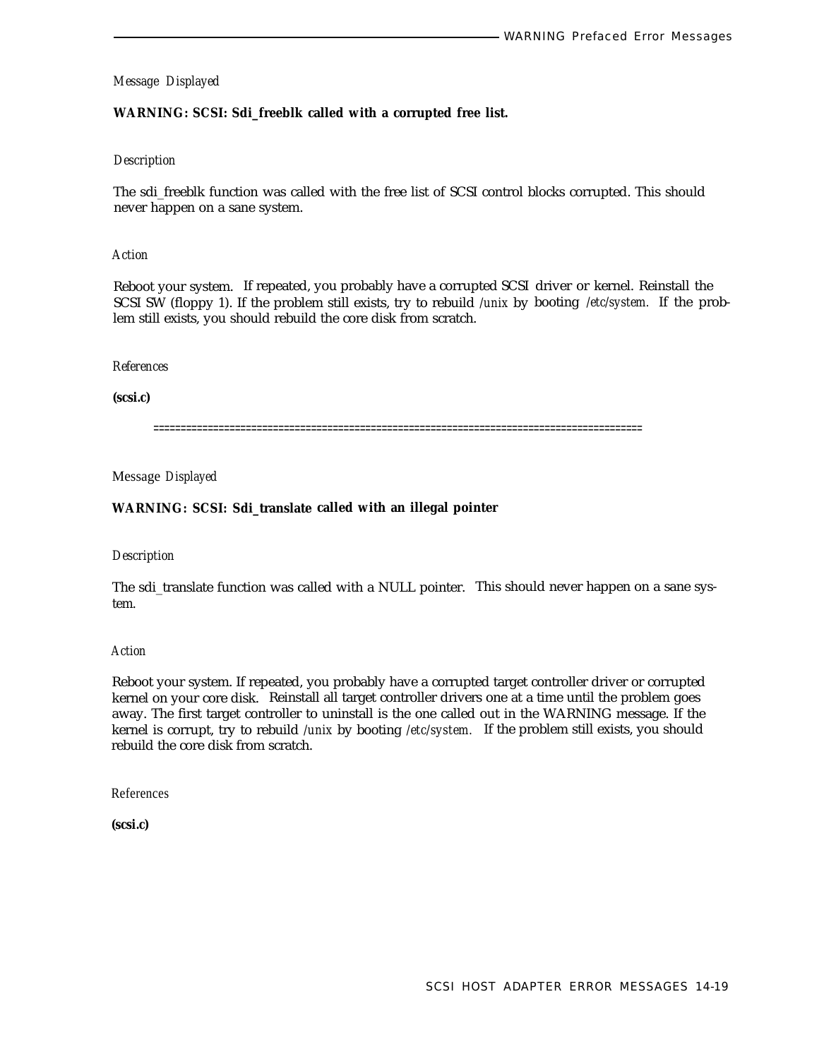*Message Displayed*

**WARNING: SCSI: Sdi_freeblk called with a corrupted free list.**

*Description*

The sdi_freeblk function was called with the free list of SCSI control blocks corrupted. This should never happen on a sane system.

*Action*

Reboot your system. If repeated, you probably have a corrupted SCSI driver or kernel. Reinstall the SCSI SW (floppy 1). If the problem still exists, try to rebuild */unix* by booting */etc/system.* If the problem still exists, you should rebuild the core disk from scratch.

*References*

**(scsi.c)**

==========================================================================================

*Message Displayed*

**WARNING: SCSI: Sdi_translate called with an illegal pointer**

*Description*

The sdi_translate function was called with a NULL pointer. This should never happen on a sane system.

*Action*

Reboot your system. If repeated, you probably have a corrupted target controller driver or corrupted kernel on your core disk. Reinstall all target controller drivers one at a time until the problem goes away. The first target controller to uninstall is the one called out in the WARNING message. If the kernel is corrupt, try to rebuild */unix* by booting */etc/system.* If the problem still exists, you should rebuild the core disk from scratch.

*References*

**(scsi.c)**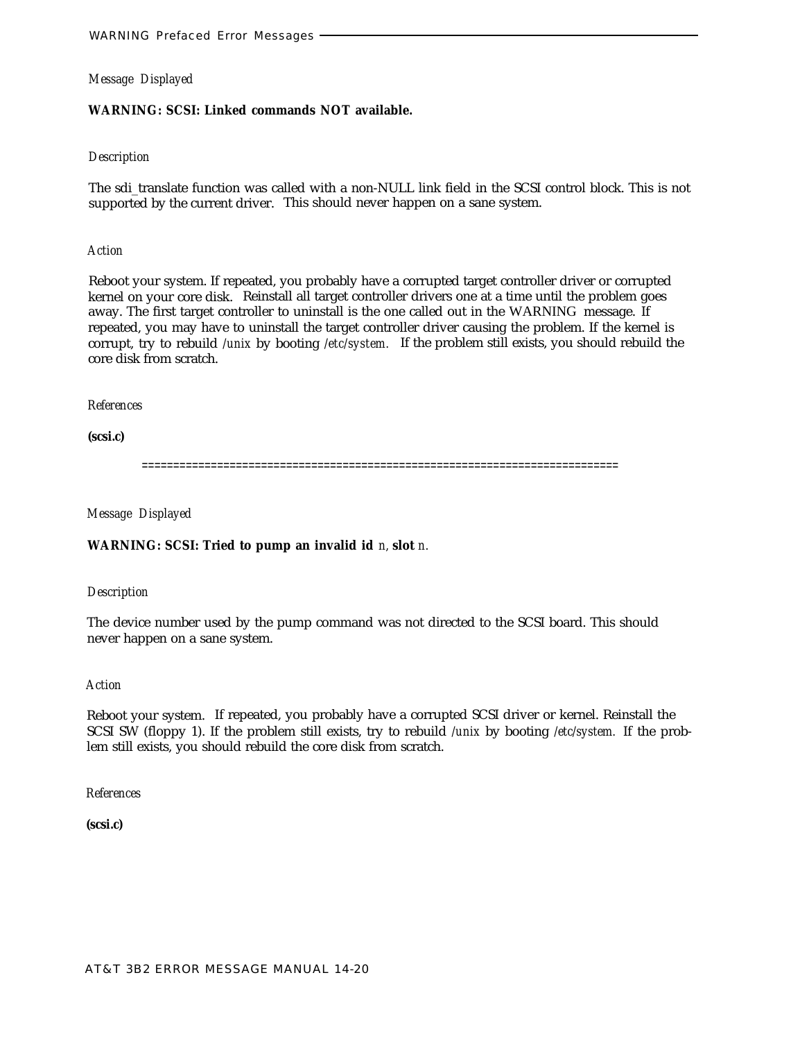*Message Displayed*

**WARNING: SCSI: Linked commands NOT available.**

*Description*

The sdi_translate function was called with a non-NULL link field in the SCSI control block. This is not supported by the current driver. This should never happen on a sane system.

*Action*

Reboot your system. If repeated, you probably have a corrupted target controller driver or corrupted kernel on your core disk. Reinstall all target controller drivers one at a time until the problem goes away. The first target controller to uninstall is the one called out in the WARNING message. If repeated, you may have to uninstall the target controller driver causing the problem. If the kernel is corrupt, try to rebuild */unix* by booting */etc/system.* If the problem still exists, you should rebuild the core disk from scratch.

*References*

**(scsi.c)**

==========================================================================

*Message Displayed*

**WARNING: SCSI: Tried to pump an invalid id** *n,* **slot** *n.*

*Description*

The device number used by the pump command was not directed to the SCSI board. This should never happen on a sane system.

*Action*

Reboot your system. If repeated, you probably have a corrupted SCSI driver or kernel. Reinstall the SCSI SW (floppy 1). If the problem still exists, try to rebuild */unix* by booting */etc/system.* If the problem still exists, you should rebuild the core disk from scratch.

*References*

**(scsi.c)**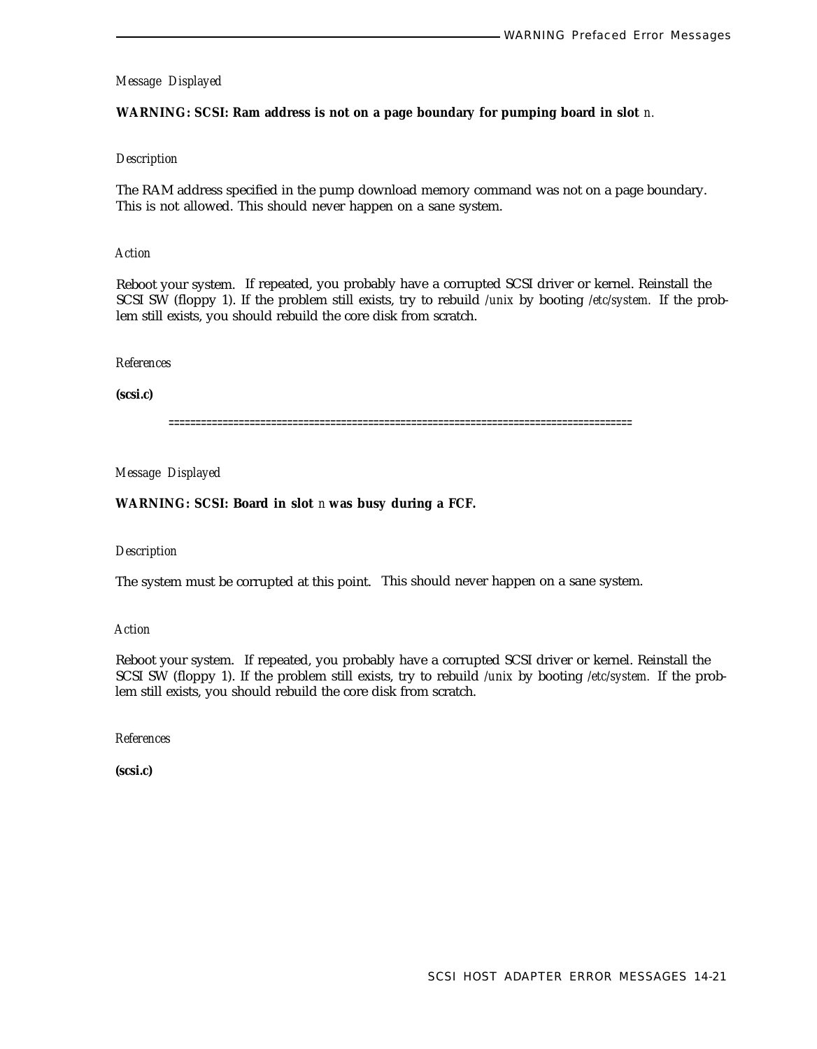*Message Displayed*

**WARNING: SCSI: Ram address is not on a page boundary for pumping board in slot** *n.*

*Description*

The RAM address specified in the pump download memory command was not on a page boundary. This is not allowed. This should never happen on a sane system.

*Action*

Reboot your system. If repeated, you probably have a corrupted SCSI driver or kernel. Reinstall the SCSI SW (floppy 1). If the problem still exists, try to rebuild */unix* by booting */etc/system.* If the problem still exists, you should rebuild the core disk from scratch.

*References*

**(scsi.c)**

==================================================================================

*Message Displayed*

**WARNING: SCSI: Board in slot** *n* **was busy during a FCF.**

*Description*

The system must be corrupted at this point. This should never happen on a sane system.

*Action*

Reboot your system. If repeated, you probably have a corrupted SCSI driver or kernel. Reinstall the SCSI SW (floppy 1). If the problem still exists, try to rebuild */unix* by booting */etc/system.* If the problem still exists, you should rebuild the core disk from scratch.

*References*

**(scsi.c)**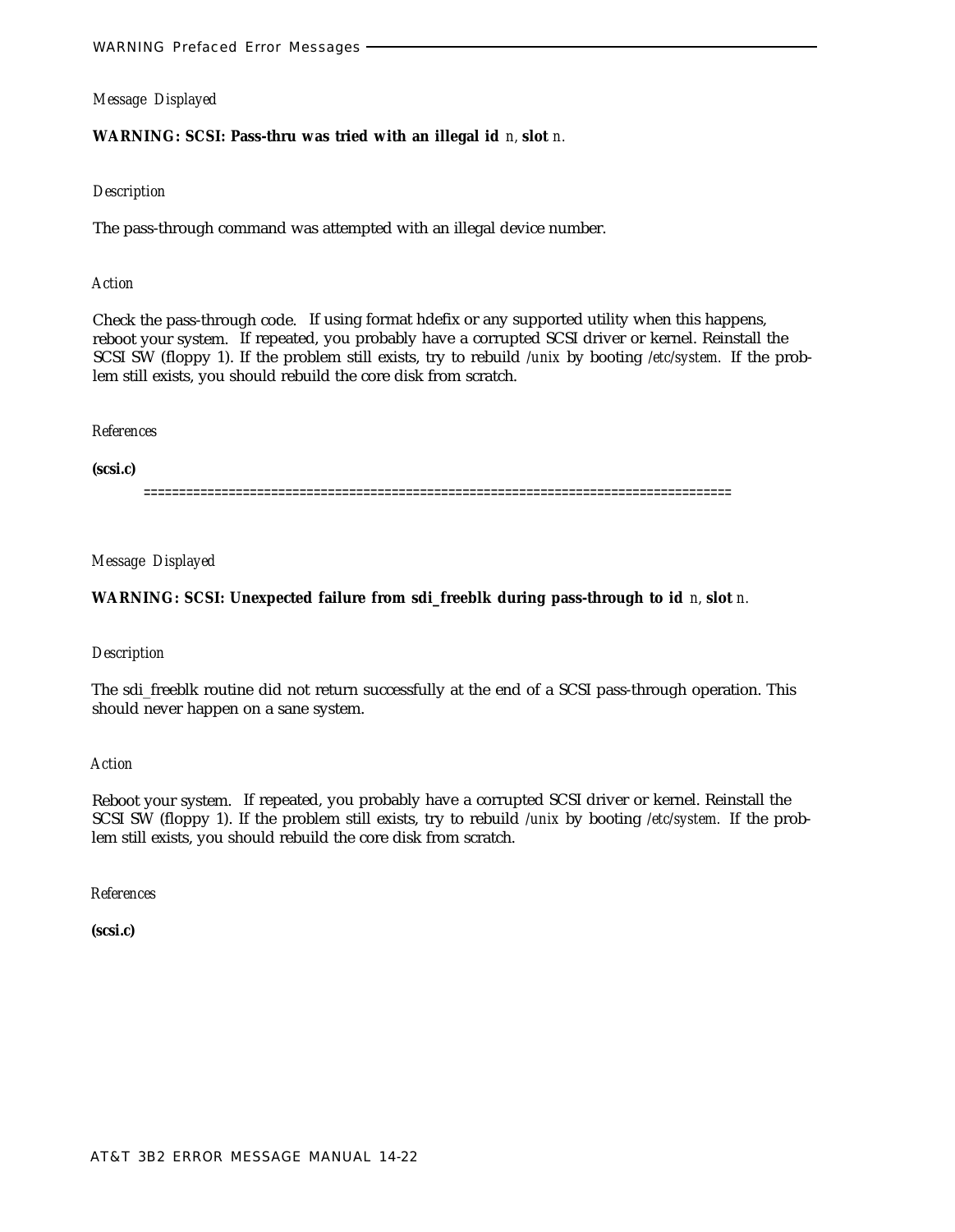*Message Displayed*

**WARNING: SCSI: Pass-thru was tried with an illegal id** *n,* **slot** *n.*

*Description*

The pass-through command was attempted with an illegal device number.

*Action*

Check the pass-through code. If using format hdefix or any supported utility when this happens, reboot your system. If repeated, you probably have a corrupted SCSI driver or kernel. Reinstall the SCSI SW (floppy 1). If the problem still exists, try to rebuild */unix* by booting */etc/system.* If the problem still exists, you should rebuild the core disk from scratch.

*References*

**(scsi.c)**

================================================================================

*Message Displayed*

**WARNING: SCSI: Unexpected failure from sdi_freeblk during pass-through to id** *n,* **slot** *n.*

*Description*

The sdi_freeblk routine did not return successfully at the end of a SCSI pass-through operation. This should never happen on a sane system.

*Action*

Reboot your system. If repeated, you probably have a corrupted SCSI driver or kernel. Reinstall the SCSI SW (floppy 1). If the problem still exists, try to rebuild */unix* by booting */etc/system.* If the problem still exists, you should rebuild the core disk from scratch.

*References*

**(scsi.c)**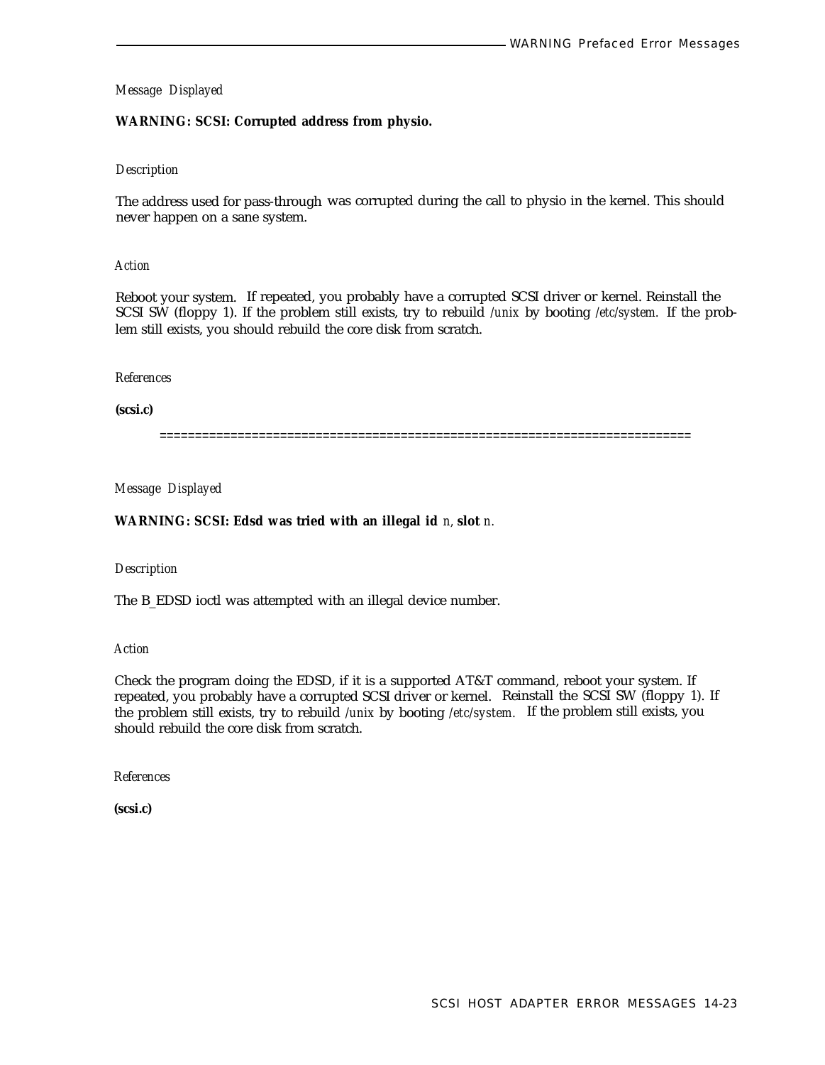*Message Displayed*

**WARNING: SCSI: Corrupted address from physio.**

*Description*

The address used for pass-through was corrupted during the call to physio in the kernel. This should never happen on a sane system.

*Action*

Reboot your system. If repeated, you probably have a corrupted SCSI driver or kernel. Reinstall the SCSI SW (floppy 1). If the problem still exists, try to rebuild */unix* by booting */etc/system.* If the problem still exists, you should rebuild the core disk from scratch.

*References*

**(scsi.c)**

==========================================================================

*Message Displayed*

**WARNING: SCSI: Edsd was tried with an illegal id** *n,* **slot** *n.*

*Description*

The B_EDSD ioctl was attempted with an illegal device number.

*Action*

Check the program doing the EDSD, if it is a supported AT&T command, reboot your system. If repeated, you probably have a corrupted SCSI driver or kernel. Reinstall the SCSI SW (floppy 1). If the problem still exists, try to rebuild */unix* by booting */etc/system.* If the problem still exists, you should rebuild the core disk from scratch.

*References*

**(scsi.c)**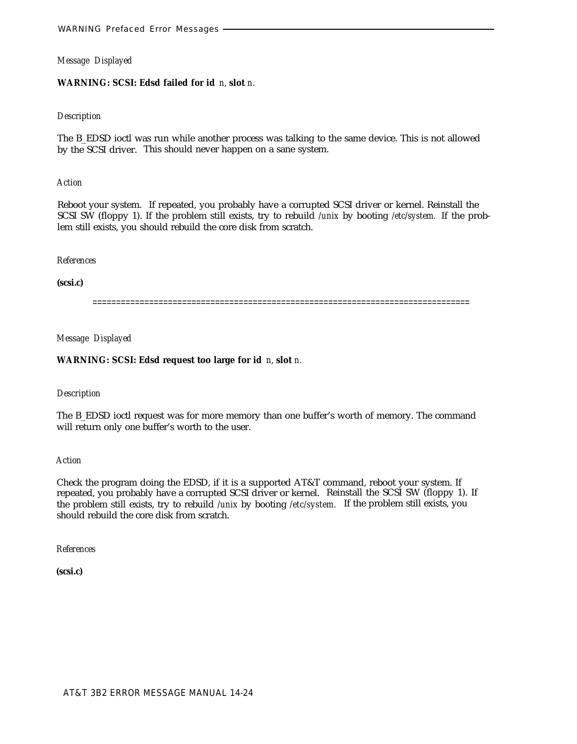*Message Displayed*

**WARNING: SCSI: Edsd failed for id** *n,* **slot** *n.*

*Description*

The B_EDSD ioctl was run while another process was talking to the same device. This is not allowed by the SCSI driver. This should never happen on a sane system.

*Action*

Reboot your system. If repeated, you probably have a corrupted SCSI driver or kernel. Reinstall the SCSI SW (floppy 1). If the problem still exists, try to rebuild */unix* by booting */etc/system.* If the problem still exists, you should rebuild the core disk from scratch.

*References*

**(scsi.c)**

==============================================================================

*Message Displayed*

**WARNING: SCSI: Edsd request too large for id** *n,* **slot** *n.*

*Description*

The B_EDSD ioctl request was for more memory than one buffer's worth of memory. The command will return only one buffer's worth to the user.

*Action*

Check the program doing the EDSD, if it is a supported AT&T command, reboot your system. If repeated, you probably have a corrupted SCSI driver or kernel. Reinstall the SCSI SW (floppy 1). If the problem still exists, try to rebuild */unix* by booting */etc/system.* If the problem still exists, you should rebuild the core disk from scratch.

*References*

**(scsi.c)**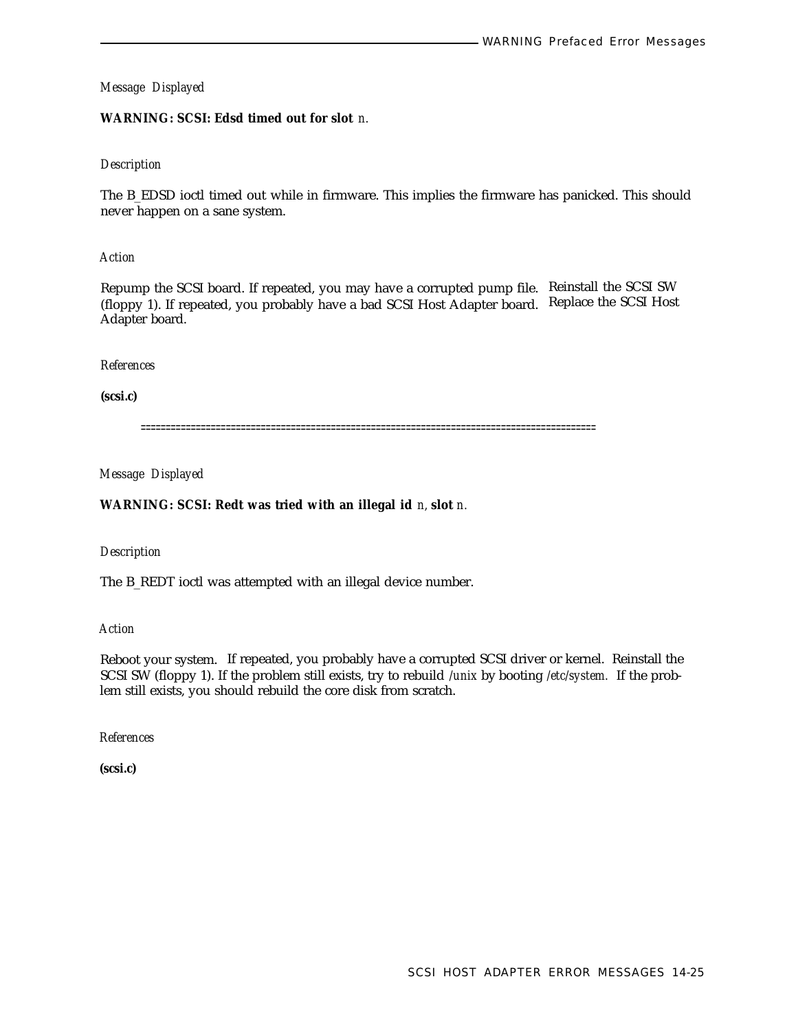*Message Displayed*

**WARNING: SCSI: Edsd timed out for slot** *n.*

*Description*

The B_EDSD ioctl timed out while in firmware. This implies the firmware has panicked. This should never happen on a sane system.

*Action*

Repump the SCSI board. If repeated, you may have a corrupted pump file. Reinstall the SCSI SW (floppy 1). If repeated, you probably have a bad SCSI Host Adapter board. Replace the SCSI Host Adapter board.

*References*

**(scsi.c)**

==========================================================================================

*Message Displayed*

**WARNING: SCSI: Redt was tried with an illegal id** *n,* **slot** *n.*

*Description*

The B_REDT ioctl was attempted with an illegal device number.

*Action*

Reboot your system. If repeated, you probably have a corrupted SCSI driver or kernel. Reinstall the SCSI SW (floppy 1). If the problem still exists, try to rebuild */unix* by booting */etc/system.* If the problem still exists, you should rebuild the core disk from scratch.

*References*

**(scsi.c)**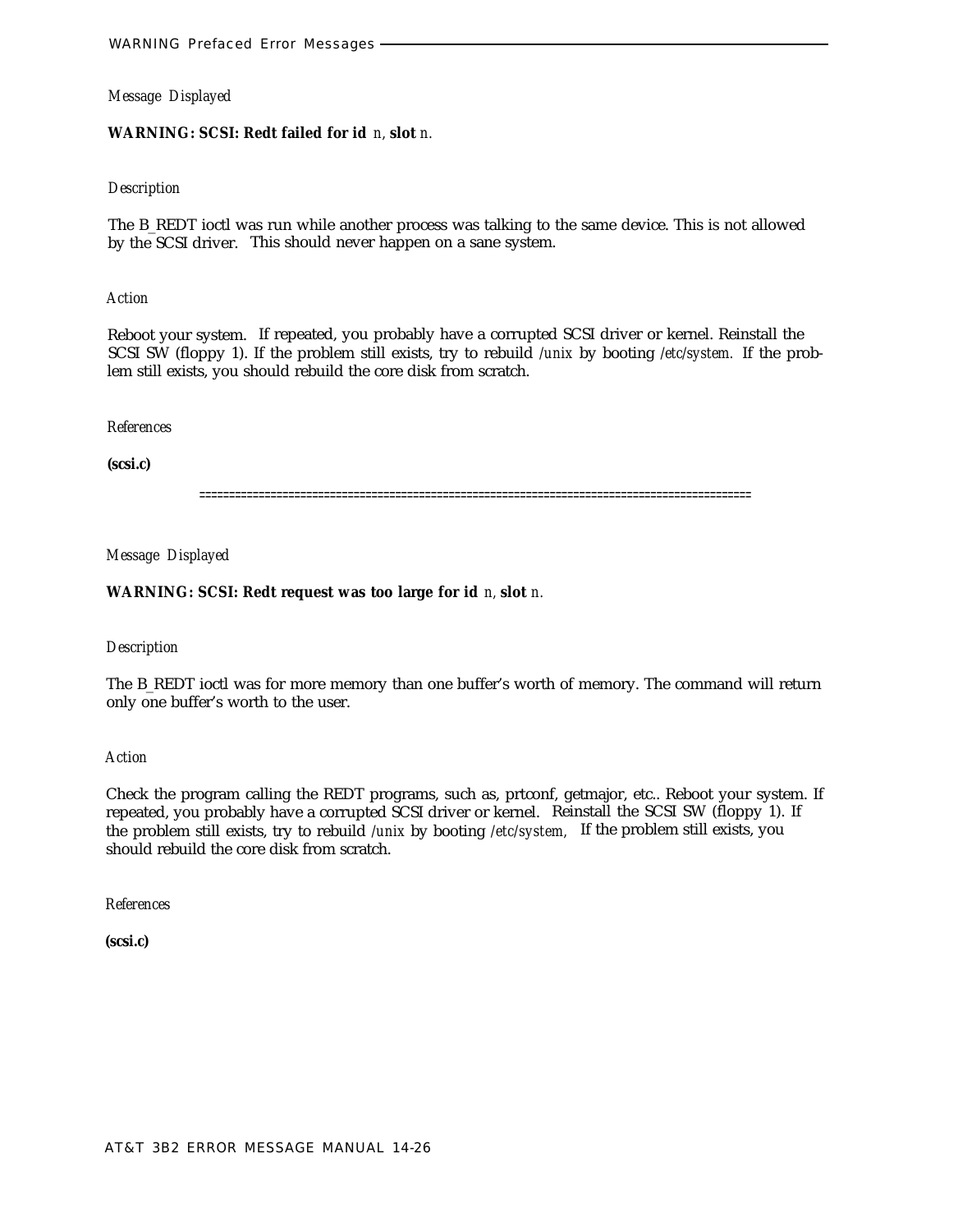*Message Displayed*

**WARNING: SCSI: Redt failed for id** *n,* **slot** *n.*

*Description*

The B_REDT ioctl was run while another process was talking to the same device. This is not allowed by the SCSI driver. This should never happen on a sane system.

*Action*

Reboot your system. If repeated, you probably have a corrupted SCSI driver or kernel. Reinstall the SCSI SW (floppy 1). If the problem still exists, try to rebuild */unix* by booting */etc/system.* If the problem still exists, you should rebuild the core disk from scratch.

*References*

**(scsi.c)**

==========================================================================================

*Message Displayed*

**WARNING: SCSI: Redt request was too large for id** *n,* **slot** *n.*

*Description*

The B_REDT ioctl was for more memory than one buffer's worth of memory. The command will return only one buffer's worth to the user.

*Action*

Check the program calling the REDT programs, such as, prtconf, getmajor, etc.. Reboot your system. If repeated, you probably have a corrupted SCSI driver or kernel. Reinstall the SCSI SW (floppy 1). If the problem still exists, try to rebuild */unix* by booting */etc/system,* If the problem still exists, you should rebuild the core disk from scratch.

*References*

**(scsi.c)**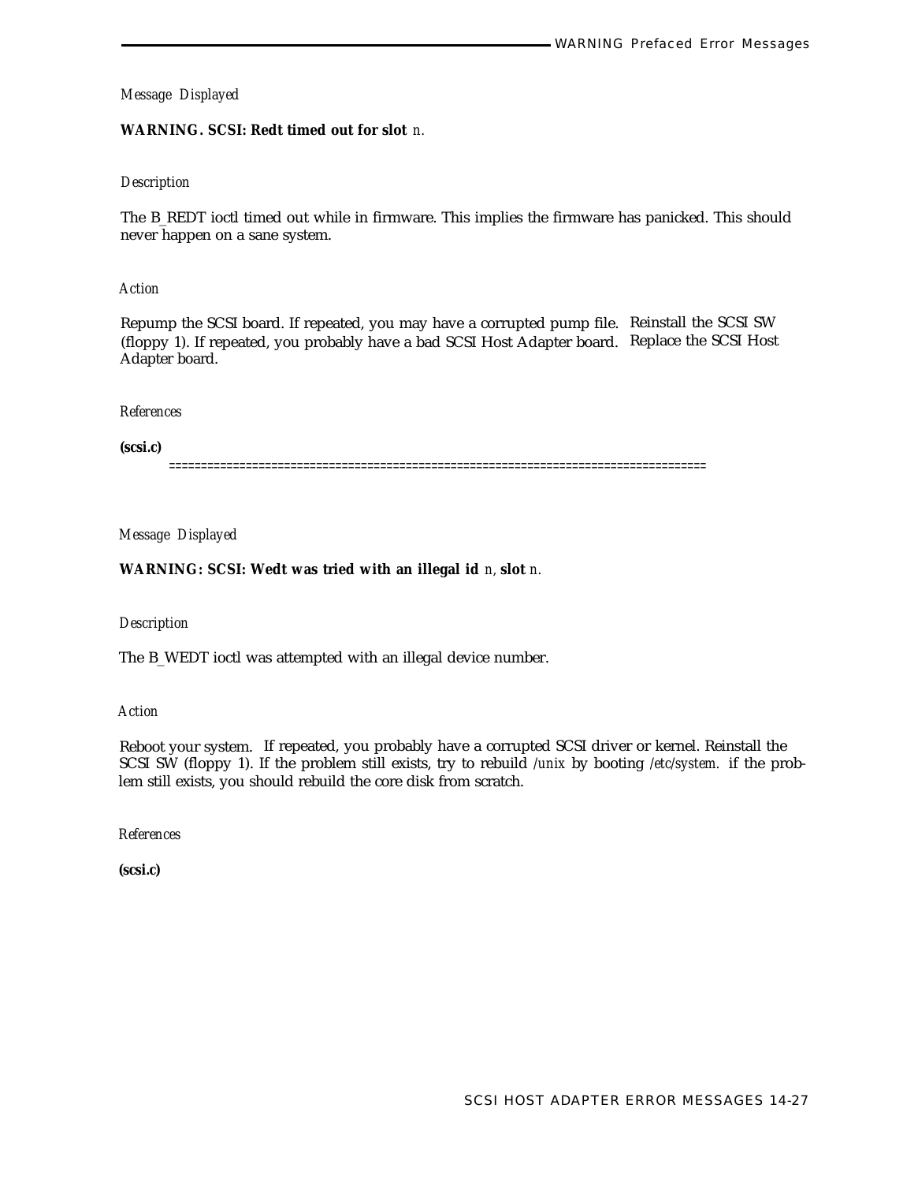*Message Displayed*

**WARNING. SCSI: Redt timed out for slot** *n.*

*Description*

The B_REDT ioctl timed out while in firmware. This implies the firmware has panicked. This should never happen on a sane system.

*Action*

Repump the SCSI board. If repeated, you may have a corrupted pump file. Reinstall the SCSI SW (floppy 1). If repeated, you probably have a bad SCSI Host Adapter board. Replace the SCSI Host Adapter board.

*References*

**(scsi.c)**

================================================================================

*Message Displayed*

**WARNING: SCSI: Wedt was tried with an illegal id** *n,* **slot** *n.*

*Description*

The B_WEDT ioctl was attempted with an illegal device number.

*Action*

Reboot your system. If repeated, you probably have a corrupted SCSI driver or kernel. Reinstall the SCSI SW (floppy 1). If the problem still exists, try to rebuild */unix* by booting */etc/system.* if the problem still exists, you should rebuild the core disk from scratch.

*References*

**(scsi.c)**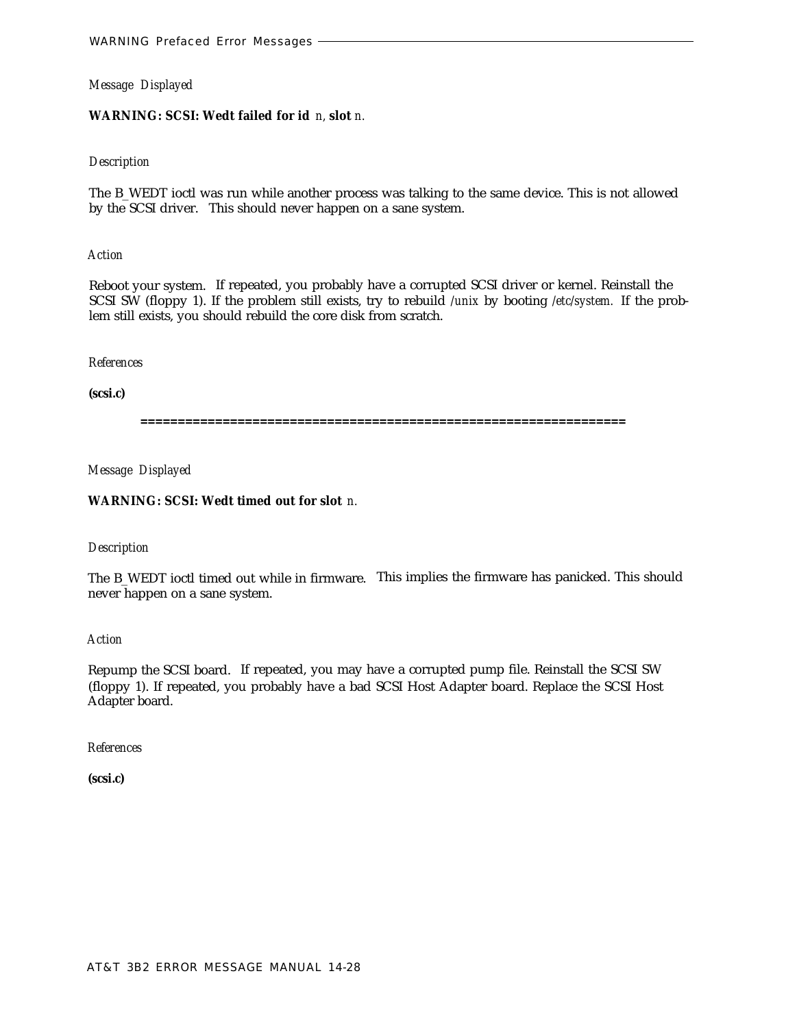*Message Displayed*

**WARNING: SCSI: Wedt failed for id** *n*, **slot** *n*.

*Description*

The B_WEDT ioctl was run while another process was talking to the same device. This is not allowed by the SCSI driver. This should never happen on a sane system.

*Action*

Reboot your system. If repeated, you probably have a corrupted SCSI driver or kernel. Reinstall the SCSI SW (floppy 1). If the problem still exists, try to rebuild */unix* by booting */etc/system.* If the problem still exists, you should rebuild the core disk from scratch.

*References*

**(scsi.c)**

==================================================================

*Message Displayed*

**WARNING: SCSI: Wedt timed out for slot** *n*.

*Description*

The B_WEDT ioctl timed out while in firmware. This implies the firmware has panicked. This should never happen on a sane system.

*Action*

Repump the SCSI board. If repeated, you may have a corrupted pump file. Reinstall the SCSI SW (floppy 1). If repeated, you probably have a bad SCSI Host Adapter board. Replace the SCSI Host Adapter board.

*References*

**(scsi.c)**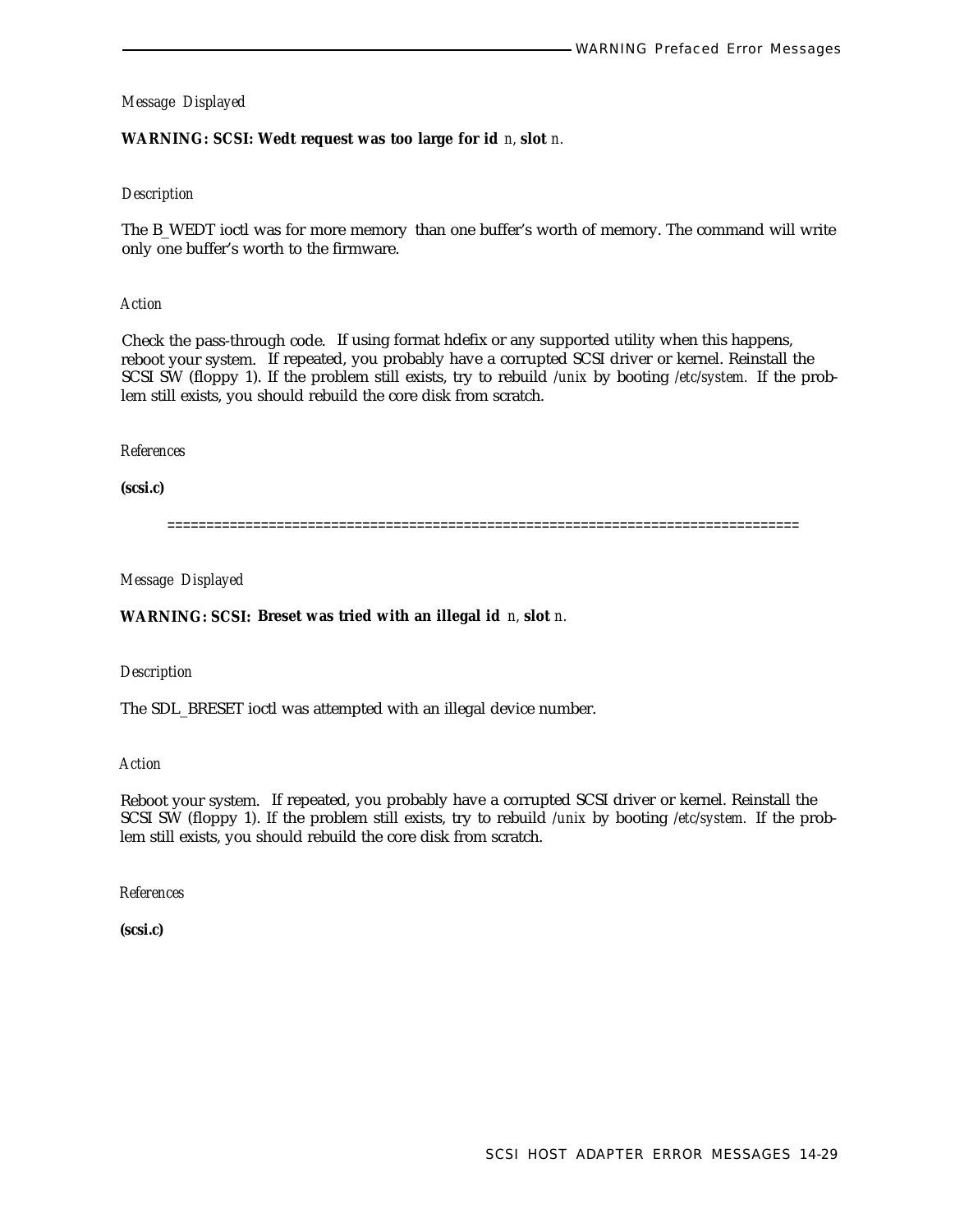*Message Displayed*

**WARNING: SCSI: Wedt request was too large for id** *n,* **slot** *n.*

*Description*

The B_WEDT ioctl was for more memory than one buffer's worth of memory. The command will write only one buffer's worth to the firmware.

*Action*

Check the pass-through code. If using format hdefix or any supported utility when this happens, reboot your system. If repeated, you probably have a corrupted SCSI driver or kernel. Reinstall the SCSI SW (floppy 1). If the problem still exists, try to rebuild */unix* by booting */etc/system.* If the problem still exists, you should rebuild the core disk from scratch.

*References*

**(scsi.c)**

==============================================================================

*Message Displayed*

**WARNING: SCSI: Breset was tried with an illegal id** *n,* **slot** *n.*

*Description*

The SDL_BRESET ioctl was attempted with an illegal device number.

*Action*

Reboot your system. If repeated, you probably have a corrupted SCSI driver or kernel. Reinstall the SCSI SW (floppy 1). If the problem still exists, try to rebuild */unix* by booting */etc/system.* If the problem still exists, you should rebuild the core disk from scratch.

*References*

**(scsi.c)**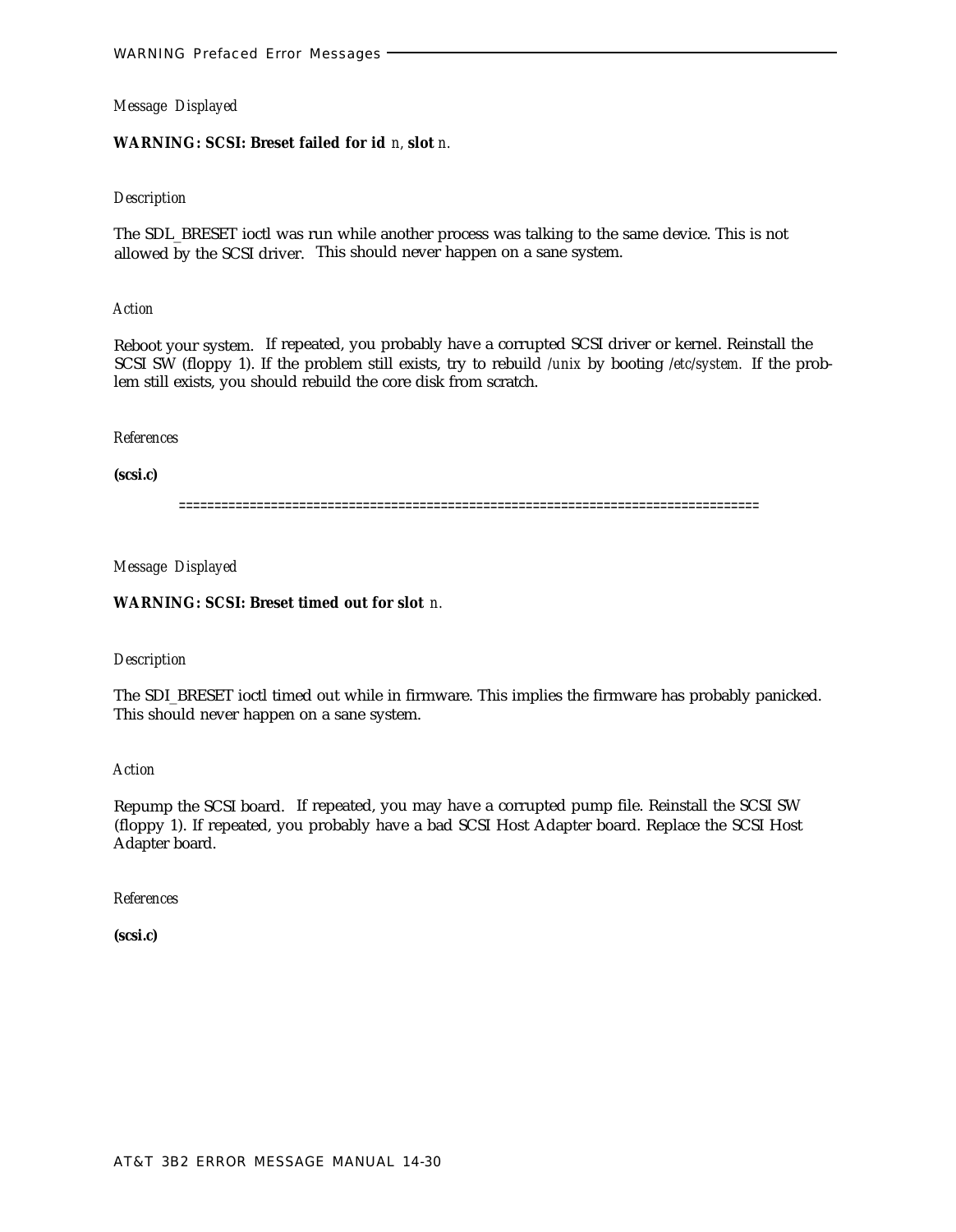*Message Displayed*

**WARNING: SCSI: Breset failed for id** *n,* **slot** *n.*

*Description*

The SDL_BRESET ioctl was run while another process was talking to the same device. This is not allowed by the SCSI driver. This should never happen on a sane system.

*Action*

Reboot your system. If repeated, you probably have a corrupted SCSI driver or kernel. Reinstall the SCSI SW (floppy 1). If the problem still exists, try to rebuild */unix* by booting */etc/system.* If the problem still exists, you should rebuild the core disk from scratch.

*References*

**(scsi.c)**

================================================================================

*Message Displayed*

**WARNING: SCSI: Breset timed out for slot** *n.*

*Description*

The SDI_BRESET ioctl timed out while in firmware. This implies the firmware has probably panicked. This should never happen on a sane system.

*Action*

Repump the SCSI board. If repeated, you may have a corrupted pump file. Reinstall the SCSI SW (floppy 1). If repeated, you probably have a bad SCSI Host Adapter board. Replace the SCSI Host Adapter board.

*References*

**(scsi.c)**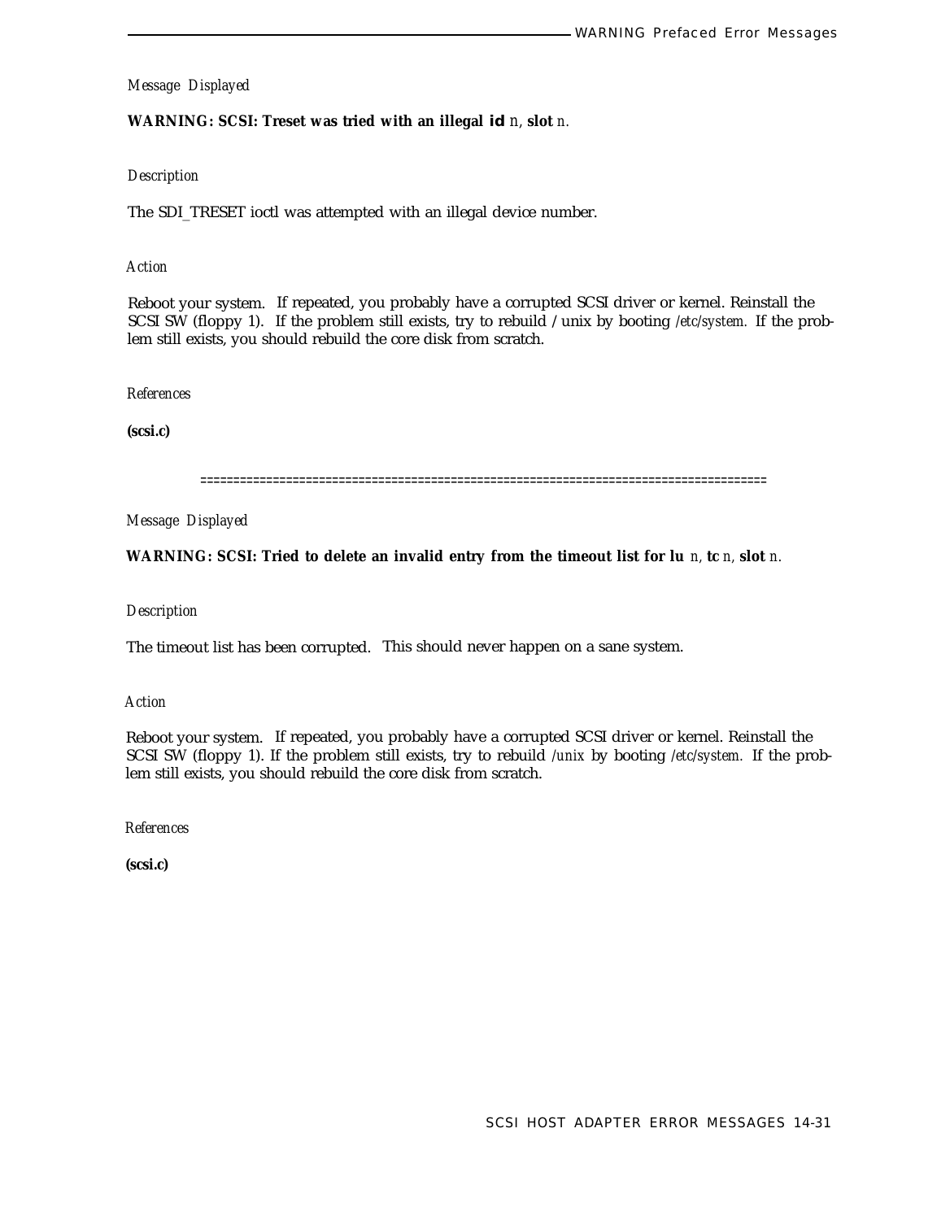*Message Displayed*

**WARNING: SCSI: Treset was tried with an illegal id** *n*, **slot** *n*.

*Description*

The SDI_TRESET ioctl was attempted with an illegal device number.

*Action*

Reboot your system. If repeated, you probably have a corrupted SCSI driver or kernel. Reinstall the SCSI SW (floppy 1). If the problem still exists, try to rebuild /unix by booting */etc/system.* If the problem still exists, you should rebuild the core disk from scratch.

*References*

**(scsi.c)**

====================================================================================

*Message Displayed*

**WARNING: SCSI: Tried to delete an invalid entry from the timeout list for lu** *n*, **tc** *n*, **slot** *n*.

*Description*

The timeout list has been corrupted. This should never happen on a sane system.

*Action*

Reboot your system. If repeated, you probably have a corrupted SCSI driver or kernel. Reinstall the SCSI SW (floppy 1). If the problem still exists, try to rebuild */unix* by booting */etc/system.* If the problem still exists, you should rebuild the core disk from scratch.

*References*

**(scsi.c)**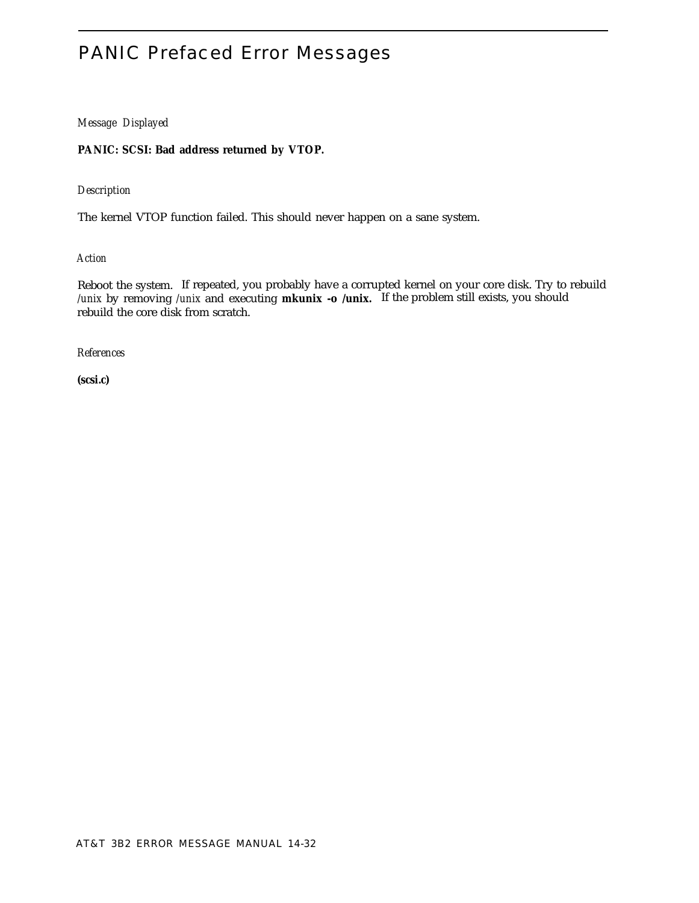# PANIC Prefaced Error Messages

*Message Displayed*

**PANIC: SCSI: Bad address returned by VTOP.**

*Description*

The kernel VTOP function failed. This should never happen on a sane system.

*Action*

Reboot the system. If repeated, you probably have a corrupted kernel on your core disk. Try to rebuild */unix* by removing */unix* and executing **mkunix -o /unix.** If the problem still exists, you should rebuild the core disk from scratch.

*References*

**(scsi.c)**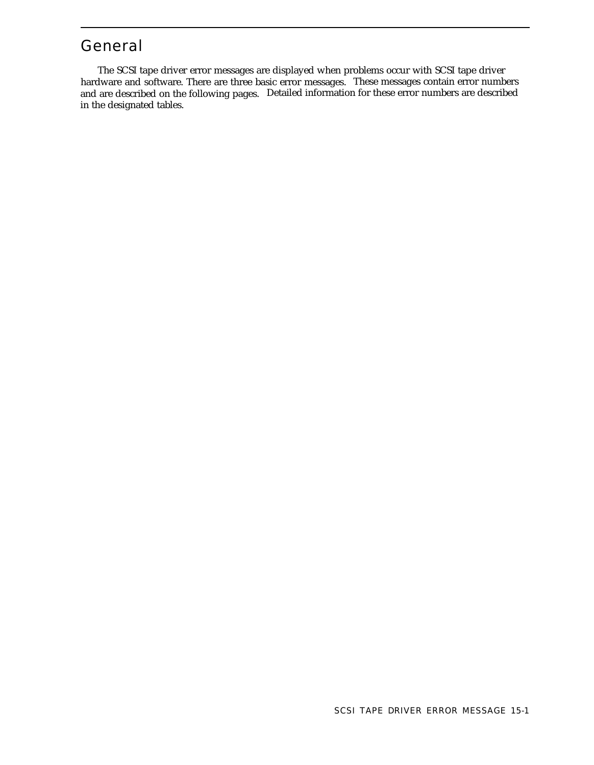## General

The SCSI tape driver error messages are displayed when problems occur with SCSI tape driver hardware and software. There are three basic error messages. These messages contain error numbers and are described on the following pages. Detailed information for these error numbers are described in the designated tables.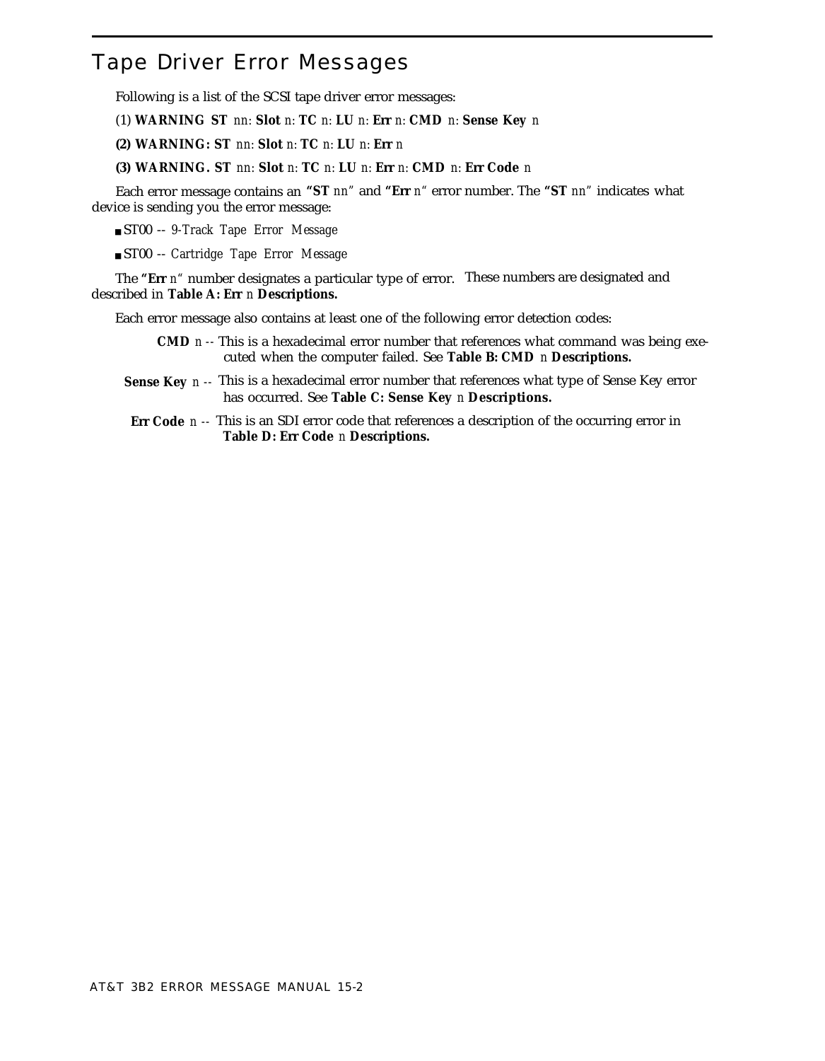# Tape Driver Error Messages

Following is a list of the SCSI tape driver error messages:

(1) **WARNING ST** *nn*: **Slot** *n*: **TC** *n*: **LU** *n*: **Err** *n*: **CMD** *n*: **Sense Key** *n*

**(2) WARNING: ST** *nn*: **Slot** *n*: **TC** *n*: **LU** *n*: **Err** *n*

**(3) WARNING. ST** *nn*: **Slot** *n*: **TC** *n*: **LU** *n*: **Err** *n*: **CMD** *n*: **Err Code** *n*

Each error message contains an **"ST** *nn*" and **"Err** *n*" error number. The **"ST** *nn*" indicates what device is sending you the error message:

- ST00 -- *9-Track Tape Error Message*
- ST00 -- *Cartridge Tape Error Message*

The **"Err** *n*" number designates a particular type of error. These numbers are designated and described in **Table A: Err** *n* **Descriptions.**

Each error message also contains at least one of the following error detection codes:

**CMD** *n* -- This is a hexadecimal error number that references what command was being executed when the computer failed. See **Table B: CMD** *n* **Descriptions.**

**Sense Key** *n* -- This is a hexadecimal error number that references what type of Sense Key error has occurred. See **Table C: Sense Key** *n* **Descriptions.**

**Err Code** *n* -- This is an SDI error code that references a description of the occurring error in **Table D: Err Code** *n* **Descriptions.**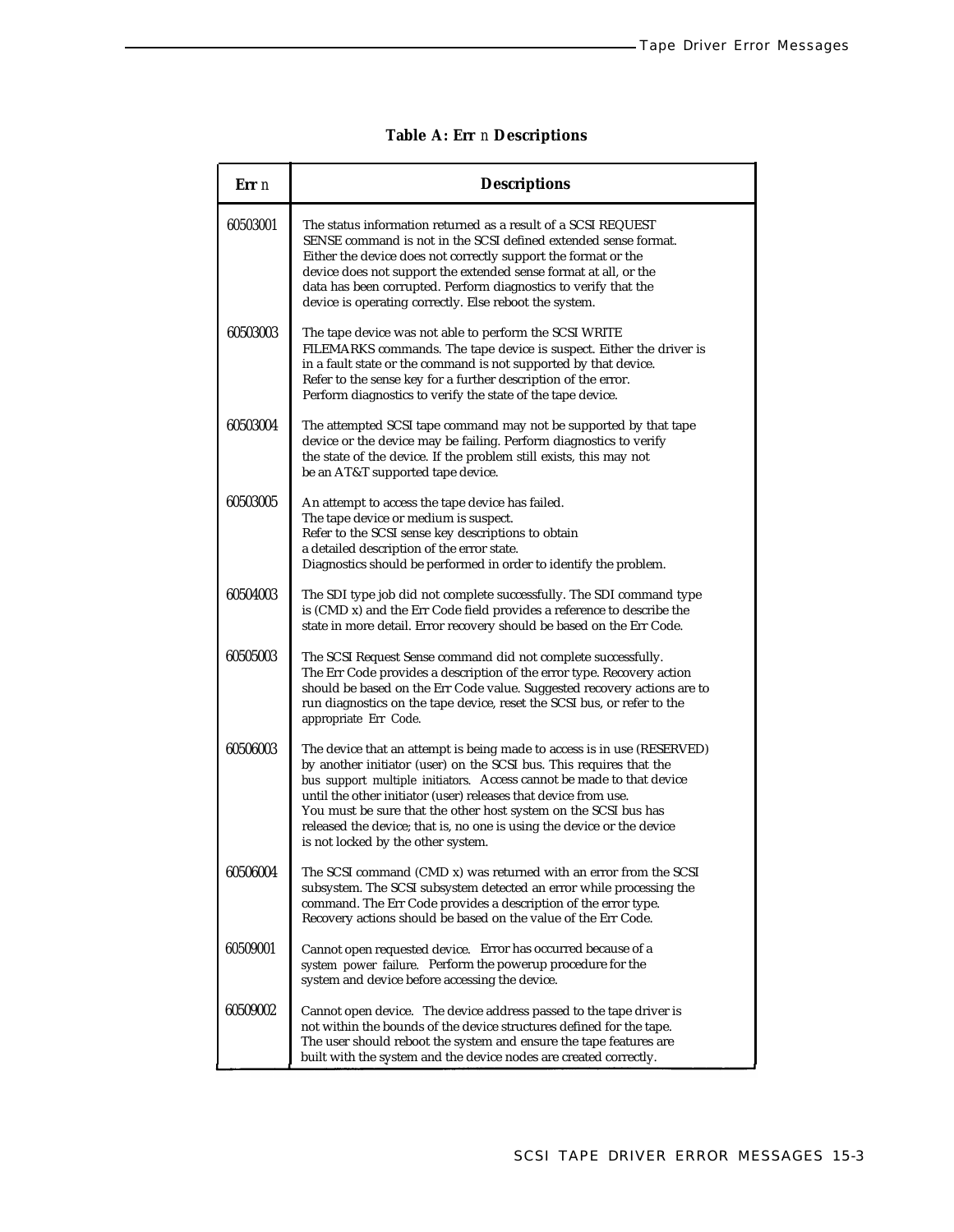**Table A: Err *n* Descriptions**

| Err *n* | Descriptions |
|---|---|
| 60503001 | The status information returned as a result of a SCSI REQUEST SENSE command is not in the SCSI defined extended sense format. Either the device does not correctly support the format or the device does not support the extended sense format at all, or the data has been corrupted. Perform diagnostics to verify that the device is operating correctly. Else reboot the system. |
| 60503003 | The tape device was not able to perform the SCSI WRITE FILEMARKS commands. The tape device is suspect. Either the driver is in a fault state or the command is not supported by that device. Refer to the sense key for a further description of the error. Perform diagnostics to verify the state of the tape device. |
| 60503004 | The attempted SCSI tape command may not be supported by that tape device or the device may be failing. Perform diagnostics to verify the state of the device. If the problem still exists, this may not be an AT&T supported tape device. |
| 60503005 | An attempt to access the tape device has failed. The tape device or medium is suspect. Refer to the SCSI sense key descriptions to obtain a detailed description of the error state. Diagnostics should be performed in order to identify the problem. |
| 60504003 | The SDI type job did not complete successfully. The SDI command type is (CMD x) and the Err Code field provides a reference to describe the state in more detail. Error recovery should be based on the Err Code. |
| 60505003 | The SCSI Request Sense command did not complete successfully. The Err Code provides a description of the error type. Recovery action should be based on the Err Code value. Suggested recovery actions are to run diagnostics on the tape device, reset the SCSI bus, or refer to the appropriate Err Code. |
| 60506003 | The device that an attempt is being made to access is in use (RESERVED) by another initiator (user) on the SCSI bus. This requires that the bus support multiple initiators. Access cannot be made to that device until the other initiator (user) releases that device from use. You must be sure that the other host system on the SCSI bus has released the device; that is, no one is using the device or the device is not locked by the other system. |
| 60506004 | The SCSI command (CMD x) was returned with an error from the SCSI subsystem. The SCSI subsystem detected an error while processing the command. The Err Code provides a description of the error type. Recovery actions should be based on the value of the Err Code. |
| 60509001 | Cannot open requested device. Error has occurred because of a system power failure. Perform the powerup procedure for the system and device before accessing the device. |
| 60509002 | Cannot open device. The device address passed to the tape driver is not within the bounds of the device structures defined for the tape. The user should reboot the system and ensure the tape features are built with the system and the device nodes are created correctly. |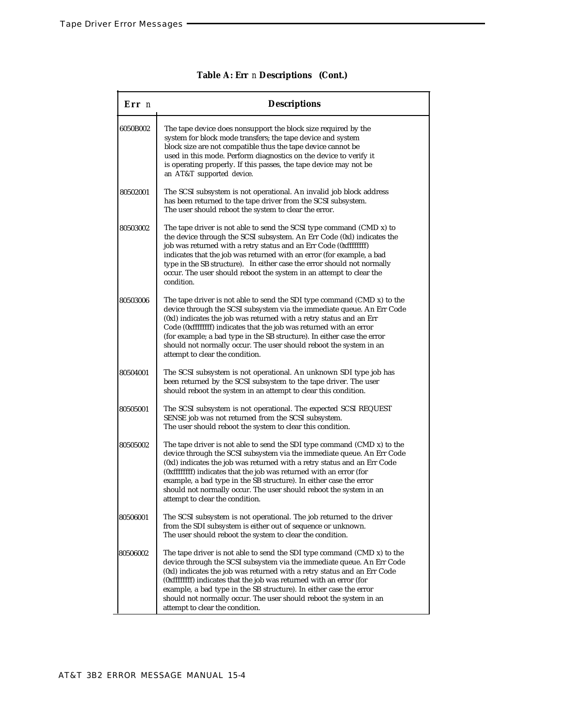**Table A: Err** *n* **Descriptions (Cont.)**

| **Err** *n* | **Descriptions** |
|---|---|
| 6050B002 | The tape device does nonsupport the block size required by the system for block mode transfers; the tape device and system block size are not compatible thus the tape device cannot be used in this mode. Perform diagnostics on the device to verify it is operating properly. If this passes, the tape device may not be an AT&T supported device. |
| 80502001 | The SCSI subsystem is not operational. An invalid job block address has been returned to the tape driver from the SCSI subsystem. The user should reboot the system to clear the error. |
| 80503002 | The tape driver is not able to send the SCSI type command (CMD x) to the device through the SCSI subsystem. An Err Code (0xl) indicates the job was returned with a retry status and an Err Code (0xffffffff) indicates that the job was returned with an error (for example, a bad type in the SB structure). In either case the error should not normally occur. The user should reboot the system in an attempt to clear the condition. |
| 80503006 | The tape driver is not able to send the SDI type command (CMD x) to the device through the SCSI subsystem via the immediate queue. An Err Code (0xl) indicates the job was returned with a retry status and an Err Code (0xffffffff) indicates that the job was returned with an error (for example; a bad type in the SB structure). In either case the error should not normally occur. The user should reboot the system in an attempt to clear the condition. |
| 80504001 | The SCSI subsystem is not operational. An unknown SDI type job has been returned by the SCSI subsystem to the tape driver. The user should reboot the system in an attempt to clear this condition. |
| 80505001 | The SCSI subsystem is not operational. The expected SCSI REQUEST SENSE job was not returned from the SCSI subsystem. The user should reboot the system to clear this condition. |
| 80505002 | The tape driver is not able to send the SDI type command (CMD x) to the device through the SCSI subsystem via the immediate queue. An Err Code (0xl) indicates the job was returned with a retry status and an Err Code (0xffffffff) indicates that the job was returned with an error (for example, a bad type in the SB structure). In either case the error should not normally occur. The user should reboot the system in an attempt to clear the condition. |
| 80506001 | The SCSI subsystem is not operational. The job returned to the driver from the SDI subsystem is either out of sequence or unknown. The user should reboot the system to clear the condition. |
| 80506002 | The tape driver is not able to send the SDI type command (CMD x) to the device through the SCSI subsystem via the immediate queue. An Err Code (0xl) indicates the job was returned with a retry status and an Err Code (0xffffffff) indicates that the job was returned with an error (for example, a bad type in the SB structure). In either case the error should not normally occur. The user should reboot the system in an attempt to clear the condition. |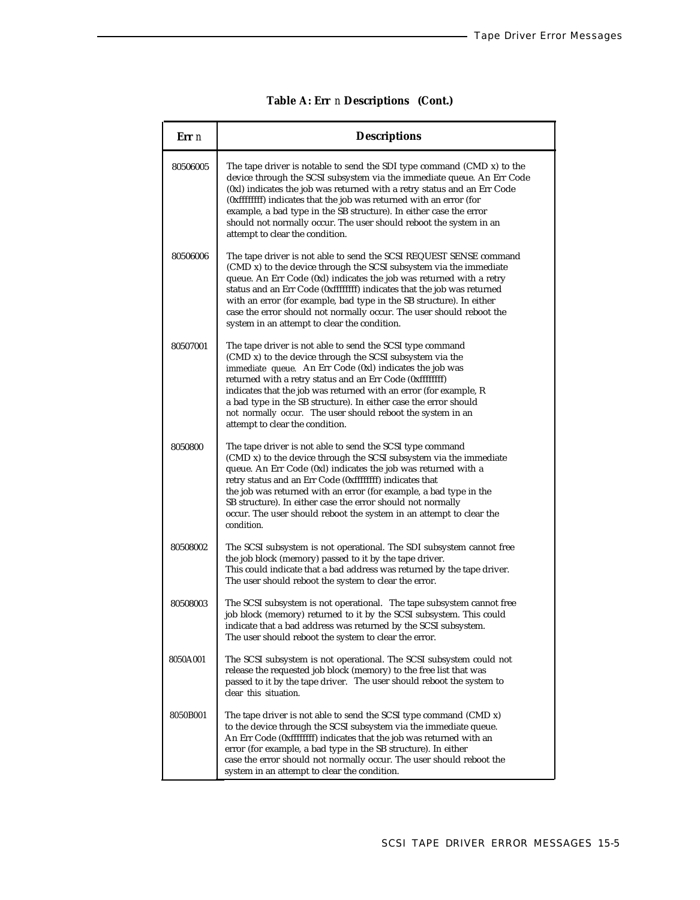**Table A: Err** *n* **Descriptions (Cont.)**

| **Err** *n* | **Descriptions** |
|---|---|
| 80506005 | The tape driver is notable to send the SDI type command (CMD x) to the device through the SCSI subsystem via the immediate queue. An Err Code (0xl) indicates the job was returned with a retry status and an Err Code (0xffffffff) indicates that the job was returned with an error (for example, a bad type in the SB structure). In either case the error should not normally occur. The user should reboot the system in an attempt to clear the condition. |
| 80506006 | The tape driver is not able to send the SCSI REQUEST SENSE command (CMD x) to the device through the SCSI subsystem via the immediate queue. An Err Code (0xl) indicates the job was returned with a retry status and an Err Code (0xffffffff) indicates that the job was returned with an error (for example, bad type in the SB structure). In either case the error should not normally occur. The user should reboot the system in an attempt to clear the condition. |
| 80507001 | The tape driver is not able to send the SCSI type command (CMD x) to the device through the SCSI subsystem via the immediate queue. An Err Code (0xl) indicates the job was returned with a retry status and an Err Code (0xffffffff) indicates that the job was returned with an error (for example, R a bad type in the SB structure). In either case the error should not normally occur. The user should reboot the system in an attempt to clear the condition. |
| 8050800 | The tape driver is not able to send the SCSI type command (CMD x) to the device through the SCSI subsystem via the immediate queue. An Err Code (0xl) indicates the job was returned with a retry status and an Err Code (0xffffffff) indicates that the job was returned with an error (for example, a bad type in the SB structure). In either case the error should not normally occur. The user should reboot the system in an attempt to clear the condition. |
| 80508002 | The SCSI subsystem is not operational. The SDI subsystem cannot free the job block (memory) passed to it by the tape driver. This could indicate that a bad address was returned by the tape driver. The user should reboot the system to clear the error. |
| 80508003 | The SCSI subsystem is not operational. The tape subsystem cannot free job block (memory) returned to it by the SCSI subsystem. This could indicate that a bad address was returned by the SCSI subsystem. The user should reboot the system to clear the error. |
| 8050A001 | The SCSI subsystem is not operational. The SCSI subsystem could not release the requested job block (memory) to the free list that was passed to it by the tape driver. The user should reboot the system to clear this situation. |
| 8050B001 | The tape driver is not able to send the SCSI type command (CMD x) to the device through the SCSI subsystem via the immediate queue. An Err Code (0xffffffff) indicates that the job was returned with an error (for example, a bad type in the SB structure). In either case the error should not normally occur. The user should reboot the system in an attempt to clear the condition. |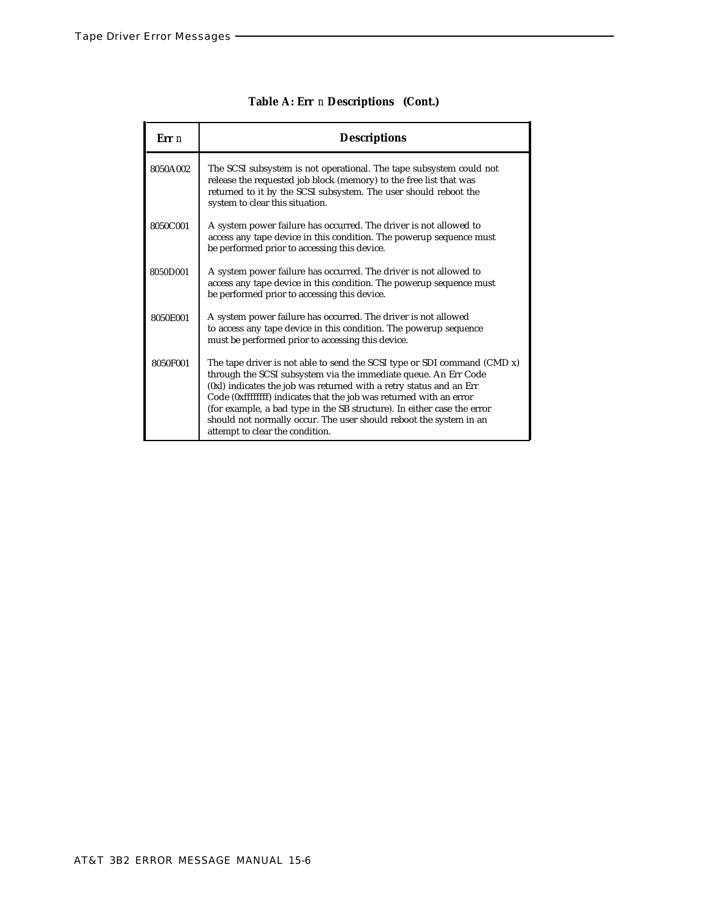**Table A: Err** *n* **Descriptions (Cont.)**

| **Err** *n* | **Descriptions** |
|---|---|
| 8050A002 | The SCSI subsystem is not operational. The tape subsystem could not release the requested job block (memory) to the free list that was returned to it by the SCSI subsystem. The user should reboot the system to clear this situation. |
| 8050C001 | A system power failure has occurred. The driver is not allowed to access any tape device in this condition. The powerup sequence must be performed prior to accessing this device. |
| 8050D001 | A system power failure has occurred. The driver is not allowed to access any tape device in this condition. The powerup sequence must be performed prior to accessing this device. |
| 8050E001 | A system power failure has occurred. The driver is not allowed to access any tape device in this condition. The powerup sequence must be performed prior to accessing this device. |
| 8050F001 | The tape driver is not able to send the SCSI type or SDI command (CMD x) through the SCSI subsystem via the immediate queue. An Err Code (0xl) indicates the job was returned with a retry status and an Err Code (0xffffffff) indicates that the job was returned with an error (for example, a bad type in the SB structure). In either case the error should not normally occur. The user should reboot the system in an attempt to clear the condition. |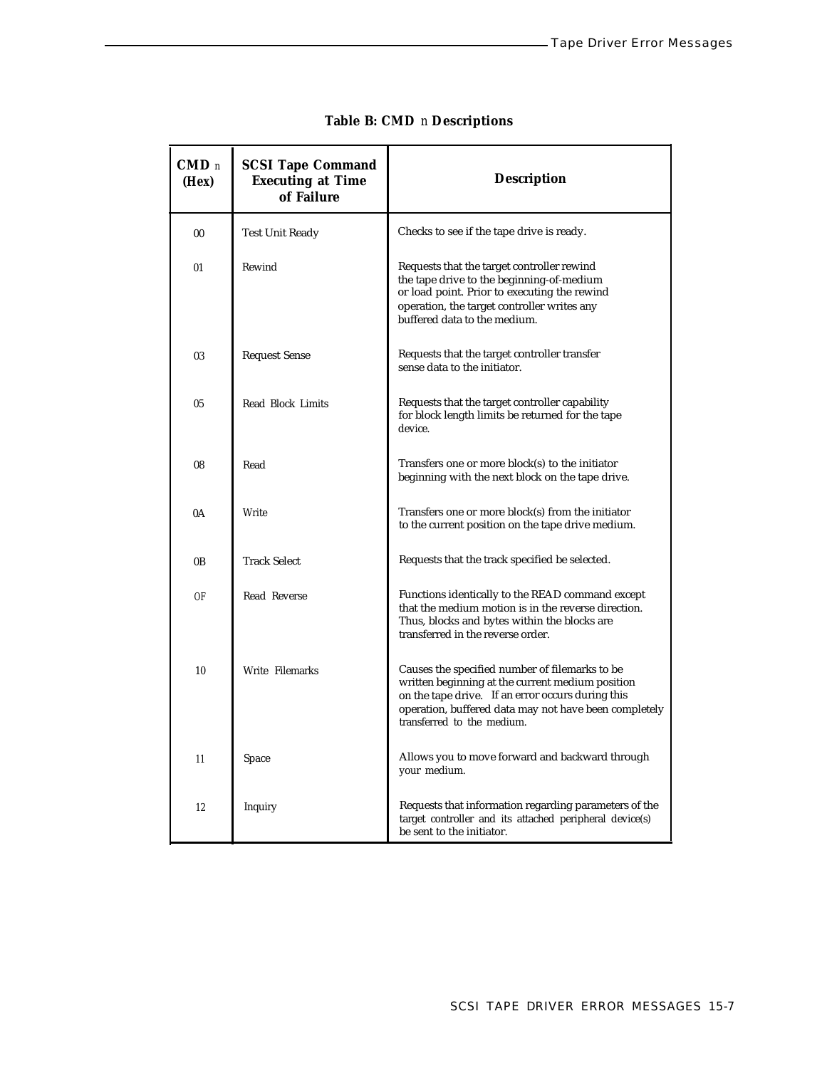**Table B: CMD *n* Descriptions**

| CMD *n* (Hex) | SCSI Tape Command Executing at Time of Failure | Description |
|---|---|---|
| 00 | Test Unit Ready | Checks to see if the tape drive is ready. |
| 01 | Rewind | Requests that the target controller rewind the tape drive to the beginning-of-medium or load point. Prior to executing the rewind operation, the target controller writes any buffered data to the medium. |
| 03 | Request Sense | Requests that the target controller transfer sense data to the initiator. |
| 05 | Read Block Limits | Requests that the target controller capability for block length limits be returned for the tape device. |
| 08 | Read | Transfers one or more block(s) to the initiator beginning with the next block on the tape drive. |
| 0A | Write | Transfers one or more block(s) from the initiator to the current position on the tape drive medium. |
| 0B | Track Select | Requests that the track specified be selected. |
| 0F | Read Reverse | Functions identically to the READ command except that the medium motion is in the reverse direction. Thus, blocks and bytes within the blocks are transferred in the reverse order. |
| 10 | Write Filemarks | Causes the specified number of filemarks to be written beginning at the current medium position on the tape drive. If an error occurs during this operation, buffered data may not have been completely transferred to the medium. |
| 11 | Space | Allows you to move forward and backward through your medium. |
| 12 | Inquiry | Requests that information regarding parameters of the target controller and its attached peripheral device(s) be sent to the initiator. |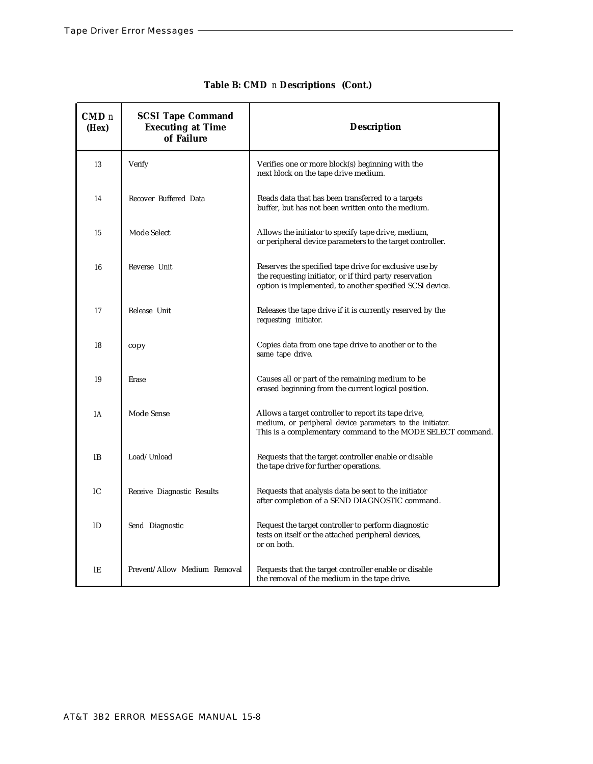**Table B: CMD** *n* **Descriptions (Cont.)**

| **CMD** *n* **(Hex)** | **SCSI Tape Command Executing at Time of Failure** | **Description** |
|---|---|---|
| 13 | Verify | Verifies one or more block(s) beginning with the next block on the tape drive medium. |
| 14 | Recover Buffered Data | Reads data that has been transferred to a targets buffer, but has not been written onto the medium. |
| 15 | Mode Select | Allows the initiator to specify tape drive, medium, or peripheral device parameters to the target controller. |
| 16 | Reverse Unit | Reserves the specified tape drive for exclusive use by the requesting initiator, or if third party reservation option is implemented, to another specified SCSI device. |
| 17 | Release Unit | Releases the tape drive if it is currently reserved by the requesting initiator. |
| 18 | copy | Copies data from one tape drive to another or to the same tape drive. |
| 19 | Erase | Causes all or part of the remaining medium to be erased beginning from the current logical position. |
| 1A | Mode Sense | Allows a target controller to report its tape drive, medium, or peripheral device parameters to the initiator. This is a complementary command to the MODE SELECT command. |
| lB | Load/Unload | Requests that the target controller enable or disable the tape drive for further operations. |
| lC | Receive Diagnostic Results | Requests that analysis data be sent to the initiator after completion of a SEND DIAGNOSTIC command. |
| lD | Send Diagnostic | Request the target controller to perform diagnostic tests on itself or the attached peripheral devices, or on both. |
| lE | Prevent/Allow Medium Removal | Requests that the target controller enable or disable the removal of the medium in the tape drive. |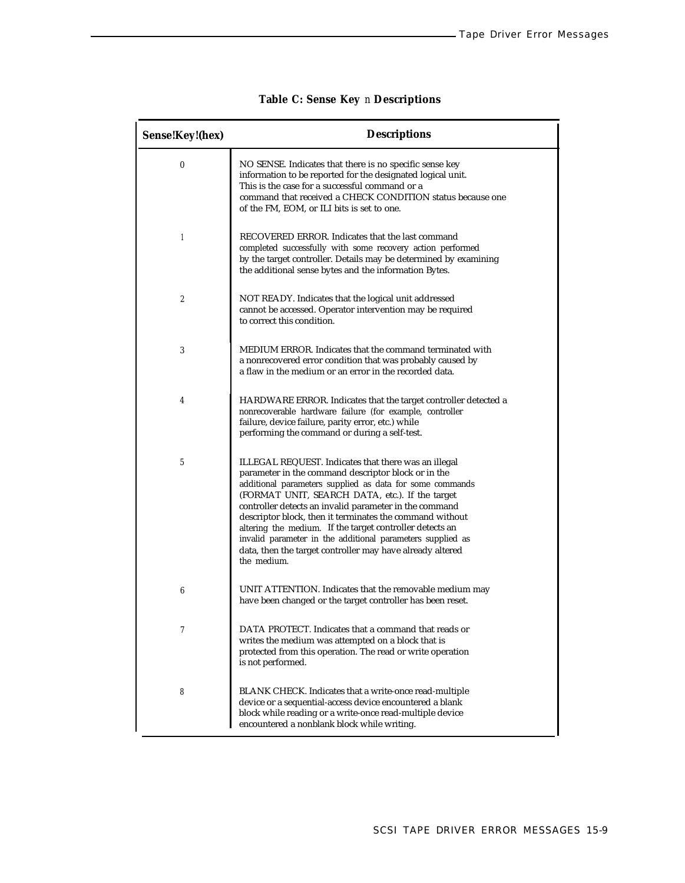**Table C: Sense Key** n **Descriptions**

| Sense!Key!(hex) | Descriptions |
|---|---|
| 0 | NO SENSE. Indicates that there is no specific sense key information to be reported for the designated logical unit. This is the case for a successful command or a command that received a CHECK CONDITION status because one of the FM, EOM, or ILI bits is set to one. |
| 1 | RECOVERED ERROR. Indicates that the last command completed successfully with some recovery action performed by the target controller. Details may be determined by examining the additional sense bytes and the information Bytes. |
| 2 | NOT READY. Indicates that the logical unit addressed cannot be accessed. Operator intervention may be required to correct this condition. |
| 3 | MEDIUM ERROR. Indicates that the command terminated with a nonrecovered error condition that was probably caused by a flaw in the medium or an error in the recorded data. |
| 4 | HARDWARE ERROR. Indicates that the target controller detected a nonrecoverable hardware failure (for example, controller failure, device failure, parity error, etc.) while performing the command or during a self-test. |
| 5 | ILLEGAL REQUEST. Indicates that there was an illegal parameter in the command descriptor block or in the additional parameters supplied as data for some commands (FORMAT UNIT, SEARCH DATA, etc.). If the target controller detects an invalid parameter in the command descriptor block, then it terminates the command without altering the medium. If the target controller detects an invalid parameter in the additional parameters supplied as data, then the target controller may have already altered the medium. |
| 6 | UNIT ATTENTION. Indicates that the removable medium may have been changed or the target controller has been reset. |
| 7 | DATA PROTECT. Indicates that a command that reads or writes the medium was attempted on a block that is protected from this operation. The read or write operation is not performed. |
| 8 | BLANK CHECK. Indicates that a write-once read-multiple device or a sequential-access device encountered a blank block while reading or a write-once read-multiple device encountered a nonblank block while writing. |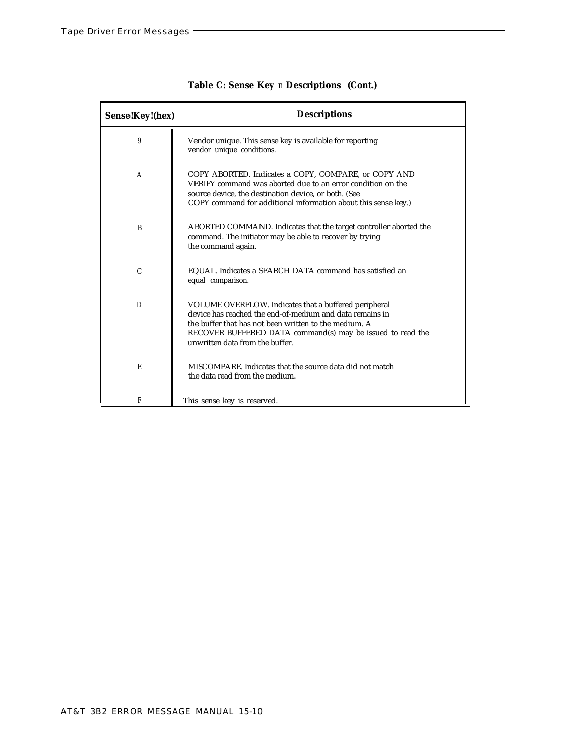**Table C: Sense Key n Descriptions (Cont.)**

| Sense!Key!(hex) | Descriptions |
| --- | --- |
| 9 | Vendor unique. This sense key is available for reporting vendor unique conditions. |
| A | COPY ABORTED. Indicates a COPY, COMPARE, or COPY AND VERIFY command was aborted due to an error condition on the source device, the destination device, or both. (See COPY command for additional information about this sense key.) |
| B | ABORTED COMMAND. Indicates that the target controller aborted the command. The initiator may be able to recover by trying the command again. |
| C | EQUAL. Indicates a SEARCH DATA command has satisfied an equal comparison. |
| D | VOLUME OVERFLOW. Indicates that a buffered peripheral device has reached the end-of-medium and data remains in the buffer that has not been written to the medium. A RECOVER BUFFERED DATA command(s) may be issued to read the unwritten data from the buffer. |
| E | MISCOMPARE. Indicates that the source data did not match the data read from the medium. |
| F | This sense key is reserved. |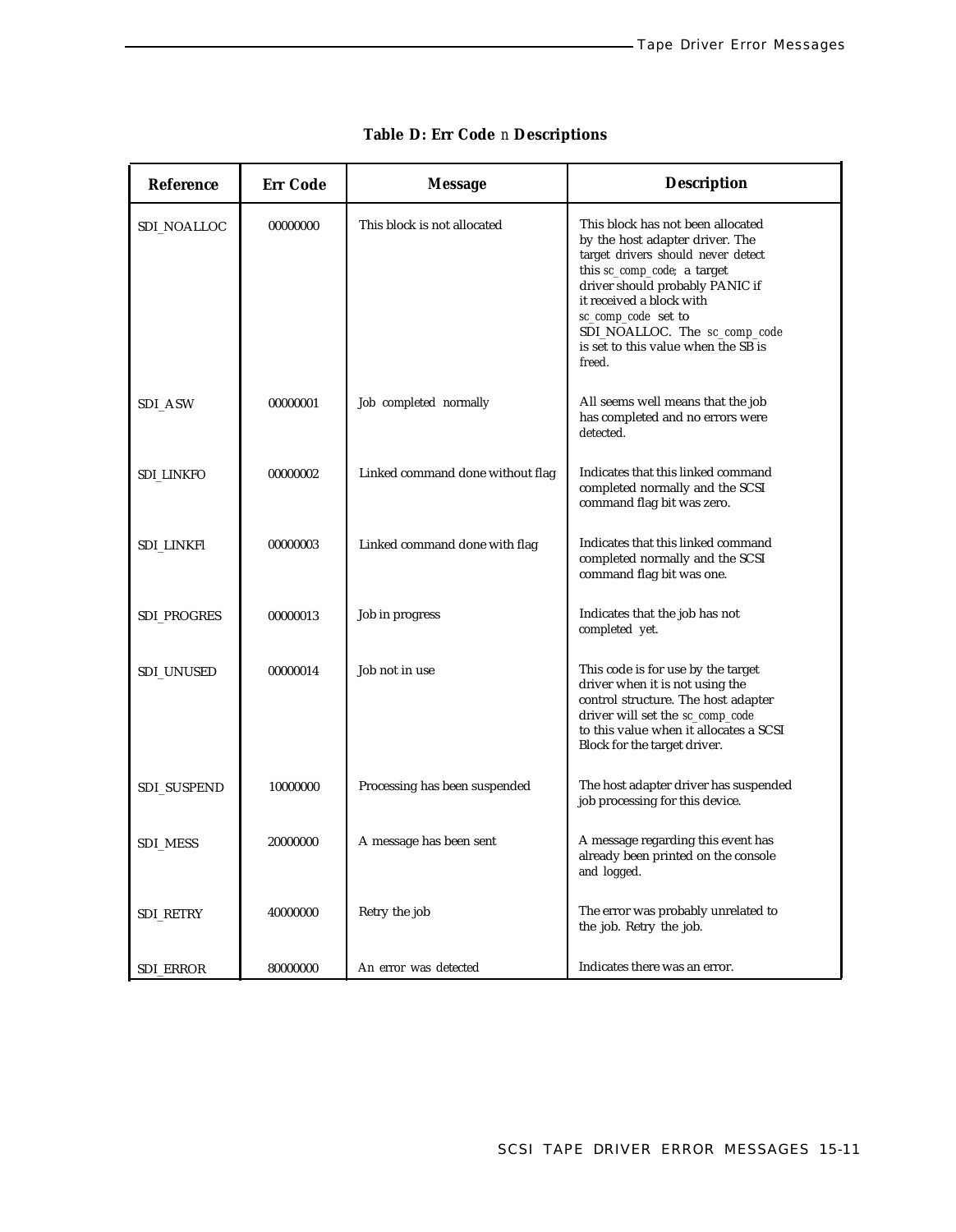**Table D: Err Code** *n* **Descriptions**

| Reference | Err Code | Message | Description |
|---|---|---|---|
| SDI_NOALLOC | 00000000 | This block is not allocated | This block has not been allocated by the host adapter driver. The target drivers should never detect this sc_comp_code; a target driver should probably PANIC if it received a block with sc_comp_code set to SDI_NOALLOC. The sc_comp_code is set to this value when the SB is freed. |
| SDI_ASW | 00000001 | Job completed normally | All seems well means that the job has completed and no errors were detected. |
| SDI_LINKFO | 00000002 | Linked command done without flag | Indicates that this linked command completed normally and the SCSI command flag bit was zero. |
| SDI_LINKFl | 00000003 | Linked command done with flag | Indicates that this linked command completed normally and the SCSI command flag bit was one. |
| SDI_PROGRES | 00000013 | Job in progress | Indicates that the job has not completed yet. |
| SDI_UNUSED | 00000014 | Job not in use | This code is for use by the target driver when it is not using the control structure. The host adapter driver will set the sc_comp_code to this value when it allocates a SCSI Block for the target driver. |
| SDI_SUSPEND | 10000000 | Processing has been suspended | The host adapter driver has suspended job processing for this device. |
| SDI_MESS | 20000000 | A message has been sent | A message regarding this event has already been printed on the console and logged. |
| SDI_RETRY | 40000000 | Retry the job | The error was probably unrelated to the job. Retry the job. |
| SDI_ERROR | 80000000 | An error was detected | Indicates there was an error. |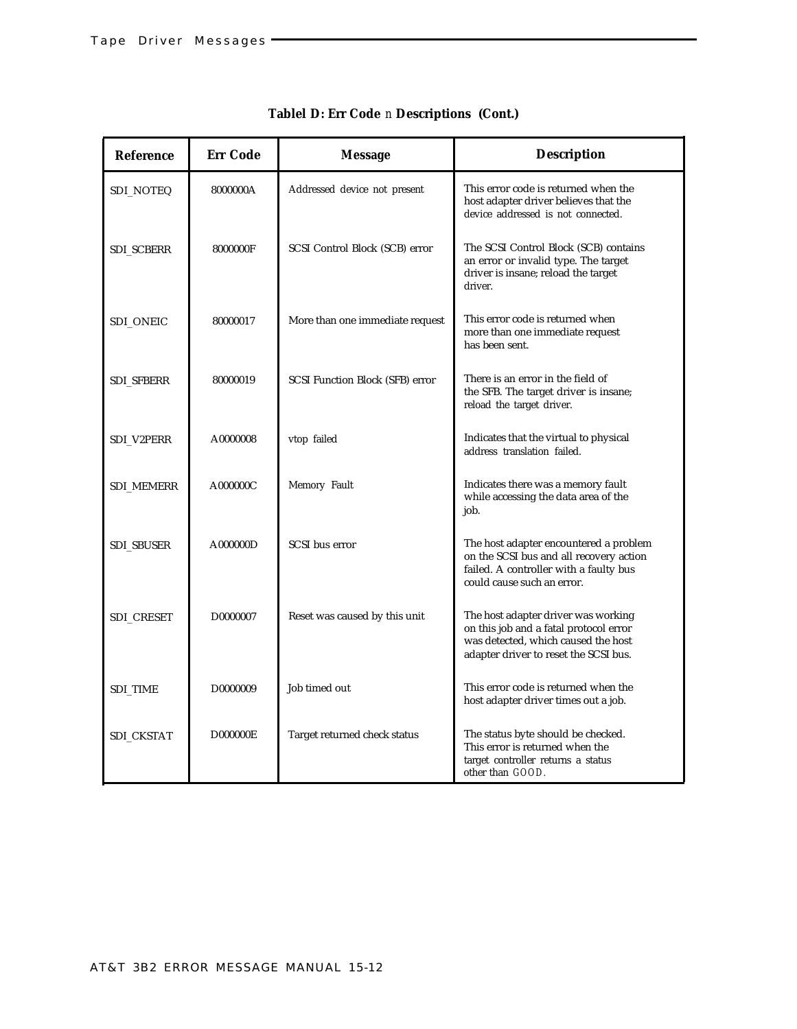**Tablel D: Err Code** *n* **Descriptions (Cont.)**

| Reference | Err Code | Message | Description |
|---|---|---|---|
| SDI_NOTEQ | 8000000A | Addressed device not present | This error code is returned when the host adapter driver believes that the device addressed is not connected. |
| SDI_SCBERR | 8000000F | SCSI Control Block (SCB) error | The SCSI Control Block (SCB) contains an error or invalid type. The target driver is insane; reload the target driver. |
| SDI_ONEIC | 80000017 | More than one immediate request | This error code is returned when more than one immediate request has been sent. |
| SDI_SFBERR | 80000019 | SCSI Function Block (SFB) error | There is an error in the field of the SFB. The target driver is insane; reload the target driver. |
| SDI_V2PERR | A0000008 | vtop failed | Indicates that the virtual to physical address translation failed. |
| SDI_MEMERR | A000000C | Memory Fault | Indicates there was a memory fault while accessing the data area of the job. |
| SDI_SBUSER | A000000D | SCSI bus error | The host adapter encountered a problem on the SCSI bus and all recovery action failed. A controller with a faulty bus could cause such an error. |
| SDI_CRESET | D0000007 | Reset was caused by this unit | The host adapter driver was working on this job and a fatal protocol error was detected, which caused the host adapter driver to reset the SCSI bus. |
| SDI_TIME | D0000009 | Job timed out | This error code is returned when the host adapter driver times out a job. |
| SDI_CKSTAT | D000000E | Target returned check status | The status byte should be checked. This error is returned when the target controller returns a status other than GOOD. |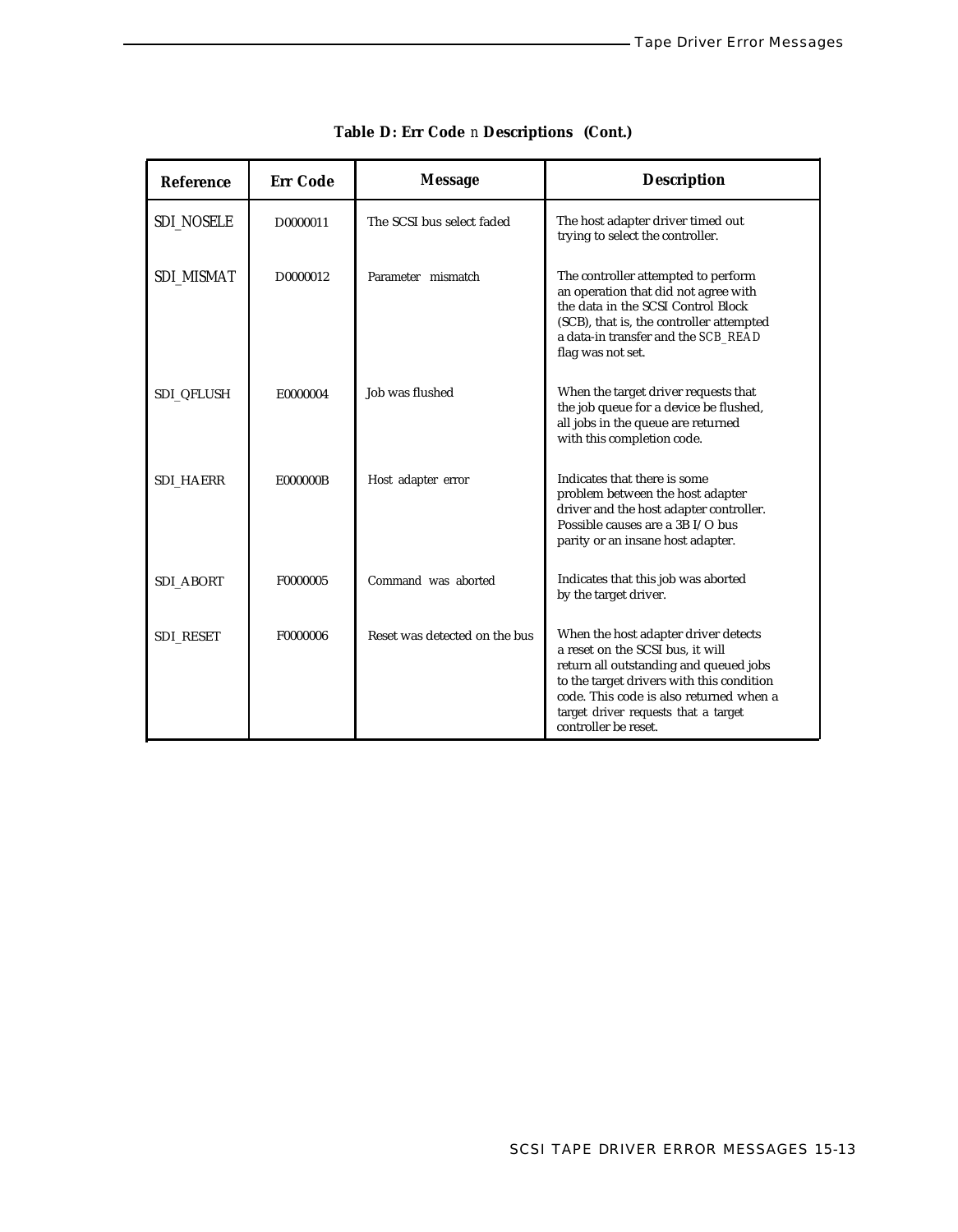**Table D: Err Code** *n* **Descriptions (Cont.)**

| Reference | Err Code | Message | Description |
|---|---|---|---|
| SDI_NOSELE | D0000011 | The SCSI bus select faded | The host adapter driver timed out trying to select the controller. |
| SDI_MISMAT | D0000012 | Parameter mismatch | The controller attempted to perform an operation that did not agree with the data in the SCSI Control Block (SCB), that is, the controller attempted a data-in transfer and the *SCB_READ* flag was not set. |
| SDI_QFLUSH | E0000004 | Job was flushed | When the target driver requests that the job queue for a device be flushed, all jobs in the queue are returned with this completion code. |
| SDI_HAERR | E000000B | Host adapter error | Indicates that there is some problem between the host adapter driver and the host adapter controller. Possible causes are a 3B I/O bus parity or an insane host adapter. |
| SDI_ABORT | F0000005 | Command was aborted | Indicates that this job was aborted by the target driver. |
| SDI_RESET | F0000006 | Reset was detected on the bus | When the host adapter driver detects a reset on the SCSI bus, it will return all outstanding and queued jobs to the target drivers with this condition code. This code is also returned when a target driver requests that a target controller be reset. |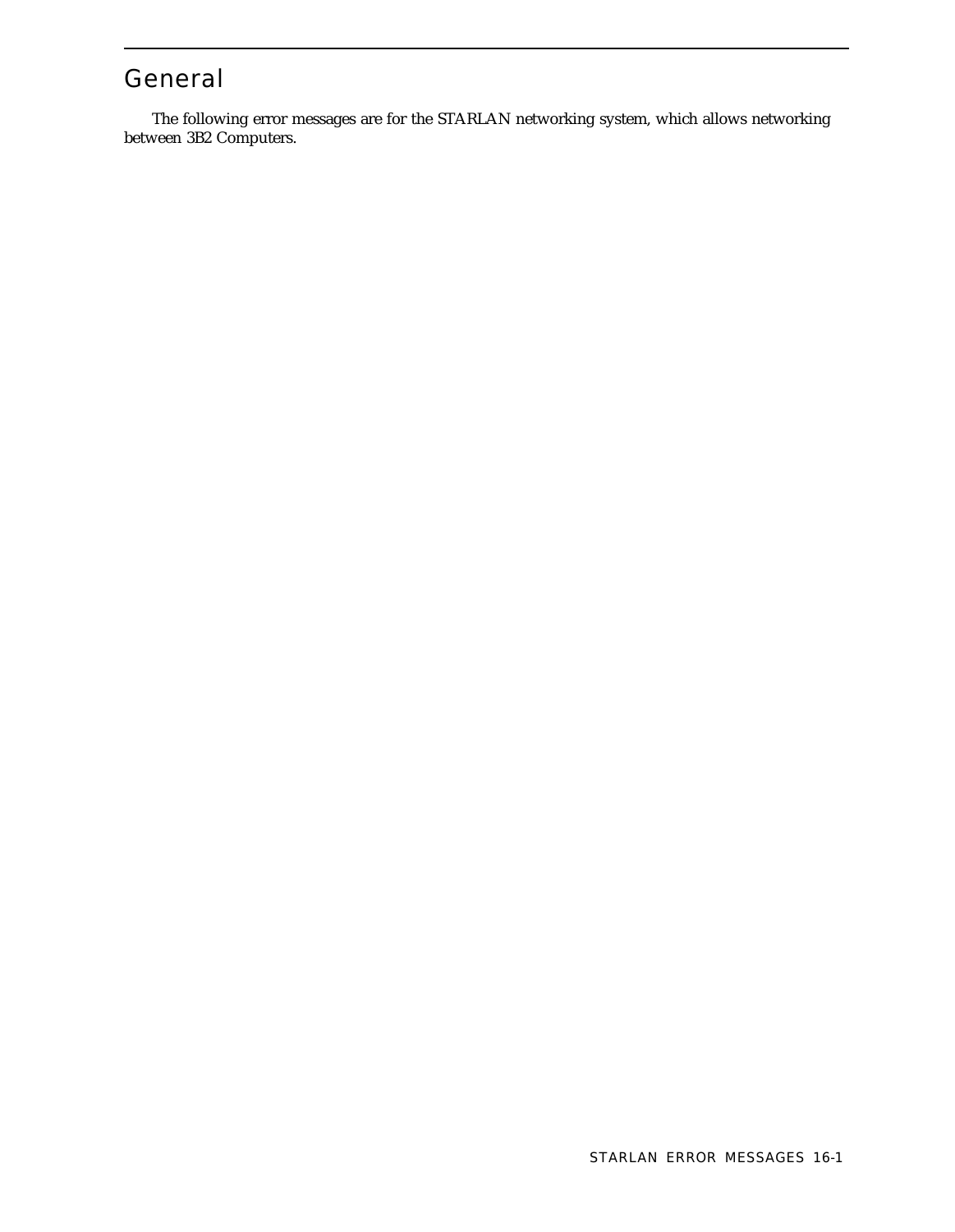## General

The following error messages are for the STARLAN networking system, which allows networking between 3B2 Computers.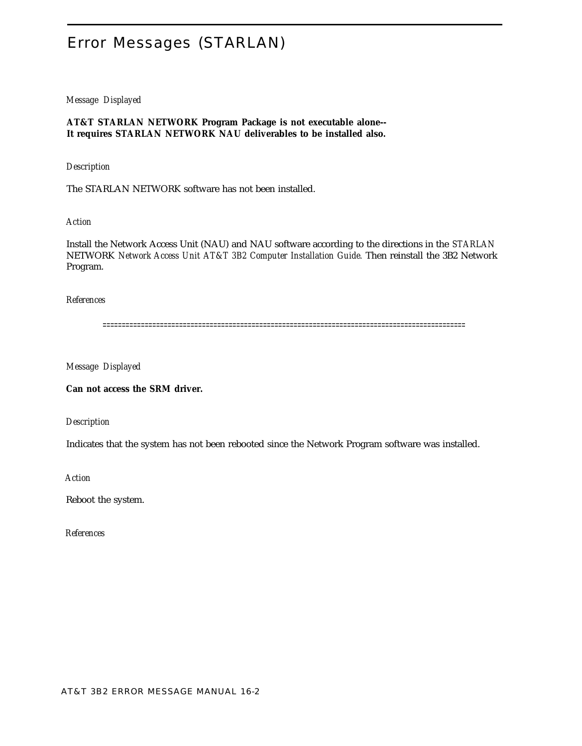# Error Messages (STARLAN)

*Message Displayed*

**AT&T STARLAN NETWORK Program Package is not executable alone--**
**It requires STARLAN NETWORK NAU deliverables to be installed also.**

*Description*

The STARLAN NETWORK software has not been installed.

*Action*

Install the Network Access Unit (NAU) and NAU software according to the directions in the *STARLAN* NETWORK *Network Access Unit AT&T 3B2 Computer Installation Guide*. Then reinstall the 3B2 Network Program.

*References*

==============================================================================================

*Message Displayed*

**Can not access the SRM driver.**

*Description*

Indicates that the system has not been rebooted since the Network Program software was installed.

*Action*

Reboot the system.

*References*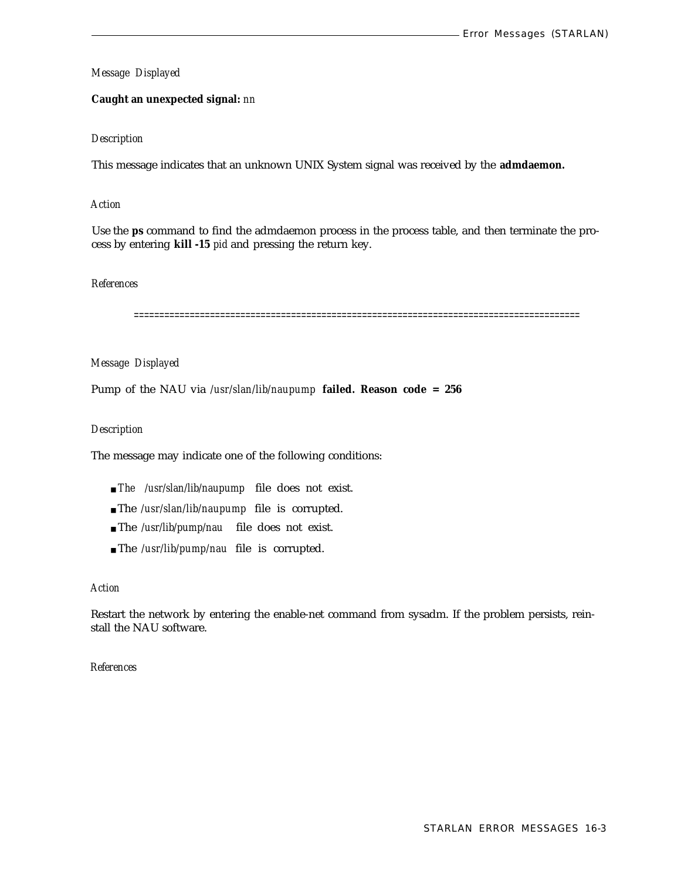*Message Displayed*

**Caught an unexpected signal:** *nn*

*Description*

This message indicates that an unknown UNIX System signal was received by the **admdaemon.**

*Action*

Use the **ps** command to find the admdaemon process in the process table, and then terminate the process by entering **kill -15** *pid* and pressing the return key.

*References*

==========================================================================================

*Message Displayed*

Pump of the NAU via */usr/slan/lib/naupump* **failed. Reason code = 256**

*Description*

The message may indicate one of the following conditions:

- *The* */usr/slan/lib/naupump* file does not exist.
- The */usr/slan/lib/naupump* file is corrupted.
- The */usr/lib/pump/nau* file does not exist.
- The */usr/lib/pump/nau* file is corrupted.

*Action*

Restart the network by entering the enable-net command from sysadm. If the problem persists, reinstall the NAU software.

*References*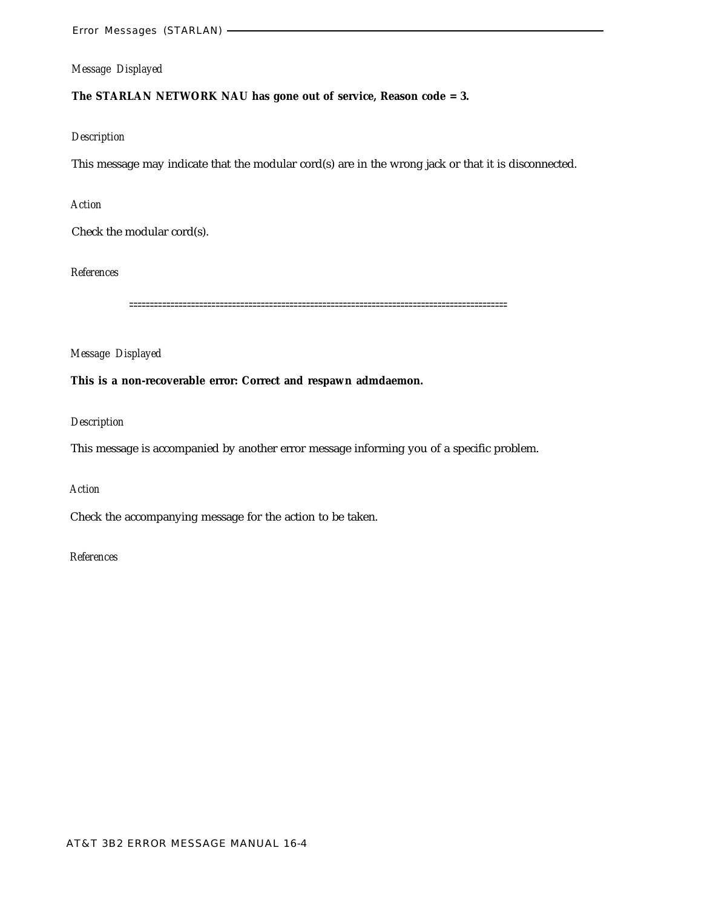*Message Displayed*

**The STARLAN NETWORK NAU has gone out of service, Reason code = 3.**

*Description*

This message may indicate that the modular cord(s) are in the wrong jack or that it is disconnected.

*Action*

Check the modular cord(s).

*References*

==========================================================================================

*Message Displayed*

**This is a non-recoverable error: Correct and respawn admdaemon.**

*Description*

This message is accompanied by another error message informing you of a specific problem.

*Action*

Check the accompanying message for the action to be taken.

*References*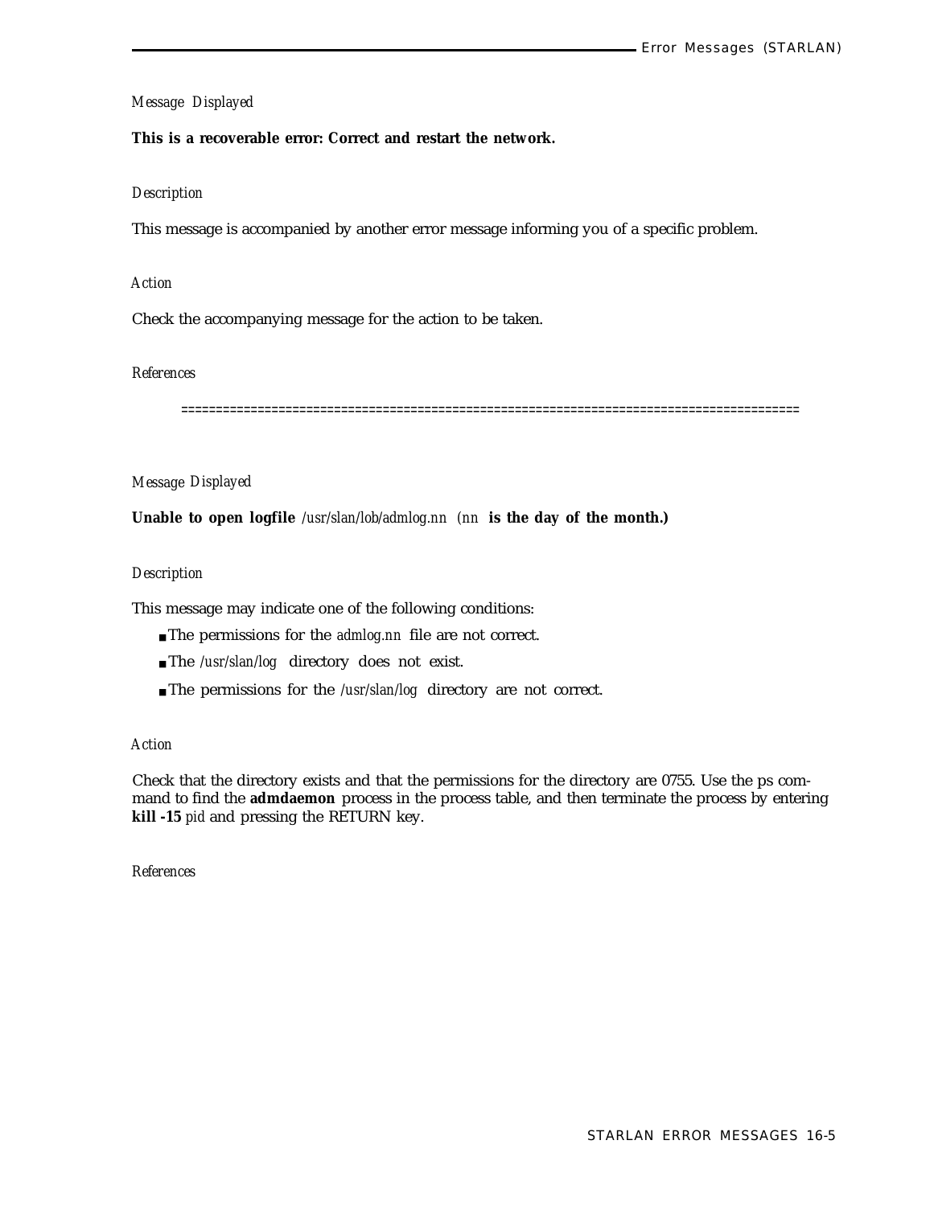*Message Displayed*

**This is a recoverable error: Correct and restart the network.**

*Description*

This message is accompanied by another error message informing you of a specific problem.

*Action*

Check the accompanying message for the action to be taken.

*References*

==========================================================================================

*Message Displayed*

**Unable to open logfile** */usr/slan/lob/admlog.nn (nn* **is the day of the month.)**

*Description*

This message may indicate one of the following conditions:

- The permissions for the *admlog.nn* file are not correct.
- The */usr/slan/log* directory does not exist.
- The permissions for the */usr/slan/log* directory are not correct.

*Action*

Check that the directory exists and that the permissions for the directory are 0755. Use the ps command to find the **admdaemon** process in the process table, and then terminate the process by entering **kill -15** *pid* and pressing the RETURN key.

*References*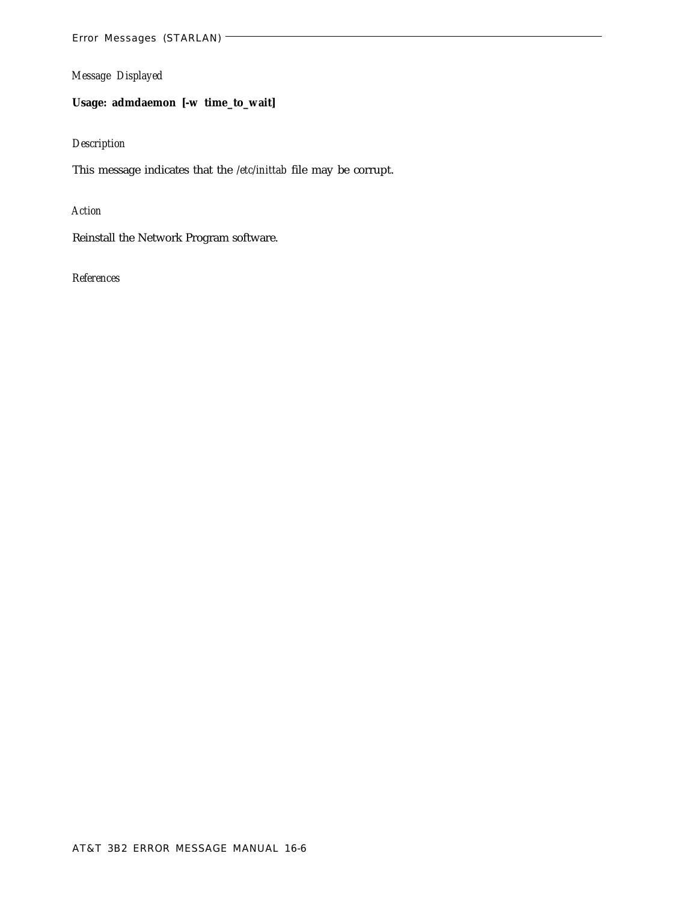*Message Displayed*

**Usage: admdaemon [-w time_to_wait]**

*Description*

This message indicates that the */etc/inittab* file may be corrupt.

*Action*

Reinstall the Network Program software.

*References*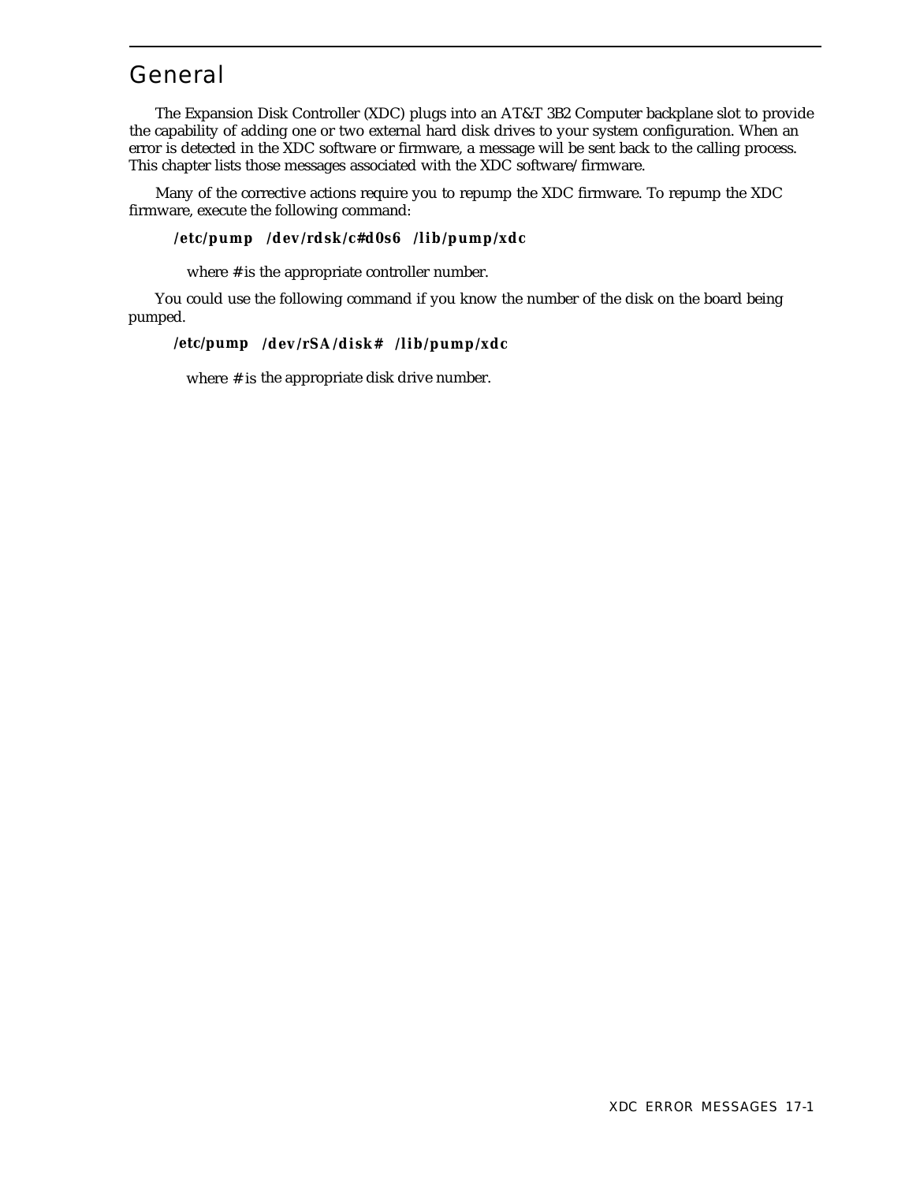## General

The Expansion Disk Controller (XDC) plugs into an AT&T 3B2 Computer backplane slot to provide the capability of adding one or two external hard disk drives to your system configuration. When an error is detected in the XDC software or firmware, a message will be sent back to the calling process. This chapter lists those messages associated with the XDC software/firmware.

Many of the corrective actions require you to repump the XDC firmware. To repump the XDC firmware, execute the following command:

**/etc/pump /dev/rdsk/c#d0s6 /lib/pump/xdc**

where # is the appropriate controller number.

You could use the following command if you know the number of the disk on the board being pumped.

**/etc/pump /dev/rSA/disk# /lib/pump/xdc**

where # is the appropriate disk drive number.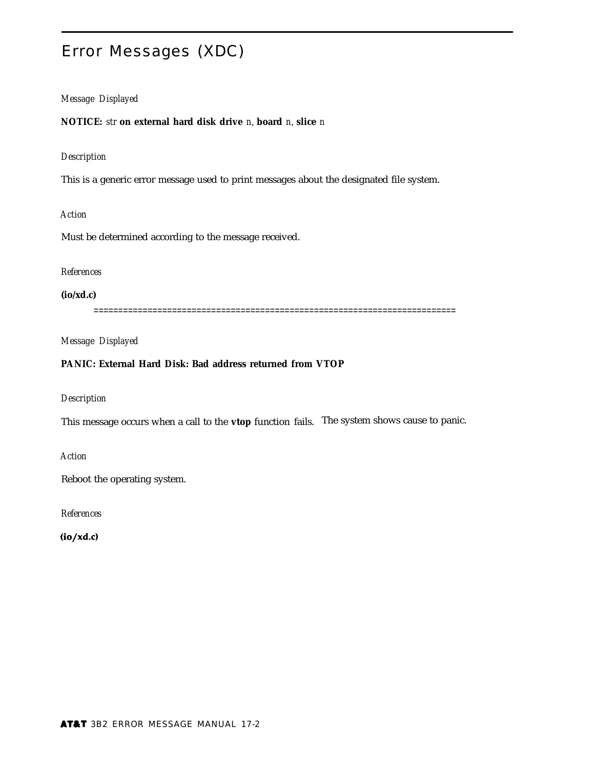# Error Messages (XDC)

*Message Displayed*

**NOTICE:** *str* **on external hard disk drive** *n*, **board** *n*, **slice** *n*

*Description*

This is a generic error message used to print messages about the designated file system.

*Action*

Must be determined according to the message received.

*References*

**(io/xd.c)**

========================================================================

*Message Displayed*

**PANIC: External Hard Disk: Bad address returned from VTOP**

*Description*

This message occurs when a call to the **vtop** function fails. The system shows cause to panic.

*Action*

Reboot the operating system.

*References*

**(io/xd.c)**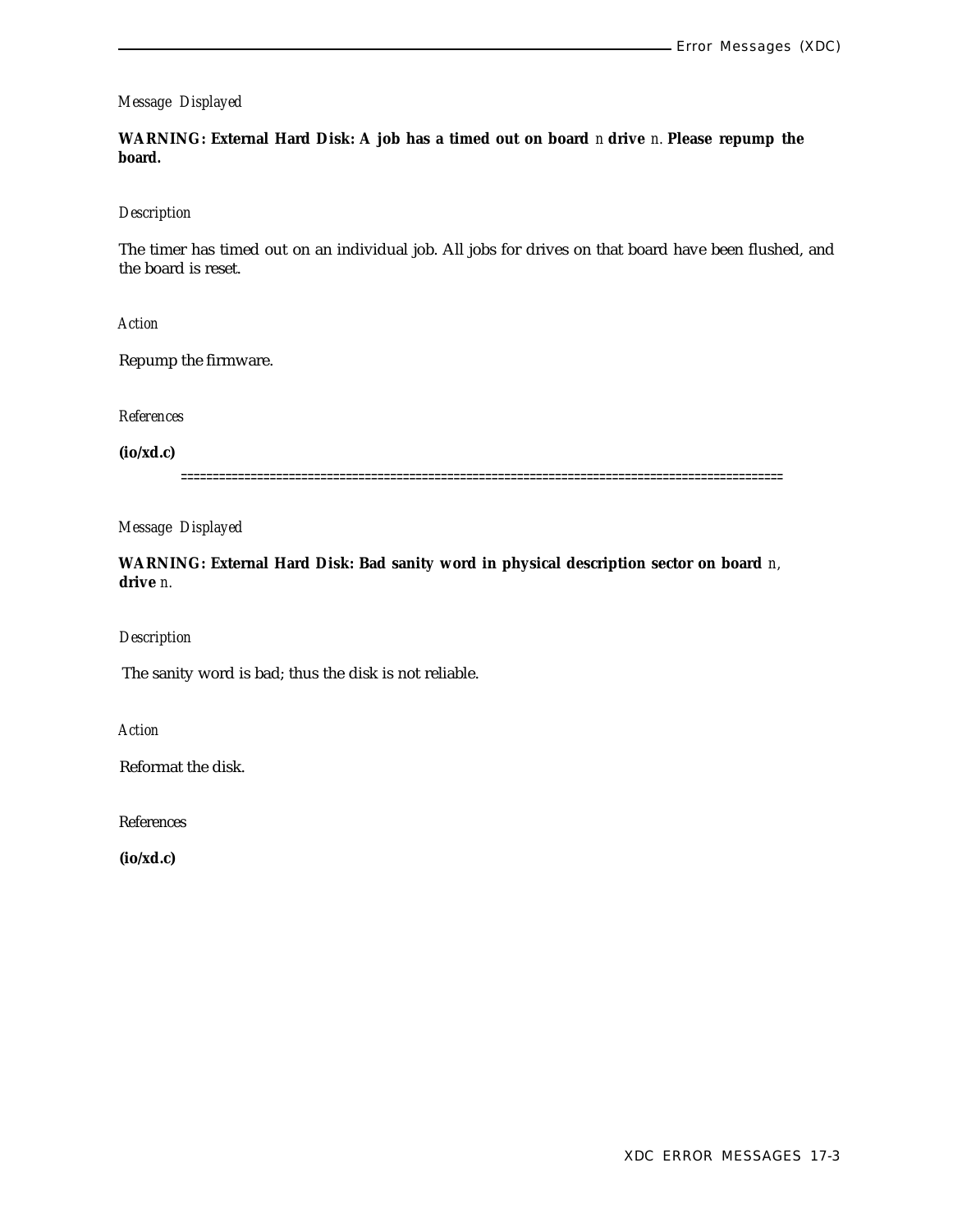*Message Displayed*

**WARNING: External Hard Disk: A job has a timed out on board** *n* **drive** *n*. **Please repump the board.**

*Description*

The timer has timed out on an individual job. All jobs for drives on that board have been flushed, and the board is reset.

*Action*

Repump the firmware.

*References*

**(io/xd.c)**

==========================================================================================

*Message Displayed*

**WARNING: External Hard Disk: Bad sanity word in physical description sector on board** *n*, **drive** *n*.

*Description*

The sanity word is bad; thus the disk is not reliable.

*Action*

Reformat the disk.

References

**(io/xd.c)**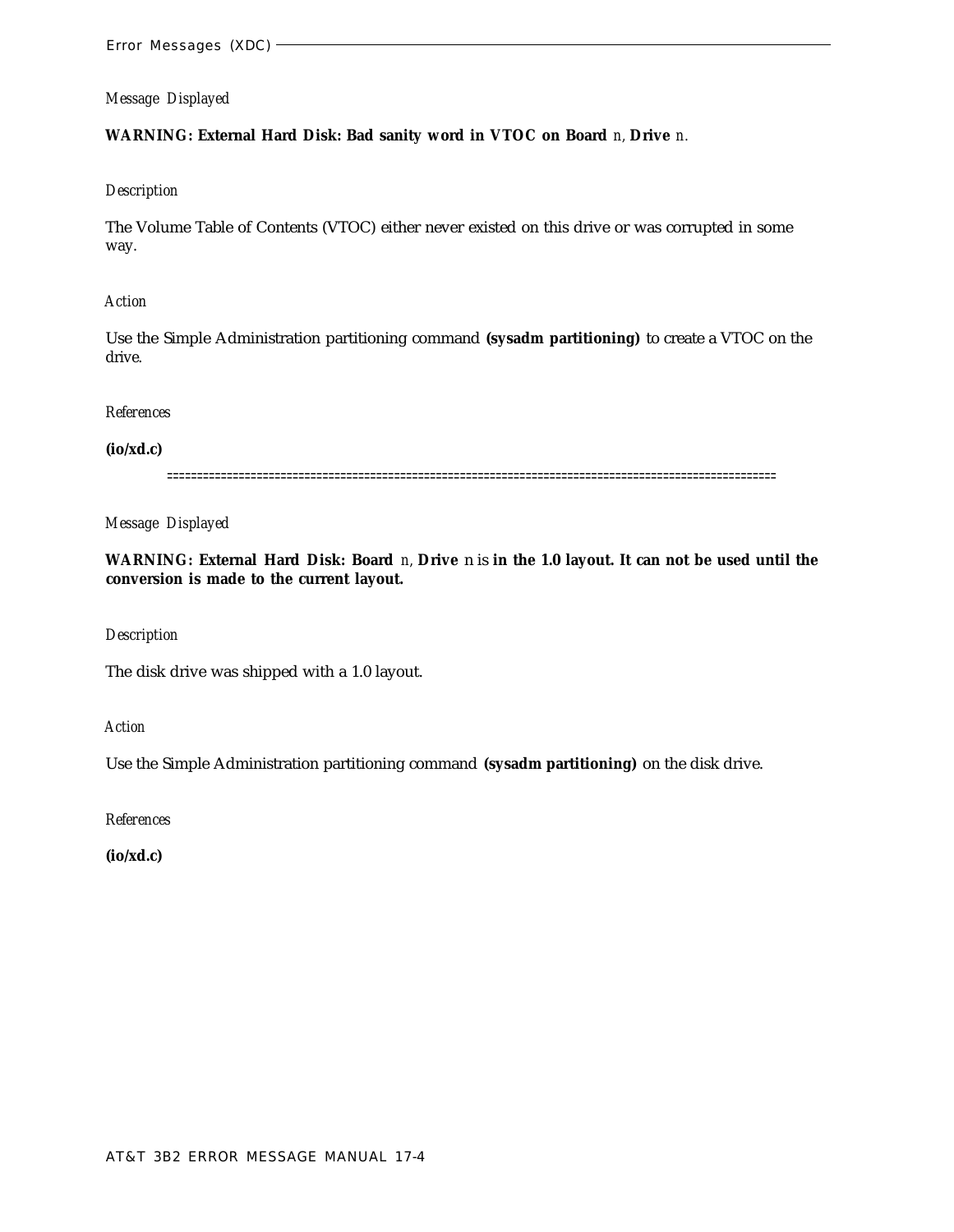*Message Displayed*

**WARNING: External Hard Disk: Bad sanity word in VTOC on Board** *n*, **Drive** *n*.

*Description*

The Volume Table of Contents (VTOC) either never existed on this drive or was corrupted in some way.

*Action*

Use the Simple Administration partitioning command **(sysadm partitioning)** to create a VTOC on the drive.

*References*

**(io/xd.c)**

===================================================================================================

*Message Displayed*

**WARNING: External Hard Disk: Board** *n*, **Drive** n is **in the 1.0 layout. It can not be used until the conversion is made to the current layout.**

*Description*

The disk drive was shipped with a 1.0 layout.

*Action*

Use the Simple Administration partitioning command **(sysadm partitioning)** on the disk drive.

*References*

**(io/xd.c)**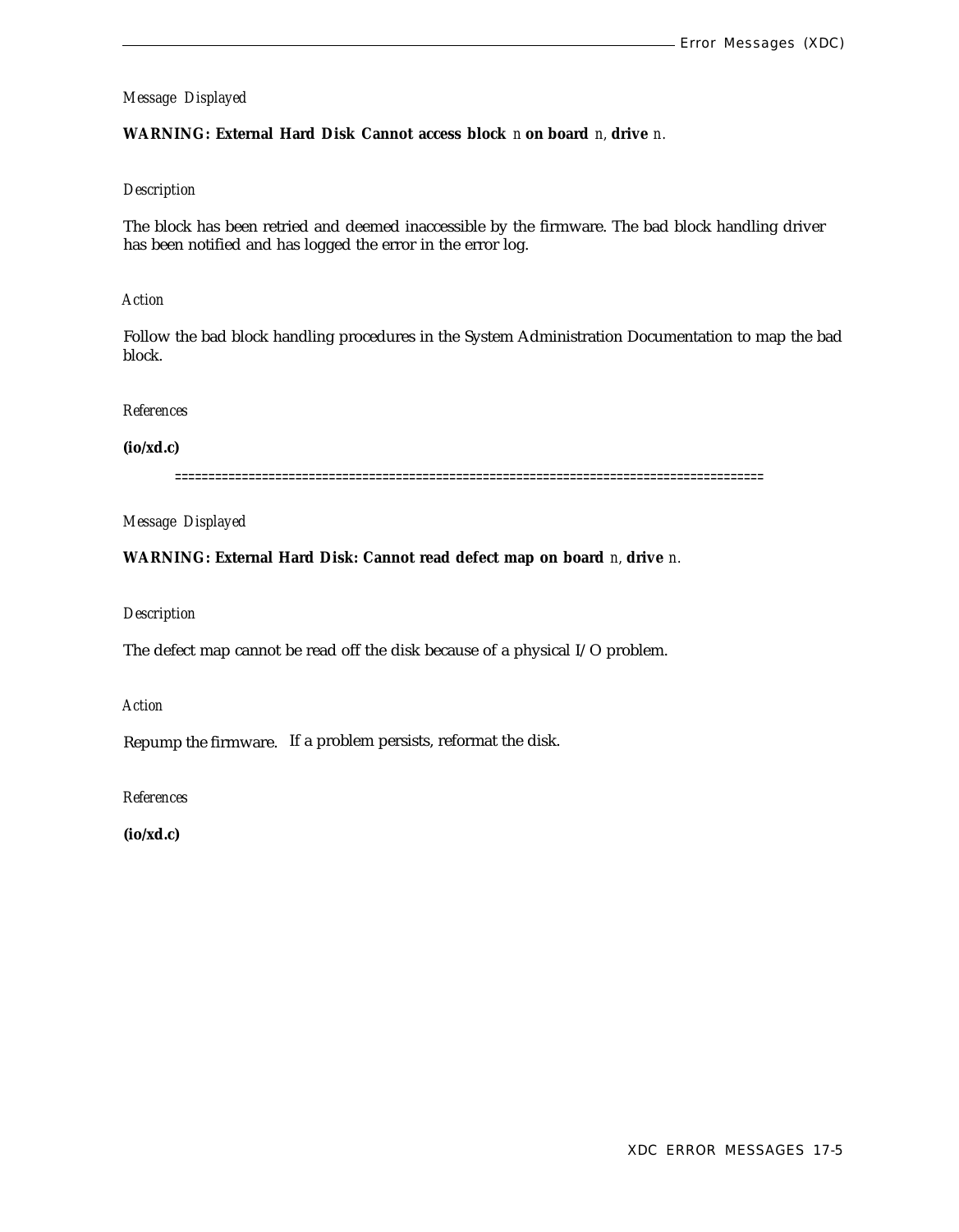*Message Displayed*

**WARNING: External Hard Disk Cannot access block** *n* **on board** *n*, **drive** *n*.

*Description*

The block has been retried and deemed inaccessible by the firmware. The bad block handling driver has been notified and has logged the error in the error log.

*Action*

Follow the bad block handling procedures in the System Administration Documentation to map the bad block.

*References*

**(io/xd.c)**

=====================================================================================

*Message Displayed*

**WARNING: External Hard Disk: Cannot read defect map on board** *n*, **drive** *n*.

*Description*

The defect map cannot be read off the disk because of a physical I/O problem.

*Action*

Repump the firmware. If a problem persists, reformat the disk.

*References*

**(io/xd.c)**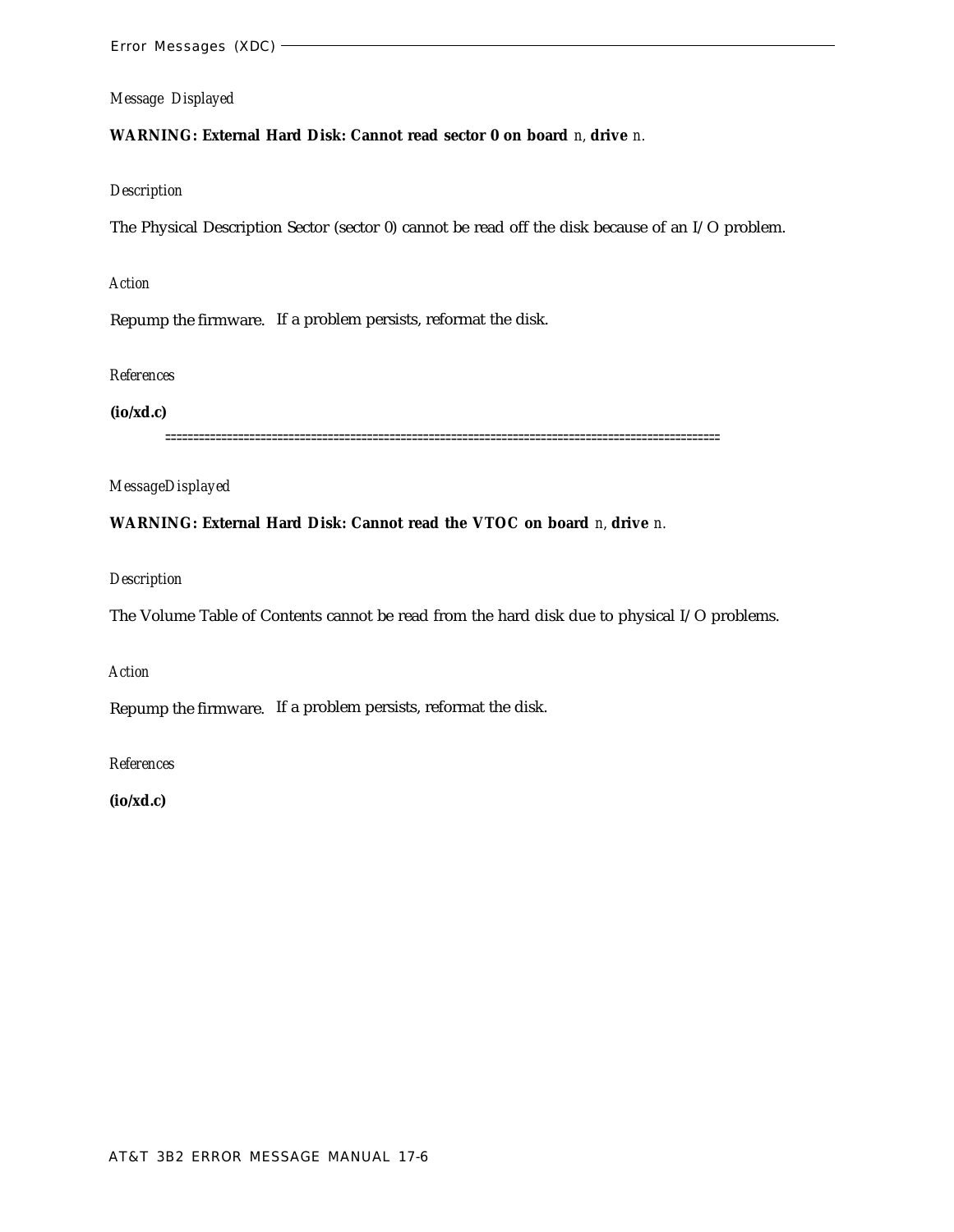*Message Displayed*

**WARNING: External Hard Disk: Cannot read sector 0 on board** *n*, **drive** *n*.

*Description*

The Physical Description Sector (sector 0) cannot be read off the disk because of an I/O problem.

*Action*

Repump the firmware. If a problem persists, reformat the disk.

*References*

**(io/xd.c)**

==========================================================================================

*MessageDisplayed*

**WARNING: External Hard Disk: Cannot read the VTOC on board** *n*, **drive** *n*.

*Description*

The Volume Table of Contents cannot be read from the hard disk due to physical I/O problems.

*Action*

Repump the firmware. If a problem persists, reformat the disk.

*References*

**(io/xd.c)**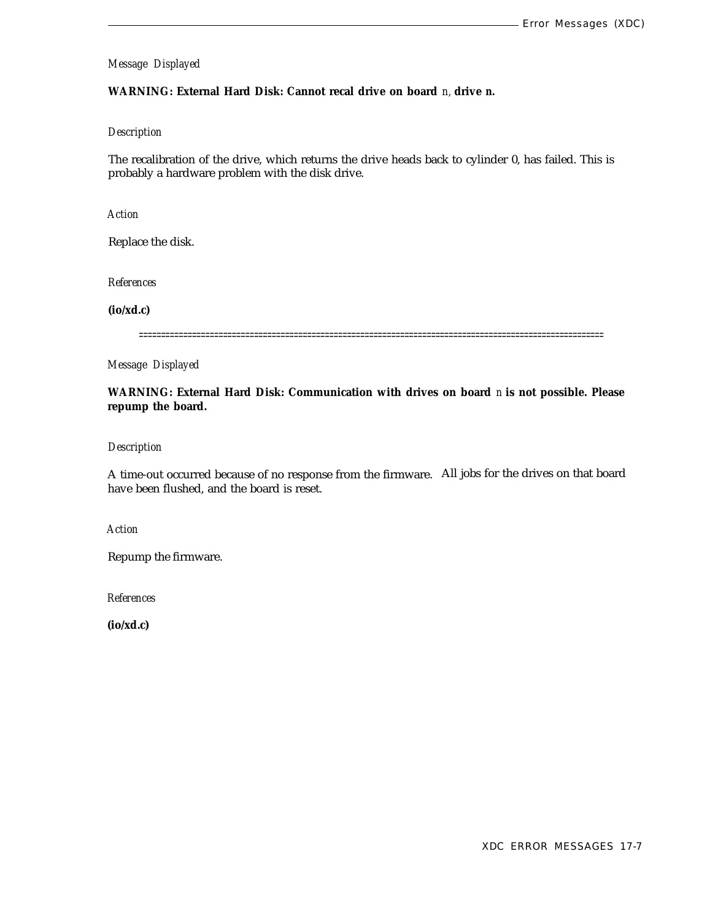*Message Displayed*

**WARNING: External Hard Disk: Cannot recal drive on board** *n,* **drive n.**

*Description*

The recalibration of the drive, which returns the drive heads back to cylinder 0, has failed. This is probably a hardware problem with the disk drive.

*Action*

Replace the disk.

*References*

**(io/xd.c)**

==========================================================================================================

*Message Displayed*

**WARNING: External Hard Disk: Communication with drives on board** *n* **is not possible. Please repump the board.**

*Description*

A time-out occurred because of no response from the firmware. All jobs for the drives on that board have been flushed, and the board is reset.

*Action*

Repump the firmware.

*References*

**(io/xd.c)**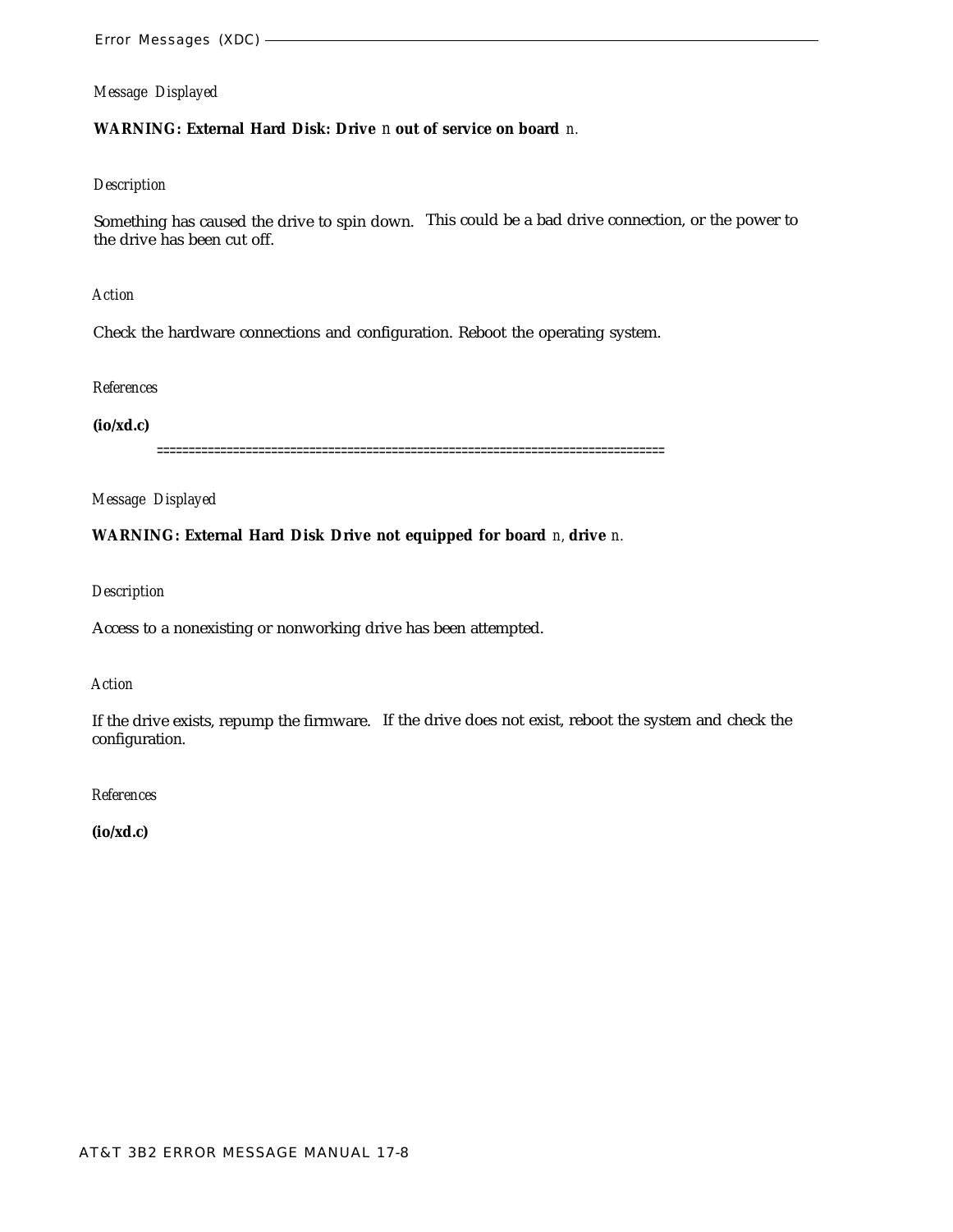*Message Displayed*

**WARNING: External Hard Disk: Drive** *n* **out of service on board** *n.*

*Description*

Something has caused the drive to spin down. This could be a bad drive connection, or the power to the drive has been cut off.

*Action*

Check the hardware connections and configuration. Reboot the operating system.

*References*

**(io/xd.c)**

==============================================================================

*Message Displayed*

**WARNING: External Hard Disk Drive not equipped for board** *n,* **drive** *n.*

*Description*

Access to a nonexisting or nonworking drive has been attempted.

*Action*

If the drive exists, repump the firmware. If the drive does not exist, reboot the system and check the configuration.

*References*

**(io/xd.c)**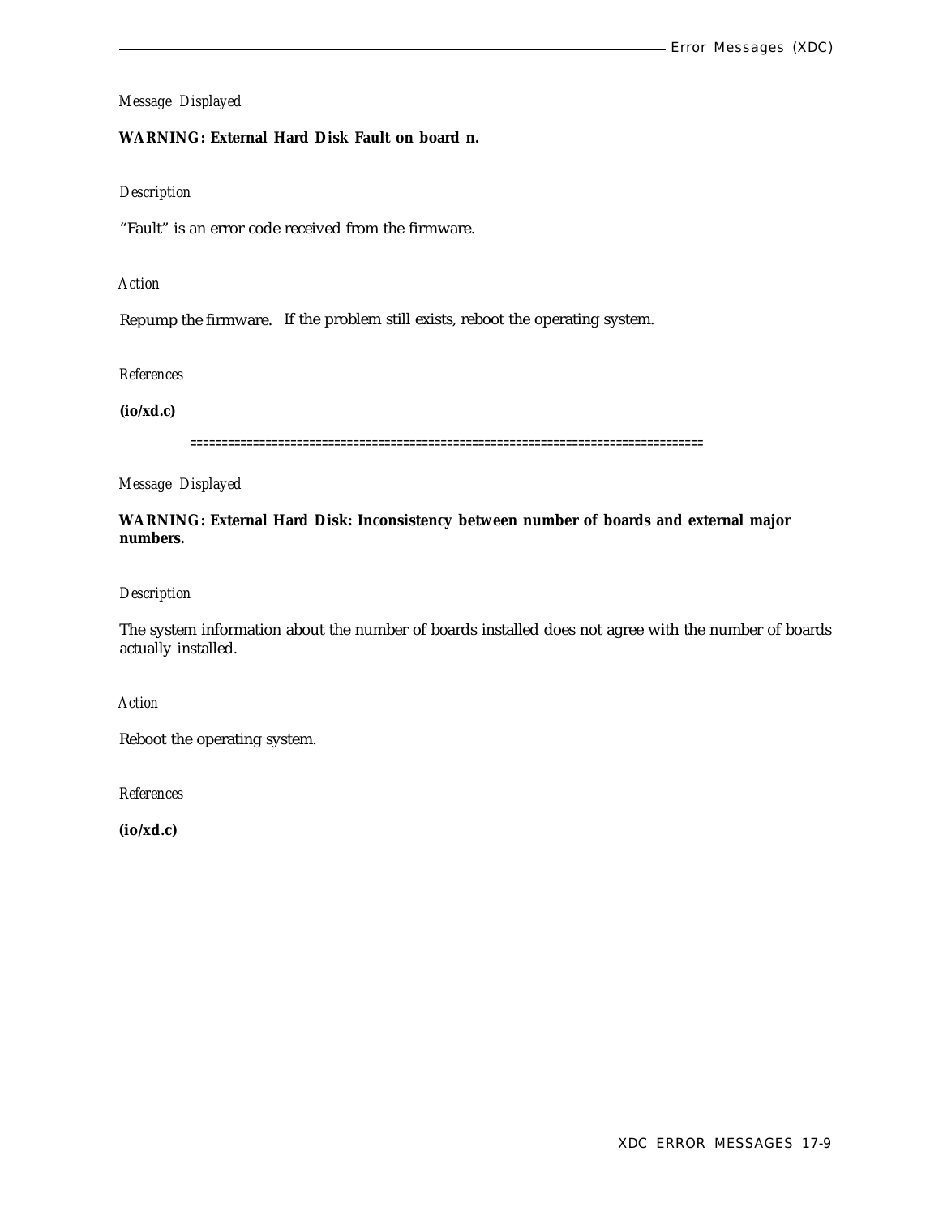*Message Displayed*

**WARNING: External Hard Disk Fault on board n.**

*Description*

“Fault” is an error code received from the firmware.

*Action*

Repump the firmware. If the problem still exists, reboot the operating system.

*References*

**(io/xd.c)**

================================================================================

*Message Displayed*

**WARNING: External Hard Disk: Inconsistency between number of boards and external major numbers.**

*Description*

The system information about the number of boards installed does not agree with the number of boards actually installed.

*Action*

Reboot the operating system.

*References*

**(io/xd.c)**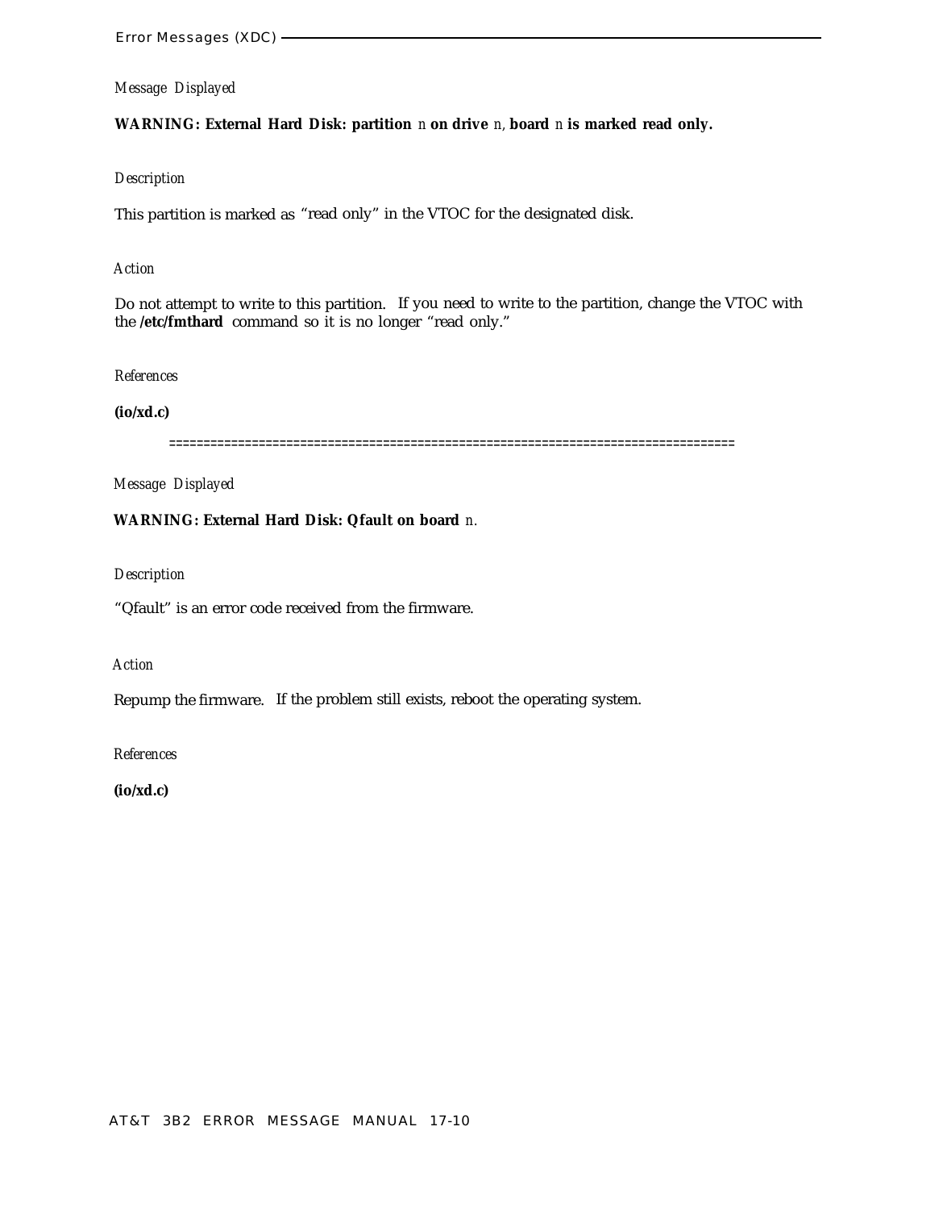*Message Displayed*

**WARNING: External Hard Disk: partition** *n* **on drive** *n*, **board** *n* **is marked read only.**

*Description*

This partition is marked as "read only" in the VTOC for the designated disk.

*Action*

Do not attempt to write to this partition. If you need to write to the partition, change the VTOC with the **/etc/fmthard** command so it is no longer "read only."

*References*

**(io/xd.c)**

================================================================================

*Message Displayed*

**WARNING: External Hard Disk: Qfault on board** *n*.

*Description*

"Qfault" is an error code received from the firmware.

*Action*

Repump the firmware. If the problem still exists, reboot the operating system.

*References*

**(io/xd.c)**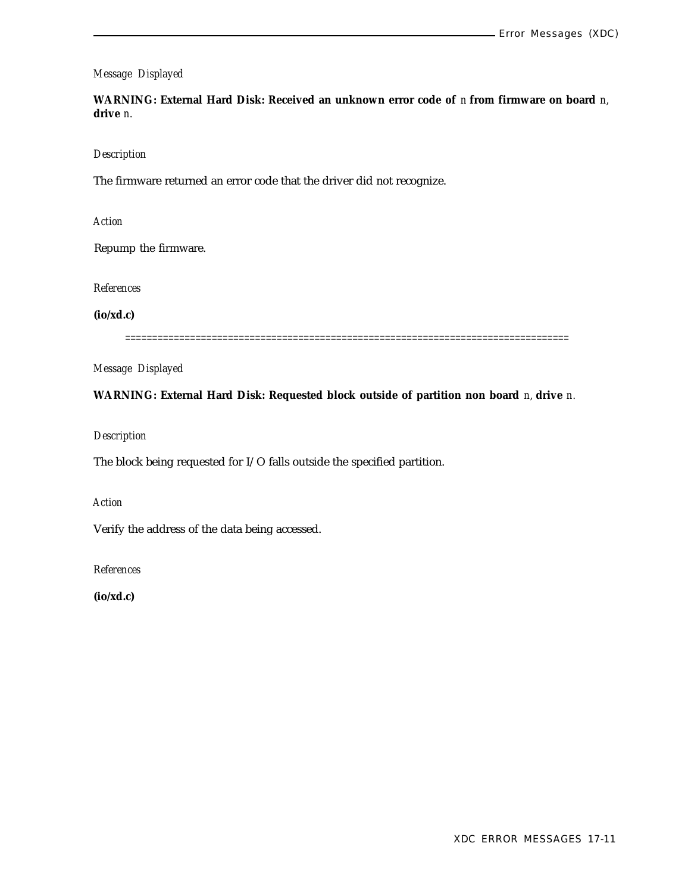*Message Displayed*

**WARNING: External Hard Disk: Received an unknown error code of** *n* **from firmware on board** *n*, **drive** *n*.

*Description*

The firmware returned an error code that the driver did not recognize.

*Action*

Repump the firmware.

*References*

**(io/xd.c)**

================================================================================

*Message Displayed*

**WARNING: External Hard Disk: Requested block outside of partition non board** *n*, **drive** *n*.

*Description*

The block being requested for I/O falls outside the specified partition.

*Action*

Verify the address of the data being accessed.

*References*

**(io/xd.c)**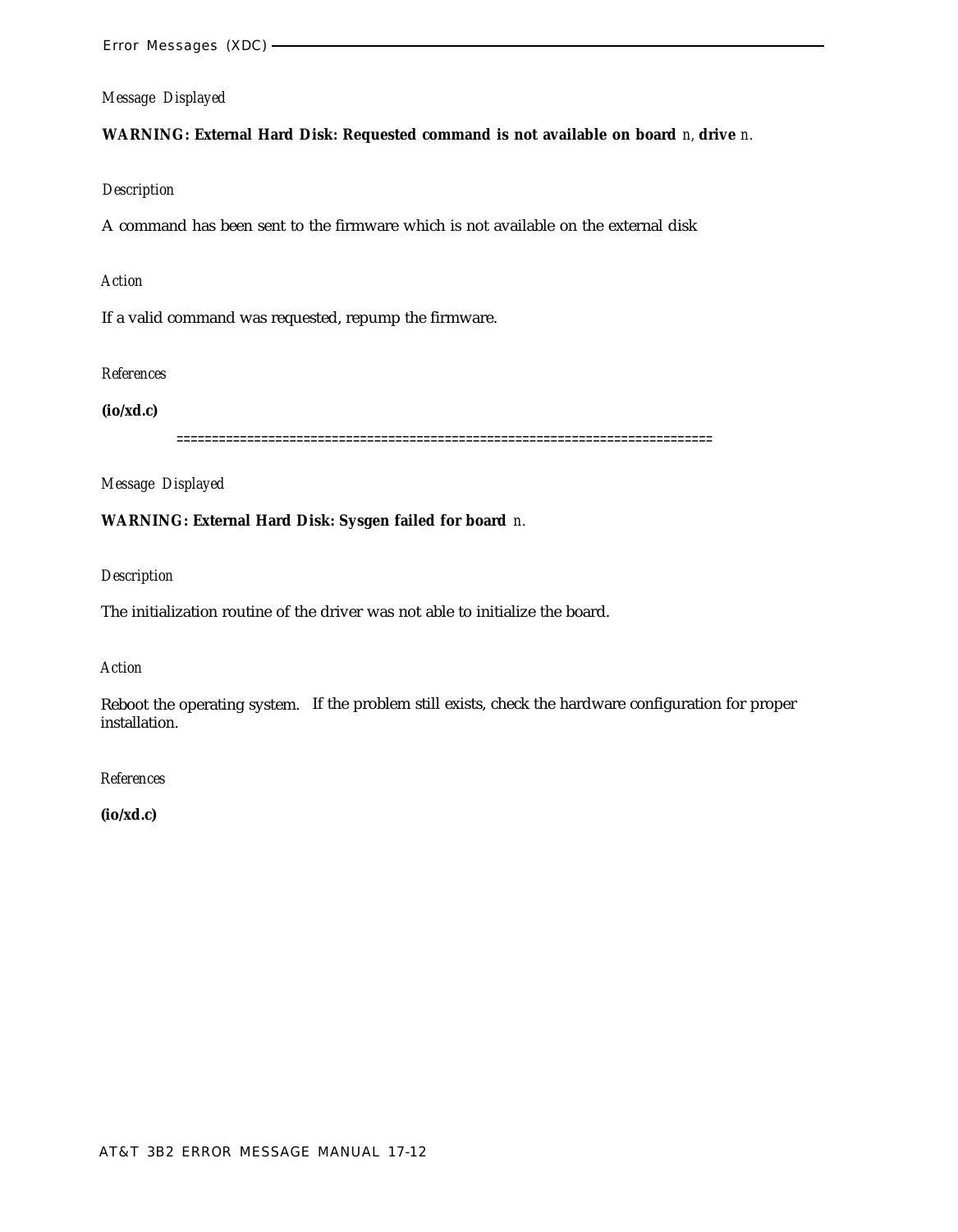*Message Displayed*

**WARNING: External Hard Disk: Requested command is not available on board** *n*, **drive** *n*.

*Description*

A command has been sent to the firmware which is not available on the external disk

*Action*

If a valid command was requested, repump the firmware.

*References*

**(io/xd.c)**

==========================================================================

*Message Displayed*

**WARNING: External Hard Disk: Sysgen failed for board** *n*.

*Description*

The initialization routine of the driver was not able to initialize the board.

*Action*

Reboot the operating system. If the problem still exists, check the hardware configuration for proper installation.

*References*

**(io/xd.c)**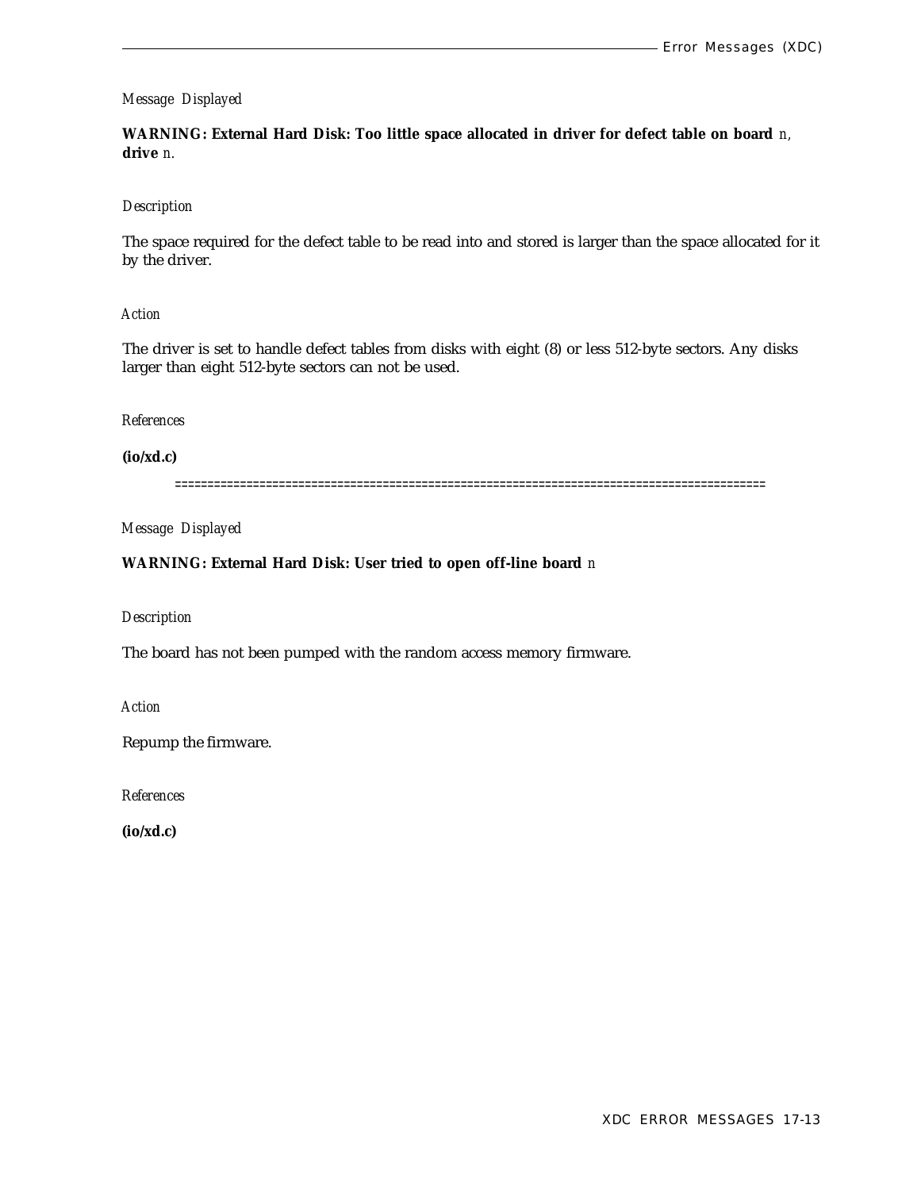*Message Displayed*

**WARNING: External Hard Disk: Too little space allocated in driver for defect table on board** *n*, **drive** *n*.

*Description*

The space required for the defect table to be read into and stored is larger than the space allocated for it by the driver.

*Action*

The driver is set to handle defect tables from disks with eight (8) or less 512-byte sectors. Any disks larger than eight 512-byte sectors can not be used.

*References*

**(io/xd.c)**

==========================================================================================

*Message Displayed*

**WARNING: External Hard Disk: User tried to open off-line board** *n*

*Description*

The board has not been pumped with the random access memory firmware.

*Action*

Repump the firmware.

*References*

**(io/xd.c)**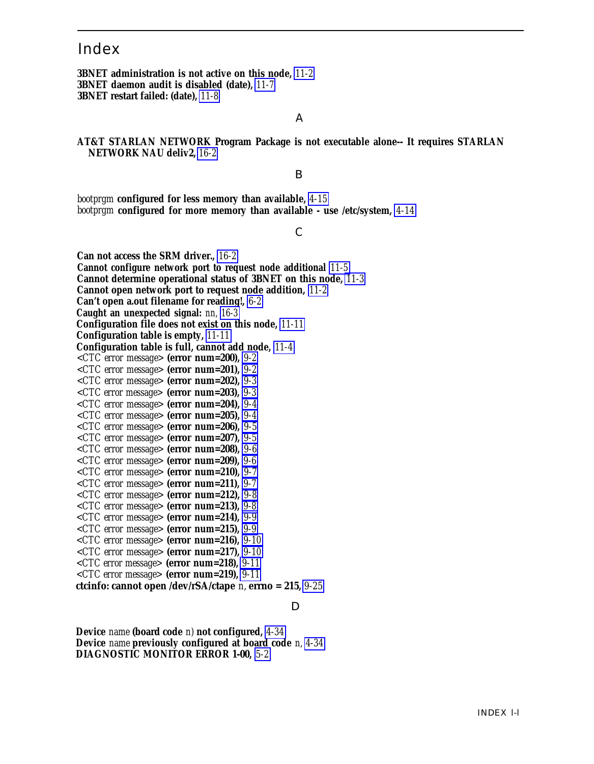# Index

**3BNET administration is not active on this node,** 11-2
**3BNET daemon audit is disabled (date),** 11-7
**3BNET restart failed: (date),** 11-8

## A

**AT&T STARLAN NETWORK Program Package is not executable alone-- It requires STARLAN NETWORK NAU deliv2,** 16-2

## B

bootprgm **configured for less memory than available,** 4-15
bootprgm **configured for more memory than available - use /etc/system,** 4-14

## C

**Can not access the SRM driver.,** 16-2
**Cannot configure network port to request node additional** 11-5
**Cannot determine operational status of 3BNET on this node,** 11-3
**Cannot open network port to request node addition,** 11-2
**Can't open a.out filename for reading!,** 6-2
**Caught an unexpected signal:** nn, 16-3
**Configuration file does not exist on this node,** 11-11
**Configuration table is empty,** 11-11
**Configuration table is full, cannot add node,** 11-4
<CTC error message> **(error num=200),** 9-2
<CTC error message> **(error num=201),** 9-2
<CTC error message> **(error num=202),** 9-3
<CTC error message> **(error num=203),** 9-3
<CTC error message> **(error num=204),** 9-4
<CTC error message> **(error num=205),** 9-4
<CTC error message> **(error num=206),** 9-5
<CTC error message> **(error num=207),** 9-5
<CTC error message> **(error num=208),** 9-6
<CTC error message> **(error num=209),** 9-6
<CTC error message> **(error num=210),** 9-7
<CTC error message> **(error num=211),** 9-7
<CTC error message> **(error num=212),** 9-8
<CTC error message> **(error num=213),** 9-8
<CTC error message> **(error num=214),** 9-9
<CTC error message> **(error num=215),** 9-9
<CTC error message> **(error num=216),** 9-10
<CTC error message> **(error num=217),** 9-10
<CTC error message> **(error num=218),** 9-11
<CTC error message> **(error num=219),** 9-11
**ctcinfo: cannot open /dev/rSA/ctape** n, **errno = 215,** 9-25

## D

**Device** name **(board code** n) **not configured,** 4-34
**Device** name **previously configured at board code** n, 4-34
**DIAGNOSTIC MONITOR ERROR 1-00,** 5-2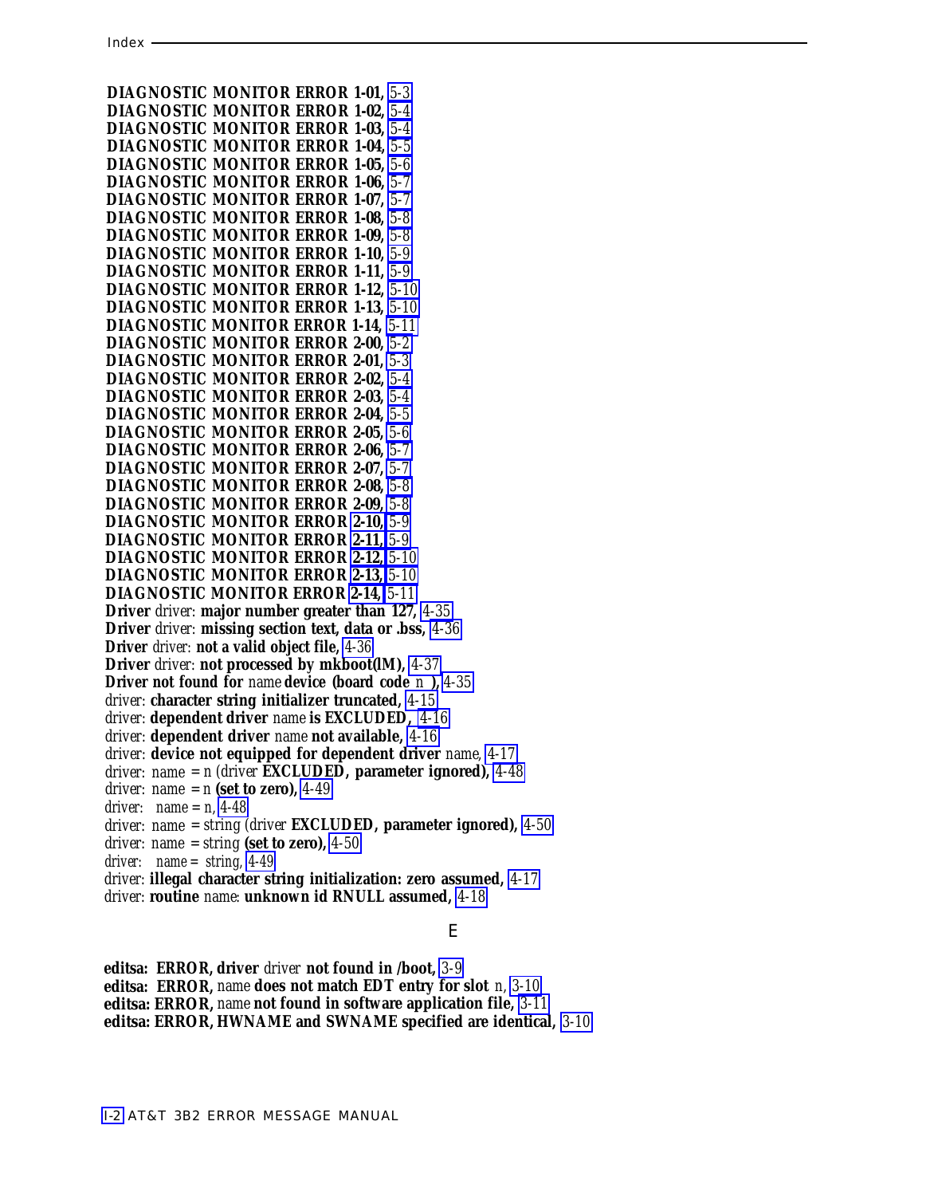**DIAGNOSTIC MONITOR ERROR 1-01,** 5-3
**DIAGNOSTIC MONITOR ERROR 1-02,** 5-4
**DIAGNOSTIC MONITOR ERROR 1-03,** 5-4
**DIAGNOSTIC MONITOR ERROR 1-04,** 5-5
**DIAGNOSTIC MONITOR ERROR 1-05,** 5-6
**DIAGNOSTIC MONITOR ERROR 1-06,** 5-7
**DIAGNOSTIC MONITOR ERROR 1-07,** 5-7
**DIAGNOSTIC MONITOR ERROR 1-08,** 5-8
**DIAGNOSTIC MONITOR ERROR 1-09,** 5-8
**DIAGNOSTIC MONITOR ERROR 1-10,** 5-9
**DIAGNOSTIC MONITOR ERROR 1-11,** 5-9
**DIAGNOSTIC MONITOR ERROR 1-12,** 5-10
**DIAGNOSTIC MONITOR ERROR 1-13,** 5-10
**DIAGNOSTIC MONITOR ERROR 1-14,** 5-11
**DIAGNOSTIC MONITOR ERROR 2-00,** 5-2
**DIAGNOSTIC MONITOR ERROR 2-01,** 5-3
**DIAGNOSTIC MONITOR ERROR 2-02,** 5-4
**DIAGNOSTIC MONITOR ERROR 2-03,** 5-4
**DIAGNOSTIC MONITOR ERROR 2-04,** 5-5
**DIAGNOSTIC MONITOR ERROR 2-05,** 5-6
**DIAGNOSTIC MONITOR ERROR 2-06,** 5-7
**DIAGNOSTIC MONITOR ERROR 2-07,** 5-7
**DIAGNOSTIC MONITOR ERROR 2-08,** 5-8
**DIAGNOSTIC MONITOR ERROR 2-09,** 5-8
**DIAGNOSTIC MONITOR ERROR 2-10,** 5-9
**DIAGNOSTIC MONITOR ERROR 2-11,** 5-9
**DIAGNOSTIC MONITOR ERROR 2-12,** 5-10
**DIAGNOSTIC MONITOR ERROR 2-13,** 5-10
**DIAGNOSTIC MONITOR ERROR 2-14,** 5-11
**Driver** *driver*: **major number greater than 127,** 4-35
**Driver** *driver*: **missing section text, data or .bss,** 4-36
**Driver** *driver*: **not a valid object file,** 4-36
**Driver** *driver*: **not processed by mkboot(lM),** 4-37
**Driver not found for** *name* **device (board code** *n* **),** 4-35
*driver*: **character string initializer truncated,** 4-15
*driver*: **dependent driver** *name* **is EXCLUDED,** 4-16
*driver*: **dependent driver** *name* **not available,** 4-16
*driver*: **device not equipped for dependent driver** *name*, 4-17
*driver*: *name* = *n* (*driver* **EXCLUDED, parameter ignored),** 4-48
*driver*: *name* = *n* **(set to zero),** 4-49
*driver*: *name* = *n*, 4-48
*driver*: *name* = *string* (*driver* **EXCLUDED, parameter ignored),** 4-50
*driver*: *name* = *string* **(set to zero),** 4-50
*driver*: *name* = *string*, 4-49
*driver*: **illegal character string initialization: zero assumed,** 4-17
*driver*: **routine** *name*: **unknown id RNULL assumed,** 4-18

## E

**editsa: ERROR, driver** *driver* **not found in /boot,** 3-9
**editsa: ERROR,** *name* **does not match EDT entry for slot** *n*, 3-10
**editsa: ERROR,** *name* **not found in software application file,** 3-11
**editsa: ERROR, HWNAME and SWNAME specified are identical,** 3-10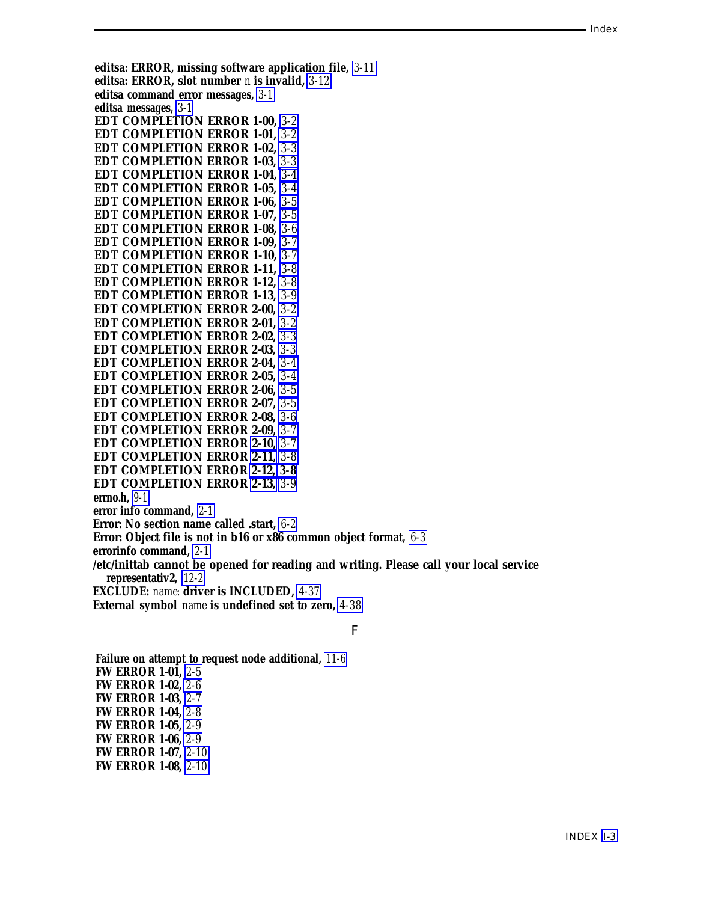**editsa: ERROR, missing software application file,** 3-11
**editsa: ERROR, slot number** *n* **is invalid,** 3-12
**editsa command error messages,** 3-1
**editsa messages,** 3-1
**EDT COMPLETION ERROR 1-00,** 3-2
**EDT COMPLETION ERROR 1-01,** 3-2
**EDT COMPLETION ERROR 1-02,** 3-3
**EDT COMPLETION ERROR 1-03,** 3-3
**EDT COMPLETION ERROR 1-04,** 3-4
**EDT COMPLETION ERROR 1-05,** 3-4
**EDT COMPLETION ERROR 1-06,** 3-5
**EDT COMPLETION ERROR 1-07,** 3-5
**EDT COMPLETION ERROR 1-08,** 3-6
**EDT COMPLETION ERROR 1-09,** 3-7
**EDT COMPLETION ERROR 1-10,** 3-7
**EDT COMPLETION ERROR 1-11,** 3-8
**EDT COMPLETION ERROR 1-12,** 3-8
**EDT COMPLETION ERROR 1-13,** 3-9
**EDT COMPLETION ERROR 2-00,** 3-2
**EDT COMPLETION ERROR 2-01,** 3-2
**EDT COMPLETION ERROR 2-02,** 3-3
**EDT COMPLETION ERROR 2-03,** 3-3
**EDT COMPLETION ERROR 2-04,** 3-4
**EDT COMPLETION ERROR 2-05,** 3-4
**EDT COMPLETION ERROR 2-06,** 3-5
**EDT COMPLETION ERROR 2-07,** 3-5
**EDT COMPLETION ERROR 2-08,** 3-6
**EDT COMPLETION ERROR 2-09,** 3-7
**EDT COMPLETION ERROR 2-10,** 3-7
**EDT COMPLETION ERROR 2-11,** 3-8
**EDT COMPLETION ERROR 2-12, 3-8**
**EDT COMPLETION ERROR 2-13,** 3-9
**errno.h,** 9-1
**error info command,** 2-1
**Error: No section name called .start,** 6-2
**Error: Object file is not in b16 or x86 common object format,** 6-3
**errorinfo command,** 2-1
**/etc/inittab cannot be opened for reading and writing. Please call your local service representativ2,** 12-2
**EXCLUDE:** *name*: **driver is INCLUDED,** 4-37
**External symbol** *name* **is undefined set to zero,** 4-38

## F

**Failure on attempt to request node additional,** 11-6
**FW ERROR 1-01,** 2-5
**FW ERROR 1-02,** 2-6
**FW ERROR 1-03,** 2-7
**FW ERROR 1-04,** 2-8
**FW ERROR 1-05,** 2-9
**FW ERROR 1-06,** 2-9
**FW ERROR 1-07,** 2-10
**FW ERROR 1-08,** 2-10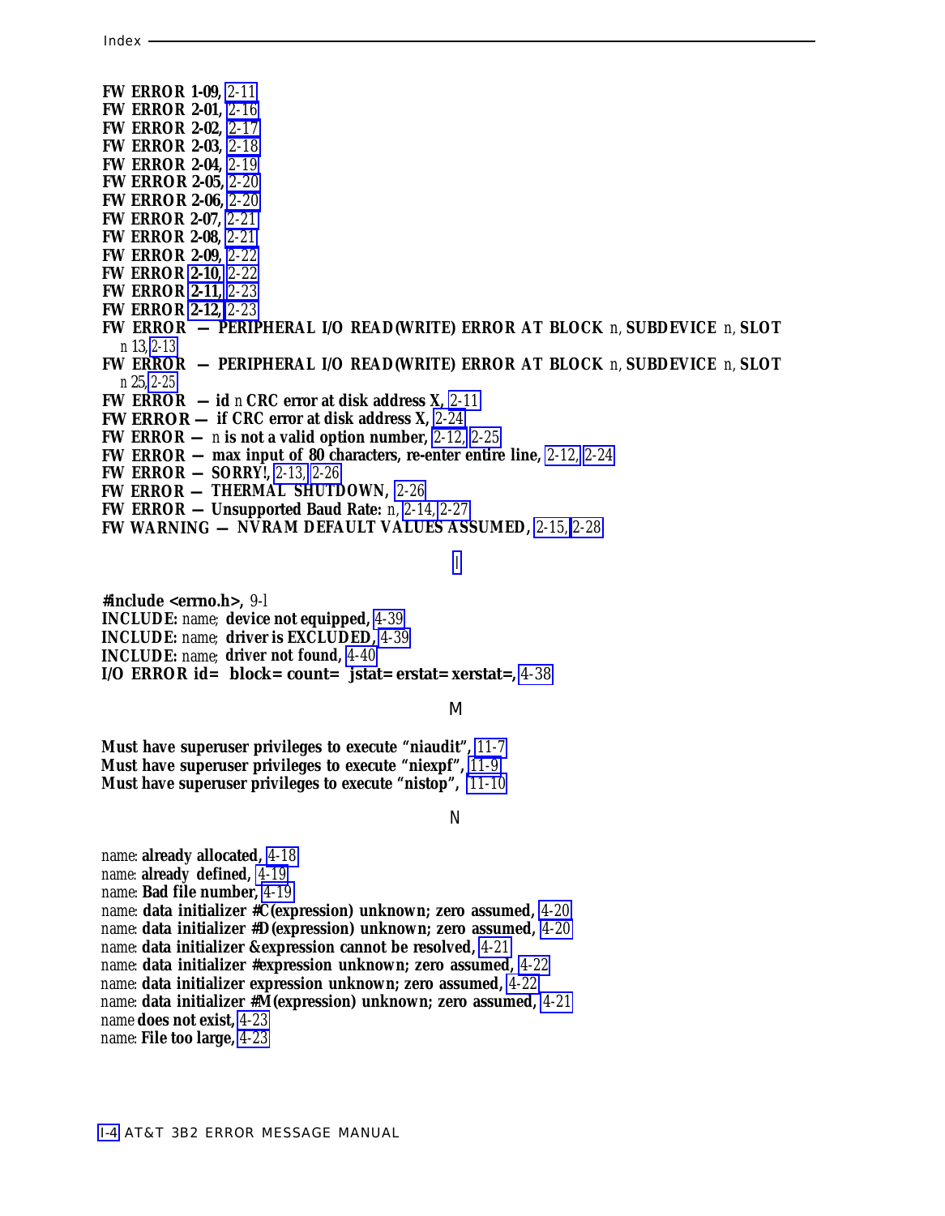**FW ERROR 1-09,** 2-11
**FW ERROR 2-01,** 2-16
**FW ERROR 2-02,** 2-17
**FW ERROR 2-03,** 2-18
**FW ERROR 2-04,** 2-19
**FW ERROR 2-05,** 2-20
**FW ERROR 2-06,** 2-20
**FW ERROR 2-07,** 2-21
**FW ERROR 2-08,** 2-21
**FW ERROR 2-09,** 2-22
**FW ERROR 2-10,** 2-22
**FW ERROR 2-11,** 2-23
**FW ERROR 2-12,** 2-23
**FW ERROR — PERIPHERAL I/O READ(WRITE) ERROR AT BLOCK** *n*, **SUBDEVICE** *n*, **SLOT** *n* 13, 2-13
**FW ERROR — PERIPHERAL I/O READ(WRITE) ERROR AT BLOCK** *n*, **SUBDEVICE** *n*, **SLOT** *n* 25, 2-25
**FW ERROR — id** *n* **CRC error at disk address X,** 2-11
**FW ERROR — if CRC error at disk address X,** 2-24
**FW ERROR —** *n* **is not a valid option number,** 2-12, 2-25
**FW ERROR — max input of 80 characters, re-enter entire line,** 2-12, 2-24
**FW ERROR — SORRY!,** 2-13, 2-26
**FW ERROR — THERMAL SHUTDOWN,** 2-26
**FW ERROR — Unsupported Baud Rate:** *n*, 2-14, 2-27
**FW WARNING — NVRAM DEFAULT VALUES ASSUMED,** 2-15, 2-28

## I

**#include <errno.h>,** 9-1
**INCLUDE:** *name*; **device not equipped,** 4-39
**INCLUDE:** *name*; **driver is EXCLUDED,** 4-39
**INCLUDE:** *name*; **driver not found,** 4-40
**I/O ERROR id= block= count= jstat= erstat= xerstat=,** 4-38

## M

**Must have superuser privileges to execute "niaudit",** 11-7
**Must have superuser privileges to execute "niexpf",** 11-9
**Must have superuser privileges to execute "nistop",** 11-10

## N

*name*: **already allocated,** 4-18
*name*: **already defined,** 4-19
*name*: **Bad file number,** 4-19
*name*: **data initializer #C(expression) unknown; zero assumed,** 4-20
*name*: **data initializer #D(expression) unknown; zero assumed,** 4-20
*name*: **data initializer &expression cannot be resolved,** 4-21
*name*: **data initializer #expression unknown; zero assumed,** 4-22
*name*: **data initializer expression unknown; zero assumed,** 4-22
*name*: **data initializer #M(expression) unknown; zero assumed,** 4-21
*name* **does not exist,** 4-23
*name*: **File too large,** 4-23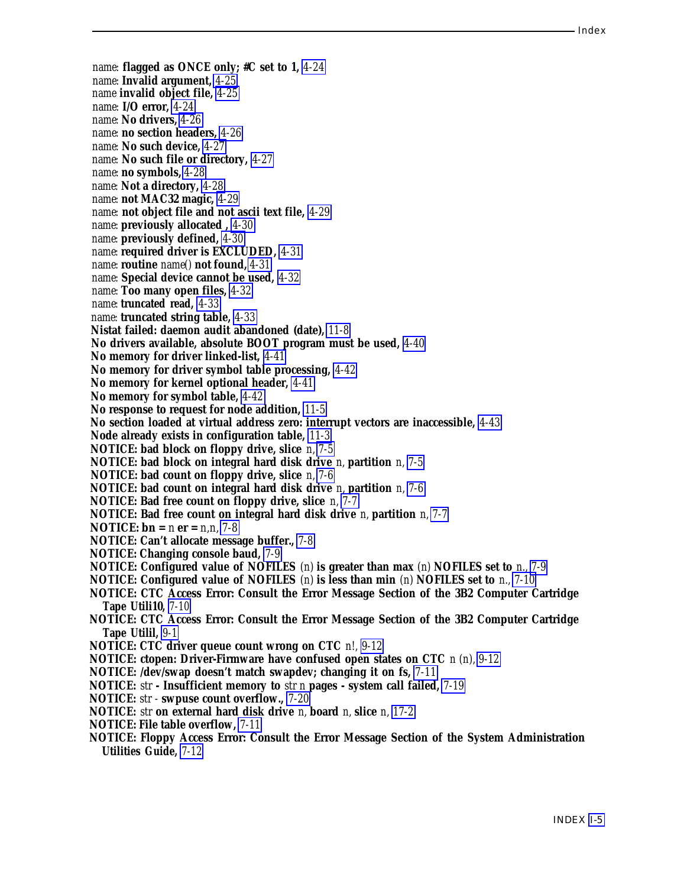*name*: **flagged as ONCE only; #C set to 1,** 4-24
*name*: **Invalid argument,** 4-25
*name* **invalid object file,** 4-25
*name*: **I/O error,** 4-24
*name*: **No drivers,** 4-26
*name*: **no section headers,** 4-26
*name*: **No such device,** 4-27
*name*: **No such file or directory,** 4-27
*name*: **no symbols,** 4-28
*name*: **Not a directory,** 4-28
*name*: **not MAC32 magic,** 4-29
*name*: **not object file and not ascii text file,** 4-29
*name*: **previously allocated ,** 4-30
*name*: **previously defined,** 4-30
*name*: **required driver is EXCLUDED,** 4-31
*name*: **routine** *name*() **not found,** 4-31
*name*: **Special device cannot be used,** 4-32
*name*: **Too many open files,** 4-32
*name*: **truncated read,** 4-33
*name*: **truncated string table,** 4-33
**Nistat failed: daemon audit abandoned (date),** 11-8
**No drivers available, absolute BOOT program must be used,** 4-40
**No memory for driver linked-list,** 4-41
**No memory for driver symbol table processing,** 4-42
**No memory for kernel optional header,** 4-41
**No memory for symbol table,** 4-42
**No response to request for node addition,** 11-5
**No section loaded at virtual address zero: interrupt vectors are inaccessible,** 4-43
**Node already exists in configuration table,** 11-3
**NOTICE: bad block on floppy drive, slice** *n*, 7-5
**NOTICE: bad block on integral hard disk drive** *n*, **partition** *n*, 7-5
**NOTICE: bad count on floppy drive, slice** *n*, 7-6
**NOTICE: bad count on integral hard disk drive** *n*, **partition** *n*, 7-6
**NOTICE: Bad free count on floppy drive, slice** *n*, 7-7
**NOTICE: Bad free count on integral hard disk drive** *n*, **partition** *n*, 7-7
**NOTICE: bn =** *n* **er =** *n*,*n*, 7-8
**NOTICE: Can't allocate message buffer.,** 7-8
**NOTICE: Changing console baud,** 7-9
**NOTICE: Configured value of NOFILES** (*n*) **is greater than max** (*n*) **NOFILES set to** *n*., 7-9
**NOTICE: Configured value of NOFILES** (*n*) **is less than min** (*n*) **NOFILES set to** *n*., 7-10
**NOTICE: CTC Access Error: Consult the Error Message Section of the 3B2 Computer Cartridge Tape Utili10,** 7-10
**NOTICE: CTC Access Error: Consult the Error Message Section of the 3B2 Computer Cartridge Tape Utilil,** 9-1
**NOTICE: CTC driver queue count wrong on CTC** *n*!, 9-12
**NOTICE: ctopen: Driver-Firmware have confused open states on CTC** *n* (*n*), 9-12
**NOTICE: /dev/swap doesn't match swapdev; changing it on fs,** 7-11
**NOTICE:** *str* **- Insufficient memory to** *str n* **pages - system call failed,** 7-19
**NOTICE:** *str* - **swpuse count overflow.,** 7-20
**NOTICE:** *str* **on external hard disk drive** *n*, **board** *n*, **slice** *n*, 17-2
**NOTICE: File table overflow,** 7-11
**NOTICE: Floppy Access Error: Consult the Error Message Section of the System Administration Utilities Guide,** 7-12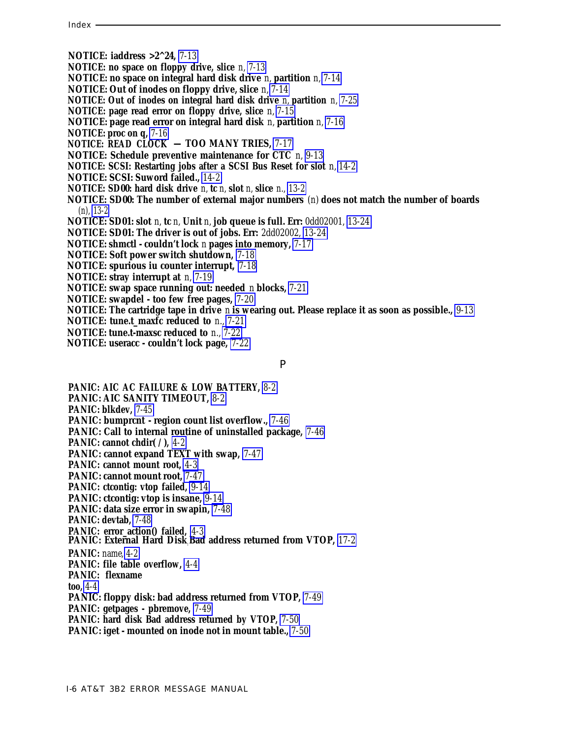**NOTICE: iaddress >2^24,** 7-13
**NOTICE: no space on floppy drive, slice** *n*, 7-13
**NOTICE: no space on integral hard disk drive** *n*, **partition** *n*, 7-14
**NOTICE: Out of inodes on floppy drive, slice** *n*, 7-14
**NOTICE: Out of inodes on integral hard disk drive** *n*, **partition** *n*, 7-25
**NOTICE: page read error on floppy drive, slice** *n*, 7-15
**NOTICE: page read error on integral hard disk** *n*, **partition** *n*, 7-16
**NOTICE: proc on q,** 7-16
**NOTICE: READ CLOCK — TOO MANY TRIES,** 7-17
**NOTICE: Schedule preventive maintenance for CTC** *n*, 9-13
**NOTICE: SCSI: Restarting jobs after a SCSI Bus Reset for slot** *n*, 14-2
**NOTICE: SCSI: Suword failed.,** 14-2
**NOTICE: SD00: hard disk drive** *n*, **tc** *n*, **slot** *n*, **slice** *n*., 13-2
**NOTICE: SD00: The number of external major numbers** (*n*) **does not match the number of boards** (*n*), 13-2
**NOTICE: SD01: slot** *n*, **tc** *n*, **Unit** *n*, **job queue is full. Err:** 0dd02001, 13-24
**NOTICE: SD01: The driver is out of jobs. Err:** 2dd02002, 13-24
**NOTICE: shmctl - couldn't lock** *n* **pages into memory,** 7-17
**NOTICE: Soft power switch shutdown,** 7-18
**NOTICE: spurious iu counter interrupt,** 7-18
**NOTICE: stray interrupt at** *n*, 7-19
**NOTICE: swap space running out: needed** *n* **blocks,** 7-21
**NOTICE: swapdel - too few free pages,** 7-20
**NOTICE: The cartridge tape in drive** *n* **is wearing out. Please replace it as soon as possible.,** 9-13
**NOTICE: tune.t_maxfc reduced to** *n*., 7-21
**NOTICE: tune.t-maxsc reduced to** *n*., 7-22
**NOTICE: useracc - couldn't lock page,** 7-22

## P

**PANIC: AIC AC FAILURE & LOW BATTERY,** 8-2
**PANIC: AIC SANITY TIMEOUT,** 8-2
**PANIC: blkdev,** 7-45
**PANIC: bumprcnt - region count list overflow.,** 7-46
**PANIC: Call to internal routine of uninstalled package,** 7-46
**PANIC: cannot chdir( / ),** 4-2
**PANIC: cannot expand TEXT with swap,** 7-47
**PANIC: cannot mount root,** 4-3
**PANIC: cannot mount root,** 7-47
**PANIC: ctcontig: vtop failed,** 9-14
**PANIC: ctcontig: vtop is insane,** 9-14
**PANIC: data size error in swapin,** 7-48
**PANIC: devtab,** 7-48
**PANIC: error_action() failed,** 4-3
**PANIC: External Hard Disk Bad address returned from VTOP,** 17-2
**PANIC:** *name*, 4-2
**PANIC: file table overflow,** 4-4
**PANIC: flexname too,** 4-4
**PANIC: floppy disk: bad address returned from VTOP,** 7-49
**PANIC: getpages - pbremove,** 7-49
**PANIC: hard disk Bad address returned by VTOP,** 7-50
**PANIC: iget - mounted on inode not in mount table.,** 7-50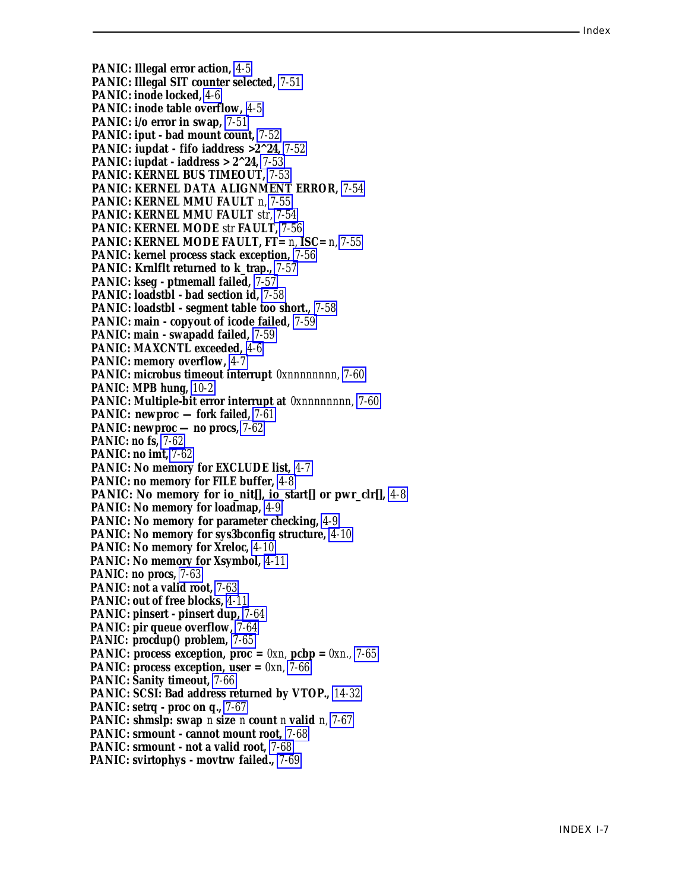**PANIC: Illegal error action,** 4-5
**PANIC: Illegal SIT counter selected,** 7-51
**PANIC: inode locked,** 4-6
**PANIC: inode table overflow,** 4-5
**PANIC: i/o error in swap,** 7-51
**PANIC: iput - bad mount count,** 7-52
**PANIC: iupdat - fifo iaddress >2^24,** 7-52
**PANIC: iupdat - iaddress > 2^24,** 7-53
**PANIC: KERNEL BUS TIMEOUT,** 7-53
**PANIC: KERNEL DATA ALIGNMENT ERROR,** 7-54
**PANIC: KERNEL MMU FAULT** *n*, 7-55
**PANIC: KERNEL MMU FAULT** *str*, 7-54
**PANIC: KERNEL MODE** *str* **FAULT,** 7-56
**PANIC: KERNEL MODE FAULT, FT=** *n*, **ISC=** *n*, 7-55
**PANIC: kernel process stack exception,** 7-56
**PANIC: Krnlflt returned to k_trap.,** 7-57
**PANIC: kseg - ptmemall failed,** 7-57
**PANIC: loadstbl - bad section id,** 7-58
**PANIC: loadstbl - segment table too short.,** 7-58
**PANIC: main - copyout of icode failed,** 7-59
**PANIC: main - swapadd failed,** 7-59
**PANIC: MAXCNTL exceeded,** 4-6
**PANIC: memory overflow,** 4-7
**PANIC: microbus timeout interrupt** *0xnnnnnnnn*, 7-60
**PANIC: MPB hung,** 10-2
**PANIC: Multiple-bit error interrupt at** *0xnnnnnnnn*, 7-60
**PANIC: newproc — fork failed,** 7-61
**PANIC: newproc — no procs,** 7-62
**PANIC: no fs,** 7-62
**PANIC: no imt,** 7-62
**PANIC: No memory for EXCLUDE list,** 4-7
**PANIC: no memory for FILE buffer,** 4-8
**PANIC: No memory for io_nit[], io_start[] or pwr_clr[],** 4-8
**PANIC: No memory for loadmap,** 4-9
**PANIC: No memory for parameter checking,** 4-9
**PANIC: No memory for sys3bconfig structure,** 4-10
**PANIC: No memory for Xreloc,** 4-10
**PANIC: No memory for Xsymbol,** 4-11
**PANIC: no procs,** 7-63
**PANIC: not a valid root,** 7-63
**PANIC: out of free blocks,** 4-11
**PANIC: pinsert - pinsert dup,** 7-64
**PANIC: pir queue overflow,** 7-64
**PANIC: procdup() problem,** 7-65
**PANIC: process exception, proc =** *0xn*, **pcbp =** *0xn.*, 7-65
**PANIC: process exception, user =** *0xn*, 7-66
**PANIC: Sanity timeout,** 7-66
**PANIC: SCSI: Bad address returned by VTOP.,** 14-32
**PANIC: setrq - proc on q.,** 7-67
**PANIC: shmslp: swap** *n* **size** *n* **count** *n* **valid** *n*, 7-67
**PANIC: srmount - cannot mount root,** 7-68
**PANIC: srmount - not a valid root,** 7-68
**PANIC: svirtophys - movtrw failed.,** 7-69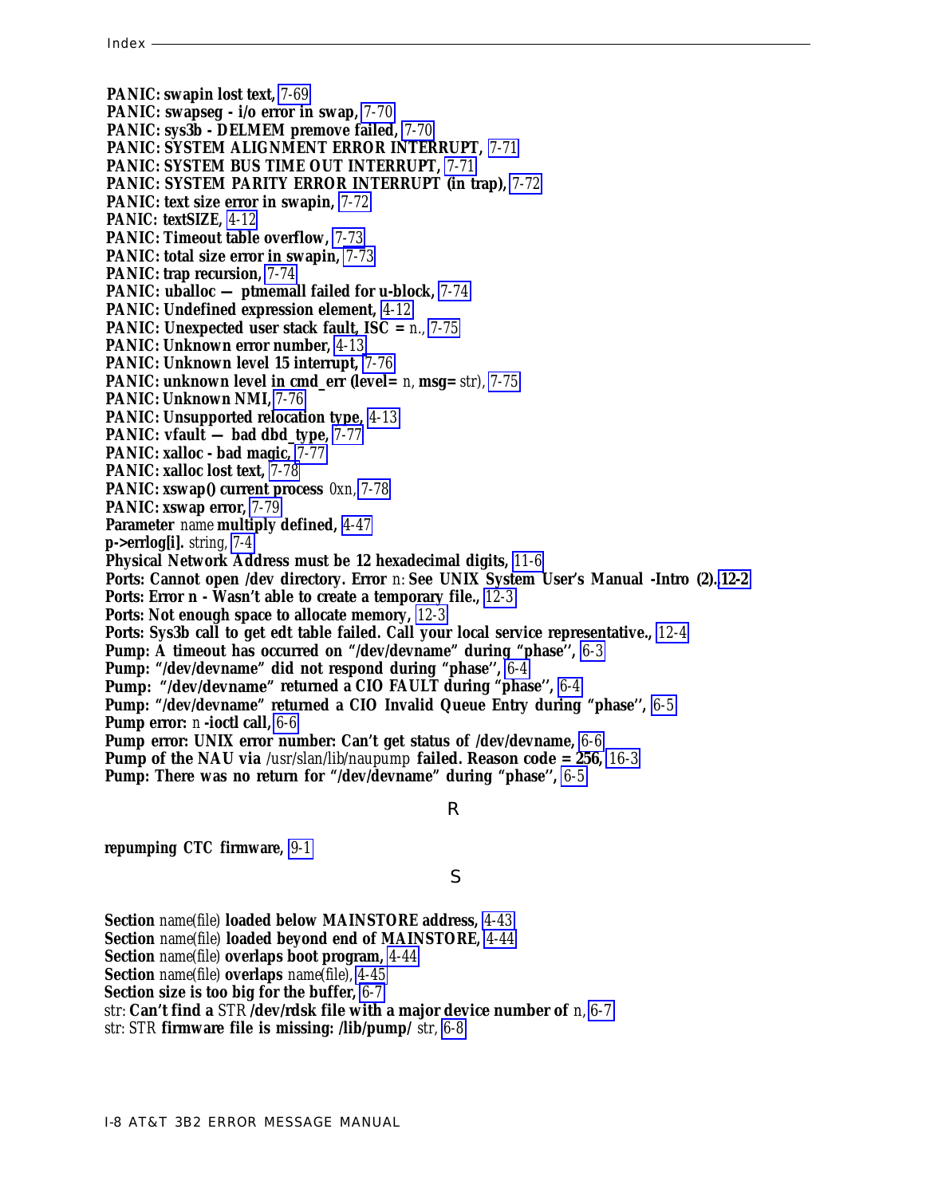**PANIC: swapin lost text,** 7-69
**PANIC: swapseg - i/o error in swap,** 7-70
**PANIC: sys3b - DELMEM premove failed,** 7-70
**PANIC: SYSTEM ALIGNMENT ERROR INTERRUPT,** 7-71
**PANIC: SYSTEM BUS TIME OUT INTERRUPT,** 7-71
**PANIC: SYSTEM PARITY ERROR INTERRUPT (in trap),** 7-72
**PANIC: text size error in swapin,** 7-72
**PANIC: textSIZE,** 4-12
**PANIC: Timeout table overflow,** 7-73
**PANIC: total size error in swapin,** 7-73
**PANIC: trap recursion,** 7-74
**PANIC: uballoc — ptmemall failed for u-block,** 7-74
**PANIC: Undefined expression element,** 4-12
**PANIC: Unexpected user stack fault, ISC =** n., 7-75
**PANIC: Unknown error number,** 4-13
**PANIC: Unknown level 15 interrupt,** 7-76
**PANIC: unknown level in cmd_err (level=** n, **msg=** str), 7-75
**PANIC: Unknown NMI,** 7-76
**PANIC: Unsupported relocation type,** 4-13
**PANIC: vfault — bad dbd_type,** 7-77
**PANIC: xalloc - bad magic,** 7-77
**PANIC: xalloc lost text,** 7-78
**PANIC: xswap() current process** 0xn, 7-78
**PANIC: xswap error,** 7-79
**Parameter** name **multiply defined,** 4-47
**p->errlog[i].** string, 7-4
**Physical Network Address must be 12 hexadecimal digits,** 11-6
**Ports: Cannot open /dev directory. Error** n: **See UNIX System User's Manual -Intro (2).** **12-2**
**Ports: Error n - Wasn't able to create a temporary file.,** 12-3
**Ports: Not enough space to allocate memory,** 12-3
**Ports: Sys3b call to get edt table failed. Call your local service representative.,** 12-4
**Pump: A timeout has occurred on "/dev/devname" during "phase'',** 6-3
**Pump: "/dev/devname" did not respond during "phase'',** 6-4
**Pump: "/dev/devname" returned a CIO FAULT during "phase'',** 6-4
**Pump: "/dev/devname" returned a CIO Invalid Queue Entry during "phase'',** 6-5
**Pump error:** n **-ioctl call,** 6-6
**Pump error: UNIX error number: Can't get status of /dev/devname,** 6-6
**Pump of the NAU via** /usr/slan/lib/naupump **failed. Reason code = 256,** 16-3
**Pump: There was no return for "/dev/devname" during "phase'',** 6-5

## R

**repumping CTC firmware,** 9-1

## S

**Section** name(file) **loaded below MAINSTORE address,** 4-43
**Section** name(file) **loaded beyond end of MAINSTORE,** 4-44
**Section** name(file) **overlaps boot program,** 4-44
**Section** name(file) **overlaps** name(file), 4-45
**Section size is too big for the buffer,** 6-7
str: **Can't find a** STR **/dev/rdsk file with a major device number of** n, 6-7
str: STR **firmware file is missing: /lib/pump/** str, 6-8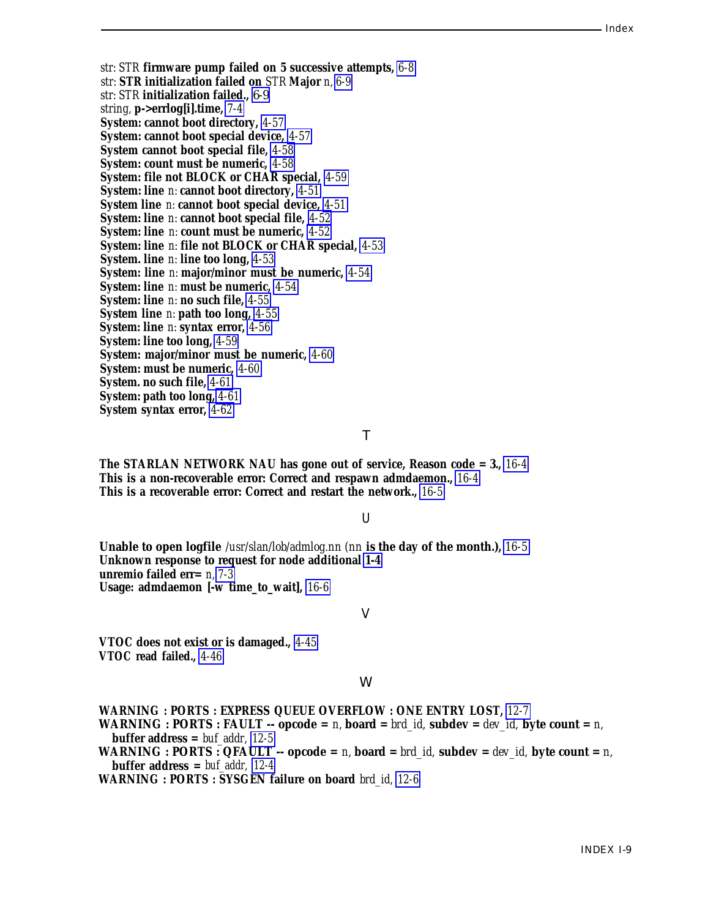str: STR **firmware pump failed on 5 successive attempts,** 6-8
str: **STR initialization failed on** STR **Major** n, 6-9
str: STR **initialization failed.,** 6-9
string, **p->errlog[i].time,** 7-4
**System: cannot boot directory,** 4-57
**System: cannot boot special device,** 4-57
**System cannot boot special file,** 4-58
**System: count must be numeric,** 4-58
**System: file not BLOCK or CHAR special,** 4-59
**System: line** n: **cannot boot directory,** 4-51
**System line** n: **cannot boot special device,** 4-51
**System: line** n: **cannot boot special file,** 4-52
**System: line** n: **count must be numeric,** 4-52
**System: line** n: **file not BLOCK or CHAR special,** 4-53
**System. line** n: **line too long,** 4-53
**System: line** n: **major/minor must be numeric,** 4-54
**System: line** n: **must be numeric,** 4-54
**System: line** n: **no such file,** 4-55
**System line** n: **path too long,** 4-55
**System: line** n: **syntax error,** 4-56
**System: line too long,** 4-59
**System: major/minor must be numeric,** 4-60
**System: must be numeric,** 4-60
**System. no such file,** 4-61
**System: path too long,** 4-61
**System syntax error,** 4-62

## T

**The STARLAN NETWORK NAU has gone out of service, Reason code = 3.,** 16-4
**This is a non-recoverable error: Correct and respawn admdaemon.,** 16-4
**This is a recoverable error: Correct and restart the network.,** 16-5

## U

**Unable to open logfile** /usr/slan/lob/admlog.nn (nn **is the day of the month.),** 16-5
**Unknown response to request for node additional** **1-4**
**unremio failed err=** n, 7-3
**Usage: admdaemon [-w time_to_wait],** 16-6

## V

**VTOC does not exist or is damaged.,** 4-45
**VTOC read failed.,** 4-46

## W

**WARNING : PORTS : EXPRESS QUEUE OVERFLOW : ONE ENTRY LOST,** 12-7
**WARNING : PORTS : FAULT -- opcode =** n, **board =** brd_id, **subdev =** dev_id, **byte count =** n,
**buffer address =** buf_addr, 12-5
**WARNING : PORTS : QFAULT -- opcode =** n, **board =** brd_id, **subdev =** dev_id, **byte count =** n,
**buffer address =** buf_addr, 12-4
**WARNING : PORTS : SYSGEN failure on board** brd_id, 12-6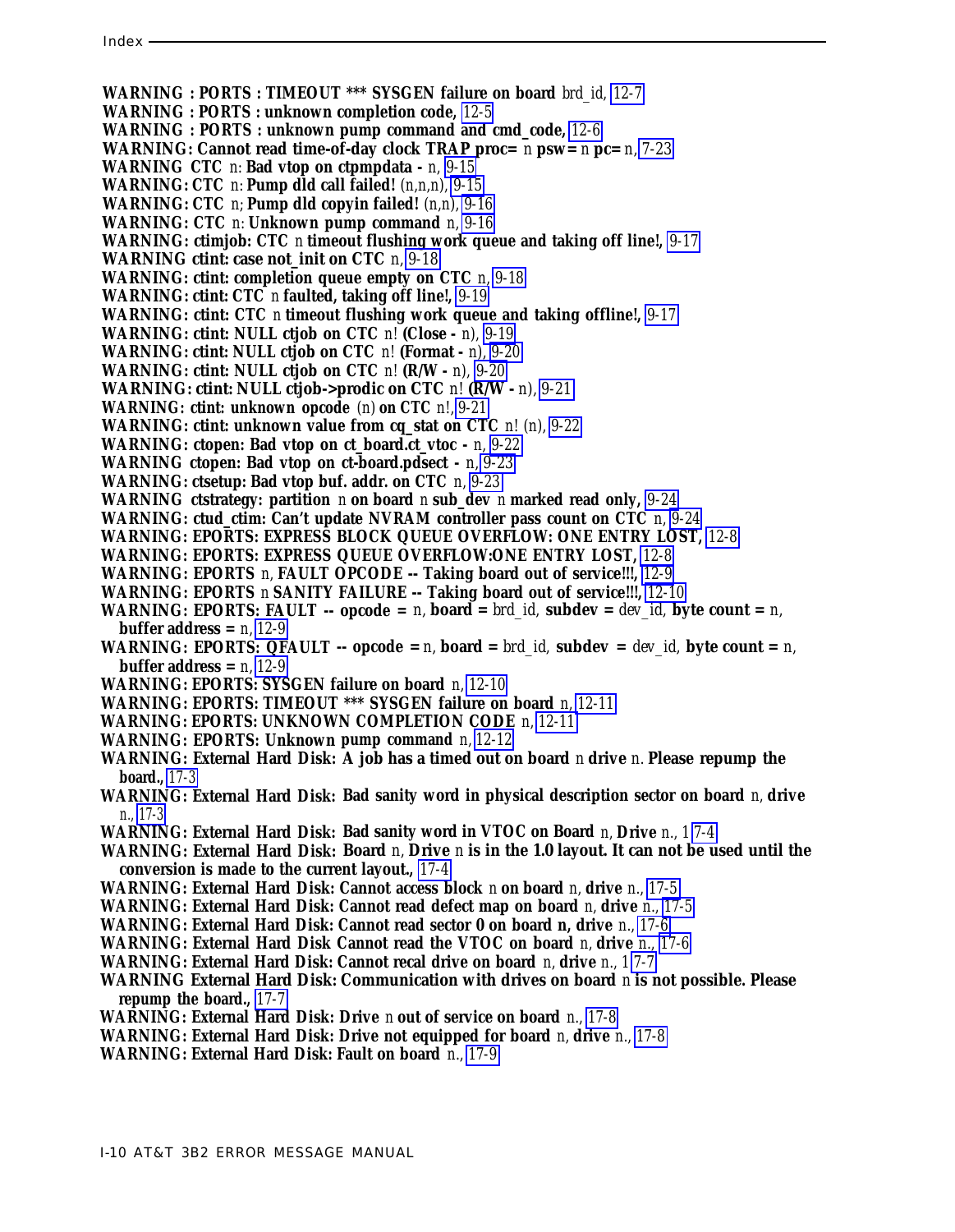**WARNING : PORTS : TIMEOUT *** SYSGEN failure on board** *brd_id*, 12-7
**WARNING : PORTS : unknown completion code,** 12-5
**WARNING : PORTS : unknown pump command and cmd_code,** 12-6
**WARNING: Cannot read time-of-day clock TRAP proc=** *n* **psw=** *n* **pc=** *n*, 7-23
**WARNING CTC** *n*: **Bad vtop on ctpmpdata -** *n*, 9-15
**WARNING: CTC** *n*: **Pump dld call failed!** (*n,n,n*), 9-15
**WARNING: CTC** *n*; **Pump dld copyin failed!** (*n,n*), 9-16
**WARNING: CTC** *n*: **Unknown pump command** *n*, 9-16
**WARNING: ctimjob: CTC** *n* **timeout flushing work queue and taking off line!,** 9-17
**WARNING ctint: case not_init on CTC** *n*, 9-18
**WARNING: ctint: completion queue empty on CTC** *n*, 9-18
**WARNING: ctint: CTC** *n* **faulted, taking off line!,** 9-19
**WARNING: ctint: CTC** *n* **timeout flushing work queue and taking offline!,** 9-17
**WARNING: ctint: NULL ctjob on CTC** *n*! **(Close -** *n*), 9-19
**WARNING: ctint: NULL ctjob on CTC** *n*! **(Format -** *n*), 9-20
**WARNING: ctint: NULL ctjob on CTC** *n*! **(R/W -** *n*), 9-20
**WARNING: ctint: NULL ctjob->prodic on CTC** *n*! **(R/W -** *n*), 9-21
**WARNING: ctint: unknown opcode** (*n*) **on CTC** *n*!, 9-21
**WARNING: ctint: unknown value from cq_stat on CTC** *n*! (*n*), 9-22
**WARNING: ctopen: Bad vtop on ct_board.ct_vtoc -** *n*, 9-22
**WARNING ctopen: Bad vtop on ct-board.pdsect -** *n*, 9-23
**WARNING: ctsetup: Bad vtop buf. addr. on CTC** *n*, 9-23
**WARNING ctstrategy: partition** *n* **on board** *n* **sub_dev** *n* **marked read only,** 9-24
**WARNING: ctud_ctim: Can't update NVRAM controller pass count on CTC** *n*, 9-24
**WARNING: EPORTS: EXPRESS BLOCK QUEUE OVERFLOW: ONE ENTRY LOST,** 12-8
**WARNING: EPORTS: EXPRESS QUEUE OVERFLOW:ONE ENTRY LOST,** 12-8
**WARNING: EPORTS** *n*, **FAULT OPCODE -- Taking board out of service!!!,** 12-9
**WARNING: EPORTS** *n* **SANITY FAILURE -- Taking board out of service!!!,** 12-10
**WARNING: EPORTS: FAULT -- opcode =** *n*, **board =** *brd_id*, **subdev =** *dev_id*, **byte count =** *n*, **buffer address =** *n*, 12-9
**WARNING: EPORTS: QFAULT -- opcode =** *n*, **board =** *brd_id*, **subdev =** *dev_id*, **byte count =** *n*, **buffer address =** *n*, 12-9
**WARNING: EPORTS: SYSGEN failure on board** *n*, 12-10
**WARNING: EPORTS: TIMEOUT *** SYSGEN failure on board** *n*, 12-11
**WARNING: EPORTS: UNKNOWN COMPLETION CODE** *n*, 12-11
**WARNING: EPORTS: Unknown pump command** *n*, 12-12
**WARNING: External Hard Disk: A job has a timed out on board** *n* **drive** *n*. **Please repump the board.,** 17-3
**WARNING: External Hard Disk: Bad sanity word in physical description sector on board** *n*, **drive** *n*., 17-3
**WARNING: External Hard Disk: Bad sanity word in VTOC on Board** *n*, **Drive** *n*., 17-4
**WARNING: External Hard Disk: Board** *n*, **Drive** *n* **is in the 1.0 layout. It can not be used until the conversion is made to the current layout.,** 17-4
**WARNING: External Hard Disk: Cannot access block** *n* **on board** *n*, **drive** *n*., 17-5
**WARNING: External Hard Disk: Cannot read defect map on board** *n*, **drive** *n*., 17-5
**WARNING: External Hard Disk: Cannot read sector 0 on board n, drive** *n*., 17-6
**WARNING: External Hard Disk Cannot read the VTOC on board** *n*, **drive** *n*., 17-6
**WARNING: External Hard Disk: Cannot recal drive on board** *n*, **drive** *n*., 17-7
**WARNING External Hard Disk: Communication with drives on board** *n* **is not possible. Please repump the board.,** 17-7
**WARNING: External Hard Disk: Drive** *n* **out of service on board** *n*., 17-8
**WARNING: External Hard Disk: Drive not equipped for board** *n*, **drive** *n*., 17-8
**WARNING: External Hard Disk: Fault on board** *n*., 17-9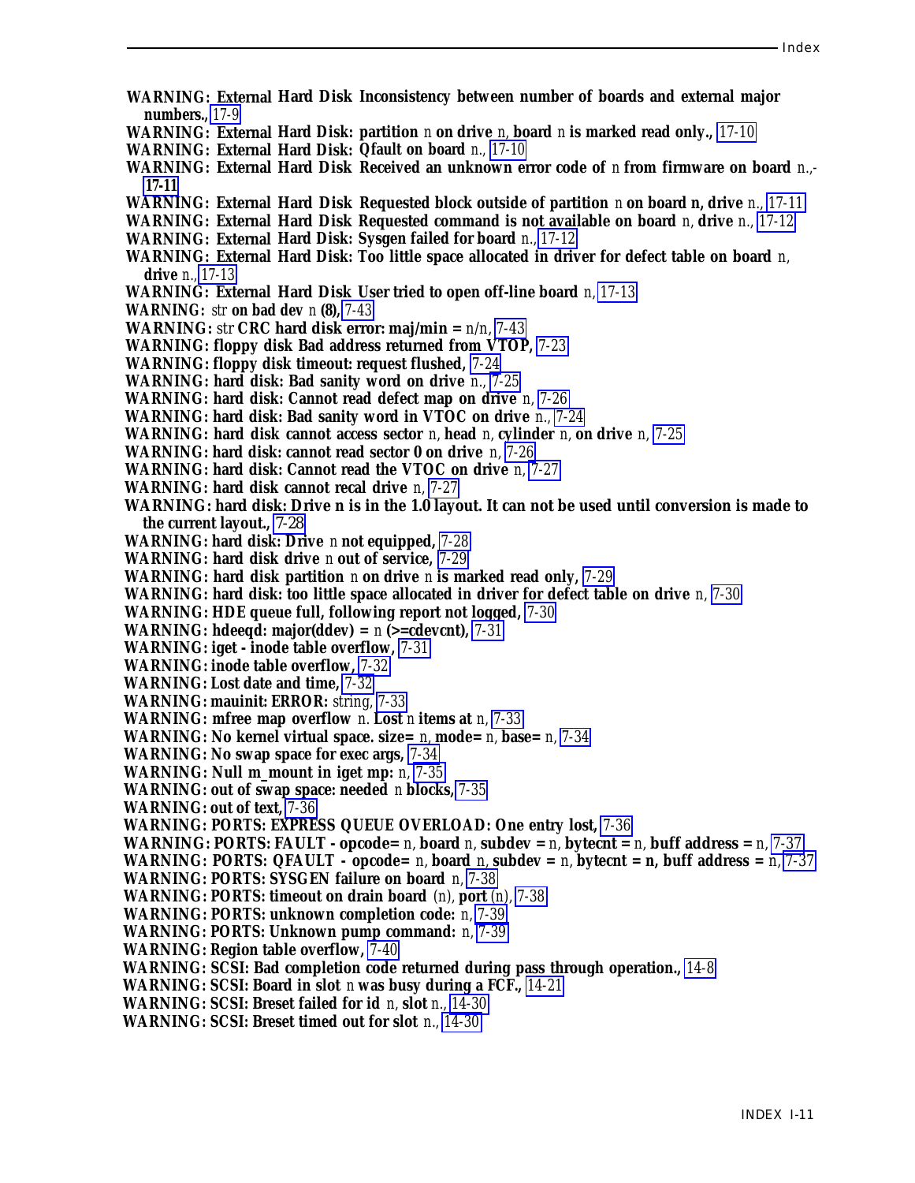**WARNING: External Hard Disk Inconsistency between number of boards and external major numbers.,** 17-9
**WARNING: External Hard Disk: partition** *n* **on drive** *n*, **board** *n* **is marked read only.,** 17-10
**WARNING: External Hard Disk: Qfault on board** *n*., 17-10
**WARNING: External Hard Disk Received an unknown error code of** *n* **from firmware on board** *n*.,- **17-11**
**WARNING: External Hard Disk Requested block outside of partition** *n* **on board n, drive** *n*., 17-11
**WARNING: External Hard Disk Requested command is not available on board** *n*, **drive** *n*., 17-12
**WARNING: External Hard Disk: Sysgen failed for board** *n*., 17-12
**WARNING: External Hard Disk: Too little space allocated in driver for defect table on board** *n*, **drive** *n*., 17-13
**WARNING: External Hard Disk User tried to open off-line board** *n*, 17-13
**WARNING:** *str* **on bad dev** *n* **(8),** 7-43
**WARNING:** *str* **CRC hard disk error: maj/min =** *n*/*n*, 7-43
**WARNING: floppy disk Bad address returned from VTOP,** 7-23
**WARNING: floppy disk timeout: request flushed,** 7-24
**WARNING: hard disk: Bad sanity word on drive** *n*., 7-25
**WARNING: hard disk: Cannot read defect map on drive** *n*, 7-26
**WARNING: hard disk: Bad sanity word in VTOC on drive** *n*., 7-24
**WARNING: hard disk cannot access sector** *n*, **head** *n*, **cylinder** *n*, **on drive** *n*, 7-25
**WARNING: hard disk: cannot read sector 0 on drive** *n*, 7-26
**WARNING: hard disk: Cannot read the VTOC on drive** *n*, 7-27
**WARNING: hard disk cannot recal drive** *n*, 7-27
**WARNING: hard disk: Drive n is in the 1.0 layout. It can not be used until conversion is made to the current layout.,** 7-28
**WARNING: hard disk: Drive** *n* **not equipped,** 7-28
**WARNING: hard disk drive** *n* **out of service,** 7-29
**WARNING: hard disk partition** *n* **on drive** *n* **is marked read only,** 7-29
**WARNING: hard disk: too little space allocated in driver for defect table on drive** *n*, 7-30
**WARNING: HDE queue full, following report not logged,** 7-30
**WARNING: hdeeqd: major(ddev) =** *n* **(>=cdevcnt),** 7-31
**WARNING: iget - inode table overflow,** 7-31
**WARNING: inode table overflow,** 7-32
**WARNING: Lost date and time,** 7-32
**WARNING: mauinit: ERROR:** *string*, 7-33
**WARNING: mfree map overflow** *n*. **Lost** *n* **items at** *n*, 7-33
**WARNING: No kernel virtual space. size=** *n*, **mode=** *n*, **base=** *n*, 7-34
**WARNING: No swap space for exec args,** 7-34
**WARNING: Null m_mount in iget mp:** *n*, 7-35
**WARNING: out of swap space: needed** *n* **blocks,** 7-35
**WARNING: out of text,** 7-36
**WARNING: PORTS: EXPRESS QUEUE OVERLOAD: One entry lost,** 7-36
**WARNING: PORTS: FAULT - opcode=** *n*, **board** *n*, **subdev =** *n*, **bytecnt =** *n*, **buff address =** *n*, 7-37
**WARNING: PORTS: QFAULT - opcode=** *n*, **board** *n*, **subdev =** *n*, **bytecnt = n, buff address =** *n*, 7-37
**WARNING: PORTS: SYSGEN failure on board** *n*, 7-38
**WARNING: PORTS: timeout on drain board** *(n)*, **port** *(n)*, 7-38
**WARNING: PORTS: unknown completion code:** *n*, 7-39
**WARNING: PORTS: Unknown pump command:** *n*, 7-39
**WARNING: Region table overflow,** 7-40
**WARNING: SCSI: Bad completion code returned during pass through operation.,** 14-8
**WARNING: SCSI: Board in slot** *n* **was busy during a FCF.,** 14-21
**WARNING: SCSI: Breset failed for id** *n*, **slot** *n*., 14-30
**WARNING: SCSI: Breset timed out for slot** *n*., 14-30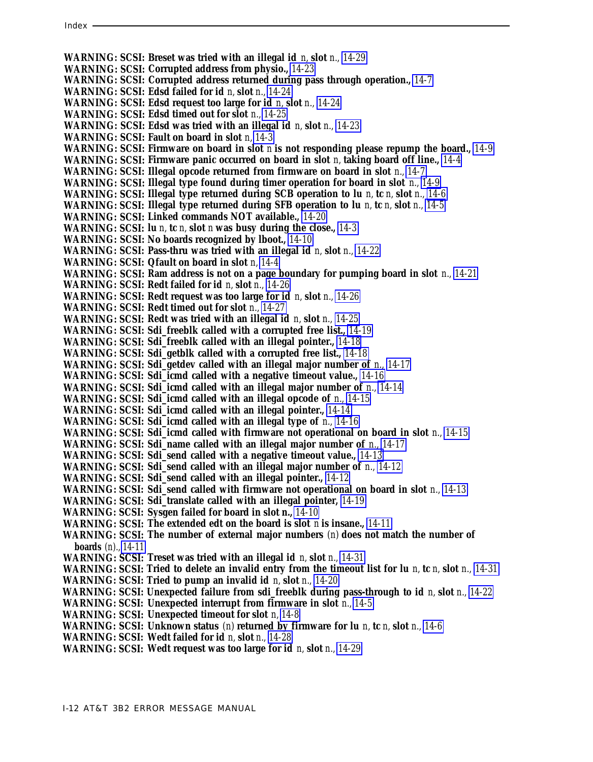**WARNING: SCSI: Breset was tried with an illegal id** *n*, **slot** *n*., 14-29
**WARNING: SCSI: Corrupted address from physio.,** 14-23
**WARNING: SCSI: Corrupted address returned during pass through operation.,** 14-7
**WARNING: SCSI: Edsd failed for id** *n*, **slot** *n*., 14-24
**WARNING: SCSI: Edsd request too large for id** *n*, **slot** *n*., 14-24
**WARNING: SCSI: Edsd timed out for slot** *n*., 14-25
**WARNING: SCSI: Edsd was tried with an illegal id** *n*, **slot** *n*., 14-23
**WARNING: SCSI: Fault on board in slot** *n*, 14-3
**WARNING: SCSI: Firmware on board in slot** *n* **is not responding please repump the board.,** 14-9
**WARNING: SCSI: Firmware panic occurred on board in slot** *n*, **taking board off line.,** 14-4
**WARNING: SCSI: Illegal opcode returned from firmware on board in slot** *n*., 14-7
**WARNING: SCSI: Illegal type found during timer operation for board in slot** *n*., 14-9
**WARNING: SCSI: Illegal type returned during SCB operation to lu** *n*, **tc** *n*, **slot** *n*., 14-6
**WARNING: SCSI: Illegal type returned during SFB operation to lu** *n*, **tc** *n*, **slot** *n*., 14-5
**WARNING: SCSI: Linked commands NOT available.,** 14-20
**WARNING: SCSI: lu** *n*, **tc** *n*, **slot** *n* **was busy during the close.,** 14-3
**WARNING: SCSI: No boards recognized by lboot.,** 14-10
**WARNING: SCSI: Pass-thru was tried with an illegal id** *n*, **slot** *n*., 14-22
**WARNING: SCSI: Qfault on board in slot** *n*, 14-4
**WARNING: SCSI: Ram address is not on a page boundary for pumping board in slot** *n*., 14-21
**WARNING: SCSI: Redt failed for id** *n*, **slot** *n*., 14-26
**WARNING: SCSI: Redt request was too large for id** *n*, **slot** *n*., 14-26
**WARNING: SCSI: Redt timed out for slot** *n*., 14-27
**WARNING: SCSI: Redt was tried with an illegal id** *n*, **slot** *n*., 14-25
**WARNING: SCSI: Sdi_freeblk called with a corrupted free list.,** 14-19
**WARNING: SCSI: Sdi_freeblk called with an illegal pointer.,** 14-18
**WARNING: SCSI: Sdi_getblk called with a corrupted free list.,** 14-18
**WARNING: SCSI: Sdi_getdev called with an illegal major number of** *n*., 14-17
**WARNING: SCSI: Sdi_icmd called with a negative timeout value.,** 14-16
**WARNING: SCSI: Sdi_icmd called with an illegal major number of** *n*., 14-14
**WARNING: SCSI: Sdi_icmd called with an illegal opcode of** *n*., 14-15
**WARNING: SCSI: Sdi_icmd called with an illegal pointer.,** 14-14
**WARNING: SCSI: Sdi_icmd called with an illegal type of** *n*., 14-16
**WARNING: SCSI: Sdi_icmd called with firmware not operational on board in slot** *n*., 14-15
**WARNING: SCSI: Sdi_name called with an illegal major number of** *n*., 14-17
**WARNING: SCSI: Sdi_send called with a negative timeout value.,** 14-13
**WARNING: SCSI: Sdi_send called with an illegal major number of** *n*., 14-12
**WARNING: SCSI: Sdi_send called with an illegal pointer.,** 14-12
**WARNING: SCSI: Sdi_send called with firmware not operational on board in slot** *n*., 14-13
**WARNING: SCSI: Sdi_translate called with an illegal pointer,** 14-19
**WARNING: SCSI: Sysgen failed for board in slot n.,** 14-10
**WARNING: SCSI: The extended edt on the board is slot** *n* **is insane.,** 14-11
**WARNING: SCSI: The number of external major numbers** (*n*) **does not match the number of boards** (*n*)., 14-11
**WARNING: SCSI: Treset was tried with an illegal id** *n*, **slot** *n*., 14-31
**WARNING: SCSI: Tried to delete an invalid entry from the timeout list for lu** *n*, **tc** *n*, **slot** *n*., 14-31
**WARNING: SCSI: Tried to pump an invalid id** *n*, **slot** *n*., 14-20
**WARNING: SCSI: Unexpected failure from sdi_freeblk during pass-through to id** *n*, **slot** *n*., 14-22
**WARNING: SCSI: Unexpected interrupt from firmware in slot** *n*., 14-5
**WARNING: SCSI: Unexpected timeout for slot** *n*, 14-8
**WARNING: SCSI: Unknown status** (*n*) **returned by firmware for lu** *n*, **tc** *n*, **slot** *n*., 14-6
**WARNING: SCSI: Wedt failed for id** *n*, **slot** *n*., 14-28
**WARNING: SCSI: Wedt request was too large for id** *n*, **slot** *n*., 14-29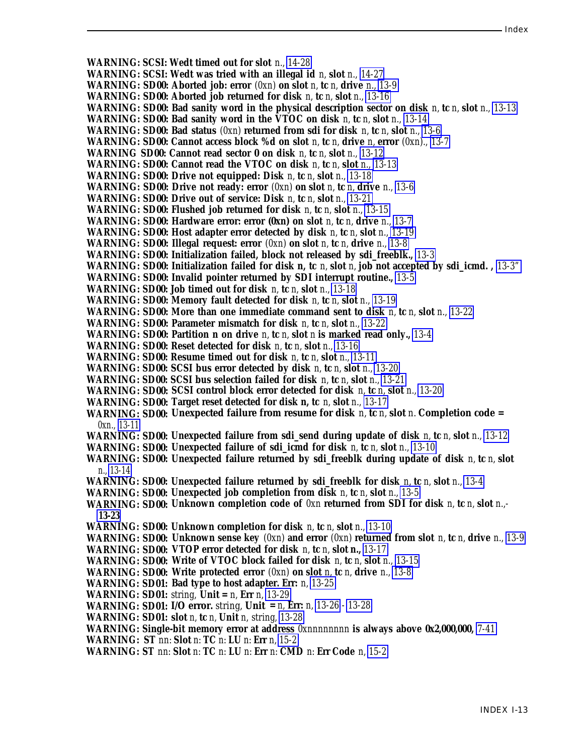**WARNING: SCSI: Wedt timed out for slot** n., 14-28
**WARNING: SCSI: Wedt was tried with an illegal id** n, **slot** n., 14-27
**WARNING: SD00: Aborted job: error** (0xn) **on slot** n, **tc** n, **drive** n., 13-9
**WARNING: SD00: Aborted job returned for disk** n, **tc** n, **slot** n., 13-16
**WARNING: SD00: Bad sanity word in the physical description sector on disk** n, **tc** n, **slot** n., 13-13
**WARNING: SD00: Bad sanity word in the VTOC on disk** n, **tc** n, **slot** n., 13-14
**WARNING: SD00: Bad status** (0xn) **returned from sdi for disk** n, **tc** n, **slot** n., 13-6
**WARNING: SD00: Cannot access block %d on slot** n, **tc** n, **drive** n, **error** (0xn)., 13-7
**WARNING SD00: Cannot read sector 0 on disk** n, **tc** n, **slot** n., 13-12
**WARNING: SD00: Cannot read the VTOC on disk** n, **tc** n, **slot** n., 13-13
**WARNING: SD00: Drive not equipped: Disk** n, **tc** n, **slot** n., 13-18
**WARNING: SD00: Drive not ready: error** (0xn) **on slot** n, **tc** n, **drive** n., 13-6
**WARNING: SD00: Drive out of service: Disk** n, **tc** n, **slot** n., 13-21
**WARNING: SD00: Flushed job returned for disk** n, **tc** n, **slot** n., 13-15
**WARNING: SD00: Hardware error: error (0xn) on slot** n, **tc** n, **drive** n., 13-7
**WARNING: SD00: Host adapter error detected by disk** n, **tc** n, **slot** n., 13-19
**WARNING: SD00: Illegal request: error** (0xn) **on slot** n, **tc** n, **drive** n., 13-8
**WARNING: SD00: Initialization failed, block not released by sdi_freeblk.,** 13-3
**WARNING: SD00: Initialization failed for disk n, tc** n, **slot** n, **job not accepted by sdi_icmd. ,** 13-3"
**WARNING: SD00: Invalid pointer returned by SDI interrupt routine.,** 13-5
**WARNING: SD00: Job timed out for disk** n, **tc** n, **slot** n., 13-18
**WARNING: SD00: Memory fault detected for disk** n, **tc** n, **slot** n., 13-19
**WARNING: SD00: More than one immediate command sent to disk** n, **tc** n, **slot** n., 13-22
**WARNING: SD00: Parameter mismatch for disk** n, **tc** n, **slot** n., 13-22
**WARNING: SD00: Partition n on drive** n, **tc** n, **slot** n **is marked read only.,** 13-4
**WARNING: SD00: Reset detected for disk** n, **tc** n, **slot** n., 13-16
**WARNING: SD00: Resume timed out for disk** n, **tc** n, **slot** n., 13-11
**WARNING: SD00: SCSI bus error detected by disk** n, **tc** n, **slot** n., 13-20
**WARNING: SD00: SCSI bus selection failed for disk** n, **tc** n, **slot** n., 13-21
**WARNING: SD00: SCSI control block error detected for disk** n, **tc** n, **slot** n., 13-20
**WARNING: SD00: Target reset detected for disk n, tc** n, **slot** n., 13-17
**WARNING: SD00: Unexpected failure from resume for disk** n, **tc** n, **slot** n. **Completion code =** 0xn., 13-11
**WARNING: SD00: Unexpected failure from sdi_send during update of disk** n, **tc** n, **slot** n., 13-12
**WARNING: SD00: Unexpected failure of sdi_icmd for disk** n, **tc** n, **slot** n., 13-10
**WARNING: SD00: Unexpected failure returned by sdi_freeblk during update of disk** n, **tc** n, **slot** n., 13-14
**WARNING: SD00: Unexpected failure returned by sdi_freeblk for disk** n, **tc** n, **slot** n., 13-4
**WARNING: SD00: Unexpected job completion from disk** n, **tc** n, **slot** n., 13-5
**WARNING: SD00: Unknown completion code of** 0xn **returned from SDI for disk** n, **tc** n, **slot** n.,- **13-23**
**WARNING: SD00: Unknown completion for disk** n, **tc** n, **slot** n., 13-10
**WARNING: SD00: Unknown sense key** (0xn) **and error** (0xn) **returned from slot** n, **tc** n, **drive** n., 13-9
**WARNING: SD00: VTOP error detected for disk** n, **tc** n, **slot n.,** 13-17
**WARNING: SD00: Write of VTOC block failed for disk** n, **tc** n, **slot** n., 13-15
**WARNING: SD00: Write protected error** (0xn) **on slot** n, **tc** n, **drive** n., 13-8
**WARNING: SD01: Bad type to host adapter. Err:** n, 13-25
**WARNING: SD01:** string, **Unit =** n, **Err** n, 13-29
**WARNING: SD01: I/O error.** string, **Unit =** n, **Err:** n, 13-26 - 13-28
**WARNING: SD01: slot** n, **tc** n, **Unit** n, string, 13-28
**WARNING: Single-bit memory error at address** 0xnnnnnnnn **is always above 0x2,000,000,** 7-41
**WARNING: ST** nn: **Slot** n: **TC** n: **LU** n: **Err** n, 15-2
**WARNING: ST** nn: **Slot** n: **TC** n: **LU** n: **Err** n: **CMD** n: **Err Code** n, 15-2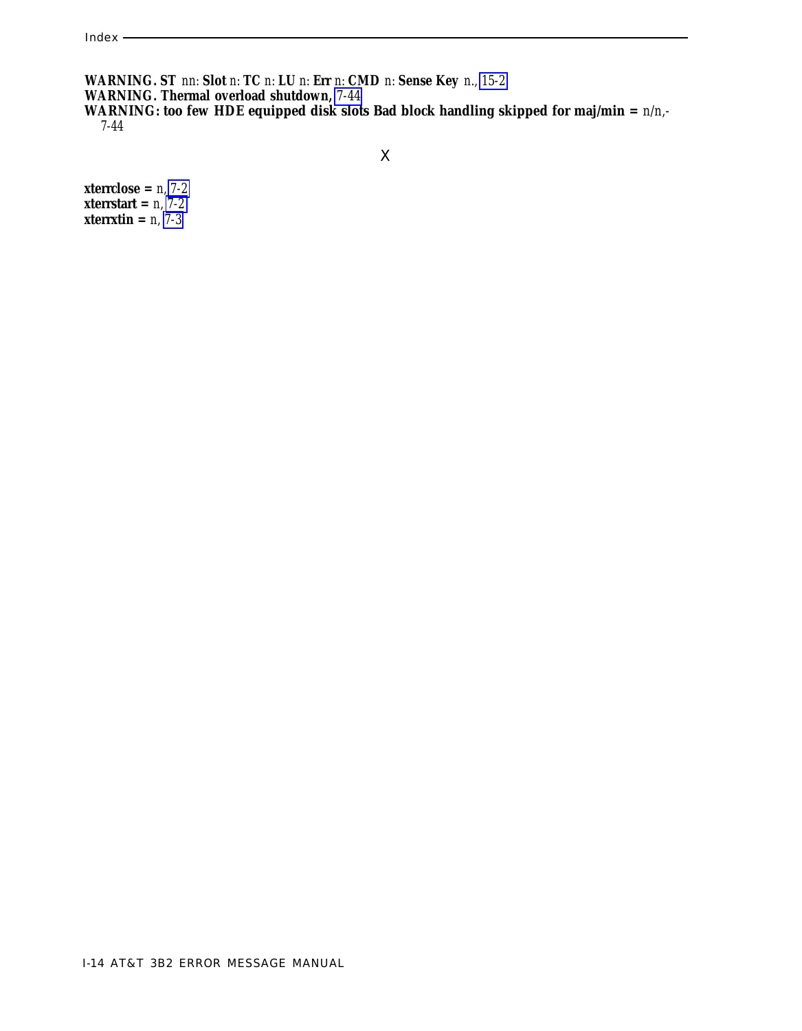**WARNING. ST** *nn*: **Slot** *n*: **TC** *n*: **LU** *n*: **Err** *n*: **CMD** *n*: **Sense Key** *n*., 15-2
**WARNING. Thermal overload shutdown,** 7-44
**WARNING: too few HDE equipped disk slots Bad block handling skipped for maj/min =** *n*/*n*,- 7-44

## X

**xterrclose =** *n*, 7-2
**xterrstart =** *n*, 7-2
**xterrxtin =** *n*, 7-3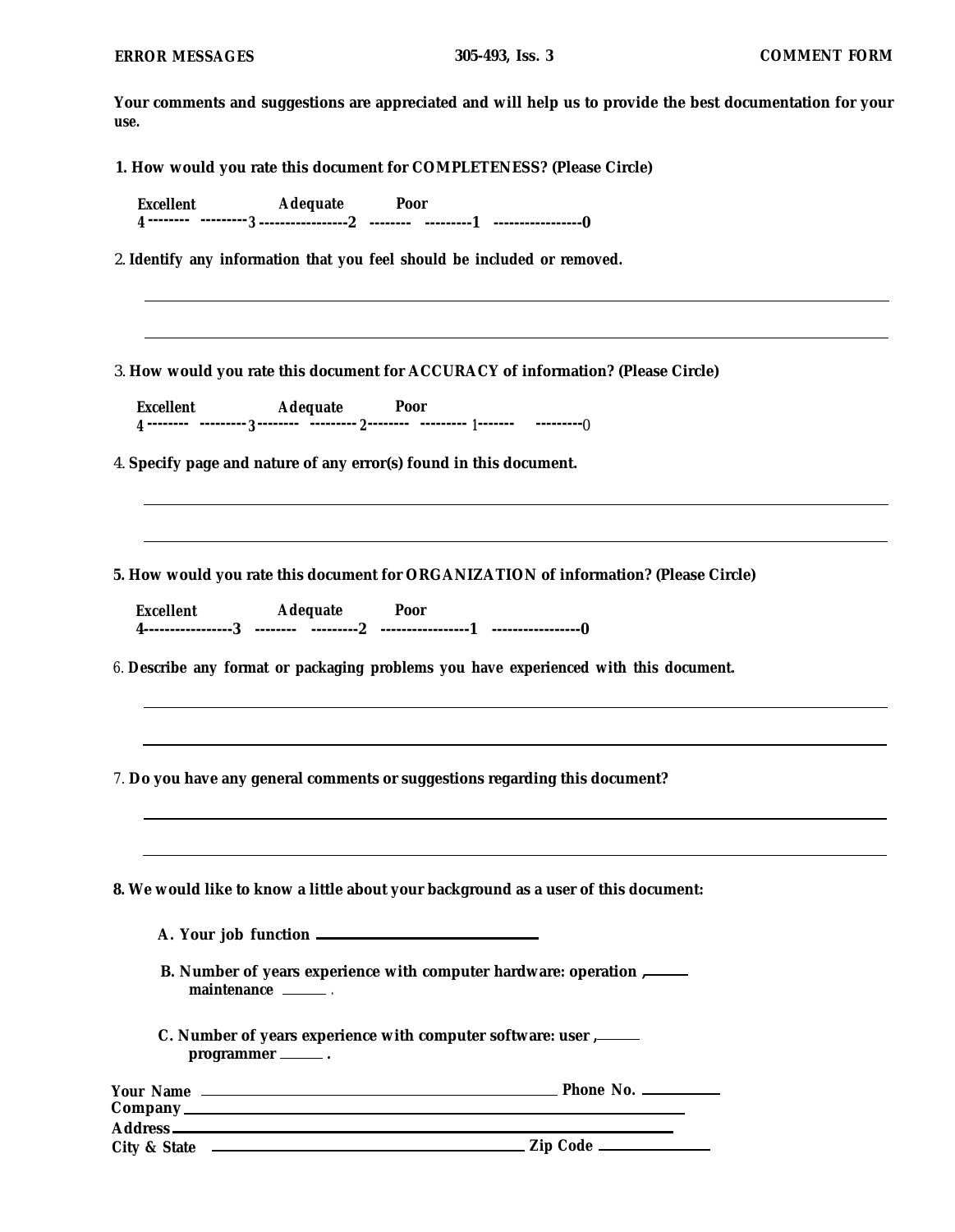**ERROR MESSAGES** **305-493, Iss. 3** **COMMENT FORM**

**Your comments and suggestions are appreciated and will help us to provide the best documentation for your use.**

**1. How would you rate this document for COMPLETENESS? (Please Circle)**

```
Excellent          Adequate       Poor
4--------  ---------3-----------------2  --------  ---------1  -----------------0
```

2. **Identify any information that you feel should be included or removed.**

______________________________________________________________________

______________________________________________________________________

3. **How would you rate this document for ACCURACY of information? (Please Circle)**

```
Excellent          Adequate       Poor
4--------  ---------3--------  ---------2--------  --------- 1-------    ---------0
```

4. **Specify page and nature of any error(s) found in this document.**

______________________________________________________________________

______________________________________________________________________

**5. How would you rate this document for ORGANIZATION of information? (Please Circle)**

```
Excellent          Adequate       Poor
4-----------------3  --------  ---------2  -----------------1  -----------------0
```

6. **Describe any format or packaging problems you have experienced with this document.**

______________________________________________________________________

______________________________________________________________________

7. **Do you have any general comments or suggestions regarding this document?**

______________________________________________________________________

______________________________________________________________________

**8. We would like to know a little about your background as a user of this document:**

**A. Your job function** ____________________

**B. Number of years experience with computer hardware: operation** ,_____ **maintenance** _____ .

**C. Number of years experience with computer software: user** ,_____ **programmer** _____ .

**Your Name** ______________________________ **Phone No.** __________

**Company** ______________________________

**Address** ______________________________

**City & State** ______________________________ **Zip Code** __________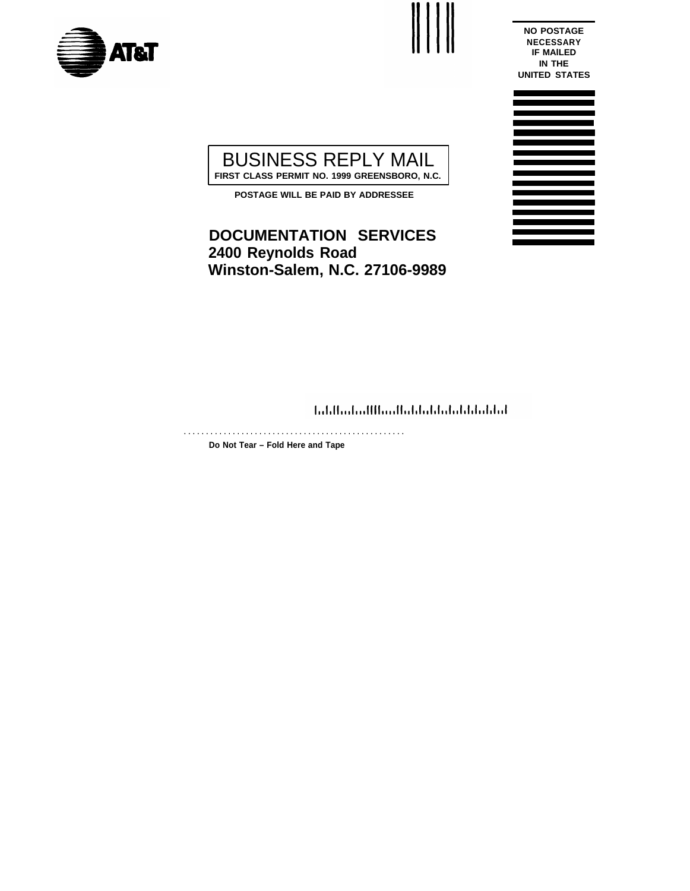AT&T

NO POSTAGE
NECESSARY
IF MAILED
IN THE
UNITED STATES

BUSINESS REPLY MAIL
**FIRST CLASS PERMIT NO. 1999 GREENSBORO, N.C.**

**POSTAGE WILL BE PAID BY ADDRESSEE**

**DOCUMENTATION SERVICES**
**2400 Reynolds Road**
**Winston-Salem, N.C. 27106-9989**

**Do Not Tear – Fold Here and Tape**